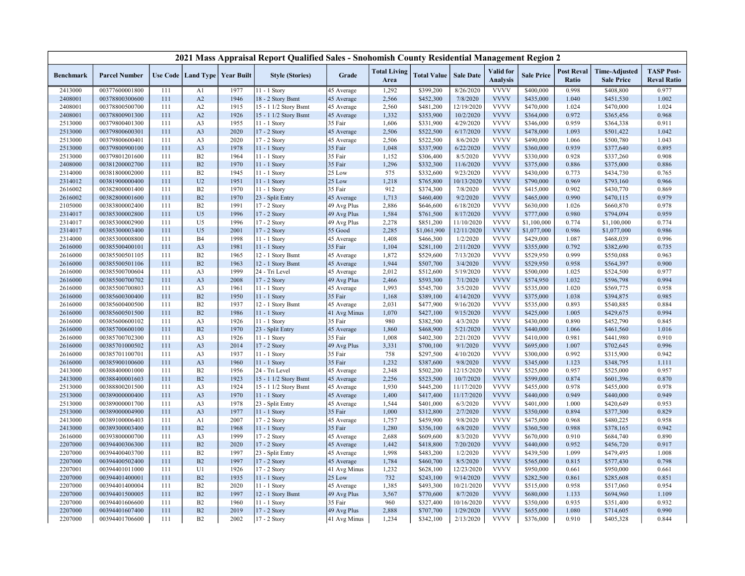# 2021 Mass Appraisal Report Qualified Sales - Snohomish County Residential Management Region 2

| Benchmark | Parcel Number | Use Code | Land Type | Year Built | Style (Stories) | Grade | Total Living Area | Total Value | Sale Date | Valid for Analysis | Sale Price | Post Reval Ratio | Time-Adjusted Sale Price | TASP Post-Reval Ratio |
|---|---|---|---|---|---|---|---|---|---|---|---|---|---|---|
| 2413000 | 00377600001800 | 111 | A1 | 1977 | 11 - 1 Story | 45 Average | 1,292 | $399,200 | 8/26/2020 | VVVV | $400,000 | 0.998 | $408,800 | 0.977 |
| 2408001 | 00378800300600 | 111 | A2 | 1946 | 18 - 2 Story Bsmt | 45 Average | 2,566 | $452,300 | 7/8/2020 | VVVV | $435,000 | 1.040 | $451,530 | 1.002 |
| 2408001 | 00378800500700 | 111 | A2 | 1915 | 15 - 1 1/2 Story Bsmt | 45 Average | 2,560 | $481,200 | 12/19/2020 | VVVV | $470,000 | 1.024 | $470,000 | 1.024 |
| 2408001 | 00378800901300 | 111 | A2 | 1926 | 15 - 1 1/2 Story Bsmt | 45 Average | 1,332 | $353,900 | 10/2/2020 | VVVV | $364,000 | 0.972 | $365,456 | 0.968 |
| 2513000 | 00379800401300 | 111 | A3 | 1955 | 11 - 1 Story | 35 Fair | 1,606 | $331,900 | 4/29/2020 | VVVV | $346,000 | 0.959 | $364,338 | 0.911 |
| 2513000 | 00379800600301 | 111 | A3 | 2020 | 17 - 2 Story | 45 Average | 2,506 | $522,500 | 6/17/2020 | VVVV | $478,000 | 1.093 | $501,422 | 1.042 |
| 2513000 | 00379800600401 | 111 | A3 | 2020 | 17 - 2 Story | 45 Average | 2,506 | $522,500 | 8/6/2020 | VVVV | $490,000 | 1.066 | $500,780 | 1.043 |
| 2513000 | 00379800900100 | 111 | A3 | 1978 | 11 - 1 Story | 35 Fair | 1,048 | $337,900 | 6/22/2020 | VVVV | $360,000 | 0.939 | $377,640 | 0.895 |
| 2513000 | 00379801201600 | 111 | B2 | 1964 | 11 - 1 Story | 35 Fair | 1,152 | $306,400 | 8/5/2020 | VVVV | $330,000 | 0.928 | $337,260 | 0.908 |
| 2408000 | 00381200002700 | 111 | B2 | 1970 | 11 - 1 Story | 35 Fair | 1,296 | $332,300 | 11/6/2020 | VVVV | $375,000 | 0.886 | $375,000 | 0.886 |
| 2314000 | 00381800002000 | 111 | B2 | 1945 | 11 - 1 Story | 25 Low | 575 | $332,600 | 9/23/2020 | VVVV | $430,000 | 0.773 | $434,730 | 0.765 |
| 2314012 | 00381900000400 | 111 | U2 | 1951 | 11 - 1 Story | 25 Low | 1,218 | $765,800 | 10/13/2020 | VVVV | $790,000 | 0.969 | $793,160 | 0.966 |
| 2616002 | 00382800001400 | 111 | B2 | 1970 | 11 - 1 Story | 35 Fair | 912 | $374,300 | 7/8/2020 | VVVV | $415,000 | 0.902 | $430,770 | 0.869 |
| 2616002 | 00382800001600 | 111 | B2 | 1970 | 23 - Split Entry | 45 Average | 1,713 | $460,400 | 9/2/2020 | VVVV | $465,000 | 0.990 | $470,115 | 0.979 |
| 2105000 | 00383800002400 | 111 | B2 | 1991 | 17 - 2 Story | 49 Avg Plus | 2,886 | $646,600 | 6/18/2020 | VVVV | $630,000 | 1.026 | $660,870 | 0.978 |
| 2314017 | 00385300002800 | 111 | U5 | 1996 | 17 - 2 Story | 49 Avg Plus | 1,584 | $761,500 | 8/17/2020 | VVVV | $777,000 | 0.980 | $794,094 | 0.959 |
| 2314017 | 00385300002900 | 111 | U5 | 1996 | 17 - 2 Story | 49 Avg Plus | 2,278 | $851,200 | 11/10/2020 | VVVV | $1,100,000 | 0.774 | $1,100,000 | 0.774 |
| 2314017 | 00385300003400 | 111 | U5 | 2001 | 17 - 2 Story | 55 Good | 2,285 | $1,061,900 | 12/11/2020 | VVVV | $1,077,000 | 0.986 | $1,077,000 | 0.986 |
| 2314000 | 00385300008800 | 111 | B4 | 1998 | 11 - 1 Story | 45 Average | 1,408 | $466,300 | 1/2/2020 | VVVV | $429,000 | 1.087 | $468,039 | 0.996 |
| 2616000 | 00385500400101 | 111 | A3 | 1981 | 11 - 1 Story | 35 Fair | 1,104 | $281,100 | 2/11/2020 | VVVV | $355,000 | 0.792 | $382,690 | 0.735 |
| 2616000 | 00385500501105 | 111 | B2 | 1965 | 12 - 1 Story Bsmt | 45 Average | 1,872 | $529,600 | 7/13/2020 | VVVV | $529,950 | 0.999 | $550,088 | 0.963 |
| 2616000 | 00385500501106 | 111 | B2 | 1963 | 12 - 1 Story Bsmt | 45 Average | 1,944 | $507,700 | 3/4/2020 | VVVV | $529,950 | 0.958 | $564,397 | 0.900 |
| 2616000 | 00385500700604 | 111 | A3 | 1999 | 24 - Tri Level | 45 Average | 2,012 | $512,600 | 5/19/2020 | VVVV | $500,000 | 1.025 | $524,500 | 0.977 |
| 2616000 | 00385500700702 | 111 | A3 | 2008 | 17 - 2 Story | 49 Avg Plus | 2,466 | $593,300 | 7/1/2020 | VVVV | $574,950 | 1.032 | $596,798 | 0.994 |
| 2616000 | 00385500700803 | 111 | A3 | 1961 | 11 - 1 Story | 45 Average | 1,993 | $545,700 | 3/5/2020 | VVVV | $535,000 | 1.020 | $569,775 | 0.958 |
| 2616000 | 00385600300400 | 111 | B2 | 1950 | 11 - 1 Story | 35 Fair | 1,168 | $389,100 | 4/14/2020 | VVVV | $375,000 | 1.038 | $394,875 | 0.985 |
| 2616000 | 00385600400500 | 111 | B2 | 1937 | 12 - 1 Story Bsmt | 45 Average | 2,031 | $477,900 | 9/16/2020 | VVVV | $535,000 | 0.893 | $540,885 | 0.884 |
| 2616000 | 00385600501500 | 111 | B2 | 1986 | 11 - 1 Story | 41 Avg Minus | 1,070 | $427,100 | 9/15/2020 | VVVV | $425,000 | 1.005 | $429,675 | 0.994 |
| 2616000 | 00385600600102 | 111 | A3 | 1926 | 11 - 1 Story | 35 Fair | 980 | $382,500 | 4/3/2020 | VVVV | $430,000 | 0.890 | $452,790 | 0.845 |
| 2616000 | 00385700600100 | 111 | B2 | 1970 | 23 - Split Entry | 45 Average | 1,860 | $468,900 | 5/21/2020 | VVVV | $440,000 | 1.066 | $461,560 | 1.016 |
| 2616000 | 00385700702300 | 111 | A3 | 1926 | 11 - 1 Story | 35 Fair | 1,008 | $402,300 | 2/21/2020 | VVVV | $410,000 | 0.981 | $441,980 | 0.910 |
| 2616000 | 00385701000502 | 111 | A3 | 2014 | 17 - 2 Story | 49 Avg Plus | 3,331 | $700,100 | 9/1/2020 | VVVV | $695,000 | 1.007 | $702,645 | 0.996 |
| 2616000 | 00385701100701 | 111 | A3 | 1937 | 11 - 1 Story | 35 Fair | 758 | $297,500 | 4/10/2020 | VVVV | $300,000 | 0.992 | $315,900 | 0.942 |
| 2616000 | 00385900100600 | 111 | A3 | 1960 | 11 - 1 Story | 35 Fair | 1,232 | $387,600 | 9/8/2020 | VVVV | $345,000 | 1.123 | $348,795 | 1.111 |
| 2413000 | 00388400001000 | 111 | B2 | 1956 | 24 - Tri Level | 45 Average | 2,348 | $502,200 | 12/15/2020 | VVVV | $525,000 | 0.957 | $525,000 | 0.957 |
| 2413000 | 00388400001603 | 111 | B2 | 1923 | 15 - 1 1/2 Story Bsmt | 45 Average | 2,256 | $523,500 | 10/7/2020 | VVVV | $599,000 | 0.874 | $601,396 | 0.870 |
| 2513000 | 00388800201500 | 111 | A3 | 1924 | 15 - 1 1/2 Story Bsmt | 45 Average | 1,930 | $445,200 | 11/17/2020 | VVVV | $455,000 | 0.978 | $455,000 | 0.978 |
| 2513000 | 00389000000400 | 111 | A3 | 1970 | 11 - 1 Story | 45 Average | 1,400 | $417,400 | 11/17/2020 | VVVV | $440,000 | 0.949 | $440,000 | 0.949 |
| 2513000 | 00389000001700 | 111 | A3 | 1978 | 23 - Split Entry | 45 Average | 1,544 | $401,000 | 6/3/2020 | VVVV | $401,000 | 1.000 | $420,649 | 0.953 |
| 2513000 | 00389000004900 | 111 | A3 | 1977 | 11 - 1 Story | 35 Fair | 1,000 | $312,800 | 2/7/2020 | VVVV | $350,000 | 0.894 | $377,300 | 0.829 |
| 2413000 | 00389100006403 | 111 | A1 | 2007 | 17 - 2 Story | 45 Average | 1,757 | $459,900 | 9/8/2020 | VVVV | $475,000 | 0.968 | $480,225 | 0.958 |
| 2413000 | 00389300003400 | 111 | B2 | 1968 | 11 - 1 Story | 35 Fair | 1,280 | $356,100 | 6/8/2020 | VVVV | $360,500 | 0.988 | $378,165 | 0.942 |
| 2616000 | 00393800000700 | 111 | A3 | 1999 | 17 - 2 Story | 45 Average | 2,688 | $609,600 | 8/3/2020 | VVVV | $670,000 | 0.910 | $684,740 | 0.890 |
| 2207000 | 00394400306300 | 111 | B2 | 2020 | 17 - 2 Story | 45 Average | 1,442 | $418,800 | 7/20/2020 | VVVV | $440,000 | 0.952 | $456,720 | 0.917 |
| 2207000 | 00394400403700 | 111 | B2 | 1997 | 23 - Split Entry | 45 Average | 1,998 | $483,200 | 1/2/2020 | VVVV | $439,500 | 1.099 | $479,495 | 1.008 |
| 2207000 | 00394400502400 | 111 | B2 | 1997 | 17 - 2 Story | 45 Average | 1,784 | $460,700 | 8/5/2020 | VVVV | $565,000 | 0.815 | $577,430 | 0.798 |
| 2207001 | 00394401011000 | 111 | U1 | 1926 | 17 - 2 Story | 41 Avg Minus | 1,232 | $628,100 | 12/23/2020 | VVVV | $950,000 | 0.661 | $950,000 | 0.661 |
| 2207000 | 00394401400001 | 111 | B2 | 1935 | 11 - 1 Story | 25 Low | 732 | $243,100 | 9/14/2020 | VVVV | $282,500 | 0.861 | $285,608 | 0.851 |
| 2207000 | 00394401400004 | 111 | B2 | 2020 | 11 - 1 Story | 45 Average | 1,385 | $493,300 | 10/21/2020 | VVVV | $515,000 | 0.958 | $517,060 | 0.954 |
| 2207000 | 00394401500005 | 111 | B2 | 1997 | 12 - 1 Story Bsmt | 49 Avg Plus | 3,567 | $770,600 | 8/7/2020 | VVVV | $680,000 | 1.133 | $694,960 | 1.109 |
| 2207000 | 00394401606600 | 111 | B2 | 1960 | 11 - 1 Story | 35 Fair | 960 | $327,400 | 10/16/2020 | VVVV | $350,000 | 0.935 | $351,400 | 0.932 |
| 2207000 | 00394401607400 | 111 | B2 | 2019 | 17 - 2 Story | 49 Avg Plus | 2,888 | $707,700 | 1/29/2020 | VVVV | $655,000 | 1.080 | $714,605 | 0.990 |
| 2207000 | 00394401706600 | 111 | B2 | 2002 | 17 - 2 Story | 41 Avg Minus | 1,234 | $342,100 | 2/13/2020 | VVVV | $376,000 | 0.910 | $405,328 | 0.844 |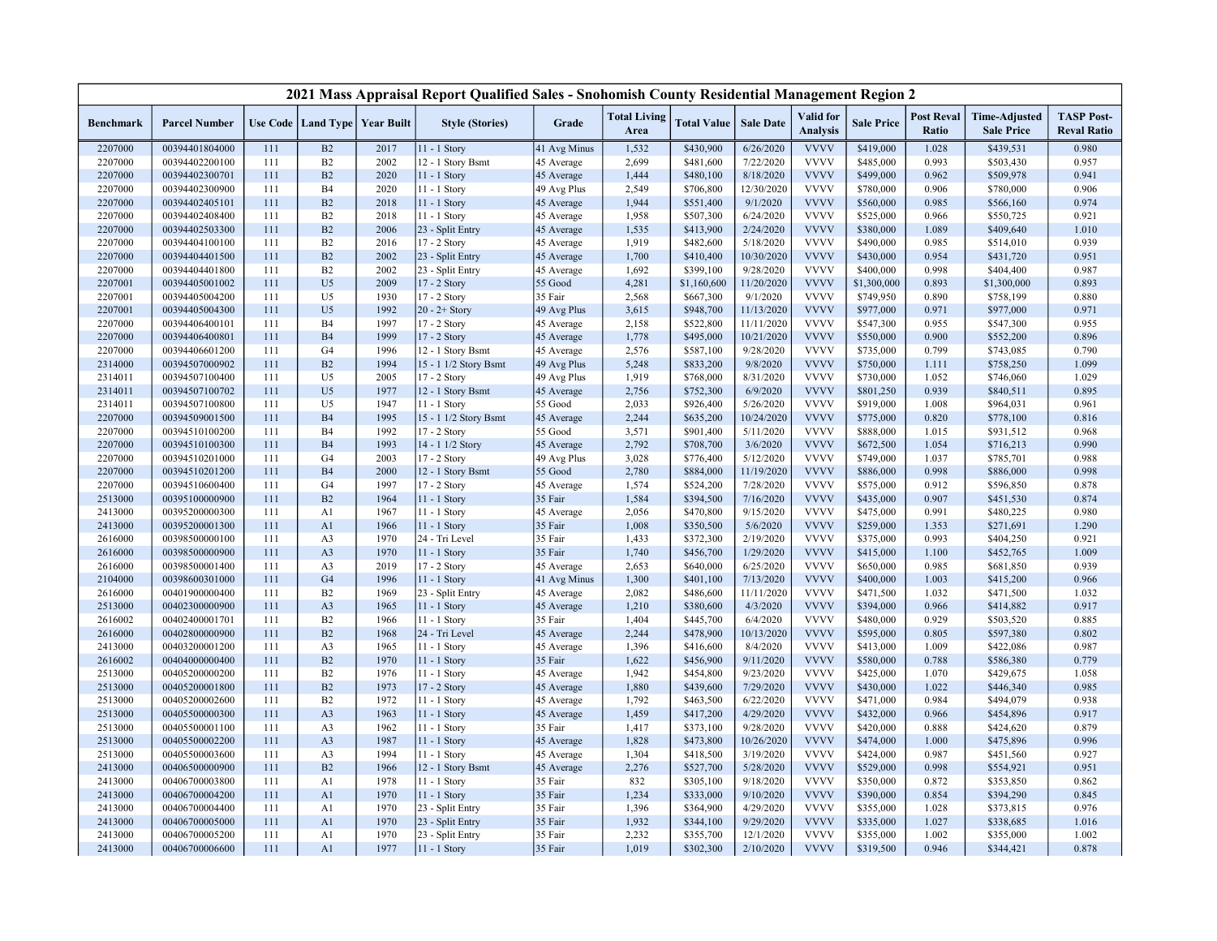# 2021 Mass Appraisal Report Qualified Sales - Snohomish County Residential Management Region 2

| Benchmark | Parcel Number | Use Code | Land Type | Year Built | Style (Stories) | Grade | Total Living Area | Total Value | Sale Date | Valid for Analysis | Sale Price | Post Reval Ratio | Time-Adjusted Sale Price | TASP Post-Reval Ratio |
|---|---|---|---|---|---|---|---|---|---|---|---|---|---|---|
| 2207000 | 00394401804000 | 111 | B2 | 2017 | 11 - 1 Story | 41 Avg Minus | 1,532 | $430,900 | 6/26/2020 | VVVV | $419,000 | 1.028 | $439,531 | 0.980 |
| 2207000 | 00394402200100 | 111 | B2 | 2002 | 12 - 1 Story Bsmt | 45 Average | 2,699 | $481,600 | 7/22/2020 | VVVV | $485,000 | 0.993 | $503,430 | 0.957 |
| 2207000 | 00394402300701 | 111 | B2 | 2020 | 11 - 1 Story | 45 Average | 1,444 | $480,100 | 8/18/2020 | VVVV | $499,000 | 0.962 | $509,978 | 0.941 |
| 2207000 | 00394402300900 | 111 | B4 | 2020 | 11 - 1 Story | 49 Avg Plus | 2,549 | $706,800 | 12/30/2020 | VVVV | $780,000 | 0.906 | $780,000 | 0.906 |
| 2207000 | 00394402405101 | 111 | B2 | 2018 | 11 - 1 Story | 45 Average | 1,944 | $551,400 | 9/1/2020 | VVVV | $560,000 | 0.985 | $566,160 | 0.974 |
| 2207000 | 00394402408400 | 111 | B2 | 2018 | 11 - 1 Story | 45 Average | 1,958 | $507,300 | 6/24/2020 | VVVV | $525,000 | 0.966 | $550,725 | 0.921 |
| 2207000 | 00394402503300 | 111 | B2 | 2006 | 23 - Split Entry | 45 Average | 1,535 | $413,900 | 2/24/2020 | VVVV | $380,000 | 1.089 | $409,640 | 1.010 |
| 2207000 | 00394404100100 | 111 | B2 | 2016 | 17 - 2 Story | 45 Average | 1,919 | $482,600 | 5/18/2020 | VVVV | $490,000 | 0.985 | $514,010 | 0.939 |
| 2207000 | 00394404401500 | 111 | B2 | 2002 | 23 - Split Entry | 45 Average | 1,700 | $410,400 | 10/30/2020 | VVVV | $430,000 | 0.954 | $431,720 | 0.951 |
| 2207000 | 00394404401800 | 111 | B2 | 2002 | 23 - Split Entry | 45 Average | 1,692 | $399,100 | 9/28/2020 | VVVV | $400,000 | 0.998 | $404,400 | 0.987 |
| 2207001 | 00394405001002 | 111 | U5 | 2009 | 17 - 2 Story | 55 Good | 4,281 | $1,160,600 | 11/20/2020 | VVVV | $1,300,000 | 0.893 | $1,300,000 | 0.893 |
| 2207001 | 00394405004200 | 111 | U5 | 1930 | 17 - 2 Story | 35 Fair | 2,568 | $667,300 | 9/1/2020 | VVVV | $749,950 | 0.890 | $758,199 | 0.880 |
| 2207001 | 00394405004300 | 111 | U5 | 1992 | 20 - 2+ Story | 49 Avg Plus | 3,615 | $948,700 | 11/13/2020 | VVVV | $977,000 | 0.971 | $977,000 | 0.971 |
| 2207000 | 00394406400101 | 111 | B4 | 1997 | 17 - 2 Story | 45 Average | 2,158 | $522,800 | 11/11/2020 | VVVV | $547,300 | 0.955 | $547,300 | 0.955 |
| 2207000 | 00394406400801 | 111 | B4 | 1999 | 17 - 2 Story | 45 Average | 1,778 | $495,000 | 10/21/2020 | VVVV | $550,000 | 0.900 | $552,200 | 0.896 |
| 2207000 | 00394406601200 | 111 | G4 | 1996 | 12 - 1 Story Bsmt | 45 Average | 2,576 | $587,100 | 9/28/2020 | VVVV | $735,000 | 0.799 | $743,085 | 0.790 |
| 2314000 | 00394507000902 | 111 | B2 | 1994 | 15 - 1 1/2 Story Bsmt | 49 Avg Plus | 5,248 | $833,200 | 9/8/2020 | VVVV | $750,000 | 1.111 | $758,250 | 1.099 |
| 2314011 | 00394507100400 | 111 | U5 | 2005 | 17 - 2 Story | 49 Avg Plus | 1,919 | $768,000 | 8/31/2020 | VVVV | $730,000 | 1.052 | $746,060 | 1.029 |
| 2314011 | 00394507100702 | 111 | U5 | 1977 | 12 - 1 Story Bsmt | 45 Average | 2,756 | $752,300 | 6/9/2020 | VVVV | $801,250 | 0.939 | $840,511 | 0.895 |
| 2314011 | 00394507100800 | 111 | U5 | 1947 | 11 - 1 Story | 55 Good | 2,033 | $926,400 | 5/26/2020 | VVVV | $919,000 | 1.008 | $964,031 | 0.961 |
| 2207000 | 00394509001500 | 111 | B4 | 1995 | 15 - 1 1/2 Story Bsmt | 45 Average | 2,244 | $635,200 | 10/24/2020 | VVVV | $775,000 | 0.820 | $778,100 | 0.816 |
| 2207000 | 00394510100200 | 111 | B4 | 1992 | 17 - 2 Story | 55 Good | 3,571 | $901,400 | 5/11/2020 | VVVV | $888,000 | 1.015 | $931,512 | 0.968 |
| 2207000 | 00394510100300 | 111 | B4 | 1993 | 14 - 1 1/2 Story | 45 Average | 2,792 | $708,700 | 3/6/2020 | VVVV | $672,500 | 1.054 | $716,213 | 0.990 |
| 2207000 | 00394510201000 | 111 | G4 | 2003 | 17 - 2 Story | 49 Avg Plus | 3,028 | $776,400 | 5/12/2020 | VVVV | $749,000 | 1.037 | $785,701 | 0.988 |
| 2207000 | 00394510201200 | 111 | B4 | 2000 | 12 - 1 Story Bsmt | 55 Good | 2,780 | $884,000 | 11/19/2020 | VVVV | $886,000 | 0.998 | $886,000 | 0.998 |
| 2207000 | 00394510600400 | 111 | G4 | 1997 | 17 - 2 Story | 45 Average | 1,574 | $524,200 | 7/28/2020 | VVVV | $575,000 | 0.912 | $596,850 | 0.878 |
| 2513000 | 00395100000900 | 111 | B2 | 1964 | 11 - 1 Story | 35 Fair | 1,584 | $394,500 | 7/16/2020 | VVVV | $435,000 | 0.907 | $451,530 | 0.874 |
| 2413000 | 00395200000300 | 111 | A1 | 1967 | 11 - 1 Story | 45 Average | 2,056 | $470,800 | 9/15/2020 | VVVV | $475,000 | 0.991 | $480,225 | 0.980 |
| 2413000 | 00395200001300 | 111 | A1 | 1966 | 11 - 1 Story | 35 Fair | 1,008 | $350,500 | 5/6/2020 | VVVV | $259,000 | 1.353 | $271,691 | 1.290 |
| 2616000 | 00398500000100 | 111 | A3 | 1970 | 24 - Tri Level | 35 Fair | 1,433 | $372,300 | 2/19/2020 | VVVV | $375,000 | 0.993 | $404,250 | 0.921 |
| 2616000 | 00398500000900 | 111 | A3 | 1970 | 11 - 1 Story | 35 Fair | 1,740 | $456,700 | 1/29/2020 | VVVV | $415,000 | 1.100 | $452,765 | 1.009 |
| 2616000 | 00398500001400 | 111 | A3 | 2019 | 17 - 2 Story | 45 Average | 2,653 | $640,000 | 6/25/2020 | VVVV | $650,000 | 0.985 | $681,850 | 0.939 |
| 2104000 | 00398600301000 | 111 | G4 | 1996 | 11 - 1 Story | 41 Avg Minus | 1,300 | $401,100 | 7/13/2020 | VVVV | $400,000 | 1.003 | $415,200 | 0.966 |
| 2616000 | 00401900000400 | 111 | B2 | 1969 | 23 - Split Entry | 45 Average | 2,082 | $486,600 | 11/11/2020 | VVVV | $471,500 | 1.032 | $471,500 | 1.032 |
| 2513000 | 00402300000900 | 111 | A3 | 1965 | 11 - 1 Story | 45 Average | 1,210 | $380,600 | 4/3/2020 | VVVV | $394,000 | 0.966 | $414,882 | 0.917 |
| 2616002 | 00402400001701 | 111 | B2 | 1966 | 11 - 1 Story | 35 Fair | 1,404 | $445,700 | 6/4/2020 | VVVV | $480,000 | 0.929 | $503,520 | 0.885 |
| 2616000 | 00402800000900 | 111 | B2 | 1968 | 24 - Tri Level | 45 Average | 2,244 | $478,900 | 10/13/2020 | VVVV | $595,000 | 0.805 | $597,380 | 0.802 |
| 2413000 | 00403200001200 | 111 | A3 | 1965 | 11 - 1 Story | 45 Average | 1,396 | $416,600 | 8/4/2020 | VVVV | $413,000 | 1.009 | $422,086 | 0.987 |
| 2616002 | 00404000000400 | 111 | B2 | 1970 | 11 - 1 Story | 35 Fair | 1,622 | $456,900 | 9/11/2020 | VVVV | $580,000 | 0.788 | $586,380 | 0.779 |
| 2513000 | 00405200000200 | 111 | B2 | 1976 | 11 - 1 Story | 45 Average | 1,942 | $454,800 | 9/23/2020 | VVVV | $425,000 | 1.070 | $429,675 | 1.058 |
| 2513000 | 00405200001800 | 111 | B2 | 1973 | 17 - 2 Story | 45 Average | 1,880 | $439,600 | 7/29/2020 | VVVV | $430,000 | 1.022 | $446,340 | 0.985 |
| 2513000 | 00405200002600 | 111 | B2 | 1972 | 11 - 1 Story | 45 Average | 1,792 | $463,500 | 6/22/2020 | VVVV | $471,000 | 0.984 | $494,079 | 0.938 |
| 2513000 | 00405500000300 | 111 | A3 | 1963 | 11 - 1 Story | 45 Average | 1,459 | $417,200 | 4/29/2020 | VVVV | $432,000 | 0.966 | $454,896 | 0.917 |
| 2513000 | 00405500001100 | 111 | A3 | 1962 | 11 - 1 Story | 35 Fair | 1,417 | $373,100 | 9/28/2020 | VVVV | $420,000 | 0.888 | $424,620 | 0.879 |
| 2513000 | 00405500002200 | 111 | A3 | 1987 | 11 - 1 Story | 45 Average | 1,828 | $473,800 | 10/26/2020 | VVVV | $474,000 | 1.000 | $475,896 | 0.996 |
| 2513000 | 00405500003600 | 111 | A3 | 1994 | 11 - 1 Story | 45 Average | 1,304 | $418,500 | 3/19/2020 | VVVV | $424,000 | 0.987 | $451,560 | 0.927 |
| 2413000 | 00406500000900 | 111 | B2 | 1966 | 12 - 1 Story Bsmt | 45 Average | 2,276 | $527,700 | 5/28/2020 | VVVV | $529,000 | 0.998 | $554,921 | 0.951 |
| 2413000 | 00406700003800 | 111 | A1 | 1978 | 11 - 1 Story | 35 Fair | 832 | $305,100 | 9/18/2020 | VVVV | $350,000 | 0.872 | $353,850 | 0.862 |
| 2413000 | 00406700004200 | 111 | A1 | 1970 | 11 - 1 Story | 35 Fair | 1,234 | $333,000 | 9/10/2020 | VVVV | $390,000 | 0.854 | $394,290 | 0.845 |
| 2413000 | 00406700004400 | 111 | A1 | 1970 | 23 - Split Entry | 35 Fair | 1,396 | $364,900 | 4/29/2020 | VVVV | $355,000 | 1.028 | $373,815 | 0.976 |
| 2413000 | 00406700005000 | 111 | A1 | 1970 | 23 - Split Entry | 35 Fair | 1,932 | $344,100 | 9/29/2020 | VVVV | $335,000 | 1.027 | $338,685 | 1.016 |
| 2413000 | 00406700005200 | 111 | A1 | 1970 | 23 - Split Entry | 35 Fair | 2,232 | $355,700 | 12/1/2020 | VVVV | $355,000 | 1.002 | $355,000 | 1.002 |
| 2413000 | 00406700006600 | 111 | A1 | 1977 | 11 - 1 Story | 35 Fair | 1,019 | $302,300 | 2/10/2020 | VVVV | $319,500 | 0.946 | $344,421 | 0.878 |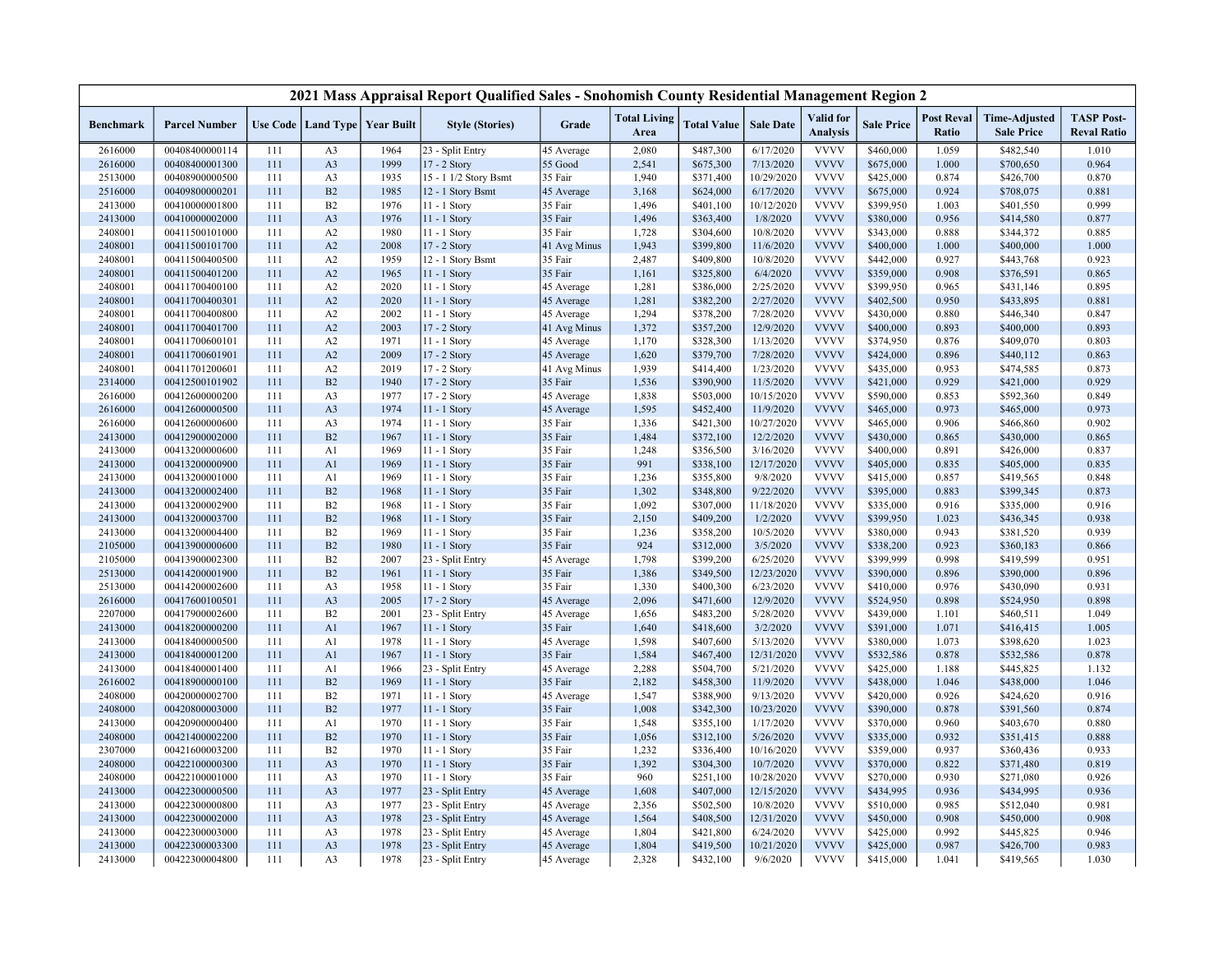# 2021 Mass Appraisal Report Qualified Sales - Snohomish County Residential Management Region 2

| Benchmark | Parcel Number | Use Code | Land Type | Year Built | Style (Stories) | Grade | Total Living Area | Total Value | Sale Date | Valid for Analysis | Sale Price | Post Reval Ratio | Time-Adjusted Sale Price | TASP Post-Reval Ratio |
|---|---|---|---|---|---|---|---|---|---|---|---|---|---|---|
| 2616000 | 00408400000114 | 111 | A3 | 1964 | 23 - Split Entry | 45 Average | 2,080 | $487,300 | 6/17/2020 | VVVV | $460,000 | 1.059 | $482,540 | 1.010 |
| 2616000 | 00408400001300 | 111 | A3 | 1999 | 17 - 2 Story | 55 Good | 2,541 | $675,300 | 7/13/2020 | VVVV | $675,000 | 1.000 | $700,650 | 0.964 |
| 2513000 | 00408900000500 | 111 | A3 | 1935 | 15 - 1 1/2 Story Bsmt | 35 Fair | 1,940 | $371,400 | 10/29/2020 | VVVV | $425,000 | 0.874 | $426,700 | 0.870 |
| 2516000 | 00409800000201 | 111 | B2 | 1985 | 12 - 1 Story Bsmt | 45 Average | 3,168 | $624,000 | 6/17/2020 | VVVV | $675,000 | 0.924 | $708,075 | 0.881 |
| 2413000 | 00410000001800 | 111 | B2 | 1976 | 11 - 1 Story | 35 Fair | 1,496 | $401,100 | 10/12/2020 | VVVV | $399,950 | 1.003 | $401,550 | 0.999 |
| 2413000 | 00410000002000 | 111 | A3 | 1976 | 11 - 1 Story | 35 Fair | 1,496 | $363,400 | 1/8/2020 | VVVV | $380,000 | 0.956 | $414,580 | 0.877 |
| 2408001 | 00411500101000 | 111 | A2 | 1980 | 11 - 1 Story | 35 Fair | 1,728 | $304,600 | 10/8/2020 | VVVV | $343,000 | 0.888 | $344,372 | 0.885 |
| 2408001 | 00411500101700 | 111 | A2 | 2008 | 17 - 2 Story | 41 Avg Minus | 1,943 | $399,800 | 11/6/2020 | VVVV | $400,000 | 1.000 | $400,000 | 1.000 |
| 2408001 | 00411500400500 | 111 | A2 | 1959 | 12 - 1 Story Bsmt | 35 Fair | 2,487 | $409,800 | 10/8/2020 | VVVV | $442,000 | 0.927 | $443,768 | 0.923 |
| 2408001 | 00411500401200 | 111 | A2 | 1965 | 11 - 1 Story | 35 Fair | 1,161 | $325,800 | 6/4/2020 | VVVV | $359,000 | 0.908 | $376,591 | 0.865 |
| 2408001 | 00411700400100 | 111 | A2 | 2020 | 11 - 1 Story | 45 Average | 1,281 | $386,000 | 2/25/2020 | VVVV | $399,950 | 0.965 | $431,146 | 0.895 |
| 2408001 | 00411700400301 | 111 | A2 | 2020 | 11 - 1 Story | 45 Average | 1,281 | $382,200 | 2/27/2020 | VVVV | $402,500 | 0.950 | $433,895 | 0.881 |
| 2408001 | 00411700400800 | 111 | A2 | 2002 | 11 - 1 Story | 45 Average | 1,294 | $378,200 | 7/28/2020 | VVVV | $430,000 | 0.880 | $446,340 | 0.847 |
| 2408001 | 00411700401700 | 111 | A2 | 2003 | 17 - 2 Story | 41 Avg Minus | 1,372 | $357,200 | 12/9/2020 | VVVV | $400,000 | 0.893 | $400,000 | 0.893 |
| 2408001 | 00411700600101 | 111 | A2 | 1971 | 11 - 1 Story | 45 Average | 1,170 | $328,300 | 1/13/2020 | VVVV | $374,950 | 0.876 | $409,070 | 0.803 |
| 2408001 | 00411700601901 | 111 | A2 | 2009 | 17 - 2 Story | 45 Average | 1,620 | $379,700 | 7/28/2020 | VVVV | $424,000 | 0.896 | $440,112 | 0.863 |
| 2408001 | 00411701200601 | 111 | A2 | 2019 | 17 - 2 Story | 41 Avg Minus | 1,939 | $414,400 | 1/23/2020 | VVVV | $435,000 | 0.953 | $474,585 | 0.873 |
| 2314000 | 00412500101902 | 111 | B2 | 1940 | 17 - 2 Story | 35 Fair | 1,536 | $390,900 | 11/5/2020 | VVVV | $421,000 | 0.929 | $421,000 | 0.929 |
| 2616000 | 00412600000200 | 111 | A3 | 1977 | 17 - 2 Story | 45 Average | 1,838 | $503,000 | 10/15/2020 | VVVV | $590,000 | 0.853 | $592,360 | 0.849 |
| 2616000 | 00412600000500 | 111 | A3 | 1974 | 11 - 1 Story | 45 Average | 1,595 | $452,400 | 11/9/2020 | VVVV | $465,000 | 0.973 | $465,000 | 0.973 |
| 2616000 | 00412600000600 | 111 | A3 | 1974 | 11 - 1 Story | 35 Fair | 1,336 | $421,300 | 10/27/2020 | VVVV | $465,000 | 0.906 | $466,860 | 0.902 |
| 2413000 | 00412900002000 | 111 | B2 | 1967 | 11 - 1 Story | 35 Fair | 1,484 | $372,100 | 12/2/2020 | VVVV | $430,000 | 0.865 | $430,000 | 0.865 |
| 2413000 | 00413200000600 | 111 | A1 | 1969 | 11 - 1 Story | 35 Fair | 1,248 | $356,500 | 3/16/2020 | VVVV | $400,000 | 0.891 | $426,000 | 0.837 |
| 2413000 | 00413200000900 | 111 | A1 | 1969 | 11 - 1 Story | 35 Fair | 991 | $338,100 | 12/17/2020 | VVVV | $405,000 | 0.835 | $405,000 | 0.835 |
| 2413000 | 00413200001000 | 111 | A1 | 1969 | 11 - 1 Story | 35 Fair | 1,236 | $355,800 | 9/8/2020 | VVVV | $415,000 | 0.857 | $419,565 | 0.848 |
| 2413000 | 00413200002400 | 111 | B2 | 1968 | 11 - 1 Story | 35 Fair | 1,302 | $348,800 | 9/22/2020 | VVVV | $395,000 | 0.883 | $399,345 | 0.873 |
| 2413000 | 00413200002900 | 111 | B2 | 1968 | 11 - 1 Story | 35 Fair | 1,092 | $307,000 | 11/18/2020 | VVVV | $335,000 | 0.916 | $335,000 | 0.916 |
| 2413000 | 00413200003700 | 111 | B2 | 1968 | 11 - 1 Story | 35 Fair | 2,150 | $409,200 | 1/2/2020 | VVVV | $399,950 | 1.023 | $436,345 | 0.938 |
| 2413000 | 00413200004400 | 111 | B2 | 1969 | 11 - 1 Story | 35 Fair | 1,236 | $358,200 | 10/5/2020 | VVVV | $380,000 | 0.943 | $381,520 | 0.939 |
| 2105000 | 00413900000600 | 111 | B2 | 1980 | 11 - 1 Story | 35 Fair | 924 | $312,000 | 3/5/2020 | VVVV | $338,200 | 0.923 | $360,183 | 0.866 |
| 2105000 | 00413900002300 | 111 | B2 | 2007 | 23 - Split Entry | 45 Average | 1,798 | $399,200 | 6/25/2020 | VVVV | $399,999 | 0.998 | $419,599 | 0.951 |
| 2513000 | 00414200001900 | 111 | B2 | 1961 | 11 - 1 Story | 35 Fair | 1,386 | $349,500 | 12/23/2020 | VVVV | $390,000 | 0.896 | $390,000 | 0.896 |
| 2513000 | 00414200002600 | 111 | A3 | 1958 | 11 - 1 Story | 35 Fair | 1,330 | $400,300 | 6/23/2020 | VVVV | $410,000 | 0.976 | $430,090 | 0.931 |
| 2616000 | 00417600100501 | 111 | A3 | 2005 | 17 - 2 Story | 45 Average | 2,096 | $471,600 | 12/9/2020 | VVVV | $524,950 | 0.898 | $524,950 | 0.898 |
| 2207000 | 00417900002600 | 111 | B2 | 2001 | 23 - Split Entry | 45 Average | 1,656 | $483,200 | 5/28/2020 | VVVV | $439,000 | 1.101 | $460,511 | 1.049 |
| 2413000 | 00418200000200 | 111 | A1 | 1967 | 11 - 1 Story | 35 Fair | 1,640 | $418,600 | 3/2/2020 | VVVV | $391,000 | 1.071 | $416,415 | 1.005 |
| 2413000 | 00418400000500 | 111 | A1 | 1978 | 11 - 1 Story | 45 Average | 1,598 | $407,600 | 5/13/2020 | VVVV | $380,000 | 1.073 | $398,620 | 1.023 |
| 2413000 | 00418400001200 | 111 | A1 | 1967 | 11 - 1 Story | 35 Fair | 1,584 | $467,400 | 12/31/2020 | VVVV | $532,586 | 0.878 | $532,586 | 0.878 |
| 2413000 | 00418400001400 | 111 | A1 | 1966 | 23 - Split Entry | 45 Average | 2,288 | $504,700 | 5/21/2020 | VVVV | $425,000 | 1.188 | $445,825 | 1.132 |
| 2616002 | 00418900000100 | 111 | B2 | 1969 | 11 - 1 Story | 35 Fair | 2,182 | $458,300 | 11/9/2020 | VVVV | $438,000 | 1.046 | $438,000 | 1.046 |
| 2408000 | 00420000002700 | 111 | B2 | 1971 | 11 - 1 Story | 45 Average | 1,547 | $388,900 | 9/13/2020 | VVVV | $420,000 | 0.926 | $424,620 | 0.916 |
| 2408000 | 00420800003000 | 111 | B2 | 1977 | 11 - 1 Story | 35 Fair | 1,008 | $342,300 | 10/23/2020 | VVVV | $390,000 | 0.878 | $391,560 | 0.874 |
| 2413000 | 00420900000400 | 111 | A1 | 1970 | 11 - 1 Story | 35 Fair | 1,548 | $355,100 | 1/17/2020 | VVVV | $370,000 | 0.960 | $403,670 | 0.880 |
| 2408000 | 00421400002200 | 111 | B2 | 1970 | 11 - 1 Story | 35 Fair | 1,056 | $312,100 | 5/26/2020 | VVVV | $335,000 | 0.932 | $351,415 | 0.888 |
| 2307000 | 00421600003200 | 111 | B2 | 1970 | 11 - 1 Story | 35 Fair | 1,232 | $336,400 | 10/16/2020 | VVVV | $359,000 | 0.937 | $360,436 | 0.933 |
| 2408000 | 00422100000300 | 111 | A3 | 1970 | 11 - 1 Story | 35 Fair | 1,392 | $304,300 | 10/7/2020 | VVVV | $370,000 | 0.822 | $371,480 | 0.819 |
| 2408000 | 00422100001000 | 111 | A3 | 1970 | 11 - 1 Story | 35 Fair | 960 | $251,100 | 10/28/2020 | VVVV | $270,000 | 0.930 | $271,080 | 0.926 |
| 2413000 | 00422300000500 | 111 | A3 | 1977 | 23 - Split Entry | 45 Average | 1,608 | $407,000 | 12/15/2020 | VVVV | $434,995 | 0.936 | $434,995 | 0.936 |
| 2413000 | 00422300000800 | 111 | A3 | 1977 | 23 - Split Entry | 45 Average | 2,356 | $502,500 | 10/8/2020 | VVVV | $510,000 | 0.985 | $512,040 | 0.981 |
| 2413000 | 00422300002000 | 111 | A3 | 1978 | 23 - Split Entry | 45 Average | 1,564 | $408,500 | 12/31/2020 | VVVV | $450,000 | 0.908 | $450,000 | 0.908 |
| 2413000 | 00422300003000 | 111 | A3 | 1978 | 23 - Split Entry | 45 Average | 1,804 | $421,800 | 6/24/2020 | VVVV | $425,000 | 0.992 | $445,825 | 0.946 |
| 2413000 | 00422300003300 | 111 | A3 | 1978 | 23 - Split Entry | 45 Average | 1,804 | $419,500 | 10/21/2020 | VVVV | $425,000 | 0.987 | $426,700 | 0.983 |
| 2413000 | 00422300004800 | 111 | A3 | 1978 | 23 - Split Entry | 45 Average | 2,328 | $432,100 | 9/6/2020 | VVVV | $415,000 | 1.041 | $419,565 | 1.030 |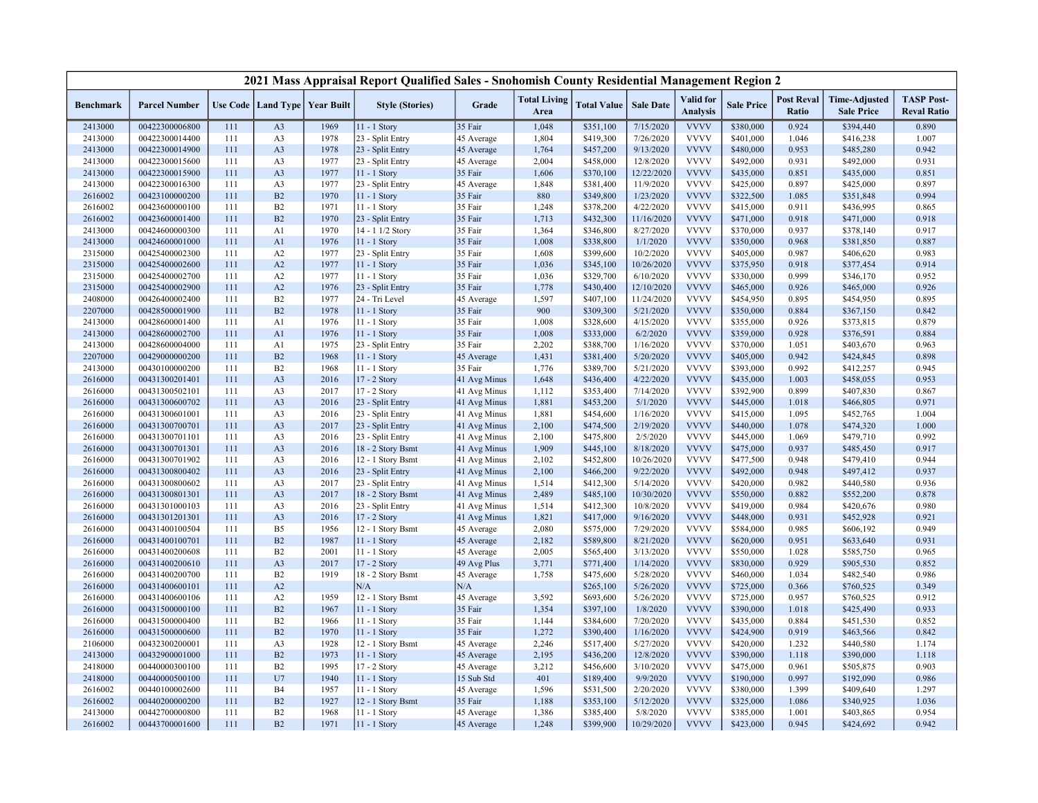## 2021 Mass Appraisal Report Qualified Sales - Snohomish County Residential Management Region 2

| Benchmark | Parcel Number | Use Code | Land Type | Year Built | Style (Stories) | Grade | Total Living Area | Total Value | Sale Date | Valid for Analysis | Sale Price | Post Reval Ratio | Time-Adjusted Sale Price | TASP Post-Reval Ratio |
|---|---|---|---|---|---|---|---|---|---|---|---|---|---|---|
| 2413000 | 00422300006800 | 111 | A3 | 1969 | 11 - 1 Story | 35 Fair | 1,048 | $351,100 | 7/15/2020 | VVVV | $380,000 | 0.924 | $394,440 | 0.890 |
| 2413000 | 00422300014400 | 111 | A3 | 1978 | 23 - Split Entry | 45 Average | 1,804 | $419,300 | 7/26/2020 | VVVV | $401,000 | 1.046 | $416,238 | 1.007 |
| 2413000 | 00422300014900 | 111 | A3 | 1978 | 23 - Split Entry | 45 Average | 1,764 | $457,200 | 9/13/2020 | VVVV | $480,000 | 0.953 | $485,280 | 0.942 |
| 2413000 | 00422300015600 | 111 | A3 | 1977 | 23 - Split Entry | 45 Average | 2,004 | $458,000 | 12/8/2020 | VVVV | $492,000 | 0.931 | $492,000 | 0.931 |
| 2413000 | 00422300015900 | 111 | A3 | 1977 | 11 - 1 Story | 35 Fair | 1,606 | $370,100 | 12/22/2020 | VVVV | $435,000 | 0.851 | $435,000 | 0.851 |
| 2413000 | 00422300016300 | 111 | A3 | 1977 | 23 - Split Entry | 45 Average | 1,848 | $381,400 | 11/9/2020 | VVVV | $425,000 | 0.897 | $425,000 | 0.897 |
| 2616002 | 00423100000200 | 111 | B2 | 1970 | 11 - 1 Story | 35 Fair | 880 | $349,800 | 1/23/2020 | VVVV | $322,500 | 1.085 | $351,848 | 0.994 |
| 2616002 | 00423600000100 | 111 | B2 | 1971 | 11 - 1 Story | 35 Fair | 1,248 | $378,200 | 4/22/2020 | VVVV | $415,000 | 0.911 | $436,995 | 0.865 |
| 2616002 | 00423600001400 | 111 | B2 | 1970 | 23 - Split Entry | 35 Fair | 1,713 | $432,300 | 11/16/2020 | VVVV | $471,000 | 0.918 | $471,000 | 0.918 |
| 2413000 | 00424600000300 | 111 | A1 | 1970 | 14 - 1 1/2 Story | 35 Fair | 1,364 | $346,800 | 8/27/2020 | VVVV | $370,000 | 0.937 | $378,140 | 0.917 |
| 2413000 | 00424600001000 | 111 | A1 | 1976 | 11 - 1 Story | 35 Fair | 1,008 | $338,800 | 1/1/2020 | VVVV | $350,000 | 0.968 | $381,850 | 0.887 |
| 2315000 | 00425400002300 | 111 | A2 | 1977 | 23 - Split Entry | 35 Fair | 1,608 | $399,600 | 10/2/2020 | VVVV | $405,000 | 0.987 | $406,620 | 0.983 |
| 2315000 | 00425400002600 | 111 | A2 | 1977 | 11 - 1 Story | 35 Fair | 1,036 | $345,100 | 10/26/2020 | VVVV | $375,950 | 0.918 | $377,454 | 0.914 |
| 2315000 | 00425400002700 | 111 | A2 | 1977 | 11 - 1 Story | 35 Fair | 1,036 | $329,700 | 6/10/2020 | VVVV | $330,000 | 0.999 | $346,170 | 0.952 |
| 2315000 | 00425400002900 | 111 | A2 | 1976 | 23 - Split Entry | 35 Fair | 1,778 | $430,400 | 12/10/2020 | VVVV | $465,000 | 0.926 | $465,000 | 0.926 |
| 2408000 | 00426400002400 | 111 | B2 | 1977 | 24 - Tri Level | 45 Average | 1,597 | $407,100 | 11/24/2020 | VVVV | $454,950 | 0.895 | $454,950 | 0.895 |
| 2207000 | 00428500001900 | 111 | B2 | 1978 | 11 - 1 Story | 35 Fair | 900 | $309,300 | 5/21/2020 | VVVV | $350,000 | 0.884 | $367,150 | 0.842 |
| 2413000 | 00428600001400 | 111 | A1 | 1976 | 11 - 1 Story | 35 Fair | 1,008 | $328,600 | 4/15/2020 | VVVV | $355,000 | 0.926 | $373,815 | 0.879 |
| 2413000 | 00428600002700 | 111 | A1 | 1976 | 11 - 1 Story | 35 Fair | 1,008 | $333,000 | 6/2/2020 | VVVV | $359,000 | 0.928 | $376,591 | 0.884 |
| 2413000 | 00428600004000 | 111 | A1 | 1975 | 23 - Split Entry | 35 Fair | 2,202 | $388,700 | 1/16/2020 | VVVV | $370,000 | 1.051 | $403,670 | 0.963 |
| 2207000 | 00429000000200 | 111 | B2 | 1968 | 11 - 1 Story | 45 Average | 1,431 | $381,400 | 5/20/2020 | VVVV | $405,000 | 0.942 | $424,845 | 0.898 |
| 2413000 | 00430100000200 | 111 | B2 | 1968 | 11 - 1 Story | 35 Fair | 1,776 | $389,700 | 5/21/2020 | VVVV | $393,000 | 0.992 | $412,257 | 0.945 |
| 2616000 | 00431300201401 | 111 | A3 | 2016 | 17 - 2 Story | 41 Avg Minus | 1,648 | $436,400 | 4/22/2020 | VVVV | $435,000 | 1.003 | $458,055 | 0.953 |
| 2616000 | 00431300502101 | 111 | A3 | 2017 | 17 - 2 Story | 41 Avg Minus | 1,112 | $353,400 | 7/14/2020 | VVVV | $392,900 | 0.899 | $407,830 | 0.867 |
| 2616000 | 00431300600702 | 111 | A3 | 2016 | 23 - Split Entry | 41 Avg Minus | 1,881 | $453,200 | 5/1/2020 | VVVV | $445,000 | 1.018 | $466,805 | 0.971 |
| 2616000 | 00431300601001 | 111 | A3 | 2016 | 23 - Split Entry | 41 Avg Minus | 1,881 | $454,600 | 1/16/2020 | VVVV | $415,000 | 1.095 | $452,765 | 1.004 |
| 2616000 | 00431300700701 | 111 | A3 | 2017 | 23 - Split Entry | 41 Avg Minus | 2,100 | $474,500 | 2/19/2020 | VVVV | $440,000 | 1.078 | $474,320 | 1.000 |
| 2616000 | 00431300701101 | 111 | A3 | 2016 | 23 - Split Entry | 41 Avg Minus | 2,100 | $475,800 | 2/5/2020 | VVVV | $445,000 | 1.069 | $479,710 | 0.992 |
| 2616000 | 00431300701301 | 111 | A3 | 2016 | 18 - 2 Story Bsmt | 41 Avg Minus | 1,909 | $445,100 | 8/18/2020 | VVVV | $475,000 | 0.937 | $485,450 | 0.917 |
| 2616000 | 00431300701902 | 111 | A3 | 2016 | 12 - 1 Story Bsmt | 41 Avg Minus | 2,102 | $452,800 | 10/26/2020 | VVVV | $477,500 | 0.948 | $479,410 | 0.944 |
| 2616000 | 00431300800402 | 111 | A3 | 2016 | 23 - Split Entry | 41 Avg Minus | 2,100 | $466,200 | 9/22/2020 | VVVV | $492,000 | 0.948 | $497,412 | 0.937 |
| 2616000 | 00431300800602 | 111 | A3 | 2017 | 23 - Split Entry | 41 Avg Minus | 1,514 | $412,300 | 5/14/2020 | VVVV | $420,000 | 0.982 | $440,580 | 0.936 |
| 2616000 | 00431300801301 | 111 | A3 | 2017 | 18 - 2 Story Bsmt | 41 Avg Minus | 2,489 | $485,100 | 10/30/2020 | VVVV | $550,000 | 0.882 | $552,200 | 0.878 |
| 2616000 | 00431301000103 | 111 | A3 | 2016 | 23 - Split Entry | 41 Avg Minus | 1,514 | $412,300 | 10/8/2020 | VVVV | $419,000 | 0.984 | $420,676 | 0.980 |
| 2616000 | 00431301201301 | 111 | A3 | 2016 | 17 - 2 Story | 41 Avg Minus | 1,821 | $417,000 | 9/16/2020 | VVVV | $448,000 | 0.931 | $452,928 | 0.921 |
| 2616000 | 00431400100504 | 111 | B5 | 1956 | 12 - 1 Story Bsmt | 45 Average | 2,080 | $575,000 | 7/29/2020 | VVVV | $584,000 | 0.985 | $606,192 | 0.949 |
| 2616000 | 00431400100701 | 111 | B2 | 1987 | 11 - 1 Story | 45 Average | 2,182 | $589,800 | 8/21/2020 | VVVV | $620,000 | 0.951 | $633,640 | 0.931 |
| 2616000 | 00431400200608 | 111 | B2 | 2001 | 11 - 1 Story | 45 Average | 2,005 | $565,400 | 3/13/2020 | VVVV | $550,000 | 1.028 | $585,750 | 0.965 |
| 2616000 | 00431400200610 | 111 | A3 | 2017 | 17 - 2 Story | 49 Avg Plus | 3,771 | $771,400 | 1/14/2020 | VVVV | $830,000 | 0.929 | $905,530 | 0.852 |
| 2616000 | 00431400200700 | 111 | B2 | 1919 | 18 - 2 Story Bsmt | 45 Average | 1,758 | $475,600 | 5/28/2020 | VVVV | $460,000 | 1.034 | $482,540 | 0.986 |
| 2616000 | 00431400600101 | 111 | A2 | | N/A | N/A | | $265,100 | 5/26/2020 | VVVV | $725,000 | 0.366 | $760,525 | 0.349 |
| 2616000 | 00431400600106 | 111 | A2 | 1959 | 12 - 1 Story Bsmt | 45 Average | 3,592 | $693,600 | 5/26/2020 | VVVV | $725,000 | 0.957 | $760,525 | 0.912 |
| 2616000 | 00431500000100 | 111 | B2 | 1967 | 11 - 1 Story | 35 Fair | 1,354 | $397,100 | 1/8/2020 | VVVV | $390,000 | 1.018 | $425,490 | 0.933 |
| 2616000 | 00431500000400 | 111 | B2 | 1966 | 11 - 1 Story | 35 Fair | 1,144 | $384,600 | 7/20/2020 | VVVV | $435,000 | 0.884 | $451,530 | 0.852 |
| 2616000 | 00431500000600 | 111 | B2 | 1970 | 11 - 1 Story | 35 Fair | 1,272 | $390,400 | 1/16/2020 | VVVV | $424,900 | 0.919 | $463,566 | 0.842 |
| 2106000 | 00432300200001 | 111 | A3 | 1928 | 12 - 1 Story Bsmt | 45 Average | 2,246 | $517,400 | 5/27/2020 | VVVV | $420,000 | 1.232 | $440,580 | 1.174 |
| 2413000 | 00432900001000 | 111 | B2 | 1973 | 11 - 1 Story | 45 Average | 2,195 | $436,200 | 12/8/2020 | VVVV | $390,000 | 1.118 | $390,000 | 1.118 |
| 2418000 | 00440000300100 | 111 | B2 | 1995 | 17 - 2 Story | 45 Average | 3,212 | $456,600 | 3/10/2020 | VVVV | $475,000 | 0.961 | $505,875 | 0.903 |
| 2418000 | 00440000500100 | 111 | U7 | 1940 | 11 - 1 Story | 15 Sub Std | 401 | $189,400 | 9/9/2020 | VVVV | $190,000 | 0.997 | $192,090 | 0.986 |
| 2616002 | 00440100002600 | 111 | B4 | 1957 | 11 - 1 Story | 45 Average | 1,596 | $531,500 | 2/20/2020 | VVVV | $380,000 | 1.399 | $409,640 | 1.297 |
| 2616002 | 00440200000200 | 111 | B2 | 1927 | 12 - 1 Story Bsmt | 35 Fair | 1,188 | $353,100 | 5/12/2020 | VVVV | $325,000 | 1.086 | $340,925 | 1.036 |
| 2413000 | 00442700000800 | 111 | B2 | 1968 | 11 - 1 Story | 45 Average | 1,386 | $385,400 | 5/8/2020 | VVVV | $385,000 | 1.001 | $403,865 | 0.954 |
| 2616002 | 00443700001600 | 111 | B2 | 1971 | 11 - 1 Story | 45 Average | 1,248 | $399,900 | 10/29/2020 | VVVV | $423,000 | 0.945 | $424,692 | 0.942 |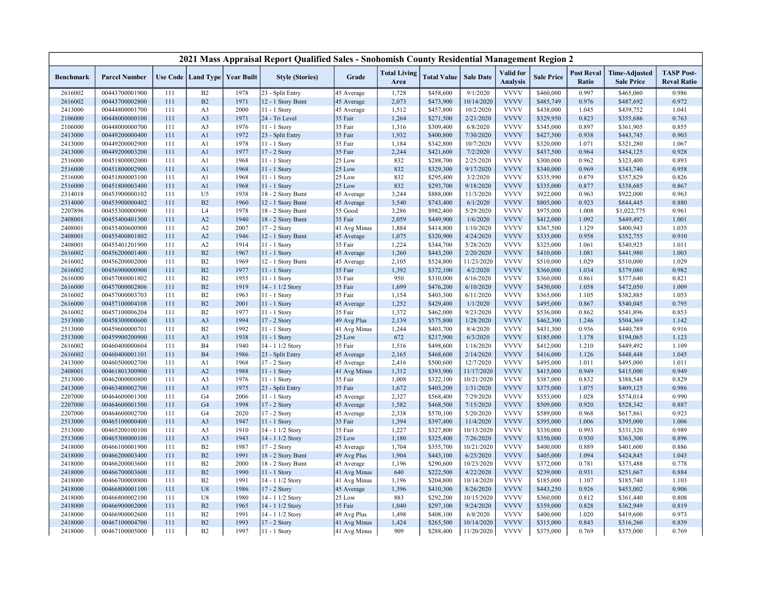| 2021 Mass Appraisal Report Qualified Sales - Snohomish County Residential Management Region 2 | | | | | | | | | | | | | | |
|---|---|---|---|---|---|---|---|---|---|---|---|---|---|---|
| Benchmark | Parcel Number | Use Code | Land Type | Year Built | Style (Stories) | Grade | Total Living Area | Total Value | Sale Date | Valid for Analysis | Sale Price | Post Reval Ratio | Time-Adjusted Sale Price | TASP Post-Reval Ratio |
| 2616002 | 00443700001900 | 111 | B2 | 1978 | 23 - Split Entry | 45 Average | 1,728 | $458,600 | 9/1/2020 | VVVV | $460,000 | 0.997 | $465,060 | 0.986 |
| 2616002 | 00443700002800 | 111 | B2 | 1971 | 12 - 1 Story Bsmt | 45 Average | 2,073 | $473,900 | 10/14/2020 | VVVV | $485,749 | 0.976 | $487,692 | 0.972 |
| 2413000 | 00444800001700 | 111 | A3 | 2000 | 11 - 1 Story | 45 Average | 1,512 | $457,800 | 10/2/2020 | VVVV | $438,000 | 1.045 | $439,752 | 1.041 |
| 2106000 | 00448000000100 | 111 | A3 | 1971 | 24 - Tri Level | 35 Fair | 1,264 | $271,500 | 2/21/2020 | VVVV | $329,950 | 0.823 | $355,686 | 0.763 |
| 2106000 | 00448000000700 | 111 | A3 | 1976 | 11 - 1 Story | 35 Fair | 1,316 | $309,400 | 6/8/2020 | VVVV | $345,000 | 0.897 | $361,905 | 0.855 |
| 2413000 | 00449200000400 | 111 | A1 | 1972 | 23 - Split Entry | 35 Fair | 1,932 | $400,800 | 7/30/2020 | VVVV | $427,500 | 0.938 | $443,745 | 0.903 |
| 2413000 | 00449200002900 | 111 | A1 | 1978 | 11 - 1 Story | 35 Fair | 1,184 | $342,800 | 10/7/2020 | VVVV | $320,000 | 1.071 | $321,280 | 1.067 |
| 2413000 | 00449200003200 | 111 | A1 | 1977 | 17 - 2 Story | 35 Fair | 2,244 | $421,600 | 7/2/2020 | VVVV | $437,500 | 0.964 | $454,125 | 0.928 |
| 2516000 | 00451800002000 | 111 | A1 | 1968 | 11 - 1 Story | 25 Low | 832 | $288,700 | 2/25/2020 | VVVV | $300,000 | 0.962 | $323,400 | 0.893 |
| 2516000 | 00451800002900 | 111 | A1 | 1968 | 11 - 1 Story | 25 Low | 832 | $329,300 | 9/17/2020 | VVVV | $340,000 | 0.969 | $343,740 | 0.958 |
| 2516000 | 00451800003100 | 111 | A1 | 1968 | 11 - 1 Story | 25 Low | 832 | $295,400 | 3/2/2020 | VVVV | $335,990 | 0.879 | $357,829 | 0.826 |
| 2516000 | 00451800003400 | 111 | A1 | 1968 | 11 - 1 Story | 25 Low | 832 | $293,700 | 9/18/2020 | VVVV | $335,000 | 0.877 | $338,685 | 0.867 |
| 2314018 | 00453900000102 | 111 | U5 | 1938 | 18 - 2 Story Bsmt | 45 Average | 3,244 | $888,000 | 11/3/2020 | VVVV | $922,000 | 0.963 | $922,000 | 0.963 |
| 2314000 | 00453900000402 | 111 | B2 | 1960 | 12 - 1 Story Bsmt | 45 Average | 3,540 | $743,400 | 6/1/2020 | VVVV | $805,000 | 0.923 | $844,445 | 0.880 |
| 2207896 | 00455300000900 | 111 | L4 | 1978 | 18 - 2 Story Bsmt | 55 Good | 3,286 | $982,400 | 5/29/2020 | VVVV | $975,000 | 1.008 | $1,022,775 | 0.961 |
| 2408001 | 00455400401300 | 111 | A2 | 1940 | 18 - 2 Story Bsmt | 35 Fair | 2,059 | $449,900 | 1/6/2020 | VVVV | $412,000 | 1.092 | $449,492 | 1.001 |
| 2408001 | 00455400600900 | 111 | A2 | 2007 | 17 - 2 Story | 41 Avg Minus | 1,884 | $414,800 | 1/10/2020 | VVVV | $367,500 | 1.129 | $400,943 | 1.035 |
| 2408001 | 00455400801802 | 111 | A2 | 1946 | 12 - 1 Story Bsmt | 45 Average | 1,075 | $320,900 | 4/24/2020 | VVVV | $335,000 | 0.958 | $352,755 | 0.910 |
| 2408001 | 00455401201900 | 111 | A2 | 1914 | 11 - 1 Story | 35 Fair | 1,224 | $344,700 | 5/28/2020 | VVVV | $325,000 | 1.061 | $340,925 | 1.011 |
| 2616002 | 00456200001400 | 111 | B2 | 1967 | 11 - 1 Story | 45 Average | 1,260 | $443,200 | 2/20/2020 | VVVV | $410,000 | 1.081 | $441,980 | 1.003 |
| 2616002 | 00456200002000 | 111 | B2 | 1969 | 12 - 1 Story Bsmt | 45 Average | 2,105 | $524,800 | 11/23/2020 | VVVV | $510,000 | 1.029 | $510,000 | 1.029 |
| 2616002 | 00456900000900 | 111 | B2 | 1977 | 11 - 1 Story | 35 Fair | 1,392 | $372,100 | 4/2/2020 | VVVV | $360,000 | 1.034 | $379,080 | 0.982 |
| 2616000 | 00457000001802 | 111 | B2 | 1955 | 11 - 1 Story | 35 Fair | 950 | $310,000 | 6/16/2020 | VVVV | $360,000 | 0.861 | $377,640 | 0.821 |
| 2616000 | 00457000002806 | 111 | B2 | 1919 | 14 - 1 1/2 Story | 35 Fair | 1,699 | $476,200 | 6/10/2020 | VVVV | $450,000 | 1.058 | $472,050 | 1.009 |
| 2616002 | 00457000003703 | 111 | B2 | 1963 | 11 - 1 Story | 35 Fair | 1,154 | $403,300 | 6/11/2020 | VVVV | $365,000 | 1.105 | $382,885 | 1.053 |
| 2616000 | 00457100004108 | 111 | B2 | 2001 | 11 - 1 Story | 45 Average | 1,252 | $429,400 | 1/1/2020 | VVVV | $495,000 | 0.867 | $540,045 | 0.795 |
| 2616002 | 00457100006204 | 111 | B2 | 1977 | 11 - 1 Story | 35 Fair | 1,372 | $462,000 | 9/23/2020 | VVVV | $536,000 | 0.862 | $541,896 | 0.853 |
| 2513000 | 00458300000600 | 111 | A3 | 1994 | 17 - 2 Story | 49 Avg Plus | 2,139 | $575,800 | 1/28/2020 | VVVV | $462,300 | 1.246 | $504,369 | 1.142 |
| 2513000 | 00459600000701 | 111 | B2 | 1992 | 11 - 1 Story | 41 Avg Minus | 1,244 | $403,700 | 8/4/2020 | VVVV | $431,300 | 0.936 | $440,789 | 0.916 |
| 2513000 | 00459900200900 | 111 | A3 | 1938 | 11 - 1 Story | 25 Low | 672 | $217,900 | 6/3/2020 | VVVV | $185,000 | 1.178 | $194,065 | 1.123 |
| 2616002 | 00460400000604 | 111 | B4 | 1940 | 14 - 1 1/2 Story | 35 Fair | 1,516 | $498,600 | 1/16/2020 | VVVV | $412,000 | 1.210 | $449,492 | 1.109 |
| 2616002 | 00460400001101 | 111 | B4 | 1986 | 23 - Split Entry | 45 Average | 2,165 | $468,600 | 2/14/2020 | VVVV | $416,000 | 1.126 | $448,448 | 1.045 |
| 2413000 | 00460500002700 | 111 | A1 | 1968 | 17 - 2 Story | 45 Average | 2,416 | $500,600 | 12/7/2020 | VVVV | $495,000 | 1.011 | $495,000 | 1.011 |
| 2408001 | 00461801300900 | 111 | A2 | 1988 | 11 - 1 Story | 41 Avg Minus | 1,312 | $393,900 | 11/17/2020 | VVVV | $415,000 | 0.949 | $415,000 | 0.949 |
| 2513000 | 00462000000800 | 111 | A3 | 1976 | 11 - 1 Story | 35 Fair | 1,008 | $322,100 | 10/21/2020 | VVVV | $387,000 | 0.832 | $388,548 | 0.829 |
| 2413000 | 00463400002700 | 111 | A3 | 1975 | 23 - Split Entry | 35 Fair | 1,672 | $403,200 | 1/31/2020 | VVVV | $375,000 | 1.075 | $409,125 | 0.986 |
| 2207000 | 00464600001300 | 111 | G4 | 2006 | 11 - 1 Story | 45 Average | 2,327 | $568,400 | 7/29/2020 | VVVV | $553,000 | 1.028 | $574,014 | 0.990 |
| 2207000 | 00464600001500 | 111 | G4 | 1998 | 17 - 2 Story | 45 Average | 1,582 | $468,500 | 7/15/2020 | VVVV | $509,000 | 0.920 | $528,342 | 0.887 |
| 2207000 | 00464600002700 | 111 | G4 | 2020 | 17 - 2 Story | 45 Average | 2,338 | $570,100 | 5/20/2020 | VVVV | $589,000 | 0.968 | $617,861 | 0.923 |
| 2513000 | 00465100000400 | 111 | A3 | 1947 | 11 - 1 Story | 35 Fair | 1,394 | $397,400 | 11/4/2020 | VVVV | $395,000 | 1.006 | $395,000 | 1.006 |
| 2513000 | 00465200100100 | 111 | A3 | 1910 | 14 - 1 1/2 Story | 35 Fair | 1,227 | $327,800 | 10/13/2020 | VVVV | $330,000 | 0.993 | $331,320 | 0.989 |
| 2513000 | 00465300000100 | 111 | A3 | 1943 | 14 - 1 1/2 Story | 25 Low | 1,180 | $325,400 | 7/26/2020 | VVVV | $350,000 | 0.930 | $363,300 | 0.896 |
| 2418000 | 00466100001900 | 111 | B2 | 1987 | 17 - 2 Story | 45 Average | 1,704 | $355,700 | 10/21/2020 | VVVV | $400,000 | 0.889 | $401,600 | 0.886 |
| 2418000 | 00466200003400 | 111 | B2 | 1991 | 18 - 2 Story Bsmt | 49 Avg Plus | 1,904 | $443,100 | 6/25/2020 | VVVV | $405,000 | 1.094 | $424,845 | 1.043 |
| 2418000 | 00466200003600 | 111 | B2 | 2000 | 18 - 2 Story Bsmt | 45 Average | 1,196 | $290,600 | 10/23/2020 | VVVV | $372,000 | 0.781 | $373,488 | 0.778 |
| 2418000 | 00466700003600 | 111 | B2 | 1990 | 11 - 1 Story | 41 Avg Minus | 640 | $222,500 | 4/22/2020 | VVVV | $239,000 | 0.931 | $251,667 | 0.884 |
| 2418000 | 00466700008800 | 111 | B2 | 1991 | 14 - 1 1/2 Story | 41 Avg Minus | 1,196 | $204,800 | 10/14/2020 | VVVV | $185,000 | 1.107 | $185,740 | 1.103 |
| 2418000 | 00466800001100 | 111 | U8 | 1986 | 17 - 2 Story | 45 Average | 1,396 | $410,300 | 8/26/2020 | VVVV | $443,250 | 0.926 | $453,002 | 0.906 |
| 2418000 | 00466800002100 | 111 | U8 | 1980 | 14 - 1 1/2 Story | 25 Low | 883 | $292,200 | 10/15/2020 | VVVV | $360,000 | 0.812 | $361,440 | 0.808 |
| 2418000 | 00466900002000 | 111 | B2 | 1965 | 14 - 1 1/2 Story | 35 Fair | 1,040 | $297,100 | 9/24/2020 | VVVV | $359,000 | 0.828 | $362,949 | 0.819 |
| 2418000 | 00466900002600 | 111 | B2 | 1991 | 14 - 1 1/2 Story | 49 Avg Plus | 1,498 | $408,100 | 6/8/2020 | VVVV | $400,000 | 1.020 | $419,600 | 0.973 |
| 2418000 | 00467100004700 | 111 | B2 | 1993 | 17 - 2 Story | 41 Avg Minus | 1,424 | $265,500 | 10/14/2020 | VVVV | $315,000 | 0.843 | $316,260 | 0.839 |
| 2418000 | 00467100005000 | 111 | B2 | 1997 | 11 - 1 Story | 41 Avg Minus | 909 | $288,400 | 11/20/2020 | VVVV | $375,000 | 0.769 | $375,000 | 0.769 |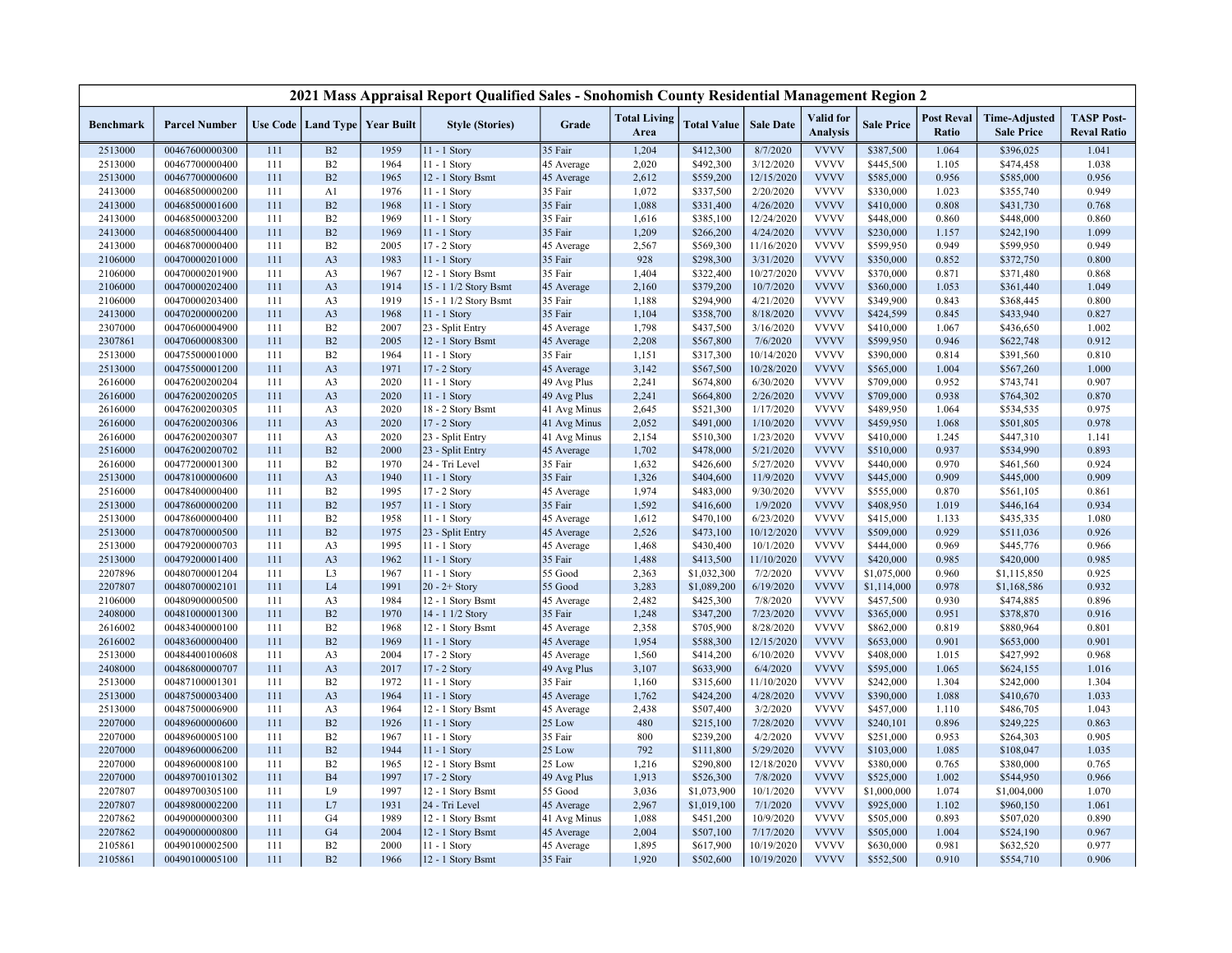# 2021 Mass Appraisal Report Qualified Sales - Snohomish County Residential Management Region 2

| Benchmark | Parcel Number | Use Code | Land Type | Year Built | Style (Stories) | Grade | Total Living Area | Total Value | Sale Date | Valid for Analysis | Sale Price | Post Reval Ratio | Time-Adjusted Sale Price | TASP Post-Reval Ratio |
|---|---|---|---|---|---|---|---|---|---|---|---|---|---|---|
| 2513000 | 00467600000300 | 111 | B2 | 1959 | 11 - 1 Story | 35 Fair | 1,204 | $412,300 | 8/7/2020 | VVVV | $387,500 | 1.064 | $396,025 | 1.041 |
| 2513000 | 00467700000400 | 111 | B2 | 1964 | 11 - 1 Story | 45 Average | 2,020 | $492,300 | 3/12/2020 | VVVV | $445,500 | 1.105 | $474,458 | 1.038 |
| 2513000 | 00467700000600 | 111 | B2 | 1965 | 12 - 1 Story Bsmt | 45 Average | 2,612 | $559,200 | 12/15/2020 | VVVV | $585,000 | 0.956 | $585,000 | 0.956 |
| 2413000 | 00468500000200 | 111 | A1 | 1976 | 11 - 1 Story | 35 Fair | 1,072 | $337,500 | 2/20/2020 | VVVV | $330,000 | 1.023 | $355,740 | 0.949 |
| 2413000 | 00468500001600 | 111 | B2 | 1968 | 11 - 1 Story | 35 Fair | 1,088 | $331,400 | 4/26/2020 | VVVV | $410,000 | 0.808 | $431,730 | 0.768 |
| 2413000 | 00468500003200 | 111 | B2 | 1969 | 11 - 1 Story | 35 Fair | 1,616 | $385,100 | 12/24/2020 | VVVV | $448,000 | 0.860 | $448,000 | 0.860 |
| 2413000 | 00468500004400 | 111 | B2 | 1969 | 11 - 1 Story | 35 Fair | 1,209 | $266,200 | 4/24/2020 | VVVV | $230,000 | 1.157 | $242,190 | 1.099 |
| 2413000 | 00468700000400 | 111 | B2 | 2005 | 17 - 2 Story | 45 Average | 2,567 | $569,300 | 11/16/2020 | VVVV | $599,950 | 0.949 | $599,950 | 0.949 |
| 2106000 | 00470000201000 | 111 | A3 | 1983 | 11 - 1 Story | 35 Fair | 928 | $298,300 | 3/31/2020 | VVVV | $350,000 | 0.852 | $372,750 | 0.800 |
| 2106000 | 00470000201900 | 111 | A3 | 1967 | 12 - 1 Story Bsmt | 35 Fair | 1,404 | $322,400 | 10/27/2020 | VVVV | $370,000 | 0.871 | $371,480 | 0.868 |
| 2106000 | 00470000202400 | 111 | A3 | 1914 | 15 - 1 1/2 Story Bsmt | 45 Average | 2,160 | $379,200 | 10/7/2020 | VVVV | $360,000 | 1.053 | $361,440 | 1.049 |
| 2106000 | 00470000203400 | 111 | A3 | 1919 | 15 - 1 1/2 Story Bsmt | 35 Fair | 1,188 | $294,900 | 4/21/2020 | VVVV | $349,900 | 0.843 | $368,445 | 0.800 |
| 2413000 | 00470200000200 | 111 | A3 | 1968 | 11 - 1 Story | 35 Fair | 1,104 | $358,700 | 8/18/2020 | VVVV | $424,599 | 0.845 | $433,940 | 0.827 |
| 2307000 | 00470600004900 | 111 | B2 | 2007 | 23 - Split Entry | 45 Average | 1,798 | $437,500 | 3/16/2020 | VVVV | $410,000 | 1.067 | $436,650 | 1.002 |
| 2307861 | 00470600008300 | 111 | B2 | 2005 | 12 - 1 Story Bsmt | 45 Average | 2,208 | $567,800 | 7/6/2020 | VVVV | $599,950 | 0.946 | $622,748 | 0.912 |
| 2513000 | 00475500001000 | 111 | B2 | 1964 | 11 - 1 Story | 35 Fair | 1,151 | $317,300 | 10/14/2020 | VVVV | $390,000 | 0.814 | $391,560 | 0.810 |
| 2513000 | 00475500001200 | 111 | A3 | 1971 | 17 - 2 Story | 45 Average | 3,142 | $567,500 | 10/28/2020 | VVVV | $565,000 | 1.004 | $567,260 | 1.000 |
| 2616000 | 00476200200204 | 111 | A3 | 2020 | 11 - 1 Story | 49 Avg Plus | 2,241 | $674,800 | 6/30/2020 | VVVV | $709,000 | 0.952 | $743,741 | 0.907 |
| 2616000 | 00476200200205 | 111 | A3 | 2020 | 11 - 1 Story | 49 Avg Plus | 2,241 | $664,800 | 2/26/2020 | VVVV | $709,000 | 0.938 | $764,302 | 0.870 |
| 2616000 | 00476200200305 | 111 | A3 | 2020 | 18 - 2 Story Bsmt | 41 Avg Minus | 2,645 | $521,300 | 1/17/2020 | VVVV | $489,950 | 1.064 | $534,535 | 0.975 |
| 2616000 | 00476200200306 | 111 | A3 | 2020 | 17 - 2 Story | 41 Avg Minus | 2,052 | $491,000 | 1/10/2020 | VVVV | $459,950 | 1.068 | $501,805 | 0.978 |
| 2616000 | 00476200200307 | 111 | A3 | 2020 | 23 - Split Entry | 41 Avg Minus | 2,154 | $510,300 | 1/23/2020 | VVVV | $410,000 | 1.245 | $447,310 | 1.141 |
| 2516000 | 00476200200702 | 111 | B2 | 2000 | 23 - Split Entry | 45 Average | 1,702 | $478,000 | 5/21/2020 | VVVV | $510,000 | 0.937 | $534,990 | 0.893 |
| 2616000 | 00477200001300 | 111 | B2 | 1970 | 24 - Tri Level | 35 Fair | 1,632 | $426,600 | 5/27/2020 | VVVV | $440,000 | 0.970 | $461,560 | 0.924 |
| 2513000 | 00478100000600 | 111 | A3 | 1940 | 11 - 1 Story | 35 Fair | 1,326 | $404,600 | 11/9/2020 | VVVV | $445,000 | 0.909 | $445,000 | 0.909 |
| 2516000 | 00478400000400 | 111 | B2 | 1995 | 17 - 2 Story | 45 Average | 1,974 | $483,000 | 9/30/2020 | VVVV | $555,000 | 0.870 | $561,105 | 0.861 |
| 2513000 | 00478600000200 | 111 | B2 | 1957 | 11 - 1 Story | 35 Fair | 1,592 | $416,600 | 1/9/2020 | VVVV | $408,950 | 1.019 | $446,164 | 0.934 |
| 2513000 | 00478600000400 | 111 | B2 | 1958 | 11 - 1 Story | 45 Average | 1,612 | $470,100 | 6/23/2020 | VVVV | $415,000 | 1.133 | $435,335 | 1.080 |
| 2513000 | 00478700000500 | 111 | B2 | 1975 | 23 - Split Entry | 45 Average | 2,526 | $473,100 | 10/12/2020 | VVVV | $509,000 | 0.929 | $511,036 | 0.926 |
| 2513000 | 00479200000703 | 111 | A3 | 1995 | 11 - 1 Story | 45 Average | 1,468 | $430,400 | 10/1/2020 | VVVV | $444,000 | 0.969 | $445,776 | 0.966 |
| 2513000 | 00479200001400 | 111 | A3 | 1962 | 11 - 1 Story | 35 Fair | 1,488 | $413,500 | 11/10/2020 | VVVV | $420,000 | 0.985 | $420,000 | 0.985 |
| 2207896 | 00480700001204 | 111 | L3 | 1967 | 11 - 1 Story | 55 Good | 2,363 | $1,032,300 | 7/2/2020 | VVVV | $1,075,000 | 0.960 | $1,115,850 | 0.925 |
| 2207807 | 00480700002101 | 111 | L4 | 1991 | 20 - 2+ Story | 55 Good | 3,283 | $1,089,200 | 6/19/2020 | VVVV | $1,114,000 | 0.978 | $1,168,586 | 0.932 |
| 2106000 | 00480900000500 | 111 | A3 | 1984 | 12 - 1 Story Bsmt | 45 Average | 2,482 | $425,300 | 7/8/2020 | VVVV | $457,500 | 0.930 | $474,885 | 0.896 |
| 2408000 | 00481000001300 | 111 | B2 | 1970 | 14 - 1 1/2 Story | 35 Fair | 1,248 | $347,200 | 7/23/2020 | VVVV | $365,000 | 0.951 | $378,870 | 0.916 |
| 2616002 | 00483400000100 | 111 | B2 | 1968 | 12 - 1 Story Bsmt | 45 Average | 2,358 | $705,900 | 8/28/2020 | VVVV | $862,000 | 0.819 | $880,964 | 0.801 |
| 2616002 | 00483600000400 | 111 | B2 | 1969 | 11 - 1 Story | 45 Average | 1,954 | $588,300 | 12/15/2020 | VVVV | $653,000 | 0.901 | $653,000 | 0.901 |
| 2513000 | 00484400100608 | 111 | A3 | 2004 | 17 - 2 Story | 45 Average | 1,560 | $414,200 | 6/10/2020 | VVVV | $408,000 | 1.015 | $427,992 | 0.968 |
| 2408000 | 00486800000707 | 111 | A3 | 2017 | 17 - 2 Story | 49 Avg Plus | 3,107 | $633,900 | 6/4/2020 | VVVV | $595,000 | 1.065 | $624,155 | 1.016 |
| 2513000 | 00487100001301 | 111 | B2 | 1972 | 11 - 1 Story | 35 Fair | 1,160 | $315,600 | 11/10/2020 | VVVV | $242,000 | 1.304 | $242,000 | 1.304 |
| 2513000 | 00487500003400 | 111 | A3 | 1964 | 11 - 1 Story | 45 Average | 1,762 | $424,200 | 4/28/2020 | VVVV | $390,000 | 1.088 | $410,670 | 1.033 |
| 2513000 | 00487500006900 | 111 | A3 | 1964 | 12 - 1 Story Bsmt | 45 Average | 2,438 | $507,400 | 3/2/2020 | VVVV | $457,000 | 1.110 | $486,705 | 1.043 |
| 2207000 | 00489600000600 | 111 | B2 | 1926 | 11 - 1 Story | 25 Low | 480 | $215,100 | 7/28/2020 | VVVV | $240,101 | 0.896 | $249,225 | 0.863 |
| 2207000 | 00489600005100 | 111 | B2 | 1967 | 11 - 1 Story | 35 Fair | 800 | $239,200 | 4/2/2020 | VVVV | $251,000 | 0.953 | $264,303 | 0.905 |
| 2207000 | 00489600006200 | 111 | B2 | 1944 | 11 - 1 Story | 25 Low | 792 | $111,800 | 5/29/2020 | VVVV | $103,000 | 1.085 | $108,047 | 1.035 |
| 2207000 | 00489600008100 | 111 | B2 | 1965 | 12 - 1 Story Bsmt | 25 Low | 1,216 | $290,800 | 12/18/2020 | VVVV | $380,000 | 0.765 | $380,000 | 0.765 |
| 2207000 | 00489700101302 | 111 | B4 | 1997 | 17 - 2 Story | 49 Avg Plus | 1,913 | $526,300 | 7/8/2020 | VVVV | $525,000 | 1.002 | $544,950 | 0.966 |
| 2207807 | 00489700305100 | 111 | L9 | 1997 | 12 - 1 Story Bsmt | 55 Good | 3,036 | $1,073,900 | 10/1/2020 | VVVV | $1,000,000 | 1.074 | $1,004,000 | 1.070 |
| 2207807 | 00489800002200 | 111 | L7 | 1931 | 24 - Tri Level | 45 Average | 2,967 | $1,019,100 | 7/1/2020 | VVVV | $925,000 | 1.102 | $960,150 | 1.061 |
| 2207862 | 00490000000300 | 111 | G4 | 1989 | 12 - 1 Story Bsmt | 41 Avg Minus | 1,088 | $451,200 | 10/9/2020 | VVVV | $505,000 | 0.893 | $507,020 | 0.890 |
| 2207862 | 00490000000800 | 111 | G4 | 2004 | 12 - 1 Story Bsmt | 45 Average | 2,004 | $507,100 | 7/17/2020 | VVVV | $505,000 | 1.004 | $524,190 | 0.967 |
| 2105861 | 00490100002500 | 111 | B2 | 2000 | 11 - 1 Story | 45 Average | 1,895 | $617,900 | 10/19/2020 | VVVV | $630,000 | 0.981 | $632,520 | 0.977 |
| 2105861 | 00490100005100 | 111 | B2 | 1966 | 12 - 1 Story Bsmt | 35 Fair | 1,920 | $502,600 | 10/19/2020 | VVVV | $552,500 | 0.910 | $554,710 | 0.906 |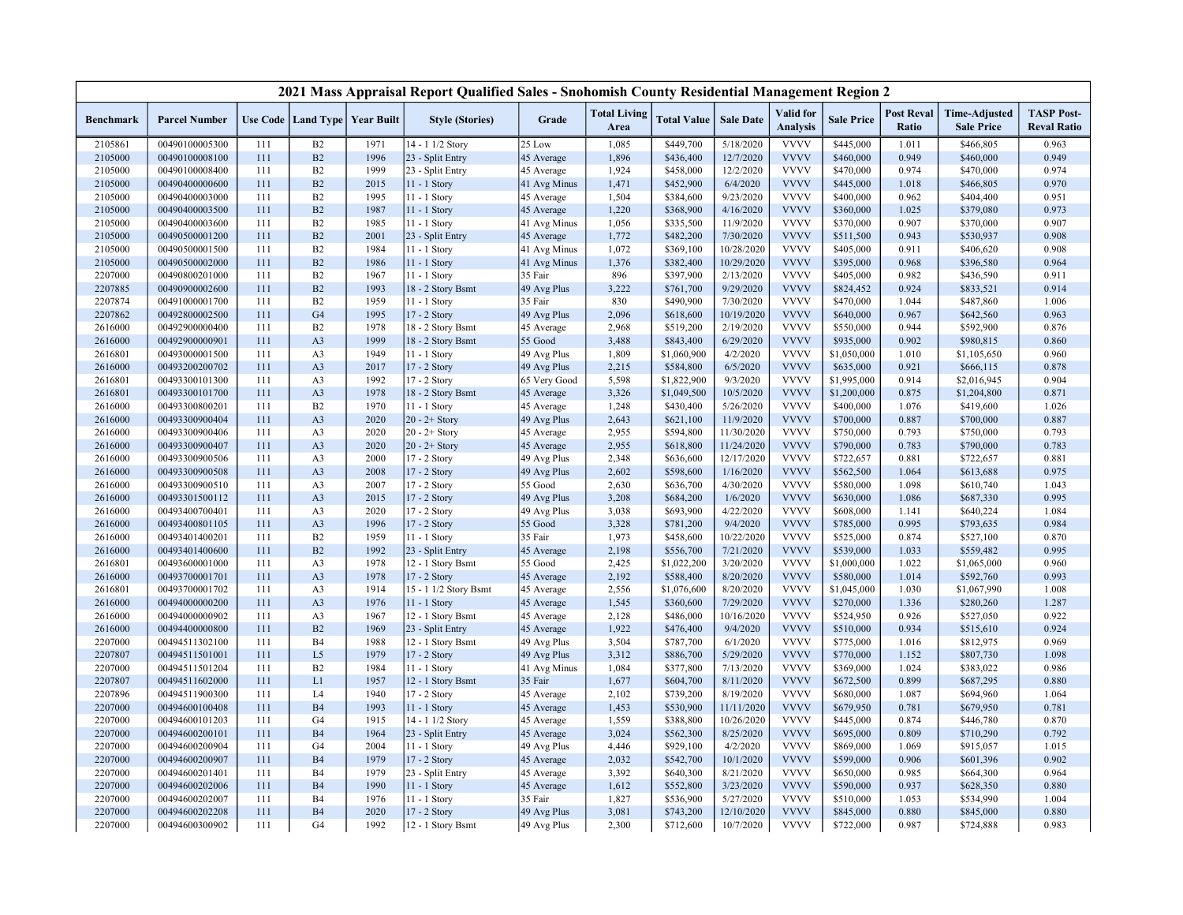## 2021 Mass Appraisal Report Qualified Sales - Snohomish County Residential Management Region 2

| Benchmark | Parcel Number | Use Code | Land Type | Year Built | Style (Stories) | Grade | Total Living Area | Total Value | Sale Date | Valid for Analysis | Sale Price | Post Reval Ratio | Time-Adjusted Sale Price | TASP Post-Reval Ratio |
|---|---|---|---|---|---|---|---|---|---|---|---|---|---|---|
| 2105861 | 00490100005300 | 111 | B2 | 1971 | 14 - 1 1/2 Story | 25 Low | 1,085 | $449,700 | 5/18/2020 | VVVV | $445,000 | 1.011 | $466,805 | 0.963 |
| 2105000 | 00490100008100 | 111 | B2 | 1996 | 23 - Split Entry | 45 Average | 1,896 | $436,400 | 12/7/2020 | VVVV | $460,000 | 0.949 | $460,000 | 0.949 |
| 2105000 | 00490100008400 | 111 | B2 | 1999 | 23 - Split Entry | 45 Average | 1,924 | $458,000 | 12/2/2020 | VVVV | $470,000 | 0.974 | $470,000 | 0.974 |
| 2105000 | 00490400000600 | 111 | B2 | 2015 | 11 - 1 Story | 41 Avg Minus | 1,471 | $452,900 | 6/4/2020 | VVVV | $445,000 | 1.018 | $466,805 | 0.970 |
| 2105000 | 00490400003000 | 111 | B2 | 1995 | 11 - 1 Story | 45 Average | 1,504 | $384,600 | 9/23/2020 | VVVV | $400,000 | 0.962 | $404,400 | 0.951 |
| 2105000 | 00490400003500 | 111 | B2 | 1987 | 11 - 1 Story | 45 Average | 1,220 | $368,900 | 4/16/2020 | VVVV | $360,000 | 1.025 | $379,080 | 0.973 |
| 2105000 | 00490400003600 | 111 | B2 | 1985 | 11 - 1 Story | 41 Avg Minus | 1,056 | $335,500 | 11/9/2020 | VVVV | $370,000 | 0.907 | $370,000 | 0.907 |
| 2105000 | 00490500001200 | 111 | B2 | 2001 | 23 - Split Entry | 45 Average | 1,772 | $482,200 | 7/30/2020 | VVVV | $511,500 | 0.943 | $530,937 | 0.908 |
| 2105000 | 00490500001500 | 111 | B2 | 1984 | 11 - 1 Story | 41 Avg Minus | 1,072 | $369,100 | 10/28/2020 | VVVV | $405,000 | 0.911 | $406,620 | 0.908 |
| 2105000 | 00490500002000 | 111 | B2 | 1986 | 11 - 1 Story | 41 Avg Minus | 1,376 | $382,400 | 10/29/2020 | VVVV | $395,000 | 0.968 | $396,580 | 0.964 |
| 2207000 | 00490800201000 | 111 | B2 | 1967 | 11 - 1 Story | 35 Fair | 896 | $397,900 | 2/13/2020 | VVVV | $405,000 | 0.982 | $436,590 | 0.911 |
| 2207885 | 00490900002600 | 111 | B2 | 1993 | 18 - 2 Story Bsmt | 49 Avg Plus | 3,222 | $761,700 | 9/29/2020 | VVVV | $824,452 | 0.924 | $833,521 | 0.914 |
| 2207874 | 00491000001700 | 111 | B2 | 1959 | 11 - 1 Story | 35 Fair | 830 | $490,900 | 7/30/2020 | VVVV | $470,000 | 1.044 | $487,860 | 1.006 |
| 2207862 | 00492800002500 | 111 | G4 | 1995 | 17 - 2 Story | 49 Avg Plus | 2,096 | $618,600 | 10/19/2020 | VVVV | $640,000 | 0.967 | $642,560 | 0.963 |
| 2616000 | 00492900000400 | 111 | B2 | 1978 | 18 - 2 Story Bsmt | 45 Average | 2,968 | $519,200 | 2/19/2020 | VVVV | $550,000 | 0.944 | $592,900 | 0.876 |
| 2616000 | 00492900000901 | 111 | A3 | 1999 | 18 - 2 Story Bsmt | 55 Good | 3,488 | $843,400 | 6/29/2020 | VVVV | $935,000 | 0.902 | $980,815 | 0.860 |
| 2616801 | 00493000001500 | 111 | A3 | 1949 | 11 - 1 Story | 49 Avg Plus | 1,809 | $1,060,900 | 4/2/2020 | VVVV | $1,050,000 | 1.010 | $1,105,650 | 0.960 |
| 2616000 | 00493200200702 | 111 | A3 | 2017 | 17 - 2 Story | 49 Avg Plus | 2,215 | $584,800 | 6/5/2020 | VVVV | $635,000 | 0.921 | $666,115 | 0.878 |
| 2616801 | 00493300101300 | 111 | A3 | 1992 | 17 - 2 Story | 65 Very Good | 5,598 | $1,822,900 | 9/3/2020 | VVVV | $1,995,000 | 0.914 | $2,016,945 | 0.904 |
| 2616801 | 00493300101700 | 111 | A3 | 1978 | 18 - 2 Story Bsmt | 45 Average | 3,326 | $1,049,500 | 10/5/2020 | VVVV | $1,200,000 | 0.875 | $1,204,800 | 0.871 |
| 2616000 | 00493300800201 | 111 | B2 | 1970 | 11 - 1 Story | 45 Average | 1,248 | $430,400 | 5/26/2020 | VVVV | $400,000 | 1.076 | $419,600 | 1.026 |
| 2616000 | 00493300900404 | 111 | A3 | 2020 | 20 - 2+ Story | 49 Avg Plus | 2,643 | $621,100 | 11/9/2020 | VVVV | $700,000 | 0.887 | $700,000 | 0.887 |
| 2616000 | 00493300900406 | 111 | A3 | 2020 | 20 - 2+ Story | 45 Average | 2,955 | $594,800 | 11/30/2020 | VVVV | $750,000 | 0.793 | $750,000 | 0.793 |
| 2616000 | 00493300900407 | 111 | A3 | 2020 | 20 - 2+ Story | 45 Average | 2,955 | $618,800 | 11/24/2020 | VVVV | $790,000 | 0.783 | $790,000 | 0.783 |
| 2616000 | 00493300900506 | 111 | A3 | 2000 | 17 - 2 Story | 49 Avg Plus | 2,348 | $636,600 | 12/17/2020 | VVVV | $722,657 | 0.881 | $722,657 | 0.881 |
| 2616000 | 00493300900508 | 111 | A3 | 2008 | 17 - 2 Story | 49 Avg Plus | 2,602 | $598,600 | 1/16/2020 | VVVV | $562,500 | 1.064 | $613,688 | 0.975 |
| 2616000 | 00493300900510 | 111 | A3 | 2007 | 17 - 2 Story | 55 Good | 2,630 | $636,700 | 4/30/2020 | VVVV | $580,000 | 1.098 | $610,740 | 1.043 |
| 2616000 | 00493301500112 | 111 | A3 | 2015 | 17 - 2 Story | 49 Avg Plus | 3,208 | $684,200 | 1/6/2020 | VVVV | $630,000 | 1.086 | $687,330 | 0.995 |
| 2616000 | 00493400700401 | 111 | A3 | 2020 | 17 - 2 Story | 49 Avg Plus | 3,038 | $693,900 | 4/22/2020 | VVVV | $608,000 | 1.141 | $640,224 | 1.084 |
| 2616000 | 00493400801105 | 111 | A3 | 1996 | 17 - 2 Story | 55 Good | 3,328 | $781,200 | 9/4/2020 | VVVV | $785,000 | 0.995 | $793,635 | 0.984 |
| 2616000 | 00493401400201 | 111 | B2 | 1959 | 11 - 1 Story | 35 Fair | 1,973 | $458,600 | 10/22/2020 | VVVV | $525,000 | 0.874 | $527,100 | 0.870 |
| 2616000 | 00493401400600 | 111 | B2 | 1992 | 23 - Split Entry | 45 Average | 2,198 | $556,700 | 7/21/2020 | VVVV | $539,000 | 1.033 | $559,482 | 0.995 |
| 2616801 | 00493600001000 | 111 | A3 | 1978 | 12 - 1 Story Bsmt | 55 Good | 2,425 | $1,022,200 | 3/20/2020 | VVVV | $1,000,000 | 1.022 | $1,065,000 | 0.960 |
| 2616000 | 00493700001701 | 111 | A3 | 1978 | 17 - 2 Story | 45 Average | 2,192 | $588,400 | 8/20/2020 | VVVV | $580,000 | 1.014 | $592,760 | 0.993 |
| 2616801 | 00493700001702 | 111 | A3 | 1914 | 15 - 1 1/2 Story Bsmt | 45 Average | 2,556 | $1,076,600 | 8/20/2020 | VVVV | $1,045,000 | 1.030 | $1,067,990 | 1.008 |
| 2616000 | 00494000000200 | 111 | A3 | 1976 | 11 - 1 Story | 45 Average | 1,545 | $360,600 | 7/29/2020 | VVVV | $270,000 | 1.336 | $280,260 | 1.287 |
| 2616000 | 00494000000902 | 111 | A3 | 1967 | 12 - 1 Story Bsmt | 45 Average | 2,128 | $486,000 | 10/16/2020 | VVVV | $524,950 | 0.926 | $527,050 | 0.922 |
| 2616000 | 00494400000800 | 111 | B2 | 1969 | 23 - Split Entry | 45 Average | 1,922 | $476,400 | 9/4/2020 | VVVV | $510,000 | 0.934 | $515,610 | 0.924 |
| 2207000 | 00494511302100 | 111 | B4 | 1988 | 12 - 1 Story Bsmt | 49 Avg Plus | 3,504 | $787,700 | 6/1/2020 | VVVV | $775,000 | 1.016 | $812,975 | 0.969 |
| 2207807 | 00494511501001 | 111 | L5 | 1979 | 17 - 2 Story | 49 Avg Plus | 3,312 | $886,700 | 5/29/2020 | VVVV | $770,000 | 1.152 | $807,730 | 1.098 |
| 2207000 | 00494511501204 | 111 | B2 | 1984 | 11 - 1 Story | 41 Avg Minus | 1,084 | $377,800 | 7/13/2020 | VVVV | $369,000 | 1.024 | $383,022 | 0.986 |
| 2207807 | 00494511602000 | 111 | L1 | 1957 | 12 - 1 Story Bsmt | 35 Fair | 1,677 | $604,700 | 8/11/2020 | VVVV | $672,500 | 0.899 | $687,295 | 0.880 |
| 2207896 | 00494511900300 | 111 | L4 | 1940 | 17 - 2 Story | 45 Average | 2,102 | $739,200 | 8/19/2020 | VVVV | $680,000 | 1.087 | $694,960 | 1.064 |
| 2207000 | 00494600100408 | 111 | B4 | 1993 | 11 - 1 Story | 45 Average | 1,453 | $530,900 | 11/11/2020 | VVVV | $679,950 | 0.781 | $679,950 | 0.781 |
| 2207000 | 00494600101203 | 111 | G4 | 1915 | 14 - 1 1/2 Story | 45 Average | 1,559 | $388,800 | 10/26/2020 | VVVV | $445,000 | 0.874 | $446,780 | 0.870 |
| 2207000 | 00494600200101 | 111 | B4 | 1964 | 23 - Split Entry | 45 Average | 3,024 | $562,300 | 8/25/2020 | VVVV | $695,000 | 0.809 | $710,290 | 0.792 |
| 2207000 | 00494600200904 | 111 | G4 | 2004 | 11 - 1 Story | 49 Avg Plus | 4,446 | $929,100 | 4/2/2020 | VVVV | $869,000 | 1.069 | $915,057 | 1.015 |
| 2207000 | 00494600200907 | 111 | B4 | 1979 | 17 - 2 Story | 45 Average | 2,032 | $542,700 | 10/1/2020 | VVVV | $599,000 | 0.906 | $601,396 | 0.902 |
| 2207000 | 00494600201401 | 111 | B4 | 1979 | 23 - Split Entry | 45 Average | 3,392 | $640,300 | 8/21/2020 | VVVV | $650,000 | 0.985 | $664,300 | 0.964 |
| 2207000 | 00494600202006 | 111 | B4 | 1990 | 11 - 1 Story | 45 Average | 1,612 | $552,800 | 3/23/2020 | VVVV | $590,000 | 0.937 | $628,350 | 0.880 |
| 2207000 | 00494600202007 | 111 | B4 | 1976 | 11 - 1 Story | 35 Fair | 1,827 | $536,900 | 5/27/2020 | VVVV | $510,000 | 1.053 | $534,990 | 1.004 |
| 2207000 | 00494600202208 | 111 | B4 | 2020 | 17 - 2 Story | 49 Avg Plus | 3,081 | $743,200 | 12/10/2020 | VVVV | $845,000 | 0.880 | $845,000 | 0.880 |
| 2207000 | 00494600300902 | 111 | G4 | 1992 | 12 - 1 Story Bsmt | 49 Avg Plus | 2,300 | $712,600 | 10/7/2020 | VVVV | $722,000 | 0.987 | $724,888 | 0.983 |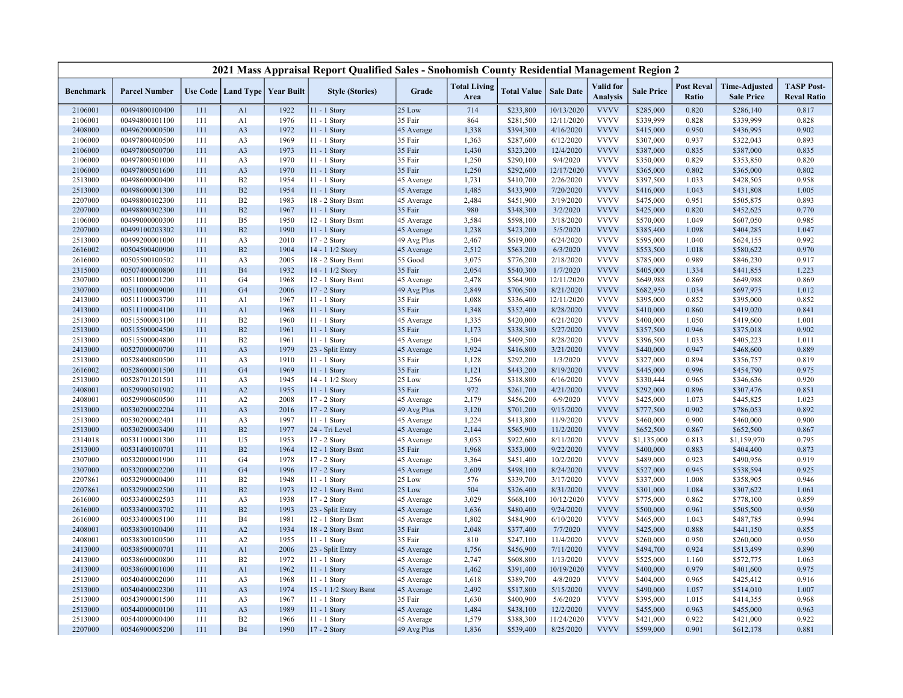# 2021 Mass Appraisal Report Qualified Sales - Snohomish County Residential Management Region 2

| Benchmark | Parcel Number | Use Code | Land Type | Year Built | Style (Stories) | Grade | Total Living Area | Total Value | Sale Date | Valid for Analysis | Sale Price | Post Reval Ratio | Time-Adjusted Sale Price | TASP Post-Reval Ratio |
|---|---|---|---|---|---|---|---|---|---|---|---|---|---|---|
| 2106001 | 00494800100400 | 111 | A1 | 1922 | 11 - 1 Story | 25 Low | 714 | $233,800 | 10/13/2020 | VVVV | $285,000 | 0.820 | $286,140 | 0.817 |
| 2106001 | 00494800101100 | 111 | A1 | 1976 | 11 - 1 Story | 35 Fair | 864 | $281,500 | 12/11/2020 | VVVV | $339,999 | 0.828 | $339,999 | 0.828 |
| 2408000 | 00496200000500 | 111 | A3 | 1972 | 11 - 1 Story | 45 Average | 1,338 | $394,300 | 4/16/2020 | VVVV | $415,000 | 0.950 | $436,995 | 0.902 |
| 2106000 | 00497800400500 | 111 | A3 | 1969 | 11 - 1 Story | 35 Fair | 1,363 | $287,600 | 6/12/2020 | VVVV | $307,000 | 0.937 | $322,043 | 0.893 |
| 2106000 | 00497800500700 | 111 | A3 | 1973 | 11 - 1 Story | 35 Fair | 1,430 | $323,200 | 12/4/2020 | VVVV | $387,000 | 0.835 | $387,000 | 0.835 |
| 2106000 | 00497800501000 | 111 | A3 | 1970 | 11 - 1 Story | 35 Fair | 1,250 | $290,100 | 9/4/2020 | VVVV | $350,000 | 0.829 | $353,850 | 0.820 |
| 2106000 | 00497800501600 | 111 | A3 | 1970 | 11 - 1 Story | 35 Fair | 1,250 | $292,600 | 12/17/2020 | VVVV | $365,000 | 0.802 | $365,000 | 0.802 |
| 2513000 | 00498600000400 | 111 | B2 | 1954 | 11 - 1 Story | 45 Average | 1,731 | $410,700 | 2/26/2020 | VVVV | $397,500 | 1.033 | $428,505 | 0.958 |
| 2513000 | 00498600001300 | 111 | B2 | 1954 | 11 - 1 Story | 45 Average | 1,485 | $433,900 | 7/20/2020 | VVVV | $416,000 | 1.043 | $431,808 | 1.005 |
| 2207000 | 00498800102300 | 111 | B2 | 1983 | 18 - 2 Story Bsmt | 45 Average | 2,484 | $451,900 | 3/19/2020 | VVVV | $475,000 | 0.951 | $505,875 | 0.893 |
| 2207000 | 00498800302300 | 111 | B2 | 1967 | 11 - 1 Story | 35 Fair | 980 | $348,300 | 3/2/2020 | VVVV | $425,000 | 0.820 | $452,625 | 0.770 |
| 2106000 | 00499000000300 | 111 | B5 | 1950 | 12 - 1 Story Bsmt | 45 Average | 3,584 | $598,100 | 3/18/2020 | VVVV | $570,000 | 1.049 | $607,050 | 0.985 |
| 2207000 | 00499100203302 | 111 | B2 | 1990 | 11 - 1 Story | 45 Average | 1,238 | $423,200 | 5/5/2020 | VVVV | $385,400 | 1.098 | $404,285 | 1.047 |
| 2513000 | 00499200001000 | 111 | A3 | 2010 | 17 - 2 Story | 49 Avg Plus | 2,467 | $619,000 | 6/24/2020 | VVVV | $595,000 | 1.040 | $624,155 | 0.992 |
| 2616002 | 00504500400900 | 111 | B2 | 1904 | 14 - 1 1/2 Story | 45 Average | 2,512 | $563,200 | 6/3/2020 | VVVV | $553,500 | 1.018 | $580,622 | 0.970 |
| 2616000 | 00505500100502 | 111 | A3 | 2005 | 18 - 2 Story Bsmt | 55 Good | 3,075 | $776,200 | 2/18/2020 | VVVV | $785,000 | 0.989 | $846,230 | 0.917 |
| 2315000 | 00507400000800 | 111 | B4 | 1932 | 14 - 1 1/2 Story | 35 Fair | 2,054 | $540,300 | 1/7/2020 | VVVV | $405,000 | 1.334 | $441,855 | 1.223 |
| 2307000 | 00511000001200 | 111 | G4 | 1968 | 12 - 1 Story Bsmt | 45 Average | 2,478 | $564,900 | 12/11/2020 | VVVV | $649,988 | 0.869 | $649,988 | 0.869 |
| 2307000 | 00511000009000 | 111 | G4 | 2006 | 17 - 2 Story | 49 Avg Plus | 2,849 | $706,500 | 8/21/2020 | VVVV | $682,950 | 1.034 | $697,975 | 1.012 |
| 2413000 | 00511100003700 | 111 | A1 | 1967 | 11 - 1 Story | 35 Fair | 1,088 | $336,400 | 12/11/2020 | VVVV | $395,000 | 0.852 | $395,000 | 0.852 |
| 2413000 | 00511100004100 | 111 | A1 | 1968 | 11 - 1 Story | 35 Fair | 1,348 | $352,400 | 8/28/2020 | VVVV | $410,000 | 0.860 | $419,020 | 0.841 |
| 2513000 | 00515500003100 | 111 | B2 | 1960 | 11 - 1 Story | 45 Average | 1,335 | $420,000 | 6/21/2020 | VVVV | $400,000 | 1.050 | $419,600 | 1.001 |
| 2513000 | 00515500004500 | 111 | B2 | 1961 | 11 - 1 Story | 35 Fair | 1,173 | $338,300 | 5/27/2020 | VVVV | $357,500 | 0.946 | $375,018 | 0.902 |
| 2513000 | 00515500004800 | 111 | B2 | 1961 | 11 - 1 Story | 45 Average | 1,504 | $409,500 | 8/28/2020 | VVVV | $396,500 | 1.033 | $405,223 | 1.011 |
| 2413000 | 00527000000700 | 111 | A3 | 1979 | 23 - Split Entry | 45 Average | 1,924 | $416,800 | 3/21/2020 | VVVV | $440,000 | 0.947 | $468,600 | 0.889 |
| 2513000 | 00528400800500 | 111 | A3 | 1910 | 11 - 1 Story | 35 Fair | 1,128 | $292,200 | 1/3/2020 | VVVV | $327,000 | 0.894 | $356,757 | 0.819 |
| 2616002 | 00528600001500 | 111 | G4 | 1969 | 11 - 1 Story | 35 Fair | 1,121 | $443,200 | 8/19/2020 | VVVV | $445,000 | 0.996 | $454,790 | 0.975 |
| 2513000 | 00528701201501 | 111 | A3 | 1945 | 14 - 1 1/2 Story | 25 Low | 1,256 | $318,800 | 6/16/2020 | VVVV | $330,444 | 0.965 | $346,636 | 0.920 |
| 2408001 | 00529900501902 | 111 | A2 | 1955 | 11 - 1 Story | 35 Fair | 972 | $261,700 | 4/21/2020 | VVVV | $292,000 | 0.896 | $307,476 | 0.851 |
| 2408001 | 00529900600500 | 111 | A2 | 2008 | 17 - 2 Story | 45 Average | 2,179 | $456,200 | 6/9/2020 | VVVV | $425,000 | 1.073 | $445,825 | 1.023 |
| 2513000 | 00530200002204 | 111 | A3 | 2016 | 17 - 2 Story | 49 Avg Plus | 3,120 | $701,200 | 9/15/2020 | VVVV | $777,500 | 0.902 | $786,053 | 0.892 |
| 2513000 | 00530200002401 | 111 | A3 | 1997 | 11 - 1 Story | 45 Average | 1,224 | $413,800 | 11/9/2020 | VVVV | $460,000 | 0.900 | $460,000 | 0.900 |
| 2513000 | 00530200003400 | 111 | B2 | 1977 | 24 - Tri Level | 45 Average | 2,144 | $565,900 | 11/2/2020 | VVVV | $652,500 | 0.867 | $652,500 | 0.867 |
| 2314018 | 00531100001300 | 111 | U5 | 1953 | 17 - 2 Story | 45 Average | 3,053 | $922,600 | 8/11/2020 | VVVV | $1,135,000 | 0.813 | $1,159,970 | 0.795 |
| 2513000 | 00531400100701 | 111 | B2 | 1964 | 12 - 1 Story Bsmt | 35 Fair | 1,968 | $353,000 | 9/22/2020 | VVVV | $400,000 | 0.883 | $404,400 | 0.873 |
| 2307000 | 00532000001900 | 111 | G4 | 1978 | 17 - 2 Story | 45 Average | 3,364 | $451,400 | 10/2/2020 | VVVV | $489,000 | 0.923 | $490,956 | 0.919 |
| 2307000 | 00532000002200 | 111 | G4 | 1996 | 17 - 2 Story | 45 Average | 2,609 | $498,100 | 8/24/2020 | VVVV | $527,000 | 0.945 | $538,594 | 0.925 |
| 2207861 | 00532900000400 | 111 | B2 | 1948 | 11 - 1 Story | 25 Low | 576 | $339,700 | 3/17/2020 | VVVV | $337,000 | 1.008 | $358,905 | 0.946 |
| 2207861 | 00532900002500 | 111 | B2 | 1973 | 12 - 1 Story Bsmt | 25 Low | 504 | $326,400 | 8/31/2020 | VVVV | $301,000 | 1.084 | $307,622 | 1.061 |
| 2616000 | 00533400002503 | 111 | A3 | 1938 | 17 - 2 Story | 45 Average | 3,029 | $668,100 | 10/12/2020 | VVVV | $775,000 | 0.862 | $778,100 | 0.859 |
| 2616000 | 00533400003702 | 111 | B2 | 1993 | 23 - Split Entry | 45 Average | 1,636 | $480,400 | 9/24/2020 | VVVV | $500,000 | 0.961 | $505,500 | 0.950 |
| 2616000 | 00533400005100 | 111 | B4 | 1981 | 12 - 1 Story Bsmt | 45 Average | 1,802 | $484,900 | 6/10/2020 | VVVV | $465,000 | 1.043 | $487,785 | 0.994 |
| 2408001 | 00538300100400 | 111 | A2 | 1934 | 18 - 2 Story Bsmt | 35 Fair | 2,048 | $377,400 | 7/7/2020 | VVVV | $425,000 | 0.888 | $441,150 | 0.855 |
| 2408001 | 00538300100500 | 111 | A2 | 1955 | 11 - 1 Story | 35 Fair | 810 | $247,100 | 11/4/2020 | VVVV | $260,000 | 0.950 | $260,000 | 0.950 |
| 2413000 | 00538500000701 | 111 | A1 | 2006 | 23 - Split Entry | 45 Average | 1,756 | $456,900 | 7/11/2020 | VVVV | $494,700 | 0.924 | $513,499 | 0.890 |
| 2413000 | 00538600000800 | 111 | B2 | 1972 | 11 - 1 Story | 45 Average | 2,747 | $608,800 | 1/13/2020 | VVVV | $525,000 | 1.160 | $572,775 | 1.063 |
| 2413000 | 00538600001000 | 111 | A1 | 1962 | 11 - 1 Story | 45 Average | 1,462 | $391,400 | 10/19/2020 | VVVV | $400,000 | 0.979 | $401,600 | 0.975 |
| 2513000 | 00540400002000 | 111 | A3 | 1968 | 11 - 1 Story | 45 Average | 1,618 | $389,700 | 4/8/2020 | VVVV | $404,000 | 0.965 | $425,412 | 0.916 |
| 2513000 | 00540400002300 | 111 | A3 | 1974 | 15 - 1 1/2 Story Bsmt | 45 Average | 2,492 | $517,800 | 5/15/2020 | VVVV | $490,000 | 1.057 | $514,010 | 1.007 |
| 2513000 | 00543900001500 | 111 | A3 | 1967 | 11 - 1 Story | 35 Fair | 1,630 | $400,900 | 5/6/2020 | VVVV | $395,000 | 1.015 | $414,355 | 0.968 |
| 2513000 | 00544000000100 | 111 | A3 | 1989 | 11 - 1 Story | 45 Average | 1,484 | $438,100 | 12/2/2020 | VVVV | $455,000 | 0.963 | $455,000 | 0.963 |
| 2513000 | 00544000000400 | 111 | B2 | 1966 | 11 - 1 Story | 45 Average | 1,579 | $388,300 | 11/24/2020 | VVVV | $421,000 | 0.922 | $421,000 | 0.922 |
| 2207000 | 00546900005200 | 111 | B4 | 1990 | 17 - 2 Story | 49 Avg Plus | 1,836 | $539,400 | 8/25/2020 | VVVV | $599,000 | 0.901 | $612,178 | 0.881 |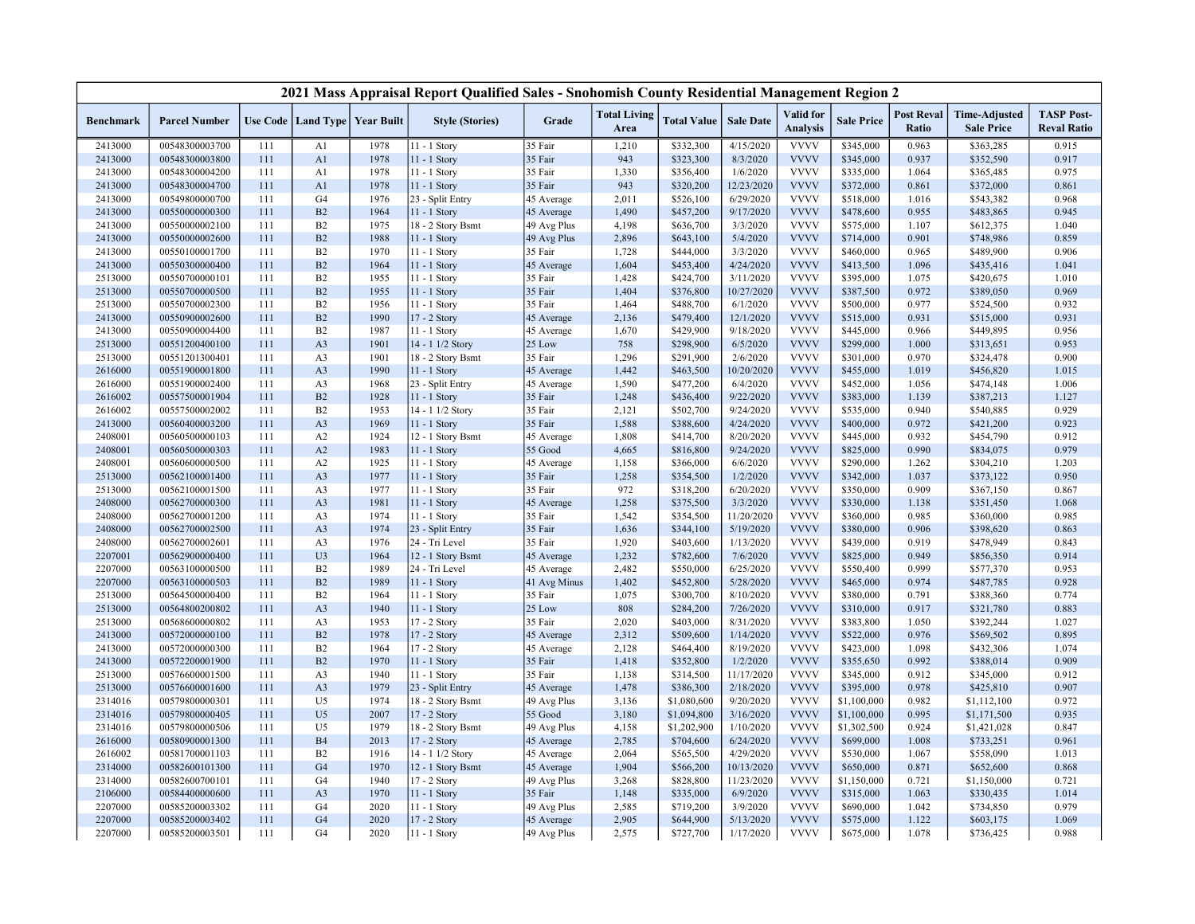# 2021 Mass Appraisal Report Qualified Sales - Snohomish County Residential Management Region 2

| Benchmark | Parcel Number | Use Code | Land Type | Year Built | Style (Stories) | Grade | Total Living Area | Total Value | Sale Date | Valid for Analysis | Sale Price | Post Reval Ratio | Time-Adjusted Sale Price | TASP Post-Reval Ratio |
|---|---|---|---|---|---|---|---|---|---|---|---|---|---|---|
| 2413000 | 00548300003700 | 111 | A1 | 1978 | 11 - 1 Story | 35 Fair | 1,210 | $332,300 | 4/15/2020 | VVVV | $345,000 | 0.963 | $363,285 | 0.915 |
| 2413000 | 00548300003800 | 111 | A1 | 1978 | 11 - 1 Story | 35 Fair | 943 | $323,300 | 8/3/2020 | VVVV | $345,000 | 0.937 | $352,590 | 0.917 |
| 2413000 | 00548300004200 | 111 | A1 | 1978 | 11 - 1 Story | 35 Fair | 1,330 | $356,400 | 1/6/2020 | VVVV | $335,000 | 1.064 | $365,485 | 0.975 |
| 2413000 | 00548300004700 | 111 | A1 | 1978 | 11 - 1 Story | 35 Fair | 943 | $320,200 | 12/23/2020 | VVVV | $372,000 | 0.861 | $372,000 | 0.861 |
| 2413000 | 00549800000700 | 111 | G4 | 1976 | 23 - Split Entry | 45 Average | 2,011 | $526,100 | 6/29/2020 | VVVV | $518,000 | 1.016 | $543,382 | 0.968 |
| 2413000 | 00550000000300 | 111 | B2 | 1964 | 11 - 1 Story | 45 Average | 1,490 | $457,200 | 9/17/2020 | VVVV | $478,600 | 0.955 | $483,865 | 0.945 |
| 2413000 | 00550000002100 | 111 | B2 | 1975 | 18 - 2 Story Bsmt | 49 Avg Plus | 4,198 | $636,700 | 3/3/2020 | VVVV | $575,000 | 1.107 | $612,375 | 1.040 |
| 2413000 | 00550000002600 | 111 | B2 | 1988 | 11 - 1 Story | 49 Avg Plus | 2,896 | $643,100 | 5/4/2020 | VVVV | $714,000 | 0.901 | $748,986 | 0.859 |
| 2413000 | 00550100001700 | 111 | B2 | 1970 | 11 - 1 Story | 35 Fair | 1,728 | $444,000 | 3/3/2020 | VVVV | $460,000 | 0.965 | $489,900 | 0.906 |
| 2413000 | 00550300000400 | 111 | B2 | 1964 | 11 - 1 Story | 45 Average | 1,604 | $453,400 | 4/24/2020 | VVVV | $413,500 | 1.096 | $435,416 | 1.041 |
| 2513000 | 00550700000101 | 111 | B2 | 1955 | 11 - 1 Story | 35 Fair | 1,428 | $424,700 | 3/11/2020 | VVVV | $395,000 | 1.075 | $420,675 | 1.010 |
| 2513000 | 00550700000500 | 111 | B2 | 1955 | 11 - 1 Story | 35 Fair | 1,404 | $376,800 | 10/27/2020 | VVVV | $387,500 | 0.972 | $389,050 | 0.969 |
| 2513000 | 00550700002300 | 111 | B2 | 1956 | 11 - 1 Story | 35 Fair | 1,464 | $488,700 | 6/1/2020 | VVVV | $500,000 | 0.977 | $524,500 | 0.932 |
| 2413000 | 00550900002600 | 111 | B2 | 1990 | 17 - 2 Story | 45 Average | 2,136 | $479,400 | 12/1/2020 | VVVV | $515,000 | 0.931 | $515,000 | 0.931 |
| 2413000 | 00550900004400 | 111 | B2 | 1987 | 11 - 1 Story | 45 Average | 1,670 | $429,900 | 9/18/2020 | VVVV | $445,000 | 0.966 | $449,895 | 0.956 |
| 2513000 | 00551200400100 | 111 | A3 | 1901 | 14 - 1 1/2 Story | 25 Low | 758 | $298,900 | 6/5/2020 | VVVV | $299,000 | 1.000 | $313,651 | 0.953 |
| 2513000 | 00551201300401 | 111 | A3 | 1901 | 18 - 2 Story Bsmt | 35 Fair | 1,296 | $291,900 | 2/6/2020 | VVVV | $301,000 | 0.970 | $324,478 | 0.900 |
| 2616000 | 00551900001800 | 111 | A3 | 1990 | 11 - 1 Story | 45 Average | 1,442 | $463,500 | 10/20/2020 | VVVV | $455,000 | 1.019 | $456,820 | 1.015 |
| 2616000 | 00551900002400 | 111 | A3 | 1968 | 23 - Split Entry | 45 Average | 1,590 | $477,200 | 6/4/2020 | VVVV | $452,000 | 1.056 | $474,148 | 1.006 |
| 2616002 | 00557500001904 | 111 | B2 | 1928 | 11 - 1 Story | 35 Fair | 1,248 | $436,400 | 9/22/2020 | VVVV | $383,000 | 1.139 | $387,213 | 1.127 |
| 2616002 | 00557500002002 | 111 | B2 | 1953 | 14 - 1 1/2 Story | 35 Fair | 2,121 | $502,700 | 9/24/2020 | VVVV | $535,000 | 0.940 | $540,885 | 0.929 |
| 2413000 | 00560400003200 | 111 | A3 | 1969 | 11 - 1 Story | 35 Fair | 1,588 | $388,600 | 4/24/2020 | VVVV | $400,000 | 0.972 | $421,200 | 0.923 |
| 2408001 | 00560500000103 | 111 | A2 | 1924 | 12 - 1 Story Bsmt | 45 Average | 1,808 | $414,700 | 8/20/2020 | VVVV | $445,000 | 0.932 | $454,790 | 0.912 |
| 2408001 | 00560500000303 | 111 | A2 | 1983 | 11 - 1 Story | 55 Good | 4,665 | $816,800 | 9/24/2020 | VVVV | $825,000 | 0.990 | $834,075 | 0.979 |
| 2408001 | 00560600000500 | 111 | A2 | 1925 | 11 - 1 Story | 45 Average | 1,158 | $366,000 | 6/6/2020 | VVVV | $290,000 | 1.262 | $304,210 | 1.203 |
| 2513000 | 00562100001400 | 111 | A3 | 1977 | 11 - 1 Story | 35 Fair | 1,258 | $354,500 | 1/2/2020 | VVVV | $342,000 | 1.037 | $373,122 | 0.950 |
| 2513000 | 00562100001500 | 111 | A3 | 1977 | 11 - 1 Story | 35 Fair | 972 | $318,200 | 6/20/2020 | VVVV | $350,000 | 0.909 | $367,150 | 0.867 |
| 2408000 | 00562700000300 | 111 | A3 | 1981 | 11 - 1 Story | 45 Average | 1,258 | $375,500 | 3/3/2020 | VVVV | $330,000 | 1.138 | $351,450 | 1.068 |
| 2408000 | 00562700001200 | 111 | A3 | 1974 | 11 - 1 Story | 35 Fair | 1,542 | $354,500 | 11/20/2020 | VVVV | $360,000 | 0.985 | $360,000 | 0.985 |
| 2408000 | 00562700002500 | 111 | A3 | 1974 | 23 - Split Entry | 35 Fair | 1,636 | $344,100 | 5/19/2020 | VVVV | $380,000 | 0.906 | $398,620 | 0.863 |
| 2408000 | 00562700002601 | 111 | A3 | 1976 | 24 - Tri Level | 35 Fair | 1,920 | $403,600 | 1/13/2020 | VVVV | $439,000 | 0.919 | $478,949 | 0.843 |
| 2207001 | 00562900000400 | 111 | U3 | 1964 | 12 - 1 Story Bsmt | 45 Average | 1,232 | $782,600 | 7/6/2020 | VVVV | $825,000 | 0.949 | $856,350 | 0.914 |
| 2207000 | 00563100000500 | 111 | B2 | 1989 | 24 - Tri Level | 45 Average | 2,482 | $550,000 | 6/25/2020 | VVVV | $550,400 | 0.999 | $577,370 | 0.953 |
| 2207000 | 00563100000503 | 111 | B2 | 1989 | 11 - 1 Story | 41 Avg Minus | 1,402 | $452,800 | 5/28/2020 | VVVV | $465,000 | 0.974 | $487,785 | 0.928 |
| 2513000 | 00564500000400 | 111 | B2 | 1964 | 11 - 1 Story | 35 Fair | 1,075 | $300,700 | 8/10/2020 | VVVV | $380,000 | 0.791 | $388,360 | 0.774 |
| 2513000 | 00564800200802 | 111 | A3 | 1940 | 11 - 1 Story | 25 Low | 808 | $284,200 | 7/26/2020 | VVVV | $310,000 | 0.917 | $321,780 | 0.883 |
| 2513000 | 00568600000802 | 111 | A3 | 1953 | 17 - 2 Story | 35 Fair | 2,020 | $403,000 | 8/31/2020 | VVVV | $383,800 | 1.050 | $392,244 | 1.027 |
| 2413000 | 00572000000100 | 111 | B2 | 1978 | 17 - 2 Story | 45 Average | 2,312 | $509,600 | 1/14/2020 | VVVV | $522,000 | 0.976 | $569,502 | 0.895 |
| 2413000 | 00572000000300 | 111 | B2 | 1964 | 17 - 2 Story | 45 Average | 2,128 | $464,400 | 8/19/2020 | VVVV | $423,000 | 1.098 | $432,306 | 1.074 |
| 2413000 | 00572200001900 | 111 | B2 | 1970 | 11 - 1 Story | 35 Fair | 1,418 | $352,800 | 1/2/2020 | VVVV | $355,650 | 0.992 | $388,014 | 0.909 |
| 2513000 | 00576600001500 | 111 | A3 | 1940 | 11 - 1 Story | 35 Fair | 1,138 | $314,500 | 11/17/2020 | VVVV | $345,000 | 0.912 | $345,000 | 0.912 |
| 2513000 | 00576600001600 | 111 | A3 | 1979 | 23 - Split Entry | 45 Average | 1,478 | $386,300 | 2/18/2020 | VVVV | $395,000 | 0.978 | $425,810 | 0.907 |
| 2314016 | 00579800000301 | 111 | U5 | 1974 | 18 - 2 Story Bsmt | 49 Avg Plus | 3,136 | $1,080,600 | 9/20/2020 | VVVV | $1,100,000 | 0.982 | $1,112,100 | 0.972 |
| 2314016 | 00579800000405 | 111 | U5 | 2007 | 17 - 2 Story | 55 Good | 3,180 | $1,094,800 | 3/16/2020 | VVVV | $1,100,000 | 0.995 | $1,171,500 | 0.935 |
| 2314016 | 00579800000506 | 111 | U5 | 1979 | 18 - 2 Story Bsmt | 49 Avg Plus | 4,158 | $1,202,900 | 1/10/2020 | VVVV | $1,302,500 | 0.924 | $1,421,028 | 0.847 |
| 2616000 | 00580900001300 | 111 | B4 | 2013 | 17 - 2 Story | 45 Average | 2,785 | $704,600 | 6/24/2020 | VVVV | $699,000 | 1.008 | $733,251 | 0.961 |
| 2616002 | 00581700001103 | 111 | B2 | 1916 | 14 - 1 1/2 Story | 45 Average | 2,064 | $565,500 | 4/29/2020 | VVVV | $530,000 | 1.067 | $558,090 | 1.013 |
| 2314000 | 00582600101300 | 111 | G4 | 1970 | 12 - 1 Story Bsmt | 45 Average | 1,904 | $566,200 | 10/13/2020 | VVVV | $650,000 | 0.871 | $652,600 | 0.868 |
| 2314000 | 00582600700101 | 111 | G4 | 1940 | 17 - 2 Story | 49 Avg Plus | 3,268 | $828,800 | 11/23/2020 | VVVV | $1,150,000 | 0.721 | $1,150,000 | 0.721 |
| 2106000 | 00584400000600 | 111 | A3 | 1970 | 11 - 1 Story | 35 Fair | 1,148 | $335,000 | 6/9/2020 | VVVV | $315,000 | 1.063 | $330,435 | 1.014 |
| 2207000 | 00585200003302 | 111 | G4 | 2020 | 11 - 1 Story | 49 Avg Plus | 2,585 | $719,200 | 3/9/2020 | VVVV | $690,000 | 1.042 | $734,850 | 0.979 |
| 2207000 | 00585200003402 | 111 | G4 | 2020 | 17 - 2 Story | 45 Average | 2,905 | $644,900 | 5/13/2020 | VVVV | $575,000 | 1.122 | $603,175 | 1.069 |
| 2207000 | 00585200003501 | 111 | G4 | 2020 | 11 - 1 Story | 49 Avg Plus | 2,575 | $727,700 | 1/17/2020 | VVVV | $675,000 | 1.078 | $736,425 | 0.988 |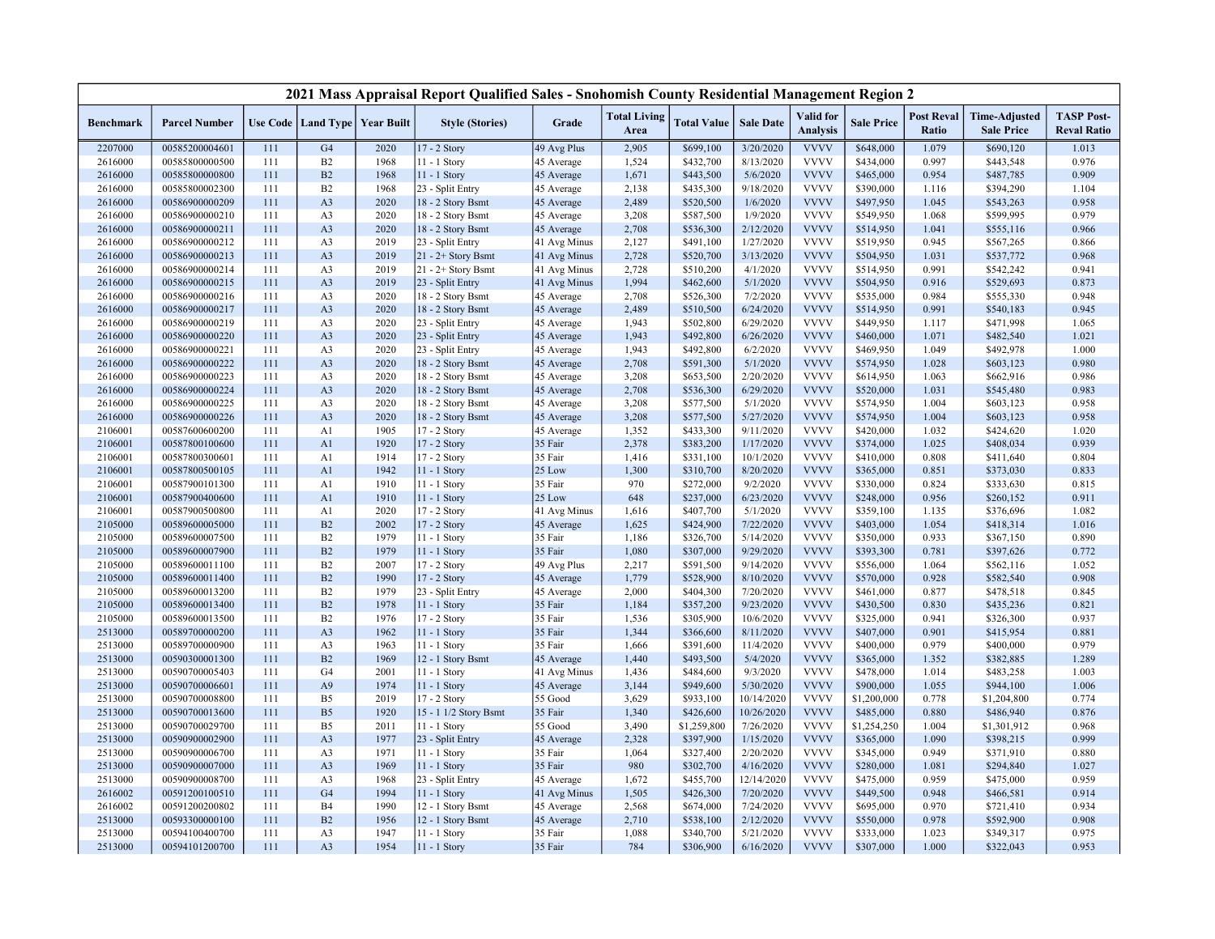# 2021 Mass Appraisal Report Qualified Sales - Snohomish County Residential Management Region 2

| Benchmark | Parcel Number | Use Code | Land Type | Year Built | Style (Stories) | Grade | Total Living Area | Total Value | Sale Date | Valid for Analysis | Sale Price | Post Reval Ratio | Time-Adjusted Sale Price | TASP Post-Reval Ratio |
|---|---|---|---|---|---|---|---|---|---|---|---|---|---|---|
| 2207000 | 00585200004601 | 111 | G4 | 2020 | 17 - 2 Story | 49 Avg Plus | 2,905 | $699,100 | 3/20/2020 | VVVV | $648,000 | 1.079 | $690,120 | 1.013 |
| 2616000 | 00585800000500 | 111 | B2 | 1968 | 11 - 1 Story | 45 Average | 1,524 | $432,700 | 8/13/2020 | VVVV | $434,000 | 0.997 | $443,548 | 0.976 |
| 2616000 | 00585800000800 | 111 | B2 | 1968 | 11 - 1 Story | 45 Average | 1,671 | $443,500 | 5/6/2020 | VVVV | $465,000 | 0.954 | $487,785 | 0.909 |
| 2616000 | 00585800002300 | 111 | B2 | 1968 | 23 - Split Entry | 45 Average | 2,138 | $435,300 | 9/18/2020 | VVVV | $390,000 | 1.116 | $394,290 | 1.104 |
| 2616000 | 00586900000209 | 111 | A3 | 2020 | 18 - 2 Story Bsmt | 45 Average | 2,489 | $520,500 | 1/6/2020 | VVVV | $497,950 | 1.045 | $543,263 | 0.958 |
| 2616000 | 00586900000210 | 111 | A3 | 2020 | 18 - 2 Story Bsmt | 45 Average | 3,208 | $587,500 | 1/9/2020 | VVVV | $549,950 | 1.068 | $599,995 | 0.979 |
| 2616000 | 00586900000211 | 111 | A3 | 2020 | 18 - 2 Story Bsmt | 45 Average | 2,708 | $536,300 | 2/12/2020 | VVVV | $514,950 | 1.041 | $555,116 | 0.966 |
| 2616000 | 00586900000212 | 111 | A3 | 2019 | 23 - Split Entry | 41 Avg Minus | 2,127 | $491,100 | 1/27/2020 | VVVV | $519,950 | 0.945 | $567,265 | 0.866 |
| 2616000 | 00586900000213 | 111 | A3 | 2019 | 21 - 2+ Story Bsmt | 41 Avg Minus | 2,728 | $520,700 | 3/13/2020 | VVVV | $504,950 | 1.031 | $537,772 | 0.968 |
| 2616000 | 00586900000214 | 111 | A3 | 2019 | 21 - 2+ Story Bsmt | 41 Avg Minus | 2,728 | $510,200 | 4/1/2020 | VVVV | $514,950 | 0.991 | $542,242 | 0.941 |
| 2616000 | 00586900000215 | 111 | A3 | 2019 | 23 - Split Entry | 41 Avg Minus | 1,994 | $462,600 | 5/1/2020 | VVVV | $504,950 | 0.916 | $529,693 | 0.873 |
| 2616000 | 00586900000216 | 111 | A3 | 2020 | 18 - 2 Story Bsmt | 45 Average | 2,708 | $526,300 | 7/2/2020 | VVVV | $535,000 | 0.984 | $555,330 | 0.948 |
| 2616000 | 00586900000217 | 111 | A3 | 2020 | 18 - 2 Story Bsmt | 45 Average | 2,489 | $510,500 | 6/24/2020 | VVVV | $514,950 | 0.991 | $540,183 | 0.945 |
| 2616000 | 00586900000219 | 111 | A3 | 2020 | 23 - Split Entry | 45 Average | 1,943 | $502,800 | 6/29/2020 | VVVV | $449,950 | 1.117 | $471,998 | 1.065 |
| 2616000 | 00586900000220 | 111 | A3 | 2020 | 23 - Split Entry | 45 Average | 1,943 | $492,800 | 6/26/2020 | VVVV | $460,000 | 1.071 | $482,540 | 1.021 |
| 2616000 | 00586900000221 | 111 | A3 | 2020 | 23 - Split Entry | 45 Average | 1,943 | $492,800 | 6/2/2020 | VVVV | $469,950 | 1.049 | $492,978 | 1.000 |
| 2616000 | 00586900000222 | 111 | A3 | 2020 | 18 - 2 Story Bsmt | 45 Average | 2,708 | $591,300 | 5/1/2020 | VVVV | $574,950 | 1.028 | $603,123 | 0.980 |
| 2616000 | 00586900000223 | 111 | A3 | 2020 | 18 - 2 Story Bsmt | 45 Average | 3,208 | $653,500 | 2/20/2020 | VVVV | $614,950 | 1.063 | $662,916 | 0.986 |
| 2616000 | 00586900000224 | 111 | A3 | 2020 | 18 - 2 Story Bsmt | 45 Average | 2,708 | $536,300 | 6/29/2020 | VVVV | $520,000 | 1.031 | $545,480 | 0.983 |
| 2616000 | 00586900000225 | 111 | A3 | 2020 | 18 - 2 Story Bsmt | 45 Average | 3,208 | $577,500 | 5/1/2020 | VVVV | $574,950 | 1.004 | $603,123 | 0.958 |
| 2616000 | 00586900000226 | 111 | A3 | 2020 | 18 - 2 Story Bsmt | 45 Average | 3,208 | $577,500 | 5/27/2020 | VVVV | $574,950 | 1.004 | $603,123 | 0.958 |
| 2106001 | 00587600600200 | 111 | A1 | 1905 | 17 - 2 Story | 45 Average | 1,352 | $433,300 | 9/11/2020 | VVVV | $420,000 | 1.032 | $424,620 | 1.020 |
| 2106001 | 00587800100600 | 111 | A1 | 1920 | 17 - 2 Story | 35 Fair | 2,378 | $383,200 | 1/17/2020 | VVVV | $374,000 | 1.025 | $408,034 | 0.939 |
| 2106001 | 00587800300601 | 111 | A1 | 1914 | 17 - 2 Story | 35 Fair | 1,416 | $331,100 | 10/1/2020 | VVVV | $410,000 | 0.808 | $411,640 | 0.804 |
| 2106001 | 00587800500105 | 111 | A1 | 1942 | 11 - 1 Story | 25 Low | 1,300 | $310,700 | 8/20/2020 | VVVV | $365,000 | 0.851 | $373,030 | 0.833 |
| 2106001 | 00587900101300 | 111 | A1 | 1910 | 11 - 1 Story | 35 Fair | 970 | $272,000 | 9/2/2020 | VVVV | $330,000 | 0.824 | $333,630 | 0.815 |
| 2106001 | 00587900400600 | 111 | A1 | 1910 | 11 - 1 Story | 25 Low | 648 | $237,000 | 6/23/2020 | VVVV | $248,000 | 0.956 | $260,152 | 0.911 |
| 2106001 | 00587900500800 | 111 | A1 | 2020 | 17 - 2 Story | 41 Avg Minus | 1,616 | $407,700 | 5/1/2020 | VVVV | $359,100 | 1.135 | $376,696 | 1.082 |
| 2105000 | 00589600005000 | 111 | B2 | 2002 | 17 - 2 Story | 45 Average | 1,625 | $424,900 | 7/22/2020 | VVVV | $403,000 | 1.054 | $418,314 | 1.016 |
| 2105000 | 00589600007500 | 111 | B2 | 1979 | 11 - 1 Story | 35 Fair | 1,186 | $326,700 | 5/14/2020 | VVVV | $350,000 | 0.933 | $367,150 | 0.890 |
| 2105000 | 00589600007900 | 111 | B2 | 1979 | 11 - 1 Story | 35 Fair | 1,080 | $307,000 | 9/29/2020 | VVVV | $393,300 | 0.781 | $397,626 | 0.772 |
| 2105000 | 00589600011100 | 111 | B2 | 2007 | 17 - 2 Story | 49 Avg Plus | 2,217 | $591,500 | 9/14/2020 | VVVV | $556,000 | 1.064 | $562,116 | 1.052 |
| 2105000 | 00589600011400 | 111 | B2 | 1990 | 17 - 2 Story | 45 Average | 1,779 | $528,900 | 8/10/2020 | VVVV | $570,000 | 0.928 | $582,540 | 0.908 |
| 2105000 | 00589600013200 | 111 | B2 | 1979 | 23 - Split Entry | 45 Average | 2,000 | $404,300 | 7/20/2020 | VVVV | $461,000 | 0.877 | $478,518 | 0.845 |
| 2105000 | 00589600013400 | 111 | B2 | 1978 | 11 - 1 Story | 35 Fair | 1,184 | $357,200 | 9/23/2020 | VVVV | $430,500 | 0.830 | $435,236 | 0.821 |
| 2105000 | 00589600013500 | 111 | B2 | 1976 | 17 - 2 Story | 35 Fair | 1,536 | $305,900 | 10/6/2020 | VVVV | $325,000 | 0.941 | $326,300 | 0.937 |
| 2513000 | 00589700000200 | 111 | A3 | 1962 | 11 - 1 Story | 35 Fair | 1,344 | $366,600 | 8/11/2020 | VVVV | $407,000 | 0.901 | $415,954 | 0.881 |
| 2513000 | 00589700000900 | 111 | A3 | 1963 | 11 - 1 Story | 35 Fair | 1,666 | $391,600 | 11/4/2020 | VVVV | $400,000 | 0.979 | $400,000 | 0.979 |
| 2513000 | 00590300001300 | 111 | B2 | 1969 | 12 - 1 Story Bsmt | 45 Average | 1,440 | $493,500 | 5/4/2020 | VVVV | $365,000 | 1.352 | $382,885 | 1.289 |
| 2513000 | 00590700005403 | 111 | G4 | 2001 | 11 - 1 Story | 41 Avg Minus | 1,436 | $484,600 | 9/3/2020 | VVVV | $478,000 | 1.014 | $483,258 | 1.003 |
| 2513000 | 00590700006601 | 111 | A9 | 1974 | 11 - 1 Story | 45 Average | 3,144 | $949,600 | 5/30/2020 | VVVV | $900,000 | 1.055 | $944,100 | 1.006 |
| 2513000 | 00590700008800 | 111 | B5 | 2019 | 17 - 2 Story | 55 Good | 3,629 | $933,100 | 10/14/2020 | VVVV | $1,200,000 | 0.778 | $1,204,800 | 0.774 |
| 2513000 | 00590700013600 | 111 | B5 | 1920 | 15 - 1 1/2 Story Bsmt | 35 Fair | 1,340 | $426,600 | 10/26/2020 | VVVV | $485,000 | 0.880 | $486,940 | 0.876 |
| 2513000 | 00590700029700 | 111 | B5 | 2011 | 11 - 1 Story | 55 Good | 3,490 | $1,259,800 | 7/26/2020 | VVVV | $1,254,250 | 1.004 | $1,301,912 | 0.968 |
| 2513000 | 00590900002900 | 111 | A3 | 1977 | 23 - Split Entry | 45 Average | 2,328 | $397,900 | 1/15/2020 | VVVV | $365,000 | 1.090 | $398,215 | 0.999 |
| 2513000 | 00590900006700 | 111 | A3 | 1971 | 11 - 1 Story | 35 Fair | 1,064 | $327,400 | 2/20/2020 | VVVV | $345,000 | 0.949 | $371,910 | 0.880 |
| 2513000 | 00590900007000 | 111 | A3 | 1969 | 11 - 1 Story | 35 Fair | 980 | $302,700 | 4/16/2020 | VVVV | $280,000 | 1.081 | $294,840 | 1.027 |
| 2513000 | 00590900008700 | 111 | A3 | 1968 | 23 - Split Entry | 45 Average | 1,672 | $455,700 | 12/14/2020 | VVVV | $475,000 | 0.959 | $475,000 | 0.959 |
| 2616002 | 00591200100510 | 111 | G4 | 1994 | 11 - 1 Story | 41 Avg Minus | 1,505 | $426,300 | 7/20/2020 | VVVV | $449,500 | 0.948 | $466,581 | 0.914 |
| 2616002 | 00591200200802 | 111 | B4 | 1990 | 12 - 1 Story Bsmt | 45 Average | 2,568 | $674,000 | 7/24/2020 | VVVV | $695,000 | 0.970 | $721,410 | 0.934 |
| 2513000 | 00593300000100 | 111 | B2 | 1956 | 12 - 1 Story Bsmt | 45 Average | 2,710 | $538,100 | 2/12/2020 | VVVV | $550,000 | 0.978 | $592,900 | 0.908 |
| 2513000 | 00594100400700 | 111 | A3 | 1947 | 11 - 1 Story | 35 Fair | 1,088 | $340,700 | 5/21/2020 | VVVV | $333,000 | 1.023 | $349,317 | 0.975 |
| 2513000 | 00594101200700 | 111 | A3 | 1954 | 11 - 1 Story | 35 Fair | 784 | $306,900 | 6/16/2020 | VVVV | $307,000 | 1.000 | $322,043 | 0.953 |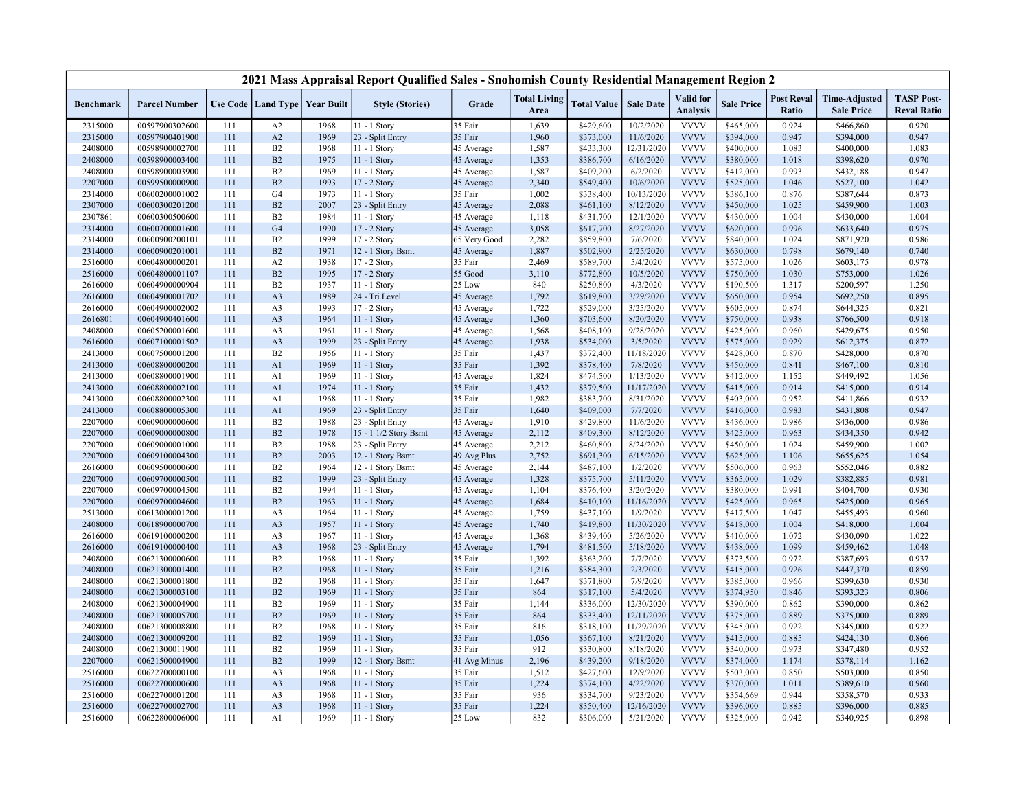| 2021 Mass Appraisal Report Qualified Sales - Snohomish County Residential Management Region 2 | | | | | | | | | | | | | | | |
|---|---|---|---|---|---|---|---|---|---|---|---|---|---|---|---|
| **Benchmark** | **Parcel Number** | **Use Code** | **Land Type** | **Year Built** | **Style (Stories)** | **Grade** | **Total Living Area** | **Total Value** | **Sale Date** | **Valid for Analysis** | **Sale Price** | **Post Reval Ratio** | **Time-Adjusted Sale Price** | **TASP Post-Reval Ratio** |
| 2315000 | 00597900302600 | 111 | A2 | 1968 | 11 - 1 Story | 35 Fair | 1,639 | $429,600 | 10/2/2020 | VVVV | $465,000 | 0.924 | $466,860 | 0.920 |
| 2315000 | 00597900401900 | 111 | A2 | 1969 | 23 - Split Entry | 35 Fair | 1,960 | $373,000 | 11/6/2020 | VVVV | $394,000 | 0.947 | $394,000 | 0.947 |
| 2408000 | 00598900002700 | 111 | B2 | 1968 | 11 - 1 Story | 45 Average | 1,587 | $433,300 | 12/31/2020 | VVVV | $400,000 | 1.083 | $400,000 | 1.083 |
| 2408000 | 00598900003400 | 111 | B2 | 1975 | 11 - 1 Story | 45 Average | 1,353 | $386,700 | 6/16/2020 | VVVV | $380,000 | 1.018 | $398,620 | 0.970 |
| 2408000 | 00598900003900 | 111 | B2 | 1969 | 11 - 1 Story | 45 Average | 1,587 | $409,200 | 6/2/2020 | VVVV | $412,000 | 0.993 | $432,188 | 0.947 |
| 2207000 | 00599500000900 | 111 | B2 | 1993 | 17 - 2 Story | 45 Average | 2,340 | $549,400 | 10/6/2020 | VVVV | $525,000 | 1.046 | $527,100 | 1.042 |
| 2314000 | 00600200001002 | 111 | G4 | 1973 | 11 - 1 Story | 35 Fair | 1,002 | $338,400 | 10/13/2020 | VVVV | $386,100 | 0.876 | $387,644 | 0.873 |
| 2307000 | 00600300201200 | 111 | B2 | 2007 | 23 - Split Entry | 45 Average | 2,088 | $461,100 | 8/12/2020 | VVVV | $450,000 | 1.025 | $459,900 | 1.003 |
| 2307861 | 00600300500600 | 111 | B2 | 1984 | 11 - 1 Story | 45 Average | 1,118 | $431,700 | 12/1/2020 | VVVV | $430,000 | 1.004 | $430,000 | 1.004 |
| 2314000 | 00600700001600 | 111 | G4 | 1990 | 17 - 2 Story | 45 Average | 3,058 | $617,700 | 8/27/2020 | VVVV | $620,000 | 0.996 | $633,640 | 0.975 |
| 2314000 | 00600900200101 | 111 | B2 | 1999 | 17 - 2 Story | 65 Very Good | 2,282 | $859,800 | 7/6/2020 | VVVV | $840,000 | 1.024 | $871,920 | 0.986 |
| 2314000 | 00600900201001 | 111 | B2 | 1971 | 12 - 1 Story Bsmt | 45 Average | 1,887 | $502,900 | 2/25/2020 | VVVV | $630,000 | 0.798 | $679,140 | 0.740 |
| 2516000 | 00604800000201 | 111 | A2 | 1938 | 17 - 2 Story | 35 Fair | 2,469 | $589,700 | 5/4/2020 | VVVV | $575,000 | 1.026 | $603,175 | 0.978 |
| 2516000 | 00604800001107 | 111 | B2 | 1995 | 17 - 2 Story | 55 Good | 3,110 | $772,800 | 10/5/2020 | VVVV | $750,000 | 1.030 | $753,000 | 1.026 |
| 2616000 | 00604900000904 | 111 | B2 | 1937 | 11 - 1 Story | 25 Low | 840 | $250,800 | 4/3/2020 | VVVV | $190,500 | 1.317 | $200,597 | 1.250 |
| 2616000 | 00604900001702 | 111 | A3 | 1989 | 24 - Tri Level | 45 Average | 1,792 | $619,800 | 3/29/2020 | VVVV | $650,000 | 0.954 | $692,250 | 0.895 |
| 2616000 | 00604900002002 | 111 | A3 | 1993 | 17 - 2 Story | 45 Average | 1,722 | $529,000 | 3/25/2020 | VVVV | $605,000 | 0.874 | $644,325 | 0.821 |
| 2616801 | 00604900401600 | 111 | A3 | 1964 | 11 - 1 Story | 45 Average | 1,360 | $703,600 | 8/20/2020 | VVVV | $750,000 | 0.938 | $766,500 | 0.918 |
| 2408000 | 00605200001600 | 111 | A3 | 1961 | 11 - 1 Story | 45 Average | 1,568 | $408,100 | 9/28/2020 | VVVV | $425,000 | 0.960 | $429,675 | 0.950 |
| 2616000 | 00607100001502 | 111 | A3 | 1999 | 23 - Split Entry | 45 Average | 1,938 | $534,000 | 3/5/2020 | VVVV | $575,000 | 0.929 | $612,375 | 0.872 |
| 2413000 | 00607500001200 | 111 | B2 | 1956 | 11 - 1 Story | 35 Fair | 1,437 | $372,400 | 11/18/2020 | VVVV | $428,000 | 0.870 | $428,000 | 0.870 |
| 2413000 | 00608800000200 | 111 | A1 | 1969 | 11 - 1 Story | 35 Fair | 1,392 | $378,400 | 7/8/2020 | VVVV | $450,000 | 0.841 | $467,100 | 0.810 |
| 2413000 | 00608800001900 | 111 | A1 | 1969 | 11 - 1 Story | 45 Average | 1,824 | $474,500 | 1/13/2020 | VVVV | $412,000 | 1.152 | $449,492 | 1.056 |
| 2413000 | 00608800002100 | 111 | A1 | 1974 | 11 - 1 Story | 35 Fair | 1,432 | $379,500 | 11/17/2020 | VVVV | $415,000 | 0.914 | $415,000 | 0.914 |
| 2413000 | 00608800002300 | 111 | A1 | 1968 | 11 - 1 Story | 35 Fair | 1,982 | $383,700 | 8/31/2020 | VVVV | $403,000 | 0.952 | $411,866 | 0.932 |
| 2413000 | 00608800005300 | 111 | A1 | 1969 | 23 - Split Entry | 35 Fair | 1,640 | $409,000 | 7/7/2020 | VVVV | $416,000 | 0.983 | $431,808 | 0.947 |
| 2207000 | 00609000000600 | 111 | B2 | 1988 | 23 - Split Entry | 45 Average | 1,910 | $429,800 | 11/6/2020 | VVVV | $436,000 | 0.986 | $436,000 | 0.986 |
| 2207000 | 00609000000800 | 111 | B2 | 1978 | 15 - 1 1/2 Story Bsmt | 45 Average | 2,112 | $409,300 | 8/12/2020 | VVVV | $425,000 | 0.963 | $434,350 | 0.942 |
| 2207000 | 00609000001000 | 111 | B2 | 1988 | 23 - Split Entry | 45 Average | 2,212 | $460,800 | 8/24/2020 | VVVV | $450,000 | 1.024 | $459,900 | 1.002 |
| 2207000 | 00609100004300 | 111 | B2 | 2003 | 12 - 1 Story Bsmt | 49 Avg Plus | 2,752 | $691,300 | 6/15/2020 | VVVV | $625,000 | 1.106 | $655,625 | 1.054 |
| 2616000 | 00609500000600 | 111 | B2 | 1964 | 12 - 1 Story Bsmt | 45 Average | 2,144 | $487,100 | 1/2/2020 | VVVV | $506,000 | 0.963 | $552,046 | 0.882 |
| 2207000 | 00609700000500 | 111 | B2 | 1999 | 23 - Split Entry | 45 Average | 1,328 | $375,700 | 5/11/2020 | VVVV | $365,000 | 1.029 | $382,885 | 0.981 |
| 2207000 | 00609700004500 | 111 | B2 | 1994 | 11 - 1 Story | 45 Average | 1,104 | $376,400 | 3/20/2020 | VVVV | $380,000 | 0.991 | $404,700 | 0.930 |
| 2207000 | 00609700004600 | 111 | B2 | 1963 | 11 - 1 Story | 45 Average | 1,684 | $410,100 | 11/16/2020 | VVVV | $425,000 | 0.965 | $425,000 | 0.965 |
| 2513000 | 00613000001200 | 111 | A3 | 1964 | 11 - 1 Story | 45 Average | 1,759 | $437,100 | 1/9/2020 | VVVV | $417,500 | 1.047 | $455,493 | 0.960 |
| 2408000 | 00618900000700 | 111 | A3 | 1957 | 11 - 1 Story | 45 Average | 1,740 | $419,800 | 11/30/2020 | VVVV | $418,000 | 1.004 | $418,000 | 1.004 |
| 2616000 | 00619100000200 | 111 | A3 | 1967 | 11 - 1 Story | 45 Average | 1,368 | $439,400 | 5/26/2020 | VVVV | $410,000 | 1.072 | $430,090 | 1.022 |
| 2616000 | 00619100000400 | 111 | A3 | 1968 | 23 - Split Entry | 45 Average | 1,794 | $481,500 | 5/18/2020 | VVVV | $438,000 | 1.099 | $459,462 | 1.048 |
| 2408000 | 00621300000600 | 111 | B2 | 1968 | 11 - 1 Story | 35 Fair | 1,392 | $363,200 | 7/7/2020 | VVVV | $373,500 | 0.972 | $387,693 | 0.937 |
| 2408000 | 00621300001400 | 111 | B2 | 1968 | 11 - 1 Story | 35 Fair | 1,216 | $384,300 | 2/3/2020 | VVVV | $415,000 | 0.926 | $447,370 | 0.859 |
| 2408000 | 00621300001800 | 111 | B2 | 1968 | 11 - 1 Story | 35 Fair | 1,647 | $371,800 | 7/9/2020 | VVVV | $385,000 | 0.966 | $399,630 | 0.930 |
| 2408000 | 00621300003100 | 111 | B2 | 1969 | 11 - 1 Story | 35 Fair | 864 | $317,100 | 5/4/2020 | VVVV | $374,950 | 0.846 | $393,323 | 0.806 |
| 2408000 | 00621300004900 | 111 | B2 | 1969 | 11 - 1 Story | 35 Fair | 1,144 | $336,000 | 12/30/2020 | VVVV | $390,000 | 0.862 | $390,000 | 0.862 |
| 2408000 | 00621300005700 | 111 | B2 | 1969 | 11 - 1 Story | 35 Fair | 864 | $333,400 | 12/11/2020 | VVVV | $375,000 | 0.889 | $375,000 | 0.889 |
| 2408000 | 00621300008800 | 111 | B2 | 1968 | 11 - 1 Story | 35 Fair | 816 | $318,100 | 11/29/2020 | VVVV | $345,000 | 0.922 | $345,000 | 0.922 |
| 2408000 | 00621300009200 | 111 | B2 | 1969 | 11 - 1 Story | 35 Fair | 1,056 | $367,100 | 8/21/2020 | VVVV | $415,000 | 0.885 | $424,130 | 0.866 |
| 2408000 | 00621300011900 | 111 | B2 | 1969 | 11 - 1 Story | 35 Fair | 912 | $330,800 | 8/18/2020 | VVVV | $340,000 | 0.973 | $347,480 | 0.952 |
| 2207000 | 00621500004900 | 111 | B2 | 1999 | 12 - 1 Story Bsmt | 41 Avg Minus | 2,196 | $439,200 | 9/18/2020 | VVVV | $374,000 | 1.174 | $378,114 | 1.162 |
| 2516000 | 00622700000100 | 111 | A3 | 1968 | 11 - 1 Story | 35 Fair | 1,512 | $427,600 | 12/9/2020 | VVVV | $503,000 | 0.850 | $503,000 | 0.850 |
| 2516000 | 00622700000600 | 111 | A3 | 1968 | 11 - 1 Story | 35 Fair | 1,224 | $374,100 | 4/22/2020 | VVVV | $370,000 | 1.011 | $389,610 | 0.960 |
| 2516000 | 00622700001200 | 111 | A3 | 1968 | 11 - 1 Story | 35 Fair | 936 | $334,700 | 9/23/2020 | VVVV | $354,669 | 0.944 | $358,570 | 0.933 |
| 2516000 | 00622700002700 | 111 | A3 | 1968 | 11 - 1 Story | 35 Fair | 1,224 | $350,400 | 12/16/2020 | VVVV | $396,000 | 0.885 | $396,000 | 0.885 |
| 2516000 | 00622800006000 | 111 | A1 | 1969 | 11 - 1 Story | 25 Low | 832 | $306,000 | 5/21/2020 | VVVV | $325,000 | 0.942 | $340,925 | 0.898 |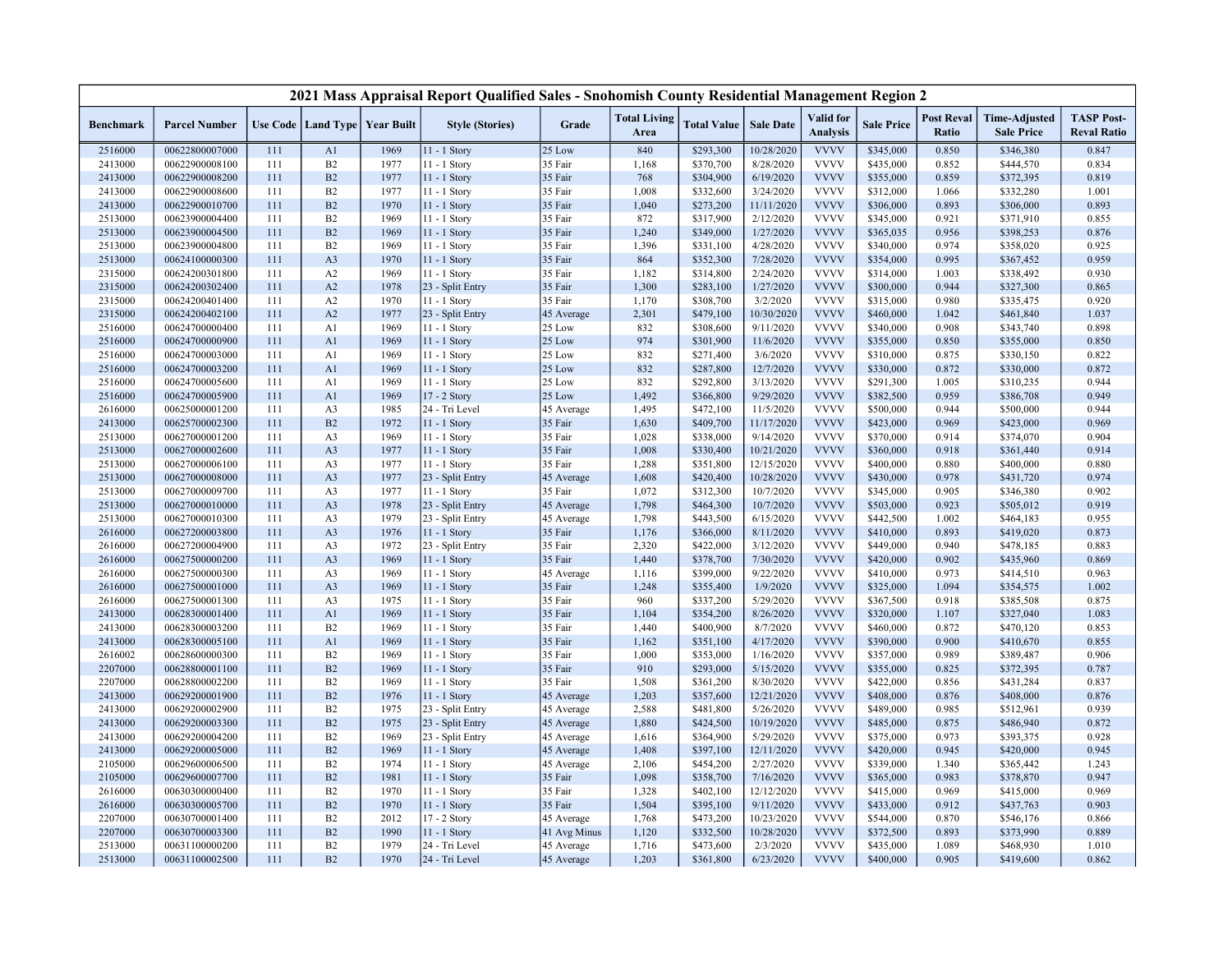# 2021 Mass Appraisal Report Qualified Sales - Snohomish County Residential Management Region 2

| Benchmark | Parcel Number | Use Code | Land Type | Year Built | Style (Stories) | Grade | Total Living Area | Total Value | Sale Date | Valid for Analysis | Sale Price | Post Reval Ratio | Time-Adjusted Sale Price | TASP Post-Reval Ratio |
|---|---|---|---|---|---|---|---|---|---|---|---|---|---|---|
| 2516000 | 00622800007000 | 111 | A1 | 1969 | 11 - 1 Story | 25 Low | 840 | $293,300 | 10/28/2020 | VVVV | $345,000 | 0.850 | $346,380 | 0.847 |
| 2413000 | 00622900008100 | 111 | B2 | 1977 | 11 - 1 Story | 35 Fair | 1,168 | $370,700 | 8/28/2020 | VVVV | $435,000 | 0.852 | $444,570 | 0.834 |
| 2413000 | 00622900008200 | 111 | B2 | 1977 | 11 - 1 Story | 35 Fair | 768 | $304,900 | 6/19/2020 | VVVV | $355,000 | 0.859 | $372,395 | 0.819 |
| 2413000 | 00622900008600 | 111 | B2 | 1977 | 11 - 1 Story | 35 Fair | 1,008 | $332,600 | 3/24/2020 | VVVV | $312,000 | 1.066 | $332,280 | 1.001 |
| 2413000 | 00622900010700 | 111 | B2 | 1970 | 11 - 1 Story | 35 Fair | 1,040 | $273,200 | 11/11/2020 | VVVV | $306,000 | 0.893 | $306,000 | 0.893 |
| 2513000 | 00623900004400 | 111 | B2 | 1969 | 11 - 1 Story | 35 Fair | 872 | $317,900 | 2/12/2020 | VVVV | $345,000 | 0.921 | $371,910 | 0.855 |
| 2513000 | 00623900004500 | 111 | B2 | 1969 | 11 - 1 Story | 35 Fair | 1,240 | $349,000 | 1/27/2020 | VVVV | $365,035 | 0.956 | $398,253 | 0.876 |
| 2513000 | 00623900004800 | 111 | B2 | 1969 | 11 - 1 Story | 35 Fair | 1,396 | $331,100 | 4/28/2020 | VVVV | $340,000 | 0.974 | $358,020 | 0.925 |
| 2513000 | 00624100000300 | 111 | A3 | 1970 | 11 - 1 Story | 35 Fair | 864 | $352,300 | 7/28/2020 | VVVV | $354,000 | 0.995 | $367,452 | 0.959 |
| 2315000 | 00624200301800 | 111 | A2 | 1969 | 11 - 1 Story | 35 Fair | 1,182 | $314,800 | 2/24/2020 | VVVV | $314,000 | 1.003 | $338,492 | 0.930 |
| 2315000 | 00624200302400 | 111 | A2 | 1978 | 23 - Split Entry | 35 Fair | 1,300 | $283,100 | 1/27/2020 | VVVV | $300,000 | 0.944 | $327,300 | 0.865 |
| 2315000 | 00624200401400 | 111 | A2 | 1970 | 11 - 1 Story | 35 Fair | 1,170 | $308,700 | 3/2/2020 | VVVV | $315,000 | 0.980 | $335,475 | 0.920 |
| 2315000 | 00624200402100 | 111 | A2 | 1977 | 23 - Split Entry | 45 Average | 2,301 | $479,100 | 10/30/2020 | VVVV | $460,000 | 1.042 | $461,840 | 1.037 |
| 2516000 | 00624700000400 | 111 | A1 | 1969 | 11 - 1 Story | 25 Low | 832 | $308,600 | 9/11/2020 | VVVV | $340,000 | 0.908 | $343,740 | 0.898 |
| 2516000 | 00624700000900 | 111 | A1 | 1969 | 11 - 1 Story | 25 Low | 974 | $301,900 | 11/6/2020 | VVVV | $355,000 | 0.850 | $355,000 | 0.850 |
| 2516000 | 00624700003000 | 111 | A1 | 1969 | 11 - 1 Story | 25 Low | 832 | $271,400 | 3/6/2020 | VVVV | $310,000 | 0.875 | $330,150 | 0.822 |
| 2516000 | 00624700003200 | 111 | A1 | 1969 | 11 - 1 Story | 25 Low | 832 | $287,800 | 12/7/2020 | VVVV | $330,000 | 0.872 | $330,000 | 0.872 |
| 2516000 | 00624700005600 | 111 | A1 | 1969 | 11 - 1 Story | 25 Low | 832 | $292,800 | 3/13/2020 | VVVV | $291,300 | 1.005 | $310,235 | 0.944 |
| 2516000 | 00624700005900 | 111 | A1 | 1969 | 17 - 2 Story | 25 Low | 1,492 | $366,800 | 9/29/2020 | VVVV | $382,500 | 0.959 | $386,708 | 0.949 |
| 2616000 | 00625000001200 | 111 | A3 | 1985 | 24 - Tri Level | 45 Average | 1,495 | $472,100 | 11/5/2020 | VVVV | $500,000 | 0.944 | $500,000 | 0.944 |
| 2413000 | 00625700002300 | 111 | B2 | 1972 | 11 - 1 Story | 35 Fair | 1,630 | $409,700 | 11/17/2020 | VVVV | $423,000 | 0.969 | $423,000 | 0.969 |
| 2513000 | 00627000001200 | 111 | A3 | 1969 | 11 - 1 Story | 35 Fair | 1,028 | $338,000 | 9/14/2020 | VVVV | $370,000 | 0.914 | $374,070 | 0.904 |
| 2513000 | 00627000002600 | 111 | A3 | 1977 | 11 - 1 Story | 35 Fair | 1,008 | $330,400 | 10/21/2020 | VVVV | $360,000 | 0.918 | $361,440 | 0.914 |
| 2513000 | 00627000006100 | 111 | A3 | 1977 | 11 - 1 Story | 35 Fair | 1,288 | $351,800 | 12/15/2020 | VVVV | $400,000 | 0.880 | $400,000 | 0.880 |
| 2513000 | 00627000008000 | 111 | A3 | 1977 | 23 - Split Entry | 45 Average | 1,608 | $420,400 | 10/28/2020 | VVVV | $430,000 | 0.978 | $431,720 | 0.974 |
| 2513000 | 00627000009700 | 111 | A3 | 1977 | 11 - 1 Story | 35 Fair | 1,072 | $312,300 | 10/7/2020 | VVVV | $345,000 | 0.905 | $346,380 | 0.902 |
| 2513000 | 00627000010000 | 111 | A3 | 1978 | 23 - Split Entry | 45 Average | 1,798 | $464,300 | 10/7/2020 | VVVV | $503,000 | 0.923 | $505,012 | 0.919 |
| 2513000 | 00627000010300 | 111 | A3 | 1979 | 23 - Split Entry | 45 Average | 1,798 | $443,500 | 6/15/2020 | VVVV | $442,500 | 1.002 | $464,183 | 0.955 |
| 2616000 | 00627200003800 | 111 | A3 | 1976 | 11 - 1 Story | 35 Fair | 1,176 | $366,000 | 8/11/2020 | VVVV | $410,000 | 0.893 | $419,020 | 0.873 |
| 2616000 | 00627200004900 | 111 | A3 | 1972 | 23 - Split Entry | 35 Fair | 2,320 | $422,000 | 3/12/2020 | VVVV | $449,000 | 0.940 | $478,185 | 0.883 |
| 2616000 | 00627500000200 | 111 | A3 | 1969 | 11 - 1 Story | 35 Fair | 1,440 | $378,700 | 7/30/2020 | VVVV | $420,000 | 0.902 | $435,960 | 0.869 |
| 2616000 | 00627500000300 | 111 | A3 | 1969 | 11 - 1 Story | 45 Average | 1,116 | $399,000 | 9/22/2020 | VVVV | $410,000 | 0.973 | $414,510 | 0.963 |
| 2616000 | 00627500001000 | 111 | A3 | 1969 | 11 - 1 Story | 35 Fair | 1,248 | $355,400 | 1/9/2020 | VVVV | $325,000 | 1.094 | $354,575 | 1.002 |
| 2616000 | 00627500001300 | 111 | A3 | 1975 | 11 - 1 Story | 35 Fair | 960 | $337,200 | 5/29/2020 | VVVV | $367,500 | 0.918 | $385,508 | 0.875 |
| 2413000 | 00628300001400 | 111 | A1 | 1969 | 11 - 1 Story | 35 Fair | 1,104 | $354,200 | 8/26/2020 | VVVV | $320,000 | 1.107 | $327,040 | 1.083 |
| 2413000 | 00628300003200 | 111 | B2 | 1969 | 11 - 1 Story | 35 Fair | 1,440 | $400,900 | 8/7/2020 | VVVV | $460,000 | 0.872 | $470,120 | 0.853 |
| 2413000 | 00628300005100 | 111 | A1 | 1969 | 11 - 1 Story | 35 Fair | 1,162 | $351,100 | 4/17/2020 | VVVV | $390,000 | 0.900 | $410,670 | 0.855 |
| 2616002 | 00628600000300 | 111 | B2 | 1969 | 11 - 1 Story | 35 Fair | 1,000 | $353,000 | 1/16/2020 | VVVV | $357,000 | 0.989 | $389,487 | 0.906 |
| 2207000 | 00628800001100 | 111 | B2 | 1969 | 11 - 1 Story | 35 Fair | 910 | $293,000 | 5/15/2020 | VVVV | $355,000 | 0.825 | $372,395 | 0.787 |
| 2207000 | 00628800002200 | 111 | B2 | 1969 | 11 - 1 Story | 35 Fair | 1,508 | $361,200 | 8/30/2020 | VVVV | $422,000 | 0.856 | $431,284 | 0.837 |
| 2413000 | 00629200001900 | 111 | B2 | 1976 | 11 - 1 Story | 45 Average | 1,203 | $357,600 | 12/21/2020 | VVVV | $408,000 | 0.876 | $408,000 | 0.876 |
| 2413000 | 00629200002900 | 111 | B2 | 1975 | 23 - Split Entry | 45 Average | 2,588 | $481,800 | 5/26/2020 | VVVV | $489,000 | 0.985 | $512,961 | 0.939 |
| 2413000 | 00629200003300 | 111 | B2 | 1975 | 23 - Split Entry | 45 Average | 1,880 | $424,500 | 10/19/2020 | VVVV | $485,000 | 0.875 | $486,940 | 0.872 |
| 2413000 | 00629200004200 | 111 | B2 | 1969 | 23 - Split Entry | 45 Average | 1,616 | $364,900 | 5/29/2020 | VVVV | $375,000 | 0.973 | $393,375 | 0.928 |
| 2413000 | 00629200005000 | 111 | B2 | 1969 | 11 - 1 Story | 45 Average | 1,408 | $397,100 | 12/11/2020 | VVVV | $420,000 | 0.945 | $420,000 | 0.945 |
| 2105000 | 00629600006500 | 111 | B2 | 1974 | 11 - 1 Story | 45 Average | 2,106 | $454,200 | 2/27/2020 | VVVV | $339,000 | 1.340 | $365,442 | 1.243 |
| 2105000 | 00629600007700 | 111 | B2 | 1981 | 11 - 1 Story | 35 Fair | 1,098 | $358,700 | 7/16/2020 | VVVV | $365,000 | 0.983 | $378,870 | 0.947 |
| 2616000 | 00630300000400 | 111 | B2 | 1970 | 11 - 1 Story | 35 Fair | 1,328 | $402,100 | 12/12/2020 | VVVV | $415,000 | 0.969 | $415,000 | 0.969 |
| 2616000 | 00630300005700 | 111 | B2 | 1970 | 11 - 1 Story | 35 Fair | 1,504 | $395,100 | 9/11/2020 | VVVV | $433,000 | 0.912 | $437,763 | 0.903 |
| 2207000 | 00630700001400 | 111 | B2 | 2012 | 17 - 2 Story | 45 Average | 1,768 | $473,200 | 10/23/2020 | VVVV | $544,000 | 0.870 | $546,176 | 0.866 |
| 2207000 | 00630700003300 | 111 | B2 | 1990 | 11 - 1 Story | 41 Avg Minus | 1,120 | $332,500 | 10/28/2020 | VVVV | $372,500 | 0.893 | $373,990 | 0.889 |
| 2513000 | 00631100000200 | 111 | B2 | 1979 | 24 - Tri Level | 45 Average | 1,716 | $473,600 | 2/3/2020 | VVVV | $435,000 | 1.089 | $468,930 | 1.010 |
| 2513000 | 00631100002500 | 111 | B2 | 1970 | 24 - Tri Level | 45 Average | 1,203 | $361,800 | 6/23/2020 | VVVV | $400,000 | 0.905 | $419,600 | 0.862 |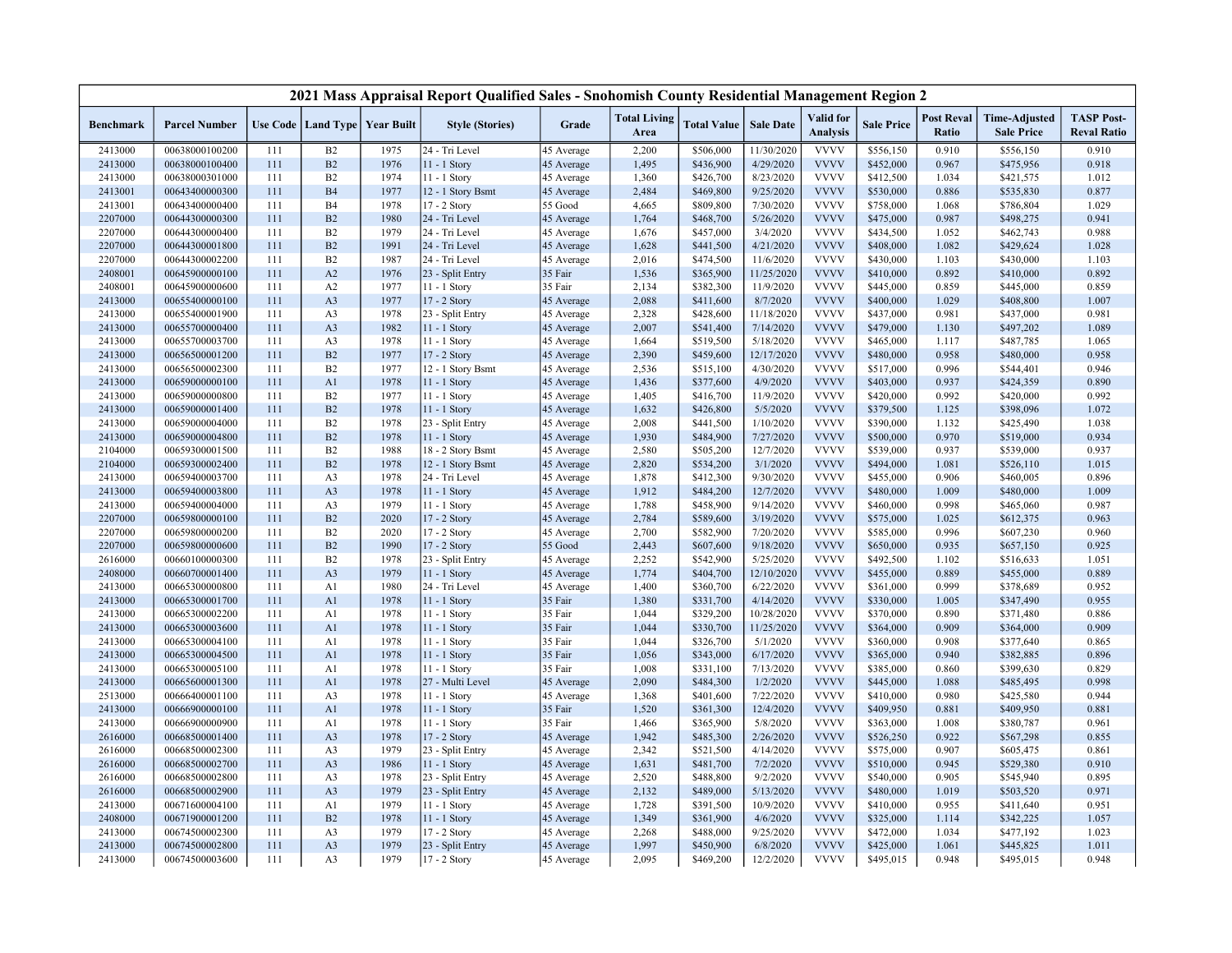# 2021 Mass Appraisal Report Qualified Sales - Snohomish County Residential Management Region 2

| Benchmark | Parcel Number | Use Code | Land Type | Year Built | Style (Stories) | Grade | Total Living Area | Total Value | Sale Date | Valid for Analysis | Sale Price | Post Reval Ratio | Time-Adjusted Sale Price | TASP Post-Reval Ratio |
|---|---|---|---|---|---|---|---|---|---|---|---|---|---|---|
| 2413000 | 00638000100200 | 111 | B2 | 1975 | 24 - Tri Level | 45 Average | 2,200 | $506,000 | 11/30/2020 | VVVV | $556,150 | 0.910 | $556,150 | 0.910 |
| 2413000 | 00638000100400 | 111 | B2 | 1976 | 11 - 1 Story | 45 Average | 1,495 | $436,900 | 4/29/2020 | VVVV | $452,000 | 0.967 | $475,956 | 0.918 |
| 2413000 | 00638000301000 | 111 | B2 | 1974 | 11 - 1 Story | 45 Average | 1,360 | $426,700 | 8/23/2020 | VVVV | $412,500 | 1.034 | $421,575 | 1.012 |
| 2413001 | 00643400000300 | 111 | B4 | 1977 | 12 - 1 Story Bsmt | 45 Average | 2,484 | $469,800 | 9/25/2020 | VVVV | $530,000 | 0.886 | $535,830 | 0.877 |
| 2413001 | 00643400000400 | 111 | B4 | 1978 | 17 - 2 Story | 55 Good | 4,665 | $809,800 | 7/30/2020 | VVVV | $758,000 | 1.068 | $786,804 | 1.029 |
| 2207000 | 00644300000300 | 111 | B2 | 1980 | 24 - Tri Level | 45 Average | 1,764 | $468,700 | 5/26/2020 | VVVV | $475,000 | 0.987 | $498,275 | 0.941 |
| 2207000 | 00644300000400 | 111 | B2 | 1979 | 24 - Tri Level | 45 Average | 1,676 | $457,000 | 3/4/2020 | VVVV | $434,500 | 1.052 | $462,743 | 0.988 |
| 2207000 | 00644300001800 | 111 | B2 | 1991 | 24 - Tri Level | 45 Average | 1,628 | $441,500 | 4/21/2020 | VVVV | $408,000 | 1.082 | $429,624 | 1.028 |
| 2207000 | 00644300002200 | 111 | B2 | 1987 | 24 - Tri Level | 45 Average | 2,016 | $474,500 | 11/6/2020 | VVVV | $430,000 | 1.103 | $430,000 | 1.103 |
| 2408001 | 00645900000100 | 111 | A2 | 1976 | 23 - Split Entry | 35 Fair | 1,536 | $365,900 | 11/25/2020 | VVVV | $410,000 | 0.892 | $410,000 | 0.892 |
| 2408001 | 00645900000600 | 111 | A2 | 1977 | 11 - 1 Story | 35 Fair | 2,134 | $382,300 | 11/9/2020 | VVVV | $445,000 | 0.859 | $445,000 | 0.859 |
| 2413000 | 00655400000100 | 111 | A3 | 1977 | 17 - 2 Story | 45 Average | 2,088 | $411,600 | 8/7/2020 | VVVV | $400,000 | 1.029 | $408,800 | 1.007 |
| 2413000 | 00655400001900 | 111 | A3 | 1978 | 23 - Split Entry | 45 Average | 2,328 | $428,600 | 11/18/2020 | VVVV | $437,000 | 0.981 | $437,000 | 0.981 |
| 2413000 | 00655700000400 | 111 | A3 | 1982 | 11 - 1 Story | 45 Average | 2,007 | $541,400 | 7/14/2020 | VVVV | $479,000 | 1.130 | $497,202 | 1.089 |
| 2413000 | 00655700003700 | 111 | A3 | 1978 | 11 - 1 Story | 45 Average | 1,664 | $519,500 | 5/18/2020 | VVVV | $465,000 | 1.117 | $487,785 | 1.065 |
| 2413000 | 00656500001200 | 111 | B2 | 1977 | 17 - 2 Story | 45 Average | 2,390 | $459,600 | 12/17/2020 | VVVV | $480,000 | 0.958 | $480,000 | 0.958 |
| 2413000 | 00656500002300 | 111 | B2 | 1977 | 12 - 1 Story Bsmt | 45 Average | 2,536 | $515,100 | 4/30/2020 | VVVV | $517,000 | 0.996 | $544,401 | 0.946 |
| 2413000 | 00659000000100 | 111 | A1 | 1978 | 11 - 1 Story | 45 Average | 1,436 | $377,600 | 4/9/2020 | VVVV | $403,000 | 0.937 | $424,359 | 0.890 |
| 2413000 | 00659000000800 | 111 | B2 | 1977 | 11 - 1 Story | 45 Average | 1,405 | $416,700 | 11/9/2020 | VVVV | $420,000 | 0.992 | $420,000 | 0.992 |
| 2413000 | 00659000001400 | 111 | B2 | 1978 | 11 - 1 Story | 45 Average | 1,632 | $426,800 | 5/5/2020 | VVVV | $379,500 | 1.125 | $398,096 | 1.072 |
| 2413000 | 00659000004000 | 111 | B2 | 1978 | 23 - Split Entry | 45 Average | 2,008 | $441,500 | 1/10/2020 | VVVV | $390,000 | 1.132 | $425,490 | 1.038 |
| 2413000 | 00659000004800 | 111 | B2 | 1978 | 11 - 1 Story | 45 Average | 1,930 | $484,900 | 7/27/2020 | VVVV | $500,000 | 0.970 | $519,000 | 0.934 |
| 2104000 | 00659300001500 | 111 | B2 | 1988 | 18 - 2 Story Bsmt | 45 Average | 2,580 | $505,200 | 12/7/2020 | VVVV | $539,000 | 0.937 | $539,000 | 0.937 |
| 2104000 | 00659300002400 | 111 | B2 | 1978 | 12 - 1 Story Bsmt | 45 Average | 2,820 | $534,200 | 3/1/2020 | VVVV | $494,000 | 1.081 | $526,110 | 1.015 |
| 2413000 | 00659400003700 | 111 | A3 | 1978 | 24 - Tri Level | 45 Average | 1,878 | $412,300 | 9/30/2020 | VVVV | $455,000 | 0.906 | $460,005 | 0.896 |
| 2413000 | 00659400003800 | 111 | A3 | 1978 | 11 - 1 Story | 45 Average | 1,912 | $484,200 | 12/7/2020 | VVVV | $480,000 | 1.009 | $480,000 | 1.009 |
| 2413000 | 00659400004000 | 111 | A3 | 1979 | 11 - 1 Story | 45 Average | 1,788 | $458,900 | 9/14/2020 | VVVV | $460,000 | 0.998 | $465,060 | 0.987 |
| 2207000 | 00659800000100 | 111 | B2 | 2020 | 17 - 2 Story | 45 Average | 2,784 | $589,600 | 3/19/2020 | VVVV | $575,000 | 1.025 | $612,375 | 0.963 |
| 2207000 | 00659800000200 | 111 | B2 | 2020 | 17 - 2 Story | 45 Average | 2,700 | $582,900 | 7/20/2020 | VVVV | $585,000 | 0.996 | $607,230 | 0.960 |
| 2207000 | 00659800000600 | 111 | B2 | 1990 | 17 - 2 Story | 55 Good | 2,443 | $607,600 | 9/18/2020 | VVVV | $650,000 | 0.935 | $657,150 | 0.925 |
| 2616000 | 00660100000300 | 111 | B2 | 1978 | 23 - Split Entry | 45 Average | 2,252 | $542,900 | 5/25/2020 | VVVV | $492,500 | 1.102 | $516,633 | 1.051 |
| 2408000 | 00660700001400 | 111 | A3 | 1979 | 11 - 1 Story | 45 Average | 1,774 | $404,700 | 12/10/2020 | VVVV | $455,000 | 0.889 | $455,000 | 0.889 |
| 2413000 | 00665300000800 | 111 | A1 | 1980 | 24 - Tri Level | 45 Average | 1,400 | $360,700 | 6/22/2020 | VVVV | $361,000 | 0.999 | $378,689 | 0.952 |
| 2413000 | 00665300001700 | 111 | A1 | 1978 | 11 - 1 Story | 35 Fair | 1,380 | $331,700 | 4/14/2020 | VVVV | $330,000 | 1.005 | $347,490 | 0.955 |
| 2413000 | 00665300002200 | 111 | A1 | 1978 | 11 - 1 Story | 35 Fair | 1,044 | $329,200 | 10/28/2020 | VVVV | $370,000 | 0.890 | $371,480 | 0.886 |
| 2413000 | 00665300003600 | 111 | A1 | 1978 | 11 - 1 Story | 35 Fair | 1,044 | $330,700 | 11/25/2020 | VVVV | $364,000 | 0.909 | $364,000 | 0.909 |
| 2413000 | 00665300004100 | 111 | A1 | 1978 | 11 - 1 Story | 35 Fair | 1,044 | $326,700 | 5/1/2020 | VVVV | $360,000 | 0.908 | $377,640 | 0.865 |
| 2413000 | 00665300004500 | 111 | A1 | 1978 | 11 - 1 Story | 35 Fair | 1,056 | $343,000 | 6/17/2020 | VVVV | $365,000 | 0.940 | $382,885 | 0.896 |
| 2413000 | 00665300005100 | 111 | A1 | 1978 | 11 - 1 Story | 35 Fair | 1,008 | $331,100 | 7/13/2020 | VVVV | $385,000 | 0.860 | $399,630 | 0.829 |
| 2413000 | 00665600001300 | 111 | A1 | 1978 | 27 - Multi Level | 45 Average | 2,090 | $484,300 | 1/2/2020 | VVVV | $445,000 | 1.088 | $485,495 | 0.998 |
| 2513000 | 00666400001100 | 111 | A3 | 1978 | 11 - 1 Story | 45 Average | 1,368 | $401,600 | 7/22/2020 | VVVV | $410,000 | 0.980 | $425,580 | 0.944 |
| 2413000 | 00666900000100 | 111 | A1 | 1978 | 11 - 1 Story | 35 Fair | 1,520 | $361,300 | 12/4/2020 | VVVV | $409,950 | 0.881 | $409,950 | 0.881 |
| 2413000 | 00666900000900 | 111 | A1 | 1978 | 11 - 1 Story | 35 Fair | 1,466 | $365,900 | 5/8/2020 | VVVV | $363,000 | 1.008 | $380,787 | 0.961 |
| 2616000 | 00668500001400 | 111 | A3 | 1978 | 17 - 2 Story | 45 Average | 1,942 | $485,300 | 2/26/2020 | VVVV | $526,250 | 0.922 | $567,298 | 0.855 |
| 2616000 | 00668500002300 | 111 | A3 | 1979 | 23 - Split Entry | 45 Average | 2,342 | $521,500 | 4/14/2020 | VVVV | $575,000 | 0.907 | $605,475 | 0.861 |
| 2616000 | 00668500002700 | 111 | A3 | 1986 | 11 - 1 Story | 45 Average | 1,631 | $481,700 | 7/2/2020 | VVVV | $510,000 | 0.945 | $529,380 | 0.910 |
| 2616000 | 00668500002800 | 111 | A3 | 1978 | 23 - Split Entry | 45 Average | 2,520 | $488,800 | 9/2/2020 | VVVV | $540,000 | 0.905 | $545,940 | 0.895 |
| 2616000 | 00668500002900 | 111 | A3 | 1979 | 23 - Split Entry | 45 Average | 2,132 | $489,000 | 5/13/2020 | VVVV | $480,000 | 1.019 | $503,520 | 0.971 |
| 2413000 | 00671600004100 | 111 | A1 | 1979 | 11 - 1 Story | 45 Average | 1,728 | $391,500 | 10/9/2020 | VVVV | $410,000 | 0.955 | $411,640 | 0.951 |
| 2408000 | 00671900001200 | 111 | B2 | 1978 | 11 - 1 Story | 45 Average | 1,349 | $361,900 | 4/6/2020 | VVVV | $325,000 | 1.114 | $342,225 | 1.057 |
| 2413000 | 00674500002300 | 111 | A3 | 1979 | 17 - 2 Story | 45 Average | 2,268 | $488,000 | 9/25/2020 | VVVV | $472,000 | 1.034 | $477,192 | 1.023 |
| 2413000 | 00674500002800 | 111 | A3 | 1979 | 23 - Split Entry | 45 Average | 1,997 | $450,900 | 6/8/2020 | VVVV | $425,000 | 1.061 | $445,825 | 1.011 |
| 2413000 | 00674500003600 | 111 | A3 | 1979 | 17 - 2 Story | 45 Average | 2,095 | $469,200 | 12/2/2020 | VVVV | $495,015 | 0.948 | $495,015 | 0.948 |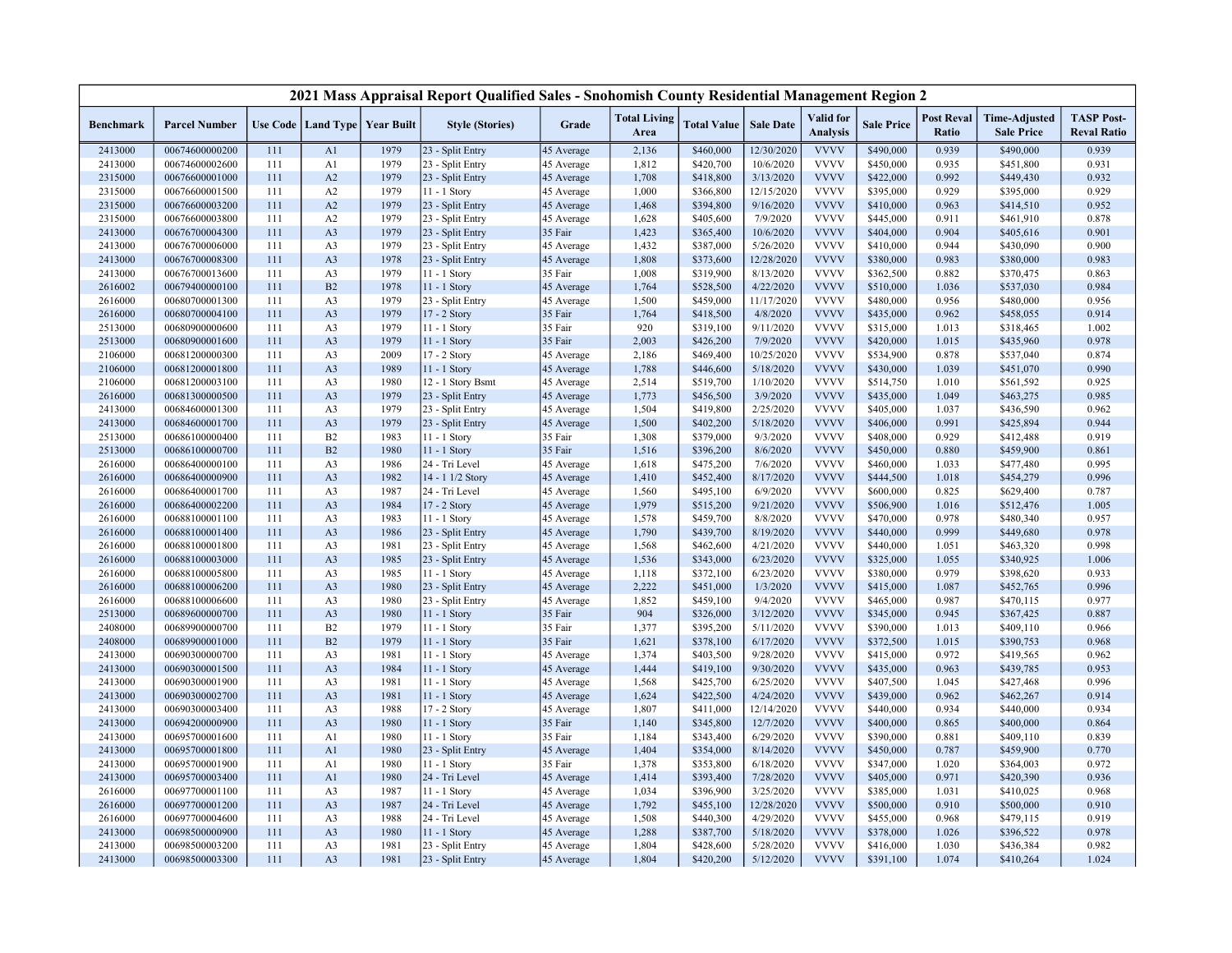# 2021 Mass Appraisal Report Qualified Sales - Snohomish County Residential Management Region 2

| Benchmark | Parcel Number | Use Code | Land Type | Year Built | Style (Stories) | Grade | Total Living Area | Total Value | Sale Date | Valid for Analysis | Sale Price | Post Reval Ratio | Time-Adjusted Sale Price | TASP Post-Reval Ratio |
|---|---|---|---|---|---|---|---|---|---|---|---|---|---|---|
| 2413000 | 00674600000200 | 111 | A1 | 1979 | 23 - Split Entry | 45 Average | 2,136 | $460,000 | 12/30/2020 | VVVV | $490,000 | 0.939 | $490,000 | 0.939 |
| 2413000 | 00674600002600 | 111 | A1 | 1979 | 23 - Split Entry | 45 Average | 1,812 | $420,700 | 10/6/2020 | VVVV | $450,000 | 0.935 | $451,800 | 0.931 |
| 2315000 | 00676600001000 | 111 | A2 | 1979 | 23 - Split Entry | 45 Average | 1,708 | $418,800 | 3/13/2020 | VVVV | $422,000 | 0.992 | $449,430 | 0.932 |
| 2315000 | 00676600001500 | 111 | A2 | 1979 | 11 - 1 Story | 45 Average | 1,000 | $366,800 | 12/15/2020 | VVVV | $395,000 | 0.929 | $395,000 | 0.929 |
| 2315000 | 00676600003200 | 111 | A2 | 1979 | 23 - Split Entry | 45 Average | 1,468 | $394,800 | 9/16/2020 | VVVV | $410,000 | 0.963 | $414,510 | 0.952 |
| 2315000 | 00676600003800 | 111 | A2 | 1979 | 23 - Split Entry | 45 Average | 1,628 | $405,600 | 7/9/2020 | VVVV | $445,000 | 0.911 | $461,910 | 0.878 |
| 2413000 | 00676700004300 | 111 | A3 | 1979 | 23 - Split Entry | 35 Fair | 1,423 | $365,400 | 10/6/2020 | VVVV | $404,000 | 0.904 | $405,616 | 0.901 |
| 2413000 | 00676700006000 | 111 | A3 | 1979 | 23 - Split Entry | 45 Average | 1,432 | $387,000 | 5/26/2020 | VVVV | $410,000 | 0.944 | $430,090 | 0.900 |
| 2413000 | 00676700008300 | 111 | A3 | 1978 | 23 - Split Entry | 45 Average | 1,808 | $373,600 | 12/28/2020 | VVVV | $380,000 | 0.983 | $380,000 | 0.983 |
| 2413000 | 00676700013600 | 111 | A3 | 1979 | 11 - 1 Story | 35 Fair | 1,008 | $319,900 | 8/13/2020 | VVVV | $362,500 | 0.882 | $370,475 | 0.863 |
| 2616002 | 00679400000100 | 111 | B2 | 1978 | 11 - 1 Story | 45 Average | 1,764 | $528,500 | 4/22/2020 | VVVV | $510,000 | 1.036 | $537,030 | 0.984 |
| 2616000 | 00680700001300 | 111 | A3 | 1979 | 23 - Split Entry | 45 Average | 1,500 | $459,000 | 11/17/2020 | VVVV | $480,000 | 0.956 | $480,000 | 0.956 |
| 2616000 | 00680700004100 | 111 | A3 | 1979 | 17 - 2 Story | 35 Fair | 1,764 | $418,500 | 4/8/2020 | VVVV | $435,000 | 0.962 | $458,055 | 0.914 |
| 2513000 | 00680900000600 | 111 | A3 | 1979 | 11 - 1 Story | 35 Fair | 920 | $319,100 | 9/11/2020 | VVVV | $315,000 | 1.013 | $318,465 | 1.002 |
| 2513000 | 00680900001600 | 111 | A3 | 1979 | 11 - 1 Story | 35 Fair | 2,003 | $426,200 | 7/9/2020 | VVVV | $420,000 | 1.015 | $435,960 | 0.978 |
| 2106000 | 00681200000300 | 111 | A3 | 2009 | 17 - 2 Story | 45 Average | 2,186 | $469,400 | 10/25/2020 | VVVV | $534,900 | 0.878 | $537,040 | 0.874 |
| 2106000 | 00681200001800 | 111 | A3 | 1989 | 11 - 1 Story | 45 Average | 1,788 | $446,600 | 5/18/2020 | VVVV | $430,000 | 1.039 | $451,070 | 0.990 |
| 2106000 | 00681200003100 | 111 | A3 | 1980 | 12 - 1 Story Bsmt | 45 Average | 2,514 | $519,700 | 1/10/2020 | VVVV | $514,750 | 1.010 | $561,592 | 0.925 |
| 2616000 | 00681300000500 | 111 | A3 | 1979 | 23 - Split Entry | 45 Average | 1,773 | $456,500 | 3/9/2020 | VVVV | $435,000 | 1.049 | $463,275 | 0.985 |
| 2413000 | 00684600001300 | 111 | A3 | 1979 | 23 - Split Entry | 45 Average | 1,504 | $419,800 | 2/25/2020 | VVVV | $405,000 | 1.037 | $436,590 | 0.962 |
| 2413000 | 00684600001700 | 111 | A3 | 1979 | 23 - Split Entry | 45 Average | 1,500 | $402,200 | 5/18/2020 | VVVV | $406,000 | 0.991 | $425,894 | 0.944 |
| 2513000 | 00686100000400 | 111 | B2 | 1983 | 11 - 1 Story | 35 Fair | 1,308 | $379,000 | 9/3/2020 | VVVV | $408,000 | 0.929 | $412,488 | 0.919 |
| 2513000 | 00686100000700 | 111 | B2 | 1980 | 11 - 1 Story | 35 Fair | 1,516 | $396,200 | 8/6/2020 | VVVV | $450,000 | 0.880 | $459,900 | 0.861 |
| 2616000 | 00686400000100 | 111 | A3 | 1986 | 24 - Tri Level | 45 Average | 1,618 | $475,200 | 7/6/2020 | VVVV | $460,000 | 1.033 | $477,480 | 0.995 |
| 2616000 | 00686400000900 | 111 | A3 | 1982 | 14 - 1 1/2 Story | 45 Average | 1,410 | $452,400 | 8/17/2020 | VVVV | $444,500 | 1.018 | $454,279 | 0.996 |
| 2616000 | 00686400001700 | 111 | A3 | 1987 | 24 - Tri Level | 45 Average | 1,560 | $495,100 | 6/9/2020 | VVVV | $600,000 | 0.825 | $629,400 | 0.787 |
| 2616000 | 00686400002200 | 111 | A3 | 1984 | 17 - 2 Story | 45 Average | 1,979 | $515,200 | 9/21/2020 | VVVV | $506,900 | 1.016 | $512,476 | 1.005 |
| 2616000 | 00688100001100 | 111 | A3 | 1983 | 11 - 1 Story | 45 Average | 1,578 | $459,700 | 8/8/2020 | VVVV | $470,000 | 0.978 | $480,340 | 0.957 |
| 2616000 | 00688100001400 | 111 | A3 | 1986 | 23 - Split Entry | 45 Average | 1,790 | $439,700 | 8/19/2020 | VVVV | $440,000 | 0.999 | $449,680 | 0.978 |
| 2616000 | 00688100001800 | 111 | A3 | 1981 | 23 - Split Entry | 45 Average | 1,568 | $462,600 | 4/21/2020 | VVVV | $440,000 | 1.051 | $463,320 | 0.998 |
| 2616000 | 00688100003000 | 111 | A3 | 1985 | 23 - Split Entry | 45 Average | 1,536 | $343,000 | 6/23/2020 | VVVV | $325,000 | 1.055 | $340,925 | 1.006 |
| 2616000 | 00688100005800 | 111 | A3 | 1985 | 11 - 1 Story | 45 Average | 1,118 | $372,100 | 6/23/2020 | VVVV | $380,000 | 0.979 | $398,620 | 0.933 |
| 2616000 | 00688100006200 | 111 | A3 | 1980 | 23 - Split Entry | 45 Average | 2,222 | $451,000 | 1/3/2020 | VVVV | $415,000 | 1.087 | $452,765 | 0.996 |
| 2616000 | 00688100006600 | 111 | A3 | 1980 | 23 - Split Entry | 45 Average | 1,852 | $459,100 | 9/4/2020 | VVVV | $465,000 | 0.987 | $470,115 | 0.977 |
| 2513000 | 00689600000700 | 111 | A3 | 1980 | 11 - 1 Story | 35 Fair | 904 | $326,000 | 3/12/2020 | VVVV | $345,000 | 0.945 | $367,425 | 0.887 |
| 2408000 | 00689900000700 | 111 | B2 | 1979 | 11 - 1 Story | 35 Fair | 1,377 | $395,200 | 5/11/2020 | VVVV | $390,000 | 1.013 | $409,110 | 0.966 |
| 2408000 | 00689900001000 | 111 | B2 | 1979 | 11 - 1 Story | 35 Fair | 1,621 | $378,100 | 6/17/2020 | VVVV | $372,500 | 1.015 | $390,753 | 0.968 |
| 2413000 | 00690300000700 | 111 | A3 | 1981 | 11 - 1 Story | 45 Average | 1,374 | $403,500 | 9/28/2020 | VVVV | $415,000 | 0.972 | $419,565 | 0.962 |
| 2413000 | 00690300001500 | 111 | A3 | 1984 | 11 - 1 Story | 45 Average | 1,444 | $419,100 | 9/30/2020 | VVVV | $435,000 | 0.963 | $439,785 | 0.953 |
| 2413000 | 00690300001900 | 111 | A3 | 1981 | 11 - 1 Story | 45 Average | 1,568 | $425,700 | 6/25/2020 | VVVV | $407,500 | 1.045 | $427,468 | 0.996 |
| 2413000 | 00690300002700 | 111 | A3 | 1981 | 11 - 1 Story | 45 Average | 1,624 | $422,500 | 4/24/2020 | VVVV | $439,000 | 0.962 | $462,267 | 0.914 |
| 2413000 | 00690300003400 | 111 | A3 | 1988 | 17 - 2 Story | 45 Average | 1,807 | $411,000 | 12/14/2020 | VVVV | $440,000 | 0.934 | $440,000 | 0.934 |
| 2413000 | 00694200000900 | 111 | A3 | 1980 | 11 - 1 Story | 35 Fair | 1,140 | $345,800 | 12/7/2020 | VVVV | $400,000 | 0.865 | $400,000 | 0.864 |
| 2413000 | 00695700001600 | 111 | A1 | 1980 | 11 - 1 Story | 35 Fair | 1,184 | $343,400 | 6/29/2020 | VVVV | $390,000 | 0.881 | $409,110 | 0.839 |
| 2413000 | 00695700001800 | 111 | A1 | 1980 | 23 - Split Entry | 45 Average | 1,404 | $354,000 | 8/14/2020 | VVVV | $450,000 | 0.787 | $459,900 | 0.770 |
| 2413000 | 00695700001900 | 111 | A1 | 1980 | 11 - 1 Story | 35 Fair | 1,378 | $353,800 | 6/18/2020 | VVVV | $347,000 | 1.020 | $364,003 | 0.972 |
| 2413000 | 00695700003400 | 111 | A1 | 1980 | 24 - Tri Level | 45 Average | 1,414 | $393,400 | 7/28/2020 | VVVV | $405,000 | 0.971 | $420,390 | 0.936 |
| 2616000 | 00697700001100 | 111 | A3 | 1987 | 11 - 1 Story | 45 Average | 1,034 | $396,900 | 3/25/2020 | VVVV | $385,000 | 1.031 | $410,025 | 0.968 |
| 2616000 | 00697700001200 | 111 | A3 | 1987 | 24 - Tri Level | 45 Average | 1,792 | $455,100 | 12/28/2020 | VVVV | $500,000 | 0.910 | $500,000 | 0.910 |
| 2616000 | 00697700004600 | 111 | A3 | 1988 | 24 - Tri Level | 45 Average | 1,508 | $440,300 | 4/29/2020 | VVVV | $455,000 | 0.968 | $479,115 | 0.919 |
| 2413000 | 00698500000900 | 111 | A3 | 1980 | 11 - 1 Story | 45 Average | 1,288 | $387,700 | 5/18/2020 | VVVV | $378,000 | 1.026 | $396,522 | 0.978 |
| 2413000 | 00698500003200 | 111 | A3 | 1981 | 23 - Split Entry | 45 Average | 1,804 | $428,600 | 5/28/2020 | VVVV | $416,000 | 1.030 | $436,384 | 0.982 |
| 2413000 | 00698500003300 | 111 | A3 | 1981 | 23 - Split Entry | 45 Average | 1,804 | $420,200 | 5/12/2020 | VVVV | $391,100 | 1.074 | $410,264 | 1.024 |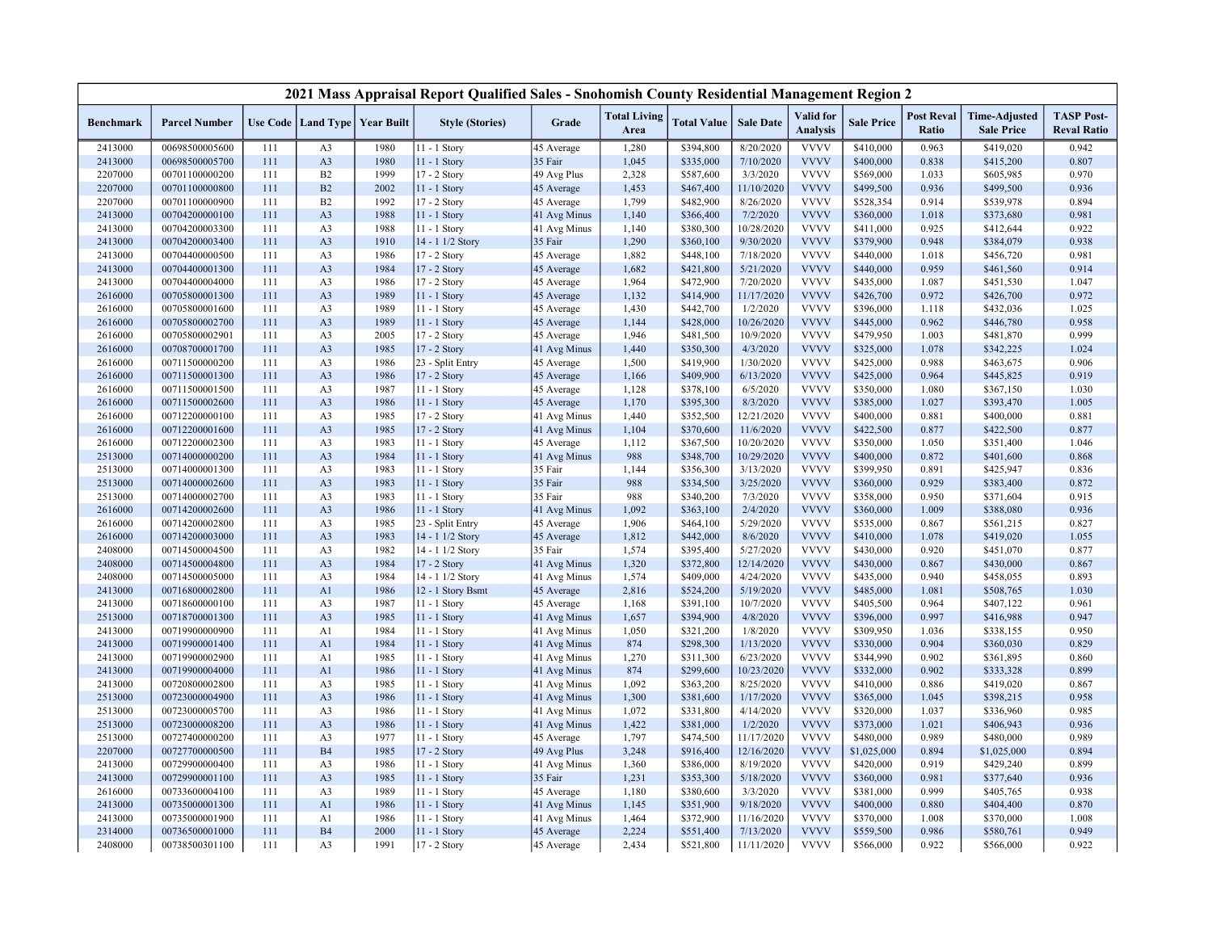# 2021 Mass Appraisal Report Qualified Sales - Snohomish County Residential Management Region 2

| Benchmark | Parcel Number | Use Code | Land Type | Year Built | Style (Stories) | Grade | Total Living Area | Total Value | Sale Date | Valid for Analysis | Sale Price | Post Reval Ratio | Time-Adjusted Sale Price | TASP Post-Reval Ratio |
|---|---|---|---|---|---|---|---|---|---|---|---|---|---|---|
| 2413000 | 00698500005600 | 111 | A3 | 1980 | 11 - 1 Story | 45 Average | 1,280 | $394,800 | 8/20/2020 | VVVV | $410,000 | 0.963 | $419,020 | 0.942 |
| 2413000 | 00698500005700 | 111 | A3 | 1980 | 11 - 1 Story | 35 Fair | 1,045 | $335,000 | 7/10/2020 | VVVV | $400,000 | 0.838 | $415,200 | 0.807 |
| 2207000 | 00701100000200 | 111 | B2 | 1999 | 17 - 2 Story | 49 Avg Plus | 2,328 | $587,600 | 3/3/2020 | VVVV | $569,000 | 1.033 | $605,985 | 0.970 |
| 2207000 | 00701100000800 | 111 | B2 | 2002 | 11 - 1 Story | 45 Average | 1,453 | $467,400 | 11/10/2020 | VVVV | $499,500 | 0.936 | $499,500 | 0.936 |
| 2207000 | 00701100000900 | 111 | B2 | 1992 | 17 - 2 Story | 45 Average | 1,799 | $482,900 | 8/26/2020 | VVVV | $528,354 | 0.914 | $539,978 | 0.894 |
| 2413000 | 00704200000100 | 111 | A3 | 1988 | 11 - 1 Story | 41 Avg Minus | 1,140 | $366,400 | 7/2/2020 | VVVV | $360,000 | 1.018 | $373,680 | 0.981 |
| 2413000 | 00704200003300 | 111 | A3 | 1988 | 11 - 1 Story | 41 Avg Minus | 1,140 | $380,300 | 10/28/2020 | VVVV | $411,000 | 0.925 | $412,644 | 0.922 |
| 2413000 | 00704200003400 | 111 | A3 | 1910 | 14 - 1 1/2 Story | 35 Fair | 1,290 | $360,100 | 9/30/2020 | VVVV | $379,900 | 0.948 | $384,079 | 0.938 |
| 2413000 | 00704400000500 | 111 | A3 | 1986 | 17 - 2 Story | 45 Average | 1,882 | $448,100 | 7/18/2020 | VVVV | $440,000 | 1.018 | $456,720 | 0.981 |
| 2413000 | 00704400001300 | 111 | A3 | 1984 | 17 - 2 Story | 45 Average | 1,682 | $421,800 | 5/21/2020 | VVVV | $440,000 | 0.959 | $461,560 | 0.914 |
| 2413000 | 00704400004000 | 111 | A3 | 1986 | 17 - 2 Story | 45 Average | 1,964 | $472,900 | 7/20/2020 | VVVV | $435,000 | 1.087 | $451,530 | 1.047 |
| 2616000 | 00705800001300 | 111 | A3 | 1989 | 11 - 1 Story | 45 Average | 1,132 | $414,900 | 11/17/2020 | VVVV | $426,700 | 0.972 | $426,700 | 0.972 |
| 2616000 | 00705800001600 | 111 | A3 | 1989 | 11 - 1 Story | 45 Average | 1,430 | $442,700 | 1/2/2020 | VVVV | $396,000 | 1.118 | $432,036 | 1.025 |
| 2616000 | 00705800002700 | 111 | A3 | 1989 | 11 - 1 Story | 45 Average | 1,144 | $428,000 | 10/26/2020 | VVVV | $445,000 | 0.962 | $446,780 | 0.958 |
| 2616000 | 00705800002901 | 111 | A3 | 2005 | 17 - 2 Story | 45 Average | 1,946 | $481,500 | 10/9/2020 | VVVV | $479,950 | 1.003 | $481,870 | 0.999 |
| 2616000 | 00708700001700 | 111 | A3 | 1985 | 17 - 2 Story | 41 Avg Minus | 1,440 | $350,300 | 4/3/2020 | VVVV | $325,000 | 1.078 | $342,225 | 1.024 |
| 2616000 | 00711500000200 | 111 | A3 | 1986 | 23 - Split Entry | 45 Average | 1,500 | $419,900 | 1/30/2020 | VVVV | $425,000 | 0.988 | $463,675 | 0.906 |
| 2616000 | 00711500001300 | 111 | A3 | 1986 | 17 - 2 Story | 45 Average | 1,166 | $409,900 | 6/13/2020 | VVVV | $425,000 | 0.964 | $445,825 | 0.919 |
| 2616000 | 00711500001500 | 111 | A3 | 1987 | 11 - 1 Story | 45 Average | 1,128 | $378,100 | 6/5/2020 | VVVV | $350,000 | 1.080 | $367,150 | 1.030 |
| 2616000 | 00711500002600 | 111 | A3 | 1986 | 11 - 1 Story | 45 Average | 1,170 | $395,300 | 8/3/2020 | VVVV | $385,000 | 1.027 | $393,470 | 1.005 |
| 2616000 | 00712200000100 | 111 | A3 | 1985 | 17 - 2 Story | 41 Avg Minus | 1,440 | $352,500 | 12/21/2020 | VVVV | $400,000 | 0.881 | $400,000 | 0.881 |
| 2616000 | 00712200001600 | 111 | A3 | 1985 | 17 - 2 Story | 41 Avg Minus | 1,104 | $370,600 | 11/6/2020 | VVVV | $422,500 | 0.877 | $422,500 | 0.877 |
| 2616000 | 00712200002300 | 111 | A3 | 1983 | 11 - 1 Story | 45 Average | 1,112 | $367,500 | 10/20/2020 | VVVV | $350,000 | 1.050 | $351,400 | 1.046 |
| 2513000 | 00714000000200 | 111 | A3 | 1984 | 11 - 1 Story | 41 Avg Minus | 988 | $348,700 | 10/29/2020 | VVVV | $400,000 | 0.872 | $401,600 | 0.868 |
| 2513000 | 00714000001300 | 111 | A3 | 1983 | 11 - 1 Story | 35 Fair | 1,144 | $356,300 | 3/13/2020 | VVVV | $399,950 | 0.891 | $425,947 | 0.836 |
| 2513000 | 00714000002600 | 111 | A3 | 1983 | 11 - 1 Story | 35 Fair | 988 | $334,500 | 3/25/2020 | VVVV | $360,000 | 0.929 | $383,400 | 0.872 |
| 2513000 | 00714000002700 | 111 | A3 | 1983 | 11 - 1 Story | 35 Fair | 988 | $340,200 | 7/3/2020 | VVVV | $358,000 | 0.950 | $371,604 | 0.915 |
| 2616000 | 00714200002600 | 111 | A3 | 1986 | 11 - 1 Story | 41 Avg Minus | 1,092 | $363,100 | 2/4/2020 | VVVV | $360,000 | 1.009 | $388,080 | 0.936 |
| 2616000 | 00714200002800 | 111 | A3 | 1985 | 23 - Split Entry | 45 Average | 1,906 | $464,100 | 5/29/2020 | VVVV | $535,000 | 0.867 | $561,215 | 0.827 |
| 2616000 | 00714200003000 | 111 | A3 | 1983 | 14 - 1 1/2 Story | 45 Average | 1,812 | $442,000 | 8/6/2020 | VVVV | $410,000 | 1.078 | $419,020 | 1.055 |
| 2408000 | 00714500004500 | 111 | A3 | 1982 | 14 - 1 1/2 Story | 35 Fair | 1,574 | $395,400 | 5/27/2020 | VVVV | $430,000 | 0.920 | $451,070 | 0.877 |
| 2408000 | 00714500004800 | 111 | A3 | 1984 | 17 - 2 Story | 41 Avg Minus | 1,320 | $372,800 | 12/14/2020 | VVVV | $430,000 | 0.867 | $430,000 | 0.867 |
| 2408000 | 00714500005000 | 111 | A3 | 1984 | 14 - 1 1/2 Story | 41 Avg Minus | 1,574 | $409,000 | 4/24/2020 | VVVV | $435,000 | 0.940 | $458,055 | 0.893 |
| 2413000 | 00716800002800 | 111 | A1 | 1986 | 12 - 1 Story Bsmt | 45 Average | 2,816 | $524,200 | 5/19/2020 | VVVV | $485,000 | 1.081 | $508,765 | 1.030 |
| 2413000 | 00718600000100 | 111 | A3 | 1987 | 11 - 1 Story | 45 Average | 1,168 | $391,100 | 10/7/2020 | VVVV | $405,500 | 0.964 | $407,122 | 0.961 |
| 2513000 | 00718700001300 | 111 | A3 | 1985 | 11 - 1 Story | 41 Avg Minus | 1,657 | $394,900 | 4/8/2020 | VVVV | $396,000 | 0.997 | $416,988 | 0.947 |
| 2413000 | 00719900000900 | 111 | A1 | 1984 | 11 - 1 Story | 41 Avg Minus | 1,050 | $321,200 | 1/8/2020 | VVVV | $309,950 | 1.036 | $338,155 | 0.950 |
| 2413000 | 00719900001400 | 111 | A1 | 1984 | 11 - 1 Story | 41 Avg Minus | 874 | $298,300 | 1/13/2020 | VVVV | $330,000 | 0.904 | $360,030 | 0.829 |
| 2413000 | 00719900002900 | 111 | A1 | 1985 | 11 - 1 Story | 41 Avg Minus | 1,270 | $311,300 | 6/23/2020 | VVVV | $344,990 | 0.902 | $361,895 | 0.860 |
| 2413000 | 00719900004000 | 111 | A1 | 1986 | 11 - 1 Story | 41 Avg Minus | 874 | $299,600 | 10/23/2020 | VVVV | $332,000 | 0.902 | $333,328 | 0.899 |
| 2413000 | 00720800002800 | 111 | A3 | 1985 | 11 - 1 Story | 41 Avg Minus | 1,092 | $363,200 | 8/25/2020 | VVVV | $410,000 | 0.886 | $419,020 | 0.867 |
| 2513000 | 00723000004900 | 111 | A3 | 1986 | 11 - 1 Story | 41 Avg Minus | 1,300 | $381,600 | 1/17/2020 | VVVV | $365,000 | 1.045 | $398,215 | 0.958 |
| 2513000 | 00723000005700 | 111 | A3 | 1986 | 11 - 1 Story | 41 Avg Minus | 1,072 | $331,800 | 4/14/2020 | VVVV | $320,000 | 1.037 | $336,960 | 0.985 |
| 2513000 | 00723000008200 | 111 | A3 | 1986 | 11 - 1 Story | 41 Avg Minus | 1,422 | $381,000 | 1/2/2020 | VVVV | $373,000 | 1.021 | $406,943 | 0.936 |
| 2513000 | 00727400000200 | 111 | A3 | 1977 | 11 - 1 Story | 45 Average | 1,797 | $474,500 | 11/17/2020 | VVVV | $480,000 | 0.989 | $480,000 | 0.989 |
| 2207000 | 00727700000500 | 111 | B4 | 1985 | 17 - 2 Story | 49 Avg Plus | 3,248 | $916,400 | 12/16/2020 | VVVV | $1,025,000 | 0.894 | $1,025,000 | 0.894 |
| 2413000 | 00729900000400 | 111 | A3 | 1986 | 11 - 1 Story | 41 Avg Minus | 1,360 | $386,000 | 8/19/2020 | VVVV | $420,000 | 0.919 | $429,240 | 0.899 |
| 2413000 | 00729900001100 | 111 | A3 | 1985 | 11 - 1 Story | 35 Fair | 1,231 | $353,300 | 5/18/2020 | VVVV | $360,000 | 0.981 | $377,640 | 0.936 |
| 2616000 | 00733600004100 | 111 | A3 | 1989 | 11 - 1 Story | 45 Average | 1,180 | $380,600 | 3/3/2020 | VVVV | $381,000 | 0.999 | $405,765 | 0.938 |
| 2413000 | 00735000001300 | 111 | A1 | 1986 | 11 - 1 Story | 41 Avg Minus | 1,145 | $351,900 | 9/18/2020 | VVVV | $400,000 | 0.880 | $404,400 | 0.870 |
| 2413000 | 00735000001900 | 111 | A1 | 1986 | 11 - 1 Story | 41 Avg Minus | 1,464 | $372,900 | 11/16/2020 | VVVV | $370,000 | 1.008 | $370,000 | 1.008 |
| 2314000 | 00736500001000 | 111 | B4 | 2000 | 11 - 1 Story | 45 Average | 2,224 | $551,400 | 7/13/2020 | VVVV | $559,500 | 0.986 | $580,761 | 0.949 |
| 2408000 | 00738500301100 | 111 | A3 | 1991 | 17 - 2 Story | 45 Average | 2,434 | $521,800 | 11/11/2020 | VVVV | $566,000 | 0.922 | $566,000 | 0.922 |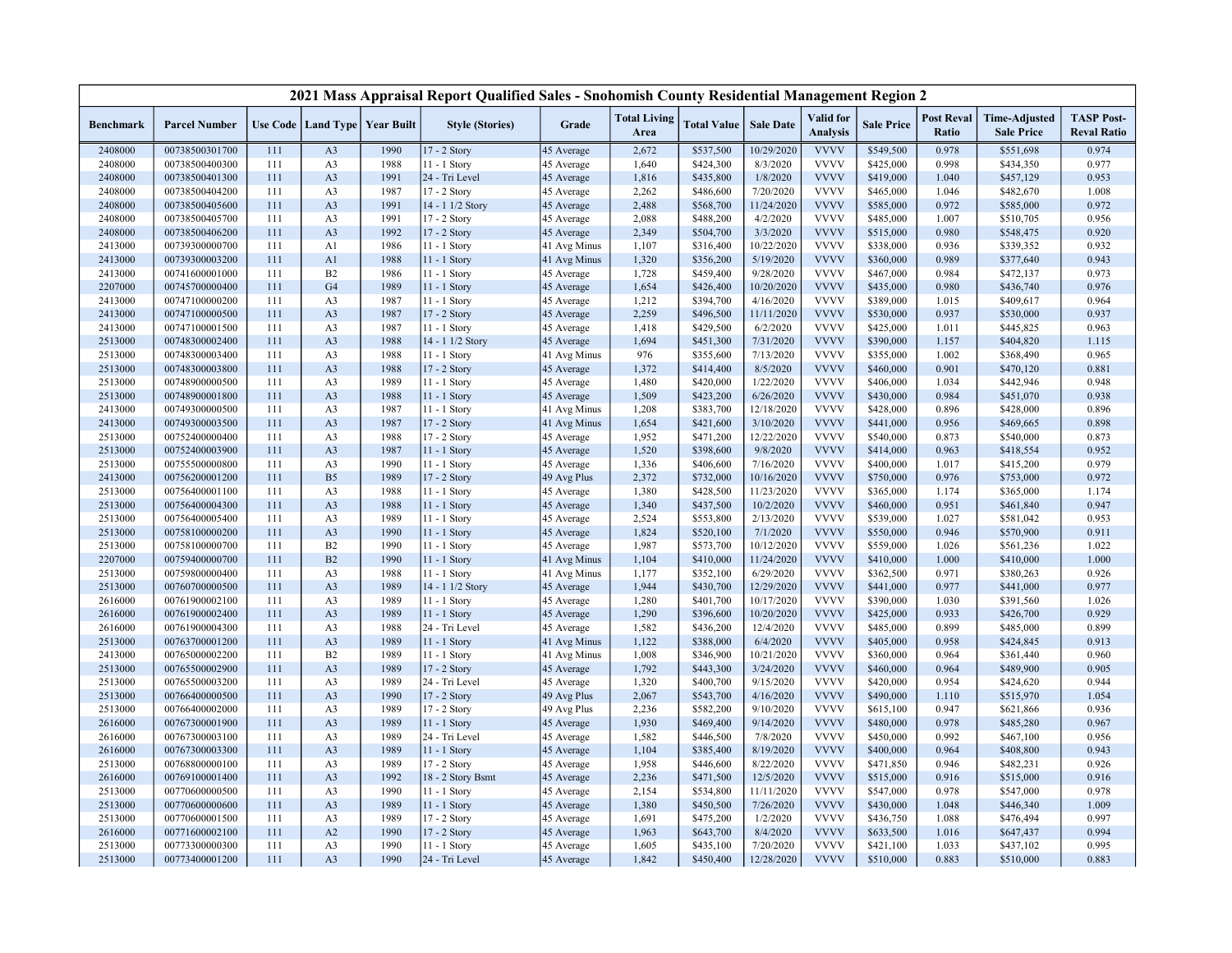# 2021 Mass Appraisal Report Qualified Sales - Snohomish County Residential Management Region 2

| Benchmark | Parcel Number | Use Code | Land Type | Year Built | Style (Stories) | Grade | Total Living Area | Total Value | Sale Date | Valid for Analysis | Sale Price | Post Reval Ratio | Time-Adjusted Sale Price | TASP Post-Reval Ratio |
|---|---|---|---|---|---|---|---|---|---|---|---|---|---|---|
| 2408000 | 00738500301700 | 111 | A3 | 1990 | 17 - 2 Story | 45 Average | 2,672 | $537,500 | 10/29/2020 | VVVV | $549,500 | 0.978 | $551,698 | 0.974 |
| 2408000 | 00738500400300 | 111 | A3 | 1988 | 11 - 1 Story | 45 Average | 1,640 | $424,300 | 8/3/2020 | VVVV | $425,000 | 0.998 | $434,350 | 0.977 |
| 2408000 | 00738500401300 | 111 | A3 | 1991 | 24 - Tri Level | 45 Average | 1,816 | $435,800 | 1/8/2020 | VVVV | $419,000 | 1.040 | $457,129 | 0.953 |
| 2408000 | 00738500404200 | 111 | A3 | 1987 | 17 - 2 Story | 45 Average | 2,262 | $486,600 | 7/20/2020 | VVVV | $465,000 | 1.046 | $482,670 | 1.008 |
| 2408000 | 00738500405600 | 111 | A3 | 1991 | 14 - 1 1/2 Story | 45 Average | 2,488 | $568,700 | 11/24/2020 | VVVV | $585,000 | 0.972 | $585,000 | 0.972 |
| 2408000 | 00738500405700 | 111 | A3 | 1991 | 17 - 2 Story | 45 Average | 2,088 | $488,200 | 4/2/2020 | VVVV | $485,000 | 1.007 | $510,705 | 0.956 |
| 2408000 | 00738500406200 | 111 | A3 | 1992 | 17 - 2 Story | 45 Average | 2,349 | $504,700 | 3/3/2020 | VVVV | $515,000 | 0.980 | $548,475 | 0.920 |
| 2413000 | 00739300000700 | 111 | A1 | 1986 | 11 - 1 Story | 41 Avg Minus | 1,107 | $316,400 | 10/22/2020 | VVVV | $338,000 | 0.936 | $339,352 | 0.932 |
| 2413000 | 00739300003200 | 111 | A1 | 1988 | 11 - 1 Story | 41 Avg Minus | 1,320 | $356,200 | 5/19/2020 | VVVV | $360,000 | 0.989 | $377,640 | 0.943 |
| 2413000 | 00741600001000 | 111 | B2 | 1986 | 11 - 1 Story | 45 Average | 1,728 | $459,400 | 9/28/2020 | VVVV | $467,000 | 0.984 | $472,137 | 0.973 |
| 2207000 | 00745700000400 | 111 | G4 | 1989 | 11 - 1 Story | 45 Average | 1,654 | $426,400 | 10/20/2020 | VVVV | $435,000 | 0.980 | $436,740 | 0.976 |
| 2413000 | 00747100000200 | 111 | A3 | 1987 | 11 - 1 Story | 45 Average | 1,212 | $394,700 | 4/16/2020 | VVVV | $389,000 | 1.015 | $409,617 | 0.964 |
| 2413000 | 00747100000500 | 111 | A3 | 1987 | 17 - 2 Story | 45 Average | 2,259 | $496,500 | 11/11/2020 | VVVV | $530,000 | 0.937 | $530,000 | 0.937 |
| 2413000 | 00747100001500 | 111 | A3 | 1987 | 11 - 1 Story | 45 Average | 1,418 | $429,500 | 6/2/2020 | VVVV | $425,000 | 1.011 | $445,825 | 0.963 |
| 2513000 | 00748300002400 | 111 | A3 | 1988 | 14 - 1 1/2 Story | 45 Average | 1,694 | $451,300 | 7/31/2020 | VVVV | $390,000 | 1.157 | $404,820 | 1.115 |
| 2513000 | 00748300003400 | 111 | A3 | 1988 | 11 - 1 Story | 41 Avg Minus | 976 | $355,600 | 7/13/2020 | VVVV | $355,000 | 1.002 | $368,490 | 0.965 |
| 2513000 | 00748300003800 | 111 | A3 | 1988 | 17 - 2 Story | 45 Average | 1,372 | $414,400 | 8/5/2020 | VVVV | $460,000 | 0.901 | $470,120 | 0.881 |
| 2513000 | 00748900000500 | 111 | A3 | 1989 | 11 - 1 Story | 45 Average | 1,480 | $420,000 | 1/22/2020 | VVVV | $406,000 | 1.034 | $442,946 | 0.948 |
| 2513000 | 00748900001800 | 111 | A3 | 1988 | 11 - 1 Story | 45 Average | 1,509 | $423,200 | 6/26/2020 | VVVV | $430,000 | 0.984 | $451,070 | 0.938 |
| 2413000 | 00749300000500 | 111 | A3 | 1987 | 11 - 1 Story | 41 Avg Minus | 1,208 | $383,700 | 12/18/2020 | VVVV | $428,000 | 0.896 | $428,000 | 0.896 |
| 2413000 | 00749300003500 | 111 | A3 | 1987 | 17 - 2 Story | 41 Avg Minus | 1,654 | $421,600 | 3/10/2020 | VVVV | $441,000 | 0.956 | $469,665 | 0.898 |
| 2513000 | 00752400000400 | 111 | A3 | 1988 | 17 - 2 Story | 45 Average | 1,952 | $471,200 | 12/22/2020 | VVVV | $540,000 | 0.873 | $540,000 | 0.873 |
| 2513000 | 00752400003900 | 111 | A3 | 1987 | 11 - 1 Story | 45 Average | 1,520 | $398,600 | 9/8/2020 | VVVV | $414,000 | 0.963 | $418,554 | 0.952 |
| 2513000 | 00755500000800 | 111 | A3 | 1990 | 11 - 1 Story | 45 Average | 1,336 | $406,600 | 7/16/2020 | VVVV | $400,000 | 1.017 | $415,200 | 0.979 |
| 2413000 | 00756200001200 | 111 | B5 | 1989 | 17 - 2 Story | 49 Avg Plus | 2,372 | $732,000 | 10/16/2020 | VVVV | $750,000 | 0.976 | $753,000 | 0.972 |
| 2513000 | 00756400001100 | 111 | A3 | 1988 | 11 - 1 Story | 45 Average | 1,380 | $428,500 | 11/23/2020 | VVVV | $365,000 | 1.174 | $365,000 | 1.174 |
| 2513000 | 00756400004300 | 111 | A3 | 1988 | 11 - 1 Story | 45 Average | 1,340 | $437,500 | 10/2/2020 | VVVV | $460,000 | 0.951 | $461,840 | 0.947 |
| 2513000 | 00756400005400 | 111 | A3 | 1989 | 11 - 1 Story | 45 Average | 2,524 | $553,800 | 2/13/2020 | VVVV | $539,000 | 1.027 | $581,042 | 0.953 |
| 2513000 | 00758100000200 | 111 | A3 | 1990 | 11 - 1 Story | 45 Average | 1,824 | $520,100 | 7/1/2020 | VVVV | $550,000 | 0.946 | $570,900 | 0.911 |
| 2513000 | 00758100000700 | 111 | B2 | 1990 | 11 - 1 Story | 45 Average | 1,987 | $573,700 | 10/12/2020 | VVVV | $559,000 | 1.026 | $561,236 | 1.022 |
| 2207000 | 00759400000700 | 111 | B2 | 1990 | 11 - 1 Story | 41 Avg Minus | 1,104 | $410,000 | 11/24/2020 | VVVV | $410,000 | 1.000 | $410,000 | 1.000 |
| 2513000 | 00759800000400 | 111 | A3 | 1988 | 11 - 1 Story | 41 Avg Minus | 1,177 | $352,100 | 6/29/2020 | VVVV | $362,500 | 0.971 | $380,263 | 0.926 |
| 2513000 | 00760700000500 | 111 | A3 | 1989 | 14 - 1 1/2 Story | 45 Average | 1,944 | $430,700 | 12/29/2020 | VVVV | $441,000 | 0.977 | $441,000 | 0.977 |
| 2616000 | 00761900002100 | 111 | A3 | 1989 | 11 - 1 Story | 45 Average | 1,280 | $401,700 | 10/17/2020 | VVVV | $390,000 | 1.030 | $391,560 | 1.026 |
| 2616000 | 00761900002400 | 111 | A3 | 1989 | 11 - 1 Story | 45 Average | 1,290 | $396,600 | 10/20/2020 | VVVV | $425,000 | 0.933 | $426,700 | 0.929 |
| 2616000 | 00761900004300 | 111 | A3 | 1988 | 24 - Tri Level | 45 Average | 1,582 | $436,200 | 12/4/2020 | VVVV | $485,000 | 0.899 | $485,000 | 0.899 |
| 2513000 | 00763700001200 | 111 | A3 | 1989 | 11 - 1 Story | 41 Avg Minus | 1,122 | $388,000 | 6/4/2020 | VVVV | $405,000 | 0.958 | $424,845 | 0.913 |
| 2413000 | 00765000002200 | 111 | B2 | 1989 | 11 - 1 Story | 41 Avg Minus | 1,008 | $346,900 | 10/21/2020 | VVVV | $360,000 | 0.964 | $361,440 | 0.960 |
| 2513000 | 00765500002900 | 111 | A3 | 1989 | 17 - 2 Story | 45 Average | 1,792 | $443,300 | 3/24/2020 | VVVV | $460,000 | 0.964 | $489,900 | 0.905 |
| 2513000 | 00765500003200 | 111 | A3 | 1989 | 24 - Tri Level | 45 Average | 1,320 | $400,700 | 9/15/2020 | VVVV | $420,000 | 0.954 | $424,620 | 0.944 |
| 2513000 | 00766400000500 | 111 | A3 | 1990 | 17 - 2 Story | 49 Avg Plus | 2,067 | $543,700 | 4/16/2020 | VVVV | $490,000 | 1.110 | $515,970 | 1.054 |
| 2513000 | 00766400002000 | 111 | A3 | 1989 | 17 - 2 Story | 49 Avg Plus | 2,236 | $582,200 | 9/10/2020 | VVVV | $615,100 | 0.947 | $621,866 | 0.936 |
| 2616000 | 00767300001900 | 111 | A3 | 1989 | 11 - 1 Story | 45 Average | 1,930 | $469,400 | 9/14/2020 | VVVV | $480,000 | 0.978 | $485,280 | 0.967 |
| 2616000 | 00767300003100 | 111 | A3 | 1989 | 24 - Tri Level | 45 Average | 1,582 | $446,500 | 7/8/2020 | VVVV | $450,000 | 0.992 | $467,100 | 0.956 |
| 2616000 | 00767300003300 | 111 | A3 | 1989 | 11 - 1 Story | 45 Average | 1,104 | $385,400 | 8/19/2020 | VVVV | $400,000 | 0.964 | $408,800 | 0.943 |
| 2513000 | 00768800000100 | 111 | A3 | 1989 | 17 - 2 Story | 45 Average | 1,958 | $446,600 | 8/22/2020 | VVVV | $471,850 | 0.946 | $482,231 | 0.926 |
| 2616000 | 00769100001400 | 111 | A3 | 1992 | 18 - 2 Story Bsmt | 45 Average | 2,236 | $471,500 | 12/5/2020 | VVVV | $515,000 | 0.916 | $515,000 | 0.916 |
| 2513000 | 00770600000500 | 111 | A3 | 1990 | 11 - 1 Story | 45 Average | 2,154 | $534,800 | 11/11/2020 | VVVV | $547,000 | 0.978 | $547,000 | 0.978 |
| 2513000 | 00770600000600 | 111 | A3 | 1989 | 11 - 1 Story | 45 Average | 1,380 | $450,500 | 7/26/2020 | VVVV | $430,000 | 1.048 | $446,340 | 1.009 |
| 2513000 | 00770600001500 | 111 | A3 | 1989 | 17 - 2 Story | 45 Average | 1,691 | $475,200 | 1/2/2020 | VVVV | $436,750 | 1.088 | $476,494 | 0.997 |
| 2616000 | 00771600002100 | 111 | A2 | 1990 | 17 - 2 Story | 45 Average | 1,963 | $643,700 | 8/4/2020 | VVVV | $633,500 | 1.016 | $647,437 | 0.994 |
| 2513000 | 00773300000300 | 111 | A3 | 1990 | 11 - 1 Story | 45 Average | 1,605 | $435,100 | 7/20/2020 | VVVV | $421,100 | 1.033 | $437,102 | 0.995 |
| 2513000 | 00773400001200 | 111 | A3 | 1990 | 24 - Tri Level | 45 Average | 1,842 | $450,400 | 12/28/2020 | VVVV | $510,000 | 0.883 | $510,000 | 0.883 |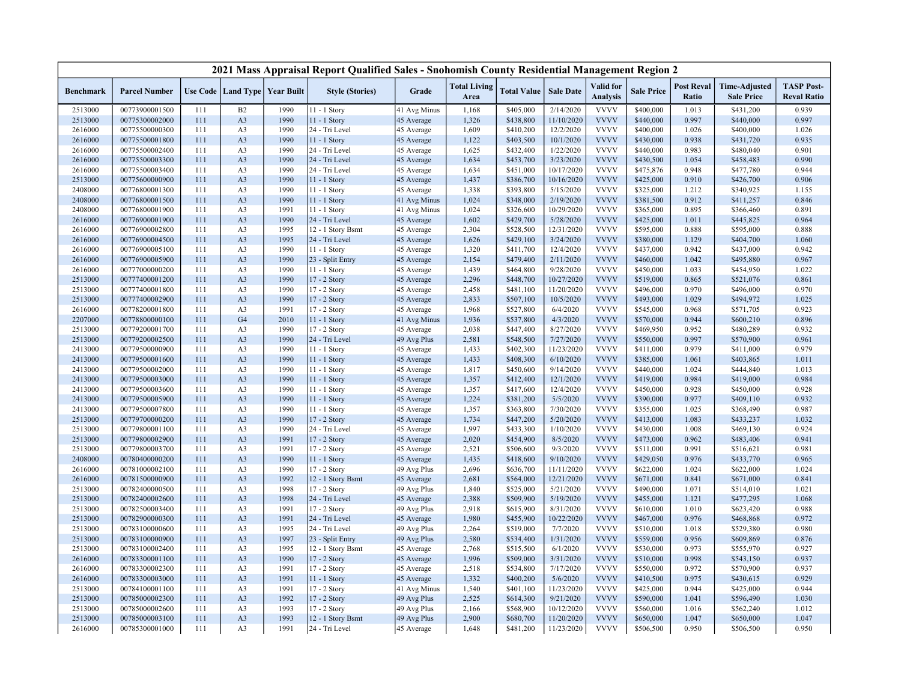# 2021 Mass Appraisal Report Qualified Sales - Snohomish County Residential Management Region 2

| Benchmark | Parcel Number | Use Code | Land Type | Year Built | Style (Stories) | Grade | Total Living Area | Total Value | Sale Date | Valid for Analysis | Sale Price | Post Reval Ratio | Time-Adjusted Sale Price | TASP Post-Reval Ratio |
|---|---|---|---|---|---|---|---|---|---|---|---|---|---|---|
| 2513000 | 00773900001500 | 111 | B2 | 1990 | 11 - 1 Story | 41 Avg Minus | 1,168 | $405,000 | 2/14/2020 | VVVV | $400,000 | 1.013 | $431,200 | 0.939 |
| 2513000 | 00775300002000 | 111 | A3 | 1990 | 11 - 1 Story | 45 Average | 1,326 | $438,800 | 11/10/2020 | VVVV | $440,000 | 0.997 | $440,000 | 0.997 |
| 2616000 | 00775500000300 | 111 | A3 | 1990 | 24 - Tri Level | 45 Average | 1,609 | $410,200 | 12/2/2020 | VVVV | $400,000 | 1.026 | $400,000 | 1.026 |
| 2616000 | 00775500001800 | 111 | A3 | 1990 | 11 - 1 Story | 45 Average | 1,122 | $403,500 | 10/1/2020 | VVVV | $430,000 | 0.938 | $431,720 | 0.935 |
| 2616000 | 00775500002400 | 111 | A3 | 1990 | 24 - Tri Level | 45 Average | 1,625 | $432,400 | 1/22/2020 | VVVV | $440,000 | 0.983 | $480,040 | 0.901 |
| 2616000 | 00775500003300 | 111 | A3 | 1990 | 24 - Tri Level | 45 Average | 1,634 | $453,700 | 3/23/2020 | VVVV | $430,500 | 1.054 | $458,483 | 0.990 |
| 2616000 | 00775500003400 | 111 | A3 | 1990 | 24 - Tri Level | 45 Average | 1,634 | $451,000 | 10/17/2020 | VVVV | $475,876 | 0.948 | $477,780 | 0.944 |
| 2513000 | 00775600000900 | 111 | A3 | 1990 | 11 - 1 Story | 45 Average | 1,437 | $386,700 | 10/16/2020 | VVVV | $425,000 | 0.910 | $426,700 | 0.906 |
| 2408000 | 00776800001300 | 111 | A3 | 1990 | 11 - 1 Story | 45 Average | 1,338 | $393,800 | 5/15/2020 | VVVV | $325,000 | 1.212 | $340,925 | 1.155 |
| 2408000 | 00776800001500 | 111 | A3 | 1990 | 11 - 1 Story | 41 Avg Minus | 1,024 | $348,000 | 2/19/2020 | VVVV | $381,500 | 0.912 | $411,257 | 0.846 |
| 2408000 | 00776800001900 | 111 | A3 | 1991 | 11 - 1 Story | 41 Avg Minus | 1,024 | $326,600 | 10/29/2020 | VVVV | $365,000 | 0.895 | $366,460 | 0.891 |
| 2616000 | 00776900001900 | 111 | A3 | 1990 | 24 - Tri Level | 45 Average | 1,602 | $429,700 | 5/28/2020 | VVVV | $425,000 | 1.011 | $445,825 | 0.964 |
| 2616000 | 00776900002800 | 111 | A3 | 1995 | 12 - 1 Story Bsmt | 45 Average | 2,304 | $528,500 | 12/31/2020 | VVVV | $595,000 | 0.888 | $595,000 | 0.888 |
| 2616000 | 00776900004500 | 111 | A3 | 1995 | 24 - Tri Level | 45 Average | 1,626 | $429,100 | 3/24/2020 | VVVV | $380,000 | 1.129 | $404,700 | 1.060 |
| 2616000 | 00776900005100 | 111 | A3 | 1990 | 11 - 1 Story | 45 Average | 1,320 | $411,700 | 12/4/2020 | VVVV | $437,000 | 0.942 | $437,000 | 0.942 |
| 2616000 | 00776900005900 | 111 | A3 | 1990 | 23 - Split Entry | 45 Average | 2,154 | $479,400 | 2/11/2020 | VVVV | $460,000 | 1.042 | $495,880 | 0.967 |
| 2616000 | 00777000000200 | 111 | A3 | 1990 | 11 - 1 Story | 45 Average | 1,439 | $464,800 | 9/28/2020 | VVVV | $450,000 | 1.033 | $454,950 | 1.022 |
| 2513000 | 00777400001200 | 111 | A3 | 1990 | 17 - 2 Story | 45 Average | 2,296 | $448,700 | 10/27/2020 | VVVV | $519,000 | 0.865 | $521,076 | 0.861 |
| 2513000 | 00777400001800 | 111 | A3 | 1990 | 17 - 2 Story | 45 Average | 2,458 | $481,100 | 11/20/2020 | VVVV | $496,000 | 0.970 | $496,000 | 0.970 |
| 2513000 | 00777400002900 | 111 | A3 | 1990 | 17 - 2 Story | 45 Average | 2,833 | $507,100 | 10/5/2020 | VVVV | $493,000 | 1.029 | $494,972 | 1.025 |
| 2616000 | 00778200001800 | 111 | A3 | 1991 | 17 - 2 Story | 45 Average | 1,968 | $527,800 | 6/4/2020 | VVVV | $545,000 | 0.968 | $571,705 | 0.923 |
| 2207000 | 00778800000100 | 111 | G4 | 2010 | 11 - 1 Story | 41 Avg Minus | 1,936 | $537,800 | 4/3/2020 | VVVV | $570,000 | 0.944 | $600,210 | 0.896 |
| 2513000 | 00779200001700 | 111 | A3 | 1990 | 17 - 2 Story | 45 Average | 2,038 | $447,400 | 8/27/2020 | VVVV | $469,950 | 0.952 | $480,289 | 0.932 |
| 2513000 | 00779200002500 | 111 | A3 | 1990 | 24 - Tri Level | 49 Avg Plus | 2,581 | $548,500 | 7/27/2020 | VVVV | $550,000 | 0.997 | $570,900 | 0.961 |
| 2413000 | 00779500000900 | 111 | A3 | 1990 | 11 - 1 Story | 45 Average | 1,433 | $402,300 | 11/23/2020 | VVVV | $411,000 | 0.979 | $411,000 | 0.979 |
| 2413000 | 00779500001600 | 111 | A3 | 1990 | 11 - 1 Story | 45 Average | 1,433 | $408,300 | 6/10/2020 | VVVV | $385,000 | 1.061 | $403,865 | 1.011 |
| 2413000 | 00779500002000 | 111 | A3 | 1990 | 11 - 1 Story | 45 Average | 1,817 | $450,600 | 9/14/2020 | VVVV | $440,000 | 1.024 | $444,840 | 1.013 |
| 2413000 | 00779500003000 | 111 | A3 | 1990 | 11 - 1 Story | 45 Average | 1,357 | $412,400 | 12/1/2020 | VVVV | $419,000 | 0.984 | $419,000 | 0.984 |
| 2413000 | 00779500003600 | 111 | A3 | 1990 | 11 - 1 Story | 45 Average | 1,357 | $417,600 | 12/4/2020 | VVVV | $450,000 | 0.928 | $450,000 | 0.928 |
| 2413000 | 00779500005900 | 111 | A3 | 1990 | 11 - 1 Story | 45 Average | 1,224 | $381,200 | 5/5/2020 | VVVV | $390,000 | 0.977 | $409,110 | 0.932 |
| 2413000 | 00779500007800 | 111 | A3 | 1990 | 11 - 1 Story | 45 Average | 1,357 | $363,800 | 7/30/2020 | VVVV | $355,000 | 1.025 | $368,490 | 0.987 |
| 2513000 | 00779700000200 | 111 | A3 | 1990 | 17 - 2 Story | 45 Average | 1,734 | $447,200 | 5/20/2020 | VVVV | $413,000 | 1.083 | $433,237 | 1.032 |
| 2513000 | 00779800001100 | 111 | A3 | 1990 | 24 - Tri Level | 45 Average | 1,997 | $433,300 | 1/10/2020 | VVVV | $430,000 | 1.008 | $469,130 | 0.924 |
| 2513000 | 00779800002900 | 111 | A3 | 1991 | 17 - 2 Story | 45 Average | 2,020 | $454,900 | 8/5/2020 | VVVV | $473,000 | 0.962 | $483,406 | 0.941 |
| 2513000 | 00779800003700 | 111 | A3 | 1991 | 17 - 2 Story | 45 Average | 2,521 | $506,600 | 9/3/2020 | VVVV | $511,000 | 0.991 | $516,621 | 0.981 |
| 2408000 | 00780400000200 | 111 | A3 | 1990 | 11 - 1 Story | 45 Average | 1,435 | $418,600 | 9/10/2020 | VVVV | $429,050 | 0.976 | $433,770 | 0.965 |
| 2616000 | 00781000002100 | 111 | A3 | 1990 | 17 - 2 Story | 49 Avg Plus | 2,696 | $636,700 | 11/11/2020 | VVVV | $622,000 | 1.024 | $622,000 | 1.024 |
| 2616000 | 00781500000900 | 111 | A3 | 1992 | 12 - 1 Story Bsmt | 45 Average | 2,681 | $564,000 | 12/21/2020 | VVVV | $671,000 | 0.841 | $671,000 | 0.841 |
| 2513000 | 00782400000500 | 111 | A3 | 1998 | 17 - 2 Story | 49 Avg Plus | 1,840 | $525,000 | 5/21/2020 | VVVV | $490,000 | 1.071 | $514,010 | 1.021 |
| 2513000 | 00782400002600 | 111 | A3 | 1998 | 24 - Tri Level | 45 Average | 2,388 | $509,900 | 5/19/2020 | VVVV | $455,000 | 1.121 | $477,295 | 1.068 |
| 2513000 | 00782500003400 | 111 | A3 | 1991 | 17 - 2 Story | 49 Avg Plus | 2,918 | $615,900 | 8/31/2020 | VVVV | $610,000 | 1.010 | $623,420 | 0.988 |
| 2513000 | 00782900000300 | 111 | A3 | 1991 | 24 - Tri Level | 45 Average | 1,980 | $455,900 | 10/22/2020 | VVVV | $467,000 | 0.976 | $468,868 | 0.972 |
| 2513000 | 00783100000600 | 111 | A3 | 1995 | 24 - Tri Level | 49 Avg Plus | 2,264 | $519,000 | 7/7/2020 | VVVV | $510,000 | 1.018 | $529,380 | 0.980 |
| 2513000 | 00783100000900 | 111 | A3 | 1997 | 23 - Split Entry | 49 Avg Plus | 2,580 | $534,400 | 1/31/2020 | VVVV | $559,000 | 0.956 | $609,869 | 0.876 |
| 2513000 | 00783100002400 | 111 | A3 | 1995 | 12 - 1 Story Bsmt | 45 Average | 2,768 | $515,500 | 6/1/2020 | VVVV | $530,000 | 0.973 | $555,970 | 0.927 |
| 2616000 | 00783300001100 | 111 | A3 | 1990 | 17 - 2 Story | 45 Average | 1,996 | $509,000 | 3/31/2020 | VVVV | $510,000 | 0.998 | $543,150 | 0.937 |
| 2616000 | 00783300002300 | 111 | A3 | 1991 | 17 - 2 Story | 45 Average | 2,518 | $534,800 | 7/17/2020 | VVVV | $550,000 | 0.972 | $570,900 | 0.937 |
| 2616000 | 00783300003000 | 111 | A3 | 1991 | 11 - 1 Story | 45 Average | 1,332 | $400,200 | 5/6/2020 | VVVV | $410,500 | 0.975 | $430,615 | 0.929 |
| 2513000 | 00784100001100 | 111 | A3 | 1991 | 17 - 2 Story | 41 Avg Minus | 1,540 | $401,100 | 11/23/2020 | VVVV | $425,000 | 0.944 | $425,000 | 0.944 |
| 2513000 | 00785000002300 | 111 | A3 | 1992 | 17 - 2 Story | 49 Avg Plus | 2,525 | $614,300 | 9/21/2020 | VVVV | $590,000 | 1.041 | $596,490 | 1.030 |
| 2513000 | 00785000002600 | 111 | A3 | 1993 | 17 - 2 Story | 49 Avg Plus | 2,166 | $568,900 | 10/12/2020 | VVVV | $560,000 | 1.016 | $562,240 | 1.012 |
| 2513000 | 00785000003100 | 111 | A3 | 1993 | 12 - 1 Story Bsmt | 49 Avg Plus | 2,900 | $680,700 | 11/20/2020 | VVVV | $650,000 | 1.047 | $650,000 | 1.047 |
| 2616000 | 00785300001000 | 111 | A3 | 1991 | 24 - Tri Level | 45 Average | 1,648 | $481,200 | 11/23/2020 | VVVV | $506,500 | 0.950 | $506,500 | 0.950 |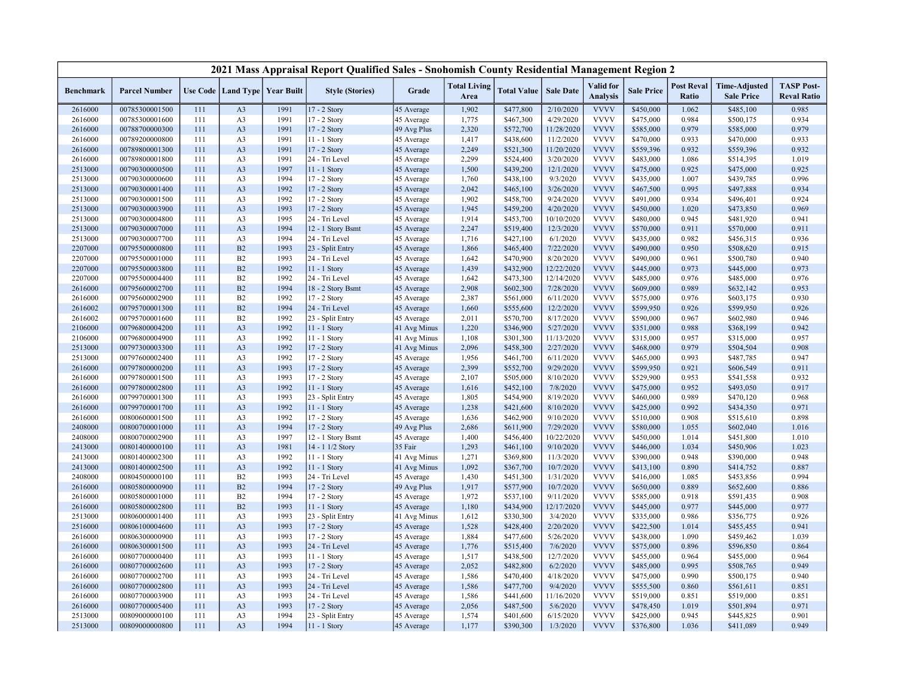## 2021 Mass Appraisal Report Qualified Sales - Snohomish County Residential Management Region 2

| Benchmark | Parcel Number | Use Code | Land Type | Year Built | Style (Stories) | Grade | Total Living Area | Total Value | Sale Date | Valid for Analysis | Sale Price | Post Reval Ratio | Time-Adjusted Sale Price | TASP Post-Reval Ratio |
|---|---|---|---|---|---|---|---|---|---|---|---|---|---|---|
| 2616000 | 00785300001500 | 111 | A3 | 1991 | 17 - 2 Story | 45 Average | 1,902 | $477,800 | 2/10/2020 | VVVV | $450,000 | 1.062 | $485,100 | 0.985 |
| 2616000 | 00785300001600 | 111 | A3 | 1991 | 17 - 2 Story | 45 Average | 1,775 | $467,300 | 4/29/2020 | VVVV | $475,000 | 0.984 | $500,175 | 0.934 |
| 2616000 | 00788700000300 | 111 | A3 | 1991 | 17 - 2 Story | 49 Avg Plus | 2,320 | $572,700 | 11/28/2020 | VVVV | $585,000 | 0.979 | $585,000 | 0.979 |
| 2616000 | 00789200000800 | 111 | A3 | 1991 | 11 - 1 Story | 45 Average | 1,417 | $438,600 | 11/2/2020 | VVVV | $470,000 | 0.933 | $470,000 | 0.933 |
| 2616000 | 00789800001300 | 111 | A3 | 1991 | 17 - 2 Story | 45 Average | 2,249 | $521,300 | 11/20/2020 | VVVV | $559,396 | 0.932 | $559,396 | 0.932 |
| 2616000 | 00789800001800 | 111 | A3 | 1991 | 24 - Tri Level | 45 Average | 2,299 | $524,400 | 3/20/2020 | VVVV | $483,000 | 1.086 | $514,395 | 1.019 |
| 2513000 | 00790300000500 | 111 | A3 | 1997 | 11 - 1 Story | 45 Average | 1,500 | $439,200 | 12/1/2020 | VVVV | $475,000 | 0.925 | $475,000 | 0.925 |
| 2513000 | 00790300000600 | 111 | A3 | 1994 | 17 - 2 Story | 45 Average | 1,760 | $438,100 | 9/3/2020 | VVVV | $435,000 | 1.007 | $439,785 | 0.996 |
| 2513000 | 00790300001400 | 111 | A3 | 1992 | 17 - 2 Story | 45 Average | 2,042 | $465,100 | 3/26/2020 | VVVV | $467,500 | 0.995 | $497,888 | 0.934 |
| 2513000 | 00790300001500 | 111 | A3 | 1992 | 17 - 2 Story | 45 Average | 1,902 | $458,700 | 9/24/2020 | VVVV | $491,000 | 0.934 | $496,401 | 0.924 |
| 2513000 | 00790300003900 | 111 | A3 | 1993 | 17 - 2 Story | 45 Average | 1,945 | $459,200 | 4/20/2020 | VVVV | $450,000 | 1.020 | $473,850 | 0.969 |
| 2513000 | 00790300004800 | 111 | A3 | 1995 | 24 - Tri Level | 45 Average | 1,914 | $453,700 | 10/10/2020 | VVVV | $480,000 | 0.945 | $481,920 | 0.941 |
| 2513000 | 00790300007000 | 111 | A3 | 1994 | 12 - 1 Story Bsmt | 45 Average | 2,247 | $519,400 | 12/3/2020 | VVVV | $570,000 | 0.911 | $570,000 | 0.911 |
| 2513000 | 00790300007700 | 111 | A3 | 1994 | 24 - Tri Level | 45 Average | 1,716 | $427,100 | 6/1/2020 | VVVV | $435,000 | 0.982 | $456,315 | 0.936 |
| 2207000 | 00795500000800 | 111 | B2 | 1993 | 23 - Split Entry | 45 Average | 1,866 | $465,400 | 7/22/2020 | VVVV | $490,000 | 0.950 | $508,620 | 0.915 |
| 2207000 | 00795500001000 | 111 | B2 | 1993 | 24 - Tri Level | 45 Average | 1,642 | $470,900 | 8/20/2020 | VVVV | $490,000 | 0.961 | $500,780 | 0.940 |
| 2207000 | 00795500003800 | 111 | B2 | 1992 | 11 - 1 Story | 45 Average | 1,439 | $432,900 | 12/22/2020 | VVVV | $445,000 | 0.973 | $445,000 | 0.973 |
| 2207000 | 00795500004400 | 111 | B2 | 1992 | 24 - Tri Level | 45 Average | 1,642 | $473,300 | 12/14/2020 | VVVV | $485,000 | 0.976 | $485,000 | 0.976 |
| 2616000 | 00795600002700 | 111 | B2 | 1994 | 18 - 2 Story Bsmt | 45 Average | 2,908 | $602,300 | 7/28/2020 | VVVV | $609,000 | 0.989 | $632,142 | 0.953 |
| 2616000 | 00795600002900 | 111 | B2 | 1992 | 17 - 2 Story | 45 Average | 2,387 | $561,000 | 6/11/2020 | VVVV | $575,000 | 0.976 | $603,175 | 0.930 |
| 2616002 | 00795700001300 | 111 | B2 | 1994 | 24 - Tri Level | 45 Average | 1,660 | $555,600 | 12/2/2020 | VVVV | $599,950 | 0.926 | $599,950 | 0.926 |
| 2616002 | 00795700001600 | 111 | B2 | 1992 | 23 - Split Entry | 45 Average | 2,011 | $570,700 | 8/17/2020 | VVVV | $590,000 | 0.967 | $602,980 | 0.946 |
| 2106000 | 00796800004200 | 111 | A3 | 1992 | 11 - 1 Story | 41 Avg Minus | 1,220 | $346,900 | 5/27/2020 | VVVV | $351,000 | 0.988 | $368,199 | 0.942 |
| 2106000 | 00796800004900 | 111 | A3 | 1992 | 11 - 1 Story | 41 Avg Minus | 1,108 | $301,300 | 11/13/2020 | VVVV | $315,000 | 0.957 | $315,000 | 0.957 |
| 2513000 | 00797300003300 | 111 | A3 | 1992 | 17 - 2 Story | 41 Avg Minus | 2,096 | $458,300 | 2/27/2020 | VVVV | $468,000 | 0.979 | $504,504 | 0.908 |
| 2513000 | 00797600002400 | 111 | A3 | 1992 | 17 - 2 Story | 45 Average | 1,956 | $461,700 | 6/11/2020 | VVVV | $465,000 | 0.993 | $487,785 | 0.947 |
| 2616000 | 00797800000200 | 111 | A3 | 1993 | 17 - 2 Story | 45 Average | 2,399 | $552,700 | 9/29/2020 | VVVV | $599,950 | 0.921 | $606,549 | 0.911 |
| 2616000 | 00797800001500 | 111 | A3 | 1993 | 17 - 2 Story | 45 Average | 2,107 | $505,000 | 8/10/2020 | VVVV | $529,900 | 0.953 | $541,558 | 0.932 |
| 2616000 | 00797800002800 | 111 | A3 | 1992 | 11 - 1 Story | 45 Average | 1,616 | $452,100 | 7/8/2020 | VVVV | $475,000 | 0.952 | $493,050 | 0.917 |
| 2616000 | 00799700001300 | 111 | A3 | 1993 | 23 - Split Entry | 45 Average | 1,805 | $454,900 | 8/19/2020 | VVVV | $460,000 | 0.989 | $470,120 | 0.968 |
| 2616000 | 00799700001700 | 111 | A3 | 1992 | 11 - 1 Story | 45 Average | 1,238 | $421,600 | 8/10/2020 | VVVV | $425,000 | 0.992 | $434,350 | 0.971 |
| 2616000 | 00800600001500 | 111 | A3 | 1992 | 17 - 2 Story | 45 Average | 1,636 | $462,900 | 9/10/2020 | VVVV | $510,000 | 0.908 | $515,610 | 0.898 |
| 2408000 | 00800700001000 | 111 | A3 | 1994 | 17 - 2 Story | 49 Avg Plus | 2,686 | $611,900 | 7/29/2020 | VVVV | $580,000 | 1.055 | $602,040 | 1.016 |
| 2408000 | 00800700002900 | 111 | A3 | 1997 | 12 - 1 Story Bsmt | 45 Average | 1,400 | $456,400 | 10/22/2020 | VVVV | $450,000 | 1.014 | $451,800 | 1.010 |
| 2413000 | 00801400000100 | 111 | A3 | 1981 | 14 - 1 1/2 Story | 35 Fair | 1,293 | $461,100 | 9/10/2020 | VVVV | $446,000 | 1.034 | $450,906 | 1.023 |
| 2413000 | 00801400002300 | 111 | A3 | 1992 | 11 - 1 Story | 41 Avg Minus | 1,271 | $369,800 | 11/3/2020 | VVVV | $390,000 | 0.948 | $390,000 | 0.948 |
| 2413000 | 00801400002500 | 111 | A3 | 1992 | 11 - 1 Story | 41 Avg Minus | 1,092 | $367,700 | 10/7/2020 | VVVV | $413,100 | 0.890 | $414,752 | 0.887 |
| 2408000 | 00804500000100 | 111 | B2 | 1993 | 24 - Tri Level | 45 Average | 1,430 | $451,300 | 1/31/2020 | VVVV | $416,000 | 1.085 | $453,856 | 0.994 |
| 2616000 | 00805800000900 | 111 | B2 | 1994 | 17 - 2 Story | 49 Avg Plus | 1,917 | $577,900 | 10/7/2020 | VVVV | $650,000 | 0.889 | $652,600 | 0.886 |
| 2616000 | 00805800001000 | 111 | B2 | 1994 | 17 - 2 Story | 45 Average | 1,972 | $537,100 | 9/11/2020 | VVVV | $585,000 | 0.918 | $591,435 | 0.908 |
| 2616000 | 00805800002800 | 111 | B2 | 1993 | 11 - 1 Story | 45 Average | 1,180 | $434,900 | 12/17/2020 | VVVV | $445,000 | 0.977 | $445,000 | 0.977 |
| 2513000 | 00806000001400 | 111 | A3 | 1993 | 23 - Split Entry | 41 Avg Minus | 1,612 | $330,300 | 3/4/2020 | VVVV | $335,000 | 0.986 | $356,775 | 0.926 |
| 2516000 | 00806100004600 | 111 | A3 | 1993 | 17 - 2 Story | 45 Average | 1,528 | $428,400 | 2/20/2020 | VVVV | $422,500 | 1.014 | $455,455 | 0.941 |
| 2616000 | 00806300000900 | 111 | A3 | 1993 | 17 - 2 Story | 45 Average | 1,884 | $477,600 | 5/26/2020 | VVVV | $438,000 | 1.090 | $459,462 | 1.039 |
| 2616000 | 00806300001500 | 111 | A3 | 1993 | 24 - Tri Level | 45 Average | 1,776 | $515,400 | 7/6/2020 | VVVV | $575,000 | 0.896 | $596,850 | 0.864 |
| 2616000 | 00807700000400 | 111 | A3 | 1993 | 11 - 1 Story | 45 Average | 1,517 | $438,500 | 12/7/2020 | VVVV | $455,000 | 0.964 | $455,000 | 0.964 |
| 2616000 | 00807700002600 | 111 | A3 | 1993 | 17 - 2 Story | 45 Average | 2,052 | $482,800 | 6/2/2020 | VVVV | $485,000 | 0.995 | $508,765 | 0.949 |
| 2616000 | 00807700002700 | 111 | A3 | 1993 | 24 - Tri Level | 45 Average | 1,586 | $470,400 | 4/18/2020 | VVVV | $475,000 | 0.990 | $500,175 | 0.940 |
| 2616000 | 00807700002800 | 111 | A3 | 1993 | 24 - Tri Level | 45 Average | 1,586 | $477,700 | 9/4/2020 | VVVV | $555,500 | 0.860 | $561,611 | 0.851 |
| 2616000 | 00807700003900 | 111 | A3 | 1993 | 24 - Tri Level | 45 Average | 1,586 | $441,600 | 11/16/2020 | VVVV | $519,000 | 0.851 | $519,000 | 0.851 |
| 2616000 | 00807700005400 | 111 | A3 | 1993 | 17 - 2 Story | 45 Average | 2,056 | $487,500 | 5/6/2020 | VVVV | $478,450 | 1.019 | $501,894 | 0.971 |
| 2513000 | 00809000000100 | 111 | A3 | 1994 | 23 - Split Entry | 45 Average | 1,574 | $401,600 | 6/15/2020 | VVVV | $425,000 | 0.945 | $445,825 | 0.901 |
| 2513000 | 00809000000800 | 111 | A3 | 1994 | 11 - 1 Story | 45 Average | 1,177 | $390,300 | 1/3/2020 | VVVV | $376,800 | 1.036 | $411,089 | 0.949 |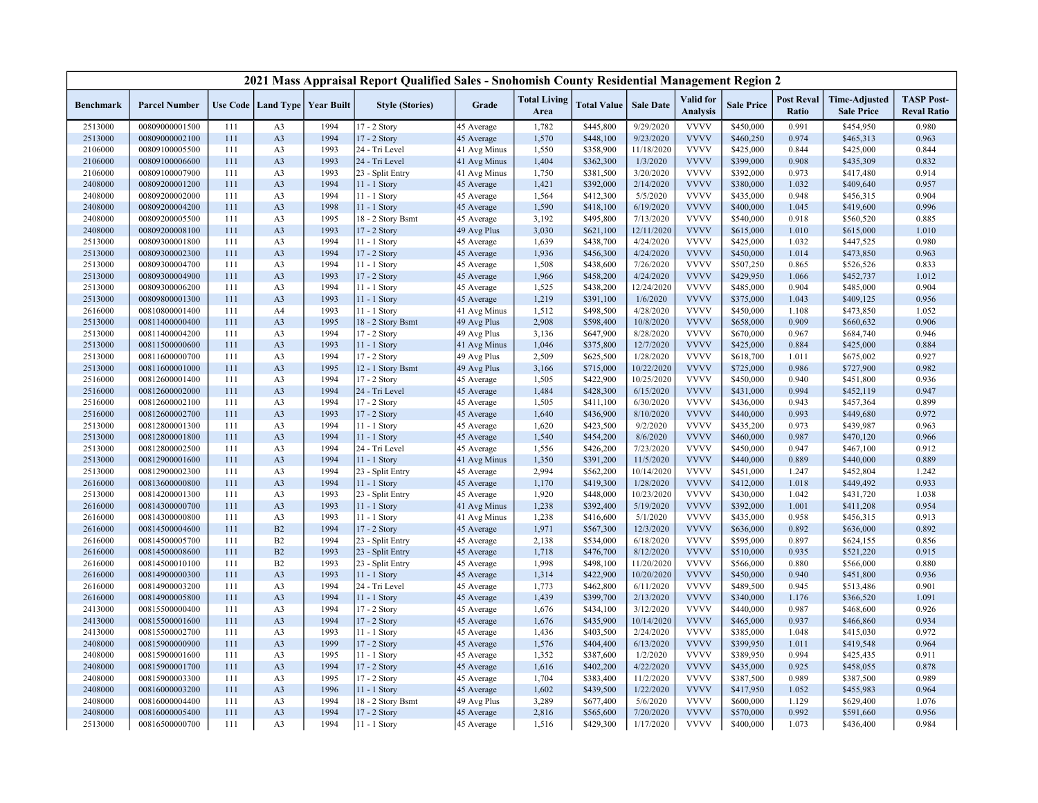| 2021 Mass Appraisal Report Qualified Sales - Snohomish County Residential Management Region 2 | | | | | | | | | | | | | | |
|---|---|---|---|---|---|---|---|---|---|---|---|---|---|---|
| Benchmark | Parcel Number | Use Code | Land Type | Year Built | Style (Stories) | Grade | Total Living Area | Total Value | Sale Date | Valid for Analysis | Sale Price | Post Reval Ratio | Time-Adjusted Sale Price | TASP Post-Reval Ratio |
| 2513000 | 00809000001500 | 111 | A3 | 1994 | 17 - 2 Story | 45 Average | 1,782 | $445,800 | 9/29/2020 | VVVV | $450,000 | 0.991 | $454,950 | 0.980 |
| 2513000 | 00809000002100 | 111 | A3 | 1994 | 17 - 2 Story | 45 Average | 1,570 | $448,100 | 9/23/2020 | VVVV | $460,250 | 0.974 | $465,313 | 0.963 |
| 2106000 | 00809100005500 | 111 | A3 | 1993 | 24 - Tri Level | 41 Avg Minus | 1,550 | $358,900 | 11/18/2020 | VVVV | $425,000 | 0.844 | $425,000 | 0.844 |
| 2106000 | 00809100006600 | 111 | A3 | 1993 | 24 - Tri Level | 41 Avg Minus | 1,404 | $362,300 | 1/3/2020 | VVVV | $399,000 | 0.908 | $435,309 | 0.832 |
| 2106000 | 00809100007900 | 111 | A3 | 1993 | 23 - Split Entry | 41 Avg Minus | 1,750 | $381,500 | 3/20/2020 | VVVV | $392,000 | 0.973 | $417,480 | 0.914 |
| 2408000 | 00809200001200 | 111 | A3 | 1994 | 11 - 1 Story | 45 Average | 1,421 | $392,000 | 2/14/2020 | VVVV | $380,000 | 1.032 | $409,640 | 0.957 |
| 2408000 | 00809200002000 | 111 | A3 | 1994 | 11 - 1 Story | 45 Average | 1,564 | $412,300 | 5/5/2020 | VVVV | $435,000 | 0.948 | $456,315 | 0.904 |
| 2408000 | 00809200004200 | 111 | A3 | 1998 | 11 - 1 Story | 45 Average | 1,590 | $418,100 | 6/19/2020 | VVVV | $400,000 | 1.045 | $419,600 | 0.996 |
| 2408000 | 00809200005500 | 111 | A3 | 1995 | 18 - 2 Story Bsmt | 45 Average | 3,192 | $495,800 | 7/13/2020 | VVVV | $540,000 | 0.918 | $560,520 | 0.885 |
| 2408000 | 00809200008100 | 111 | A3 | 1993 | 17 - 2 Story | 49 Avg Plus | 3,030 | $621,100 | 12/11/2020 | VVVV | $615,000 | 1.010 | $615,000 | 1.010 |
| 2513000 | 00809300001800 | 111 | A3 | 1994 | 11 - 1 Story | 45 Average | 1,639 | $438,700 | 4/24/2020 | VVVV | $425,000 | 1.032 | $447,525 | 0.980 |
| 2513000 | 00809300002300 | 111 | A3 | 1994 | 17 - 2 Story | 45 Average | 1,936 | $456,300 | 4/24/2020 | VVVV | $450,000 | 1.014 | $473,850 | 0.963 |
| 2513000 | 00809300004700 | 111 | A3 | 1994 | 11 - 1 Story | 45 Average | 1,508 | $438,600 | 7/26/2020 | VVVV | $507,250 | 0.865 | $526,526 | 0.833 |
| 2513000 | 00809300004900 | 111 | A3 | 1993 | 17 - 2 Story | 45 Average | 1,966 | $458,200 | 4/24/2020 | VVVV | $429,950 | 1.066 | $452,737 | 1.012 |
| 2513000 | 00809300006200 | 111 | A3 | 1994 | 11 - 1 Story | 45 Average | 1,525 | $438,200 | 12/24/2020 | VVVV | $485,000 | 0.904 | $485,000 | 0.904 |
| 2513000 | 00809800001300 | 111 | A3 | 1993 | 11 - 1 Story | 45 Average | 1,219 | $391,100 | 1/6/2020 | VVVV | $375,000 | 1.043 | $409,125 | 0.956 |
| 2616000 | 00810800001400 | 111 | A4 | 1993 | 11 - 1 Story | 41 Avg Minus | 1,512 | $498,500 | 4/28/2020 | VVVV | $450,000 | 1.108 | $473,850 | 1.052 |
| 2513000 | 00811400000400 | 111 | A3 | 1995 | 18 - 2 Story Bsmt | 49 Avg Plus | 2,908 | $598,400 | 10/8/2020 | VVVV | $658,000 | 0.909 | $660,632 | 0.906 |
| 2513000 | 00811400004200 | 111 | A3 | 1994 | 17 - 2 Story | 49 Avg Plus | 3,136 | $647,900 | 8/28/2020 | VVVV | $670,000 | 0.967 | $684,740 | 0.946 |
| 2513000 | 00811500000600 | 111 | A3 | 1993 | 11 - 1 Story | 41 Avg Minus | 1,046 | $375,800 | 12/7/2020 | VVVV | $425,000 | 0.884 | $425,000 | 0.884 |
| 2513000 | 00811600000700 | 111 | A3 | 1994 | 17 - 2 Story | 49 Avg Plus | 2,509 | $625,500 | 1/28/2020 | VVVV | $618,700 | 1.011 | $675,002 | 0.927 |
| 2513000 | 00811600001000 | 111 | A3 | 1995 | 12 - 1 Story Bsmt | 49 Avg Plus | 3,166 | $715,000 | 10/22/2020 | VVVV | $725,000 | 0.986 | $727,900 | 0.982 |
| 2516000 | 00812600001400 | 111 | A3 | 1994 | 17 - 2 Story | 45 Average | 1,505 | $422,900 | 10/25/2020 | VVVV | $450,000 | 0.940 | $451,800 | 0.936 |
| 2516000 | 00812600002000 | 111 | A3 | 1994 | 24 - Tri Level | 45 Average | 1,484 | $428,300 | 6/15/2020 | VVVV | $431,000 | 0.994 | $452,119 | 0.947 |
| 2516000 | 00812600002100 | 111 | A3 | 1994 | 17 - 2 Story | 45 Average | 1,505 | $411,100 | 6/30/2020 | VVVV | $436,000 | 0.943 | $457,364 | 0.899 |
| 2516000 | 00812600002700 | 111 | A3 | 1993 | 17 - 2 Story | 45 Average | 1,640 | $436,900 | 8/10/2020 | VVVV | $440,000 | 0.993 | $449,680 | 0.972 |
| 2513000 | 00812800001300 | 111 | A3 | 1994 | 11 - 1 Story | 45 Average | 1,620 | $423,500 | 9/2/2020 | VVVV | $435,200 | 0.973 | $439,987 | 0.963 |
| 2513000 | 00812800001800 | 111 | A3 | 1994 | 11 - 1 Story | 45 Average | 1,540 | $454,200 | 8/6/2020 | VVVV | $460,000 | 0.987 | $470,120 | 0.966 |
| 2513000 | 00812800002500 | 111 | A3 | 1994 | 24 - Tri Level | 45 Average | 1,556 | $426,200 | 7/23/2020 | VVVV | $450,000 | 0.947 | $467,100 | 0.912 |
| 2513000 | 00812900001600 | 111 | A3 | 1994 | 11 - 1 Story | 41 Avg Minus | 1,350 | $391,200 | 11/5/2020 | VVVV | $440,000 | 0.889 | $440,000 | 0.889 |
| 2513000 | 00812900002300 | 111 | A3 | 1994 | 23 - Split Entry | 45 Average | 2,994 | $562,200 | 10/14/2020 | VVVV | $451,000 | 1.247 | $452,804 | 1.242 |
| 2616000 | 00813600000800 | 111 | A3 | 1994 | 11 - 1 Story | 45 Average | 1,170 | $419,300 | 1/28/2020 | VVVV | $412,000 | 1.018 | $449,492 | 0.933 |
| 2513000 | 00814200001300 | 111 | A3 | 1993 | 23 - Split Entry | 45 Average | 1,920 | $448,000 | 10/23/2020 | VVVV | $430,000 | 1.042 | $431,720 | 1.038 |
| 2616000 | 00814300000700 | 111 | A3 | 1993 | 11 - 1 Story | 41 Avg Minus | 1,238 | $392,400 | 5/19/2020 | VVVV | $392,000 | 1.001 | $411,208 | 0.954 |
| 2616000 | 00814300000800 | 111 | A3 | 1993 | 11 - 1 Story | 41 Avg Minus | 1,238 | $416,600 | 5/1/2020 | VVVV | $435,000 | 0.958 | $456,315 | 0.913 |
| 2616000 | 00814500004600 | 111 | B2 | 1994 | 17 - 2 Story | 45 Average | 1,971 | $567,300 | 12/3/2020 | VVVV | $636,000 | 0.892 | $636,000 | 0.892 |
| 2616000 | 00814500005700 | 111 | B2 | 1994 | 23 - Split Entry | 45 Average | 2,138 | $534,000 | 6/18/2020 | VVVV | $595,000 | 0.897 | $624,155 | 0.856 |
| 2616000 | 00814500008600 | 111 | B2 | 1993 | 23 - Split Entry | 45 Average | 1,718 | $476,700 | 8/12/2020 | VVVV | $510,000 | 0.935 | $521,220 | 0.915 |
| 2616000 | 00814500010100 | 111 | B2 | 1993 | 23 - Split Entry | 45 Average | 1,998 | $498,100 | 11/20/2020 | VVVV | $566,000 | 0.880 | $566,000 | 0.880 |
| 2616000 | 00814900000300 | 111 | A3 | 1993 | 11 - 1 Story | 45 Average | 1,314 | $422,900 | 10/20/2020 | VVVV | $450,000 | 0.940 | $451,800 | 0.936 |
| 2616000 | 00814900003200 | 111 | A3 | 1994 | 24 - Tri Level | 45 Average | 1,773 | $462,800 | 6/11/2020 | VVVV | $489,500 | 0.945 | $513,486 | 0.901 |
| 2616000 | 00814900005800 | 111 | A3 | 1994 | 11 - 1 Story | 45 Average | 1,439 | $399,700 | 2/13/2020 | VVVV | $340,000 | 1.176 | $366,520 | 1.091 |
| 2413000 | 00815500000400 | 111 | A3 | 1994 | 17 - 2 Story | 45 Average | 1,676 | $434,100 | 3/12/2020 | VVVV | $440,000 | 0.987 | $468,600 | 0.926 |
| 2413000 | 00815500001600 | 111 | A3 | 1994 | 17 - 2 Story | 45 Average | 1,676 | $435,900 | 10/14/2020 | VVVV | $465,000 | 0.937 | $466,860 | 0.934 |
| 2413000 | 00815500002700 | 111 | A3 | 1993 | 11 - 1 Story | 45 Average | 1,436 | $403,500 | 2/24/2020 | VVVV | $385,000 | 1.048 | $415,030 | 0.972 |
| 2408000 | 00815900000900 | 111 | A3 | 1999 | 17 - 2 Story | 45 Average | 1,576 | $404,400 | 6/13/2020 | VVVV | $399,950 | 1.011 | $419,548 | 0.964 |
| 2408000 | 00815900001600 | 111 | A3 | 1995 | 11 - 1 Story | 45 Average | 1,352 | $387,600 | 1/2/2020 | VVVV | $389,950 | 0.994 | $425,435 | 0.911 |
| 2408000 | 00815900001700 | 111 | A3 | 1994 | 17 - 2 Story | 45 Average | 1,616 | $402,200 | 4/22/2020 | VVVV | $435,000 | 0.925 | $458,055 | 0.878 |
| 2408000 | 00815900003300 | 111 | A3 | 1995 | 17 - 2 Story | 45 Average | 1,704 | $383,400 | 11/2/2020 | VVVV | $387,500 | 0.989 | $387,500 | 0.989 |
| 2408000 | 00816000003200 | 111 | A3 | 1996 | 11 - 1 Story | 45 Average | 1,602 | $439,500 | 1/22/2020 | VVVV | $417,950 | 1.052 | $455,983 | 0.964 |
| 2408000 | 00816000004400 | 111 | A3 | 1994 | 18 - 2 Story Bsmt | 49 Avg Plus | 3,289 | $677,400 | 5/6/2020 | VVVV | $600,000 | 1.129 | $629,400 | 1.076 |
| 2408000 | 00816000005400 | 111 | A3 | 1994 | 17 - 2 Story | 45 Average | 2,816 | $565,600 | 7/20/2020 | VVVV | $570,000 | 0.992 | $591,660 | 0.956 |
| 2513000 | 00816500000700 | 111 | A3 | 1994 | 11 - 1 Story | 45 Average | 1,516 | $429,300 | 1/17/2020 | VVVV | $400,000 | 1.073 | $436,400 | 0.984 |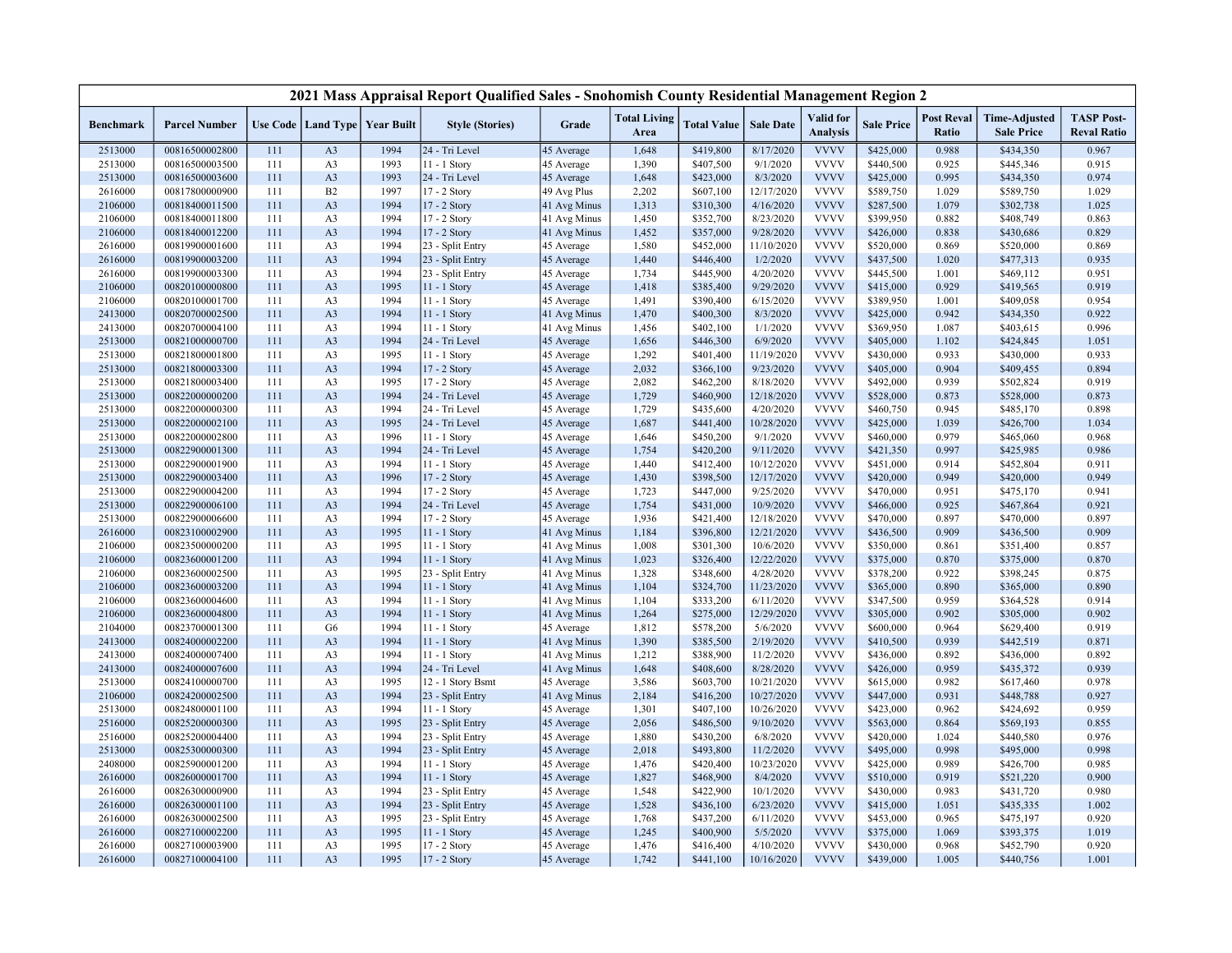# 2021 Mass Appraisal Report Qualified Sales - Snohomish County Residential Management Region 2

| Benchmark | Parcel Number | Use Code | Land Type | Year Built | Style (Stories) | Grade | Total Living Area | Total Value | Sale Date | Valid for Analysis | Sale Price | Post Reval Ratio | Time-Adjusted Sale Price | TASP Post-Reval Ratio |
|---|---|---|---|---|---|---|---|---|---|---|---|---|---|---|
| 2513000 | 00816500002800 | 111 | A3 | 1994 | 24 - Tri Level | 45 Average | 1,648 | $419,800 | 8/17/2020 | VVVV | $425,000 | 0.988 | $434,350 | 0.967 |
| 2513000 | 00816500003500 | 111 | A3 | 1993 | 11 - 1 Story | 45 Average | 1,390 | $407,500 | 9/1/2020 | VVVV | $440,500 | 0.925 | $445,346 | 0.915 |
| 2513000 | 00816500003600 | 111 | A3 | 1993 | 24 - Tri Level | 45 Average | 1,648 | $423,000 | 8/3/2020 | VVVV | $425,000 | 0.995 | $434,350 | 0.974 |
| 2616000 | 00817800000900 | 111 | B2 | 1997 | 17 - 2 Story | 49 Avg Plus | 2,202 | $607,100 | 12/17/2020 | VVVV | $589,750 | 1.029 | $589,750 | 1.029 |
| 2106000 | 00818400011500 | 111 | A3 | 1994 | 17 - 2 Story | 41 Avg Minus | 1,313 | $310,300 | 4/16/2020 | VVVV | $287,500 | 1.079 | $302,738 | 1.025 |
| 2106000 | 00818400011800 | 111 | A3 | 1994 | 17 - 2 Story | 41 Avg Minus | 1,450 | $352,700 | 8/23/2020 | VVVV | $399,950 | 0.882 | $408,749 | 0.863 |
| 2106000 | 00818400012200 | 111 | A3 | 1994 | 17 - 2 Story | 41 Avg Minus | 1,452 | $357,000 | 9/28/2020 | VVVV | $426,000 | 0.838 | $430,686 | 0.829 |
| 2616000 | 00819900001600 | 111 | A3 | 1994 | 23 - Split Entry | 45 Average | 1,580 | $452,000 | 11/10/2020 | VVVV | $520,000 | 0.869 | $520,000 | 0.869 |
| 2616000 | 00819900003200 | 111 | A3 | 1994 | 23 - Split Entry | 45 Average | 1,440 | $446,400 | 1/2/2020 | VVVV | $437,500 | 1.020 | $477,313 | 0.935 |
| 2616000 | 00819900003300 | 111 | A3 | 1994 | 23 - Split Entry | 45 Average | 1,734 | $445,900 | 4/20/2020 | VVVV | $445,500 | 1.001 | $469,112 | 0.951 |
| 2106000 | 00820100000800 | 111 | A3 | 1995 | 11 - 1 Story | 45 Average | 1,418 | $385,400 | 9/29/2020 | VVVV | $415,000 | 0.929 | $419,565 | 0.919 |
| 2106000 | 00820100001700 | 111 | A3 | 1994 | 11 - 1 Story | 45 Average | 1,491 | $390,400 | 6/15/2020 | VVVV | $389,950 | 1.001 | $409,058 | 0.954 |
| 2413000 | 00820700002500 | 111 | A3 | 1994 | 11 - 1 Story | 41 Avg Minus | 1,470 | $400,300 | 8/3/2020 | VVVV | $425,000 | 0.942 | $434,350 | 0.922 |
| 2413000 | 00820700004100 | 111 | A3 | 1994 | 11 - 1 Story | 41 Avg Minus | 1,456 | $402,100 | 1/1/2020 | VVVV | $369,950 | 1.087 | $403,615 | 0.996 |
| 2513000 | 00821000000700 | 111 | A3 | 1994 | 24 - Tri Level | 45 Average | 1,656 | $446,300 | 6/9/2020 | VVVV | $405,000 | 1.102 | $424,845 | 1.051 |
| 2513000 | 00821800001800 | 111 | A3 | 1995 | 11 - 1 Story | 45 Average | 1,292 | $401,400 | 11/19/2020 | VVVV | $430,000 | 0.933 | $430,000 | 0.933 |
| 2513000 | 00821800003300 | 111 | A3 | 1994 | 17 - 2 Story | 45 Average | 2,032 | $366,100 | 9/23/2020 | VVVV | $405,000 | 0.904 | $409,455 | 0.894 |
| 2513000 | 00821800003400 | 111 | A3 | 1995 | 17 - 2 Story | 45 Average | 2,082 | $462,200 | 8/18/2020 | VVVV | $492,000 | 0.939 | $502,824 | 0.919 |
| 2513000 | 00822000000200 | 111 | A3 | 1994 | 24 - Tri Level | 45 Average | 1,729 | $460,900 | 12/18/2020 | VVVV | $528,000 | 0.873 | $528,000 | 0.873 |
| 2513000 | 00822000000300 | 111 | A3 | 1994 | 24 - Tri Level | 45 Average | 1,729 | $435,600 | 4/20/2020 | VVVV | $460,750 | 0.945 | $485,170 | 0.898 |
| 2513000 | 00822000002100 | 111 | A3 | 1995 | 24 - Tri Level | 45 Average | 1,687 | $441,400 | 10/28/2020 | VVVV | $425,000 | 1.039 | $426,700 | 1.034 |
| 2513000 | 00822000002800 | 111 | A3 | 1996 | 11 - 1 Story | 45 Average | 1,646 | $450,200 | 9/1/2020 | VVVV | $460,000 | 0.979 | $465,060 | 0.968 |
| 2513000 | 00822900001300 | 111 | A3 | 1994 | 24 - Tri Level | 45 Average | 1,754 | $420,200 | 9/11/2020 | VVVV | $421,350 | 0.997 | $425,985 | 0.986 |
| 2513000 | 00822900001900 | 111 | A3 | 1994 | 11 - 1 Story | 45 Average | 1,440 | $412,400 | 10/12/2020 | VVVV | $451,000 | 0.914 | $452,804 | 0.911 |
| 2513000 | 00822900003400 | 111 | A3 | 1996 | 17 - 2 Story | 45 Average | 1,430 | $398,500 | 12/17/2020 | VVVV | $420,000 | 0.949 | $420,000 | 0.949 |
| 2513000 | 00822900004200 | 111 | A3 | 1994 | 17 - 2 Story | 45 Average | 1,723 | $447,000 | 9/25/2020 | VVVV | $470,000 | 0.951 | $475,170 | 0.941 |
| 2513000 | 00822900006100 | 111 | A3 | 1994 | 24 - Tri Level | 45 Average | 1,754 | $431,000 | 10/9/2020 | VVVV | $466,000 | 0.925 | $467,864 | 0.921 |
| 2513000 | 00822900006600 | 111 | A3 | 1994 | 17 - 2 Story | 45 Average | 1,936 | $421,400 | 12/18/2020 | VVVV | $470,000 | 0.897 | $470,000 | 0.897 |
| 2616000 | 00823100002900 | 111 | A3 | 1995 | 11 - 1 Story | 41 Avg Minus | 1,184 | $396,800 | 12/21/2020 | VVVV | $436,500 | 0.909 | $436,500 | 0.909 |
| 2106000 | 00823500000200 | 111 | A3 | 1995 | 11 - 1 Story | 41 Avg Minus | 1,008 | $301,300 | 10/6/2020 | VVVV | $350,000 | 0.861 | $351,400 | 0.857 |
| 2106000 | 00823600001200 | 111 | A3 | 1994 | 11 - 1 Story | 41 Avg Minus | 1,023 | $326,400 | 12/22/2020 | VVVV | $375,000 | 0.870 | $375,000 | 0.870 |
| 2106000 | 00823600002500 | 111 | A3 | 1995 | 23 - Split Entry | 41 Avg Minus | 1,328 | $348,600 | 4/28/2020 | VVVV | $378,200 | 0.922 | $398,245 | 0.875 |
| 2106000 | 00823600003200 | 111 | A3 | 1994 | 11 - 1 Story | 41 Avg Minus | 1,104 | $324,700 | 11/23/2020 | VVVV | $365,000 | 0.890 | $365,000 | 0.890 |
| 2106000 | 00823600004600 | 111 | A3 | 1994 | 11 - 1 Story | 41 Avg Minus | 1,104 | $333,200 | 6/11/2020 | VVVV | $347,500 | 0.959 | $364,528 | 0.914 |
| 2106000 | 00823600004800 | 111 | A3 | 1994 | 11 - 1 Story | 41 Avg Minus | 1,264 | $275,000 | 12/29/2020 | VVVV | $305,000 | 0.902 | $305,000 | 0.902 |
| 2104000 | 00823700001300 | 111 | G6 | 1994 | 11 - 1 Story | 45 Average | 1,812 | $578,200 | 5/6/2020 | VVVV | $600,000 | 0.964 | $629,400 | 0.919 |
| 2413000 | 00824000002200 | 111 | A3 | 1994 | 11 - 1 Story | 41 Avg Minus | 1,390 | $385,500 | 2/19/2020 | VVVV | $410,500 | 0.939 | $442,519 | 0.871 |
| 2413000 | 00824000007400 | 111 | A3 | 1994 | 11 - 1 Story | 41 Avg Minus | 1,212 | $388,900 | 11/2/2020 | VVVV | $436,000 | 0.892 | $436,000 | 0.892 |
| 2413000 | 00824000007600 | 111 | A3 | 1994 | 24 - Tri Level | 41 Avg Minus | 1,648 | $408,600 | 8/28/2020 | VVVV | $426,000 | 0.959 | $435,372 | 0.939 |
| 2513000 | 00824100000700 | 111 | A3 | 1995 | 12 - 1 Story Bsmt | 45 Average | 3,586 | $603,700 | 10/21/2020 | VVVV | $615,000 | 0.982 | $617,460 | 0.978 |
| 2106000 | 00824200002500 | 111 | A3 | 1994 | 23 - Split Entry | 41 Avg Minus | 2,184 | $416,200 | 10/27/2020 | VVVV | $447,000 | 0.931 | $448,788 | 0.927 |
| 2513000 | 00824800001100 | 111 | A3 | 1994 | 11 - 1 Story | 45 Average | 1,301 | $407,100 | 10/26/2020 | VVVV | $423,000 | 0.962 | $424,692 | 0.959 |
| 2516000 | 00825200000300 | 111 | A3 | 1995 | 23 - Split Entry | 45 Average | 2,056 | $486,500 | 9/10/2020 | VVVV | $563,000 | 0.864 | $569,193 | 0.855 |
| 2516000 | 00825200004400 | 111 | A3 | 1994 | 23 - Split Entry | 45 Average | 1,880 | $430,200 | 6/8/2020 | VVVV | $420,000 | 1.024 | $440,580 | 0.976 |
| 2513000 | 00825300000300 | 111 | A3 | 1994 | 23 - Split Entry | 45 Average | 2,018 | $493,800 | 11/2/2020 | VVVV | $495,000 | 0.998 | $495,000 | 0.998 |
| 2408000 | 00825900001200 | 111 | A3 | 1994 | 11 - 1 Story | 45 Average | 1,476 | $420,400 | 10/23/2020 | VVVV | $425,000 | 0.989 | $426,700 | 0.985 |
| 2616000 | 00826000001700 | 111 | A3 | 1994 | 11 - 1 Story | 45 Average | 1,827 | $468,900 | 8/4/2020 | VVVV | $510,000 | 0.919 | $521,220 | 0.900 |
| 2616000 | 00826300000900 | 111 | A3 | 1994 | 23 - Split Entry | 45 Average | 1,548 | $422,900 | 10/1/2020 | VVVV | $430,000 | 0.983 | $431,720 | 0.980 |
| 2616000 | 00826300001100 | 111 | A3 | 1994 | 23 - Split Entry | 45 Average | 1,528 | $436,100 | 6/23/2020 | VVVV | $415,000 | 1.051 | $435,335 | 1.002 |
| 2616000 | 00826300002500 | 111 | A3 | 1995 | 23 - Split Entry | 45 Average | 1,768 | $437,200 | 6/11/2020 | VVVV | $453,000 | 0.965 | $475,197 | 0.920 |
| 2616000 | 00827100002200 | 111 | A3 | 1995 | 11 - 1 Story | 45 Average | 1,245 | $400,900 | 5/5/2020 | VVVV | $375,000 | 1.069 | $393,375 | 1.019 |
| 2616000 | 00827100003900 | 111 | A3 | 1995 | 17 - 2 Story | 45 Average | 1,476 | $416,400 | 4/10/2020 | VVVV | $430,000 | 0.968 | $452,790 | 0.920 |
| 2616000 | 00827100004100 | 111 | A3 | 1995 | 17 - 2 Story | 45 Average | 1,742 | $441,100 | 10/16/2020 | VVVV | $439,000 | 1.005 | $440,756 | 1.001 |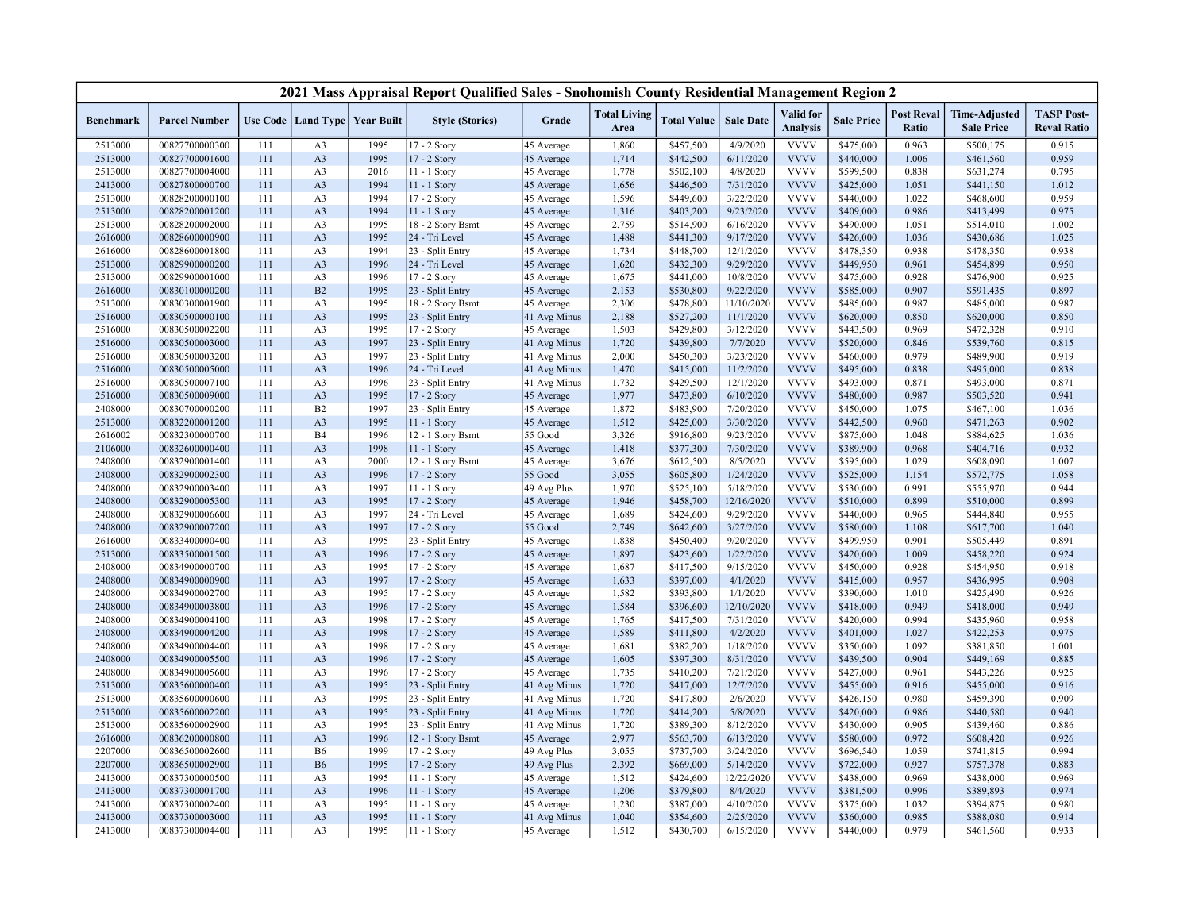| 2021 Mass Appraisal Report Qualified Sales - Snohomish County Residential Management Region 2 | | | | | | | | | | | | | | |
|---|---|---|---|---|---|---|---|---|---|---|---|---|---|---|
| Benchmark | Parcel Number | Use Code | Land Type | Year Built | Style (Stories) | Grade | Total Living Area | Total Value | Sale Date | Valid for Analysis | Sale Price | Post Reval Ratio | Time-Adjusted Sale Price | TASP Post-Reval Ratio |
| 2513000 | 00827700000300 | 111 | A3 | 1995 | 17 - 2 Story | 45 Average | 1,860 | $457,500 | 4/9/2020 | VVVV | $475,000 | 0.963 | $500,175 | 0.915 |
| 2513000 | 00827700001600 | 111 | A3 | 1995 | 17 - 2 Story | 45 Average | 1,714 | $442,500 | 6/11/2020 | VVVV | $440,000 | 1.006 | $461,560 | 0.959 |
| 2513000 | 00827700004000 | 111 | A3 | 2016 | 11 - 1 Story | 45 Average | 1,778 | $502,100 | 4/8/2020 | VVVV | $599,500 | 0.838 | $631,274 | 0.795 |
| 2413000 | 00827800000700 | 111 | A3 | 1994 | 11 - 1 Story | 45 Average | 1,656 | $446,500 | 7/31/2020 | VVVV | $425,000 | 1.051 | $441,150 | 1.012 |
| 2513000 | 00828200000100 | 111 | A3 | 1994 | 17 - 2 Story | 45 Average | 1,596 | $449,600 | 3/22/2020 | VVVV | $440,000 | 1.022 | $468,600 | 0.959 |
| 2513000 | 00828200001200 | 111 | A3 | 1994 | 11 - 1 Story | 45 Average | 1,316 | $403,200 | 9/23/2020 | VVVV | $409,000 | 0.986 | $413,499 | 0.975 |
| 2513000 | 00828200002000 | 111 | A3 | 1995 | 18 - 2 Story Bsmt | 45 Average | 2,759 | $514,900 | 6/16/2020 | VVVV | $490,000 | 1.051 | $514,010 | 1.002 |
| 2616000 | 00828600000900 | 111 | A3 | 1995 | 24 - Tri Level | 45 Average | 1,488 | $441,300 | 9/17/2020 | VVVV | $426,000 | 1.036 | $430,686 | 1.025 |
| 2616000 | 00828600001800 | 111 | A3 | 1994 | 23 - Split Entry | 45 Average | 1,734 | $448,700 | 12/1/2020 | VVVV | $478,350 | 0.938 | $478,350 | 0.938 |
| 2513000 | 00829900000200 | 111 | A3 | 1996 | 24 - Tri Level | 45 Average | 1,620 | $432,300 | 9/29/2020 | VVVV | $449,950 | 0.961 | $454,899 | 0.950 |
| 2513000 | 00829900001000 | 111 | A3 | 1996 | 17 - 2 Story | 45 Average | 1,675 | $441,000 | 10/8/2020 | VVVV | $475,000 | 0.928 | $476,900 | 0.925 |
| 2616000 | 00830100000200 | 111 | B2 | 1995 | 23 - Split Entry | 45 Average | 2,153 | $530,800 | 9/22/2020 | VVVV | $585,000 | 0.907 | $591,435 | 0.897 |
| 2513000 | 00830300001900 | 111 | A3 | 1995 | 18 - 2 Story Bsmt | 45 Average | 2,306 | $478,800 | 11/10/2020 | VVVV | $485,000 | 0.987 | $485,000 | 0.987 |
| 2516000 | 00830500000100 | 111 | A3 | 1995 | 23 - Split Entry | 41 Avg Minus | 2,188 | $527,200 | 11/1/2020 | VVVV | $620,000 | 0.850 | $620,000 | 0.850 |
| 2516000 | 00830500002200 | 111 | A3 | 1995 | 17 - 2 Story | 45 Average | 1,503 | $429,800 | 3/12/2020 | VVVV | $443,500 | 0.969 | $472,328 | 0.910 |
| 2516000 | 00830500003000 | 111 | A3 | 1997 | 23 - Split Entry | 41 Avg Minus | 1,720 | $439,800 | 7/7/2020 | VVVV | $520,000 | 0.846 | $539,760 | 0.815 |
| 2516000 | 00830500003200 | 111 | A3 | 1997 | 23 - Split Entry | 41 Avg Minus | 2,000 | $450,300 | 3/23/2020 | VVVV | $460,000 | 0.979 | $489,900 | 0.919 |
| 2516000 | 00830500005000 | 111 | A3 | 1996 | 24 - Tri Level | 41 Avg Minus | 1,470 | $415,000 | 11/2/2020 | VVVV | $495,000 | 0.838 | $495,000 | 0.838 |
| 2516000 | 00830500007100 | 111 | A3 | 1996 | 23 - Split Entry | 41 Avg Minus | 1,732 | $429,500 | 12/1/2020 | VVVV | $493,000 | 0.871 | $493,000 | 0.871 |
| 2516000 | 00830500009000 | 111 | A3 | 1995 | 17 - 2 Story | 45 Average | 1,977 | $473,800 | 6/10/2020 | VVVV | $480,000 | 0.987 | $503,520 | 0.941 |
| 2408000 | 00830700000200 | 111 | B2 | 1997 | 23 - Split Entry | 45 Average | 1,872 | $483,900 | 7/20/2020 | VVVV | $450,000 | 1.075 | $467,100 | 1.036 |
| 2513000 | 00832200001200 | 111 | A3 | 1995 | 11 - 1 Story | 45 Average | 1,512 | $425,000 | 3/30/2020 | VVVV | $442,500 | 0.960 | $471,263 | 0.902 |
| 2616002 | 00832300000700 | 111 | B4 | 1996 | 12 - 1 Story Bsmt | 55 Good | 3,326 | $916,800 | 9/23/2020 | VVVV | $875,000 | 1.048 | $884,625 | 1.036 |
| 2106000 | 00832600000400 | 111 | A3 | 1998 | 11 - 1 Story | 45 Average | 1,418 | $377,300 | 7/30/2020 | VVVV | $389,900 | 0.968 | $404,716 | 0.932 |
| 2408000 | 00832900001400 | 111 | A3 | 2000 | 12 - 1 Story Bsmt | 45 Average | 3,676 | $612,500 | 8/5/2020 | VVVV | $595,000 | 1.029 | $608,090 | 1.007 |
| 2408000 | 00832900002300 | 111 | A3 | 1996 | 17 - 2 Story | 55 Good | 3,055 | $605,800 | 1/24/2020 | VVVV | $525,000 | 1.154 | $572,775 | 1.058 |
| 2408000 | 00832900003400 | 111 | A3 | 1997 | 11 - 1 Story | 49 Avg Plus | 1,970 | $525,100 | 5/18/2020 | VVVV | $530,000 | 0.991 | $555,970 | 0.944 |
| 2408000 | 00832900005300 | 111 | A3 | 1995 | 17 - 2 Story | 45 Average | 1,946 | $458,700 | 12/16/2020 | VVVV | $510,000 | 0.899 | $510,000 | 0.899 |
| 2408000 | 00832900006600 | 111 | A3 | 1997 | 24 - Tri Level | 45 Average | 1,689 | $424,600 | 9/29/2020 | VVVV | $440,000 | 0.965 | $444,840 | 0.955 |
| 2408000 | 00832900007200 | 111 | A3 | 1997 | 17 - 2 Story | 55 Good | 2,749 | $642,600 | 3/27/2020 | VVVV | $580,000 | 1.108 | $617,700 | 1.040 |
| 2616000 | 00833400000400 | 111 | A3 | 1995 | 23 - Split Entry | 45 Average | 1,838 | $450,400 | 9/20/2020 | VVVV | $499,950 | 0.901 | $505,449 | 0.891 |
| 2513000 | 00833500001500 | 111 | A3 | 1996 | 17 - 2 Story | 45 Average | 1,897 | $423,600 | 1/22/2020 | VVVV | $420,000 | 1.009 | $458,220 | 0.924 |
| 2408000 | 00834900000700 | 111 | A3 | 1995 | 17 - 2 Story | 45 Average | 1,687 | $417,500 | 9/15/2020 | VVVV | $450,000 | 0.928 | $454,950 | 0.918 |
| 2408000 | 00834900000900 | 111 | A3 | 1997 | 17 - 2 Story | 45 Average | 1,633 | $397,000 | 4/1/2020 | VVVV | $415,000 | 0.957 | $436,995 | 0.908 |
| 2408000 | 00834900002700 | 111 | A3 | 1995 | 17 - 2 Story | 45 Average | 1,582 | $393,800 | 1/1/2020 | VVVV | $390,000 | 1.010 | $425,490 | 0.926 |
| 2408000 | 00834900003800 | 111 | A3 | 1996 | 17 - 2 Story | 45 Average | 1,584 | $396,600 | 12/10/2020 | VVVV | $418,000 | 0.949 | $418,000 | 0.949 |
| 2408000 | 00834900004100 | 111 | A3 | 1998 | 17 - 2 Story | 45 Average | 1,765 | $417,500 | 7/31/2020 | VVVV | $420,000 | 0.994 | $435,960 | 0.958 |
| 2408000 | 00834900004200 | 111 | A3 | 1998 | 17 - 2 Story | 45 Average | 1,589 | $411,800 | 4/2/2020 | VVVV | $401,000 | 1.027 | $422,253 | 0.975 |
| 2408000 | 00834900004400 | 111 | A3 | 1998 | 17 - 2 Story | 45 Average | 1,681 | $382,200 | 1/18/2020 | VVVV | $350,000 | 1.092 | $381,850 | 1.001 |
| 2408000 | 00834900005500 | 111 | A3 | 1996 | 17 - 2 Story | 45 Average | 1,605 | $397,300 | 8/31/2020 | VVVV | $439,500 | 0.904 | $449,169 | 0.885 |
| 2408000 | 00834900005600 | 111 | A3 | 1996 | 17 - 2 Story | 45 Average | 1,735 | $410,200 | 7/21/2020 | VVVV | $427,000 | 0.961 | $443,226 | 0.925 |
| 2513000 | 00835600000400 | 111 | A3 | 1995 | 23 - Split Entry | 41 Avg Minus | 1,720 | $417,000 | 12/7/2020 | VVVV | $455,000 | 0.916 | $455,000 | 0.916 |
| 2513000 | 00835600000600 | 111 | A3 | 1995 | 23 - Split Entry | 41 Avg Minus | 1,720 | $417,800 | 2/6/2020 | VVVV | $426,150 | 0.980 | $459,390 | 0.909 |
| 2513000 | 00835600002200 | 111 | A3 | 1995 | 23 - Split Entry | 41 Avg Minus | 1,720 | $414,200 | 5/8/2020 | VVVV | $420,000 | 0.986 | $440,580 | 0.940 |
| 2513000 | 00835600002900 | 111 | A3 | 1995 | 23 - Split Entry | 41 Avg Minus | 1,720 | $389,300 | 8/12/2020 | VVVV | $430,000 | 0.905 | $439,460 | 0.886 |
| 2616000 | 00836200000800 | 111 | A3 | 1996 | 12 - 1 Story Bsmt | 45 Average | 2,977 | $563,700 | 6/13/2020 | VVVV | $580,000 | 0.972 | $608,420 | 0.926 |
| 2207000 | 00836500002600 | 111 | B6 | 1999 | 17 - 2 Story | 49 Avg Plus | 3,055 | $737,700 | 3/24/2020 | VVVV | $696,540 | 1.059 | $741,815 | 0.994 |
| 2207000 | 00836500002900 | 111 | B6 | 1995 | 17 - 2 Story | 49 Avg Plus | 2,392 | $669,000 | 5/14/2020 | VVVV | $722,000 | 0.927 | $757,378 | 0.883 |
| 2413000 | 00837300000500 | 111 | A3 | 1995 | 11 - 1 Story | 45 Average | 1,512 | $424,600 | 12/22/2020 | VVVV | $438,000 | 0.969 | $438,000 | 0.969 |
| 2413000 | 00837300001700 | 111 | A3 | 1996 | 11 - 1 Story | 45 Average | 1,206 | $379,800 | 8/4/2020 | VVVV | $381,500 | 0.996 | $389,893 | 0.974 |
| 2413000 | 00837300002400 | 111 | A3 | 1995 | 11 - 1 Story | 45 Average | 1,230 | $387,000 | 4/10/2020 | VVVV | $375,000 | 1.032 | $394,875 | 0.980 |
| 2413000 | 00837300003000 | 111 | A3 | 1995 | 11 - 1 Story | 41 Avg Minus | 1,040 | $354,600 | 2/25/2020 | VVVV | $360,000 | 0.985 | $388,080 | 0.914 |
| 2413000 | 00837300004400 | 111 | A3 | 1995 | 11 - 1 Story | 45 Average | 1,512 | $430,700 | 6/15/2020 | VVVV | $440,000 | 0.979 | $461,560 | 0.933 |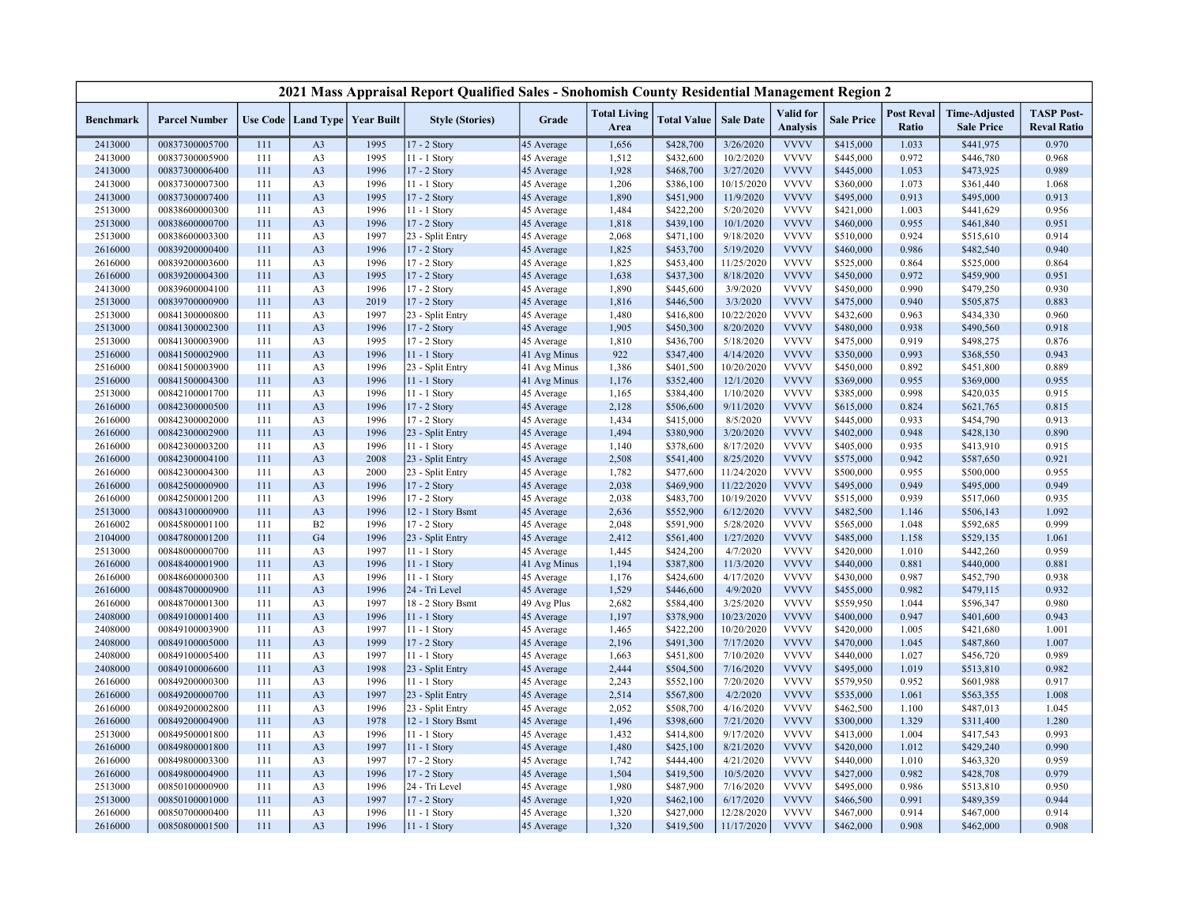# 2021 Mass Appraisal Report Qualified Sales - Snohomish County Residential Management Region 2

| Benchmark | Parcel Number | Use Code | Land Type | Year Built | Style (Stories) | Grade | Total Living Area | Total Value | Sale Date | Valid for Analysis | Sale Price | Post Reval Ratio | Time-Adjusted Sale Price | TASP Post-Reval Ratio |
|---|---|---|---|---|---|---|---|---|---|---|---|---|---|---|
| 2413000 | 00837300005700 | 111 | A3 | 1995 | 17 - 2 Story | 45 Average | 1,656 | $428,700 | 3/26/2020 | VVVV | $415,000 | 1.033 | $441,975 | 0.970 |
| 2413000 | 00837300005900 | 111 | A3 | 1995 | 11 - 1 Story | 45 Average | 1,512 | $432,600 | 10/2/2020 | VVVV | $445,000 | 0.972 | $446,780 | 0.968 |
| 2413000 | 00837300006400 | 111 | A3 | 1996 | 17 - 2 Story | 45 Average | 1,928 | $468,700 | 3/27/2020 | VVVV | $445,000 | 1.053 | $473,925 | 0.989 |
| 2413000 | 00837300007300 | 111 | A3 | 1996 | 11 - 1 Story | 45 Average | 1,206 | $386,100 | 10/15/2020 | VVVV | $360,000 | 1.073 | $361,440 | 1.068 |
| 2413000 | 00837300007400 | 111 | A3 | 1995 | 17 - 2 Story | 45 Average | 1,890 | $451,900 | 11/9/2020 | VVVV | $495,000 | 0.913 | $495,000 | 0.913 |
| 2513000 | 00838600000300 | 111 | A3 | 1996 | 11 - 1 Story | 45 Average | 1,484 | $422,200 | 5/20/2020 | VVVV | $421,000 | 1.003 | $441,629 | 0.956 |
| 2513000 | 00838600000700 | 111 | A3 | 1996 | 17 - 2 Story | 45 Average | 1,818 | $439,100 | 10/1/2020 | VVVV | $460,000 | 0.955 | $461,840 | 0.951 |
| 2513000 | 00838600003300 | 111 | A3 | 1997 | 23 - Split Entry | 45 Average | 2,068 | $471,100 | 9/18/2020 | VVVV | $510,000 | 0.924 | $515,610 | 0.914 |
| 2616000 | 00839200000400 | 111 | A3 | 1996 | 17 - 2 Story | 45 Average | 1,825 | $453,700 | 5/19/2020 | VVVV | $460,000 | 0.986 | $482,540 | 0.940 |
| 2616000 | 00839200003600 | 111 | A3 | 1996 | 17 - 2 Story | 45 Average | 1,825 | $453,400 | 11/25/2020 | VVVV | $525,000 | 0.864 | $525,000 | 0.864 |
| 2616000 | 00839200004300 | 111 | A3 | 1995 | 17 - 2 Story | 45 Average | 1,638 | $437,300 | 8/18/2020 | VVVV | $450,000 | 0.972 | $459,900 | 0.951 |
| 2413000 | 00839600004100 | 111 | A3 | 1996 | 17 - 2 Story | 45 Average | 1,890 | $445,600 | 3/9/2020 | VVVV | $450,000 | 0.990 | $479,250 | 0.930 |
| 2513000 | 00839700000900 | 111 | A3 | 2019 | 17 - 2 Story | 45 Average | 1,816 | $446,500 | 3/3/2020 | VVVV | $475,000 | 0.940 | $505,875 | 0.883 |
| 2513000 | 00841300000800 | 111 | A3 | 1997 | 23 - Split Entry | 45 Average | 1,480 | $416,800 | 10/22/2020 | VVVV | $432,600 | 0.963 | $434,330 | 0.960 |
| 2513000 | 00841300002300 | 111 | A3 | 1996 | 17 - 2 Story | 45 Average | 1,905 | $450,300 | 8/20/2020 | VVVV | $480,000 | 0.938 | $490,560 | 0.918 |
| 2513000 | 00841300003900 | 111 | A3 | 1995 | 17 - 2 Story | 45 Average | 1,810 | $436,700 | 5/18/2020 | VVVV | $475,000 | 0.919 | $498,275 | 0.876 |
| 2516000 | 00841500002900 | 111 | A3 | 1996 | 11 - 1 Story | 41 Avg Minus | 922 | $347,400 | 4/14/2020 | VVVV | $350,000 | 0.993 | $368,550 | 0.943 |
| 2516000 | 00841500003900 | 111 | A3 | 1996 | 23 - Split Entry | 41 Avg Minus | 1,386 | $401,500 | 10/20/2020 | VVVV | $450,000 | 0.892 | $451,800 | 0.889 |
| 2516000 | 00841500004300 | 111 | A3 | 1996 | 11 - 1 Story | 41 Avg Minus | 1,176 | $352,400 | 12/1/2020 | VVVV | $369,000 | 0.955 | $369,000 | 0.955 |
| 2513000 | 00842100001700 | 111 | A3 | 1996 | 11 - 1 Story | 45 Average | 1,165 | $384,400 | 1/10/2020 | VVVV | $385,000 | 0.998 | $420,035 | 0.915 |
| 2616000 | 00842300000500 | 111 | A3 | 1996 | 17 - 2 Story | 45 Average | 2,128 | $506,600 | 9/11/2020 | VVVV | $615,000 | 0.824 | $621,765 | 0.815 |
| 2616000 | 00842300002000 | 111 | A3 | 1996 | 17 - 2 Story | 45 Average | 1,434 | $415,000 | 8/5/2020 | VVVV | $445,000 | 0.933 | $454,790 | 0.913 |
| 2616000 | 00842300002900 | 111 | A3 | 1996 | 23 - Split Entry | 45 Average | 1,494 | $380,900 | 3/20/2020 | VVVV | $402,000 | 0.948 | $428,130 | 0.890 |
| 2616000 | 00842300003200 | 111 | A3 | 1996 | 11 - 1 Story | 45 Average | 1,140 | $378,600 | 8/17/2020 | VVVV | $405,000 | 0.935 | $413,910 | 0.915 |
| 2616000 | 00842300004100 | 111 | A3 | 2008 | 23 - Split Entry | 45 Average | 2,508 | $541,400 | 8/25/2020 | VVVV | $575,000 | 0.942 | $587,650 | 0.921 |
| 2616000 | 00842300004300 | 111 | A3 | 2000 | 23 - Split Entry | 45 Average | 1,782 | $477,600 | 11/24/2020 | VVVV | $500,000 | 0.955 | $500,000 | 0.955 |
| 2616000 | 00842500000900 | 111 | A3 | 1996 | 17 - 2 Story | 45 Average | 2,038 | $469,900 | 11/22/2020 | VVVV | $495,000 | 0.949 | $495,000 | 0.949 |
| 2616000 | 00842500001200 | 111 | A3 | 1996 | 17 - 2 Story | 45 Average | 2,038 | $483,700 | 10/19/2020 | VVVV | $515,000 | 0.939 | $517,060 | 0.935 |
| 2513000 | 00843100000900 | 111 | A3 | 1996 | 12 - 1 Story Bsmt | 45 Average | 2,636 | $552,900 | 6/12/2020 | VVVV | $482,500 | 1.146 | $506,143 | 1.092 |
| 2616002 | 00845800001100 | 111 | B2 | 1996 | 17 - 2 Story | 45 Average | 2,048 | $591,900 | 5/28/2020 | VVVV | $565,000 | 1.048 | $592,685 | 0.999 |
| 2104000 | 00847800001200 | 111 | G4 | 1996 | 23 - Split Entry | 45 Average | 2,412 | $561,400 | 1/27/2020 | VVVV | $485,000 | 1.158 | $529,135 | 1.061 |
| 2513000 | 00848000000700 | 111 | A3 | 1997 | 11 - 1 Story | 45 Average | 1,445 | $424,200 | 4/7/2020 | VVVV | $420,000 | 1.010 | $442,260 | 0.959 |
| 2616000 | 00848400001900 | 111 | A3 | 1996 | 11 - 1 Story | 41 Avg Minus | 1,194 | $387,800 | 11/3/2020 | VVVV | $440,000 | 0.881 | $440,000 | 0.881 |
| 2616000 | 00848600000300 | 111 | A3 | 1996 | 11 - 1 Story | 45 Average | 1,176 | $424,600 | 4/17/2020 | VVVV | $430,000 | 0.987 | $452,790 | 0.938 |
| 2616000 | 00848700000900 | 111 | A3 | 1996 | 24 - Tri Level | 45 Average | 1,529 | $446,600 | 4/9/2020 | VVVV | $455,000 | 0.982 | $479,115 | 0.932 |
| 2616000 | 00848700001300 | 111 | A3 | 1997 | 18 - 2 Story Bsmt | 49 Avg Plus | 2,682 | $584,400 | 3/25/2020 | VVVV | $559,950 | 1.044 | $596,347 | 0.980 |
| 2408000 | 00849100001400 | 111 | A3 | 1996 | 11 - 1 Story | 45 Average | 1,197 | $378,900 | 10/23/2020 | VVVV | $400,000 | 0.947 | $401,600 | 0.943 |
| 2408000 | 00849100003900 | 111 | A3 | 1997 | 11 - 1 Story | 45 Average | 1,465 | $422,200 | 10/20/2020 | VVVV | $420,000 | 1.005 | $421,680 | 1.001 |
| 2408000 | 00849100005000 | 111 | A3 | 1999 | 17 - 2 Story | 45 Average | 2,196 | $491,300 | 7/17/2020 | VVVV | $470,000 | 1.045 | $487,860 | 1.007 |
| 2408000 | 00849100005400 | 111 | A3 | 1997 | 11 - 1 Story | 45 Average | 1,663 | $451,800 | 7/10/2020 | VVVV | $440,000 | 1.027 | $456,720 | 0.989 |
| 2408000 | 00849100006600 | 111 | A3 | 1998 | 23 - Split Entry | 45 Average | 2,444 | $504,500 | 7/16/2020 | VVVV | $495,000 | 1.019 | $513,810 | 0.982 |
| 2616000 | 00849200000300 | 111 | A3 | 1996 | 11 - 1 Story | 45 Average | 2,243 | $552,100 | 7/20/2020 | VVVV | $579,950 | 0.952 | $601,988 | 0.917 |
| 2616000 | 00849200000700 | 111 | A3 | 1997 | 23 - Split Entry | 45 Average | 2,514 | $567,800 | 4/2/2020 | VVVV | $535,000 | 1.061 | $563,355 | 1.008 |
| 2616000 | 00849200002800 | 111 | A3 | 1996 | 23 - Split Entry | 45 Average | 2,052 | $508,700 | 4/16/2020 | VVVV | $462,500 | 1.100 | $487,013 | 1.045 |
| 2616000 | 00849200004900 | 111 | A3 | 1978 | 12 - 1 Story Bsmt | 45 Average | 1,496 | $398,600 | 7/21/2020 | VVVV | $300,000 | 1.329 | $311,400 | 1.280 |
| 2513000 | 00849500001800 | 111 | A3 | 1996 | 11 - 1 Story | 45 Average | 1,432 | $414,800 | 9/17/2020 | VVVV | $413,000 | 1.004 | $417,543 | 0.993 |
| 2616000 | 00849800001800 | 111 | A3 | 1997 | 11 - 1 Story | 45 Average | 1,480 | $425,100 | 8/21/2020 | VVVV | $420,000 | 1.012 | $429,240 | 0.990 |
| 2616000 | 00849800003300 | 111 | A3 | 1997 | 17 - 2 Story | 45 Average | 1,742 | $444,400 | 4/21/2020 | VVVV | $440,000 | 1.010 | $463,320 | 0.959 |
| 2616000 | 00849800004900 | 111 | A3 | 1996 | 17 - 2 Story | 45 Average | 1,504 | $419,500 | 10/5/2020 | VVVV | $427,000 | 0.982 | $428,708 | 0.979 |
| 2513000 | 00850100000900 | 111 | A3 | 1996 | 24 - Tri Level | 45 Average | 1,980 | $487,900 | 7/16/2020 | VVVV | $495,000 | 0.986 | $513,810 | 0.950 |
| 2513000 | 00850100001000 | 111 | A3 | 1997 | 17 - 2 Story | 45 Average | 1,920 | $462,100 | 6/17/2020 | VVVV | $466,500 | 0.991 | $489,359 | 0.944 |
| 2616000 | 00850700000400 | 111 | A3 | 1996 | 11 - 1 Story | 45 Average | 1,320 | $427,000 | 12/28/2020 | VVVV | $467,000 | 0.914 | $467,000 | 0.914 |
| 2616000 | 00850800001500 | 111 | A3 | 1996 | 11 - 1 Story | 45 Average | 1,320 | $419,500 | 11/17/2020 | VVVV | $462,000 | 0.908 | $462,000 | 0.908 |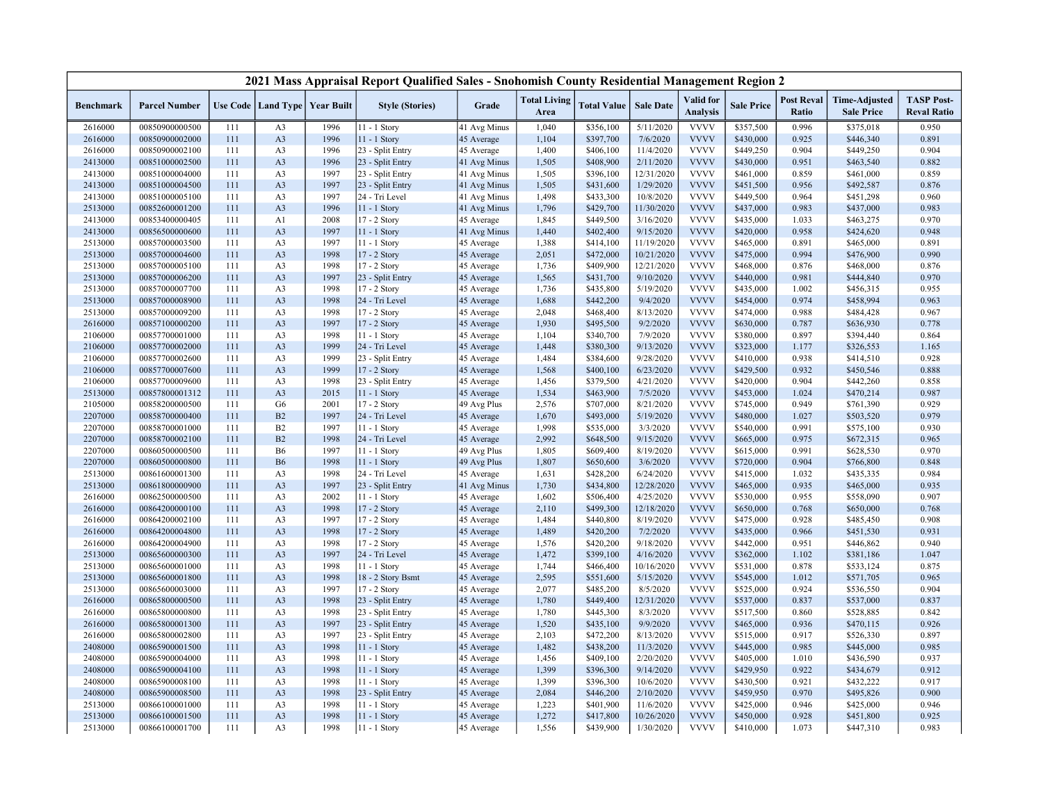## 2021 Mass Appraisal Report Qualified Sales - Snohomish County Residential Management Region 2

| Benchmark | Parcel Number | Use Code | Land Type | Year Built | Style (Stories) | Grade | Total Living Area | Total Value | Sale Date | Valid for Analysis | Sale Price | Post Reval Ratio | Time-Adjusted Sale Price | TASP Post-Reval Ratio |
|---|---|---|---|---|---|---|---|---|---|---|---|---|---|---|
| 2616000 | 00850900000500 | 111 | A3 | 1996 | 11 - 1 Story | 41 Avg Minus | 1,040 | $356,100 | 5/11/2020 | VVVV | $357,500 | 0.996 | $375,018 | 0.950 |
| 2616000 | 00850900002000 | 111 | A3 | 1996 | 11 - 1 Story | 45 Average | 1,104 | $397,700 | 7/6/2020 | VVVV | $430,000 | 0.925 | $446,340 | 0.891 |
| 2616000 | 00850900002100 | 111 | A3 | 1996 | 23 - Split Entry | 45 Average | 1,400 | $406,100 | 11/4/2020 | VVVV | $449,250 | 0.904 | $449,250 | 0.904 |
| 2413000 | 00851000002500 | 111 | A3 | 1996 | 23 - Split Entry | 41 Avg Minus | 1,505 | $408,900 | 2/11/2020 | VVVV | $430,000 | 0.951 | $463,540 | 0.882 |
| 2413000 | 00851000004000 | 111 | A3 | 1997 | 23 - Split Entry | 41 Avg Minus | 1,505 | $396,100 | 12/31/2020 | VVVV | $461,000 | 0.859 | $461,000 | 0.859 |
| 2413000 | 00851000004500 | 111 | A3 | 1997 | 23 - Split Entry | 41 Avg Minus | 1,505 | $431,600 | 1/29/2020 | VVVV | $451,500 | 0.956 | $492,587 | 0.876 |
| 2413000 | 00851000005100 | 111 | A3 | 1997 | 24 - Tri Level | 41 Avg Minus | 1,498 | $433,300 | 10/8/2020 | VVVV | $449,500 | 0.964 | $451,298 | 0.960 |
| 2513000 | 00852600001200 | 111 | A3 | 1996 | 11 - 1 Story | 41 Avg Minus | 1,796 | $429,700 | 11/30/2020 | VVVV | $437,000 | 0.983 | $437,000 | 0.983 |
| 2413000 | 00853400000405 | 111 | A1 | 2008 | 17 - 2 Story | 45 Average | 1,845 | $449,500 | 3/16/2020 | VVVV | $435,000 | 1.033 | $463,275 | 0.970 |
| 2413000 | 00856500000600 | 111 | A3 | 1997 | 11 - 1 Story | 41 Avg Minus | 1,440 | $402,400 | 9/15/2020 | VVVV | $420,000 | 0.958 | $424,620 | 0.948 |
| 2513000 | 00857000003500 | 111 | A3 | 1997 | 11 - 1 Story | 45 Average | 1,388 | $414,100 | 11/19/2020 | VVVV | $465,000 | 0.891 | $465,000 | 0.891 |
| 2513000 | 00857000004600 | 111 | A3 | 1998 | 17 - 2 Story | 45 Average | 2,051 | $472,000 | 10/21/2020 | VVVV | $475,000 | 0.994 | $476,900 | 0.990 |
| 2513000 | 00857000005100 | 111 | A3 | 1998 | 17 - 2 Story | 45 Average | 1,736 | $409,900 | 12/21/2020 | VVVV | $468,000 | 0.876 | $468,000 | 0.876 |
| 2513000 | 00857000006200 | 111 | A3 | 1997 | 23 - Split Entry | 45 Average | 1,565 | $431,700 | 9/10/2020 | VVVV | $440,000 | 0.981 | $444,840 | 0.970 |
| 2513000 | 00857000007700 | 111 | A3 | 1998 | 17 - 2 Story | 45 Average | 1,736 | $435,800 | 5/19/2020 | VVVV | $435,000 | 1.002 | $456,315 | 0.955 |
| 2513000 | 00857000008900 | 111 | A3 | 1998 | 24 - Tri Level | 45 Average | 1,688 | $442,200 | 9/4/2020 | VVVV | $454,000 | 0.974 | $458,994 | 0.963 |
| 2513000 | 00857000009200 | 111 | A3 | 1998 | 17 - 2 Story | 45 Average | 2,048 | $468,400 | 8/13/2020 | VVVV | $474,000 | 0.988 | $484,428 | 0.967 |
| 2616000 | 00857100000200 | 111 | A3 | 1997 | 17 - 2 Story | 45 Average | 1,930 | $495,500 | 9/2/2020 | VVVV | $630,000 | 0.787 | $636,930 | 0.778 |
| 2106000 | 00857700001000 | 111 | A3 | 1998 | 11 - 1 Story | 45 Average | 1,104 | $340,700 | 7/9/2020 | VVVV | $380,000 | 0.897 | $394,440 | 0.864 |
| 2106000 | 00857700002000 | 111 | A3 | 1999 | 24 - Tri Level | 45 Average | 1,448 | $380,300 | 9/13/2020 | VVVV | $323,000 | 1.177 | $326,553 | 1.165 |
| 2106000 | 00857700002600 | 111 | A3 | 1999 | 23 - Split Entry | 45 Average | 1,484 | $384,600 | 9/28/2020 | VVVV | $410,000 | 0.938 | $414,510 | 0.928 |
| 2106000 | 00857700007600 | 111 | A3 | 1999 | 17 - 2 Story | 45 Average | 1,568 | $400,100 | 6/23/2020 | VVVV | $429,500 | 0.932 | $450,546 | 0.888 |
| 2106000 | 00857700009600 | 111 | A3 | 1998 | 23 - Split Entry | 45 Average | 1,456 | $379,500 | 4/21/2020 | VVVV | $420,000 | 0.904 | $442,260 | 0.858 |
| 2513000 | 00857800001312 | 111 | A3 | 2015 | 11 - 1 Story | 45 Average | 1,534 | $463,900 | 7/5/2020 | VVVV | $453,000 | 1.024 | $470,214 | 0.987 |
| 2105000 | 00858200000500 | 111 | G6 | 2001 | 17 - 2 Story | 49 Avg Plus | 2,576 | $707,000 | 8/21/2020 | VVVV | $745,000 | 0.949 | $761,390 | 0.929 |
| 2207000 | 00858700000400 | 111 | B2 | 1997 | 24 - Tri Level | 45 Average | 1,670 | $493,000 | 5/19/2020 | VVVV | $480,000 | 1.027 | $503,520 | 0.979 |
| 2207000 | 00858700001000 | 111 | B2 | 1997 | 11 - 1 Story | 45 Average | 1,998 | $535,000 | 3/3/2020 | VVVV | $540,000 | 0.991 | $575,100 | 0.930 |
| 2207000 | 00858700002100 | 111 | B2 | 1998 | 24 - Tri Level | 45 Average | 2,992 | $648,500 | 9/15/2020 | VVVV | $665,000 | 0.975 | $672,315 | 0.965 |
| 2207000 | 00860500000500 | 111 | B6 | 1997 | 11 - 1 Story | 49 Avg Plus | 1,805 | $609,400 | 8/19/2020 | VVVV | $615,000 | 0.991 | $628,530 | 0.970 |
| 2207000 | 00860500000800 | 111 | B6 | 1998 | 11 - 1 Story | 49 Avg Plus | 1,807 | $650,600 | 3/6/2020 | VVVV | $720,000 | 0.904 | $766,800 | 0.848 |
| 2513000 | 00861600001300 | 111 | A3 | 1998 | 24 - Tri Level | 45 Average | 1,631 | $428,200 | 6/24/2020 | VVVV | $415,000 | 1.032 | $435,335 | 0.984 |
| 2513000 | 00861800000900 | 111 | A3 | 1997 | 23 - Split Entry | 41 Avg Minus | 1,730 | $434,800 | 12/28/2020 | VVVV | $465,000 | 0.935 | $465,000 | 0.935 |
| 2616000 | 00862500000500 | 111 | A3 | 2002 | 11 - 1 Story | 45 Average | 1,602 | $506,400 | 4/25/2020 | VVVV | $530,000 | 0.955 | $558,090 | 0.907 |
| 2616000 | 00864200000100 | 111 | A3 | 1998 | 17 - 2 Story | 45 Average | 2,110 | $499,300 | 12/18/2020 | VVVV | $650,000 | 0.768 | $650,000 | 0.768 |
| 2616000 | 00864200002100 | 111 | A3 | 1997 | 17 - 2 Story | 45 Average | 1,484 | $440,800 | 8/19/2020 | VVVV | $475,000 | 0.928 | $485,450 | 0.908 |
| 2616000 | 00864200004800 | 111 | A3 | 1998 | 17 - 2 Story | 45 Average | 1,489 | $420,200 | 7/2/2020 | VVVV | $435,000 | 0.966 | $451,530 | 0.931 |
| 2616000 | 00864200004900 | 111 | A3 | 1998 | 17 - 2 Story | 45 Average | 1,576 | $420,200 | 9/18/2020 | VVVV | $442,000 | 0.951 | $446,862 | 0.940 |
| 2513000 | 00865600000300 | 111 | A3 | 1997 | 24 - Tri Level | 45 Average | 1,472 | $399,100 | 4/16/2020 | VVVV | $362,000 | 1.102 | $381,186 | 1.047 |
| 2513000 | 00865600001000 | 111 | A3 | 1998 | 11 - 1 Story | 45 Average | 1,744 | $466,400 | 10/16/2020 | VVVV | $531,000 | 0.878 | $533,124 | 0.875 |
| 2513000 | 00865600001800 | 111 | A3 | 1998 | 18 - 2 Story Bsmt | 45 Average | 2,595 | $551,600 | 5/15/2020 | VVVV | $545,000 | 1.012 | $571,705 | 0.965 |
| 2513000 | 00865600003000 | 111 | A3 | 1997 | 17 - 2 Story | 45 Average | 2,077 | $485,200 | 8/5/2020 | VVVV | $525,000 | 0.924 | $536,550 | 0.904 |
| 2616000 | 00865800000500 | 111 | A3 | 1998 | 23 - Split Entry | 45 Average | 1,780 | $449,400 | 12/31/2020 | VVVV | $537,000 | 0.837 | $537,000 | 0.837 |
| 2616000 | 00865800000800 | 111 | A3 | 1998 | 23 - Split Entry | 45 Average | 1,780 | $445,300 | 8/3/2020 | VVVV | $517,500 | 0.860 | $528,885 | 0.842 |
| 2616000 | 00865800001300 | 111 | A3 | 1997 | 23 - Split Entry | 45 Average | 1,520 | $435,100 | 9/9/2020 | VVVV | $465,000 | 0.936 | $470,115 | 0.926 |
| 2616000 | 00865800002800 | 111 | A3 | 1997 | 23 - Split Entry | 45 Average | 2,103 | $472,200 | 8/13/2020 | VVVV | $515,000 | 0.917 | $526,330 | 0.897 |
| 2408000 | 00865900001500 | 111 | A3 | 1998 | 11 - 1 Story | 45 Average | 1,482 | $438,200 | 11/3/2020 | VVVV | $445,000 | 0.985 | $445,000 | 0.985 |
| 2408000 | 00865900004000 | 111 | A3 | 1998 | 11 - 1 Story | 45 Average | 1,456 | $409,100 | 2/20/2020 | VVVV | $405,000 | 1.010 | $436,590 | 0.937 |
| 2408000 | 00865900004100 | 111 | A3 | 1998 | 11 - 1 Story | 45 Average | 1,399 | $396,300 | 9/14/2020 | VVVV | $429,950 | 0.922 | $434,679 | 0.912 |
| 2408000 | 00865900008100 | 111 | A3 | 1998 | 11 - 1 Story | 45 Average | 1,399 | $396,300 | 10/6/2020 | VVVV | $430,500 | 0.921 | $432,222 | 0.917 |
| 2408000 | 00865900008500 | 111 | A3 | 1998 | 23 - Split Entry | 45 Average | 2,084 | $446,200 | 2/10/2020 | VVVV | $459,950 | 0.970 | $495,826 | 0.900 |
| 2513000 | 00866100001000 | 111 | A3 | 1998 | 11 - 1 Story | 45 Average | 1,223 | $401,900 | 11/6/2020 | VVVV | $425,000 | 0.946 | $425,000 | 0.946 |
| 2513000 | 00866100001500 | 111 | A3 | 1998 | 11 - 1 Story | 45 Average | 1,272 | $417,800 | 10/26/2020 | VVVV | $450,000 | 0.928 | $451,800 | 0.925 |
| 2513000 | 00866100001700 | 111 | A3 | 1998 | 11 - 1 Story | 45 Average | 1,556 | $439,900 | 1/30/2020 | VVVV | $410,000 | 1.073 | $447,310 | 0.983 |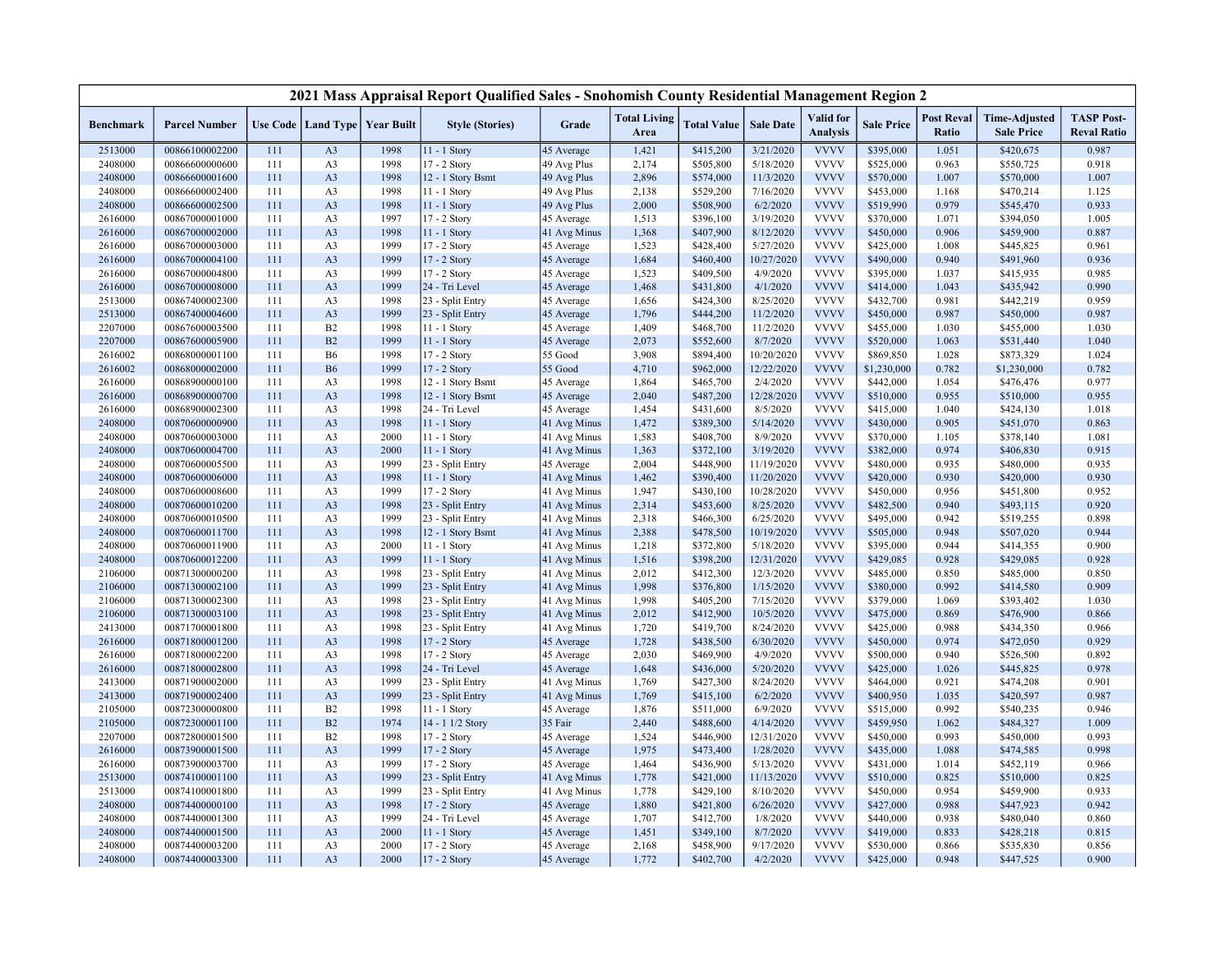# 2021 Mass Appraisal Report Qualified Sales - Snohomish County Residential Management Region 2

| Benchmark | Parcel Number | Use Code | Land Type | Year Built | Style (Stories) | Grade | Total Living Area | Total Value | Sale Date | Valid for Analysis | Sale Price | Post Reval Ratio | Time-Adjusted Sale Price | TASP Post-Reval Ratio |
|---|---|---|---|---|---|---|---|---|---|---|---|---|---|---|
| 2513000 | 00866100002200 | 111 | A3 | 1998 | 11 - 1 Story | 45 Average | 1,421 | $415,200 | 3/21/2020 | VVVV | $395,000 | 1.051 | $420,675 | 0.987 |
| 2408000 | 00866600000600 | 111 | A3 | 1998 | 17 - 2 Story | 49 Avg Plus | 2,174 | $505,800 | 5/18/2020 | VVVV | $525,000 | 0.963 | $550,725 | 0.918 |
| 2408000 | 00866600001600 | 111 | A3 | 1998 | 12 - 1 Story Bsmt | 49 Avg Plus | 2,896 | $574,000 | 11/3/2020 | VVVV | $570,000 | 1.007 | $570,000 | 1.007 |
| 2408000 | 00866600002400 | 111 | A3 | 1998 | 11 - 1 Story | 49 Avg Plus | 2,138 | $529,200 | 7/16/2020 | VVVV | $453,000 | 1.168 | $470,214 | 1.125 |
| 2408000 | 00866600002500 | 111 | A3 | 1998 | 11 - 1 Story | 49 Avg Plus | 2,000 | $508,900 | 6/2/2020 | VVVV | $519,990 | 0.979 | $545,470 | 0.933 |
| 2616000 | 00867000001000 | 111 | A3 | 1997 | 17 - 2 Story | 45 Average | 1,513 | $396,100 | 3/19/2020 | VVVV | $370,000 | 1.071 | $394,050 | 1.005 |
| 2616000 | 00867000002000 | 111 | A3 | 1998 | 11 - 1 Story | 41 Avg Minus | 1,368 | $407,900 | 8/12/2020 | VVVV | $450,000 | 0.906 | $459,900 | 0.887 |
| 2616000 | 00867000003000 | 111 | A3 | 1999 | 17 - 2 Story | 45 Average | 1,523 | $428,400 | 5/27/2020 | VVVV | $425,000 | 1.008 | $445,825 | 0.961 |
| 2616000 | 00867000004100 | 111 | A3 | 1999 | 17 - 2 Story | 45 Average | 1,684 | $460,400 | 10/27/2020 | VVVV | $490,000 | 0.940 | $491,960 | 0.936 |
| 2616000 | 00867000004800 | 111 | A3 | 1999 | 17 - 2 Story | 45 Average | 1,523 | $409,500 | 4/9/2020 | VVVV | $395,000 | 1.037 | $415,935 | 0.985 |
| 2616000 | 00867000008000 | 111 | A3 | 1999 | 24 - Tri Level | 45 Average | 1,468 | $431,800 | 4/1/2020 | VVVV | $414,000 | 1.043 | $435,942 | 0.990 |
| 2513000 | 00867400002300 | 111 | A3 | 1998 | 23 - Split Entry | 45 Average | 1,656 | $424,300 | 8/25/2020 | VVVV | $432,700 | 0.981 | $442,219 | 0.959 |
| 2513000 | 00867400004600 | 111 | A3 | 1999 | 23 - Split Entry | 45 Average | 1,796 | $444,200 | 11/2/2020 | VVVV | $450,000 | 0.987 | $450,000 | 0.987 |
| 2207000 | 00867600003500 | 111 | B2 | 1998 | 11 - 1 Story | 45 Average | 1,409 | $468,700 | 11/2/2020 | VVVV | $455,000 | 1.030 | $455,000 | 1.030 |
| 2207000 | 00867600005900 | 111 | B2 | 1999 | 11 - 1 Story | 45 Average | 2,073 | $552,600 | 8/7/2020 | VVVV | $520,000 | 1.063 | $531,440 | 1.040 |
| 2616002 | 00868000001100 | 111 | B6 | 1998 | 17 - 2 Story | 55 Good | 3,908 | $894,400 | 10/20/2020 | VVVV | $869,850 | 1.028 | $873,329 | 1.024 |
| 2616002 | 00868000002000 | 111 | B6 | 1999 | 17 - 2 Story | 55 Good | 4,710 | $962,000 | 12/22/2020 | VVVV | $1,230,000 | 0.782 | $1,230,000 | 0.782 |
| 2616000 | 00868900000100 | 111 | A3 | 1998 | 12 - 1 Story Bsmt | 45 Average | 1,864 | $465,700 | 2/4/2020 | VVVV | $442,000 | 1.054 | $476,476 | 0.977 |
| 2616000 | 00868900000700 | 111 | A3 | 1998 | 12 - 1 Story Bsmt | 45 Average | 2,040 | $487,200 | 12/28/2020 | VVVV | $510,000 | 0.955 | $510,000 | 0.955 |
| 2616000 | 00868900002300 | 111 | A3 | 1998 | 24 - Tri Level | 45 Average | 1,454 | $431,600 | 8/5/2020 | VVVV | $415,000 | 1.040 | $424,130 | 1.018 |
| 2408000 | 00870600000900 | 111 | A3 | 1998 | 11 - 1 Story | 41 Avg Minus | 1,472 | $389,300 | 5/14/2020 | VVVV | $430,000 | 0.905 | $451,070 | 0.863 |
| 2408000 | 00870600003000 | 111 | A3 | 2000 | 11 - 1 Story | 41 Avg Minus | 1,583 | $408,700 | 8/9/2020 | VVVV | $370,000 | 1.105 | $378,140 | 1.081 |
| 2408000 | 00870600004700 | 111 | A3 | 2000 | 11 - 1 Story | 41 Avg Minus | 1,363 | $372,100 | 3/19/2020 | VVVV | $382,000 | 0.974 | $406,830 | 0.915 |
| 2408000 | 00870600005500 | 111 | A3 | 1999 | 23 - Split Entry | 45 Average | 2,004 | $448,900 | 11/19/2020 | VVVV | $480,000 | 0.935 | $480,000 | 0.935 |
| 2408000 | 00870600006000 | 111 | A3 | 1998 | 11 - 1 Story | 41 Avg Minus | 1,462 | $390,400 | 11/20/2020 | VVVV | $420,000 | 0.930 | $420,000 | 0.930 |
| 2408000 | 00870600008600 | 111 | A3 | 1999 | 17 - 2 Story | 41 Avg Minus | 1,947 | $430,100 | 10/28/2020 | VVVV | $450,000 | 0.956 | $451,800 | 0.952 |
| 2408000 | 00870600010200 | 111 | A3 | 1998 | 23 - Split Entry | 41 Avg Minus | 2,314 | $453,600 | 8/25/2020 | VVVV | $482,500 | 0.940 | $493,115 | 0.920 |
| 2408000 | 00870600010500 | 111 | A3 | 1999 | 23 - Split Entry | 41 Avg Minus | 2,318 | $466,300 | 6/25/2020 | VVVV | $495,000 | 0.942 | $519,255 | 0.898 |
| 2408000 | 00870600011700 | 111 | A3 | 1998 | 12 - 1 Story Bsmt | 41 Avg Minus | 2,388 | $478,500 | 10/19/2020 | VVVV | $505,000 | 0.948 | $507,020 | 0.944 |
| 2408000 | 00870600011900 | 111 | A3 | 2000 | 11 - 1 Story | 41 Avg Minus | 1,218 | $372,800 | 5/18/2020 | VVVV | $395,000 | 0.944 | $414,355 | 0.900 |
| 2408000 | 00870600012200 | 111 | A3 | 1999 | 11 - 1 Story | 41 Avg Minus | 1,516 | $398,200 | 12/31/2020 | VVVV | $429,085 | 0.928 | $429,085 | 0.928 |
| 2106000 | 00871300000200 | 111 | A3 | 1998 | 23 - Split Entry | 41 Avg Minus | 2,012 | $412,300 | 12/3/2020 | VVVV | $485,000 | 0.850 | $485,000 | 0.850 |
| 2106000 | 00871300002100 | 111 | A3 | 1999 | 23 - Split Entry | 41 Avg Minus | 1,998 | $376,800 | 1/15/2020 | VVVV | $380,000 | 0.992 | $414,580 | 0.909 |
| 2106000 | 00871300002300 | 111 | A3 | 1998 | 23 - Split Entry | 41 Avg Minus | 1,998 | $405,200 | 7/15/2020 | VVVV | $379,000 | 1.069 | $393,402 | 1.030 |
| 2106000 | 00871300003100 | 111 | A3 | 1998 | 23 - Split Entry | 41 Avg Minus | 2,012 | $412,900 | 10/5/2020 | VVVV | $475,000 | 0.869 | $476,900 | 0.866 |
| 2413000 | 00871700001800 | 111 | A3 | 1998 | 23 - Split Entry | 41 Avg Minus | 1,720 | $419,700 | 8/24/2020 | VVVV | $425,000 | 0.988 | $434,350 | 0.966 |
| 2616000 | 00871800001200 | 111 | A3 | 1998 | 17 - 2 Story | 45 Average | 1,728 | $438,500 | 6/30/2020 | VVVV | $450,000 | 0.974 | $472,050 | 0.929 |
| 2616000 | 00871800002200 | 111 | A3 | 1998 | 17 - 2 Story | 45 Average | 2,030 | $469,900 | 4/9/2020 | VVVV | $500,000 | 0.940 | $526,500 | 0.892 |
| 2616000 | 00871800002800 | 111 | A3 | 1998 | 24 - Tri Level | 45 Average | 1,648 | $436,000 | 5/20/2020 | VVVV | $425,000 | 1.026 | $445,825 | 0.978 |
| 2413000 | 00871900002000 | 111 | A3 | 1999 | 23 - Split Entry | 41 Avg Minus | 1,769 | $427,300 | 8/24/2020 | VVVV | $464,000 | 0.921 | $474,208 | 0.901 |
| 2413000 | 00871900002400 | 111 | A3 | 1999 | 23 - Split Entry | 41 Avg Minus | 1,769 | $415,100 | 6/2/2020 | VVVV | $400,950 | 1.035 | $420,597 | 0.987 |
| 2105000 | 00872300000800 | 111 | B2 | 1998 | 11 - 1 Story | 45 Average | 1,876 | $511,000 | 6/9/2020 | VVVV | $515,000 | 0.992 | $540,235 | 0.946 |
| 2105000 | 00872300001100 | 111 | B2 | 1974 | 14 - 1 1/2 Story | 35 Fair | 2,440 | $488,600 | 4/14/2020 | VVVV | $459,950 | 1.062 | $484,327 | 1.009 |
| 2207000 | 00872800001500 | 111 | B2 | 1998 | 17 - 2 Story | 45 Average | 1,524 | $446,900 | 12/31/2020 | VVVV | $450,000 | 0.993 | $450,000 | 0.993 |
| 2616000 | 00873900001500 | 111 | A3 | 1999 | 17 - 2 Story | 45 Average | 1,975 | $473,400 | 1/28/2020 | VVVV | $435,000 | 1.088 | $474,585 | 0.998 |
| 2616000 | 00873900003700 | 111 | A3 | 1999 | 17 - 2 Story | 45 Average | 1,464 | $436,900 | 5/13/2020 | VVVV | $431,000 | 1.014 | $452,119 | 0.966 |
| 2513000 | 00874100001100 | 111 | A3 | 1999 | 23 - Split Entry | 41 Avg Minus | 1,778 | $421,000 | 11/13/2020 | VVVV | $510,000 | 0.825 | $510,000 | 0.825 |
| 2513000 | 00874100001800 | 111 | A3 | 1999 | 23 - Split Entry | 41 Avg Minus | 1,778 | $429,100 | 8/10/2020 | VVVV | $450,000 | 0.954 | $459,900 | 0.933 |
| 2408000 | 00874400000100 | 111 | A3 | 1998 | 17 - 2 Story | 45 Average | 1,880 | $421,800 | 6/26/2020 | VVVV | $427,000 | 0.988 | $447,923 | 0.942 |
| 2408000 | 00874400001300 | 111 | A3 | 1999 | 24 - Tri Level | 45 Average | 1,707 | $412,700 | 1/8/2020 | VVVV | $440,000 | 0.938 | $480,040 | 0.860 |
| 2408000 | 00874400001500 | 111 | A3 | 2000 | 11 - 1 Story | 45 Average | 1,451 | $349,100 | 8/7/2020 | VVVV | $419,000 | 0.833 | $428,218 | 0.815 |
| 2408000 | 00874400003200 | 111 | A3 | 2000 | 17 - 2 Story | 45 Average | 2,168 | $458,900 | 9/17/2020 | VVVV | $530,000 | 0.866 | $535,830 | 0.856 |
| 2408000 | 00874400003300 | 111 | A3 | 2000 | 17 - 2 Story | 45 Average | 1,772 | $402,700 | 4/2/2020 | VVVV | $425,000 | 0.948 | $447,525 | 0.900 |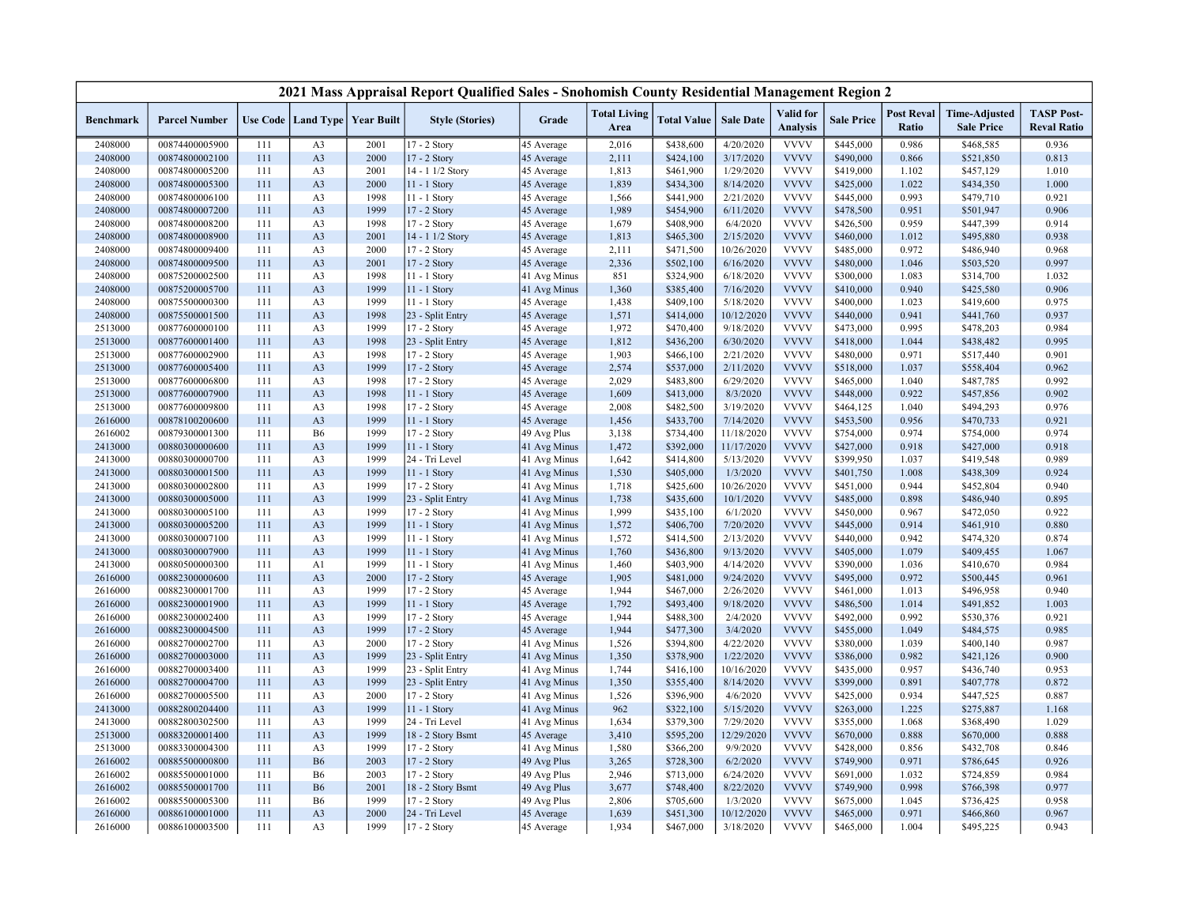# 2021 Mass Appraisal Report Qualified Sales - Snohomish County Residential Management Region 2

| Benchmark | Parcel Number | Use Code | Land Type | Year Built | Style (Stories) | Grade | Total Living Area | Total Value | Sale Date | Valid for Analysis | Sale Price | Post Reval Ratio | Time-Adjusted Sale Price | TASP Post-Reval Ratio |
|---|---|---|---|---|---|---|---|---|---|---|---|---|---|---|
| 2408000 | 00874400005900 | 111 | A3 | 2001 | 17 - 2 Story | 45 Average | 2,016 | $438,600 | 4/20/2020 | VVVV | $445,000 | 0.986 | $468,585 | 0.936 |
| 2408000 | 00874800002100 | 111 | A3 | 2000 | 17 - 2 Story | 45 Average | 2,111 | $424,100 | 3/17/2020 | VVVV | $490,000 | 0.866 | $521,850 | 0.813 |
| 2408000 | 00874800005200 | 111 | A3 | 2001 | 14 - 1 1/2 Story | 45 Average | 1,813 | $461,900 | 1/29/2020 | VVVV | $419,000 | 1.102 | $457,129 | 1.010 |
| 2408000 | 00874800005300 | 111 | A3 | 2000 | 11 - 1 Story | 45 Average | 1,839 | $434,300 | 8/14/2020 | VVVV | $425,000 | 1.022 | $434,350 | 1.000 |
| 2408000 | 00874800006100 | 111 | A3 | 1998 | 11 - 1 Story | 45 Average | 1,566 | $441,900 | 2/21/2020 | VVVV | $445,000 | 0.993 | $479,710 | 0.921 |
| 2408000 | 00874800007200 | 111 | A3 | 1999 | 17 - 2 Story | 45 Average | 1,989 | $454,900 | 6/11/2020 | VVVV | $478,500 | 0.951 | $501,947 | 0.906 |
| 2408000 | 00874800008200 | 111 | A3 | 1998 | 17 - 2 Story | 45 Average | 1,679 | $408,900 | 6/4/2020 | VVVV | $426,500 | 0.959 | $447,399 | 0.914 |
| 2408000 | 00874800008900 | 111 | A3 | 2001 | 14 - 1 1/2 Story | 45 Average | 1,813 | $465,300 | 2/15/2020 | VVVV | $460,000 | 1.012 | $495,880 | 0.938 |
| 2408000 | 00874800009400 | 111 | A3 | 2000 | 17 - 2 Story | 45 Average | 2,111 | $471,500 | 10/26/2020 | VVVV | $485,000 | 0.972 | $486,940 | 0.968 |
| 2408000 | 00874800009500 | 111 | A3 | 2001 | 17 - 2 Story | 45 Average | 2,336 | $502,100 | 6/16/2020 | VVVV | $480,000 | 1.046 | $503,520 | 0.997 |
| 2408000 | 00875200002500 | 111 | A3 | 1998 | 11 - 1 Story | 41 Avg Minus | 851 | $324,900 | 6/18/2020 | VVVV | $300,000 | 1.083 | $314,700 | 1.032 |
| 2408000 | 00875200005700 | 111 | A3 | 1999 | 11 - 1 Story | 41 Avg Minus | 1,360 | $385,400 | 7/16/2020 | VVVV | $410,000 | 0.940 | $425,580 | 0.906 |
| 2408000 | 00875500000300 | 111 | A3 | 1999 | 11 - 1 Story | 45 Average | 1,438 | $409,100 | 5/18/2020 | VVVV | $400,000 | 1.023 | $419,600 | 0.975 |
| 2408000 | 00875500001500 | 111 | A3 | 1998 | 23 - Split Entry | 45 Average | 1,571 | $414,000 | 10/12/2020 | VVVV | $440,000 | 0.941 | $441,760 | 0.937 |
| 2513000 | 00877600000100 | 111 | A3 | 1999 | 17 - 2 Story | 45 Average | 1,972 | $470,400 | 9/18/2020 | VVVV | $473,000 | 0.995 | $478,203 | 0.984 |
| 2513000 | 00877600001400 | 111 | A3 | 1998 | 23 - Split Entry | 45 Average | 1,812 | $436,200 | 6/30/2020 | VVVV | $418,000 | 1.044 | $438,482 | 0.995 |
| 2513000 | 00877600002900 | 111 | A3 | 1998 | 17 - 2 Story | 45 Average | 1,903 | $466,100 | 2/21/2020 | VVVV | $480,000 | 0.971 | $517,440 | 0.901 |
| 2513000 | 00877600005400 | 111 | A3 | 1999 | 17 - 2 Story | 45 Average | 2,574 | $537,000 | 2/11/2020 | VVVV | $518,000 | 1.037 | $558,404 | 0.962 |
| 2513000 | 00877600006800 | 111 | A3 | 1998 | 17 - 2 Story | 45 Average | 2,029 | $483,800 | 6/29/2020 | VVVV | $465,000 | 1.040 | $487,785 | 0.992 |
| 2513000 | 00877600007900 | 111 | A3 | 1998 | 11 - 1 Story | 45 Average | 1,609 | $413,000 | 8/3/2020 | VVVV | $448,000 | 0.922 | $457,856 | 0.902 |
| 2513000 | 00877600009800 | 111 | A3 | 1998 | 17 - 2 Story | 45 Average | 2,008 | $482,500 | 3/19/2020 | VVVV | $464,125 | 1.040 | $494,293 | 0.976 |
| 2616000 | 00878100200600 | 111 | A3 | 1999 | 11 - 1 Story | 45 Average | 1,456 | $433,700 | 7/14/2020 | VVVV | $453,500 | 0.956 | $470,733 | 0.921 |
| 2616002 | 00879300001300 | 111 | B6 | 1999 | 17 - 2 Story | 49 Avg Plus | 3,138 | $734,400 | 11/18/2020 | VVVV | $754,000 | 0.974 | $754,000 | 0.974 |
| 2413000 | 00880300000600 | 111 | A3 | 1999 | 11 - 1 Story | 41 Avg Minus | 1,472 | $392,000 | 11/17/2020 | VVVV | $427,000 | 0.918 | $427,000 | 0.918 |
| 2413000 | 00880300000700 | 111 | A3 | 1999 | 24 - Tri Level | 41 Avg Minus | 1,642 | $414,800 | 5/13/2020 | VVVV | $399,950 | 1.037 | $419,548 | 0.989 |
| 2413000 | 00880300001500 | 111 | A3 | 1999 | 11 - 1 Story | 41 Avg Minus | 1,530 | $405,000 | 1/3/2020 | VVVV | $401,750 | 1.008 | $438,309 | 0.924 |
| 2413000 | 00880300002800 | 111 | A3 | 1999 | 17 - 2 Story | 41 Avg Minus | 1,718 | $425,600 | 10/26/2020 | VVVV | $451,000 | 0.944 | $452,804 | 0.940 |
| 2413000 | 00880300005000 | 111 | A3 | 1999 | 23 - Split Entry | 41 Avg Minus | 1,738 | $435,600 | 10/1/2020 | VVVV | $485,000 | 0.898 | $486,940 | 0.895 |
| 2413000 | 00880300005100 | 111 | A3 | 1999 | 17 - 2 Story | 41 Avg Minus | 1,999 | $435,100 | 6/1/2020 | VVVV | $450,000 | 0.967 | $472,050 | 0.922 |
| 2413000 | 00880300005200 | 111 | A3 | 1999 | 11 - 1 Story | 41 Avg Minus | 1,572 | $406,700 | 7/20/2020 | VVVV | $445,000 | 0.914 | $461,910 | 0.880 |
| 2413000 | 00880300007100 | 111 | A3 | 1999 | 11 - 1 Story | 41 Avg Minus | 1,572 | $414,500 | 2/13/2020 | VVVV | $440,000 | 0.942 | $474,320 | 0.874 |
| 2413000 | 00880300007900 | 111 | A3 | 1999 | 11 - 1 Story | 41 Avg Minus | 1,760 | $436,800 | 9/13/2020 | VVVV | $405,000 | 1.079 | $409,455 | 1.067 |
| 2413000 | 00880500000300 | 111 | A1 | 1999 | 11 - 1 Story | 41 Avg Minus | 1,460 | $403,900 | 4/14/2020 | VVVV | $390,000 | 1.036 | $410,670 | 0.984 |
| 2616000 | 00882300000600 | 111 | A3 | 2000 | 17 - 2 Story | 45 Average | 1,905 | $481,000 | 9/24/2020 | VVVV | $495,000 | 0.972 | $500,445 | 0.961 |
| 2616000 | 00882300001700 | 111 | A3 | 1999 | 17 - 2 Story | 45 Average | 1,944 | $467,000 | 2/26/2020 | VVVV | $461,000 | 1.013 | $496,958 | 0.940 |
| 2616000 | 00882300001900 | 111 | A3 | 1999 | 11 - 1 Story | 45 Average | 1,792 | $493,400 | 9/18/2020 | VVVV | $486,500 | 1.014 | $491,852 | 1.003 |
| 2616000 | 00882300002400 | 111 | A3 | 1999 | 17 - 2 Story | 45 Average | 1,944 | $488,300 | 2/4/2020 | VVVV | $492,000 | 0.992 | $530,376 | 0.921 |
| 2616000 | 00882300004500 | 111 | A3 | 1999 | 17 - 2 Story | 45 Average | 1,944 | $477,300 | 3/4/2020 | VVVV | $455,000 | 1.049 | $484,575 | 0.985 |
| 2616000 | 00882700002700 | 111 | A3 | 2000 | 17 - 2 Story | 41 Avg Minus | 1,526 | $394,800 | 4/22/2020 | VVVV | $380,000 | 1.039 | $400,140 | 0.987 |
| 2616000 | 00882700003000 | 111 | A3 | 1999 | 23 - Split Entry | 41 Avg Minus | 1,350 | $378,900 | 1/22/2020 | VVVV | $386,000 | 0.982 | $421,126 | 0.900 |
| 2616000 | 00882700003400 | 111 | A3 | 1999 | 23 - Split Entry | 41 Avg Minus | 1,744 | $416,100 | 10/16/2020 | VVVV | $435,000 | 0.957 | $436,740 | 0.953 |
| 2616000 | 00882700004700 | 111 | A3 | 1999 | 23 - Split Entry | 41 Avg Minus | 1,350 | $355,400 | 8/14/2020 | VVVV | $399,000 | 0.891 | $407,778 | 0.872 |
| 2616000 | 00882700005500 | 111 | A3 | 2000 | 17 - 2 Story | 41 Avg Minus | 1,526 | $396,900 | 4/6/2020 | VVVV | $425,000 | 0.934 | $447,525 | 0.887 |
| 2413000 | 00882800204400 | 111 | A3 | 1999 | 11 - 1 Story | 41 Avg Minus | 962 | $322,100 | 5/15/2020 | VVVV | $263,000 | 1.225 | $275,887 | 1.168 |
| 2413000 | 00882800302500 | 111 | A3 | 1999 | 24 - Tri Level | 41 Avg Minus | 1,634 | $379,300 | 7/29/2020 | VVVV | $355,000 | 1.068 | $368,490 | 1.029 |
| 2513000 | 00883200001400 | 111 | A3 | 1999 | 18 - 2 Story Bsmt | 45 Average | 3,410 | $595,200 | 12/29/2020 | VVVV | $670,000 | 0.888 | $670,000 | 0.888 |
| 2513000 | 00883300004300 | 111 | A3 | 1999 | 17 - 2 Story | 41 Avg Minus | 1,580 | $366,200 | 9/9/2020 | VVVV | $428,000 | 0.856 | $432,708 | 0.846 |
| 2616002 | 00885500000800 | 111 | B6 | 2003 | 17 - 2 Story | 49 Avg Plus | 3,265 | $728,300 | 6/2/2020 | VVVV | $749,900 | 0.971 | $786,645 | 0.926 |
| 2616002 | 00885500001000 | 111 | B6 | 2003 | 17 - 2 Story | 49 Avg Plus | 2,946 | $713,000 | 6/24/2020 | VVVV | $691,000 | 1.032 | $724,859 | 0.984 |
| 2616002 | 00885500001700 | 111 | B6 | 2001 | 18 - 2 Story Bsmt | 49 Avg Plus | 3,677 | $748,400 | 8/22/2020 | VVVV | $749,900 | 0.998 | $766,398 | 0.977 |
| 2616002 | 00885500005300 | 111 | B6 | 1999 | 17 - 2 Story | 49 Avg Plus | 2,806 | $705,600 | 1/3/2020 | VVVV | $675,000 | 1.045 | $736,425 | 0.958 |
| 2616000 | 00886100001000 | 111 | A3 | 2000 | 24 - Tri Level | 45 Average | 1,639 | $451,300 | 10/12/2020 | VVVV | $465,000 | 0.971 | $466,860 | 0.967 |
| 2616000 | 00886100003500 | 111 | A3 | 1999 | 17 - 2 Story | 45 Average | 1,934 | $467,000 | 3/18/2020 | VVVV | $465,000 | 1.004 | $495,225 | 0.943 |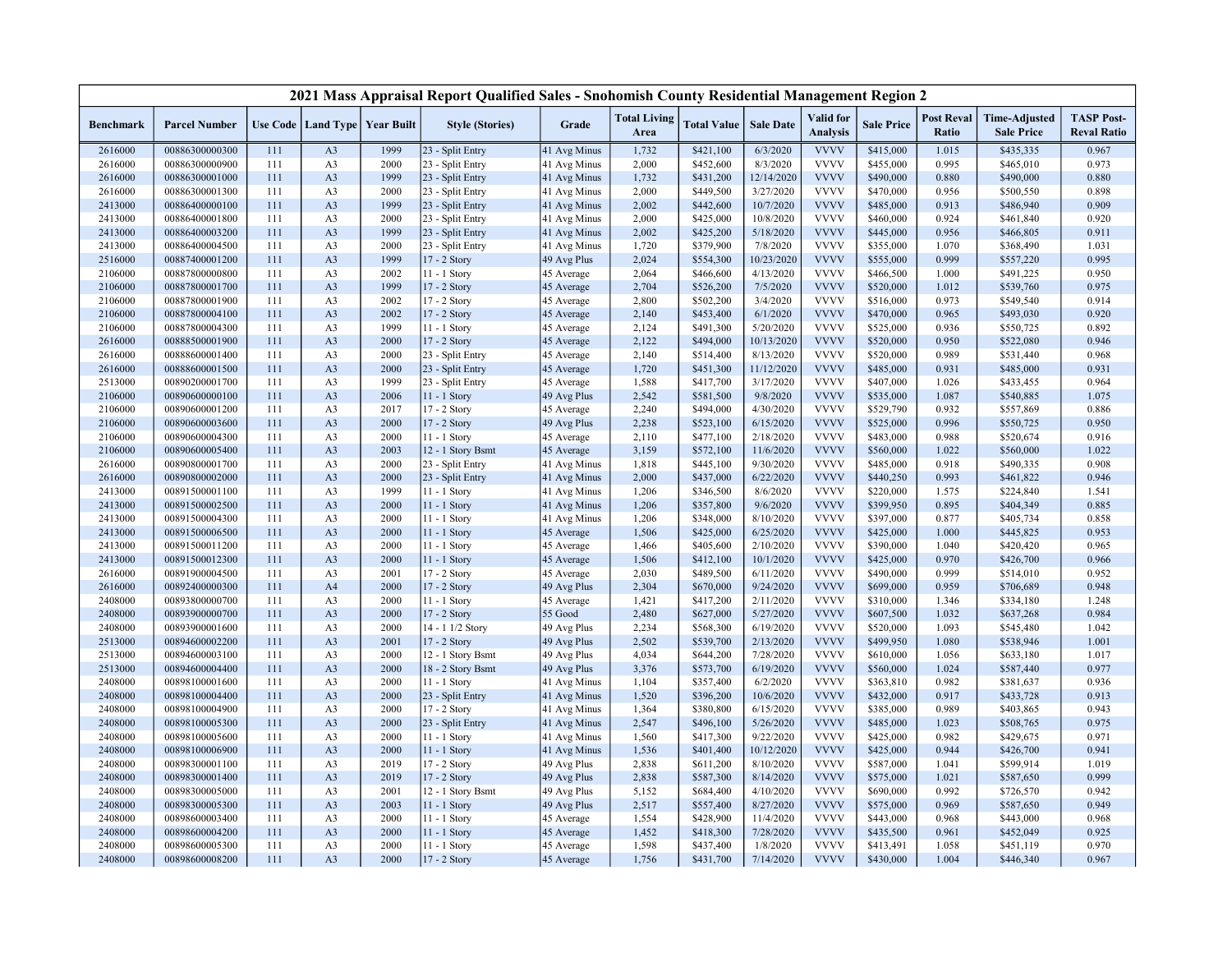# 2021 Mass Appraisal Report Qualified Sales - Snohomish County Residential Management Region 2

| Benchmark | Parcel Number | Use Code | Land Type | Year Built | Style (Stories) | Grade | Total Living Area | Total Value | Sale Date | Valid for Analysis | Sale Price | Post Reval Ratio | Time-Adjusted Sale Price | TASP Post-Reval Ratio |
|---|---|---|---|---|---|---|---|---|---|---|---|---|---|---|
| 2616000 | 00886300000300 | 111 | A3 | 1999 | 23 - Split Entry | 41 Avg Minus | 1,732 | $421,100 | 6/3/2020 | VVVV | $415,000 | 1.015 | $435,335 | 0.967 |
| 2616000 | 00886300000900 | 111 | A3 | 2000 | 23 - Split Entry | 41 Avg Minus | 2,000 | $452,600 | 8/3/2020 | VVVV | $455,000 | 0.995 | $465,010 | 0.973 |
| 2616000 | 00886300001000 | 111 | A3 | 1999 | 23 - Split Entry | 41 Avg Minus | 1,732 | $431,200 | 12/14/2020 | VVVV | $490,000 | 0.880 | $490,000 | 0.880 |
| 2616000 | 00886300001300 | 111 | A3 | 2000 | 23 - Split Entry | 41 Avg Minus | 2,000 | $449,500 | 3/27/2020 | VVVV | $470,000 | 0.956 | $500,550 | 0.898 |
| 2413000 | 00886400000100 | 111 | A3 | 1999 | 23 - Split Entry | 41 Avg Minus | 2,002 | $442,600 | 10/7/2020 | VVVV | $485,000 | 0.913 | $486,940 | 0.909 |
| 2413000 | 00886400001800 | 111 | A3 | 2000 | 23 - Split Entry | 41 Avg Minus | 2,000 | $425,000 | 10/8/2020 | VVVV | $460,000 | 0.924 | $461,840 | 0.920 |
| 2413000 | 00886400003200 | 111 | A3 | 1999 | 23 - Split Entry | 41 Avg Minus | 2,002 | $425,200 | 5/18/2020 | VVVV | $445,000 | 0.956 | $466,805 | 0.911 |
| 2413000 | 00886400004500 | 111 | A3 | 2000 | 23 - Split Entry | 41 Avg Minus | 1,720 | $379,900 | 7/8/2020 | VVVV | $355,000 | 1.070 | $368,490 | 1.031 |
| 2516000 | 00887400001200 | 111 | A3 | 1999 | 17 - 2 Story | 49 Avg Plus | 2,024 | $554,300 | 10/23/2020 | VVVV | $555,000 | 0.999 | $557,220 | 0.995 |
| 2106000 | 00887800000800 | 111 | A3 | 2002 | 11 - 1 Story | 45 Average | 2,064 | $466,600 | 4/13/2020 | VVVV | $466,500 | 1.000 | $491,225 | 0.950 |
| 2106000 | 00887800001700 | 111 | A3 | 1999 | 17 - 2 Story | 45 Average | 2,704 | $526,200 | 7/5/2020 | VVVV | $520,000 | 1.012 | $539,760 | 0.975 |
| 2106000 | 00887800001900 | 111 | A3 | 2002 | 17 - 2 Story | 45 Average | 2,800 | $502,200 | 3/4/2020 | VVVV | $516,000 | 0.973 | $549,540 | 0.914 |
| 2106000 | 00887800004100 | 111 | A3 | 2002 | 17 - 2 Story | 45 Average | 2,140 | $453,400 | 6/1/2020 | VVVV | $470,000 | 0.965 | $493,030 | 0.920 |
| 2106000 | 00887800004300 | 111 | A3 | 1999 | 11 - 1 Story | 45 Average | 2,124 | $491,300 | 5/20/2020 | VVVV | $525,000 | 0.936 | $550,725 | 0.892 |
| 2616000 | 00888500001900 | 111 | A3 | 2000 | 17 - 2 Story | 45 Average | 2,122 | $494,000 | 10/13/2020 | VVVV | $520,000 | 0.950 | $522,080 | 0.946 |
| 2616000 | 00888600001400 | 111 | A3 | 2000 | 23 - Split Entry | 45 Average | 2,140 | $514,400 | 8/13/2020 | VVVV | $520,000 | 0.989 | $531,440 | 0.968 |
| 2616000 | 00888600001500 | 111 | A3 | 2000 | 23 - Split Entry | 45 Average | 1,720 | $451,300 | 11/12/2020 | VVVV | $485,000 | 0.931 | $485,000 | 0.931 |
| 2513000 | 00890200001700 | 111 | A3 | 1999 | 23 - Split Entry | 45 Average | 1,588 | $417,700 | 3/17/2020 | VVVV | $407,000 | 1.026 | $433,455 | 0.964 |
| 2106000 | 00890600000100 | 111 | A3 | 2006 | 11 - 1 Story | 49 Avg Plus | 2,542 | $581,500 | 9/8/2020 | VVVV | $535,000 | 1.087 | $540,885 | 1.075 |
| 2106000 | 00890600001200 | 111 | A3 | 2017 | 17 - 2 Story | 45 Average | 2,240 | $494,000 | 4/30/2020 | VVVV | $529,790 | 0.932 | $557,869 | 0.886 |
| 2106000 | 00890600003600 | 111 | A3 | 2000 | 17 - 2 Story | 49 Avg Plus | 2,238 | $523,100 | 6/15/2020 | VVVV | $525,000 | 0.996 | $550,725 | 0.950 |
| 2106000 | 00890600004300 | 111 | A3 | 2000 | 11 - 1 Story | 45 Average | 2,110 | $477,100 | 2/18/2020 | VVVV | $483,000 | 0.988 | $520,674 | 0.916 |
| 2106000 | 00890600005400 | 111 | A3 | 2003 | 12 - 1 Story Bsmt | 45 Average | 3,159 | $572,100 | 11/6/2020 | VVVV | $560,000 | 1.022 | $560,000 | 1.022 |
| 2616000 | 00890800001700 | 111 | A3 | 2000 | 23 - Split Entry | 41 Avg Minus | 1,818 | $445,100 | 9/30/2020 | VVVV | $485,000 | 0.918 | $490,335 | 0.908 |
| 2616000 | 00890800002000 | 111 | A3 | 2000 | 23 - Split Entry | 41 Avg Minus | 2,000 | $437,000 | 6/22/2020 | VVVV | $440,250 | 0.993 | $461,822 | 0.946 |
| 2413000 | 00891500001100 | 111 | A3 | 1999 | 11 - 1 Story | 41 Avg Minus | 1,206 | $346,500 | 8/6/2020 | VVVV | $220,000 | 1.575 | $224,840 | 1.541 |
| 2413000 | 00891500002500 | 111 | A3 | 2000 | 11 - 1 Story | 41 Avg Minus | 1,206 | $357,800 | 9/6/2020 | VVVV | $399,950 | 0.895 | $404,349 | 0.885 |
| 2413000 | 00891500004300 | 111 | A3 | 2000 | 11 - 1 Story | 41 Avg Minus | 1,206 | $348,000 | 8/10/2020 | VVVV | $397,000 | 0.877 | $405,734 | 0.858 |
| 2413000 | 00891500006500 | 111 | A3 | 2000 | 11 - 1 Story | 45 Average | 1,506 | $425,000 | 6/25/2020 | VVVV | $425,000 | 1.000 | $445,825 | 0.953 |
| 2413000 | 00891500011200 | 111 | A3 | 2000 | 11 - 1 Story | 45 Average | 1,466 | $405,600 | 2/10/2020 | VVVV | $390,000 | 1.040 | $420,420 | 0.965 |
| 2413000 | 00891500012300 | 111 | A3 | 2000 | 11 - 1 Story | 45 Average | 1,506 | $412,100 | 10/1/2020 | VVVV | $425,000 | 0.970 | $426,700 | 0.966 |
| 2616000 | 00891900004500 | 111 | A3 | 2001 | 17 - 2 Story | 45 Average | 2,030 | $489,500 | 6/11/2020 | VVVV | $490,000 | 0.999 | $514,010 | 0.952 |
| 2616000 | 00892400000300 | 111 | A4 | 2000 | 17 - 2 Story | 49 Avg Plus | 2,304 | $670,000 | 9/24/2020 | VVVV | $699,000 | 0.959 | $706,689 | 0.948 |
| 2408000 | 00893800000700 | 111 | A3 | 2000 | 11 - 1 Story | 45 Average | 1,421 | $417,200 | 2/11/2020 | VVVV | $310,000 | 1.346 | $334,180 | 1.248 |
| 2408000 | 00893900000700 | 111 | A3 | 2000 | 17 - 2 Story | 55 Good | 2,480 | $627,000 | 5/27/2020 | VVVV | $607,500 | 1.032 | $637,268 | 0.984 |
| 2408000 | 00893900001600 | 111 | A3 | 2000 | 14 - 1 1/2 Story | 49 Avg Plus | 2,234 | $568,300 | 6/19/2020 | VVVV | $520,000 | 1.093 | $545,480 | 1.042 |
| 2513000 | 00894600002200 | 111 | A3 | 2001 | 17 - 2 Story | 49 Avg Plus | 2,502 | $539,700 | 2/13/2020 | VVVV | $499,950 | 1.080 | $538,946 | 1.001 |
| 2513000 | 00894600003100 | 111 | A3 | 2000 | 12 - 1 Story Bsmt | 49 Avg Plus | 4,034 | $644,200 | 7/28/2020 | VVVV | $610,000 | 1.056 | $633,180 | 1.017 |
| 2513000 | 00894600004400 | 111 | A3 | 2000 | 18 - 2 Story Bsmt | 49 Avg Plus | 3,376 | $573,700 | 6/19/2020 | VVVV | $560,000 | 1.024 | $587,440 | 0.977 |
| 2408000 | 00898100001600 | 111 | A3 | 2000 | 11 - 1 Story | 41 Avg Minus | 1,104 | $357,400 | 6/2/2020 | VVVV | $363,810 | 0.982 | $381,637 | 0.936 |
| 2408000 | 00898100004400 | 111 | A3 | 2000 | 23 - Split Entry | 41 Avg Minus | 1,520 | $396,200 | 10/6/2020 | VVVV | $432,000 | 0.917 | $433,728 | 0.913 |
| 2408000 | 00898100004900 | 111 | A3 | 2000 | 17 - 2 Story | 41 Avg Minus | 1,364 | $380,800 | 6/15/2020 | VVVV | $385,000 | 0.989 | $403,865 | 0.943 |
| 2408000 | 00898100005300 | 111 | A3 | 2000 | 23 - Split Entry | 41 Avg Minus | 2,547 | $496,100 | 5/26/2020 | VVVV | $485,000 | 1.023 | $508,765 | 0.975 |
| 2408000 | 00898100005600 | 111 | A3 | 2000 | 11 - 1 Story | 41 Avg Minus | 1,560 | $417,300 | 9/22/2020 | VVVV | $425,000 | 0.982 | $429,675 | 0.971 |
| 2408000 | 00898100006900 | 111 | A3 | 2000 | 11 - 1 Story | 41 Avg Minus | 1,536 | $401,400 | 10/12/2020 | VVVV | $425,000 | 0.944 | $426,700 | 0.941 |
| 2408000 | 00898300001100 | 111 | A3 | 2019 | 17 - 2 Story | 49 Avg Plus | 2,838 | $611,200 | 8/10/2020 | VVVV | $587,000 | 1.041 | $599,914 | 1.019 |
| 2408000 | 00898300001400 | 111 | A3 | 2019 | 17 - 2 Story | 49 Avg Plus | 2,838 | $587,300 | 8/14/2020 | VVVV | $575,000 | 1.021 | $587,650 | 0.999 |
| 2408000 | 00898300005000 | 111 | A3 | 2001 | 12 - 1 Story Bsmt | 49 Avg Plus | 5,152 | $684,400 | 4/10/2020 | VVVV | $690,000 | 0.992 | $726,570 | 0.942 |
| 2408000 | 00898300005300 | 111 | A3 | 2003 | 11 - 1 Story | 49 Avg Plus | 2,517 | $557,400 | 8/27/2020 | VVVV | $575,000 | 0.969 | $587,650 | 0.949 |
| 2408000 | 00898600003400 | 111 | A3 | 2000 | 11 - 1 Story | 45 Average | 1,554 | $428,900 | 11/4/2020 | VVVV | $443,000 | 0.968 | $443,000 | 0.968 |
| 2408000 | 00898600004200 | 111 | A3 | 2000 | 11 - 1 Story | 45 Average | 1,452 | $418,300 | 7/28/2020 | VVVV | $435,500 | 0.961 | $452,049 | 0.925 |
| 2408000 | 00898600005300 | 111 | A3 | 2000 | 11 - 1 Story | 45 Average | 1,598 | $437,400 | 1/8/2020 | VVVV | $413,491 | 1.058 | $451,119 | 0.970 |
| 2408000 | 00898600008200 | 111 | A3 | 2000 | 17 - 2 Story | 45 Average | 1,756 | $431,700 | 7/14/2020 | VVVV | $430,000 | 1.004 | $446,340 | 0.967 |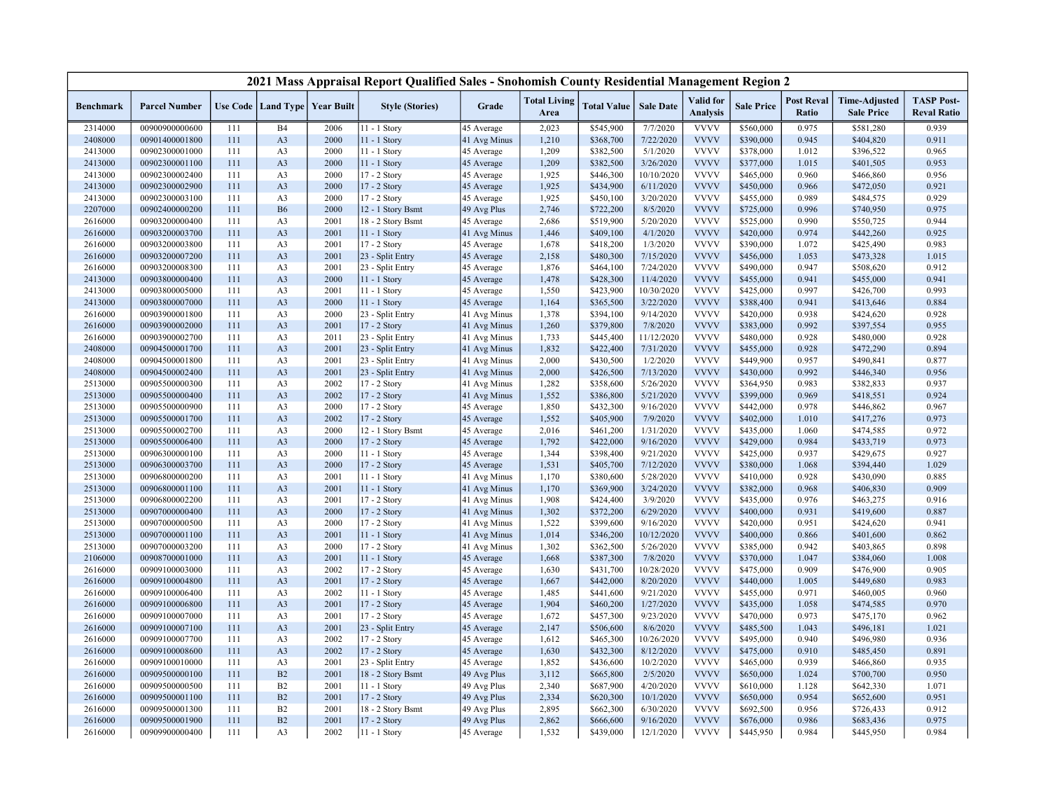# 2021 Mass Appraisal Report Qualified Sales - Snohomish County Residential Management Region 2

| Benchmark | Parcel Number | Use Code | Land Type | Year Built | Style (Stories) | Grade | Total Living Area | Total Value | Sale Date | Valid for Analysis | Sale Price | Post Reval Ratio | Time-Adjusted Sale Price | TASP Post-Reval Ratio |
|---|---|---|---|---|---|---|---|---|---|---|---|---|---|---|
| 2314000 | 00900900000600 | 111 | B4 | 2006 | 11 - 1 Story | 45 Average | 2,023 | $545,900 | 7/7/2020 | VVVV | $560,000 | 0.975 | $581,280 | 0.939 |
| 2408000 | 00901400001800 | 111 | A3 | 2000 | 11 - 1 Story | 41 Avg Minus | 1,210 | $368,700 | 7/22/2020 | VVVV | $390,000 | 0.945 | $404,820 | 0.911 |
| 2413000 | 00902300001000 | 111 | A3 | 2000 | 11 - 1 Story | 45 Average | 1,209 | $382,500 | 5/1/2020 | VVVV | $378,000 | 1.012 | $396,522 | 0.965 |
| 2413000 | 00902300001100 | 111 | A3 | 2000 | 11 - 1 Story | 45 Average | 1,209 | $382,500 | 3/26/2020 | VVVV | $377,000 | 1.015 | $401,505 | 0.953 |
| 2413000 | 00902300002400 | 111 | A3 | 2000 | 17 - 2 Story | 45 Average | 1,925 | $446,300 | 10/10/2020 | VVVV | $465,000 | 0.960 | $466,860 | 0.956 |
| 2413000 | 00902300002900 | 111 | A3 | 2000 | 17 - 2 Story | 45 Average | 1,925 | $434,900 | 6/11/2020 | VVVV | $450,000 | 0.966 | $472,050 | 0.921 |
| 2413000 | 00902300003100 | 111 | A3 | 2000 | 17 - 2 Story | 45 Average | 1,925 | $450,100 | 3/20/2020 | VVVV | $455,000 | 0.989 | $484,575 | 0.929 |
| 2207000 | 00902400000200 | 111 | B6 | 2000 | 12 - 1 Story Bsmt | 49 Avg Plus | 2,746 | $722,200 | 8/5/2020 | VVVV | $725,000 | 0.996 | $740,950 | 0.975 |
| 2616000 | 00903200000400 | 111 | A3 | 2001 | 18 - 2 Story Bsmt | 45 Average | 2,686 | $519,900 | 5/20/2020 | VVVV | $525,000 | 0.990 | $550,725 | 0.944 |
| 2616000 | 00903200003700 | 111 | A3 | 2001 | 11 - 1 Story | 41 Avg Minus | 1,446 | $409,100 | 4/1/2020 | VVVV | $420,000 | 0.974 | $442,260 | 0.925 |
| 2616000 | 00903200003800 | 111 | A3 | 2001 | 17 - 2 Story | 45 Average | 1,678 | $418,200 | 1/3/2020 | VVVV | $390,000 | 1.072 | $425,490 | 0.983 |
| 2616000 | 00903200007200 | 111 | A3 | 2001 | 23 - Split Entry | 45 Average | 2,158 | $480,300 | 7/15/2020 | VVVV | $456,000 | 1.053 | $473,328 | 1.015 |
| 2616000 | 00903200008300 | 111 | A3 | 2001 | 23 - Split Entry | 45 Average | 1,876 | $464,100 | 7/24/2020 | VVVV | $490,000 | 0.947 | $508,620 | 0.912 |
| 2413000 | 00903800000400 | 111 | A3 | 2000 | 11 - 1 Story | 45 Average | 1,478 | $428,300 | 11/4/2020 | VVVV | $455,000 | 0.941 | $455,000 | 0.941 |
| 2413000 | 00903800005000 | 111 | A3 | 2001 | 11 - 1 Story | 45 Average | 1,550 | $423,900 | 10/30/2020 | VVVV | $425,000 | 0.997 | $426,700 | 0.993 |
| 2413000 | 00903800007000 | 111 | A3 | 2000 | 11 - 1 Story | 45 Average | 1,164 | $365,500 | 3/22/2020 | VVVV | $388,400 | 0.941 | $413,646 | 0.884 |
| 2616000 | 00903900001800 | 111 | A3 | 2000 | 23 - Split Entry | 41 Avg Minus | 1,378 | $394,100 | 9/14/2020 | VVVV | $420,000 | 0.938 | $424,620 | 0.928 |
| 2616000 | 00903900002000 | 111 | A3 | 2001 | 17 - 2 Story | 41 Avg Minus | 1,260 | $379,800 | 7/8/2020 | VVVV | $383,000 | 0.992 | $397,554 | 0.955 |
| 2616000 | 00903900002700 | 111 | A3 | 2011 | 23 - Split Entry | 41 Avg Minus | 1,733 | $445,400 | 11/12/2020 | VVVV | $480,000 | 0.928 | $480,000 | 0.928 |
| 2408000 | 00904500001700 | 111 | A3 | 2001 | 23 - Split Entry | 41 Avg Minus | 1,832 | $422,400 | 7/31/2020 | VVVV | $455,000 | 0.928 | $472,290 | 0.894 |
| 2408000 | 00904500001800 | 111 | A3 | 2001 | 23 - Split Entry | 41 Avg Minus | 2,000 | $430,500 | 1/2/2020 | VVVV | $449,900 | 0.957 | $490,841 | 0.877 |
| 2408000 | 00904500002400 | 111 | A3 | 2001 | 23 - Split Entry | 41 Avg Minus | 2,000 | $426,500 | 7/13/2020 | VVVV | $430,000 | 0.992 | $446,340 | 0.956 |
| 2513000 | 00905500000300 | 111 | A3 | 2002 | 17 - 2 Story | 41 Avg Minus | 1,282 | $358,600 | 5/26/2020 | VVVV | $364,950 | 0.983 | $382,833 | 0.937 |
| 2513000 | 00905500000400 | 111 | A3 | 2002 | 17 - 2 Story | 41 Avg Minus | 1,552 | $386,800 | 5/21/2020 | VVVV | $399,000 | 0.969 | $418,551 | 0.924 |
| 2513000 | 00905500000900 | 111 | A3 | 2000 | 17 - 2 Story | 45 Average | 1,850 | $432,300 | 9/16/2020 | VVVV | $442,000 | 0.978 | $446,862 | 0.967 |
| 2513000 | 00905500001700 | 111 | A3 | 2002 | 17 - 2 Story | 45 Average | 1,552 | $405,900 | 7/9/2020 | VVVV | $402,000 | 1.010 | $417,276 | 0.973 |
| 2513000 | 00905500002700 | 111 | A3 | 2000 | 12 - 1 Story Bsmt | 45 Average | 2,016 | $461,200 | 1/31/2020 | VVVV | $435,000 | 1.060 | $474,585 | 0.972 |
| 2513000 | 00905500006400 | 111 | A3 | 2000 | 17 - 2 Story | 45 Average | 1,792 | $422,000 | 9/16/2020 | VVVV | $429,000 | 0.984 | $433,719 | 0.973 |
| 2513000 | 00906300000100 | 111 | A3 | 2000 | 11 - 1 Story | 45 Average | 1,344 | $398,400 | 9/21/2020 | VVVV | $425,000 | 0.937 | $429,675 | 0.927 |
| 2513000 | 00906300003700 | 111 | A3 | 2000 | 17 - 2 Story | 45 Average | 1,531 | $405,700 | 7/12/2020 | VVVV | $380,000 | 1.068 | $394,440 | 1.029 |
| 2513000 | 00906800000200 | 111 | A3 | 2001 | 11 - 1 Story | 41 Avg Minus | 1,170 | $380,600 | 5/28/2020 | VVVV | $410,000 | 0.928 | $430,090 | 0.885 |
| 2513000 | 00906800001100 | 111 | A3 | 2001 | 11 - 1 Story | 41 Avg Minus | 1,170 | $369,900 | 3/24/2020 | VVVV | $382,000 | 0.968 | $406,830 | 0.909 |
| 2513000 | 00906800002200 | 111 | A3 | 2001 | 17 - 2 Story | 41 Avg Minus | 1,908 | $424,400 | 3/9/2020 | VVVV | $435,000 | 0.976 | $463,275 | 0.916 |
| 2513000 | 00907000000400 | 111 | A3 | 2000 | 17 - 2 Story | 41 Avg Minus | 1,302 | $372,200 | 6/29/2020 | VVVV | $400,000 | 0.931 | $419,600 | 0.887 |
| 2513000 | 00907000000500 | 111 | A3 | 2000 | 17 - 2 Story | 41 Avg Minus | 1,522 | $399,600 | 9/16/2020 | VVVV | $420,000 | 0.951 | $424,620 | 0.941 |
| 2513000 | 00907000001100 | 111 | A3 | 2001 | 11 - 1 Story | 41 Avg Minus | 1,014 | $346,200 | 10/12/2020 | VVVV | $400,000 | 0.866 | $401,600 | 0.862 |
| 2513000 | 00907000003200 | 111 | A3 | 2000 | 17 - 2 Story | 41 Avg Minus | 1,302 | $362,500 | 5/26/2020 | VVVV | $385,000 | 0.942 | $403,865 | 0.898 |
| 2106000 | 00908700001000 | 111 | A3 | 2001 | 11 - 1 Story | 45 Average | 1,668 | $387,300 | 7/8/2020 | VVVV | $370,000 | 1.047 | $384,060 | 1.008 |
| 2616000 | 00909100003000 | 111 | A3 | 2002 | 17 - 2 Story | 45 Average | 1,630 | $431,700 | 10/28/2020 | VVVV | $475,000 | 0.909 | $476,900 | 0.905 |
| 2616000 | 00909100004800 | 111 | A3 | 2001 | 17 - 2 Story | 45 Average | 1,667 | $442,000 | 8/20/2020 | VVVV | $440,000 | 1.005 | $449,680 | 0.983 |
| 2616000 | 00909100006400 | 111 | A3 | 2002 | 11 - 1 Story | 45 Average | 1,485 | $441,600 | 9/21/2020 | VVVV | $455,000 | 0.971 | $460,005 | 0.960 |
| 2616000 | 00909100006800 | 111 | A3 | 2001 | 17 - 2 Story | 45 Average | 1,904 | $460,200 | 1/27/2020 | VVVV | $435,000 | 1.058 | $474,585 | 0.970 |
| 2616000 | 00909100007000 | 111 | A3 | 2001 | 17 - 2 Story | 45 Average | 1,672 | $457,300 | 9/23/2020 | VVVV | $470,000 | 0.973 | $475,170 | 0.962 |
| 2616000 | 00909100007100 | 111 | A3 | 2001 | 23 - Split Entry | 45 Average | 2,147 | $506,600 | 8/6/2020 | VVVV | $485,500 | 1.043 | $496,181 | 1.021 |
| 2616000 | 00909100007700 | 111 | A3 | 2002 | 17 - 2 Story | 45 Average | 1,612 | $465,300 | 10/26/2020 | VVVV | $495,000 | 0.940 | $496,980 | 0.936 |
| 2616000 | 00909100008600 | 111 | A3 | 2002 | 17 - 2 Story | 45 Average | 1,630 | $432,300 | 8/12/2020 | VVVV | $475,000 | 0.910 | $485,450 | 0.891 |
| 2616000 | 00909100010000 | 111 | A3 | 2001 | 23 - Split Entry | 45 Average | 1,852 | $436,600 | 10/2/2020 | VVVV | $465,000 | 0.939 | $466,860 | 0.935 |
| 2616000 | 00909500000100 | 111 | B2 | 2001 | 18 - 2 Story Bsmt | 49 Avg Plus | 3,112 | $665,800 | 2/5/2020 | VVVV | $650,000 | 1.024 | $700,700 | 0.950 |
| 2616000 | 00909500000500 | 111 | B2 | 2001 | 11 - 1 Story | 49 Avg Plus | 2,340 | $687,900 | 4/20/2020 | VVVV | $610,000 | 1.128 | $642,330 | 1.071 |
| 2616000 | 00909500001100 | 111 | B2 | 2001 | 17 - 2 Story | 49 Avg Plus | 2,334 | $620,300 | 10/1/2020 | VVVV | $650,000 | 0.954 | $652,600 | 0.951 |
| 2616000 | 00909500001300 | 111 | B2 | 2001 | 18 - 2 Story Bsmt | 49 Avg Plus | 2,895 | $662,300 | 6/30/2020 | VVVV | $692,500 | 0.956 | $726,433 | 0.912 |
| 2616000 | 00909500001900 | 111 | B2 | 2001 | 17 - 2 Story | 49 Avg Plus | 2,862 | $666,600 | 9/16/2020 | VVVV | $676,000 | 0.986 | $683,436 | 0.975 |
| 2616000 | 00909900000400 | 111 | A3 | 2002 | 11 - 1 Story | 45 Average | 1,532 | $439,000 | 12/1/2020 | VVVV | $445,950 | 0.984 | $445,950 | 0.984 |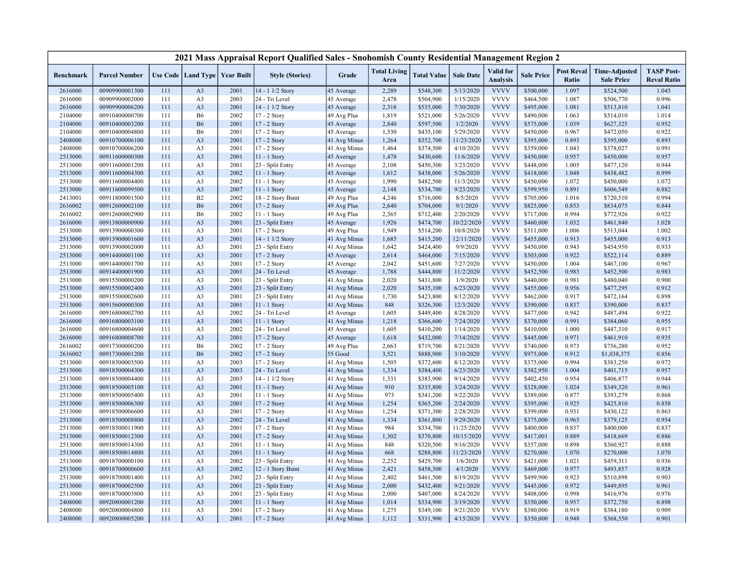# 2021 Mass Appraisal Report Qualified Sales - Snohomish County Residential Management Region 2

| Benchmark | Parcel Number | Use Code | Land Type | Year Built | Style (Stories) | Grade | Total Living Area | Total Value | Sale Date | Valid for Analysis | Sale Price | Post Reval Ratio | Time-Adjusted Sale Price | TASP Post-Reval Ratio |
|---|---|---|---|---|---|---|---|---|---|---|---|---|---|---|
| 2616000 | 00909900001300 | 111 | A3 | 2001 | 14 - 1 1/2 Story | 45 Average | 2,289 | $548,300 | 5/13/2020 | VVVV | $500,000 | 1.097 | $524,500 | 1.045 |
| 2616000 | 00909900002000 | 111 | A3 | 2003 | 24 - Tri Level | 45 Average | 2,478 | $504,900 | 1/15/2020 | VVVV | $464,500 | 1.087 | $506,770 | 0.996 |
| 2616000 | 00909900006200 | 111 | A3 | 2001 | 14 - 1 1/2 Story | 45 Average | 2,318 | $535,000 | 7/30/2020 | VVVV | $495,000 | 1.081 | $513,810 | 1.041 |
| 2104000 | 00910400000700 | 111 | B6 | 2002 | 17 - 2 Story | 49 Avg Plus | 1,819 | $521,000 | 5/26/2020 | VVVV | $490,000 | 1.063 | $514,010 | 1.014 |
| 2104000 | 00910400003200 | 111 | B6 | 2001 | 17 - 2 Story | 45 Average | 2,840 | $597,500 | 1/2/2020 | VVVV | $575,000 | 1.039 | $627,325 | 0.952 |
| 2104000 | 00910400004800 | 111 | B6 | 2001 | 17 - 2 Story | 45 Average | 1,530 | $435,100 | 5/29/2020 | VVVV | $450,000 | 0.967 | $472,050 | 0.922 |
| 2408000 | 00910700006100 | 111 | A3 | 2001 | 17 - 2 Story | 41 Avg Minus | 1,264 | $352,700 | 11/23/2020 | VVVV | $395,000 | 0.893 | $395,000 | 0.893 |
| 2408000 | 00910700006200 | 111 | A3 | 2001 | 17 - 2 Story | 41 Avg Minus | 1,464 | $374,500 | 4/10/2020 | VVVV | $359,000 | 1.043 | $378,027 | 0.991 |
| 2513000 | 00911600000300 | 111 | A3 | 2001 | 11 - 1 Story | 45 Average | 1,478 | $430,600 | 11/6/2020 | VVVV | $450,000 | 0.957 | $450,000 | 0.957 |
| 2513000 | 00911600001200 | 111 | A3 | 2001 | 23 - Split Entry | 45 Average | 2,108 | $450,300 | 3/23/2020 | VVVV | $448,000 | 1.005 | $477,120 | 0.944 |
| 2513000 | 00911600004300 | 111 | A3 | 2002 | 11 - 1 Story | 45 Average | 1,612 | $438,000 | 5/26/2020 | VVVV | $418,000 | 1.048 | $438,482 | 0.999 |
| 2513000 | 00911600004400 | 111 | A3 | 2002 | 11 - 1 Story | 45 Average | 1,990 | $482,500 | 11/3/2020 | VVVV | $450,000 | 1.072 | $450,000 | 1.072 |
| 2513000 | 00911600099500 | 111 | A3 | 2007 | 11 - 1 Story | 45 Average | 2,148 | $534,700 | 9/23/2020 | VVVV | $599,950 | 0.891 | $606,549 | 0.882 |
| 2413001 | 00911800001500 | 111 | B2 | 2002 | 18 - 2 Story Bsmt | 49 Avg Plus | 4,246 | $716,000 | 8/5/2020 | VVVV | $705,000 | 1.016 | $720,510 | 0.994 |
| 2616002 | 00912600002100 | 111 | B6 | 2001 | 17 - 2 Story | 49 Avg Plus | 2,640 | $704,000 | 9/1/2020 | VVVV | $825,000 | 0.853 | $834,075 | 0.844 |
| 2616002 | 00912600002900 | 111 | B6 | 2002 | 11 - 1 Story | 49 Avg Plus | 2,365 | $712,400 | 2/20/2020 | VVVV | $717,000 | 0.994 | $772,926 | 0.922 |
| 2616000 | 00913800000900 | 111 | A3 | 2001 | 23 - Split Entry | 45 Average | 1,926 | $474,700 | 10/22/2020 | VVVV | $460,000 | 1.032 | $461,840 | 1.028 |
| 2513000 | 00913900000300 | 111 | A3 | 2001 | 17 - 2 Story | 49 Avg Plus | 1,949 | $514,200 | 10/8/2020 | VVVV | $511,000 | 1.006 | $513,044 | 1.002 |
| 2513000 | 00913900001600 | 111 | A3 | 2001 | 14 - 1 1/2 Story | 41 Avg Minus | 1,685 | $415,200 | 12/11/2020 | VVVV | $455,000 | 0.913 | $455,000 | 0.913 |
| 2513000 | 00913900002000 | 111 | A3 | 2001 | 23 - Split Entry | 41 Avg Minus | 1,642 | $424,400 | 9/9/2020 | VVVV | $450,000 | 0.943 | $454,950 | 0.933 |
| 2513000 | 00914400001100 | 111 | A3 | 2001 | 17 - 2 Story | 45 Average | 2,614 | $464,000 | 7/15/2020 | VVVV | $503,000 | 0.922 | $522,114 | 0.889 |
| 2513000 | 00914400001700 | 111 | A3 | 2001 | 17 - 2 Story | 45 Average | 2,042 | $451,600 | 7/27/2020 | VVVV | $450,000 | 1.004 | $467,100 | 0.967 |
| 2513000 | 00914400001900 | 111 | A3 | 2001 | 24 - Tri Level | 45 Average | 1,788 | $444,800 | 11/2/2020 | VVVV | $452,500 | 0.983 | $452,500 | 0.983 |
| 2513000 | 00915500000200 | 111 | A3 | 2001 | 23 - Split Entry | 41 Avg Minus | 2,020 | $431,800 | 1/9/2020 | VVVV | $440,000 | 0.981 | $480,040 | 0.900 |
| 2513000 | 00915500002400 | 111 | A3 | 2001 | 23 - Split Entry | 41 Avg Minus | 2,020 | $435,100 | 6/23/2020 | VVVV | $455,000 | 0.956 | $477,295 | 0.912 |
| 2513000 | 00915500002600 | 111 | A3 | 2001 | 23 - Split Entry | 41 Avg Minus | 1,730 | $423,800 | 8/12/2020 | VVVV | $462,000 | 0.917 | $472,164 | 0.898 |
| 2513000 | 00915600000300 | 111 | A3 | 2001 | 11 - 1 Story | 41 Avg Minus | 848 | $326,300 | 12/3/2020 | VVVV | $390,000 | 0.837 | $390,000 | 0.837 |
| 2616000 | 00916800002700 | 111 | A3 | 2002 | 24 - Tri Level | 45 Average | 1,605 | $449,400 | 8/28/2020 | VVVV | $477,000 | 0.942 | $487,494 | 0.922 |
| 2616000 | 00916800003100 | 111 | A3 | 2001 | 11 - 1 Story | 41 Avg Minus | 1,218 | $366,600 | 7/24/2020 | VVVV | $370,000 | 0.991 | $384,060 | 0.955 |
| 2616000 | 00916800004600 | 111 | A3 | 2002 | 24 - Tri Level | 45 Average | 1,605 | $410,200 | 1/14/2020 | VVVV | $410,000 | 1.000 | $447,310 | 0.917 |
| 2616000 | 00916800008700 | 111 | A3 | 2001 | 17 - 2 Story | 45 Average | 1,618 | $432,000 | 7/14/2020 | VVVV | $445,000 | 0.971 | $461,910 | 0.935 |
| 2616002 | 00917300000200 | 111 | B6 | 2002 | 17 - 2 Story | 49 Avg Plus | 2,663 | $719,700 | 8/21/2020 | VVVV | $740,000 | 0.973 | $756,280 | 0.952 |
| 2616002 | 00917300001200 | 111 | B6 | 2002 | 17 - 2 Story | 55 Good | 3,521 | $888,900 | 3/10/2020 | VVVV | $975,000 | 0.912 | $1,038,375 | 0.856 |
| 2513000 | 00918500003500 | 111 | A3 | 2003 | 17 - 2 Story | 41 Avg Minus | 1,505 | $372,600 | 8/12/2020 | VVVV | $375,000 | 0.994 | $383,250 | 0.972 |
| 2513000 | 00918500004300 | 111 | A3 | 2003 | 24 - Tri Level | 41 Avg Minus | 1,334 | $384,400 | 6/23/2020 | VVVV | $382,950 | 1.004 | $401,715 | 0.957 |
| 2513000 | 00918500004400 | 111 | A3 | 2003 | 14 - 1 1/2 Story | 41 Avg Minus | 1,331 | $383,900 | 9/14/2020 | VVVV | $402,450 | 0.954 | $406,877 | 0.944 |
| 2513000 | 00918500005100 | 111 | A3 | 2001 | 11 - 1 Story | 41 Avg Minus | 910 | $335,800 | 3/24/2020 | VVVV | $328,000 | 1.024 | $349,320 | 0.961 |
| 2513000 | 00918500005400 | 111 | A3 | 2001 | 11 - 1 Story | 41 Avg Minus | 973 | $341,200 | 9/22/2020 | VVVV | $389,000 | 0.877 | $393,279 | 0.868 |
| 2513000 | 00918500006300 | 111 | A3 | 2001 | 17 - 2 Story | 41 Avg Minus | 1,254 | $365,200 | 2/24/2020 | VVVV | $395,000 | 0.925 | $425,810 | 0.858 |
| 2513000 | 00918500006600 | 111 | A3 | 2001 | 17 - 2 Story | 41 Avg Minus | 1,254 | $371,300 | 2/28/2020 | VVVV | $399,000 | 0.931 | $430,122 | 0.863 |
| 2513000 | 00918500008800 | 111 | A3 | 2002 | 24 - Tri Level | 41 Avg Minus | 1,334 | $361,800 | 9/29/2020 | VVVV | $375,000 | 0.965 | $379,125 | 0.954 |
| 2513000 | 00918500011900 | 111 | A3 | 2001 | 17 - 2 Story | 41 Avg Minus | 984 | $334,700 | 11/25/2020 | VVVV | $400,000 | 0.837 | $400,000 | 0.837 |
| 2513000 | 00918500012300 | 111 | A3 | 2001 | 17 - 2 Story | 41 Avg Minus | 1,302 | $370,800 | 10/15/2020 | VVVV | $417,001 | 0.889 | $418,669 | 0.886 |
| 2513000 | 00918500014300 | 111 | A3 | 2001 | 11 - 1 Story | 41 Avg Minus | 848 | $320,500 | 9/16/2020 | VVVV | $357,000 | 0.898 | $360,927 | 0.888 |
| 2513000 | 00918500014800 | 111 | A3 | 2001 | 11 - 1 Story | 41 Avg Minus | 668 | $288,800 | 11/23/2020 | VVVV | $270,000 | 1.070 | $270,000 | 1.070 |
| 2513000 | 00918700000100 | 111 | A3 | 2002 | 23 - Split Entry | 41 Avg Minus | 2,252 | $429,700 | 1/6/2020 | VVVV | $421,000 | 1.021 | $459,311 | 0.936 |
| 2513000 | 00918700000600 | 111 | A3 | 2002 | 12 - 1 Story Bsmt | 41 Avg Minus | 2,421 | $458,300 | 4/1/2020 | VVVV | $469,000 | 0.977 | $493,857 | 0.928 |
| 2513000 | 00918700001400 | 111 | A3 | 2002 | 23 - Split Entry | 41 Avg Minus | 2,402 | $461,500 | 8/19/2020 | VVVV | $499,900 | 0.923 | $510,898 | 0.903 |
| 2513000 | 00918700002500 | 111 | A3 | 2001 | 23 - Split Entry | 41 Avg Minus | 2,000 | $432,400 | 9/21/2020 | VVVV | $445,000 | 0.972 | $449,895 | 0.961 |
| 2513000 | 00918700003800 | 111 | A3 | 2001 | 23 - Split Entry | 41 Avg Minus | 2,000 | $407,000 | 8/24/2020 | VVVV | $408,000 | 0.998 | $416,976 | 0.976 |
| 2408000 | 00920800001200 | 111 | A3 | 2001 | 11 - 1 Story | 41 Avg Minus | 1,014 | $334,900 | 3/19/2020 | VVVV | $350,000 | 0.957 | $372,750 | 0.898 |
| 2408000 | 00920800004800 | 111 | A3 | 2001 | 17 - 2 Story | 41 Avg Minus | 1,275 | $349,100 | 9/21/2020 | VVVV | $380,000 | 0.919 | $384,180 | 0.909 |
| 2408000 | 00920800005200 | 111 | A3 | 2001 | 17 - 2 Story | 41 Avg Minus | 1,112 | $331,900 | 4/15/2020 | VVVV | $350,000 | 0.948 | $368,550 | 0.901 |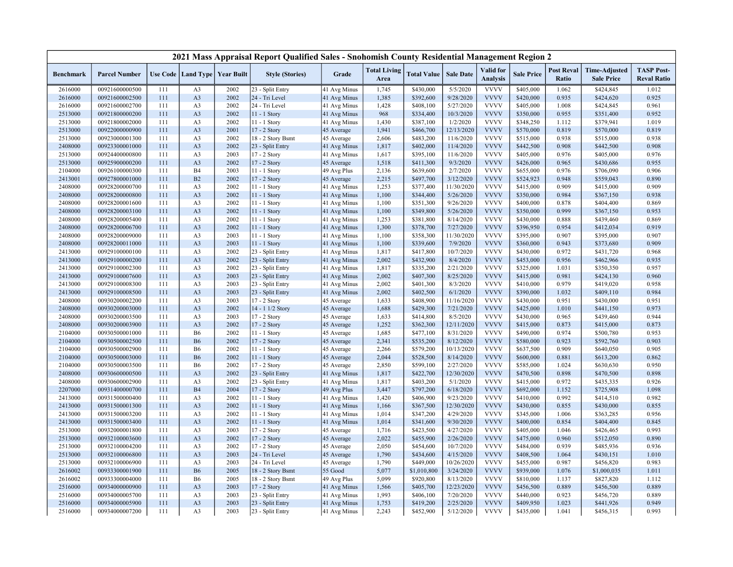## 2021 Mass Appraisal Report Qualified Sales - Snohomish County Residential Management Region 2

| Benchmark | Parcel Number | Use Code | Land Type | Year Built | Style (Stories) | Grade | Total Living Area | Total Value | Sale Date | Valid for Analysis | Sale Price | Post Reval Ratio | Time-Adjusted Sale Price | TASP Post-Reval Ratio |
|---|---|---|---|---|---|---|---|---|---|---|---|---|---|---|
| 2616000 | 00921600000500 | 111 | A3 | 2002 | 23 - Split Entry | 41 Avg Minus | 1,745 | $430,000 | 5/5/2020 | VVVV | $405,000 | 1.062 | $424,845 | 1.012 |
| 2616000 | 00921600002500 | 111 | A3 | 2002 | 24 - Tri Level | 41 Avg Minus | 1,385 | $392,600 | 9/28/2020 | VVVV | $420,000 | 0.935 | $424,620 | 0.925 |
| 2616000 | 00921600002700 | 111 | A3 | 2002 | 24 - Tri Level | 41 Avg Minus | 1,428 | $408,100 | 5/27/2020 | VVVV | $405,000 | 1.008 | $424,845 | 0.961 |
| 2513000 | 00921800000200 | 111 | A3 | 2002 | 11 - 1 Story | 41 Avg Minus | 968 | $334,400 | 10/3/2020 | VVVV | $350,000 | 0.955 | $351,400 | 0.952 |
| 2513000 | 00921800002000 | 111 | A3 | 2002 | 11 - 1 Story | 41 Avg Minus | 1,430 | $387,100 | 1/2/2020 | VVVV | $348,250 | 1.112 | $379,941 | 1.019 |
| 2513000 | 00922000000900 | 111 | A3 | 2001 | 17 - 2 Story | 45 Average | 1,941 | $466,700 | 12/13/2020 | VVVV | $570,000 | 0.819 | $570,000 | 0.819 |
| 2513000 | 00923000001300 | 111 | A3 | 2002 | 18 - 2 Story Bsmt | 45 Average | 2,606 | $483,200 | 11/6/2020 | VVVV | $515,000 | 0.938 | $515,000 | 0.938 |
| 2408000 | 00923300001000 | 111 | A3 | 2002 | 23 - Split Entry | 41 Avg Minus | 1,817 | $402,000 | 11/4/2020 | VVVV | $442,500 | 0.908 | $442,500 | 0.908 |
| 2513000 | 00924400000800 | 111 | A3 | 2003 | 17 - 2 Story | 41 Avg Minus | 1,617 | $395,100 | 11/6/2020 | VVVV | $405,000 | 0.976 | $405,000 | 0.976 |
| 2513000 | 00925900000200 | 111 | A3 | 2002 | 17 - 2 Story | 45 Average | 1,518 | $411,300 | 9/3/2020 | VVVV | $426,000 | 0.965 | $430,686 | 0.955 |
| 2104000 | 00926100000300 | 111 | B4 | 2003 | 11 - 1 Story | 49 Avg Plus | 2,136 | $639,600 | 2/7/2020 | VVVV | $655,000 | 0.976 | $706,090 | 0.906 |
| 2413001 | 00927800001000 | 111 | B2 | 2002 | 17 - 2 Story | 45 Average | 2,215 | $497,700 | 3/12/2020 | VVVV | $524,923 | 0.948 | $559,043 | 0.890 |
| 2408000 | 00928200000700 | 111 | A3 | 2002 | 11 - 1 Story | 41 Avg Minus | 1,253 | $377,400 | 11/30/2020 | VVVV | $415,000 | 0.909 | $415,000 | 0.909 |
| 2408000 | 00928200000800 | 111 | A3 | 2002 | 11 - 1 Story | 41 Avg Minus | 1,100 | $344,400 | 5/26/2020 | VVVV | $350,000 | 0.984 | $367,150 | 0.938 |
| 2408000 | 00928200001600 | 111 | A3 | 2002 | 11 - 1 Story | 41 Avg Minus | 1,100 | $351,300 | 9/26/2020 | VVVV | $400,000 | 0.878 | $404,400 | 0.869 |
| 2408000 | 00928200003100 | 111 | A3 | 2002 | 11 - 1 Story | 41 Avg Minus | 1,100 | $349,800 | 5/26/2020 | VVVV | $350,000 | 0.999 | $367,150 | 0.953 |
| 2408000 | 00928200005400 | 111 | A3 | 2002 | 11 - 1 Story | 41 Avg Minus | 1,253 | $381,800 | 8/14/2020 | VVVV | $430,000 | 0.888 | $439,460 | 0.869 |
| 2408000 | 00928200006700 | 111 | A3 | 2002 | 11 - 1 Story | 41 Avg Minus | 1,300 | $378,700 | 7/27/2020 | VVVV | $396,950 | 0.954 | $412,034 | 0.919 |
| 2408000 | 00928200009000 | 111 | A3 | 2003 | 11 - 1 Story | 41 Avg Minus | 1,100 | $358,300 | 11/30/2020 | VVVV | $395,000 | 0.907 | $395,000 | 0.907 |
| 2408000 | 00928200011000 | 111 | A3 | 2003 | 11 - 1 Story | 41 Avg Minus | 1,100 | $339,600 | 7/9/2020 | VVVV | $360,000 | 0.943 | $373,680 | 0.909 |
| 2413000 | 00929100000100 | 111 | A3 | 2002 | 23 - Split Entry | 41 Avg Minus | 1,817 | $417,800 | 10/7/2020 | VVVV | $430,000 | 0.972 | $431,720 | 0.968 |
| 2413000 | 00929100000200 | 111 | A3 | 2002 | 23 - Split Entry | 41 Avg Minus | 2,002 | $432,900 | 8/4/2020 | VVVV | $453,000 | 0.956 | $462,966 | 0.935 |
| 2413000 | 00929100002300 | 111 | A3 | 2002 | 23 - Split Entry | 41 Avg Minus | 1,817 | $335,200 | 2/21/2020 | VVVV | $325,000 | 1.031 | $350,350 | 0.957 |
| 2413000 | 00929100007600 | 111 | A3 | 2003 | 23 - Split Entry | 41 Avg Minus | 2,002 | $407,300 | 8/25/2020 | VVVV | $415,000 | 0.981 | $424,130 | 0.960 |
| 2413000 | 00929100008300 | 111 | A3 | 2003 | 23 - Split Entry | 41 Avg Minus | 2,002 | $401,300 | 8/3/2020 | VVVV | $410,000 | 0.979 | $419,020 | 0.958 |
| 2413000 | 00929100008500 | 111 | A3 | 2003 | 23 - Split Entry | 41 Avg Minus | 2,002 | $402,500 | 6/1/2020 | VVVV | $390,000 | 1.032 | $409,110 | 0.984 |
| 2408000 | 00930200002200 | 111 | A3 | 2003 | 17 - 2 Story | 45 Average | 1,633 | $408,900 | 11/16/2020 | VVVV | $430,000 | 0.951 | $430,000 | 0.951 |
| 2408000 | 00930200003000 | 111 | A3 | 2002 | 14 - 1 1/2 Story | 45 Average | 1,688 | $429,300 | 7/21/2020 | VVVV | $425,000 | 1.010 | $441,150 | 0.973 |
| 2408000 | 00930200003500 | 111 | A3 | 2003 | 17 - 2 Story | 45 Average | 1,633 | $414,800 | 8/5/2020 | VVVV | $430,000 | 0.965 | $439,460 | 0.944 |
| 2408000 | 00930200003900 | 111 | A3 | 2002 | 17 - 2 Story | 45 Average | 1,252 | $362,300 | 12/11/2020 | VVVV | $415,000 | 0.873 | $415,000 | 0.873 |
| 2104000 | 00930500001000 | 111 | B6 | 2002 | 11 - 1 Story | 45 Average | 1,685 | $477,100 | 8/31/2020 | VVVV | $490,000 | 0.974 | $500,780 | 0.953 |
| 2104000 | 00930500002500 | 111 | B6 | 2002 | 17 - 2 Story | 45 Average | 2,341 | $535,200 | 8/12/2020 | VVVV | $580,000 | 0.923 | $592,760 | 0.903 |
| 2104000 | 00930500002900 | 111 | B6 | 2002 | 11 - 1 Story | 45 Average | 2,266 | $579,200 | 10/13/2020 | VVVV | $637,500 | 0.909 | $640,050 | 0.905 |
| 2104000 | 00930500003000 | 111 | B6 | 2002 | 11 - 1 Story | 45 Average | 2,044 | $528,500 | 8/14/2020 | VVVV | $600,000 | 0.881 | $613,200 | 0.862 |
| 2104000 | 00930500003500 | 111 | B6 | 2002 | 17 - 2 Story | 45 Average | 2,850 | $599,100 | 2/27/2020 | VVVV | $585,000 | 1.024 | $630,630 | 0.950 |
| 2408000 | 00930600000500 | 111 | A3 | 2002 | 23 - Split Entry | 41 Avg Minus | 1,817 | $422,700 | 12/30/2020 | VVVV | $470,500 | 0.898 | $470,500 | 0.898 |
| 2408000 | 00930600002900 | 111 | A3 | 2002 | 23 - Split Entry | 41 Avg Minus | 1,817 | $403,200 | 5/1/2020 | VVVV | $415,000 | 0.972 | $435,335 | 0.926 |
| 2207000 | 00931400000700 | 111 | B4 | 2004 | 17 - 2 Story | 49 Avg Plus | 3,447 | $797,200 | 6/18/2020 | VVVV | $692,000 | 1.152 | $725,908 | 1.098 |
| 2413000 | 00931500000400 | 111 | A3 | 2002 | 11 - 1 Story | 41 Avg Minus | 1,420 | $406,900 | 9/23/2020 | VVVV | $410,000 | 0.992 | $414,510 | 0.982 |
| 2413000 | 00931500001300 | 111 | A3 | 2002 | 11 - 1 Story | 41 Avg Minus | 1,166 | $367,500 | 12/30/2020 | VVVV | $430,000 | 0.855 | $430,000 | 0.855 |
| 2413000 | 00931500003200 | 111 | A3 | 2002 | 11 - 1 Story | 41 Avg Minus | 1,014 | $347,200 | 4/29/2020 | VVVV | $345,000 | 1.006 | $363,285 | 0.956 |
| 2413000 | 00931500003400 | 111 | A3 | 2002 | 11 - 1 Story | 41 Avg Minus | 1,014 | $341,600 | 9/30/2020 | VVVV | $400,000 | 0.854 | $404,400 | 0.845 |
| 2513000 | 00932000001800 | 111 | A3 | 2003 | 17 - 2 Story | 45 Average | 1,716 | $423,500 | 4/27/2020 | VVVV | $405,000 | 1.046 | $426,465 | 0.993 |
| 2513000 | 00932100003600 | 111 | A3 | 2002 | 17 - 2 Story | 45 Average | 2,022 | $455,900 | 2/26/2020 | VVVV | $475,000 | 0.960 | $512,050 | 0.890 |
| 2513000 | 00932100004200 | 111 | A3 | 2002 | 17 - 2 Story | 45 Average | 2,050 | $454,600 | 10/7/2020 | VVVV | $484,000 | 0.939 | $485,936 | 0.936 |
| 2513000 | 00932100006800 | 111 | A3 | 2003 | 24 - Tri Level | 45 Average | 1,790 | $434,600 | 4/15/2020 | VVVV | $408,500 | 1.064 | $430,151 | 1.010 |
| 2513000 | 00932100006900 | 111 | A3 | 2003 | 24 - Tri Level | 45 Average | 1,790 | $449,000 | 10/26/2020 | VVVV | $455,000 | 0.987 | $456,820 | 0.983 |
| 2616002 | 00933300001900 | 111 | B6 | 2005 | 18 - 2 Story Bsmt | 55 Good | 5,077 | $1,010,800 | 3/24/2020 | VVVV | $939,000 | 1.076 | $1,000,035 | 1.011 |
| 2616002 | 00933300004000 | 111 | B6 | 2005 | 18 - 2 Story Bsmt | 49 Avg Plus | 5,099 | $920,800 | 8/13/2020 | VVVV | $810,000 | 1.137 | $827,820 | 1.112 |
| 2516000 | 00934000000900 | 111 | A3 | 2003 | 17 - 2 Story | 41 Avg Minus | 1,566 | $405,700 | 12/23/2020 | VVVV | $456,500 | 0.889 | $456,500 | 0.889 |
| 2516000 | 00934000005700 | 111 | A3 | 2003 | 23 - Split Entry | 41 Avg Minus | 1,993 | $406,100 | 7/20/2020 | VVVV | $440,000 | 0.923 | $456,720 | 0.889 |
| 2516000 | 00934000005900 | 111 | A3 | 2003 | 23 - Split Entry | 41 Avg Minus | 1,753 | $419,200 | 2/25/2020 | VVVV | $409,950 | 1.023 | $441,926 | 0.949 |
| 2516000 | 00934000007200 | 111 | A3 | 2003 | 23 - Split Entry | 41 Avg Minus | 2,243 | $452,900 | 5/12/2020 | VVVV | $435,000 | 1.041 | $456,315 | 0.993 |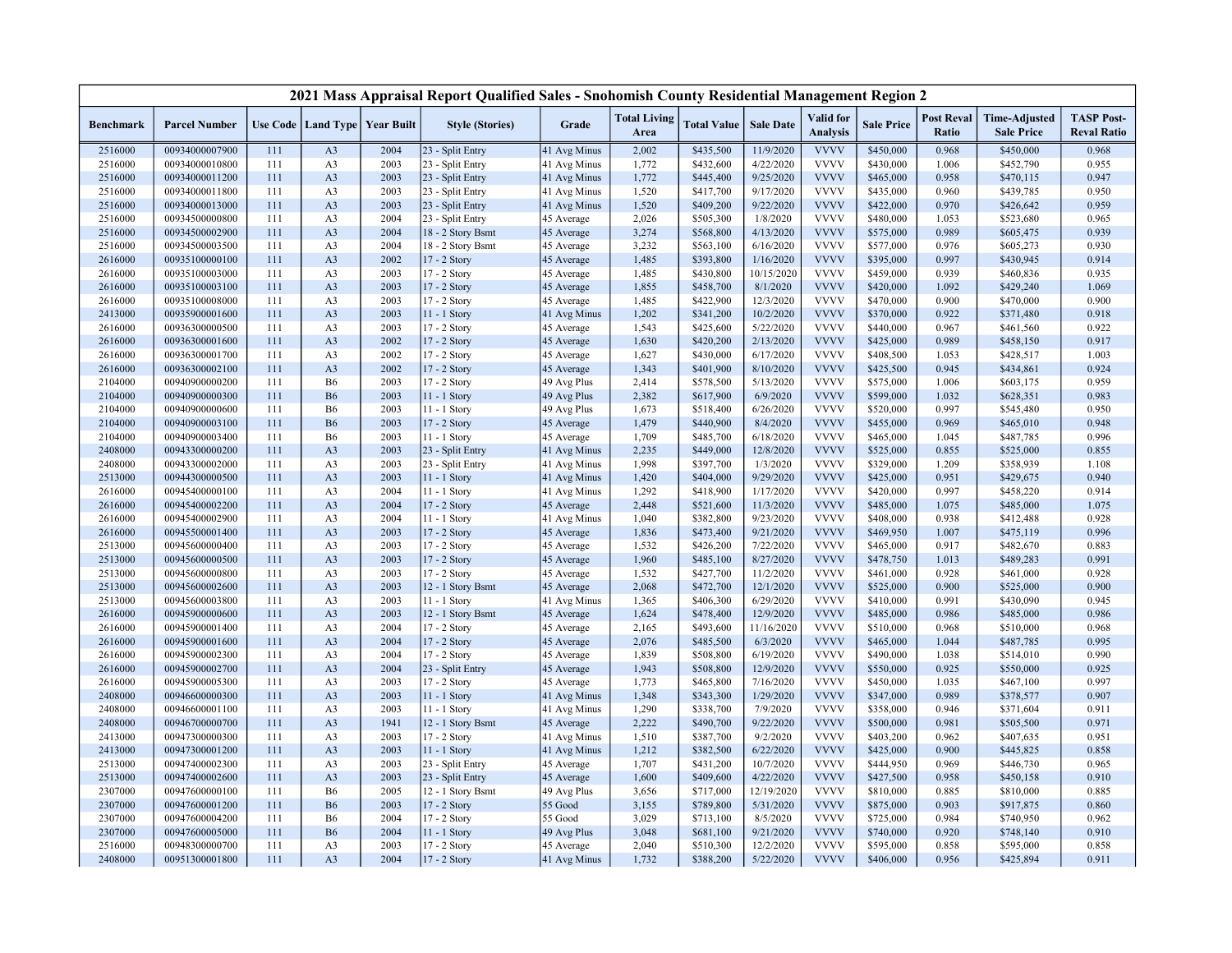# 2021 Mass Appraisal Report Qualified Sales - Snohomish County Residential Management Region 2

| Benchmark | Parcel Number | Use Code | Land Type | Year Built | Style (Stories) | Grade | Total Living Area | Total Value | Sale Date | Valid for Analysis | Sale Price | Post Reval Ratio | Time-Adjusted Sale Price | TASP Post-Reval Ratio |
|---|---|---|---|---|---|---|---|---|---|---|---|---|---|---|
| 2516000 | 00934000007900 | 111 | A3 | 2004 | 23 - Split Entry | 41 Avg Minus | 2,002 | $435,500 | 11/9/2020 | VVVV | $450,000 | 0.968 | $450,000 | 0.968 |
| 2516000 | 00934000010800 | 111 | A3 | 2003 | 23 - Split Entry | 41 Avg Minus | 1,772 | $432,600 | 4/22/2020 | VVVV | $430,000 | 1.006 | $452,790 | 0.955 |
| 2516000 | 00934000011200 | 111 | A3 | 2003 | 23 - Split Entry | 41 Avg Minus | 1,772 | $445,400 | 9/25/2020 | VVVV | $465,000 | 0.958 | $470,115 | 0.947 |
| 2516000 | 00934000011800 | 111 | A3 | 2003 | 23 - Split Entry | 41 Avg Minus | 1,520 | $417,700 | 9/17/2020 | VVVV | $435,000 | 0.960 | $439,785 | 0.950 |
| 2516000 | 00934000013000 | 111 | A3 | 2003 | 23 - Split Entry | 41 Avg Minus | 1,520 | $409,200 | 9/22/2020 | VVVV | $422,000 | 0.970 | $426,642 | 0.959 |
| 2516000 | 00934500000800 | 111 | A3 | 2004 | 23 - Split Entry | 45 Average | 2,026 | $505,300 | 1/8/2020 | VVVV | $480,000 | 1.053 | $523,680 | 0.965 |
| 2516000 | 00934500002900 | 111 | A3 | 2004 | 18 - 2 Story Bsmt | 45 Average | 3,274 | $568,800 | 4/13/2020 | VVVV | $575,000 | 0.989 | $605,475 | 0.939 |
| 2516000 | 00934500003500 | 111 | A3 | 2004 | 18 - 2 Story Bsmt | 45 Average | 3,232 | $563,100 | 6/16/2020 | VVVV | $577,000 | 0.976 | $605,273 | 0.930 |
| 2616000 | 00935100000100 | 111 | A3 | 2002 | 17 - 2 Story | 45 Average | 1,485 | $393,800 | 1/16/2020 | VVVV | $395,000 | 0.997 | $430,945 | 0.914 |
| 2616000 | 00935100003000 | 111 | A3 | 2003 | 17 - 2 Story | 45 Average | 1,485 | $430,800 | 10/15/2020 | VVVV | $459,000 | 0.939 | $460,836 | 0.935 |
| 2616000 | 00935100003100 | 111 | A3 | 2003 | 17 - 2 Story | 45 Average | 1,855 | $458,700 | 8/1/2020 | VVVV | $420,000 | 1.092 | $429,240 | 1.069 |
| 2616000 | 00935100008000 | 111 | A3 | 2003 | 17 - 2 Story | 45 Average | 1,485 | $422,900 | 12/3/2020 | VVVV | $470,000 | 0.900 | $470,000 | 0.900 |
| 2413000 | 00935900001600 | 111 | A3 | 2003 | 11 - 1 Story | 41 Avg Minus | 1,202 | $341,200 | 10/2/2020 | VVVV | $370,000 | 0.922 | $371,480 | 0.918 |
| 2616000 | 00936300000500 | 111 | A3 | 2003 | 17 - 2 Story | 45 Average | 1,543 | $425,600 | 5/22/2020 | VVVV | $440,000 | 0.967 | $461,560 | 0.922 |
| 2616000 | 00936300001600 | 111 | A3 | 2002 | 17 - 2 Story | 45 Average | 1,630 | $420,200 | 2/13/2020 | VVVV | $425,000 | 0.989 | $458,150 | 0.917 |
| 2616000 | 00936300001700 | 111 | A3 | 2002 | 17 - 2 Story | 45 Average | 1,627 | $430,000 | 6/17/2020 | VVVV | $408,500 | 1.053 | $428,517 | 1.003 |
| 2616000 | 00936300002100 | 111 | A3 | 2002 | 17 - 2 Story | 45 Average | 1,343 | $401,900 | 8/10/2020 | VVVV | $425,500 | 0.945 | $434,861 | 0.924 |
| 2104000 | 00940900000200 | 111 | B6 | 2003 | 17 - 2 Story | 49 Avg Plus | 2,414 | $578,500 | 5/13/2020 | VVVV | $575,000 | 1.006 | $603,175 | 0.959 |
| 2104000 | 00940900000300 | 111 | B6 | 2003 | 11 - 1 Story | 49 Avg Plus | 2,382 | $617,900 | 6/9/2020 | VVVV | $599,000 | 1.032 | $628,351 | 0.983 |
| 2104000 | 00940900000600 | 111 | B6 | 2003 | 11 - 1 Story | 49 Avg Plus | 1,673 | $518,400 | 6/26/2020 | VVVV | $520,000 | 0.997 | $545,480 | 0.950 |
| 2104000 | 00940900003100 | 111 | B6 | 2003 | 17 - 2 Story | 45 Average | 1,479 | $440,900 | 8/4/2020 | VVVV | $455,000 | 0.969 | $465,010 | 0.948 |
| 2104000 | 00940900003400 | 111 | B6 | 2003 | 11 - 1 Story | 45 Average | 1,709 | $485,700 | 6/18/2020 | VVVV | $465,000 | 1.045 | $487,785 | 0.996 |
| 2408000 | 00943300000200 | 111 | A3 | 2003 | 23 - Split Entry | 41 Avg Minus | 2,235 | $449,000 | 12/8/2020 | VVVV | $525,000 | 0.855 | $525,000 | 0.855 |
| 2408000 | 00943300002000 | 111 | A3 | 2003 | 23 - Split Entry | 41 Avg Minus | 1,998 | $397,700 | 1/3/2020 | VVVV | $329,000 | 1.209 | $358,939 | 1.108 |
| 2513000 | 00944300000500 | 111 | A3 | 2003 | 11 - 1 Story | 41 Avg Minus | 1,420 | $404,000 | 9/29/2020 | VVVV | $425,000 | 0.951 | $429,675 | 0.940 |
| 2616000 | 00945400000100 | 111 | A3 | 2004 | 11 - 1 Story | 41 Avg Minus | 1,292 | $418,900 | 1/17/2020 | VVVV | $420,000 | 0.997 | $458,220 | 0.914 |
| 2616000 | 00945400002200 | 111 | A3 | 2004 | 17 - 2 Story | 45 Average | 2,448 | $521,600 | 11/3/2020 | VVVV | $485,000 | 1.075 | $485,000 | 1.075 |
| 2616000 | 00945400002900 | 111 | A3 | 2004 | 11 - 1 Story | 41 Avg Minus | 1,040 | $382,800 | 9/23/2020 | VVVV | $408,000 | 0.938 | $412,488 | 0.928 |
| 2616000 | 00945500001400 | 111 | A3 | 2003 | 17 - 2 Story | 45 Average | 1,836 | $473,400 | 9/21/2020 | VVVV | $469,950 | 1.007 | $475,119 | 0.996 |
| 2513000 | 00945600000400 | 111 | A3 | 2003 | 17 - 2 Story | 45 Average | 1,532 | $426,200 | 7/22/2020 | VVVV | $465,000 | 0.917 | $482,670 | 0.883 |
| 2513000 | 00945600000500 | 111 | A3 | 2003 | 17 - 2 Story | 45 Average | 1,960 | $485,100 | 8/27/2020 | VVVV | $478,750 | 1.013 | $489,283 | 0.991 |
| 2513000 | 00945600000800 | 111 | A3 | 2003 | 17 - 2 Story | 45 Average | 1,532 | $427,700 | 11/2/2020 | VVVV | $461,000 | 0.928 | $461,000 | 0.928 |
| 2513000 | 00945600002600 | 111 | A3 | 2003 | 12 - 1 Story Bsmt | 45 Average | 2,068 | $472,700 | 12/1/2020 | VVVV | $525,000 | 0.900 | $525,000 | 0.900 |
| 2513000 | 00945600003800 | 111 | A3 | 2003 | 11 - 1 Story | 41 Avg Minus | 1,365 | $406,300 | 6/29/2020 | VVVV | $410,000 | 0.991 | $430,090 | 0.945 |
| 2616000 | 00945900000600 | 111 | A3 | 2003 | 12 - 1 Story Bsmt | 45 Average | 1,624 | $478,400 | 12/9/2020 | VVVV | $485,000 | 0.986 | $485,000 | 0.986 |
| 2616000 | 00945900001400 | 111 | A3 | 2004 | 17 - 2 Story | 45 Average | 2,165 | $493,600 | 11/16/2020 | VVVV | $510,000 | 0.968 | $510,000 | 0.968 |
| 2616000 | 00945900001600 | 111 | A3 | 2004 | 17 - 2 Story | 45 Average | 2,076 | $485,500 | 6/3/2020 | VVVV | $465,000 | 1.044 | $487,785 | 0.995 |
| 2616000 | 00945900002300 | 111 | A3 | 2004 | 17 - 2 Story | 45 Average | 1,839 | $508,800 | 6/19/2020 | VVVV | $490,000 | 1.038 | $514,010 | 0.990 |
| 2616000 | 00945900002700 | 111 | A3 | 2004 | 23 - Split Entry | 45 Average | 1,943 | $508,800 | 12/9/2020 | VVVV | $550,000 | 0.925 | $550,000 | 0.925 |
| 2616000 | 00945900005300 | 111 | A3 | 2003 | 17 - 2 Story | 45 Average | 1,773 | $465,800 | 7/16/2020 | VVVV | $450,000 | 1.035 | $467,100 | 0.997 |
| 2408000 | 00946600000300 | 111 | A3 | 2003 | 11 - 1 Story | 41 Avg Minus | 1,348 | $343,300 | 1/29/2020 | VVVV | $347,000 | 0.989 | $378,577 | 0.907 |
| 2408000 | 00946600001100 | 111 | A3 | 2003 | 11 - 1 Story | 41 Avg Minus | 1,290 | $338,700 | 7/9/2020 | VVVV | $358,000 | 0.946 | $371,604 | 0.911 |
| 2408000 | 00946700000700 | 111 | A3 | 1941 | 12 - 1 Story Bsmt | 45 Average | 2,222 | $490,700 | 9/22/2020 | VVVV | $500,000 | 0.981 | $505,500 | 0.971 |
| 2413000 | 00947300000300 | 111 | A3 | 2003 | 17 - 2 Story | 41 Avg Minus | 1,510 | $387,700 | 9/2/2020 | VVVV | $403,200 | 0.962 | $407,635 | 0.951 |
| 2413000 | 00947300001200 | 111 | A3 | 2003 | 11 - 1 Story | 41 Avg Minus | 1,212 | $382,500 | 6/22/2020 | VVVV | $425,000 | 0.900 | $445,825 | 0.858 |
| 2513000 | 00947400002300 | 111 | A3 | 2003 | 23 - Split Entry | 45 Average | 1,707 | $431,200 | 10/7/2020 | VVVV | $444,950 | 0.969 | $446,730 | 0.965 |
| 2513000 | 00947400002600 | 111 | A3 | 2003 | 23 - Split Entry | 45 Average | 1,600 | $409,600 | 4/22/2020 | VVVV | $427,500 | 0.958 | $450,158 | 0.910 |
| 2307000 | 00947600000100 | 111 | B6 | 2005 | 12 - 1 Story Bsmt | 49 Avg Plus | 3,656 | $717,000 | 12/19/2020 | VVVV | $810,000 | 0.885 | $810,000 | 0.885 |
| 2307000 | 00947600001200 | 111 | B6 | 2003 | 17 - 2 Story | 55 Good | 3,155 | $789,800 | 5/31/2020 | VVVV | $875,000 | 0.903 | $917,875 | 0.860 |
| 2307000 | 00947600004200 | 111 | B6 | 2004 | 17 - 2 Story | 55 Good | 3,029 | $713,100 | 8/5/2020 | VVVV | $725,000 | 0.984 | $740,950 | 0.962 |
| 2307000 | 00947600005000 | 111 | B6 | 2004 | 11 - 1 Story | 49 Avg Plus | 3,048 | $681,100 | 9/21/2020 | VVVV | $740,000 | 0.920 | $748,140 | 0.910 |
| 2516000 | 00948300000700 | 111 | A3 | 2003 | 17 - 2 Story | 45 Average | 2,040 | $510,300 | 12/2/2020 | VVVV | $595,000 | 0.858 | $595,000 | 0.858 |
| 2408000 | 00951300001800 | 111 | A3 | 2004 | 17 - 2 Story | 41 Avg Minus | 1,732 | $388,200 | 5/22/2020 | VVVV | $406,000 | 0.956 | $425,894 | 0.911 |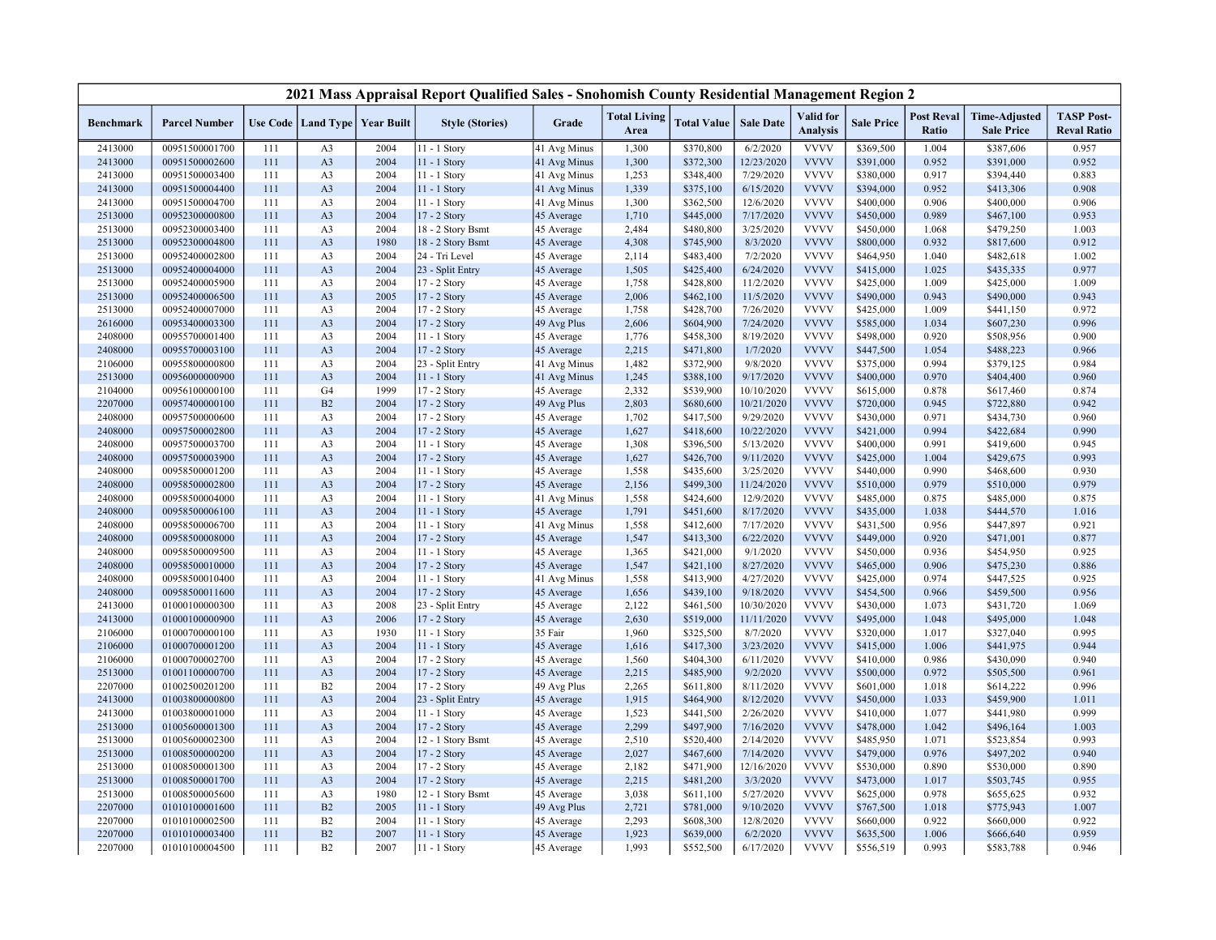# 2021 Mass Appraisal Report Qualified Sales - Snohomish County Residential Management Region 2

| Benchmark | Parcel Number | Use Code | Land Type | Year Built | Style (Stories) | Grade | Total Living Area | Total Value | Sale Date | Valid for Analysis | Sale Price | Post Reval Ratio | Time-Adjusted Sale Price | TASP Post-Reval Ratio |
|---|---|---|---|---|---|---|---|---|---|---|---|---|---|---|
| 2413000 | 00951500001700 | 111 | A3 | 2004 | 11 - 1 Story | 41 Avg Minus | 1,300 | $370,800 | 6/2/2020 | VVVV | $369,500 | 1.004 | $387,606 | 0.957 |
| 2413000 | 00951500002600 | 111 | A3 | 2004 | 11 - 1 Story | 41 Avg Minus | 1,300 | $372,300 | 12/23/2020 | VVVV | $391,000 | 0.952 | $391,000 | 0.952 |
| 2413000 | 00951500003400 | 111 | A3 | 2004 | 11 - 1 Story | 41 Avg Minus | 1,253 | $348,400 | 7/29/2020 | VVVV | $380,000 | 0.917 | $394,440 | 0.883 |
| 2413000 | 00951500004400 | 111 | A3 | 2004 | 11 - 1 Story | 41 Avg Minus | 1,339 | $375,100 | 6/15/2020 | VVVV | $394,000 | 0.952 | $413,306 | 0.908 |
| 2413000 | 00951500004700 | 111 | A3 | 2004 | 11 - 1 Story | 41 Avg Minus | 1,300 | $362,500 | 12/6/2020 | VVVV | $400,000 | 0.906 | $400,000 | 0.906 |
| 2513000 | 00952300000800 | 111 | A3 | 2004 | 17 - 2 Story | 45 Average | 1,710 | $445,000 | 7/17/2020 | VVVV | $450,000 | 0.989 | $467,100 | 0.953 |
| 2513000 | 00952300003400 | 111 | A3 | 2004 | 18 - 2 Story Bsmt | 45 Average | 2,484 | $480,800 | 3/25/2020 | VVVV | $450,000 | 1.068 | $479,250 | 1.003 |
| 2513000 | 00952300004800 | 111 | A3 | 1980 | 18 - 2 Story Bsmt | 45 Average | 4,308 | $745,900 | 8/3/2020 | VVVV | $800,000 | 0.932 | $817,600 | 0.912 |
| 2513000 | 00952400002800 | 111 | A3 | 2004 | 24 - Tri Level | 45 Average | 2,114 | $483,400 | 7/2/2020 | VVVV | $464,950 | 1.040 | $482,618 | 1.002 |
| 2513000 | 00952400004000 | 111 | A3 | 2004 | 23 - Split Entry | 45 Average | 1,505 | $425,400 | 6/24/2020 | VVVV | $415,000 | 1.025 | $435,335 | 0.977 |
| 2513000 | 00952400005900 | 111 | A3 | 2004 | 17 - 2 Story | 45 Average | 1,758 | $428,800 | 11/2/2020 | VVVV | $425,000 | 1.009 | $425,000 | 1.009 |
| 2513000 | 00952400006500 | 111 | A3 | 2005 | 17 - 2 Story | 45 Average | 2,006 | $462,100 | 11/5/2020 | VVVV | $490,000 | 0.943 | $490,000 | 0.943 |
| 2513000 | 00952400007000 | 111 | A3 | 2004 | 17 - 2 Story | 45 Average | 1,758 | $428,700 | 7/26/2020 | VVVV | $425,000 | 1.009 | $441,150 | 0.972 |
| 2616000 | 00953400003300 | 111 | A3 | 2004 | 17 - 2 Story | 49 Avg Plus | 2,606 | $604,900 | 7/24/2020 | VVVV | $585,000 | 1.034 | $607,230 | 0.996 |
| 2408000 | 00955700001400 | 111 | A3 | 2004 | 11 - 1 Story | 45 Average | 1,776 | $458,300 | 8/19/2020 | VVVV | $498,000 | 0.920 | $508,956 | 0.900 |
| 2408000 | 00955700003100 | 111 | A3 | 2004 | 17 - 2 Story | 45 Average | 2,215 | $471,800 | 1/7/2020 | VVVV | $447,500 | 1.054 | $488,223 | 0.966 |
| 2106000 | 00955800000800 | 111 | A3 | 2004 | 23 - Split Entry | 41 Avg Minus | 1,482 | $372,900 | 9/8/2020 | VVVV | $375,000 | 0.994 | $379,125 | 0.984 |
| 2513000 | 00956000000900 | 111 | A3 | 2004 | 11 - 1 Story | 41 Avg Minus | 1,245 | $388,100 | 9/17/2020 | VVVV | $400,000 | 0.970 | $404,400 | 0.960 |
| 2104000 | 00956100000100 | 111 | G4 | 1999 | 17 - 2 Story | 45 Average | 2,332 | $539,900 | 10/10/2020 | VVVV | $615,000 | 0.878 | $617,460 | 0.874 |
| 2207000 | 00957400000100 | 111 | B2 | 2004 | 17 - 2 Story | 49 Avg Plus | 2,803 | $680,600 | 10/21/2020 | VVVV | $720,000 | 0.945 | $722,880 | 0.942 |
| 2408000 | 00957500000600 | 111 | A3 | 2004 | 17 - 2 Story | 45 Average | 1,702 | $417,500 | 9/29/2020 | VVVV | $430,000 | 0.971 | $434,730 | 0.960 |
| 2408000 | 00957500002800 | 111 | A3 | 2004 | 17 - 2 Story | 45 Average | 1,627 | $418,600 | 10/22/2020 | VVVV | $421,000 | 0.994 | $422,684 | 0.990 |
| 2408000 | 00957500003700 | 111 | A3 | 2004 | 11 - 1 Story | 45 Average | 1,308 | $396,500 | 5/13/2020 | VVVV | $400,000 | 0.991 | $419,600 | 0.945 |
| 2408000 | 00957500003900 | 111 | A3 | 2004 | 17 - 2 Story | 45 Average | 1,627 | $426,700 | 9/11/2020 | VVVV | $425,000 | 1.004 | $429,675 | 0.993 |
| 2408000 | 00958500001200 | 111 | A3 | 2004 | 11 - 1 Story | 45 Average | 1,558 | $435,600 | 3/25/2020 | VVVV | $440,000 | 0.990 | $468,600 | 0.930 |
| 2408000 | 00958500002800 | 111 | A3 | 2004 | 17 - 2 Story | 45 Average | 2,156 | $499,300 | 11/24/2020 | VVVV | $510,000 | 0.979 | $510,000 | 0.979 |
| 2408000 | 00958500004000 | 111 | A3 | 2004 | 11 - 1 Story | 41 Avg Minus | 1,558 | $424,600 | 12/9/2020 | VVVV | $485,000 | 0.875 | $485,000 | 0.875 |
| 2408000 | 00958500006100 | 111 | A3 | 2004 | 11 - 1 Story | 45 Average | 1,791 | $451,600 | 8/17/2020 | VVVV | $435,000 | 1.038 | $444,570 | 1.016 |
| 2408000 | 00958500006700 | 111 | A3 | 2004 | 11 - 1 Story | 41 Avg Minus | 1,558 | $412,600 | 7/17/2020 | VVVV | $431,500 | 0.956 | $447,897 | 0.921 |
| 2408000 | 00958500008000 | 111 | A3 | 2004 | 17 - 2 Story | 45 Average | 1,547 | $413,300 | 6/22/2020 | VVVV | $449,000 | 0.920 | $471,001 | 0.877 |
| 2408000 | 00958500009500 | 111 | A3 | 2004 | 11 - 1 Story | 45 Average | 1,365 | $421,000 | 9/1/2020 | VVVV | $450,000 | 0.936 | $454,950 | 0.925 |
| 2408000 | 00958500010000 | 111 | A3 | 2004 | 17 - 2 Story | 45 Average | 1,547 | $421,100 | 8/27/2020 | VVVV | $465,000 | 0.906 | $475,230 | 0.886 |
| 2408000 | 00958500010400 | 111 | A3 | 2004 | 11 - 1 Story | 41 Avg Minus | 1,558 | $413,900 | 4/27/2020 | VVVV | $425,000 | 0.974 | $447,525 | 0.925 |
| 2408000 | 00958500011600 | 111 | A3 | 2004 | 17 - 2 Story | 45 Average | 1,656 | $439,100 | 9/18/2020 | VVVV | $454,500 | 0.966 | $459,500 | 0.956 |
| 2413000 | 01000100000300 | 111 | A3 | 2008 | 23 - Split Entry | 45 Average | 2,122 | $461,500 | 10/30/2020 | VVVV | $430,000 | 1.073 | $431,720 | 1.069 |
| 2413000 | 01000100000900 | 111 | A3 | 2006 | 17 - 2 Story | 45 Average | 2,630 | $519,000 | 11/11/2020 | VVVV | $495,000 | 1.048 | $495,000 | 1.048 |
| 2106000 | 01000700000100 | 111 | A3 | 1930 | 11 - 1 Story | 35 Fair | 1,960 | $325,500 | 8/7/2020 | VVVV | $320,000 | 1.017 | $327,040 | 0.995 |
| 2106000 | 01000700001200 | 111 | A3 | 2004 | 11 - 1 Story | 45 Average | 1,616 | $417,300 | 3/23/2020 | VVVV | $415,000 | 1.006 | $441,975 | 0.944 |
| 2106000 | 01000700002700 | 111 | A3 | 2004 | 17 - 2 Story | 45 Average | 1,560 | $404,300 | 6/11/2020 | VVVV | $410,000 | 0.986 | $430,090 | 0.940 |
| 2513000 | 01001100000700 | 111 | A3 | 2004 | 17 - 2 Story | 45 Average | 2,215 | $485,900 | 9/2/2020 | VVVV | $500,000 | 0.972 | $505,500 | 0.961 |
| 2207000 | 01002500201200 | 111 | B2 | 2004 | 17 - 2 Story | 49 Avg Plus | 2,265 | $611,800 | 8/11/2020 | VVVV | $601,000 | 1.018 | $614,222 | 0.996 |
| 2413000 | 01003800000800 | 111 | A3 | 2004 | 23 - Split Entry | 45 Average | 1,915 | $464,900 | 8/12/2020 | VVVV | $450,000 | 1.033 | $459,900 | 1.011 |
| 2413000 | 01003800001000 | 111 | A3 | 2004 | 11 - 1 Story | 45 Average | 1,523 | $441,500 | 2/26/2020 | VVVV | $410,000 | 1.077 | $441,980 | 0.999 |
| 2513000 | 01005600001300 | 111 | A3 | 2004 | 17 - 2 Story | 45 Average | 2,299 | $497,900 | 7/16/2020 | VVVV | $478,000 | 1.042 | $496,164 | 1.003 |
| 2513000 | 01005600002300 | 111 | A3 | 2004 | 12 - 1 Story Bsmt | 45 Average | 2,510 | $520,400 | 2/14/2020 | VVVV | $485,950 | 1.071 | $523,854 | 0.993 |
| 2513000 | 01008500000200 | 111 | A3 | 2004 | 17 - 2 Story | 45 Average | 2,027 | $467,600 | 7/14/2020 | VVVV | $479,000 | 0.976 | $497,202 | 0.940 |
| 2513000 | 01008500001300 | 111 | A3 | 2004 | 17 - 2 Story | 45 Average | 2,182 | $471,900 | 12/16/2020 | VVVV | $530,000 | 0.890 | $530,000 | 0.890 |
| 2513000 | 01008500001700 | 111 | A3 | 2004 | 17 - 2 Story | 45 Average | 2,215 | $481,200 | 3/3/2020 | VVVV | $473,000 | 1.017 | $503,745 | 0.955 |
| 2513000 | 01008500005600 | 111 | A3 | 1980 | 12 - 1 Story Bsmt | 45 Average | 3,038 | $611,100 | 5/27/2020 | VVVV | $625,000 | 0.978 | $655,625 | 0.932 |
| 2207000 | 01010100001600 | 111 | B2 | 2005 | 11 - 1 Story | 49 Avg Plus | 2,721 | $781,000 | 9/10/2020 | VVVV | $767,500 | 1.018 | $775,943 | 1.007 |
| 2207000 | 01010100002500 | 111 | B2 | 2004 | 11 - 1 Story | 45 Average | 2,293 | $608,300 | 12/8/2020 | VVVV | $660,000 | 0.922 | $660,000 | 0.922 |
| 2207000 | 01010100003400 | 111 | B2 | 2007 | 11 - 1 Story | 45 Average | 1,923 | $639,000 | 6/2/2020 | VVVV | $635,500 | 1.006 | $666,640 | 0.959 |
| 2207000 | 01010100004500 | 111 | B2 | 2007 | 11 - 1 Story | 45 Average | 1,993 | $552,500 | 6/17/2020 | VVVV | $556,519 | 0.993 | $583,788 | 0.946 |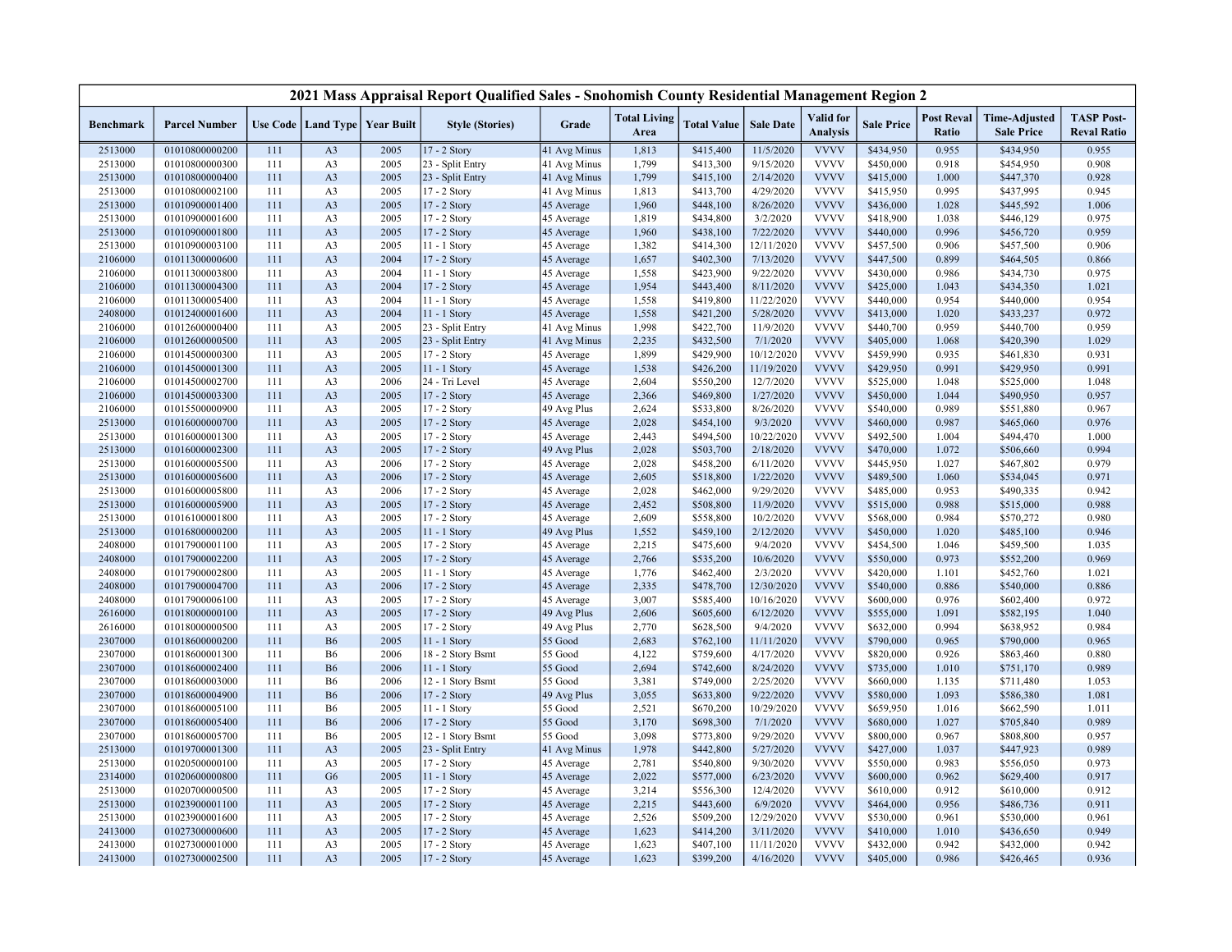# 2021 Mass Appraisal Report Qualified Sales - Snohomish County Residential Management Region 2

| Benchmark | Parcel Number | Use Code | Land Type | Year Built | Style (Stories) | Grade | Total Living Area | Total Value | Sale Date | Valid for Analysis | Sale Price | Post Reval Ratio | Time-Adjusted Sale Price | TASP Post-Reval Ratio |
|---|---|---|---|---|---|---|---|---|---|---|---|---|---|---|
| 2513000 | 01010800000200 | 111 | A3 | 2005 | 17 - 2 Story | 41 Avg Minus | 1,813 | $415,400 | 11/5/2020 | VVVV | $434,950 | 0.955 | $434,950 | 0.955 |
| 2513000 | 01010800000300 | 111 | A3 | 2005 | 23 - Split Entry | 41 Avg Minus | 1,799 | $413,300 | 9/15/2020 | VVVV | $450,000 | 0.918 | $454,950 | 0.908 |
| 2513000 | 01010800000400 | 111 | A3 | 2005 | 23 - Split Entry | 41 Avg Minus | 1,799 | $415,100 | 2/14/2020 | VVVV | $415,000 | 1.000 | $447,370 | 0.928 |
| 2513000 | 01010800002100 | 111 | A3 | 2005 | 17 - 2 Story | 41 Avg Minus | 1,813 | $413,700 | 4/29/2020 | VVVV | $415,950 | 0.995 | $437,995 | 0.945 |
| 2513000 | 01010900001400 | 111 | A3 | 2005 | 17 - 2 Story | 45 Average | 1,960 | $448,100 | 8/26/2020 | VVVV | $436,000 | 1.028 | $445,592 | 1.006 |
| 2513000 | 01010900001600 | 111 | A3 | 2005 | 17 - 2 Story | 45 Average | 1,819 | $434,800 | 3/2/2020 | VVVV | $418,900 | 1.038 | $446,129 | 0.975 |
| 2513000 | 01010900001800 | 111 | A3 | 2005 | 17 - 2 Story | 45 Average | 1,960 | $438,100 | 7/22/2020 | VVVV | $440,000 | 0.996 | $456,720 | 0.959 |
| 2513000 | 01010900003100 | 111 | A3 | 2005 | 11 - 1 Story | 45 Average | 1,382 | $414,300 | 12/11/2020 | VVVV | $457,500 | 0.906 | $457,500 | 0.906 |
| 2106000 | 01011300000600 | 111 | A3 | 2004 | 17 - 2 Story | 45 Average | 1,657 | $402,300 | 7/13/2020 | VVVV | $447,500 | 0.899 | $464,505 | 0.866 |
| 2106000 | 01011300003800 | 111 | A3 | 2004 | 11 - 1 Story | 45 Average | 1,558 | $423,900 | 9/22/2020 | VVVV | $430,000 | 0.986 | $434,730 | 0.975 |
| 2106000 | 01011300004300 | 111 | A3 | 2004 | 17 - 2 Story | 45 Average | 1,954 | $443,400 | 8/11/2020 | VVVV | $425,000 | 1.043 | $434,350 | 1.021 |
| 2106000 | 01011300005400 | 111 | A3 | 2004 | 11 - 1 Story | 45 Average | 1,558 | $419,800 | 11/22/2020 | VVVV | $440,000 | 0.954 | $440,000 | 0.954 |
| 2408000 | 01012400001600 | 111 | A3 | 2004 | 11 - 1 Story | 45 Average | 1,558 | $421,200 | 5/28/2020 | VVVV | $413,000 | 1.020 | $433,237 | 0.972 |
| 2106000 | 01012600000400 | 111 | A3 | 2005 | 23 - Split Entry | 41 Avg Minus | 1,998 | $422,700 | 11/9/2020 | VVVV | $440,700 | 0.959 | $440,700 | 0.959 |
| 2106000 | 01012600000500 | 111 | A3 | 2005 | 23 - Split Entry | 41 Avg Minus | 2,235 | $432,500 | 7/1/2020 | VVVV | $405,000 | 1.068 | $420,390 | 1.029 |
| 2106000 | 01014500000300 | 111 | A3 | 2005 | 17 - 2 Story | 45 Average | 1,899 | $429,900 | 10/12/2020 | VVVV | $459,990 | 0.935 | $461,830 | 0.931 |
| 2106000 | 01014500001300 | 111 | A3 | 2005 | 11 - 1 Story | 45 Average | 1,538 | $426,200 | 11/19/2020 | VVVV | $429,950 | 0.991 | $429,950 | 0.991 |
| 2106000 | 01014500002700 | 111 | A3 | 2006 | 24 - Tri Level | 45 Average | 2,604 | $550,200 | 12/7/2020 | VVVV | $525,000 | 1.048 | $525,000 | 1.048 |
| 2106000 | 01014500003300 | 111 | A3 | 2005 | 17 - 2 Story | 45 Average | 2,366 | $469,800 | 1/27/2020 | VVVV | $450,000 | 1.044 | $490,950 | 0.957 |
| 2106000 | 01015500000900 | 111 | A3 | 2005 | 17 - 2 Story | 49 Avg Plus | 2,624 | $533,800 | 8/26/2020 | VVVV | $540,000 | 0.989 | $551,880 | 0.967 |
| 2513000 | 01016000000700 | 111 | A3 | 2005 | 17 - 2 Story | 45 Average | 2,028 | $454,100 | 9/3/2020 | VVVV | $460,000 | 0.987 | $465,060 | 0.976 |
| 2513000 | 01016000001300 | 111 | A3 | 2005 | 17 - 2 Story | 45 Average | 2,443 | $494,500 | 10/22/2020 | VVVV | $492,500 | 1.004 | $494,470 | 1.000 |
| 2513000 | 01016000002300 | 111 | A3 | 2005 | 17 - 2 Story | 49 Avg Plus | 2,028 | $503,700 | 2/18/2020 | VVVV | $470,000 | 1.072 | $506,660 | 0.994 |
| 2513000 | 01016000005500 | 111 | A3 | 2006 | 17 - 2 Story | 45 Average | 2,028 | $458,200 | 6/11/2020 | VVVV | $445,950 | 1.027 | $467,802 | 0.979 |
| 2513000 | 01016000005600 | 111 | A3 | 2006 | 17 - 2 Story | 45 Average | 2,605 | $518,800 | 1/22/2020 | VVVV | $489,500 | 1.060 | $534,045 | 0.971 |
| 2513000 | 01016000005800 | 111 | A3 | 2006 | 17 - 2 Story | 45 Average | 2,028 | $462,000 | 9/29/2020 | VVVV | $485,000 | 0.953 | $490,335 | 0.942 |
| 2513000 | 01016000005900 | 111 | A3 | 2005 | 17 - 2 Story | 45 Average | 2,452 | $508,800 | 11/9/2020 | VVVV | $515,000 | 0.988 | $515,000 | 0.988 |
| 2513000 | 01016100001800 | 111 | A3 | 2005 | 17 - 2 Story | 45 Average | 2,609 | $558,800 | 10/2/2020 | VVVV | $568,000 | 0.984 | $570,272 | 0.980 |
| 2513000 | 01016800000200 | 111 | A3 | 2005 | 11 - 1 Story | 49 Avg Plus | 1,552 | $459,100 | 2/12/2020 | VVVV | $450,000 | 1.020 | $485,100 | 0.946 |
| 2408000 | 01017900001100 | 111 | A3 | 2005 | 17 - 2 Story | 45 Average | 2,215 | $475,600 | 9/4/2020 | VVVV | $454,500 | 1.046 | $459,500 | 1.035 |
| 2408000 | 01017900002200 | 111 | A3 | 2005 | 17 - 2 Story | 45 Average | 2,766 | $535,200 | 10/6/2020 | VVVV | $550,000 | 0.973 | $552,200 | 0.969 |
| 2408000 | 01017900002800 | 111 | A3 | 2005 | 11 - 1 Story | 45 Average | 1,776 | $462,400 | 2/3/2020 | VVVV | $420,000 | 1.101 | $452,760 | 1.021 |
| 2408000 | 01017900004700 | 111 | A3 | 2006 | 17 - 2 Story | 45 Average | 2,335 | $478,700 | 12/30/2020 | VVVV | $540,000 | 0.886 | $540,000 | 0.886 |
| 2408000 | 01017900006100 | 111 | A3 | 2005 | 17 - 2 Story | 45 Average | 3,007 | $585,400 | 10/16/2020 | VVVV | $600,000 | 0.976 | $602,400 | 0.972 |
| 2616000 | 01018000000100 | 111 | A3 | 2005 | 17 - 2 Story | 49 Avg Plus | 2,606 | $605,600 | 6/12/2020 | VVVV | $555,000 | 1.091 | $582,195 | 1.040 |
| 2616000 | 01018000000500 | 111 | A3 | 2005 | 17 - 2 Story | 49 Avg Plus | 2,770 | $628,500 | 9/4/2020 | VVVV | $632,000 | 0.994 | $638,952 | 0.984 |
| 2307000 | 01018600000200 | 111 | B6 | 2005 | 11 - 1 Story | 55 Good | 2,683 | $762,100 | 11/11/2020 | VVVV | $790,000 | 0.965 | $790,000 | 0.965 |
| 2307000 | 01018600001300 | 111 | B6 | 2006 | 18 - 2 Story Bsmt | 55 Good | 4,122 | $759,600 | 4/17/2020 | VVVV | $820,000 | 0.926 | $863,460 | 0.880 |
| 2307000 | 01018600002400 | 111 | B6 | 2006 | 11 - 1 Story | 55 Good | 2,694 | $742,600 | 8/24/2020 | VVVV | $735,000 | 1.010 | $751,170 | 0.989 |
| 2307000 | 01018600003000 | 111 | B6 | 2006 | 12 - 1 Story Bsmt | 55 Good | 3,381 | $749,000 | 2/25/2020 | VVVV | $660,000 | 1.135 | $711,480 | 1.053 |
| 2307000 | 01018600004900 | 111 | B6 | 2006 | 17 - 2 Story | 49 Avg Plus | 3,055 | $633,800 | 9/22/2020 | VVVV | $580,000 | 1.093 | $586,380 | 1.081 |
| 2307000 | 01018600005100 | 111 | B6 | 2005 | 11 - 1 Story | 55 Good | 2,521 | $670,200 | 10/29/2020 | VVVV | $659,950 | 1.016 | $662,590 | 1.011 |
| 2307000 | 01018600005400 | 111 | B6 | 2006 | 17 - 2 Story | 55 Good | 3,170 | $698,300 | 7/1/2020 | VVVV | $680,000 | 1.027 | $705,840 | 0.989 |
| 2307000 | 01018600005700 | 111 | B6 | 2005 | 12 - 1 Story Bsmt | 55 Good | 3,098 | $773,800 | 9/29/2020 | VVVV | $800,000 | 0.967 | $808,800 | 0.957 |
| 2513000 | 01019700001300 | 111 | A3 | 2005 | 23 - Split Entry | 41 Avg Minus | 1,978 | $442,800 | 5/27/2020 | VVVV | $427,000 | 1.037 | $447,923 | 0.989 |
| 2513000 | 01020500000100 | 111 | A3 | 2005 | 17 - 2 Story | 45 Average | 2,781 | $540,800 | 9/30/2020 | VVVV | $550,000 | 0.983 | $556,050 | 0.973 |
| 2314000 | 01020600000800 | 111 | G6 | 2005 | 11 - 1 Story | 45 Average | 2,022 | $577,000 | 6/23/2020 | VVVV | $600,000 | 0.962 | $629,400 | 0.917 |
| 2513000 | 01020700000500 | 111 | A3 | 2005 | 17 - 2 Story | 45 Average | 3,214 | $556,300 | 12/4/2020 | VVVV | $610,000 | 0.912 | $610,000 | 0.912 |
| 2513000 | 01023900001100 | 111 | A3 | 2005 | 17 - 2 Story | 45 Average | 2,215 | $443,600 | 6/9/2020 | VVVV | $464,000 | 0.956 | $486,736 | 0.911 |
| 2513000 | 01023900001600 | 111 | A3 | 2005 | 17 - 2 Story | 45 Average | 2,526 | $509,200 | 12/29/2020 | VVVV | $530,000 | 0.961 | $530,000 | 0.961 |
| 2413000 | 01027300000600 | 111 | A3 | 2005 | 17 - 2 Story | 45 Average | 1,623 | $414,200 | 3/11/2020 | VVVV | $410,000 | 1.010 | $436,650 | 0.949 |
| 2413000 | 01027300001000 | 111 | A3 | 2005 | 17 - 2 Story | 45 Average | 1,623 | $407,100 | 11/11/2020 | VVVV | $432,000 | 0.942 | $432,000 | 0.942 |
| 2413000 | 01027300002500 | 111 | A3 | 2005 | 17 - 2 Story | 45 Average | 1,623 | $399,200 | 4/16/2020 | VVVV | $405,000 | 0.986 | $426,465 | 0.936 |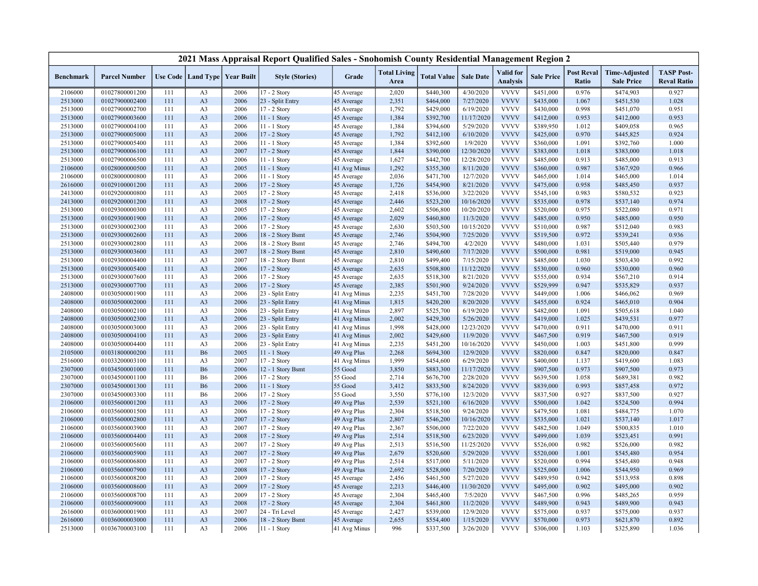| 2021 Mass Appraisal Report Qualified Sales - Snohomish County Residential Management Region 2 | | | | | | | | | | | | | | |
|---|---|---|---|---|---|---|---|---|---|---|---|---|---|---|
| Benchmark | Parcel Number | Use Code | Land Type | Year Built | Style (Stories) | Grade | Total Living Area | Total Value | Sale Date | Valid for Analysis | Sale Price | Post Reval Ratio | Time-Adjusted Sale Price | TASP Post-Reval Ratio |
| 2106000 | 01027800001200 | 111 | A3 | 2006 | 17 - 2 Story | 45 Average | 2,020 | $440,300 | 4/30/2020 | VVVV | $451,000 | 0.976 | $474,903 | 0.927 |
| 2513000 | 01027900002400 | 111 | A3 | 2006 | 23 - Split Entry | 45 Average | 2,351 | $464,000 | 7/27/2020 | VVVV | $435,000 | 1.067 | $451,530 | 1.028 |
| 2513000 | 01027900002700 | 111 | A3 | 2006 | 17 - 2 Story | 45 Average | 1,792 | $429,000 | 6/19/2020 | VVVV | $430,000 | 0.998 | $451,070 | 0.951 |
| 2513000 | 01027900003600 | 111 | A3 | 2006 | 11 - 1 Story | 45 Average | 1,384 | $392,700 | 11/17/2020 | VVVV | $412,000 | 0.953 | $412,000 | 0.953 |
| 2513000 | 01027900004100 | 111 | A3 | 2006 | 11 - 1 Story | 45 Average | 1,384 | $394,600 | 5/29/2020 | VVVV | $389,950 | 1.012 | $409,058 | 0.965 |
| 2513000 | 01027900005000 | 111 | A3 | 2006 | 17 - 2 Story | 45 Average | 1,792 | $412,100 | 6/10/2020 | VVVV | $425,000 | 0.970 | $445,825 | 0.924 |
| 2513000 | 01027900005400 | 111 | A3 | 2006 | 11 - 1 Story | 45 Average | 1,384 | $392,600 | 1/9/2020 | VVVV | $360,000 | 1.091 | $392,760 | 1.000 |
| 2513000 | 01027900006100 | 111 | A3 | 2007 | 17 - 2 Story | 45 Average | 1,844 | $390,000 | 12/30/2020 | VVVV | $383,000 | 1.018 | $383,000 | 1.018 |
| 2513000 | 01027900006500 | 111 | A3 | 2006 | 11 - 1 Story | 45 Average | 1,627 | $442,700 | 12/28/2020 | VVVV | $485,000 | 0.913 | $485,000 | 0.913 |
| 2106000 | 01028000000500 | 111 | A3 | 2005 | 11 - 1 Story | 41 Avg Minus | 1,292 | $355,300 | 8/11/2020 | VVVV | $360,000 | 0.987 | $367,920 | 0.966 |
| 2106000 | 01028000000800 | 111 | A3 | 2006 | 11 - 1 Story | 45 Average | 2,036 | $471,700 | 12/7/2020 | VVVV | $465,000 | 1.014 | $465,000 | 1.014 |
| 2616000 | 01029100001200 | 111 | A3 | 2006 | 17 - 2 Story | 45 Average | 1,726 | $454,900 | 8/21/2020 | VVVV | $475,000 | 0.958 | $485,450 | 0.937 |
| 2413000 | 01029200000800 | 111 | A3 | 2005 | 17 - 2 Story | 45 Average | 2,418 | $536,000 | 3/22/2020 | VVVV | $545,100 | 0.983 | $580,532 | 0.923 |
| 2413000 | 01029200001200 | 111 | A3 | 2008 | 17 - 2 Story | 45 Average | 2,446 | $523,200 | 10/16/2020 | VVVV | $535,000 | 0.978 | $537,140 | 0.974 |
| 2513000 | 01029300000300 | 111 | A3 | 2005 | 17 - 2 Story | 45 Average | 2,602 | $506,800 | 10/20/2020 | VVVV | $520,000 | 0.975 | $522,080 | 0.971 |
| 2513000 | 01029300001900 | 111 | A3 | 2006 | 17 - 2 Story | 45 Average | 2,029 | $460,800 | 11/3/2020 | VVVV | $485,000 | 0.950 | $485,000 | 0.950 |
| 2513000 | 01029300002300 | 111 | A3 | 2006 | 17 - 2 Story | 45 Average | 2,630 | $503,500 | 10/15/2020 | VVVV | $510,000 | 0.987 | $512,040 | 0.983 |
| 2513000 | 01029300002600 | 111 | A3 | 2006 | 18 - 2 Story Bsmt | 45 Average | 2,746 | $504,900 | 7/25/2020 | VVVV | $519,500 | 0.972 | $539,241 | 0.936 |
| 2513000 | 01029300002800 | 111 | A3 | 2006 | 18 - 2 Story Bsmt | 45 Average | 2,746 | $494,700 | 4/2/2020 | VVVV | $480,000 | 1.031 | $505,440 | 0.979 |
| 2513000 | 01029300003600 | 111 | A3 | 2007 | 18 - 2 Story Bsmt | 45 Average | 2,810 | $490,600 | 7/17/2020 | VVVV | $500,000 | 0.981 | $519,000 | 0.945 |
| 2513000 | 01029300004400 | 111 | A3 | 2007 | 18 - 2 Story Bsmt | 45 Average | 2,810 | $499,400 | 7/15/2020 | VVVV | $485,000 | 1.030 | $503,430 | 0.992 |
| 2513000 | 01029300005400 | 111 | A3 | 2006 | 17 - 2 Story | 45 Average | 2,635 | $508,800 | 11/12/2020 | VVVV | $530,000 | 0.960 | $530,000 | 0.960 |
| 2513000 | 01029300007600 | 111 | A3 | 2006 | 17 - 2 Story | 45 Average | 2,635 | $518,300 | 8/21/2020 | VVVV | $555,000 | 0.934 | $567,210 | 0.914 |
| 2513000 | 01029300007700 | 111 | A3 | 2006 | 17 - 2 Story | 45 Average | 2,385 | $501,900 | 9/24/2020 | VVVV | $529,999 | 0.947 | $535,829 | 0.937 |
| 2408000 | 01030500001900 | 111 | A3 | 2006 | 23 - Split Entry | 41 Avg Minus | 2,235 | $451,700 | 7/28/2020 | VVVV | $449,000 | 1.006 | $466,062 | 0.969 |
| 2408000 | 01030500002000 | 111 | A3 | 2006 | 23 - Split Entry | 41 Avg Minus | 1,815 | $420,200 | 8/20/2020 | VVVV | $455,000 | 0.924 | $465,010 | 0.904 |
| 2408000 | 01030500002100 | 111 | A3 | 2006 | 23 - Split Entry | 41 Avg Minus | 2,897 | $525,700 | 6/19/2020 | VVVV | $482,000 | 1.091 | $505,618 | 1.040 |
| 2408000 | 01030500002300 | 111 | A3 | 2006 | 23 - Split Entry | 41 Avg Minus | 2,002 | $429,300 | 5/26/2020 | VVVV | $419,000 | 1.025 | $439,531 | 0.977 |
| 2408000 | 01030500003000 | 111 | A3 | 2006 | 23 - Split Entry | 41 Avg Minus | 1,998 | $428,000 | 12/23/2020 | VVVV | $470,000 | 0.911 | $470,000 | 0.911 |
| 2408000 | 01030500004100 | 111 | A3 | 2006 | 23 - Split Entry | 41 Avg Minus | 2,002 | $429,600 | 11/9/2020 | VVVV | $467,500 | 0.919 | $467,500 | 0.919 |
| 2408000 | 01030500004400 | 111 | A3 | 2006 | 23 - Split Entry | 41 Avg Minus | 2,235 | $451,200 | 10/16/2020 | VVVV | $450,000 | 1.003 | $451,800 | 0.999 |
| 2105000 | 01031800000200 | 111 | B6 | 2005 | 11 - 1 Story | 49 Avg Plus | 2,268 | $694,300 | 12/9/2020 | VVVV | $820,000 | 0.847 | $820,000 | 0.847 |
| 2516000 | 01033200003100 | 111 | A3 | 2007 | 17 - 2 Story | 41 Avg Minus | 1,999 | $454,600 | 6/29/2020 | VVVV | $400,000 | 1.137 | $419,600 | 1.083 |
| 2307000 | 01034500001000 | 111 | B6 | 2006 | 12 - 1 Story Bsmt | 55 Good | 3,850 | $883,300 | 11/17/2020 | VVVV | $907,500 | 0.973 | $907,500 | 0.973 |
| 2307000 | 01034500001100 | 111 | B6 | 2006 | 17 - 2 Story | 55 Good | 2,714 | $676,700 | 2/28/2020 | VVVV | $639,500 | 1.058 | $689,381 | 0.982 |
| 2307000 | 01034500001300 | 111 | B6 | 2006 | 11 - 1 Story | 55 Good | 3,412 | $833,500 | 8/24/2020 | VVVV | $839,000 | 0.993 | $857,458 | 0.972 |
| 2307000 | 01034500003300 | 111 | B6 | 2006 | 17 - 2 Story | 55 Good | 3,550 | $776,100 | 12/3/2020 | VVVV | $837,500 | 0.927 | $837,500 | 0.927 |
| 2106000 | 01035600001200 | 111 | A3 | 2006 | 17 - 2 Story | 49 Avg Plus | 2,539 | $521,100 | 6/16/2020 | VVVV | $500,000 | 1.042 | $524,500 | 0.994 |
| 2106000 | 01035600001500 | 111 | A3 | 2006 | 17 - 2 Story | 49 Avg Plus | 2,304 | $518,500 | 9/24/2020 | VVVV | $479,500 | 1.081 | $484,775 | 1.070 |
| 2106000 | 01035600002800 | 111 | A3 | 2007 | 17 - 2 Story | 49 Avg Plus | 2,807 | $546,200 | 10/16/2020 | VVVV | $535,000 | 1.021 | $537,140 | 1.017 |
| 2106000 | 01035600003900 | 111 | A3 | 2007 | 17 - 2 Story | 49 Avg Plus | 2,367 | $506,000 | 7/22/2020 | VVVV | $482,500 | 1.049 | $500,835 | 1.010 |
| 2106000 | 01035600004400 | 111 | A3 | 2008 | 17 - 2 Story | 49 Avg Plus | 2,514 | $518,500 | 6/23/2020 | VVVV | $499,000 | 1.039 | $523,451 | 0.991 |
| 2106000 | 01035600005600 | 111 | A3 | 2007 | 17 - 2 Story | 49 Avg Plus | 2,513 | $516,500 | 11/25/2020 | VVVV | $526,000 | 0.982 | $526,000 | 0.982 |
| 2106000 | 01035600005900 | 111 | A3 | 2007 | 17 - 2 Story | 49 Avg Plus | 2,679 | $520,600 | 5/29/2020 | VVVV | $520,000 | 1.001 | $545,480 | 0.954 |
| 2106000 | 01035600006800 | 111 | A3 | 2007 | 17 - 2 Story | 49 Avg Plus | 2,514 | $517,000 | 5/11/2020 | VVVV | $520,000 | 0.994 | $545,480 | 0.948 |
| 2106000 | 01035600007900 | 111 | A3 | 2008 | 17 - 2 Story | 49 Avg Plus | 2,692 | $528,000 | 7/20/2020 | VVVV | $525,000 | 1.006 | $544,950 | 0.969 |
| 2106000 | 01035600008200 | 111 | A3 | 2009 | 17 - 2 Story | 45 Average | 2,456 | $461,500 | 5/27/2020 | VVVV | $489,950 | 0.942 | $513,958 | 0.898 |
| 2106000 | 01035600008600 | 111 | A3 | 2009 | 17 - 2 Story | 45 Average | 2,213 | $446,400 | 11/30/2020 | VVVV | $495,000 | 0.902 | $495,000 | 0.902 |
| 2106000 | 01035600008700 | 111 | A3 | 2009 | 17 - 2 Story | 45 Average | 2,304 | $465,400 | 7/5/2020 | VVVV | $467,500 | 0.996 | $485,265 | 0.959 |
| 2106000 | 01035600009000 | 111 | A3 | 2008 | 17 - 2 Story | 45 Average | 2,304 | $461,800 | 11/2/2020 | VVVV | $489,900 | 0.943 | $489,900 | 0.943 |
| 2616000 | 01036000001900 | 111 | A3 | 2007 | 24 - Tri Level | 45 Average | 2,427 | $539,000 | 12/9/2020 | VVVV | $575,000 | 0.937 | $575,000 | 0.937 |
| 2616000 | 01036000003000 | 111 | A3 | 2006 | 18 - 2 Story Bsmt | 45 Average | 2,655 | $554,400 | 1/15/2020 | VVVV | $570,000 | 0.973 | $621,870 | 0.892 |
| 2513000 | 01036700003100 | 111 | A3 | 2006 | 11 - 1 Story | 41 Avg Minus | 996 | $337,500 | 3/26/2020 | VVVV | $306,000 | 1.103 | $325,890 | 1.036 |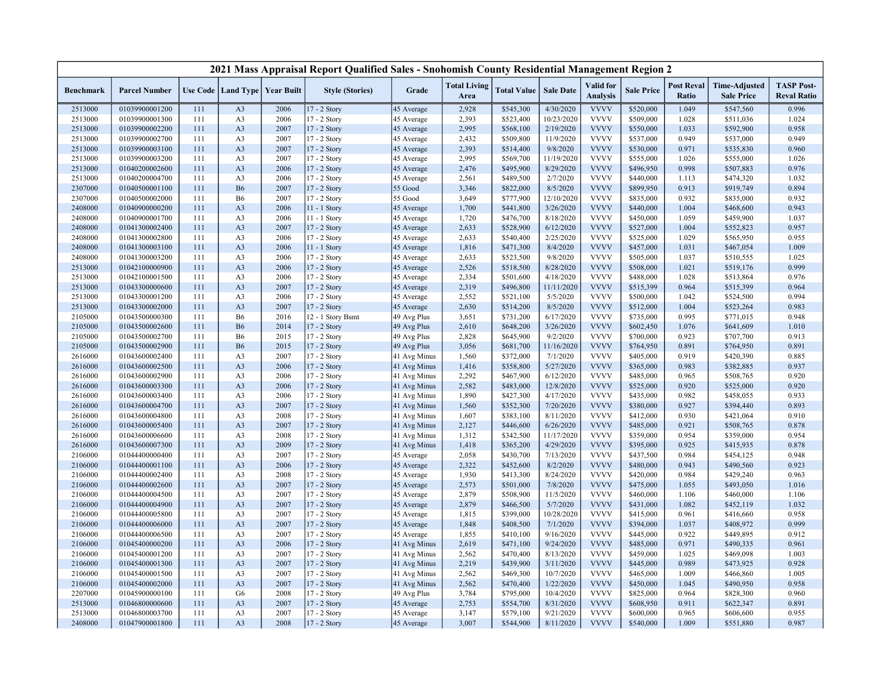# 2021 Mass Appraisal Report Qualified Sales - Snohomish County Residential Management Region 2

| Benchmark | Parcel Number | Use Code | Land Type | Year Built | Style (Stories) | Grade | Total Living Area | Total Value | Sale Date | Valid for Analysis | Sale Price | Post Reval Ratio | Time-Adjusted Sale Price | TASP Post-Reval Ratio |
|---|---|---|---|---|---|---|---|---|---|---|---|---|---|---|
| 2513000 | 01039900001200 | 111 | A3 | 2006 | 17 - 2 Story | 45 Average | 2,928 | $545,300 | 4/30/2020 | VVVV | $520,000 | 1.049 | $547,560 | 0.996 |
| 2513000 | 01039900001300 | 111 | A3 | 2006 | 17 - 2 Story | 45 Average | 2,393 | $523,400 | 10/23/2020 | VVVV | $509,000 | 1.028 | $511,036 | 1.024 |
| 2513000 | 01039900002200 | 111 | A3 | 2007 | 17 - 2 Story | 45 Average | 2,995 | $568,100 | 2/19/2020 | VVVV | $550,000 | 1.033 | $592,900 | 0.958 |
| 2513000 | 01039900002700 | 111 | A3 | 2007 | 17 - 2 Story | 45 Average | 2,432 | $509,800 | 11/9/2020 | VVVV | $537,000 | 0.949 | $537,000 | 0.949 |
| 2513000 | 01039900003100 | 111 | A3 | 2007 | 17 - 2 Story | 45 Average | 2,393 | $514,400 | 9/8/2020 | VVVV | $530,000 | 0.971 | $535,830 | 0.960 |
| 2513000 | 01039900003200 | 111 | A3 | 2007 | 17 - 2 Story | 45 Average | 2,995 | $569,700 | 11/19/2020 | VVVV | $555,000 | 1.026 | $555,000 | 1.026 |
| 2513000 | 01040200002600 | 111 | A3 | 2006 | 17 - 2 Story | 45 Average | 2,476 | $495,900 | 8/29/2020 | VVVV | $496,950 | 0.998 | $507,883 | 0.976 |
| 2513000 | 01040200004700 | 111 | A3 | 2006 | 17 - 2 Story | 45 Average | 2,561 | $489,500 | 2/7/2020 | VVVV | $440,000 | 1.113 | $474,320 | 1.032 |
| 2307000 | 01040500001100 | 111 | B6 | 2007 | 17 - 2 Story | 55 Good | 3,346 | $822,000 | 8/5/2020 | VVVV | $899,950 | 0.913 | $919,749 | 0.894 |
| 2307000 | 01040500002000 | 111 | B6 | 2007 | 17 - 2 Story | 55 Good | 3,649 | $777,900 | 12/10/2020 | VVVV | $835,000 | 0.932 | $835,000 | 0.932 |
| 2408000 | 01040900000200 | 111 | A3 | 2006 | 11 - 1 Story | 45 Average | 1,700 | $441,800 | 3/26/2020 | VVVV | $440,000 | 1.004 | $468,600 | 0.943 |
| 2408000 | 01040900001700 | 111 | A3 | 2006 | 11 - 1 Story | 45 Average | 1,720 | $476,700 | 8/18/2020 | VVVV | $450,000 | 1.059 | $459,900 | 1.037 |
| 2408000 | 01041300002400 | 111 | A3 | 2007 | 17 - 2 Story | 45 Average | 2,633 | $528,900 | 6/12/2020 | VVVV | $527,000 | 1.004 | $552,823 | 0.957 |
| 2408000 | 01041300002800 | 111 | A3 | 2006 | 17 - 2 Story | 45 Average | 2,633 | $540,400 | 2/25/2020 | VVVV | $525,000 | 1.029 | $565,950 | 0.955 |
| 2408000 | 01041300003100 | 111 | A3 | 2006 | 11 - 1 Story | 45 Average | 1,816 | $471,300 | 8/4/2020 | VVVV | $457,000 | 1.031 | $467,054 | 1.009 |
| 2408000 | 01041300003200 | 111 | A3 | 2006 | 17 - 2 Story | 45 Average | 2,633 | $523,500 | 9/8/2020 | VVVV | $505,000 | 1.037 | $510,555 | 1.025 |
| 2513000 | 01042100000900 | 111 | A3 | 2006 | 17 - 2 Story | 45 Average | 2,526 | $518,500 | 8/28/2020 | VVVV | $508,000 | 1.021 | $519,176 | 0.999 |
| 2513000 | 01042100001500 | 111 | A3 | 2006 | 17 - 2 Story | 45 Average | 2,334 | $501,600 | 4/18/2020 | VVVV | $488,000 | 1.028 | $513,864 | 0.976 |
| 2513000 | 01043300000600 | 111 | A3 | 2007 | 17 - 2 Story | 45 Average | 2,319 | $496,800 | 11/11/2020 | VVVV | $515,399 | 0.964 | $515,399 | 0.964 |
| 2513000 | 01043300001200 | 111 | A3 | 2006 | 17 - 2 Story | 45 Average | 2,552 | $521,100 | 5/5/2020 | VVVV | $500,000 | 1.042 | $524,500 | 0.994 |
| 2513000 | 01043300002000 | 111 | A3 | 2007 | 17 - 2 Story | 45 Average | 2,630 | $514,200 | 8/5/2020 | VVVV | $512,000 | 1.004 | $523,264 | 0.983 |
| 2105000 | 01043500000300 | 111 | B6 | 2016 | 12 - 1 Story Bsmt | 49 Avg Plus | 3,651 | $731,200 | 6/17/2020 | VVVV | $735,000 | 0.995 | $771,015 | 0.948 |
| 2105000 | 01043500002600 | 111 | B6 | 2014 | 17 - 2 Story | 49 Avg Plus | 2,610 | $648,200 | 3/26/2020 | VVVV | $602,450 | 1.076 | $641,609 | 1.010 |
| 2105000 | 01043500002700 | 111 | B6 | 2015 | 17 - 2 Story | 49 Avg Plus | 2,828 | $645,900 | 9/2/2020 | VVVV | $700,000 | 0.923 | $707,700 | 0.913 |
| 2105000 | 01043500002900 | 111 | B6 | 2015 | 17 - 2 Story | 49 Avg Plus | 3,056 | $681,700 | 11/16/2020 | VVVV | $764,950 | 0.891 | $764,950 | 0.891 |
| 2616000 | 01043600002400 | 111 | A3 | 2007 | 17 - 2 Story | 41 Avg Minus | 1,560 | $372,000 | 7/1/2020 | VVVV | $405,000 | 0.919 | $420,390 | 0.885 |
| 2616000 | 01043600002500 | 111 | A3 | 2006 | 17 - 2 Story | 41 Avg Minus | 1,416 | $358,800 | 5/27/2020 | VVVV | $365,000 | 0.983 | $382,885 | 0.937 |
| 2616000 | 01043600002900 | 111 | A3 | 2006 | 17 - 2 Story | 41 Avg Minus | 2,292 | $467,900 | 6/12/2020 | VVVV | $485,000 | 0.965 | $508,765 | 0.920 |
| 2616000 | 01043600003300 | 111 | A3 | 2006 | 17 - 2 Story | 41 Avg Minus | 2,582 | $483,000 | 12/8/2020 | VVVV | $525,000 | 0.920 | $525,000 | 0.920 |
| 2616000 | 01043600003400 | 111 | A3 | 2006 | 17 - 2 Story | 41 Avg Minus | 1,890 | $427,300 | 4/17/2020 | VVVV | $435,000 | 0.982 | $458,055 | 0.933 |
| 2616000 | 01043600004700 | 111 | A3 | 2007 | 17 - 2 Story | 41 Avg Minus | 1,560 | $352,300 | 7/20/2020 | VVVV | $380,000 | 0.927 | $394,440 | 0.893 |
| 2616000 | 01043600004800 | 111 | A3 | 2008 | 17 - 2 Story | 41 Avg Minus | 1,607 | $383,100 | 8/11/2020 | VVVV | $412,000 | 0.930 | $421,064 | 0.910 |
| 2616000 | 01043600005400 | 111 | A3 | 2007 | 17 - 2 Story | 41 Avg Minus | 2,127 | $446,600 | 6/26/2020 | VVVV | $485,000 | 0.921 | $508,765 | 0.878 |
| 2616000 | 01043600006600 | 111 | A3 | 2008 | 17 - 2 Story | 41 Avg Minus | 1,312 | $342,500 | 11/17/2020 | VVVV | $359,000 | 0.954 | $359,000 | 0.954 |
| 2616000 | 01043600007300 | 111 | A3 | 2009 | 17 - 2 Story | 41 Avg Minus | 1,418 | $365,200 | 4/29/2020 | VVVV | $395,000 | 0.925 | $415,935 | 0.878 |
| 2106000 | 01044400000400 | 111 | A3 | 2007 | 17 - 2 Story | 45 Average | 2,058 | $430,700 | 7/13/2020 | VVVV | $437,500 | 0.984 | $454,125 | 0.948 |
| 2106000 | 01044400001100 | 111 | A3 | 2006 | 17 - 2 Story | 45 Average | 2,322 | $452,600 | 8/2/2020 | VVVV | $480,000 | 0.943 | $490,560 | 0.923 |
| 2106000 | 01044400002400 | 111 | A3 | 2008 | 17 - 2 Story | 45 Average | 1,930 | $413,300 | 8/24/2020 | VVVV | $420,000 | 0.984 | $429,240 | 0.963 |
| 2106000 | 01044400002600 | 111 | A3 | 2007 | 17 - 2 Story | 45 Average | 2,573 | $501,000 | 7/8/2020 | VVVV | $475,000 | 1.055 | $493,050 | 1.016 |
| 2106000 | 01044400004500 | 111 | A3 | 2007 | 17 - 2 Story | 45 Average | 2,879 | $508,900 | 11/5/2020 | VVVV | $460,000 | 1.106 | $460,000 | 1.106 |
| 2106000 | 01044400004900 | 111 | A3 | 2007 | 17 - 2 Story | 45 Average | 2,879 | $466,500 | 5/7/2020 | VVVV | $431,000 | 1.082 | $452,119 | 1.032 |
| 2106000 | 01044400005800 | 111 | A3 | 2007 | 17 - 2 Story | 45 Average | 1,815 | $399,000 | 10/28/2020 | VVVV | $415,000 | 0.961 | $416,660 | 0.958 |
| 2106000 | 01044400006000 | 111 | A3 | 2007 | 17 - 2 Story | 45 Average | 1,848 | $408,500 | 7/1/2020 | VVVV | $394,000 | 1.037 | $408,972 | 0.999 |
| 2106000 | 01044400006500 | 111 | A3 | 2007 | 17 - 2 Story | 45 Average | 1,855 | $410,100 | 9/16/2020 | VVVV | $445,000 | 0.922 | $449,895 | 0.912 |
| 2106000 | 01045400000200 | 111 | A3 | 2006 | 17 - 2 Story | 41 Avg Minus | 2,619 | $471,100 | 9/24/2020 | VVVV | $485,000 | 0.971 | $490,335 | 0.961 |
| 2106000 | 01045400001200 | 111 | A3 | 2007 | 17 - 2 Story | 41 Avg Minus | 2,562 | $470,400 | 8/13/2020 | VVVV | $459,000 | 1.025 | $469,098 | 1.003 |
| 2106000 | 01045400001300 | 111 | A3 | 2007 | 17 - 2 Story | 41 Avg Minus | 2,219 | $439,900 | 3/11/2020 | VVVV | $445,000 | 0.989 | $473,925 | 0.928 |
| 2106000 | 01045400001500 | 111 | A3 | 2007 | 17 - 2 Story | 41 Avg Minus | 2,562 | $469,300 | 10/7/2020 | VVVV | $465,000 | 1.009 | $466,860 | 1.005 |
| 2106000 | 01045400002000 | 111 | A3 | 2007 | 17 - 2 Story | 41 Avg Minus | 2,562 | $470,400 | 1/22/2020 | VVVV | $450,000 | 1.045 | $490,950 | 0.958 |
| 2207000 | 01045900000100 | 111 | G6 | 2008 | 17 - 2 Story | 49 Avg Plus | 3,784 | $795,000 | 10/4/2020 | VVVV | $825,000 | 0.964 | $828,300 | 0.960 |
| 2513000 | 01046800000600 | 111 | A3 | 2007 | 17 - 2 Story | 45 Average | 2,753 | $554,700 | 8/31/2020 | VVVV | $608,950 | 0.911 | $622,347 | 0.891 |
| 2513000 | 01046800003700 | 111 | A3 | 2007 | 17 - 2 Story | 45 Average | 3,147 | $579,100 | 9/21/2020 | VVVV | $600,000 | 0.965 | $606,600 | 0.955 |
| 2408000 | 01047900001800 | 111 | A3 | 2008 | 17 - 2 Story | 45 Average | 3,007 | $544,900 | 8/11/2020 | VVVV | $540,000 | 1.009 | $551,880 | 0.987 |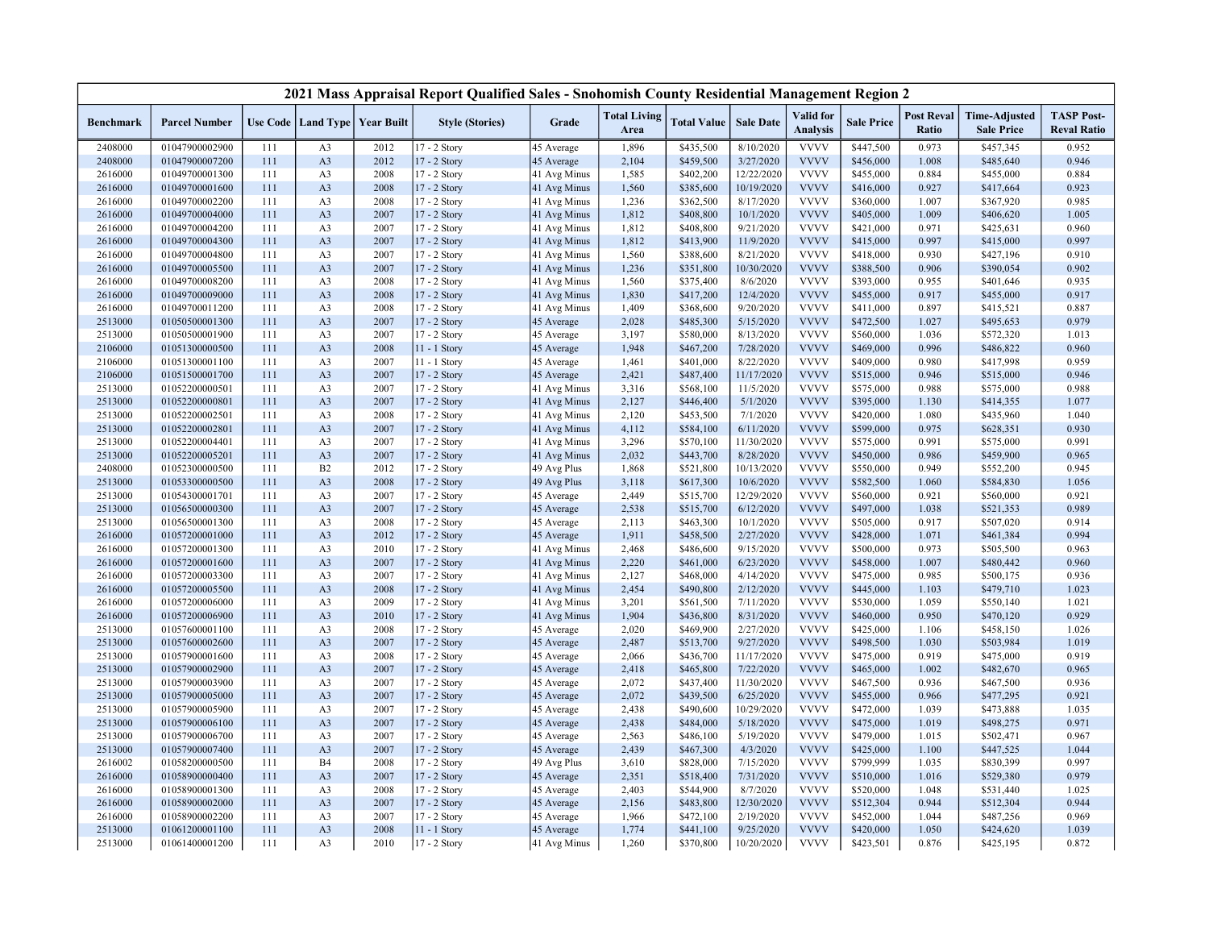# 2021 Mass Appraisal Report Qualified Sales - Snohomish County Residential Management Region 2

| Benchmark | Parcel Number | Use Code | Land Type | Year Built | Style (Stories) | Grade | Total Living Area | Total Value | Sale Date | Valid for Analysis | Sale Price | Post Reval Ratio | Time-Adjusted Sale Price | TASP Post-Reval Ratio |
|---|---|---|---|---|---|---|---|---|---|---|---|---|---|---|
| 2408000 | 01047900002900 | 111 | A3 | 2012 | 17 - 2 Story | 45 Average | 1,896 | $435,500 | 8/10/2020 | VVVV | $447,500 | 0.973 | $457,345 | 0.952 |
| 2408000 | 01047900007200 | 111 | A3 | 2012 | 17 - 2 Story | 45 Average | 2,104 | $459,500 | 3/27/2020 | VVVV | $456,000 | 1.008 | $485,640 | 0.946 |
| 2616000 | 01049700001300 | 111 | A3 | 2008 | 17 - 2 Story | 41 Avg Minus | 1,585 | $402,200 | 12/22/2020 | VVVV | $455,000 | 0.884 | $455,000 | 0.884 |
| 2616000 | 01049700001600 | 111 | A3 | 2008 | 17 - 2 Story | 41 Avg Minus | 1,560 | $385,600 | 10/19/2020 | VVVV | $416,000 | 0.927 | $417,664 | 0.923 |
| 2616000 | 01049700002200 | 111 | A3 | 2008 | 17 - 2 Story | 41 Avg Minus | 1,236 | $362,500 | 8/17/2020 | VVVV | $360,000 | 1.007 | $367,920 | 0.985 |
| 2616000 | 01049700004000 | 111 | A3 | 2007 | 17 - 2 Story | 41 Avg Minus | 1,812 | $408,800 | 10/1/2020 | VVVV | $405,000 | 1.009 | $406,620 | 1.005 |
| 2616000 | 01049700004200 | 111 | A3 | 2007 | 17 - 2 Story | 41 Avg Minus | 1,812 | $408,800 | 9/21/2020 | VVVV | $421,000 | 0.971 | $425,631 | 0.960 |
| 2616000 | 01049700004300 | 111 | A3 | 2007 | 17 - 2 Story | 41 Avg Minus | 1,812 | $413,900 | 11/9/2020 | VVVV | $415,000 | 0.997 | $415,000 | 0.997 |
| 2616000 | 01049700004800 | 111 | A3 | 2007 | 17 - 2 Story | 41 Avg Minus | 1,560 | $388,600 | 8/21/2020 | VVVV | $418,000 | 0.930 | $427,196 | 0.910 |
| 2616000 | 01049700005500 | 111 | A3 | 2007 | 17 - 2 Story | 41 Avg Minus | 1,236 | $351,800 | 10/30/2020 | VVVV | $388,500 | 0.906 | $390,054 | 0.902 |
| 2616000 | 01049700008200 | 111 | A3 | 2008 | 17 - 2 Story | 41 Avg Minus | 1,560 | $375,400 | 8/6/2020 | VVVV | $393,000 | 0.955 | $401,646 | 0.935 |
| 2616000 | 01049700009000 | 111 | A3 | 2008 | 17 - 2 Story | 41 Avg Minus | 1,830 | $417,200 | 12/4/2020 | VVVV | $455,000 | 0.917 | $455,000 | 0.917 |
| 2616000 | 01049700011200 | 111 | A3 | 2008 | 17 - 2 Story | 41 Avg Minus | 1,409 | $368,600 | 9/20/2020 | VVVV | $411,000 | 0.897 | $415,521 | 0.887 |
| 2513000 | 01050500001300 | 111 | A3 | 2007 | 17 - 2 Story | 45 Average | 2,028 | $485,300 | 5/15/2020 | VVVV | $472,500 | 1.027 | $495,653 | 0.979 |
| 2513000 | 01050500001900 | 111 | A3 | 2007 | 17 - 2 Story | 45 Average | 3,197 | $580,000 | 8/13/2020 | VVVV | $560,000 | 1.036 | $572,320 | 1.013 |
| 2106000 | 01051300000500 | 111 | A3 | 2008 | 11 - 1 Story | 45 Average | 1,948 | $467,200 | 7/28/2020 | VVVV | $469,000 | 0.996 | $486,822 | 0.960 |
| 2106000 | 01051300001100 | 111 | A3 | 2007 | 11 - 1 Story | 45 Average | 1,461 | $401,000 | 8/22/2020 | VVVV | $409,000 | 0.980 | $417,998 | 0.959 |
| 2106000 | 01051500001700 | 111 | A3 | 2007 | 17 - 2 Story | 45 Average | 2,421 | $487,400 | 11/17/2020 | VVVV | $515,000 | 0.946 | $515,000 | 0.946 |
| 2513000 | 01052200000501 | 111 | A3 | 2007 | 17 - 2 Story | 41 Avg Minus | 3,316 | $568,100 | 11/5/2020 | VVVV | $575,000 | 0.988 | $575,000 | 0.988 |
| 2513000 | 01052200000801 | 111 | A3 | 2007 | 17 - 2 Story | 41 Avg Minus | 2,127 | $446,400 | 5/1/2020 | VVVV | $395,000 | 1.130 | $414,355 | 1.077 |
| 2513000 | 01052200002501 | 111 | A3 | 2008 | 17 - 2 Story | 41 Avg Minus | 2,120 | $453,500 | 7/1/2020 | VVVV | $420,000 | 1.080 | $435,960 | 1.040 |
| 2513000 | 01052200002801 | 111 | A3 | 2007 | 17 - 2 Story | 41 Avg Minus | 4,112 | $584,100 | 6/11/2020 | VVVV | $599,000 | 0.975 | $628,351 | 0.930 |
| 2513000 | 01052200004401 | 111 | A3 | 2007 | 17 - 2 Story | 41 Avg Minus | 3,296 | $570,100 | 11/30/2020 | VVVV | $575,000 | 0.991 | $575,000 | 0.991 |
| 2513000 | 01052200005201 | 111 | A3 | 2007 | 17 - 2 Story | 41 Avg Minus | 2,032 | $443,700 | 8/28/2020 | VVVV | $450,000 | 0.986 | $459,900 | 0.965 |
| 2408000 | 01052300000500 | 111 | B2 | 2012 | 17 - 2 Story | 49 Avg Plus | 1,868 | $521,800 | 10/13/2020 | VVVV | $550,000 | 0.949 | $552,200 | 0.945 |
| 2513000 | 01053300000500 | 111 | A3 | 2008 | 17 - 2 Story | 49 Avg Plus | 3,118 | $617,300 | 10/6/2020 | VVVV | $582,500 | 1.060 | $584,830 | 1.056 |
| 2513000 | 01054300001701 | 111 | A3 | 2007 | 17 - 2 Story | 45 Average | 2,449 | $515,700 | 12/29/2020 | VVVV | $560,000 | 0.921 | $560,000 | 0.921 |
| 2513000 | 01056500000300 | 111 | A3 | 2007 | 17 - 2 Story | 45 Average | 2,538 | $515,700 | 6/12/2020 | VVVV | $497,000 | 1.038 | $521,353 | 0.989 |
| 2513000 | 01056500001300 | 111 | A3 | 2008 | 17 - 2 Story | 45 Average | 2,113 | $463,300 | 10/1/2020 | VVVV | $505,000 | 0.917 | $507,020 | 0.914 |
| 2616000 | 01057200001000 | 111 | A3 | 2012 | 17 - 2 Story | 45 Average | 1,911 | $458,500 | 2/27/2020 | VVVV | $428,000 | 1.071 | $461,384 | 0.994 |
| 2616000 | 01057200001300 | 111 | A3 | 2010 | 17 - 2 Story | 41 Avg Minus | 2,468 | $486,600 | 9/15/2020 | VVVV | $500,000 | 0.973 | $505,500 | 0.963 |
| 2616000 | 01057200001600 | 111 | A3 | 2007 | 17 - 2 Story | 41 Avg Minus | 2,220 | $461,000 | 6/23/2020 | VVVV | $458,000 | 1.007 | $480,442 | 0.960 |
| 2616000 | 01057200003300 | 111 | A3 | 2007 | 17 - 2 Story | 41 Avg Minus | 2,127 | $468,000 | 4/14/2020 | VVVV | $475,000 | 0.985 | $500,175 | 0.936 |
| 2616000 | 01057200005500 | 111 | A3 | 2008 | 17 - 2 Story | 41 Avg Minus | 2,454 | $490,800 | 2/12/2020 | VVVV | $445,000 | 1.103 | $479,710 | 1.023 |
| 2616000 | 01057200006000 | 111 | A3 | 2009 | 17 - 2 Story | 41 Avg Minus | 3,201 | $561,500 | 7/11/2020 | VVVV | $530,000 | 1.059 | $550,140 | 1.021 |
| 2616000 | 01057200006900 | 111 | A3 | 2010 | 17 - 2 Story | 41 Avg Minus | 1,904 | $436,800 | 8/31/2020 | VVVV | $460,000 | 0.950 | $470,120 | 0.929 |
| 2513000 | 01057600001100 | 111 | A3 | 2008 | 17 - 2 Story | 45 Average | 2,020 | $469,900 | 2/27/2020 | VVVV | $425,000 | 1.106 | $458,150 | 1.026 |
| 2513000 | 01057600002600 | 111 | A3 | 2007 | 17 - 2 Story | 45 Average | 2,487 | $513,700 | 9/27/2020 | VVVV | $498,500 | 1.030 | $503,984 | 1.019 |
| 2513000 | 01057900001600 | 111 | A3 | 2008 | 17 - 2 Story | 45 Average | 2,066 | $436,800 | 11/17/2020 | VVVV | $475,000 | 0.919 | $475,000 | 0.919 |
| 2513000 | 01057900002900 | 111 | A3 | 2007 | 17 - 2 Story | 45 Average | 2,418 | $465,800 | 7/22/2020 | VVVV | $465,000 | 1.002 | $482,670 | 0.965 |
| 2513000 | 01057900003900 | 111 | A3 | 2007 | 17 - 2 Story | 45 Average | 2,072 | $437,400 | 11/30/2020 | VVVV | $467,500 | 0.936 | $467,500 | 0.936 |
| 2513000 | 01057900005000 | 111 | A3 | 2007 | 17 - 2 Story | 45 Average | 2,072 | $439,500 | 6/25/2020 | VVVV | $455,000 | 0.966 | $477,295 | 0.921 |
| 2513000 | 01057900005900 | 111 | A3 | 2007 | 17 - 2 Story | 45 Average | 2,438 | $490,600 | 10/29/2020 | VVVV | $472,000 | 1.039 | $473,888 | 1.035 |
| 2513000 | 01057900006100 | 111 | A3 | 2007 | 17 - 2 Story | 45 Average | 2,438 | $484,000 | 5/18/2020 | VVVV | $475,000 | 1.019 | $498,275 | 0.971 |
| 2513000 | 01057900006700 | 111 | A3 | 2007 | 17 - 2 Story | 45 Average | 2,563 | $486,100 | 5/19/2020 | VVVV | $479,000 | 1.015 | $502,471 | 0.967 |
| 2513000 | 01057900007400 | 111 | A3 | 2007 | 17 - 2 Story | 45 Average | 2,439 | $467,300 | 4/3/2020 | VVVV | $425,000 | 1.100 | $447,525 | 1.044 |
| 2616002 | 01058200000500 | 111 | B4 | 2008 | 17 - 2 Story | 49 Avg Plus | 3,610 | $828,000 | 7/15/2020 | VVVV | $799,999 | 1.035 | $830,399 | 0.997 |
| 2616000 | 01058900000400 | 111 | A3 | 2007 | 17 - 2 Story | 45 Average | 2,351 | $518,400 | 7/31/2020 | VVVV | $510,000 | 1.016 | $529,380 | 0.979 |
| 2616000 | 01058900001300 | 111 | A3 | 2008 | 17 - 2 Story | 45 Average | 2,403 | $544,900 | 8/7/2020 | VVVV | $520,000 | 1.048 | $531,440 | 1.025 |
| 2616000 | 01058900002000 | 111 | A3 | 2007 | 17 - 2 Story | 45 Average | 2,156 | $483,800 | 12/30/2020 | VVVV | $512,304 | 0.944 | $512,304 | 0.944 |
| 2616000 | 01058900002200 | 111 | A3 | 2007 | 17 - 2 Story | 45 Average | 1,966 | $472,100 | 2/19/2020 | VVVV | $452,000 | 1.044 | $487,256 | 0.969 |
| 2513000 | 01061200001100 | 111 | A3 | 2008 | 11 - 1 Story | 45 Average | 1,774 | $441,100 | 9/25/2020 | VVVV | $420,000 | 1.050 | $424,620 | 1.039 |
| 2513000 | 01061400001200 | 111 | A3 | 2010 | 17 - 2 Story | 41 Avg Minus | 1,260 | $370,800 | 10/20/2020 | VVVV | $423,501 | 0.876 | $425,195 | 0.872 |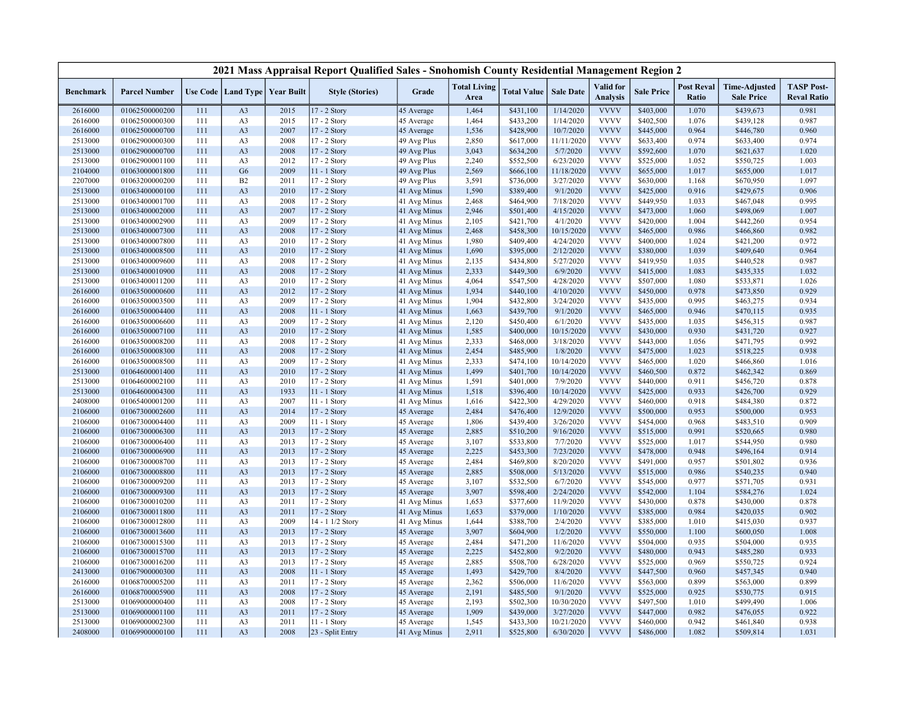# 2021 Mass Appraisal Report Qualified Sales - Snohomish County Residential Management Region 2

| Benchmark | Parcel Number | Use Code | Land Type | Year Built | Style (Stories) | Grade | Total Living Area | Total Value | Sale Date | Valid for Analysis | Sale Price | Post Reval Ratio | Time-Adjusted Sale Price | TASP Post-Reval Ratio |
|---|---|---|---|---|---|---|---|---|---|---|---|---|---|---|
| 2616000 | 01062500000200 | 111 | A3 | 2015 | 17 - 2 Story | 45 Average | 1,464 | $431,100 | 1/14/2020 | VVVV | $403,000 | 1.070 | $439,673 | 0.981 |
| 2616000 | 01062500000300 | 111 | A3 | 2015 | 17 - 2 Story | 45 Average | 1,464 | $433,200 | 1/14/2020 | VVVV | $402,500 | 1.076 | $439,128 | 0.987 |
| 2616000 | 01062500000700 | 111 | A3 | 2007 | 17 - 2 Story | 45 Average | 1,536 | $428,900 | 10/7/2020 | VVVV | $445,000 | 0.964 | $446,780 | 0.960 |
| 2513000 | 01062900000300 | 111 | A3 | 2008 | 17 - 2 Story | 49 Avg Plus | 2,850 | $617,000 | 11/11/2020 | VVVV | $633,400 | 0.974 | $633,400 | 0.974 |
| 2513000 | 01062900000700 | 111 | A3 | 2008 | 17 - 2 Story | 49 Avg Plus | 3,043 | $634,200 | 5/7/2020 | VVVV | $592,600 | 1.070 | $621,637 | 1.020 |
| 2513000 | 01062900001100 | 111 | A3 | 2012 | 17 - 2 Story | 49 Avg Plus | 2,240 | $552,500 | 6/23/2020 | VVVV | $525,000 | 1.052 | $550,725 | 1.003 |
| 2104000 | 01063000001800 | 111 | G6 | 2009 | 11 - 1 Story | 49 Avg Plus | 2,569 | $666,100 | 11/18/2020 | VVVV | $655,000 | 1.017 | $655,000 | 1.017 |
| 2207000 | 01063200000200 | 111 | B2 | 2011 | 17 - 2 Story | 49 Avg Plus | 3,591 | $736,000 | 3/27/2020 | VVVV | $630,000 | 1.168 | $670,950 | 1.097 |
| 2513000 | 01063400000100 | 111 | A3 | 2010 | 17 - 2 Story | 41 Avg Minus | 1,590 | $389,400 | 9/1/2020 | VVVV | $425,000 | 0.916 | $429,675 | 0.906 |
| 2513000 | 01063400001700 | 111 | A3 | 2008 | 17 - 2 Story | 41 Avg Minus | 2,468 | $464,900 | 7/18/2020 | VVVV | $449,950 | 1.033 | $467,048 | 0.995 |
| 2513000 | 01063400002000 | 111 | A3 | 2007 | 17 - 2 Story | 41 Avg Minus | 2,946 | $501,400 | 4/15/2020 | VVVV | $473,000 | 1.060 | $498,069 | 1.007 |
| 2513000 | 01063400002900 | 111 | A3 | 2009 | 17 - 2 Story | 41 Avg Minus | 2,105 | $421,700 | 4/1/2020 | VVVV | $420,000 | 1.004 | $442,260 | 0.954 |
| 2513000 | 01063400007300 | 111 | A3 | 2008 | 17 - 2 Story | 41 Avg Minus | 2,468 | $458,300 | 10/15/2020 | VVVV | $465,000 | 0.986 | $466,860 | 0.982 |
| 2513000 | 01063400007800 | 111 | A3 | 2010 | 17 - 2 Story | 41 Avg Minus | 1,980 | $409,400 | 4/24/2020 | VVVV | $400,000 | 1.024 | $421,200 | 0.972 |
| 2513000 | 01063400008500 | 111 | A3 | 2010 | 17 - 2 Story | 41 Avg Minus | 1,690 | $395,000 | 2/12/2020 | VVVV | $380,000 | 1.039 | $409,640 | 0.964 |
| 2513000 | 01063400009600 | 111 | A3 | 2008 | 17 - 2 Story | 41 Avg Minus | 2,135 | $434,800 | 5/27/2020 | VVVV | $419,950 | 1.035 | $440,528 | 0.987 |
| 2513000 | 01063400010900 | 111 | A3 | 2008 | 17 - 2 Story | 41 Avg Minus | 2,333 | $449,300 | 6/9/2020 | VVVV | $415,000 | 1.083 | $435,335 | 1.032 |
| 2513000 | 01063400011200 | 111 | A3 | 2010 | 17 - 2 Story | 41 Avg Minus | 4,064 | $547,500 | 4/28/2020 | VVVV | $507,000 | 1.080 | $533,871 | 1.026 |
| 2616000 | 01063500000600 | 111 | A3 | 2012 | 17 - 2 Story | 41 Avg Minus | 1,934 | $440,100 | 4/10/2020 | VVVV | $450,000 | 0.978 | $473,850 | 0.929 |
| 2616000 | 01063500003500 | 111 | A3 | 2009 | 17 - 2 Story | 41 Avg Minus | 1,904 | $432,800 | 3/24/2020 | VVVV | $435,000 | 0.995 | $463,275 | 0.934 |
| 2616000 | 01063500004400 | 111 | A3 | 2008 | 11 - 1 Story | 41 Avg Minus | 1,663 | $439,700 | 9/1/2020 | VVVV | $465,000 | 0.946 | $470,115 | 0.935 |
| 2616000 | 01063500006600 | 111 | A3 | 2009 | 17 - 2 Story | 41 Avg Minus | 2,120 | $450,400 | 6/1/2020 | VVVV | $435,000 | 1.035 | $456,315 | 0.987 |
| 2616000 | 01063500007100 | 111 | A3 | 2010 | 17 - 2 Story | 41 Avg Minus | 1,585 | $400,000 | 10/15/2020 | VVVV | $430,000 | 0.930 | $431,720 | 0.927 |
| 2616000 | 01063500008200 | 111 | A3 | 2008 | 17 - 2 Story | 41 Avg Minus | 2,333 | $468,000 | 3/18/2020 | VVVV | $443,000 | 1.056 | $471,795 | 0.992 |
| 2616000 | 01063500008300 | 111 | A3 | 2008 | 17 - 2 Story | 41 Avg Minus | 2,454 | $485,900 | 1/8/2020 | VVVV | $475,000 | 1.023 | $518,225 | 0.938 |
| 2616000 | 01063500008500 | 111 | A3 | 2009 | 17 - 2 Story | 41 Avg Minus | 2,333 | $474,100 | 10/14/2020 | VVVV | $465,000 | 1.020 | $466,860 | 1.016 |
| 2513000 | 01064600001400 | 111 | A3 | 2010 | 17 - 2 Story | 41 Avg Minus | 1,499 | $401,700 | 10/14/2020 | VVVV | $460,500 | 0.872 | $462,342 | 0.869 |
| 2513000 | 01064600002100 | 111 | A3 | 2010 | 17 - 2 Story | 41 Avg Minus | 1,591 | $401,000 | 7/9/2020 | VVVV | $440,000 | 0.911 | $456,720 | 0.878 |
| 2513000 | 01064600004300 | 111 | A3 | 1933 | 11 - 1 Story | 41 Avg Minus | 1,518 | $396,400 | 10/14/2020 | VVVV | $425,000 | 0.933 | $426,700 | 0.929 |
| 2408000 | 01065400001200 | 111 | A3 | 2007 | 11 - 1 Story | 41 Avg Minus | 1,616 | $422,300 | 4/29/2020 | VVVV | $460,000 | 0.918 | $484,380 | 0.872 |
| 2106000 | 01067300002600 | 111 | A3 | 2014 | 17 - 2 Story | 45 Average | 2,484 | $476,400 | 12/9/2020 | VVVV | $500,000 | 0.953 | $500,000 | 0.953 |
| 2106000 | 01067300004400 | 111 | A3 | 2009 | 11 - 1 Story | 45 Average | 1,806 | $439,400 | 3/26/2020 | VVVV | $454,000 | 0.968 | $483,510 | 0.909 |
| 2106000 | 01067300006300 | 111 | A3 | 2013 | 17 - 2 Story | 45 Average | 2,885 | $510,200 | 9/16/2020 | VVVV | $515,000 | 0.991 | $520,665 | 0.980 |
| 2106000 | 01067300006400 | 111 | A3 | 2013 | 17 - 2 Story | 45 Average | 3,107 | $533,800 | 7/7/2020 | VVVV | $525,000 | 1.017 | $544,950 | 0.980 |
| 2106000 | 01067300006900 | 111 | A3 | 2013 | 17 - 2 Story | 45 Average | 2,225 | $453,300 | 7/23/2020 | VVVV | $478,000 | 0.948 | $496,164 | 0.914 |
| 2106000 | 01067300008700 | 111 | A3 | 2013 | 17 - 2 Story | 45 Average | 2,484 | $469,800 | 8/20/2020 | VVVV | $491,000 | 0.957 | $501,802 | 0.936 |
| 2106000 | 01067300008800 | 111 | A3 | 2013 | 17 - 2 Story | 45 Average | 2,885 | $508,000 | 5/13/2020 | VVVV | $515,000 | 0.986 | $540,235 | 0.940 |
| 2106000 | 01067300009200 | 111 | A3 | 2013 | 17 - 2 Story | 45 Average | 3,107 | $532,500 | 6/7/2020 | VVVV | $545,000 | 0.977 | $571,705 | 0.931 |
| 2106000 | 01067300009300 | 111 | A3 | 2013 | 17 - 2 Story | 45 Average | 3,907 | $598,400 | 2/24/2020 | VVVV | $542,000 | 1.104 | $584,276 | 1.024 |
| 2106000 | 01067300010200 | 111 | A3 | 2011 | 17 - 2 Story | 41 Avg Minus | 1,653 | $377,600 | 11/9/2020 | VVVV | $430,000 | 0.878 | $430,000 | 0.878 |
| 2106000 | 01067300011800 | 111 | A3 | 2011 | 17 - 2 Story | 41 Avg Minus | 1,653 | $379,000 | 1/10/2020 | VVVV | $385,000 | 0.984 | $420,035 | 0.902 |
| 2106000 | 01067300012800 | 111 | A3 | 2009 | 14 - 1 1/2 Story | 41 Avg Minus | 1,644 | $388,700 | 2/4/2020 | VVVV | $385,000 | 1.010 | $415,030 | 0.937 |
| 2106000 | 01067300013600 | 111 | A3 | 2013 | 17 - 2 Story | 45 Average | 3,907 | $604,900 | 1/2/2020 | VVVV | $550,000 | 1.100 | $600,050 | 1.008 |
| 2106000 | 01067300015300 | 111 | A3 | 2013 | 17 - 2 Story | 45 Average | 2,484 | $471,200 | 11/6/2020 | VVVV | $504,000 | 0.935 | $504,000 | 0.935 |
| 2106000 | 01067300015700 | 111 | A3 | 2013 | 17 - 2 Story | 45 Average | 2,225 | $452,800 | 9/2/2020 | VVVV | $480,000 | 0.943 | $485,280 | 0.933 |
| 2106000 | 01067300016200 | 111 | A3 | 2013 | 17 - 2 Story | 45 Average | 2,885 | $508,700 | 6/28/2020 | VVVV | $525,000 | 0.969 | $550,725 | 0.924 |
| 2413000 | 01067900000300 | 111 | A3 | 2008 | 11 - 1 Story | 45 Average | 1,493 | $429,700 | 8/4/2020 | VVVV | $447,500 | 0.960 | $457,345 | 0.940 |
| 2616000 | 01068700005200 | 111 | A3 | 2011 | 17 - 2 Story | 45 Average | 2,362 | $506,000 | 11/6/2020 | VVVV | $563,000 | 0.899 | $563,000 | 0.899 |
| 2616000 | 01068700005900 | 111 | A3 | 2008 | 17 - 2 Story | 45 Average | 2,191 | $485,500 | 9/1/2020 | VVVV | $525,000 | 0.925 | $530,775 | 0.915 |
| 2513000 | 01069000000400 | 111 | A3 | 2008 | 17 - 2 Story | 45 Average | 2,193 | $502,300 | 10/30/2020 | VVVV | $497,500 | 1.010 | $499,490 | 1.006 |
| 2513000 | 01069000001100 | 111 | A3 | 2011 | 17 - 2 Story | 45 Average | 1,909 | $439,000 | 3/27/2020 | VVVV | $447,000 | 0.982 | $476,055 | 0.922 |
| 2513000 | 01069000002300 | 111 | A3 | 2011 | 11 - 1 Story | 45 Average | 1,545 | $433,300 | 10/21/2020 | VVVV | $460,000 | 0.942 | $461,840 | 0.938 |
| 2408000 | 01069900000100 | 111 | A3 | 2008 | 23 - Split Entry | 41 Avg Minus | 2,911 | $525,800 | 6/30/2020 | VVVV | $486,000 | 1.082 | $509,814 | 1.031 |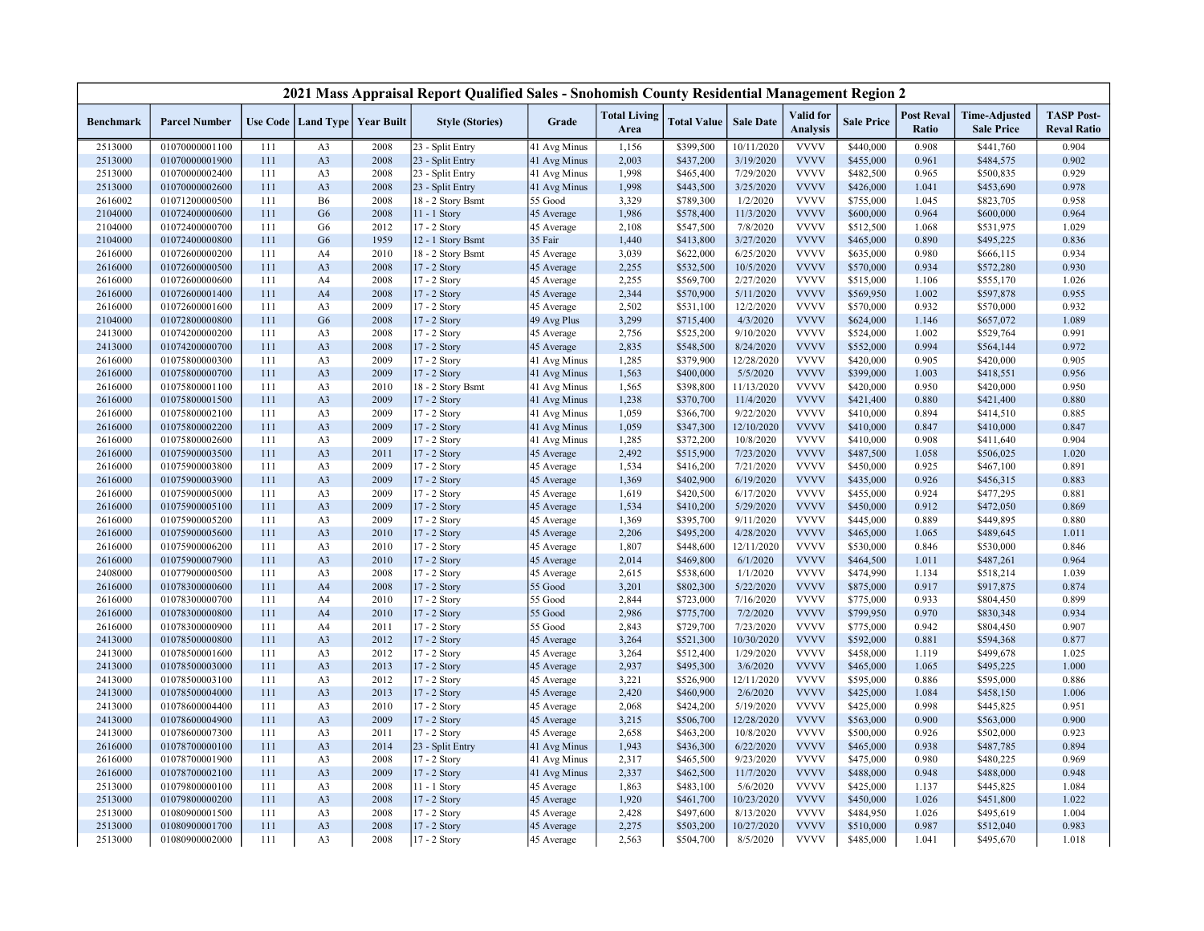| 2021 Mass Appraisal Report Qualified Sales - Snohomish County Residential Management Region 2 | | | | | | | | | | | | | | |
|---|---|---|---|---|---|---|---|---|---|---|---|---|---|---|
| Benchmark | Parcel Number | Use Code | Land Type | Year Built | Style (Stories) | Grade | Total Living Area | Total Value | Sale Date | Valid for Analysis | Sale Price | Post Reval Ratio | Time-Adjusted Sale Price | TASP Post-Reval Ratio |
| 2513000 | 01070000001100 | 111 | A3 | 2008 | 23 - Split Entry | 41 Avg Minus | 1,156 | $399,500 | 10/11/2020 | VVVV | $440,000 | 0.908 | $441,760 | 0.904 |
| 2513000 | 01070000001900 | 111 | A3 | 2008 | 23 - Split Entry | 41 Avg Minus | 2,003 | $437,200 | 3/19/2020 | VVVV | $455,000 | 0.961 | $484,575 | 0.902 |
| 2513000 | 01070000002400 | 111 | A3 | 2008 | 23 - Split Entry | 41 Avg Minus | 1,998 | $465,400 | 7/29/2020 | VVVV | $482,500 | 0.965 | $500,835 | 0.929 |
| 2513000 | 01070000002600 | 111 | A3 | 2008 | 23 - Split Entry | 41 Avg Minus | 1,998 | $443,500 | 3/25/2020 | VVVV | $426,000 | 1.041 | $453,690 | 0.978 |
| 2616002 | 01071200000500 | 111 | B6 | 2008 | 18 - 2 Story Bsmt | 55 Good | 3,329 | $789,300 | 1/2/2020 | VVVV | $755,000 | 1.045 | $823,705 | 0.958 |
| 2104000 | 01072400000600 | 111 | G6 | 2008 | 11 - 1 Story | 45 Average | 1,986 | $578,400 | 11/3/2020 | VVVV | $600,000 | 0.964 | $600,000 | 0.964 |
| 2104000 | 01072400000700 | 111 | G6 | 2012 | 17 - 2 Story | 45 Average | 2,108 | $547,500 | 7/8/2020 | VVVV | $512,500 | 1.068 | $531,975 | 1.029 |
| 2104000 | 01072400000800 | 111 | G6 | 1959 | 12 - 1 Story Bsmt | 35 Fair | 1,440 | $413,800 | 3/27/2020 | VVVV | $465,000 | 0.890 | $495,225 | 0.836 |
| 2616000 | 01072600000200 | 111 | A4 | 2010 | 18 - 2 Story Bsmt | 45 Average | 3,039 | $622,000 | 6/25/2020 | VVVV | $635,000 | 0.980 | $666,115 | 0.934 |
| 2616000 | 01072600000500 | 111 | A3 | 2008 | 17 - 2 Story | 45 Average | 2,255 | $532,500 | 10/5/2020 | VVVV | $570,000 | 0.934 | $572,280 | 0.930 |
| 2616000 | 01072600000600 | 111 | A4 | 2008 | 17 - 2 Story | 45 Average | 2,255 | $569,700 | 2/27/2020 | VVVV | $515,000 | 1.106 | $555,170 | 1.026 |
| 2616000 | 01072600001400 | 111 | A4 | 2008 | 17 - 2 Story | 45 Average | 2,344 | $570,900 | 5/11/2020 | VVVV | $569,950 | 1.002 | $597,878 | 0.955 |
| 2616000 | 01072600001600 | 111 | A3 | 2009 | 17 - 2 Story | 45 Average | 2,502 | $531,100 | 12/2/2020 | VVVV | $570,000 | 0.932 | $570,000 | 0.932 |
| 2104000 | 01072800000800 | 111 | G6 | 2008 | 17 - 2 Story | 49 Avg Plus | 3,299 | $715,400 | 4/3/2020 | VVVV | $624,000 | 1.146 | $657,072 | 1.089 |
| 2413000 | 01074200000200 | 111 | A3 | 2008 | 17 - 2 Story | 45 Average | 2,756 | $525,200 | 9/10/2020 | VVVV | $524,000 | 1.002 | $529,764 | 0.991 |
| 2413000 | 01074200000700 | 111 | A3 | 2008 | 17 - 2 Story | 45 Average | 2,835 | $548,500 | 8/24/2020 | VVVV | $552,000 | 0.994 | $564,144 | 0.972 |
| 2616000 | 01075800000300 | 111 | A3 | 2009 | 17 - 2 Story | 41 Avg Minus | 1,285 | $379,900 | 12/28/2020 | VVVV | $420,000 | 0.905 | $420,000 | 0.905 |
| 2616000 | 01075800000700 | 111 | A3 | 2009 | 17 - 2 Story | 41 Avg Minus | 1,563 | $400,000 | 5/5/2020 | VVVV | $399,000 | 1.003 | $418,551 | 0.956 |
| 2616000 | 01075800001100 | 111 | A3 | 2010 | 18 - 2 Story Bsmt | 41 Avg Minus | 1,565 | $398,800 | 11/13/2020 | VVVV | $420,000 | 0.950 | $420,000 | 0.950 |
| 2616000 | 01075800001500 | 111 | A3 | 2009 | 17 - 2 Story | 41 Avg Minus | 1,238 | $370,700 | 11/4/2020 | VVVV | $421,400 | 0.880 | $421,400 | 0.880 |
| 2616000 | 01075800002100 | 111 | A3 | 2009 | 17 - 2 Story | 41 Avg Minus | 1,059 | $366,700 | 9/22/2020 | VVVV | $410,000 | 0.894 | $414,510 | 0.885 |
| 2616000 | 01075800002200 | 111 | A3 | 2009 | 17 - 2 Story | 41 Avg Minus | 1,059 | $347,300 | 12/10/2020 | VVVV | $410,000 | 0.847 | $410,000 | 0.847 |
| 2616000 | 01075800002600 | 111 | A3 | 2009 | 17 - 2 Story | 41 Avg Minus | 1,285 | $372,200 | 10/8/2020 | VVVV | $410,000 | 0.908 | $411,640 | 0.904 |
| 2616000 | 01075900003500 | 111 | A3 | 2011 | 17 - 2 Story | 45 Average | 2,492 | $515,900 | 7/23/2020 | VVVV | $487,500 | 1.058 | $506,025 | 1.020 |
| 2616000 | 01075900003800 | 111 | A3 | 2009 | 17 - 2 Story | 45 Average | 1,534 | $416,200 | 7/21/2020 | VVVV | $450,000 | 0.925 | $467,100 | 0.891 |
| 2616000 | 01075900003900 | 111 | A3 | 2009 | 17 - 2 Story | 45 Average | 1,369 | $402,900 | 6/19/2020 | VVVV | $435,000 | 0.926 | $456,315 | 0.883 |
| 2616000 | 01075900005000 | 111 | A3 | 2009 | 17 - 2 Story | 45 Average | 1,619 | $420,500 | 6/17/2020 | VVVV | $455,000 | 0.924 | $477,295 | 0.881 |
| 2616000 | 01075900005100 | 111 | A3 | 2009 | 17 - 2 Story | 45 Average | 1,534 | $410,200 | 5/29/2020 | VVVV | $450,000 | 0.912 | $472,050 | 0.869 |
| 2616000 | 01075900005200 | 111 | A3 | 2009 | 17 - 2 Story | 45 Average | 1,369 | $395,700 | 9/11/2020 | VVVV | $445,000 | 0.889 | $449,895 | 0.880 |
| 2616000 | 01075900005600 | 111 | A3 | 2010 | 17 - 2 Story | 45 Average | 2,206 | $495,200 | 4/28/2020 | VVVV | $465,000 | 1.065 | $489,645 | 1.011 |
| 2616000 | 01075900006200 | 111 | A3 | 2010 | 17 - 2 Story | 45 Average | 1,807 | $448,600 | 12/11/2020 | VVVV | $530,000 | 0.846 | $530,000 | 0.846 |
| 2616000 | 01075900007900 | 111 | A3 | 2010 | 17 - 2 Story | 45 Average | 2,014 | $469,800 | 6/1/2020 | VVVV | $464,500 | 1.011 | $487,261 | 0.964 |
| 2408000 | 01077900000500 | 111 | A3 | 2008 | 17 - 2 Story | 45 Average | 2,615 | $538,600 | 1/1/2020 | VVVV | $474,990 | 1.134 | $518,214 | 1.039 |
| 2616000 | 01078300000600 | 111 | A4 | 2008 | 17 - 2 Story | 55 Good | 3,201 | $802,300 | 5/22/2020 | VVVV | $875,000 | 0.917 | $917,875 | 0.874 |
| 2616000 | 01078300000700 | 111 | A4 | 2010 | 17 - 2 Story | 55 Good | 2,844 | $723,000 | 7/16/2020 | VVVV | $775,000 | 0.933 | $804,450 | 0.899 |
| 2616000 | 01078300000800 | 111 | A4 | 2010 | 17 - 2 Story | 55 Good | 2,986 | $775,700 | 7/2/2020 | VVVV | $799,950 | 0.970 | $830,348 | 0.934 |
| 2616000 | 01078300000900 | 111 | A4 | 2011 | 17 - 2 Story | 55 Good | 2,843 | $729,700 | 7/23/2020 | VVVV | $775,000 | 0.942 | $804,450 | 0.907 |
| 2413000 | 01078500000800 | 111 | A3 | 2012 | 17 - 2 Story | 45 Average | 3,264 | $521,300 | 10/30/2020 | VVVV | $592,000 | 0.881 | $594,368 | 0.877 |
| 2413000 | 01078500001600 | 111 | A3 | 2012 | 17 - 2 Story | 45 Average | 3,264 | $512,400 | 1/29/2020 | VVVV | $458,000 | 1.119 | $499,678 | 1.025 |
| 2413000 | 01078500003000 | 111 | A3 | 2013 | 17 - 2 Story | 45 Average | 2,937 | $495,300 | 3/6/2020 | VVVV | $465,000 | 1.065 | $495,225 | 1.000 |
| 2413000 | 01078500003100 | 111 | A3 | 2012 | 17 - 2 Story | 45 Average | 3,221 | $526,900 | 12/11/2020 | VVVV | $595,000 | 0.886 | $595,000 | 0.886 |
| 2413000 | 01078500004000 | 111 | A3 | 2013 | 17 - 2 Story | 45 Average | 2,420 | $460,900 | 2/6/2020 | VVVV | $425,000 | 1.084 | $458,150 | 1.006 |
| 2413000 | 01078600004400 | 111 | A3 | 2010 | 17 - 2 Story | 45 Average | 2,068 | $424,200 | 5/19/2020 | VVVV | $425,000 | 0.998 | $445,825 | 0.951 |
| 2413000 | 01078600004900 | 111 | A3 | 2009 | 17 - 2 Story | 45 Average | 3,215 | $506,700 | 12/28/2020 | VVVV | $563,000 | 0.900 | $563,000 | 0.900 |
| 2413000 | 01078600007300 | 111 | A3 | 2011 | 17 - 2 Story | 45 Average | 2,658 | $463,200 | 10/8/2020 | VVVV | $500,000 | 0.926 | $502,000 | 0.923 |
| 2616000 | 01078700000100 | 111 | A3 | 2014 | 23 - Split Entry | 41 Avg Minus | 1,943 | $436,300 | 6/22/2020 | VVVV | $465,000 | 0.938 | $487,785 | 0.894 |
| 2616000 | 01078700001900 | 111 | A3 | 2008 | 17 - 2 Story | 41 Avg Minus | 2,317 | $465,500 | 9/23/2020 | VVVV | $475,000 | 0.980 | $480,225 | 0.969 |
| 2616000 | 01078700002100 | 111 | A3 | 2009 | 17 - 2 Story | 41 Avg Minus | 2,337 | $462,500 | 11/7/2020 | VVVV | $488,000 | 0.948 | $488,000 | 0.948 |
| 2513000 | 01079800000100 | 111 | A3 | 2008 | 11 - 1 Story | 45 Average | 1,863 | $483,100 | 5/6/2020 | VVVV | $425,000 | 1.137 | $445,825 | 1.084 |
| 2513000 | 01079800000200 | 111 | A3 | 2008 | 17 - 2 Story | 45 Average | 1,920 | $461,700 | 10/23/2020 | VVVV | $450,000 | 1.026 | $451,800 | 1.022 |
| 2513000 | 01080900001500 | 111 | A3 | 2008 | 17 - 2 Story | 45 Average | 2,428 | $497,600 | 8/13/2020 | VVVV | $484,950 | 1.026 | $495,619 | 1.004 |
| 2513000 | 01080900001700 | 111 | A3 | 2008 | 17 - 2 Story | 45 Average | 2,275 | $503,200 | 10/27/2020 | VVVV | $510,000 | 0.987 | $512,040 | 0.983 |
| 2513000 | 01080900002000 | 111 | A3 | 2008 | 17 - 2 Story | 45 Average | 2,563 | $504,700 | 8/5/2020 | VVVV | $485,000 | 1.041 | $495,670 | 1.018 |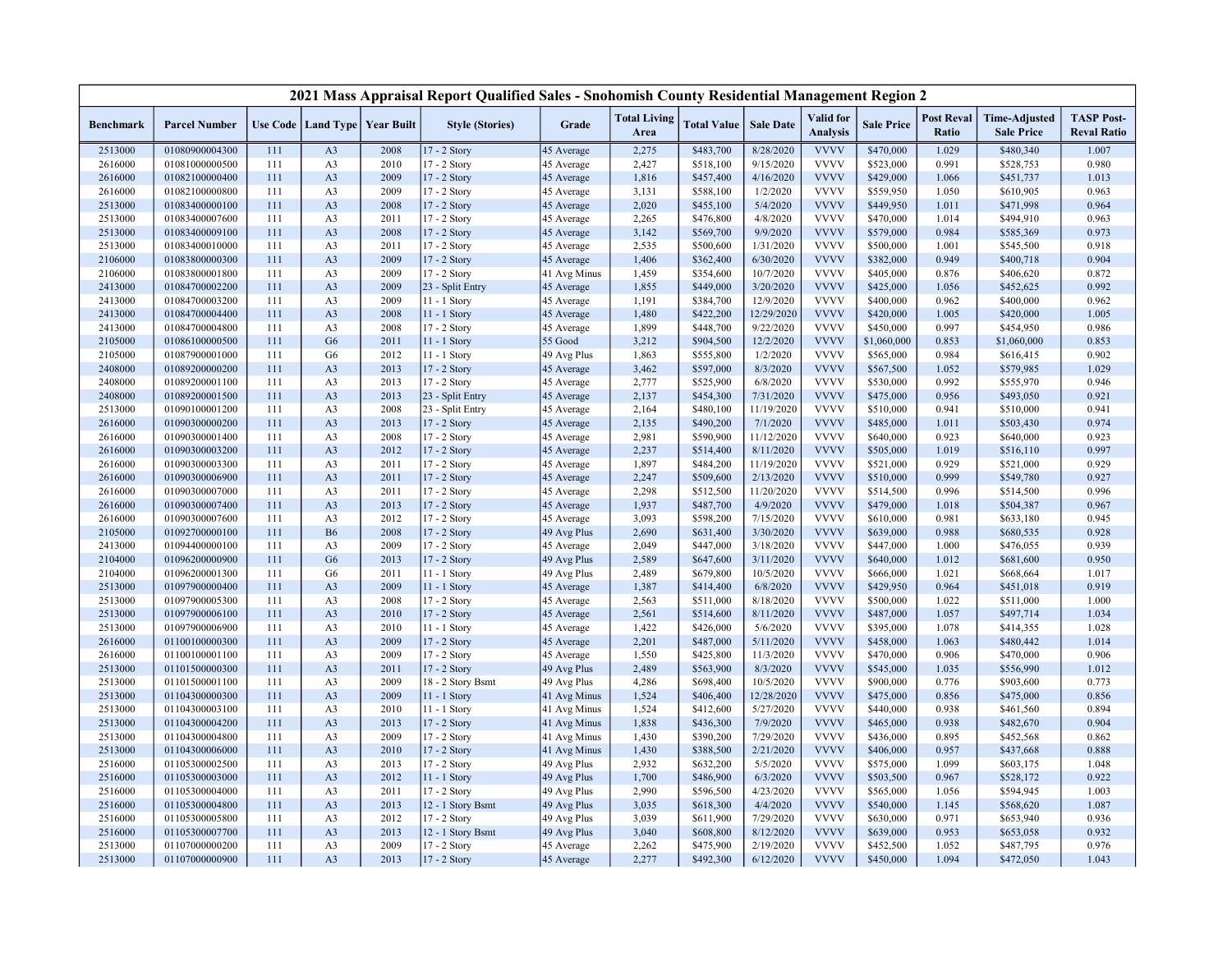# 2021 Mass Appraisal Report Qualified Sales - Snohomish County Residential Management Region 2

| Benchmark | Parcel Number | Use Code | Land Type | Year Built | Style (Stories) | Grade | Total Living Area | Total Value | Sale Date | Valid for Analysis | Sale Price | Post Reval Ratio | Time-Adjusted Sale Price | TASP Post-Reval Ratio |
|---|---|---|---|---|---|---|---|---|---|---|---|---|---|---|
| 2513000 | 01080900004300 | 111 | A3 | 2008 | 17 - 2 Story | 45 Average | 2,275 | $483,700 | 8/28/2020 | VVVV | $470,000 | 1.029 | $480,340 | 1.007 |
| 2616000 | 01081000000500 | 111 | A3 | 2010 | 17 - 2 Story | 45 Average | 2,427 | $518,100 | 9/15/2020 | VVVV | $523,000 | 0.991 | $528,753 | 0.980 |
| 2616000 | 01082100000400 | 111 | A3 | 2009 | 17 - 2 Story | 45 Average | 1,816 | $457,400 | 4/16/2020 | VVVV | $429,000 | 1.066 | $451,737 | 1.013 |
| 2616000 | 01082100000800 | 111 | A3 | 2009 | 17 - 2 Story | 45 Average | 3,131 | $588,100 | 1/2/2020 | VVVV | $559,950 | 1.050 | $610,905 | 0.963 |
| 2513000 | 01083400000100 | 111 | A3 | 2008 | 17 - 2 Story | 45 Average | 2,020 | $455,100 | 5/4/2020 | VVVV | $449,950 | 1.011 | $471,998 | 0.964 |
| 2513000 | 01083400007600 | 111 | A3 | 2011 | 17 - 2 Story | 45 Average | 2,265 | $476,800 | 4/8/2020 | VVVV | $470,000 | 1.014 | $494,910 | 0.963 |
| 2513000 | 01083400009100 | 111 | A3 | 2008 | 17 - 2 Story | 45 Average | 3,142 | $569,700 | 9/9/2020 | VVVV | $579,000 | 0.984 | $585,369 | 0.973 |
| 2513000 | 01083400010000 | 111 | A3 | 2011 | 17 - 2 Story | 45 Average | 2,535 | $500,600 | 1/31/2020 | VVVV | $500,000 | 1.001 | $545,500 | 0.918 |
| 2106000 | 01083800000300 | 111 | A3 | 2009 | 17 - 2 Story | 45 Average | 1,406 | $362,400 | 6/30/2020 | VVVV | $382,000 | 0.949 | $400,718 | 0.904 |
| 2106000 | 01083800001800 | 111 | A3 | 2009 | 17 - 2 Story | 41 Avg Minus | 1,459 | $354,600 | 10/7/2020 | VVVV | $405,000 | 0.876 | $406,620 | 0.872 |
| 2413000 | 01084700002200 | 111 | A3 | 2009 | 23 - Split Entry | 45 Average | 1,855 | $449,000 | 3/20/2020 | VVVV | $425,000 | 1.056 | $452,625 | 0.992 |
| 2413000 | 01084700003200 | 111 | A3 | 2009 | 11 - 1 Story | 45 Average | 1,191 | $384,700 | 12/9/2020 | VVVV | $400,000 | 0.962 | $400,000 | 0.962 |
| 2413000 | 01084700004400 | 111 | A3 | 2008 | 11 - 1 Story | 45 Average | 1,480 | $422,200 | 12/29/2020 | VVVV | $420,000 | 1.005 | $420,000 | 1.005 |
| 2413000 | 01084700004800 | 111 | A3 | 2008 | 17 - 2 Story | 45 Average | 1,899 | $448,700 | 9/22/2020 | VVVV | $450,000 | 0.997 | $454,950 | 0.986 |
| 2105000 | 01086100000500 | 111 | G6 | 2011 | 11 - 1 Story | 55 Good | 3,212 | $904,500 | 12/2/2020 | VVVV | $1,060,000 | 0.853 | $1,060,000 | 0.853 |
| 2105000 | 01087900001000 | 111 | G6 | 2012 | 11 - 1 Story | 49 Avg Plus | 1,863 | $555,800 | 1/2/2020 | VVVV | $565,000 | 0.984 | $616,415 | 0.902 |
| 2408000 | 01089200000200 | 111 | A3 | 2013 | 17 - 2 Story | 45 Average | 3,462 | $597,000 | 8/3/2020 | VVVV | $567,500 | 1.052 | $579,985 | 1.029 |
| 2408000 | 01089200001100 | 111 | A3 | 2013 | 17 - 2 Story | 45 Average | 2,777 | $525,900 | 6/8/2020 | VVVV | $530,000 | 0.992 | $555,970 | 0.946 |
| 2408000 | 01089200001500 | 111 | A3 | 2013 | 23 - Split Entry | 45 Average | 2,137 | $454,300 | 7/31/2020 | VVVV | $475,000 | 0.956 | $493,050 | 0.921 |
| 2513000 | 01090100001200 | 111 | A3 | 2008 | 23 - Split Entry | 45 Average | 2,164 | $480,100 | 11/19/2020 | VVVV | $510,000 | 0.941 | $510,000 | 0.941 |
| 2616000 | 01090300000200 | 111 | A3 | 2013 | 17 - 2 Story | 45 Average | 2,135 | $490,200 | 7/1/2020 | VVVV | $485,000 | 1.011 | $503,430 | 0.974 |
| 2616000 | 01090300001400 | 111 | A3 | 2008 | 17 - 2 Story | 45 Average | 2,981 | $590,900 | 11/12/2020 | VVVV | $640,000 | 0.923 | $640,000 | 0.923 |
| 2616000 | 01090300003200 | 111 | A3 | 2012 | 17 - 2 Story | 45 Average | 2,237 | $514,400 | 8/11/2020 | VVVV | $505,000 | 1.019 | $516,110 | 0.997 |
| 2616000 | 01090300003300 | 111 | A3 | 2011 | 17 - 2 Story | 45 Average | 1,897 | $484,200 | 11/19/2020 | VVVV | $521,000 | 0.929 | $521,000 | 0.929 |
| 2616000 | 01090300006900 | 111 | A3 | 2011 | 17 - 2 Story | 45 Average | 2,247 | $509,600 | 2/13/2020 | VVVV | $510,000 | 0.999 | $549,780 | 0.927 |
| 2616000 | 01090300007000 | 111 | A3 | 2011 | 17 - 2 Story | 45 Average | 2,298 | $512,500 | 11/20/2020 | VVVV | $514,500 | 0.996 | $514,500 | 0.996 |
| 2616000 | 01090300007400 | 111 | A3 | 2013 | 17 - 2 Story | 45 Average | 1,937 | $487,700 | 4/9/2020 | VVVV | $479,000 | 1.018 | $504,387 | 0.967 |
| 2616000 | 01090300007600 | 111 | A3 | 2012 | 17 - 2 Story | 45 Average | 3,093 | $598,200 | 7/15/2020 | VVVV | $610,000 | 0.981 | $633,180 | 0.945 |
| 2105000 | 01092700000100 | 111 | B6 | 2008 | 17 - 2 Story | 49 Avg Plus | 2,690 | $631,400 | 3/30/2020 | VVVV | $639,000 | 0.988 | $680,535 | 0.928 |
| 2413000 | 01094400000100 | 111 | A3 | 2009 | 17 - 2 Story | 45 Average | 2,049 | $447,000 | 3/18/2020 | VVVV | $447,000 | 1.000 | $476,055 | 0.939 |
| 2104000 | 01096200000900 | 111 | G6 | 2013 | 17 - 2 Story | 49 Avg Plus | 2,589 | $647,600 | 3/11/2020 | VVVV | $640,000 | 1.012 | $681,600 | 0.950 |
| 2104000 | 01096200001300 | 111 | G6 | 2011 | 11 - 1 Story | 49 Avg Plus | 2,489 | $679,800 | 10/5/2020 | VVVV | $666,000 | 1.021 | $668,664 | 1.017 |
| 2513000 | 01097900000400 | 111 | A3 | 2009 | 11 - 1 Story | 45 Average | 1,387 | $414,400 | 6/8/2020 | VVVV | $429,950 | 0.964 | $451,018 | 0.919 |
| 2513000 | 01097900005300 | 111 | A3 | 2008 | 17 - 2 Story | 45 Average | 2,563 | $511,000 | 8/18/2020 | VVVV | $500,000 | 1.022 | $511,000 | 1.000 |
| 2513000 | 01097900006100 | 111 | A3 | 2010 | 17 - 2 Story | 45 Average | 2,561 | $514,600 | 8/11/2020 | VVVV | $487,000 | 1.057 | $497,714 | 1.034 |
| 2513000 | 01097900006900 | 111 | A3 | 2010 | 11 - 1 Story | 45 Average | 1,422 | $426,000 | 5/6/2020 | VVVV | $395,000 | 1.078 | $414,355 | 1.028 |
| 2616000 | 01100100000300 | 111 | A3 | 2009 | 17 - 2 Story | 45 Average | 2,201 | $487,000 | 5/11/2020 | VVVV | $458,000 | 1.063 | $480,442 | 1.014 |
| 2616000 | 01100100001100 | 111 | A3 | 2009 | 17 - 2 Story | 45 Average | 1,550 | $425,800 | 11/3/2020 | VVVV | $470,000 | 0.906 | $470,000 | 0.906 |
| 2513000 | 01101500000300 | 111 | A3 | 2011 | 17 - 2 Story | 49 Avg Plus | 2,489 | $563,900 | 8/3/2020 | VVVV | $545,000 | 1.035 | $556,990 | 1.012 |
| 2513000 | 01101500001100 | 111 | A3 | 2009 | 18 - 2 Story Bsmt | 49 Avg Plus | 4,286 | $698,400 | 10/5/2020 | VVVV | $900,000 | 0.776 | $903,600 | 0.773 |
| 2513000 | 01104300000300 | 111 | A3 | 2009 | 11 - 1 Story | 41 Avg Minus | 1,524 | $406,400 | 12/28/2020 | VVVV | $475,000 | 0.856 | $475,000 | 0.856 |
| 2513000 | 01104300003100 | 111 | A3 | 2010 | 11 - 1 Story | 41 Avg Minus | 1,524 | $412,600 | 5/27/2020 | VVVV | $440,000 | 0.938 | $461,560 | 0.894 |
| 2513000 | 01104300004200 | 111 | A3 | 2013 | 17 - 2 Story | 41 Avg Minus | 1,838 | $436,300 | 7/9/2020 | VVVV | $465,000 | 0.938 | $482,670 | 0.904 |
| 2513000 | 01104300004800 | 111 | A3 | 2009 | 17 - 2 Story | 41 Avg Minus | 1,430 | $390,200 | 7/29/2020 | VVVV | $436,000 | 0.895 | $452,568 | 0.862 |
| 2513000 | 01104300006000 | 111 | A3 | 2010 | 17 - 2 Story | 41 Avg Minus | 1,430 | $388,500 | 2/21/2020 | VVVV | $406,000 | 0.957 | $437,668 | 0.888 |
| 2516000 | 01105300002500 | 111 | A3 | 2013 | 17 - 2 Story | 49 Avg Plus | 2,932 | $632,200 | 5/5/2020 | VVVV | $575,000 | 1.099 | $603,175 | 1.048 |
| 2516000 | 01105300003000 | 111 | A3 | 2012 | 11 - 1 Story | 49 Avg Plus | 1,700 | $486,900 | 6/3/2020 | VVVV | $503,500 | 0.967 | $528,172 | 0.922 |
| 2516000 | 01105300004000 | 111 | A3 | 2011 | 17 - 2 Story | 49 Avg Plus | 2,990 | $596,500 | 4/23/2020 | VVVV | $565,000 | 1.056 | $594,945 | 1.003 |
| 2516000 | 01105300004800 | 111 | A3 | 2013 | 12 - 1 Story Bsmt | 49 Avg Plus | 3,035 | $618,300 | 4/4/2020 | VVVV | $540,000 | 1.145 | $568,620 | 1.087 |
| 2516000 | 01105300005800 | 111 | A3 | 2012 | 17 - 2 Story | 49 Avg Plus | 3,039 | $611,900 | 7/29/2020 | VVVV | $630,000 | 0.971 | $653,940 | 0.936 |
| 2516000 | 01105300007700 | 111 | A3 | 2013 | 12 - 1 Story Bsmt | 49 Avg Plus | 3,040 | $608,800 | 8/12/2020 | VVVV | $639,000 | 0.953 | $653,058 | 0.932 |
| 2513000 | 01107000000200 | 111 | A3 | 2009 | 17 - 2 Story | 45 Average | 2,262 | $475,900 | 2/19/2020 | VVVV | $452,500 | 1.052 | $487,795 | 0.976 |
| 2513000 | 01107000000900 | 111 | A3 | 2013 | 17 - 2 Story | 45 Average | 2,277 | $492,300 | 6/12/2020 | VVVV | $450,000 | 1.094 | $472,050 | 1.043 |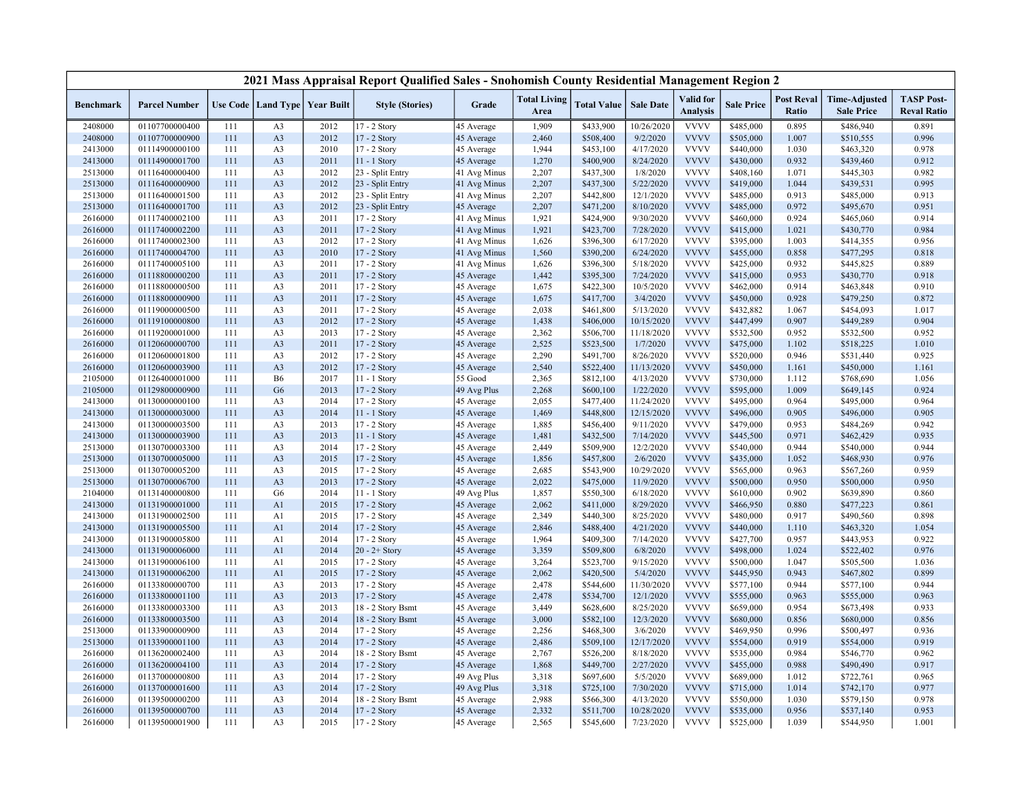# 2021 Mass Appraisal Report Qualified Sales - Snohomish County Residential Management Region 2

| Benchmark | Parcel Number | Use Code | Land Type | Year Built | Style (Stories) | Grade | Total Living Area | Total Value | Sale Date | Valid for Analysis | Sale Price | Post Reval Ratio | Time-Adjusted Sale Price | TASP Post-Reval Ratio |
|---|---|---|---|---|---|---|---|---|---|---|---|---|---|---|
| 2408000 | 01107700000400 | 111 | A3 | 2012 | 17 - 2 Story | 45 Average | 1,909 | $433,900 | 10/26/2020 | VVVV | $485,000 | 0.895 | $486,940 | 0.891 |
| 2408000 | 01107700000900 | 111 | A3 | 2012 | 17 - 2 Story | 45 Average | 2,460 | $508,400 | 9/2/2020 | VVVV | $505,000 | 1.007 | $510,555 | 0.996 |
| 2413000 | 01114900000100 | 111 | A3 | 2010 | 17 - 2 Story | 45 Average | 1,944 | $453,100 | 4/17/2020 | VVVV | $440,000 | 1.030 | $463,320 | 0.978 |
| 2413000 | 01114900001700 | 111 | A3 | 2011 | 11 - 1 Story | 45 Average | 1,270 | $400,900 | 8/24/2020 | VVVV | $430,000 | 0.932 | $439,460 | 0.912 |
| 2513000 | 01116400000400 | 111 | A3 | 2012 | 23 - Split Entry | 41 Avg Minus | 2,207 | $437,300 | 1/8/2020 | VVVV | $408,160 | 1.071 | $445,303 | 0.982 |
| 2513000 | 01116400000900 | 111 | A3 | 2012 | 23 - Split Entry | 41 Avg Minus | 2,207 | $437,300 | 5/22/2020 | VVVV | $419,000 | 1.044 | $439,531 | 0.995 |
| 2513000 | 01116400001500 | 111 | A3 | 2012 | 23 - Split Entry | 41 Avg Minus | 2,207 | $442,800 | 12/1/2020 | VVVV | $485,000 | 0.913 | $485,000 | 0.913 |
| 2513000 | 01116400001700 | 111 | A3 | 2012 | 23 - Split Entry | 45 Average | 2,207 | $471,200 | 8/10/2020 | VVVV | $485,000 | 0.972 | $495,670 | 0.951 |
| 2616000 | 01117400002100 | 111 | A3 | 2011 | 17 - 2 Story | 41 Avg Minus | 1,921 | $424,900 | 9/30/2020 | VVVV | $460,000 | 0.924 | $465,060 | 0.914 |
| 2616000 | 01117400002200 | 111 | A3 | 2011 | 17 - 2 Story | 41 Avg Minus | 1,921 | $423,700 | 7/28/2020 | VVVV | $415,000 | 1.021 | $430,770 | 0.984 |
| 2616000 | 01117400002300 | 111 | A3 | 2012 | 17 - 2 Story | 41 Avg Minus | 1,626 | $396,300 | 6/17/2020 | VVVV | $395,000 | 1.003 | $414,355 | 0.956 |
| 2616000 | 01117400004700 | 111 | A3 | 2010 | 17 - 2 Story | 41 Avg Minus | 1,560 | $390,200 | 6/24/2020 | VVVV | $455,000 | 0.858 | $477,295 | 0.818 |
| 2616000 | 01117400005100 | 111 | A3 | 2011 | 17 - 2 Story | 41 Avg Minus | 1,626 | $396,300 | 5/18/2020 | VVVV | $425,000 | 0.932 | $445,825 | 0.889 |
| 2616000 | 01118800000200 | 111 | A3 | 2011 | 17 - 2 Story | 45 Average | 1,442 | $395,300 | 7/24/2020 | VVVV | $415,000 | 0.953 | $430,770 | 0.918 |
| 2616000 | 01118800000500 | 111 | A3 | 2011 | 17 - 2 Story | 45 Average | 1,675 | $422,300 | 10/5/2020 | VVVV | $462,000 | 0.914 | $463,848 | 0.910 |
| 2616000 | 01118800000900 | 111 | A3 | 2011 | 17 - 2 Story | 45 Average | 1,675 | $417,700 | 3/4/2020 | VVVV | $450,000 | 0.928 | $479,250 | 0.872 |
| 2616000 | 01119000000500 | 111 | A3 | 2011 | 17 - 2 Story | 45 Average | 2,038 | $461,800 | 5/13/2020 | VVVV | $432,882 | 1.067 | $454,093 | 1.017 |
| 2616000 | 01119100000800 | 111 | A3 | 2012 | 17 - 2 Story | 45 Average | 1,438 | $406,000 | 10/15/2020 | VVVV | $447,499 | 0.907 | $449,289 | 0.904 |
| 2616000 | 01119200001000 | 111 | A3 | 2013 | 17 - 2 Story | 45 Average | 2,362 | $506,700 | 11/18/2020 | VVVV | $532,500 | 0.952 | $532,500 | 0.952 |
| 2616000 | 01120600000700 | 111 | A3 | 2011 | 17 - 2 Story | 45 Average | 2,525 | $523,500 | 1/7/2020 | VVVV | $475,000 | 1.102 | $518,225 | 1.010 |
| 2616000 | 01120600001800 | 111 | A3 | 2012 | 17 - 2 Story | 45 Average | 2,290 | $491,700 | 8/26/2020 | VVVV | $520,000 | 0.946 | $531,440 | 0.925 |
| 2616000 | 01120600003900 | 111 | A3 | 2012 | 17 - 2 Story | 45 Average | 2,540 | $522,400 | 11/13/2020 | VVVV | $450,000 | 1.161 | $450,000 | 1.161 |
| 2105000 | 01126400001000 | 111 | B6 | 2017 | 11 - 1 Story | 55 Good | 2,365 | $812,100 | 4/13/2020 | VVVV | $730,000 | 1.112 | $768,690 | 1.056 |
| 2105000 | 01129800000900 | 111 | G6 | 2013 | 17 - 2 Story | 49 Avg Plus | 2,268 | $600,100 | 1/22/2020 | VVVV | $595,000 | 1.009 | $649,145 | 0.924 |
| 2413000 | 01130000000100 | 111 | A3 | 2014 | 17 - 2 Story | 45 Average | 2,055 | $477,400 | 11/24/2020 | VVVV | $495,000 | 0.964 | $495,000 | 0.964 |
| 2413000 | 01130000003000 | 111 | A3 | 2014 | 11 - 1 Story | 45 Average | 1,469 | $448,800 | 12/15/2020 | VVVV | $496,000 | 0.905 | $496,000 | 0.905 |
| 2413000 | 01130000003500 | 111 | A3 | 2013 | 17 - 2 Story | 45 Average | 1,885 | $456,400 | 9/11/2020 | VVVV | $479,000 | 0.953 | $484,269 | 0.942 |
| 2413000 | 01130000003900 | 111 | A3 | 2013 | 11 - 1 Story | 45 Average | 1,481 | $432,500 | 7/14/2020 | VVVV | $445,500 | 0.971 | $462,429 | 0.935 |
| 2513000 | 01130700003300 | 111 | A3 | 2014 | 17 - 2 Story | 45 Average | 2,449 | $509,900 | 12/2/2020 | VVVV | $540,000 | 0.944 | $540,000 | 0.944 |
| 2513000 | 01130700005000 | 111 | A3 | 2015 | 17 - 2 Story | 45 Average | 1,856 | $457,800 | 2/6/2020 | VVVV | $435,000 | 1.052 | $468,930 | 0.976 |
| 2513000 | 01130700005200 | 111 | A3 | 2015 | 17 - 2 Story | 45 Average | 2,685 | $543,900 | 10/29/2020 | VVVV | $565,000 | 0.963 | $567,260 | 0.959 |
| 2513000 | 01130700006700 | 111 | A3 | 2013 | 17 - 2 Story | 45 Average | 2,022 | $475,000 | 11/9/2020 | VVVV | $500,000 | 0.950 | $500,000 | 0.950 |
| 2104000 | 01131400000800 | 111 | G6 | 2014 | 11 - 1 Story | 49 Avg Plus | 1,857 | $550,300 | 6/18/2020 | VVVV | $610,000 | 0.902 | $639,890 | 0.860 |
| 2413000 | 01131900001000 | 111 | A1 | 2015 | 17 - 2 Story | 45 Average | 2,062 | $411,000 | 8/29/2020 | VVVV | $466,950 | 0.880 | $477,223 | 0.861 |
| 2413000 | 01131900002500 | 111 | A1 | 2015 | 17 - 2 Story | 45 Average | 2,349 | $440,300 | 8/25/2020 | VVVV | $480,000 | 0.917 | $490,560 | 0.898 |
| 2413000 | 01131900005500 | 111 | A1 | 2014 | 17 - 2 Story | 45 Average | 2,846 | $488,400 | 4/21/2020 | VVVV | $440,000 | 1.110 | $463,320 | 1.054 |
| 2413000 | 01131900005800 | 111 | A1 | 2014 | 17 - 2 Story | 45 Average | 1,964 | $409,300 | 7/14/2020 | VVVV | $427,700 | 0.957 | $443,953 | 0.922 |
| 2413000 | 01131900006000 | 111 | A1 | 2014 | 20 - 2+ Story | 45 Average | 3,359 | $509,800 | 6/8/2020 | VVVV | $498,000 | 1.024 | $522,402 | 0.976 |
| 2413000 | 01131900006100 | 111 | A1 | 2015 | 17 - 2 Story | 45 Average | 3,264 | $523,700 | 9/15/2020 | VVVV | $500,000 | 1.047 | $505,500 | 1.036 |
| 2413000 | 01131900006200 | 111 | A1 | 2015 | 17 - 2 Story | 45 Average | 2,062 | $420,500 | 5/4/2020 | VVVV | $445,950 | 0.943 | $467,802 | 0.899 |
| 2616000 | 01133800000700 | 111 | A3 | 2013 | 17 - 2 Story | 45 Average | 2,478 | $544,600 | 11/30/2020 | VVVV | $577,100 | 0.944 | $577,100 | 0.944 |
| 2616000 | 01133800001100 | 111 | A3 | 2013 | 17 - 2 Story | 45 Average | 2,478 | $534,700 | 12/1/2020 | VVVV | $555,000 | 0.963 | $555,000 | 0.963 |
| 2616000 | 01133800003300 | 111 | A3 | 2013 | 18 - 2 Story Bsmt | 45 Average | 3,449 | $628,600 | 8/25/2020 | VVVV | $659,000 | 0.954 | $673,498 | 0.933 |
| 2616000 | 01133800003500 | 111 | A3 | 2014 | 18 - 2 Story Bsmt | 45 Average | 3,000 | $582,100 | 12/3/2020 | VVVV | $680,000 | 0.856 | $680,000 | 0.856 |
| 2513000 | 01133900000900 | 111 | A3 | 2014 | 17 - 2 Story | 45 Average | 2,256 | $468,300 | 3/6/2020 | VVVV | $469,950 | 0.996 | $500,497 | 0.936 |
| 2513000 | 01133900001100 | 111 | A3 | 2014 | 17 - 2 Story | 45 Average | 2,486 | $509,100 | 12/17/2020 | VVVV | $554,000 | 0.919 | $554,000 | 0.919 |
| 2616000 | 01136200002400 | 111 | A3 | 2014 | 18 - 2 Story Bsmt | 45 Average | 2,767 | $526,200 | 8/18/2020 | VVVV | $535,000 | 0.984 | $546,770 | 0.962 |
| 2616000 | 01136200004100 | 111 | A3 | 2014 | 17 - 2 Story | 45 Average | 1,868 | $449,700 | 2/27/2020 | VVVV | $455,000 | 0.988 | $490,490 | 0.917 |
| 2616000 | 01137000000800 | 111 | A3 | 2014 | 17 - 2 Story | 49 Avg Plus | 3,318 | $697,600 | 5/5/2020 | VVVV | $689,000 | 1.012 | $722,761 | 0.965 |
| 2616000 | 01137000001600 | 111 | A3 | 2014 | 17 - 2 Story | 49 Avg Plus | 3,318 | $725,100 | 7/30/2020 | VVVV | $715,000 | 1.014 | $742,170 | 0.977 |
| 2616000 | 01139500000200 | 111 | A3 | 2014 | 18 - 2 Story Bsmt | 45 Average | 2,988 | $566,300 | 4/13/2020 | VVVV | $550,000 | 1.030 | $579,150 | 0.978 |
| 2616000 | 01139500000700 | 111 | A3 | 2014 | 17 - 2 Story | 45 Average | 2,332 | $511,700 | 10/28/2020 | VVVV | $535,000 | 0.956 | $537,140 | 0.953 |
| 2616000 | 01139500001900 | 111 | A3 | 2015 | 17 - 2 Story | 45 Average | 2,565 | $545,600 | 7/23/2020 | VVVV | $525,000 | 1.039 | $544,950 | 1.001 |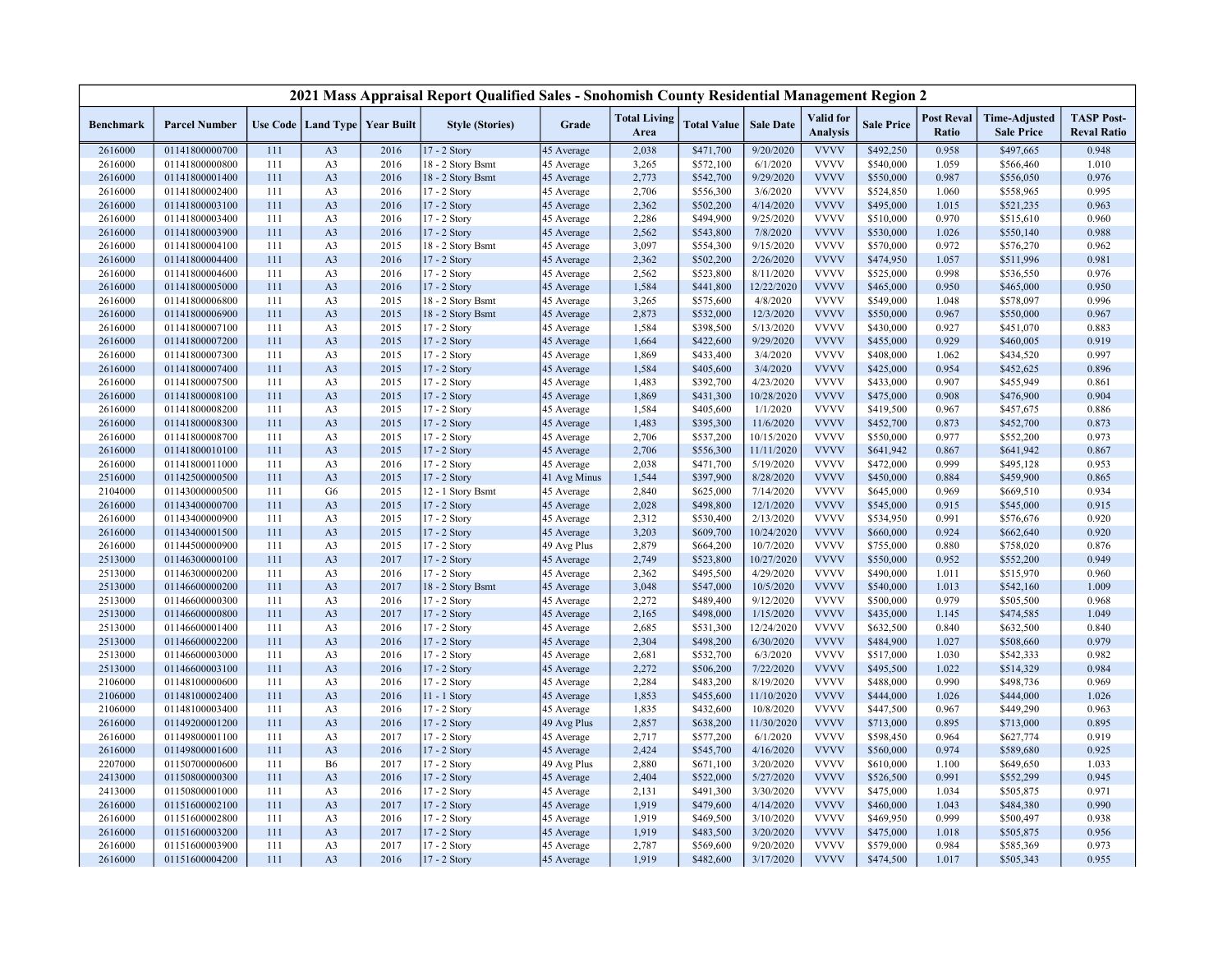| 2021 Mass Appraisal Report Qualified Sales - Snohomish County Residential Management Region 2 | | | | | | | | | | | | | | |
|---|---|---|---|---|---|---|---|---|---|---|---|---|---|---|
| Benchmark | Parcel Number | Use Code | Land Type | Year Built | Style (Stories) | Grade | Total Living Area | Total Value | Sale Date | Valid for Analysis | Sale Price | Post Reval Ratio | Time-Adjusted Sale Price | TASP Post-Reval Ratio |
| 2616000 | 01141800000700 | 111 | A3 | 2016 | 17 - 2 Story | 45 Average | 2,038 | $471,700 | 9/20/2020 | VVVV | $492,250 | 0.958 | $497,665 | 0.948 |
| 2616000 | 01141800000800 | 111 | A3 | 2016 | 18 - 2 Story Bsmt | 45 Average | 3,265 | $572,100 | 6/1/2020 | VVVV | $540,000 | 1.059 | $566,460 | 1.010 |
| 2616000 | 01141800001400 | 111 | A3 | 2016 | 18 - 2 Story Bsmt | 45 Average | 2,773 | $542,700 | 9/29/2020 | VVVV | $550,000 | 0.987 | $556,050 | 0.976 |
| 2616000 | 01141800002400 | 111 | A3 | 2016 | 17 - 2 Story | 45 Average | 2,706 | $556,300 | 3/6/2020 | VVVV | $524,850 | 1.060 | $558,965 | 0.995 |
| 2616000 | 01141800003100 | 111 | A3 | 2016 | 17 - 2 Story | 45 Average | 2,362 | $502,200 | 4/14/2020 | VVVV | $495,000 | 1.015 | $521,235 | 0.963 |
| 2616000 | 01141800003400 | 111 | A3 | 2016 | 17 - 2 Story | 45 Average | 2,286 | $494,900 | 9/25/2020 | VVVV | $510,000 | 0.970 | $515,610 | 0.960 |
| 2616000 | 01141800003900 | 111 | A3 | 2016 | 17 - 2 Story | 45 Average | 2,562 | $543,800 | 7/8/2020 | VVVV | $530,000 | 1.026 | $550,140 | 0.988 |
| 2616000 | 01141800004100 | 111 | A3 | 2015 | 18 - 2 Story Bsmt | 45 Average | 3,097 | $554,300 | 9/15/2020 | VVVV | $570,000 | 0.972 | $576,270 | 0.962 |
| 2616000 | 01141800004400 | 111 | A3 | 2016 | 17 - 2 Story | 45 Average | 2,362 | $502,200 | 2/26/2020 | VVVV | $474,950 | 1.057 | $511,996 | 0.981 |
| 2616000 | 01141800004600 | 111 | A3 | 2016 | 17 - 2 Story | 45 Average | 2,562 | $523,800 | 8/11/2020 | VVVV | $525,000 | 0.998 | $536,550 | 0.976 |
| 2616000 | 01141800005000 | 111 | A3 | 2016 | 17 - 2 Story | 45 Average | 1,584 | $441,800 | 12/22/2020 | VVVV | $465,000 | 0.950 | $465,000 | 0.950 |
| 2616000 | 01141800006800 | 111 | A3 | 2015 | 18 - 2 Story Bsmt | 45 Average | 3,265 | $575,600 | 4/8/2020 | VVVV | $549,000 | 1.048 | $578,097 | 0.996 |
| 2616000 | 01141800006900 | 111 | A3 | 2015 | 18 - 2 Story Bsmt | 45 Average | 2,873 | $532,000 | 12/3/2020 | VVVV | $550,000 | 0.967 | $550,000 | 0.967 |
| 2616000 | 01141800007100 | 111 | A3 | 2015 | 17 - 2 Story | 45 Average | 1,584 | $398,500 | 5/13/2020 | VVVV | $430,000 | 0.927 | $451,070 | 0.883 |
| 2616000 | 01141800007200 | 111 | A3 | 2015 | 17 - 2 Story | 45 Average | 1,664 | $422,600 | 9/29/2020 | VVVV | $455,000 | 0.929 | $460,005 | 0.919 |
| 2616000 | 01141800007300 | 111 | A3 | 2015 | 17 - 2 Story | 45 Average | 1,869 | $433,400 | 3/4/2020 | VVVV | $408,000 | 1.062 | $434,520 | 0.997 |
| 2616000 | 01141800007400 | 111 | A3 | 2015 | 17 - 2 Story | 45 Average | 1,584 | $405,600 | 3/4/2020 | VVVV | $425,000 | 0.954 | $452,625 | 0.896 |
| 2616000 | 01141800007500 | 111 | A3 | 2015 | 17 - 2 Story | 45 Average | 1,483 | $392,700 | 4/23/2020 | VVVV | $433,000 | 0.907 | $455,949 | 0.861 |
| 2616000 | 01141800008100 | 111 | A3 | 2015 | 17 - 2 Story | 45 Average | 1,869 | $431,300 | 10/28/2020 | VVVV | $475,000 | 0.908 | $476,900 | 0.904 |
| 2616000 | 01141800008200 | 111 | A3 | 2015 | 17 - 2 Story | 45 Average | 1,584 | $405,600 | 1/1/2020 | VVVV | $419,500 | 0.967 | $457,675 | 0.886 |
| 2616000 | 01141800008300 | 111 | A3 | 2015 | 17 - 2 Story | 45 Average | 1,483 | $395,300 | 11/6/2020 | VVVV | $452,700 | 0.873 | $452,700 | 0.873 |
| 2616000 | 01141800008700 | 111 | A3 | 2015 | 17 - 2 Story | 45 Average | 2,706 | $537,200 | 10/15/2020 | VVVV | $550,000 | 0.977 | $552,200 | 0.973 |
| 2616000 | 01141800010100 | 111 | A3 | 2015 | 17 - 2 Story | 45 Average | 2,706 | $556,300 | 11/11/2020 | VVVV | $641,942 | 0.867 | $641,942 | 0.867 |
| 2616000 | 01141800011000 | 111 | A3 | 2016 | 17 - 2 Story | 45 Average | 2,038 | $471,700 | 5/19/2020 | VVVV | $472,000 | 0.999 | $495,128 | 0.953 |
| 2516000 | 01142500000500 | 111 | A3 | 2015 | 17 - 2 Story | 41 Avg Minus | 1,544 | $397,900 | 8/28/2020 | VVVV | $450,000 | 0.884 | $459,900 | 0.865 |
| 2104000 | 01143000000500 | 111 | G6 | 2015 | 12 - 1 Story Bsmt | 45 Average | 2,840 | $625,000 | 7/14/2020 | VVVV | $645,000 | 0.969 | $669,510 | 0.934 |
| 2616000 | 01143400000700 | 111 | A3 | 2015 | 17 - 2 Story | 45 Average | 2,028 | $498,800 | 12/1/2020 | VVVV | $545,000 | 0.915 | $545,000 | 0.915 |
| 2616000 | 01143400000900 | 111 | A3 | 2015 | 17 - 2 Story | 45 Average | 2,312 | $530,400 | 2/13/2020 | VVVV | $534,950 | 0.991 | $576,676 | 0.920 |
| 2616000 | 01143400001500 | 111 | A3 | 2015 | 17 - 2 Story | 45 Average | 3,203 | $609,700 | 10/24/2020 | VVVV | $660,000 | 0.924 | $662,640 | 0.920 |
| 2616000 | 01144500000900 | 111 | A3 | 2015 | 17 - 2 Story | 49 Avg Plus | 2,879 | $664,200 | 10/7/2020 | VVVV | $755,000 | 0.880 | $758,020 | 0.876 |
| 2513000 | 01146300000100 | 111 | A3 | 2017 | 17 - 2 Story | 45 Average | 2,749 | $523,800 | 10/27/2020 | VVVV | $550,000 | 0.952 | $552,200 | 0.949 |
| 2513000 | 01146300000200 | 111 | A3 | 2016 | 17 - 2 Story | 45 Average | 2,362 | $495,500 | 4/29/2020 | VVVV | $490,000 | 1.011 | $515,970 | 0.960 |
| 2513000 | 01146600000200 | 111 | A3 | 2017 | 18 - 2 Story Bsmt | 45 Average | 3,048 | $547,000 | 10/5/2020 | VVVV | $540,000 | 1.013 | $542,160 | 1.009 |
| 2513000 | 01146600000300 | 111 | A3 | 2016 | 17 - 2 Story | 45 Average | 2,272 | $489,400 | 9/12/2020 | VVVV | $500,000 | 0.979 | $505,500 | 0.968 |
| 2513000 | 01146600000800 | 111 | A3 | 2017 | 17 - 2 Story | 45 Average | 2,165 | $498,000 | 1/15/2020 | VVVV | $435,000 | 1.145 | $474,585 | 1.049 |
| 2513000 | 01146600001400 | 111 | A3 | 2016 | 17 - 2 Story | 45 Average | 2,685 | $531,300 | 12/24/2020 | VVVV | $632,500 | 0.840 | $632,500 | 0.840 |
| 2513000 | 01146600002200 | 111 | A3 | 2016 | 17 - 2 Story | 45 Average | 2,304 | $498,200 | 6/30/2020 | VVVV | $484,900 | 1.027 | $508,660 | 0.979 |
| 2513000 | 01146600003000 | 111 | A3 | 2016 | 17 - 2 Story | 45 Average | 2,681 | $532,700 | 6/3/2020 | VVVV | $517,000 | 1.030 | $542,333 | 0.982 |
| 2513000 | 01146600003100 | 111 | A3 | 2016 | 17 - 2 Story | 45 Average | 2,272 | $506,200 | 7/22/2020 | VVVV | $495,500 | 1.022 | $514,329 | 0.984 |
| 2106000 | 01148100000600 | 111 | A3 | 2016 | 17 - 2 Story | 45 Average | 2,284 | $483,200 | 8/19/2020 | VVVV | $488,000 | 0.990 | $498,736 | 0.969 |
| 2106000 | 01148100002400 | 111 | A3 | 2016 | 11 - 1 Story | 45 Average | 1,853 | $455,600 | 11/10/2020 | VVVV | $444,000 | 1.026 | $444,000 | 1.026 |
| 2106000 | 01148100003400 | 111 | A3 | 2016 | 17 - 2 Story | 45 Average | 1,835 | $432,600 | 10/8/2020 | VVVV | $447,500 | 0.967 | $449,290 | 0.963 |
| 2616000 | 01149200001200 | 111 | A3 | 2016 | 17 - 2 Story | 49 Avg Plus | 2,857 | $638,200 | 11/30/2020 | VVVV | $713,000 | 0.895 | $713,000 | 0.895 |
| 2616000 | 01149800001100 | 111 | A3 | 2017 | 17 - 2 Story | 45 Average | 2,717 | $577,200 | 6/1/2020 | VVVV | $598,450 | 0.964 | $627,774 | 0.919 |
| 2616000 | 01149800001600 | 111 | A3 | 2016 | 17 - 2 Story | 45 Average | 2,424 | $545,700 | 4/16/2020 | VVVV | $560,000 | 0.974 | $589,680 | 0.925 |
| 2207000 | 01150700000600 | 111 | B6 | 2017 | 17 - 2 Story | 49 Avg Plus | 2,880 | $671,100 | 3/20/2020 | VVVV | $610,000 | 1.100 | $649,650 | 1.033 |
| 2413000 | 01150800000300 | 111 | A3 | 2016 | 17 - 2 Story | 45 Average | 2,404 | $522,000 | 5/27/2020 | VVVV | $526,500 | 0.991 | $552,299 | 0.945 |
| 2413000 | 01150800001000 | 111 | A3 | 2016 | 17 - 2 Story | 45 Average | 2,131 | $491,300 | 3/30/2020 | VVVV | $475,000 | 1.034 | $505,875 | 0.971 |
| 2616000 | 01151600002100 | 111 | A3 | 2017 | 17 - 2 Story | 45 Average | 1,919 | $479,600 | 4/14/2020 | VVVV | $460,000 | 1.043 | $484,380 | 0.990 |
| 2616000 | 01151600002800 | 111 | A3 | 2016 | 17 - 2 Story | 45 Average | 1,919 | $469,500 | 3/10/2020 | VVVV | $469,950 | 0.999 | $500,497 | 0.938 |
| 2616000 | 01151600003200 | 111 | A3 | 2017 | 17 - 2 Story | 45 Average | 1,919 | $483,200 | 3/20/2020 | VVVV | $475,000 | 1.018 | $505,875 | 0.956 |
| 2616000 | 01151600003900 | 111 | A3 | 2017 | 17 - 2 Story | 45 Average | 2,787 | $569,600 | 9/20/2020 | VVVV | $579,000 | 0.984 | $585,369 | 0.973 |
| 2616000 | 01151600004200 | 111 | A3 | 2016 | 17 - 2 Story | 45 Average | 1,919 | $482,600 | 3/17/2020 | VVVV | $474,500 | 1.017 | $505,343 | 0.955 |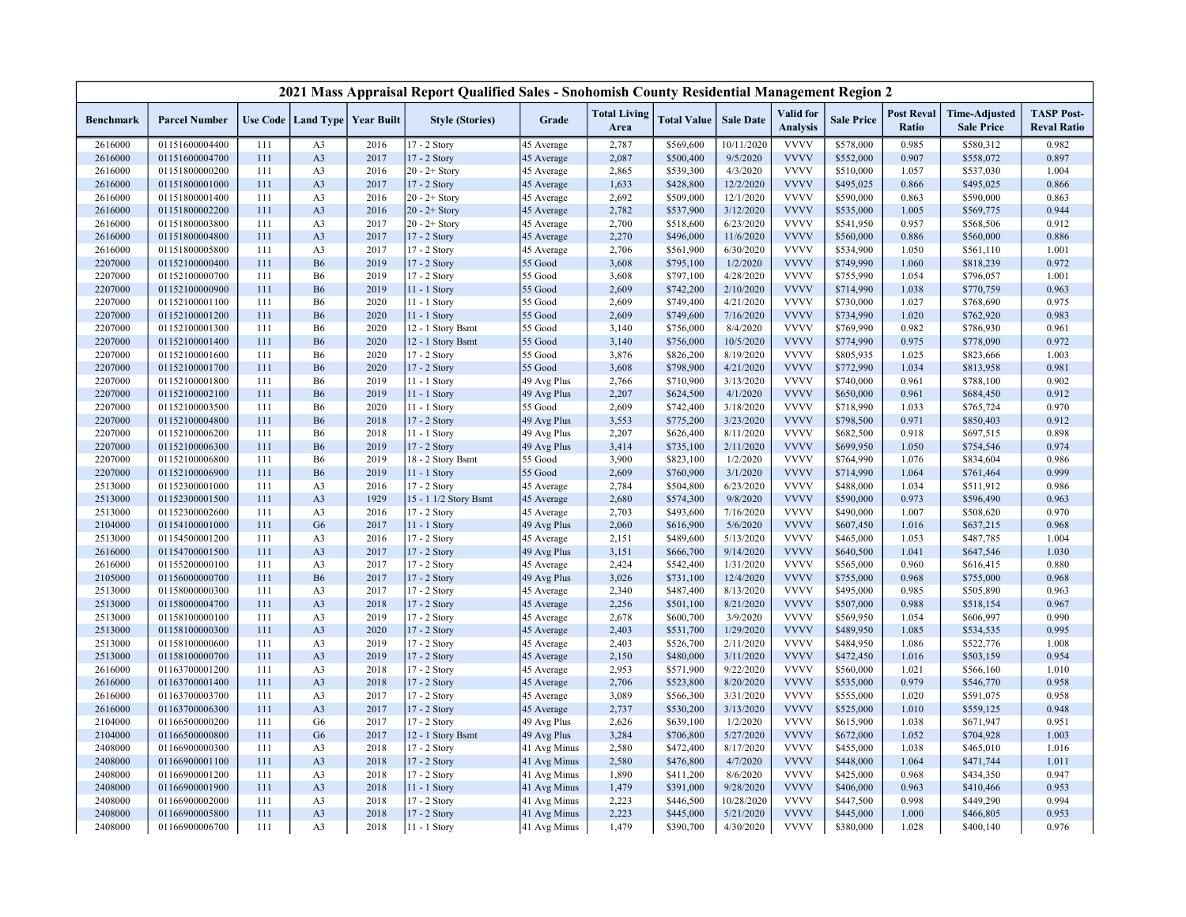| 2021 Mass Appraisal Report Qualified Sales - Snohomish County Residential Management Region 2 | | | | | | | | | | | | | | | |
|---|---|---|---|---|---|---|---|---|---|---|---|---|---|---|---|
| Benchmark | Parcel Number | Use Code | Land Type | Year Built | Style (Stories) | Grade | Total Living Area | Total Value | Sale Date | Valid for Analysis | Sale Price | Post Reval Ratio | Time-Adjusted Sale Price | TASP Post-Reval Ratio |
| 2616000 | 01151600004400 | 111 | A3 | 2016 | 17 - 2 Story | 45 Average | 2,787 | $569,600 | 10/11/2020 | VVVV | $578,000 | 0.985 | $580,312 | 0.982 |
| 2616000 | 01151600004700 | 111 | A3 | 2017 | 17 - 2 Story | 45 Average | 2,087 | $500,400 | 9/5/2020 | VVVV | $552,000 | 0.907 | $558,072 | 0.897 |
| 2616000 | 01151800000200 | 111 | A3 | 2016 | 20 - 2+ Story | 45 Average | 2,865 | $539,300 | 4/3/2020 | VVVV | $510,000 | 1.057 | $537,030 | 1.004 |
| 2616000 | 01151800001000 | 111 | A3 | 2017 | 17 - 2 Story | 45 Average | 1,633 | $428,800 | 12/2/2020 | VVVV | $495,025 | 0.866 | $495,025 | 0.866 |
| 2616000 | 01151800001400 | 111 | A3 | 2016 | 20 - 2+ Story | 45 Average | 2,692 | $509,000 | 12/1/2020 | VVVV | $590,000 | 0.863 | $590,000 | 0.863 |
| 2616000 | 01151800002200 | 111 | A3 | 2016 | 20 - 2+ Story | 45 Average | 2,782 | $537,900 | 3/12/2020 | VVVV | $535,000 | 1.005 | $569,775 | 0.944 |
| 2616000 | 01151800003800 | 111 | A3 | 2017 | 20 - 2+ Story | 45 Average | 2,700 | $518,600 | 6/23/2020 | VVVV | $541,950 | 0.957 | $568,506 | 0.912 |
| 2616000 | 01151800004800 | 111 | A3 | 2017 | 17 - 2 Story | 45 Average | 2,270 | $496,000 | 11/6/2020 | VVVV | $560,000 | 0.886 | $560,000 | 0.886 |
| 2616000 | 01151800005800 | 111 | A3 | 2017 | 17 - 2 Story | 45 Average | 2,706 | $561,900 | 6/30/2020 | VVVV | $534,900 | 1.050 | $561,110 | 1.001 |
| 2207000 | 01152100000400 | 111 | B6 | 2019 | 17 - 2 Story | 55 Good | 3,608 | $795,100 | 1/2/2020 | VVVV | $749,990 | 1.060 | $818,239 | 0.972 |
| 2207000 | 01152100000700 | 111 | B6 | 2019 | 17 - 2 Story | 55 Good | 3,608 | $797,100 | 4/28/2020 | VVVV | $755,990 | 1.054 | $796,057 | 1.001 |
| 2207000 | 01152100000900 | 111 | B6 | 2019 | 11 - 1 Story | 55 Good | 2,609 | $742,200 | 2/10/2020 | VVVV | $714,990 | 1.038 | $770,759 | 0.963 |
| 2207000 | 01152100001100 | 111 | B6 | 2020 | 11 - 1 Story | 55 Good | 2,609 | $749,400 | 4/21/2020 | VVVV | $730,000 | 1.027 | $768,690 | 0.975 |
| 2207000 | 01152100001200 | 111 | B6 | 2020 | 11 - 1 Story | 55 Good | 2,609 | $749,600 | 7/16/2020 | VVVV | $734,990 | 1.020 | $762,920 | 0.983 |
| 2207000 | 01152100001300 | 111 | B6 | 2020 | 12 - 1 Story Bsmt | 55 Good | 3,140 | $756,000 | 8/4/2020 | VVVV | $769,990 | 0.982 | $786,930 | 0.961 |
| 2207000 | 01152100001400 | 111 | B6 | 2020 | 12 - 1 Story Bsmt | 55 Good | 3,140 | $756,000 | 10/5/2020 | VVVV | $774,990 | 0.975 | $778,090 | 0.972 |
| 2207000 | 01152100001600 | 111 | B6 | 2020 | 17 - 2 Story | 55 Good | 3,876 | $826,200 | 8/19/2020 | VVVV | $805,935 | 1.025 | $823,666 | 1.003 |
| 2207000 | 01152100001700 | 111 | B6 | 2020 | 17 - 2 Story | 55 Good | 3,608 | $798,900 | 4/21/2020 | VVVV | $772,990 | 1.034 | $813,958 | 0.981 |
| 2207000 | 01152100001800 | 111 | B6 | 2019 | 11 - 1 Story | 49 Avg Plus | 2,766 | $710,900 | 3/13/2020 | VVVV | $740,000 | 0.961 | $788,100 | 0.902 |
| 2207000 | 01152100002100 | 111 | B6 | 2019 | 11 - 1 Story | 49 Avg Plus | 2,207 | $624,500 | 4/1/2020 | VVVV | $650,000 | 0.961 | $684,450 | 0.912 |
| 2207000 | 01152100003500 | 111 | B6 | 2020 | 11 - 1 Story | 55 Good | 2,609 | $742,400 | 3/18/2020 | VVVV | $718,990 | 1.033 | $765,724 | 0.970 |
| 2207000 | 01152100004800 | 111 | B6 | 2018 | 17 - 2 Story | 49 Avg Plus | 3,553 | $775,200 | 3/23/2020 | VVVV | $798,500 | 0.971 | $850,403 | 0.912 |
| 2207000 | 01152100006200 | 111 | B6 | 2018 | 11 - 1 Story | 49 Avg Plus | 2,207 | $626,400 | 8/11/2020 | VVVV | $682,500 | 0.918 | $697,515 | 0.898 |
| 2207000 | 01152100006300 | 111 | B6 | 2019 | 17 - 2 Story | 49 Avg Plus | 3,414 | $735,100 | 2/11/2020 | VVVV | $699,950 | 1.050 | $754,546 | 0.974 |
| 2207000 | 01152100006800 | 111 | B6 | 2019 | 18 - 2 Story Bsmt | 55 Good | 3,900 | $823,100 | 1/2/2020 | VVVV | $764,990 | 1.076 | $834,604 | 0.986 |
| 2207000 | 01152100006900 | 111 | B6 | 2019 | 11 - 1 Story | 55 Good | 2,609 | $760,900 | 3/1/2020 | VVVV | $714,990 | 1.064 | $761,464 | 0.999 |
| 2513000 | 01152300001000 | 111 | A3 | 2016 | 17 - 2 Story | 45 Average | 2,784 | $504,800 | 6/23/2020 | VVVV | $488,000 | 1.034 | $511,912 | 0.986 |
| 2513000 | 01152300001500 | 111 | A3 | 1929 | 15 - 1 1/2 Story Bsmt | 45 Average | 2,680 | $574,300 | 9/8/2020 | VVVV | $590,000 | 0.973 | $596,490 | 0.963 |
| 2513000 | 01152300002600 | 111 | A3 | 2016 | 17 - 2 Story | 45 Average | 2,703 | $493,600 | 7/16/2020 | VVVV | $490,000 | 1.007 | $508,620 | 0.970 |
| 2104000 | 01154100001000 | 111 | G6 | 2017 | 11 - 1 Story | 49 Avg Plus | 2,060 | $616,900 | 5/6/2020 | VVVV | $607,450 | 1.016 | $637,215 | 0.968 |
| 2513000 | 01154500001200 | 111 | A3 | 2016 | 17 - 2 Story | 45 Average | 2,151 | $489,600 | 5/13/2020 | VVVV | $465,000 | 1.053 | $487,785 | 1.004 |
| 2616000 | 01154700001500 | 111 | A3 | 2017 | 17 - 2 Story | 49 Avg Plus | 3,151 | $666,700 | 9/14/2020 | VVVV | $640,500 | 1.041 | $647,546 | 1.030 |
| 2616000 | 01155200000100 | 111 | A3 | 2017 | 17 - 2 Story | 45 Average | 2,424 | $542,400 | 1/31/2020 | VVVV | $565,000 | 0.960 | $616,415 | 0.880 |
| 2105000 | 01156000000700 | 111 | B6 | 2017 | 17 - 2 Story | 49 Avg Plus | 3,026 | $731,100 | 12/4/2020 | VVVV | $755,000 | 0.968 | $755,000 | 0.968 |
| 2513000 | 01158000000300 | 111 | A3 | 2017 | 17 - 2 Story | 45 Average | 2,340 | $487,400 | 8/13/2020 | VVVV | $495,000 | 0.985 | $505,890 | 0.963 |
| 2513000 | 01158000004700 | 111 | A3 | 2018 | 17 - 2 Story | 45 Average | 2,256 | $501,100 | 8/21/2020 | VVVV | $507,000 | 0.988 | $518,154 | 0.967 |
| 2513000 | 01158100000100 | 111 | A3 | 2019 | 17 - 2 Story | 45 Average | 2,678 | $600,700 | 3/9/2020 | VVVV | $569,950 | 1.054 | $606,997 | 0.990 |
| 2513000 | 01158100000300 | 111 | A3 | 2020 | 17 - 2 Story | 45 Average | 2,403 | $531,700 | 1/29/2020 | VVVV | $489,950 | 1.085 | $534,535 | 0.995 |
| 2513000 | 01158100000600 | 111 | A3 | 2019 | 17 - 2 Story | 45 Average | 2,403 | $526,700 | 2/11/2020 | VVVV | $484,950 | 1.086 | $522,776 | 1.008 |
| 2513000 | 01158100000700 | 111 | A3 | 2019 | 17 - 2 Story | 45 Average | 2,150 | $480,000 | 3/11/2020 | VVVV | $472,450 | 1.016 | $503,159 | 0.954 |
| 2616000 | 01163700001200 | 111 | A3 | 2018 | 17 - 2 Story | 45 Average | 2,953 | $571,900 | 9/22/2020 | VVVV | $560,000 | 1.021 | $566,160 | 1.010 |
| 2616000 | 01163700001400 | 111 | A3 | 2018 | 17 - 2 Story | 45 Average | 2,706 | $523,800 | 8/20/2020 | VVVV | $535,000 | 0.979 | $546,770 | 0.958 |
| 2616000 | 01163700003700 | 111 | A3 | 2017 | 17 - 2 Story | 45 Average | 3,089 | $566,300 | 3/31/2020 | VVVV | $555,000 | 1.020 | $591,075 | 0.958 |
| 2616000 | 01163700006300 | 111 | A3 | 2017 | 17 - 2 Story | 45 Average | 2,737 | $530,200 | 3/13/2020 | VVVV | $525,000 | 1.010 | $559,125 | 0.948 |
| 2104000 | 01166500000200 | 111 | G6 | 2017 | 17 - 2 Story | 49 Avg Plus | 2,626 | $639,100 | 1/2/2020 | VVVV | $615,900 | 1.038 | $671,947 | 0.951 |
| 2104000 | 01166500000800 | 111 | G6 | 2017 | 12 - 1 Story Bsmt | 49 Avg Plus | 3,284 | $706,800 | 5/27/2020 | VVVV | $672,000 | 1.052 | $704,928 | 1.003 |
| 2408000 | 01166900000300 | 111 | A3 | 2018 | 17 - 2 Story | 41 Avg Minus | 2,580 | $472,400 | 8/17/2020 | VVVV | $455,000 | 1.038 | $465,010 | 1.016 |
| 2408000 | 01166900001100 | 111 | A3 | 2018 | 17 - 2 Story | 41 Avg Minus | 2,580 | $476,800 | 4/7/2020 | VVVV | $448,000 | 1.064 | $471,744 | 1.011 |
| 2408000 | 01166900001200 | 111 | A3 | 2018 | 17 - 2 Story | 41 Avg Minus | 1,890 | $411,200 | 8/6/2020 | VVVV | $425,000 | 0.968 | $434,350 | 0.947 |
| 2408000 | 01166900001900 | 111 | A3 | 2018 | 11 - 1 Story | 41 Avg Minus | 1,479 | $391,000 | 9/28/2020 | VVVV | $406,000 | 0.963 | $410,466 | 0.953 |
| 2408000 | 01166900002000 | 111 | A3 | 2018 | 17 - 2 Story | 41 Avg Minus | 2,223 | $446,500 | 10/28/2020 | VVVV | $447,500 | 0.998 | $449,290 | 0.994 |
| 2408000 | 01166900005800 | 111 | A3 | 2018 | 17 - 2 Story | 41 Avg Minus | 2,223 | $445,000 | 5/21/2020 | VVVV | $445,000 | 1.000 | $466,805 | 0.953 |
| 2408000 | 01166900006700 | 111 | A3 | 2018 | 11 - 1 Story | 41 Avg Minus | 1,479 | $390,700 | 4/30/2020 | VVVV | $380,000 | 1.028 | $400,140 | 0.976 |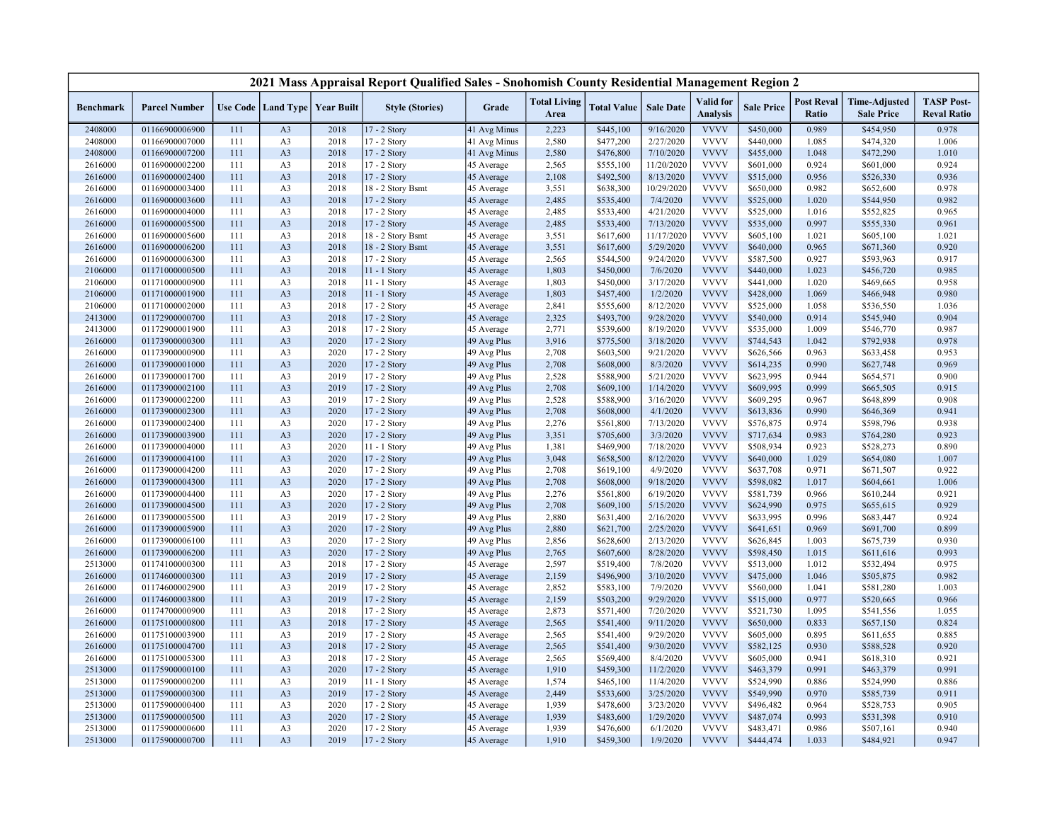# 2021 Mass Appraisal Report Qualified Sales - Snohomish County Residential Management Region 2

| Benchmark | Parcel Number | Use Code | Land Type | Year Built | Style (Stories) | Grade | Total Living Area | Total Value | Sale Date | Valid for Analysis | Sale Price | Post Reval Ratio | Time-Adjusted Sale Price | TASP Post-Reval Ratio |
|---|---|---|---|---|---|---|---|---|---|---|---|---|---|---|
| 2408000 | 01166900006900 | 111 | A3 | 2018 | 17 - 2 Story | 41 Avg Minus | 2,223 | $445,100 | 9/16/2020 | VVVV | $450,000 | 0.989 | $454,950 | 0.978 |
| 2408000 | 01166900007000 | 111 | A3 | 2018 | 17 - 2 Story | 41 Avg Minus | 2,580 | $477,200 | 2/27/2020 | VVVV | $440,000 | 1.085 | $474,320 | 1.006 |
| 2408000 | 01166900007200 | 111 | A3 | 2018 | 17 - 2 Story | 41 Avg Minus | 2,580 | $476,800 | 7/10/2020 | VVVV | $455,000 | 1.048 | $472,290 | 1.010 |
| 2616000 | 01169000002200 | 111 | A3 | 2018 | 17 - 2 Story | 45 Average | 2,565 | $555,100 | 11/20/2020 | VVVV | $601,000 | 0.924 | $601,000 | 0.924 |
| 2616000 | 01169000002400 | 111 | A3 | 2018 | 17 - 2 Story | 45 Average | 2,108 | $492,500 | 8/13/2020 | VVVV | $515,000 | 0.956 | $526,330 | 0.936 |
| 2616000 | 01169000003400 | 111 | A3 | 2018 | 18 - 2 Story Bsmt | 45 Average | 3,551 | $638,300 | 10/29/2020 | VVVV | $650,000 | 0.982 | $652,600 | 0.978 |
| 2616000 | 01169000003600 | 111 | A3 | 2018 | 17 - 2 Story | 45 Average | 2,485 | $535,400 | 7/4/2020 | VVVV | $525,000 | 1.020 | $544,950 | 0.982 |
| 2616000 | 01169000004000 | 111 | A3 | 2018 | 17 - 2 Story | 45 Average | 2,485 | $533,400 | 4/21/2020 | VVVV | $525,000 | 1.016 | $552,825 | 0.965 |
| 2616000 | 01169000005500 | 111 | A3 | 2018 | 17 - 2 Story | 45 Average | 2,485 | $533,400 | 7/13/2020 | VVVV | $535,000 | 0.997 | $555,330 | 0.961 |
| 2616000 | 01169000005600 | 111 | A3 | 2018 | 18 - 2 Story Bsmt | 45 Average | 3,551 | $617,600 | 11/17/2020 | VVVV | $605,100 | 1.021 | $605,100 | 1.021 |
| 2616000 | 01169000006200 | 111 | A3 | 2018 | 18 - 2 Story Bsmt | 45 Average | 3,551 | $617,600 | 5/29/2020 | VVVV | $640,000 | 0.965 | $671,360 | 0.920 |
| 2616000 | 01169000006300 | 111 | A3 | 2018 | 17 - 2 Story | 45 Average | 2,565 | $544,500 | 9/24/2020 | VVVV | $587,500 | 0.927 | $593,963 | 0.917 |
| 2106000 | 01171000000500 | 111 | A3 | 2018 | 11 - 1 Story | 45 Average | 1,803 | $450,000 | 7/6/2020 | VVVV | $440,000 | 1.023 | $456,720 | 0.985 |
| 2106000 | 01171000000900 | 111 | A3 | 2018 | 11 - 1 Story | 45 Average | 1,803 | $450,000 | 3/17/2020 | VVVV | $441,000 | 1.020 | $469,665 | 0.958 |
| 2106000 | 01171000001900 | 111 | A3 | 2018 | 11 - 1 Story | 45 Average | 1,803 | $457,400 | 1/2/2020 | VVVV | $428,000 | 1.069 | $466,948 | 0.980 |
| 2106000 | 01171000002000 | 111 | A3 | 2018 | 17 - 2 Story | 45 Average | 2,841 | $555,600 | 8/12/2020 | VVVV | $525,000 | 1.058 | $536,550 | 1.036 |
| 2413000 | 01172900000700 | 111 | A3 | 2018 | 17 - 2 Story | 45 Average | 2,325 | $493,700 | 9/28/2020 | VVVV | $540,000 | 0.914 | $545,940 | 0.904 |
| 2413000 | 01172900001900 | 111 | A3 | 2018 | 17 - 2 Story | 45 Average | 2,771 | $539,600 | 8/19/2020 | VVVV | $535,000 | 1.009 | $546,770 | 0.987 |
| 2616000 | 01173900000300 | 111 | A3 | 2020 | 17 - 2 Story | 49 Avg Plus | 3,916 | $775,500 | 3/18/2020 | VVVV | $744,543 | 1.042 | $792,938 | 0.978 |
| 2616000 | 01173900000900 | 111 | A3 | 2020 | 17 - 2 Story | 49 Avg Plus | 2,708 | $603,500 | 9/21/2020 | VVVV | $626,566 | 0.963 | $633,458 | 0.953 |
| 2616000 | 01173900001000 | 111 | A3 | 2020 | 17 - 2 Story | 49 Avg Plus | 2,708 | $608,000 | 8/3/2020 | VVVV | $614,235 | 0.990 | $627,748 | 0.969 |
| 2616000 | 01173900001700 | 111 | A3 | 2019 | 17 - 2 Story | 49 Avg Plus | 2,528 | $588,900 | 5/21/2020 | VVVV | $623,995 | 0.944 | $654,571 | 0.900 |
| 2616000 | 01173900002100 | 111 | A3 | 2019 | 17 - 2 Story | 49 Avg Plus | 2,708 | $609,100 | 1/14/2020 | VVVV | $609,995 | 0.999 | $665,505 | 0.915 |
| 2616000 | 01173900002200 | 111 | A3 | 2019 | 17 - 2 Story | 49 Avg Plus | 2,528 | $588,900 | 3/16/2020 | VVVV | $609,295 | 0.967 | $648,899 | 0.908 |
| 2616000 | 01173900002300 | 111 | A3 | 2020 | 17 - 2 Story | 49 Avg Plus | 2,708 | $608,000 | 4/1/2020 | VVVV | $613,836 | 0.990 | $646,369 | 0.941 |
| 2616000 | 01173900002400 | 111 | A3 | 2020 | 17 - 2 Story | 49 Avg Plus | 2,276 | $561,800 | 7/13/2020 | VVVV | $576,875 | 0.974 | $598,796 | 0.938 |
| 2616000 | 01173900003900 | 111 | A3 | 2020 | 17 - 2 Story | 49 Avg Plus | 3,351 | $705,600 | 3/3/2020 | VVVV | $717,634 | 0.983 | $764,280 | 0.923 |
| 2616000 | 01173900004000 | 111 | A3 | 2020 | 11 - 1 Story | 49 Avg Plus | 1,381 | $469,900 | 7/18/2020 | VVVV | $508,934 | 0.923 | $528,273 | 0.890 |
| 2616000 | 01173900004100 | 111 | A3 | 2020 | 17 - 2 Story | 49 Avg Plus | 3,048 | $658,500 | 8/12/2020 | VVVV | $640,000 | 1.029 | $654,080 | 1.007 |
| 2616000 | 01173900004200 | 111 | A3 | 2020 | 17 - 2 Story | 49 Avg Plus | 2,708 | $619,100 | 4/9/2020 | VVVV | $637,708 | 0.971 | $671,507 | 0.922 |
| 2616000 | 01173900004300 | 111 | A3 | 2020 | 17 - 2 Story | 49 Avg Plus | 2,708 | $608,000 | 9/18/2020 | VVVV | $598,082 | 1.017 | $604,661 | 1.006 |
| 2616000 | 01173900004400 | 111 | A3 | 2020 | 17 - 2 Story | 49 Avg Plus | 2,276 | $561,800 | 6/19/2020 | VVVV | $581,739 | 0.966 | $610,244 | 0.921 |
| 2616000 | 01173900004500 | 111 | A3 | 2020 | 17 - 2 Story | 49 Avg Plus | 2,708 | $609,100 | 5/15/2020 | VVVV | $624,990 | 0.975 | $655,615 | 0.929 |
| 2616000 | 01173900005500 | 111 | A3 | 2019 | 17 - 2 Story | 49 Avg Plus | 2,880 | $631,400 | 2/16/2020 | VVVV | $633,995 | 0.996 | $683,447 | 0.924 |
| 2616000 | 01173900005900 | 111 | A3 | 2020 | 17 - 2 Story | 49 Avg Plus | 2,880 | $621,700 | 2/25/2020 | VVVV | $641,651 | 0.969 | $691,700 | 0.899 |
| 2616000 | 01173900006100 | 111 | A3 | 2020 | 17 - 2 Story | 49 Avg Plus | 2,856 | $628,600 | 2/13/2020 | VVVV | $626,845 | 1.003 | $675,739 | 0.930 |
| 2616000 | 01173900006200 | 111 | A3 | 2020 | 17 - 2 Story | 49 Avg Plus | 2,765 | $607,600 | 8/28/2020 | VVVV | $598,450 | 1.015 | $611,616 | 0.993 |
| 2513000 | 01174100000300 | 111 | A3 | 2018 | 17 - 2 Story | 45 Average | 2,597 | $519,400 | 7/8/2020 | VVVV | $513,000 | 1.012 | $532,494 | 0.975 |
| 2616000 | 01174600000300 | 111 | A3 | 2019 | 17 - 2 Story | 45 Average | 2,159 | $496,900 | 3/10/2020 | VVVV | $475,000 | 1.046 | $505,875 | 0.982 |
| 2616000 | 01174600002900 | 111 | A3 | 2019 | 17 - 2 Story | 45 Average | 2,852 | $583,100 | 7/9/2020 | VVVV | $560,000 | 1.041 | $581,280 | 1.003 |
| 2616000 | 01174600003800 | 111 | A3 | 2019 | 17 - 2 Story | 45 Average | 2,159 | $503,200 | 9/29/2020 | VVVV | $515,000 | 0.977 | $520,665 | 0.966 |
| 2616000 | 01174700000900 | 111 | A3 | 2018 | 17 - 2 Story | 45 Average | 2,873 | $571,400 | 7/20/2020 | VVVV | $521,730 | 1.095 | $541,556 | 1.055 |
| 2616000 | 01175100000800 | 111 | A3 | 2018 | 17 - 2 Story | 45 Average | 2,565 | $541,400 | 9/11/2020 | VVVV | $650,000 | 0.833 | $657,150 | 0.824 |
| 2616000 | 01175100003900 | 111 | A3 | 2019 | 17 - 2 Story | 45 Average | 2,565 | $541,400 | 9/29/2020 | VVVV | $605,000 | 0.895 | $611,655 | 0.885 |
| 2616000 | 01175100004700 | 111 | A3 | 2018 | 17 - 2 Story | 45 Average | 2,565 | $541,400 | 9/30/2020 | VVVV | $582,125 | 0.930 | $588,528 | 0.920 |
| 2616000 | 01175100005300 | 111 | A3 | 2018 | 17 - 2 Story | 45 Average | 2,565 | $569,400 | 8/4/2020 | VVVV | $605,000 | 0.941 | $618,310 | 0.921 |
| 2513000 | 01175900000100 | 111 | A3 | 2020 | 17 - 2 Story | 45 Average | 1,910 | $459,300 | 11/2/2020 | VVVV | $463,379 | 0.991 | $463,379 | 0.991 |
| 2513000 | 01175900000200 | 111 | A3 | 2019 | 11 - 1 Story | 45 Average | 1,574 | $465,100 | 11/4/2020 | VVVV | $524,990 | 0.886 | $524,990 | 0.886 |
| 2513000 | 01175900000300 | 111 | A3 | 2019 | 17 - 2 Story | 45 Average | 2,449 | $533,600 | 3/25/2020 | VVVV | $549,990 | 0.970 | $585,739 | 0.911 |
| 2513000 | 01175900000400 | 111 | A3 | 2020 | 17 - 2 Story | 45 Average | 1,939 | $478,600 | 3/23/2020 | VVVV | $496,482 | 0.964 | $528,753 | 0.905 |
| 2513000 | 01175900000500 | 111 | A3 | 2020 | 17 - 2 Story | 45 Average | 1,939 | $483,600 | 1/29/2020 | VVVV | $487,074 | 0.993 | $531,398 | 0.910 |
| 2513000 | 01175900000600 | 111 | A3 | 2020 | 17 - 2 Story | 45 Average | 1,939 | $476,600 | 6/1/2020 | VVVV | $483,471 | 0.986 | $507,161 | 0.940 |
| 2513000 | 01175900000700 | 111 | A3 | 2019 | 17 - 2 Story | 45 Average | 1,910 | $459,300 | 1/9/2020 | VVVV | $444,474 | 1.033 | $484,921 | 0.947 |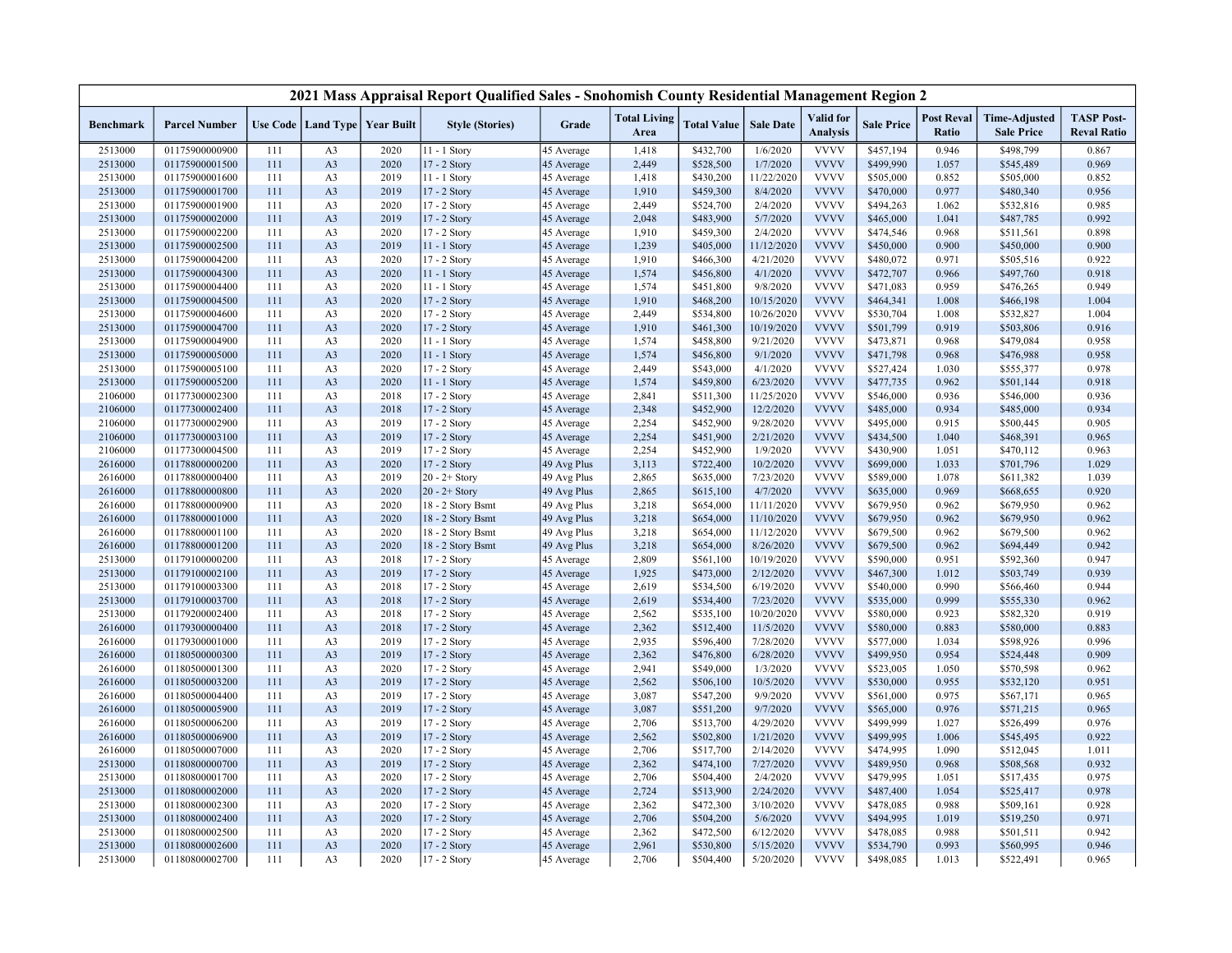# 2021 Mass Appraisal Report Qualified Sales - Snohomish County Residential Management Region 2

| Benchmark | Parcel Number | Use Code | Land Type | Year Built | Style (Stories) | Grade | Total Living Area | Total Value | Sale Date | Valid for Analysis | Sale Price | Post Reval Ratio | Time-Adjusted Sale Price | TASP Post-Reval Ratio |
|---|---|---|---|---|---|---|---|---|---|---|---|---|---|---|
| 2513000 | 01175900000900 | 111 | A3 | 2020 | 11 - 1 Story | 45 Average | 1,418 | $432,700 | 1/6/2020 | VVVV | $457,194 | 0.946 | $498,799 | 0.867 |
| 2513000 | 01175900001500 | 111 | A3 | 2020 | 17 - 2 Story | 45 Average | 2,449 | $528,500 | 1/7/2020 | VVVV | $499,990 | 1.057 | $545,489 | 0.969 |
| 2513000 | 01175900001600 | 111 | A3 | 2019 | 11 - 1 Story | 45 Average | 1,418 | $430,200 | 11/22/2020 | VVVV | $505,000 | 0.852 | $505,000 | 0.852 |
| 2513000 | 01175900001700 | 111 | A3 | 2019 | 17 - 2 Story | 45 Average | 1,910 | $459,300 | 8/4/2020 | VVVV | $470,000 | 0.977 | $480,340 | 0.956 |
| 2513000 | 01175900001900 | 111 | A3 | 2020 | 17 - 2 Story | 45 Average | 2,449 | $524,700 | 2/4/2020 | VVVV | $494,263 | 1.062 | $532,816 | 0.985 |
| 2513000 | 01175900002000 | 111 | A3 | 2019 | 17 - 2 Story | 45 Average | 2,048 | $483,900 | 5/7/2020 | VVVV | $465,000 | 1.041 | $487,785 | 0.992 |
| 2513000 | 01175900002200 | 111 | A3 | 2020 | 17 - 2 Story | 45 Average | 1,910 | $459,300 | 2/4/2020 | VVVV | $474,546 | 0.968 | $511,561 | 0.898 |
| 2513000 | 01175900002500 | 111 | A3 | 2019 | 11 - 1 Story | 45 Average | 1,239 | $405,000 | 11/12/2020 | VVVV | $450,000 | 0.900 | $450,000 | 0.900 |
| 2513000 | 01175900004200 | 111 | A3 | 2020 | 17 - 2 Story | 45 Average | 1,910 | $466,300 | 4/21/2020 | VVVV | $480,072 | 0.971 | $505,516 | 0.922 |
| 2513000 | 01175900004300 | 111 | A3 | 2020 | 11 - 1 Story | 45 Average | 1,574 | $456,800 | 4/1/2020 | VVVV | $472,707 | 0.966 | $497,760 | 0.918 |
| 2513000 | 01175900004400 | 111 | A3 | 2020 | 11 - 1 Story | 45 Average | 1,574 | $451,800 | 9/8/2020 | VVVV | $471,083 | 0.959 | $476,265 | 0.949 |
| 2513000 | 01175900004500 | 111 | A3 | 2020 | 17 - 2 Story | 45 Average | 1,910 | $468,200 | 10/15/2020 | VVVV | $464,341 | 1.008 | $466,198 | 1.004 |
| 2513000 | 01175900004600 | 111 | A3 | 2020 | 17 - 2 Story | 45 Average | 2,449 | $534,800 | 10/26/2020 | VVVV | $530,704 | 1.008 | $532,827 | 1.004 |
| 2513000 | 01175900004700 | 111 | A3 | 2020 | 17 - 2 Story | 45 Average | 1,910 | $461,300 | 10/19/2020 | VVVV | $501,799 | 0.919 | $503,806 | 0.916 |
| 2513000 | 01175900004900 | 111 | A3 | 2020 | 11 - 1 Story | 45 Average | 1,574 | $458,800 | 9/21/2020 | VVVV | $473,871 | 0.968 | $479,084 | 0.958 |
| 2513000 | 01175900005000 | 111 | A3 | 2020 | 11 - 1 Story | 45 Average | 1,574 | $456,800 | 9/1/2020 | VVVV | $471,798 | 0.968 | $476,988 | 0.958 |
| 2513000 | 01175900005100 | 111 | A3 | 2020 | 17 - 2 Story | 45 Average | 2,449 | $543,000 | 4/1/2020 | VVVV | $527,424 | 1.030 | $555,377 | 0.978 |
| 2513000 | 01175900005200 | 111 | A3 | 2020 | 11 - 1 Story | 45 Average | 1,574 | $459,800 | 6/23/2020 | VVVV | $477,735 | 0.962 | $501,144 | 0.918 |
| 2106000 | 01177300002300 | 111 | A3 | 2018 | 17 - 2 Story | 45 Average | 2,841 | $511,300 | 11/25/2020 | VVVV | $546,000 | 0.936 | $546,000 | 0.936 |
| 2106000 | 01177300002400 | 111 | A3 | 2018 | 17 - 2 Story | 45 Average | 2,348 | $452,900 | 12/2/2020 | VVVV | $485,000 | 0.934 | $485,000 | 0.934 |
| 2106000 | 01177300002900 | 111 | A3 | 2019 | 17 - 2 Story | 45 Average | 2,254 | $452,900 | 9/28/2020 | VVVV | $495,000 | 0.915 | $500,445 | 0.905 |
| 2106000 | 01177300003100 | 111 | A3 | 2019 | 17 - 2 Story | 45 Average | 2,254 | $451,900 | 2/21/2020 | VVVV | $434,500 | 1.040 | $468,391 | 0.965 |
| 2106000 | 01177300004500 | 111 | A3 | 2019 | 17 - 2 Story | 45 Average | 2,254 | $452,900 | 1/9/2020 | VVVV | $430,900 | 1.051 | $470,112 | 0.963 |
| 2616000 | 01178800000200 | 111 | A3 | 2020 | 17 - 2 Story | 49 Avg Plus | 3,113 | $722,400 | 10/2/2020 | VVVV | $699,000 | 1.033 | $701,796 | 1.029 |
| 2616000 | 01178800000400 | 111 | A3 | 2019 | 20 - 2+ Story | 49 Avg Plus | 2,865 | $635,000 | 7/23/2020 | VVVV | $589,000 | 1.078 | $611,382 | 1.039 |
| 2616000 | 01178800000800 | 111 | A3 | 2020 | 20 - 2+ Story | 49 Avg Plus | 2,865 | $615,100 | 4/7/2020 | VVVV | $635,000 | 0.969 | $668,655 | 0.920 |
| 2616000 | 01178800000900 | 111 | A3 | 2020 | 18 - 2 Story Bsmt | 49 Avg Plus | 3,218 | $654,000 | 11/11/2020 | VVVV | $679,950 | 0.962 | $679,950 | 0.962 |
| 2616000 | 01178800001000 | 111 | A3 | 2020 | 18 - 2 Story Bsmt | 49 Avg Plus | 3,218 | $654,000 | 11/10/2020 | VVVV | $679,950 | 0.962 | $679,950 | 0.962 |
| 2616000 | 01178800001100 | 111 | A3 | 2020 | 18 - 2 Story Bsmt | 49 Avg Plus | 3,218 | $654,000 | 11/12/2020 | VVVV | $679,500 | 0.962 | $679,500 | 0.962 |
| 2616000 | 01178800001200 | 111 | A3 | 2020 | 18 - 2 Story Bsmt | 49 Avg Plus | 3,218 | $654,000 | 8/26/2020 | VVVV | $679,500 | 0.962 | $694,449 | 0.942 |
| 2513000 | 01179100000200 | 111 | A3 | 2018 | 17 - 2 Story | 45 Average | 2,809 | $561,100 | 10/19/2020 | VVVV | $590,000 | 0.951 | $592,360 | 0.947 |
| 2513000 | 01179100002100 | 111 | A3 | 2019 | 17 - 2 Story | 45 Average | 1,925 | $473,000 | 2/12/2020 | VVVV | $467,300 | 1.012 | $503,749 | 0.939 |
| 2513000 | 01179100003300 | 111 | A3 | 2018 | 17 - 2 Story | 45 Average | 2,619 | $534,500 | 6/19/2020 | VVVV | $540,000 | 0.990 | $566,460 | 0.944 |
| 2513000 | 01179100003700 | 111 | A3 | 2018 | 17 - 2 Story | 45 Average | 2,619 | $534,400 | 7/23/2020 | VVVV | $535,000 | 0.999 | $555,330 | 0.962 |
| 2513000 | 01179200002400 | 111 | A3 | 2018 | 17 - 2 Story | 45 Average | 2,562 | $535,100 | 10/20/2020 | VVVV | $580,000 | 0.923 | $582,320 | 0.919 |
| 2616000 | 01179300000400 | 111 | A3 | 2018 | 17 - 2 Story | 45 Average | 2,362 | $512,400 | 11/5/2020 | VVVV | $580,000 | 0.883 | $580,000 | 0.883 |
| 2616000 | 01179300001000 | 111 | A3 | 2019 | 17 - 2 Story | 45 Average | 2,935 | $596,400 | 7/28/2020 | VVVV | $577,000 | 1.034 | $598,926 | 0.996 |
| 2616000 | 01180500000300 | 111 | A3 | 2019 | 17 - 2 Story | 45 Average | 2,362 | $476,800 | 6/28/2020 | VVVV | $499,950 | 0.954 | $524,448 | 0.909 |
| 2616000 | 01180500001300 | 111 | A3 | 2020 | 17 - 2 Story | 45 Average | 2,941 | $549,000 | 1/3/2020 | VVVV | $523,005 | 1.050 | $570,598 | 0.962 |
| 2616000 | 01180500003200 | 111 | A3 | 2019 | 17 - 2 Story | 45 Average | 2,562 | $506,100 | 10/5/2020 | VVVV | $530,000 | 0.955 | $532,120 | 0.951 |
| 2616000 | 01180500004400 | 111 | A3 | 2019 | 17 - 2 Story | 45 Average | 3,087 | $547,200 | 9/9/2020 | VVVV | $561,000 | 0.975 | $567,171 | 0.965 |
| 2616000 | 01180500005900 | 111 | A3 | 2019 | 17 - 2 Story | 45 Average | 3,087 | $551,200 | 9/7/2020 | VVVV | $565,000 | 0.976 | $571,215 | 0.965 |
| 2616000 | 01180500006200 | 111 | A3 | 2019 | 17 - 2 Story | 45 Average | 2,706 | $513,700 | 4/29/2020 | VVVV | $499,999 | 1.027 | $526,499 | 0.976 |
| 2616000 | 01180500006900 | 111 | A3 | 2019 | 17 - 2 Story | 45 Average | 2,562 | $502,800 | 1/21/2020 | VVVV | $499,995 | 1.006 | $545,495 | 0.922 |
| 2616000 | 01180500007000 | 111 | A3 | 2020 | 17 - 2 Story | 45 Average | 2,706 | $517,700 | 2/14/2020 | VVVV | $474,995 | 1.090 | $512,045 | 1.011 |
| 2513000 | 01180800000700 | 111 | A3 | 2019 | 17 - 2 Story | 45 Average | 2,362 | $474,100 | 7/27/2020 | VVVV | $489,950 | 0.968 | $508,568 | 0.932 |
| 2513000 | 01180800001700 | 111 | A3 | 2020 | 17 - 2 Story | 45 Average | 2,706 | $504,400 | 2/4/2020 | VVVV | $479,995 | 1.051 | $517,435 | 0.975 |
| 2513000 | 01180800002000 | 111 | A3 | 2020 | 17 - 2 Story | 45 Average | 2,724 | $513,900 | 2/24/2020 | VVVV | $487,400 | 1.054 | $525,417 | 0.978 |
| 2513000 | 01180800002300 | 111 | A3 | 2020 | 17 - 2 Story | 45 Average | 2,362 | $472,300 | 3/10/2020 | VVVV | $478,085 | 0.988 | $509,161 | 0.928 |
| 2513000 | 01180800002400 | 111 | A3 | 2020 | 17 - 2 Story | 45 Average | 2,706 | $504,200 | 5/6/2020 | VVVV | $494,995 | 1.019 | $519,250 | 0.971 |
| 2513000 | 01180800002500 | 111 | A3 | 2020 | 17 - 2 Story | 45 Average | 2,362 | $472,500 | 6/12/2020 | VVVV | $478,085 | 0.988 | $501,511 | 0.942 |
| 2513000 | 01180800002600 | 111 | A3 | 2020 | 17 - 2 Story | 45 Average | 2,961 | $530,800 | 5/15/2020 | VVVV | $534,790 | 0.993 | $560,995 | 0.946 |
| 2513000 | 01180800002700 | 111 | A3 | 2020 | 17 - 2 Story | 45 Average | 2,706 | $504,400 | 5/20/2020 | VVVV | $498,085 | 1.013 | $522,491 | 0.965 |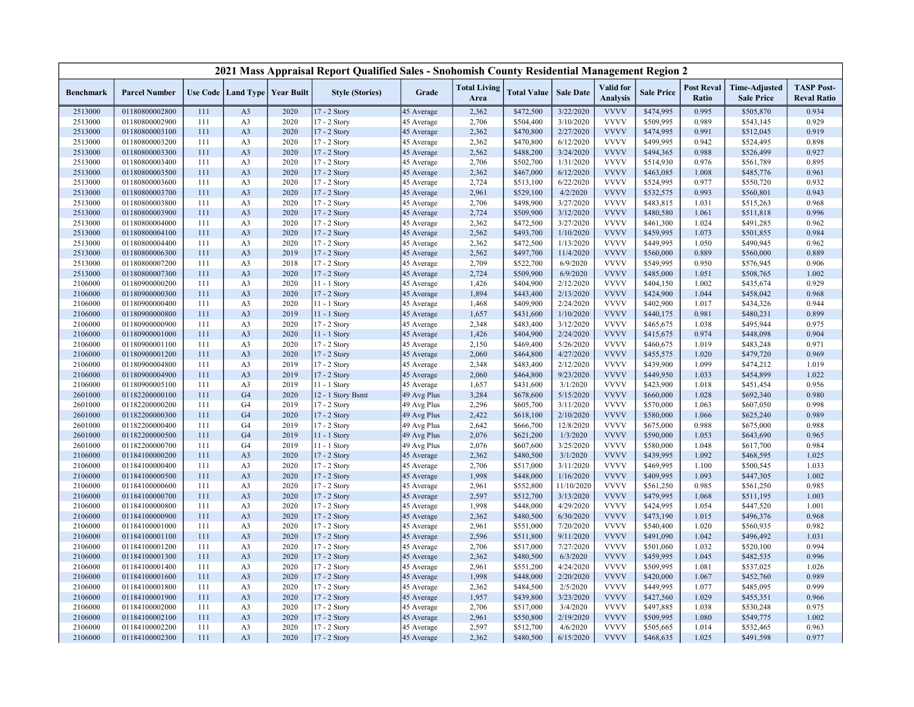# 2021 Mass Appraisal Report Qualified Sales - Snohomish County Residential Management Region 2

| Benchmark | Parcel Number | Use Code | Land Type | Year Built | Style (Stories) | Grade | Total Living Area | Total Value | Sale Date | Valid for Analysis | Sale Price | Post Reval Ratio | Time-Adjusted Sale Price | TASP Post-Reval Ratio |
|---|---|---|---|---|---|---|---|---|---|---|---|---|---|---|
| 2513000 | 01180800002800 | 111 | A3 | 2020 | 17 - 2 Story | 45 Average | 2,362 | $472,500 | 3/22/2020 | VVVV | $474,995 | 0.995 | $505,870 | 0.934 |
| 2513000 | 01180800002900 | 111 | A3 | 2020 | 17 - 2 Story | 45 Average | 2,706 | $504,400 | 3/10/2020 | VVVV | $509,995 | 0.989 | $543,145 | 0.929 |
| 2513000 | 01180800003100 | 111 | A3 | 2020 | 17 - 2 Story | 45 Average | 2,362 | $470,800 | 2/27/2020 | VVVV | $474,995 | 0.991 | $512,045 | 0.919 |
| 2513000 | 01180800003200 | 111 | A3 | 2020 | 17 - 2 Story | 45 Average | 2,362 | $470,800 | 6/12/2020 | VVVV | $499,995 | 0.942 | $524,495 | 0.898 |
| 2513000 | 01180800003300 | 111 | A3 | 2020 | 17 - 2 Story | 45 Average | 2,562 | $488,200 | 3/24/2020 | VVVV | $494,365 | 0.988 | $526,499 | 0.927 |
| 2513000 | 01180800003400 | 111 | A3 | 2020 | 17 - 2 Story | 45 Average | 2,706 | $502,700 | 1/31/2020 | VVVV | $514,930 | 0.976 | $561,789 | 0.895 |
| 2513000 | 01180800003500 | 111 | A3 | 2020 | 17 - 2 Story | 45 Average | 2,362 | $467,000 | 6/12/2020 | VVVV | $463,085 | 1.008 | $485,776 | 0.961 |
| 2513000 | 01180800003600 | 111 | A3 | 2020 | 17 - 2 Story | 45 Average | 2,724 | $513,100 | 6/22/2020 | VVVV | $524,995 | 0.977 | $550,720 | 0.932 |
| 2513000 | 01180800003700 | 111 | A3 | 2020 | 17 - 2 Story | 45 Average | 2,961 | $529,100 | 4/2/2020 | VVVV | $532,575 | 0.993 | $560,801 | 0.943 |
| 2513000 | 01180800003800 | 111 | A3 | 2020 | 17 - 2 Story | 45 Average | 2,706 | $498,900 | 3/27/2020 | VVVV | $483,815 | 1.031 | $515,263 | 0.968 |
| 2513000 | 01180800003900 | 111 | A3 | 2020 | 17 - 2 Story | 45 Average | 2,724 | $509,900 | 3/12/2020 | VVVV | $480,580 | 1.061 | $511,818 | 0.996 |
| 2513000 | 01180800004000 | 111 | A3 | 2020 | 17 - 2 Story | 45 Average | 2,362 | $472,500 | 3/27/2020 | VVVV | $461,300 | 1.024 | $491,285 | 0.962 |
| 2513000 | 01180800004100 | 111 | A3 | 2020 | 17 - 2 Story | 45 Average | 2,562 | $493,700 | 1/10/2020 | VVVV | $459,995 | 1.073 | $501,855 | 0.984 |
| 2513000 | 01180800004400 | 111 | A3 | 2020 | 17 - 2 Story | 45 Average | 2,362 | $472,500 | 1/13/2020 | VVVV | $449,995 | 1.050 | $490,945 | 0.962 |
| 2513000 | 01180800006300 | 111 | A3 | 2019 | 17 - 2 Story | 45 Average | 2,562 | $497,700 | 11/4/2020 | VVVV | $560,000 | 0.889 | $560,000 | 0.889 |
| 2513000 | 01180800007200 | 111 | A3 | 2018 | 17 - 2 Story | 45 Average | 2,709 | $522,700 | 6/9/2020 | VVVV | $549,995 | 0.950 | $576,945 | 0.906 |
| 2513000 | 01180800007300 | 111 | A3 | 2020 | 17 - 2 Story | 45 Average | 2,724 | $509,900 | 6/9/2020 | VVVV | $485,000 | 1.051 | $508,765 | 1.002 |
| 2106000 | 01180900000200 | 111 | A3 | 2020 | 11 - 1 Story | 45 Average | 1,426 | $404,900 | 2/12/2020 | VVVV | $404,150 | 1.002 | $435,674 | 0.929 |
| 2106000 | 01180900000300 | 111 | A3 | 2020 | 17 - 2 Story | 45 Average | 1,894 | $443,400 | 2/13/2020 | VVVV | $424,900 | 1.044 | $458,042 | 0.968 |
| 2106000 | 01180900000400 | 111 | A3 | 2020 | 11 - 1 Story | 45 Average | 1,468 | $409,900 | 2/24/2020 | VVVV | $402,900 | 1.017 | $434,326 | 0.944 |
| 2106000 | 01180900000800 | 111 | A3 | 2019 | 11 - 1 Story | 45 Average | 1,657 | $431,600 | 1/10/2020 | VVVV | $440,175 | 0.981 | $480,231 | 0.899 |
| 2106000 | 01180900000900 | 111 | A3 | 2020 | 17 - 2 Story | 45 Average | 2,348 | $483,400 | 3/12/2020 | VVVV | $465,675 | 1.038 | $495,944 | 0.975 |
| 2106000 | 01180900001000 | 111 | A3 | 2020 | 11 - 1 Story | 45 Average | 1,426 | $404,900 | 2/24/2020 | VVVV | $415,675 | 0.974 | $448,098 | 0.904 |
| 2106000 | 01180900001100 | 111 | A3 | 2020 | 17 - 2 Story | 45 Average | 2,150 | $469,400 | 5/26/2020 | VVVV | $460,675 | 1.019 | $483,248 | 0.971 |
| 2106000 | 01180900001200 | 111 | A3 | 2020 | 17 - 2 Story | 45 Average | 2,060 | $464,800 | 4/27/2020 | VVVV | $455,575 | 1.020 | $479,720 | 0.969 |
| 2106000 | 01180900004800 | 111 | A3 | 2019 | 17 - 2 Story | 45 Average | 2,348 | $483,400 | 2/12/2020 | VVVV | $439,900 | 1.099 | $474,212 | 1.019 |
| 2106000 | 01180900004900 | 111 | A3 | 2019 | 17 - 2 Story | 45 Average | 2,060 | $464,800 | 9/23/2020 | VVVV | $449,950 | 1.033 | $454,899 | 1.022 |
| 2106000 | 01180900005100 | 111 | A3 | 2019 | 11 - 1 Story | 45 Average | 1,657 | $431,600 | 3/1/2020 | VVVV | $423,900 | 1.018 | $451,454 | 0.956 |
| 2601000 | 01182200000100 | 111 | G4 | 2020 | 12 - 1 Story Bsmt | 49 Avg Plus | 3,284 | $678,600 | 5/15/2020 | VVVV | $660,000 | 1.028 | $692,340 | 0.980 |
| 2601000 | 01182200000200 | 111 | G4 | 2019 | 17 - 2 Story | 49 Avg Plus | 2,296 | $605,700 | 3/11/2020 | VVVV | $570,000 | 1.063 | $607,050 | 0.998 |
| 2601000 | 01182200000300 | 111 | G4 | 2020 | 17 - 2 Story | 49 Avg Plus | 2,422 | $618,100 | 2/10/2020 | VVVV | $580,000 | 1.066 | $625,240 | 0.989 |
| 2601000 | 01182200000400 | 111 | G4 | 2019 | 17 - 2 Story | 49 Avg Plus | 2,642 | $666,700 | 12/8/2020 | VVVV | $675,000 | 0.988 | $675,000 | 0.988 |
| 2601000 | 01182200000500 | 111 | G4 | 2019 | 11 - 1 Story | 49 Avg Plus | 2,076 | $621,200 | 1/3/2020 | VVVV | $590,000 | 1.053 | $643,690 | 0.965 |
| 2601000 | 01182200000700 | 111 | G4 | 2019 | 11 - 1 Story | 49 Avg Plus | 2,076 | $607,600 | 3/25/2020 | VVVV | $580,000 | 1.048 | $617,700 | 0.984 |
| 2106000 | 01184100000200 | 111 | A3 | 2020 | 17 - 2 Story | 45 Average | 2,362 | $480,500 | 3/1/2020 | VVVV | $439,995 | 1.092 | $468,595 | 1.025 |
| 2106000 | 01184100000400 | 111 | A3 | 2020 | 17 - 2 Story | 45 Average | 2,706 | $517,000 | 3/11/2020 | VVVV | $469,995 | 1.100 | $500,545 | 1.033 |
| 2106000 | 01184100000500 | 111 | A3 | 2020 | 17 - 2 Story | 45 Average | 1,998 | $448,000 | 1/16/2020 | VVVV | $409,995 | 1.093 | $447,305 | 1.002 |
| 2106000 | 01184100000600 | 111 | A3 | 2020 | 17 - 2 Story | 45 Average | 2,961 | $552,800 | 11/10/2020 | VVVV | $561,250 | 0.985 | $561,250 | 0.985 |
| 2106000 | 01184100000700 | 111 | A3 | 2020 | 17 - 2 Story | 45 Average | 2,597 | $512,700 | 3/13/2020 | VVVV | $479,995 | 1.068 | $511,195 | 1.003 |
| 2106000 | 01184100000800 | 111 | A3 | 2020 | 17 - 2 Story | 45 Average | 1,998 | $448,000 | 4/29/2020 | VVVV | $424,995 | 1.054 | $447,520 | 1.001 |
| 2106000 | 01184100000900 | 111 | A3 | 2020 | 17 - 2 Story | 45 Average | 2,362 | $480,500 | 6/30/2020 | VVVV | $473,190 | 1.015 | $496,376 | 0.968 |
| 2106000 | 01184100001000 | 111 | A3 | 2020 | 17 - 2 Story | 45 Average | 2,961 | $551,000 | 7/20/2020 | VVVV | $540,400 | 1.020 | $560,935 | 0.982 |
| 2106000 | 01184100001100 | 111 | A3 | 2020 | 17 - 2 Story | 45 Average | 2,596 | $511,800 | 9/11/2020 | VVVV | $491,090 | 1.042 | $496,492 | 1.031 |
| 2106000 | 01184100001200 | 111 | A3 | 2020 | 17 - 2 Story | 45 Average | 2,706 | $517,000 | 7/27/2020 | VVVV | $501,060 | 1.032 | $520,100 | 0.994 |
| 2106000 | 01184100001300 | 111 | A3 | 2020 | 17 - 2 Story | 45 Average | 2,362 | $480,500 | 6/3/2020 | VVVV | $459,995 | 1.045 | $482,535 | 0.996 |
| 2106000 | 01184100001400 | 111 | A3 | 2020 | 17 - 2 Story | 45 Average | 2,961 | $551,200 | 4/24/2020 | VVVV | $509,995 | 1.081 | $537,025 | 1.026 |
| 2106000 | 01184100001600 | 111 | A3 | 2020 | 17 - 2 Story | 45 Average | 1,998 | $448,000 | 2/20/2020 | VVVV | $420,000 | 1.067 | $452,760 | 0.989 |
| 2106000 | 01184100001800 | 111 | A3 | 2020 | 17 - 2 Story | 45 Average | 2,362 | $484,500 | 2/5/2020 | VVVV | $449,995 | 1.077 | $485,095 | 0.999 |
| 2106000 | 01184100001900 | 111 | A3 | 2020 | 17 - 2 Story | 45 Average | 1,957 | $439,800 | 3/23/2020 | VVVV | $427,560 | 1.029 | $455,351 | 0.966 |
| 2106000 | 01184100002000 | 111 | A3 | 2020 | 17 - 2 Story | 45 Average | 2,706 | $517,000 | 3/4/2020 | VVVV | $497,885 | 1.038 | $530,248 | 0.975 |
| 2106000 | 01184100002100 | 111 | A3 | 2020 | 17 - 2 Story | 45 Average | 2,961 | $550,800 | 2/19/2020 | VVVV | $509,995 | 1.080 | $549,775 | 1.002 |
| 2106000 | 01184100002200 | 111 | A3 | 2020 | 17 - 2 Story | 45 Average | 2,597 | $512,700 | 4/6/2020 | VVVV | $505,665 | 1.014 | $532,465 | 0.963 |
| 2106000 | 01184100002300 | 111 | A3 | 2020 | 17 - 2 Story | 45 Average | 2,362 | $480,500 | 6/15/2020 | VVVV | $468,635 | 1.025 | $491,598 | 0.977 |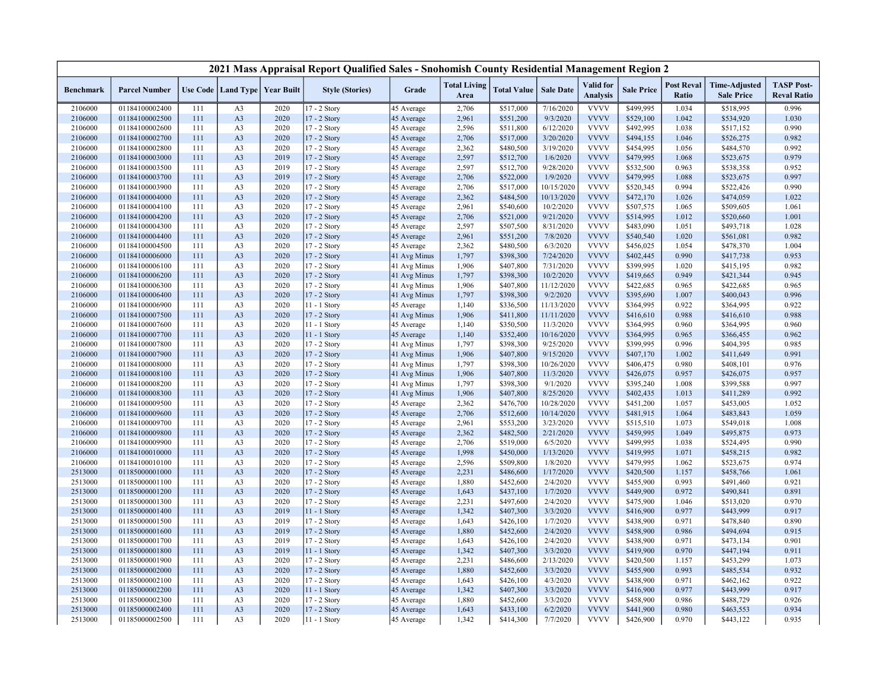# 2021 Mass Appraisal Report Qualified Sales - Snohomish County Residential Management Region 2

| Benchmark | Parcel Number | Use Code | Land Type | Year Built | Style (Stories) | Grade | Total Living Area | Total Value | Sale Date | Valid for Analysis | Sale Price | Post Reval Ratio | Time-Adjusted Sale Price | TASP Post-Reval Ratio |
|---|---|---|---|---|---|---|---|---|---|---|---|---|---|---|
| 2106000 | 01184100002400 | 111 | A3 | 2020 | 17 - 2 Story | 45 Average | 2,706 | $517,000 | 7/16/2020 | VVVV | $499,995 | 1.034 | $518,995 | 0.996 |
| 2106000 | 01184100002500 | 111 | A3 | 2020 | 17 - 2 Story | 45 Average | 2,961 | $551,200 | 9/3/2020 | VVVV | $529,100 | 1.042 | $534,920 | 1.030 |
| 2106000 | 01184100002600 | 111 | A3 | 2020 | 17 - 2 Story | 45 Average | 2,596 | $511,800 | 6/12/2020 | VVVV | $492,995 | 1.038 | $517,152 | 0.990 |
| 2106000 | 01184100002700 | 111 | A3 | 2020 | 17 - 2 Story | 45 Average | 2,706 | $517,000 | 3/20/2020 | VVVV | $494,155 | 1.046 | $526,275 | 0.982 |
| 2106000 | 01184100002800 | 111 | A3 | 2020 | 17 - 2 Story | 45 Average | 2,362 | $480,500 | 3/19/2020 | VVVV | $454,995 | 1.056 | $484,570 | 0.992 |
| 2106000 | 01184100003000 | 111 | A3 | 2019 | 17 - 2 Story | 45 Average | 2,597 | $512,700 | 1/6/2020 | VVVV | $479,995 | 1.068 | $523,675 | 0.979 |
| 2106000 | 01184100003500 | 111 | A3 | 2019 | 17 - 2 Story | 45 Average | 2,597 | $512,700 | 9/28/2020 | VVVV | $532,500 | 0.963 | $538,358 | 0.952 |
| 2106000 | 01184100003700 | 111 | A3 | 2019 | 17 - 2 Story | 45 Average | 2,706 | $522,000 | 1/9/2020 | VVVV | $479,995 | 1.088 | $523,675 | 0.997 |
| 2106000 | 01184100003900 | 111 | A3 | 2020 | 17 - 2 Story | 45 Average | 2,706 | $517,000 | 10/15/2020 | VVVV | $520,345 | 0.994 | $522,426 | 0.990 |
| 2106000 | 01184100004000 | 111 | A3 | 2020 | 17 - 2 Story | 45 Average | 2,362 | $484,500 | 10/13/2020 | VVVV | $472,170 | 1.026 | $474,059 | 1.022 |
| 2106000 | 01184100004100 | 111 | A3 | 2020 | 17 - 2 Story | 45 Average | 2,961 | $540,600 | 10/2/2020 | VVVV | $507,575 | 1.065 | $509,605 | 1.061 |
| 2106000 | 01184100004200 | 111 | A3 | 2020 | 17 - 2 Story | 45 Average | 2,706 | $521,000 | 9/21/2020 | VVVV | $514,995 | 1.012 | $520,660 | 1.001 |
| 2106000 | 01184100004300 | 111 | A3 | 2020 | 17 - 2 Story | 45 Average | 2,597 | $507,500 | 8/31/2020 | VVVV | $483,090 | 1.051 | $493,718 | 1.028 |
| 2106000 | 01184100004400 | 111 | A3 | 2020 | 17 - 2 Story | 45 Average | 2,961 | $551,200 | 7/8/2020 | VVVV | $540,540 | 1.020 | $561,081 | 0.982 |
| 2106000 | 01184100004500 | 111 | A3 | 2020 | 17 - 2 Story | 45 Average | 2,362 | $480,500 | 6/3/2020 | VVVV | $456,025 | 1.054 | $478,370 | 1.004 |
| 2106000 | 01184100006000 | 111 | A3 | 2020 | 17 - 2 Story | 41 Avg Minus | 1,797 | $398,300 | 7/24/2020 | VVVV | $402,445 | 0.990 | $417,738 | 0.953 |
| 2106000 | 01184100006100 | 111 | A3 | 2020 | 17 - 2 Story | 41 Avg Minus | 1,906 | $407,800 | 7/31/2020 | VVVV | $399,995 | 1.020 | $415,195 | 0.982 |
| 2106000 | 01184100006200 | 111 | A3 | 2020 | 17 - 2 Story | 41 Avg Minus | 1,797 | $398,300 | 10/2/2020 | VVVV | $419,665 | 0.949 | $421,344 | 0.945 |
| 2106000 | 01184100006300 | 111 | A3 | 2020 | 17 - 2 Story | 41 Avg Minus | 1,906 | $407,800 | 11/12/2020 | VVVV | $422,685 | 0.965 | $422,685 | 0.965 |
| 2106000 | 01184100006400 | 111 | A3 | 2020 | 17 - 2 Story | 41 Avg Minus | 1,797 | $398,300 | 9/2/2020 | VVVV | $395,690 | 1.007 | $400,043 | 0.996 |
| 2106000 | 01184100006900 | 111 | A3 | 2020 | 11 - 1 Story | 45 Average | 1,140 | $336,500 | 11/13/2020 | VVVV | $364,995 | 0.922 | $364,995 | 0.922 |
| 2106000 | 01184100007500 | 111 | A3 | 2020 | 17 - 2 Story | 41 Avg Minus | 1,906 | $411,800 | 11/11/2020 | VVVV | $416,610 | 0.988 | $416,610 | 0.988 |
| 2106000 | 01184100007600 | 111 | A3 | 2020 | 11 - 1 Story | 45 Average | 1,140 | $350,500 | 11/3/2020 | VVVV | $364,995 | 0.960 | $364,995 | 0.960 |
| 2106000 | 01184100007700 | 111 | A3 | 2020 | 11 - 1 Story | 45 Average | 1,140 | $352,400 | 10/16/2020 | VVVV | $364,995 | 0.965 | $366,455 | 0.962 |
| 2106000 | 01184100007800 | 111 | A3 | 2020 | 17 - 2 Story | 41 Avg Minus | 1,797 | $398,300 | 9/25/2020 | VVVV | $399,995 | 0.996 | $404,395 | 0.985 |
| 2106000 | 01184100007900 | 111 | A3 | 2020 | 17 - 2 Story | 41 Avg Minus | 1,906 | $407,800 | 9/15/2020 | VVVV | $407,170 | 1.002 | $411,649 | 0.991 |
| 2106000 | 01184100008000 | 111 | A3 | 2020 | 17 - 2 Story | 41 Avg Minus | 1,797 | $398,300 | 10/26/2020 | VVVV | $406,475 | 0.980 | $408,101 | 0.976 |
| 2106000 | 01184100008100 | 111 | A3 | 2020 | 17 - 2 Story | 41 Avg Minus | 1,906 | $407,800 | 11/3/2020 | VVVV | $426,075 | 0.957 | $426,075 | 0.957 |
| 2106000 | 01184100008200 | 111 | A3 | 2020 | 17 - 2 Story | 41 Avg Minus | 1,797 | $398,300 | 9/1/2020 | VVVV | $395,240 | 1.008 | $399,588 | 0.997 |
| 2106000 | 01184100008300 | 111 | A3 | 2020 | 17 - 2 Story | 41 Avg Minus | 1,906 | $407,800 | 8/25/2020 | VVVV | $402,435 | 1.013 | $411,289 | 0.992 |
| 2106000 | 01184100009500 | 111 | A3 | 2020 | 17 - 2 Story | 45 Average | 2,362 | $476,700 | 10/28/2020 | VVVV | $451,200 | 1.057 | $453,005 | 1.052 |
| 2106000 | 01184100009600 | 111 | A3 | 2020 | 17 - 2 Story | 45 Average | 2,706 | $512,600 | 10/14/2020 | VVVV | $481,915 | 1.064 | $483,843 | 1.059 |
| 2106000 | 01184100009700 | 111 | A3 | 2020 | 17 - 2 Story | 45 Average | 2,961 | $553,200 | 3/23/2020 | VVVV | $515,510 | 1.073 | $549,018 | 1.008 |
| 2106000 | 01184100009800 | 111 | A3 | 2020 | 17 - 2 Story | 45 Average | 2,362 | $482,500 | 2/21/2020 | VVVV | $459,995 | 1.049 | $495,875 | 0.973 |
| 2106000 | 01184100009900 | 111 | A3 | 2020 | 17 - 2 Story | 45 Average | 2,706 | $519,000 | 6/5/2020 | VVVV | $499,995 | 1.038 | $524,495 | 0.990 |
| 2106000 | 01184100010000 | 111 | A3 | 2020 | 17 - 2 Story | 45 Average | 1,998 | $450,000 | 1/13/2020 | VVVV | $419,995 | 1.071 | $458,215 | 0.982 |
| 2106000 | 01184100010100 | 111 | A3 | 2020 | 17 - 2 Story | 45 Average | 2,596 | $509,800 | 1/8/2020 | VVVV | $479,995 | 1.062 | $523,675 | 0.974 |
| 2513000 | 01185000001000 | 111 | A3 | 2020 | 17 - 2 Story | 45 Average | 2,231 | $486,600 | 1/17/2020 | VVVV | $420,500 | 1.157 | $458,766 | 1.061 |
| 2513000 | 01185000001100 | 111 | A3 | 2020 | 17 - 2 Story | 45 Average | 1,880 | $452,600 | 2/4/2020 | VVVV | $455,900 | 0.993 | $491,460 | 0.921 |
| 2513000 | 01185000001200 | 111 | A3 | 2020 | 17 - 2 Story | 45 Average | 1,643 | $437,100 | 1/7/2020 | VVVV | $449,900 | 0.972 | $490,841 | 0.891 |
| 2513000 | 01185000001300 | 111 | A3 | 2020 | 17 - 2 Story | 45 Average | 2,231 | $497,600 | 2/4/2020 | VVVV | $475,900 | 1.046 | $513,020 | 0.970 |
| 2513000 | 01185000001400 | 111 | A3 | 2019 | 11 - 1 Story | 45 Average | 1,342 | $407,300 | 3/3/2020 | VVVV | $416,900 | 0.977 | $443,999 | 0.917 |
| 2513000 | 01185000001500 | 111 | A3 | 2019 | 17 - 2 Story | 45 Average | 1,643 | $426,100 | 1/7/2020 | VVVV | $438,900 | 0.971 | $478,840 | 0.890 |
| 2513000 | 01185000001600 | 111 | A3 | 2019 | 17 - 2 Story | 45 Average | 1,880 | $452,600 | 2/4/2020 | VVVV | $458,900 | 0.986 | $494,694 | 0.915 |
| 2513000 | 01185000001700 | 111 | A3 | 2019 | 17 - 2 Story | 45 Average | 1,643 | $426,100 | 2/4/2020 | VVVV | $438,900 | 0.971 | $473,134 | 0.901 |
| 2513000 | 01185000001800 | 111 | A3 | 2019 | 11 - 1 Story | 45 Average | 1,342 | $407,300 | 3/3/2020 | VVVV | $419,900 | 0.970 | $447,194 | 0.911 |
| 2513000 | 01185000001900 | 111 | A3 | 2020 | 17 - 2 Story | 45 Average | 2,231 | $486,600 | 2/13/2020 | VVVV | $420,500 | 1.157 | $453,299 | 1.073 |
| 2513000 | 01185000002000 | 111 | A3 | 2020 | 17 - 2 Story | 45 Average | 1,880 | $452,600 | 3/3/2020 | VVVV | $455,900 | 0.993 | $485,534 | 0.932 |
| 2513000 | 01185000002100 | 111 | A3 | 2020 | 17 - 2 Story | 45 Average | 1,643 | $426,100 | 4/3/2020 | VVVV | $438,900 | 0.971 | $462,162 | 0.922 |
| 2513000 | 01185000002200 | 111 | A3 | 2020 | 11 - 1 Story | 45 Average | 1,342 | $407,300 | 3/3/2020 | VVVV | $416,900 | 0.977 | $443,999 | 0.917 |
| 2513000 | 01185000002300 | 111 | A3 | 2020 | 17 - 2 Story | 45 Average | 1,880 | $452,600 | 3/3/2020 | VVVV | $458,900 | 0.986 | $488,729 | 0.926 |
| 2513000 | 01185000002400 | 111 | A3 | 2020 | 17 - 2 Story | 45 Average | 1,643 | $433,100 | 6/2/2020 | VVVV | $441,900 | 0.980 | $463,553 | 0.934 |
| 2513000 | 01185000002500 | 111 | A3 | 2020 | 11 - 1 Story | 45 Average | 1,342 | $414,300 | 7/7/2020 | VVVV | $426,900 | 0.970 | $443,122 | 0.935 |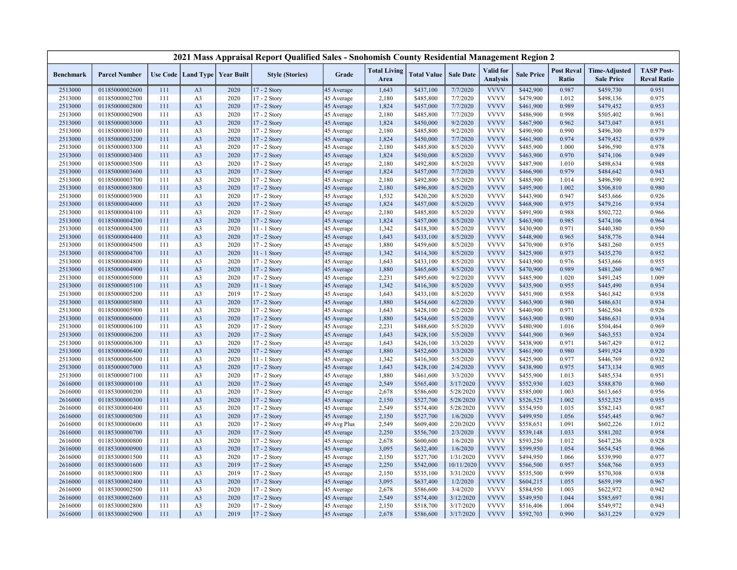# 2021 Mass Appraisal Report Qualified Sales - Snohomish County Residential Management Region 2

| Benchmark | Parcel Number | Use Code | Land Type | Year Built | Style (Stories) | Grade | Total Living Area | Total Value | Sale Date | Valid for Analysis | Sale Price | Post Reval Ratio | Time-Adjusted Sale Price | TASP Post-Reval Ratio |
|---|---|---|---|---|---|---|---|---|---|---|---|---|---|---|
| 2513000 | 01185000002600 | 111 | A3 | 2020 | 17 - 2 Story | 45 Average | 1,643 | $437,100 | 7/7/2020 | VVVV | $442,900 | 0.987 | $459,730 | 0.951 |
| 2513000 | 01185000002700 | 111 | A3 | 2020 | 17 - 2 Story | 45 Average | 2,180 | $485,800 | 7/7/2020 | VVVV | $479,900 | 1.012 | $498,136 | 0.975 |
| 2513000 | 01185000002800 | 111 | A3 | 2020 | 17 - 2 Story | 45 Average | 1,824 | $457,000 | 7/7/2020 | VVVV | $461,900 | 0.989 | $479,452 | 0.953 |
| 2513000 | 01185000002900 | 111 | A3 | 2020 | 17 - 2 Story | 45 Average | 2,180 | $485,800 | 7/7/2020 | VVVV | $486,900 | 0.998 | $505,402 | 0.961 |
| 2513000 | 01185000003000 | 111 | A3 | 2020 | 17 - 2 Story | 45 Average | 1,824 | $450,000 | 9/2/2020 | VVVV | $467,900 | 0.962 | $473,047 | 0.951 |
| 2513000 | 01185000003100 | 111 | A3 | 2020 | 17 - 2 Story | 45 Average | 2,180 | $485,800 | 9/2/2020 | VVVV | $490,900 | 0.990 | $496,300 | 0.979 |
| 2513000 | 01185000003200 | 111 | A3 | 2020 | 17 - 2 Story | 45 Average | 1,824 | $450,000 | 7/7/2020 | VVVV | $461,900 | 0.974 | $479,452 | 0.939 |
| 2513000 | 01185000003300 | 111 | A3 | 2020 | 17 - 2 Story | 45 Average | 2,180 | $485,800 | 8/5/2020 | VVVV | $485,900 | 1.000 | $496,590 | 0.978 |
| 2513000 | 01185000003400 | 111 | A3 | 2020 | 17 - 2 Story | 45 Average | 1,824 | $450,000 | 8/5/2020 | VVVV | $463,900 | 0.970 | $474,106 | 0.949 |
| 2513000 | 01185000003500 | 111 | A3 | 2020 | 17 - 2 Story | 45 Average | 2,180 | $492,800 | 8/5/2020 | VVVV | $487,900 | 1.010 | $498,634 | 0.988 |
| 2513000 | 01185000003600 | 111 | A3 | 2020 | 17 - 2 Story | 45 Average | 1,824 | $457,000 | 7/7/2020 | VVVV | $466,900 | 0.979 | $484,642 | 0.943 |
| 2513000 | 01185000003700 | 111 | A3 | 2020 | 17 - 2 Story | 45 Average | 2,180 | $492,800 | 8/5/2020 | VVVV | $485,900 | 1.014 | $496,590 | 0.992 |
| 2513000 | 01185000003800 | 111 | A3 | 2020 | 17 - 2 Story | 45 Average | 2,180 | $496,800 | 8/5/2020 | VVVV | $495,900 | 1.002 | $506,810 | 0.980 |
| 2513000 | 01185000003900 | 111 | A3 | 2020 | 17 - 2 Story | 45 Average | 1,532 | $420,200 | 8/5/2020 | VVVV | $443,900 | 0.947 | $453,666 | 0.926 |
| 2513000 | 01185000004000 | 111 | A3 | 2020 | 17 - 2 Story | 45 Average | 1,824 | $457,000 | 8/5/2020 | VVVV | $468,900 | 0.975 | $479,216 | 0.954 |
| 2513000 | 01185000004100 | 111 | A3 | 2020 | 17 - 2 Story | 45 Average | 2,180 | $485,800 | 8/5/2020 | VVVV | $491,900 | 0.988 | $502,722 | 0.966 |
| 2513000 | 01185000004200 | 111 | A3 | 2020 | 17 - 2 Story | 45 Average | 1,824 | $457,000 | 8/5/2020 | VVVV | $463,900 | 0.985 | $474,106 | 0.964 |
| 2513000 | 01185000004300 | 111 | A3 | 2020 | 11 - 1 Story | 45 Average | 1,342 | $418,300 | 8/5/2020 | VVVV | $430,900 | 0.971 | $440,380 | 0.950 |
| 2513000 | 01185000004400 | 111 | A3 | 2020 | 17 - 2 Story | 45 Average | 1,643 | $433,100 | 8/5/2020 | VVVV | $448,900 | 0.965 | $458,776 | 0.944 |
| 2513000 | 01185000004500 | 111 | A3 | 2020 | 17 - 2 Story | 45 Average | 1,880 | $459,600 | 8/5/2020 | VVVV | $470,900 | 0.976 | $481,260 | 0.955 |
| 2513000 | 01185000004700 | 111 | A3 | 2020 | 11 - 1 Story | 45 Average | 1,342 | $414,300 | 8/5/2020 | VVVV | $425,900 | 0.973 | $435,270 | 0.952 |
| 2513000 | 01185000004800 | 111 | A3 | 2020 | 17 - 2 Story | 45 Average | 1,643 | $433,100 | 8/5/2020 | VVVV | $443,900 | 0.976 | $453,666 | 0.955 |
| 2513000 | 01185000004900 | 111 | A3 | 2020 | 17 - 2 Story | 45 Average | 1,880 | $465,600 | 8/5/2020 | VVVV | $470,900 | 0.989 | $481,260 | 0.967 |
| 2513000 | 01185000005000 | 111 | A3 | 2020 | 17 - 2 Story | 45 Average | 2,231 | $495,600 | 9/2/2020 | VVVV | $485,900 | 1.020 | $491,245 | 1.009 |
| 2513000 | 01185000005100 | 111 | A3 | 2020 | 11 - 1 Story | 45 Average | 1,342 | $416,300 | 8/5/2020 | VVVV | $435,900 | 0.955 | $445,490 | 0.934 |
| 2513000 | 01185000005200 | 111 | A3 | 2019 | 17 - 2 Story | 45 Average | 1,643 | $433,100 | 8/5/2020 | VVVV | $451,900 | 0.958 | $461,842 | 0.938 |
| 2513000 | 01185000005800 | 111 | A3 | 2020 | 17 - 2 Story | 45 Average | 1,880 | $454,600 | 6/2/2020 | VVVV | $463,900 | 0.980 | $486,631 | 0.934 |
| 2513000 | 01185000005900 | 111 | A3 | 2020 | 17 - 2 Story | 45 Average | 1,643 | $428,100 | 6/2/2020 | VVVV | $440,900 | 0.971 | $462,504 | 0.926 |
| 2513000 | 01185000006000 | 111 | A3 | 2020 | 17 - 2 Story | 45 Average | 1,880 | $454,600 | 5/5/2020 | VVVV | $463,900 | 0.980 | $486,631 | 0.934 |
| 2513000 | 01185000006100 | 111 | A3 | 2020 | 17 - 2 Story | 45 Average | 2,231 | $488,600 | 5/5/2020 | VVVV | $480,900 | 1.016 | $504,464 | 0.969 |
| 2513000 | 01185000006200 | 111 | A3 | 2020 | 17 - 2 Story | 45 Average | 1,643 | $428,100 | 5/5/2020 | VVVV | $441,900 | 0.969 | $463,553 | 0.924 |
| 2513000 | 01185000006300 | 111 | A3 | 2020 | 17 - 2 Story | 45 Average | 1,643 | $426,100 | 3/3/2020 | VVVV | $438,900 | 0.971 | $467,429 | 0.912 |
| 2513000 | 01185000006400 | 111 | A3 | 2020 | 17 - 2 Story | 45 Average | 1,880 | $452,600 | 3/3/2020 | VVVV | $461,900 | 0.980 | $491,924 | 0.920 |
| 2513000 | 01185000006500 | 111 | A3 | 2020 | 11 - 1 Story | 45 Average | 1,342 | $416,300 | 5/5/2020 | VVVV | $425,900 | 0.977 | $446,769 | 0.932 |
| 2513000 | 01185000007000 | 111 | A3 | 2020 | 17 - 2 Story | 45 Average | 1,643 | $428,100 | 2/4/2020 | VVVV | $438,900 | 0.975 | $473,134 | 0.905 |
| 2513000 | 01185000007100 | 111 | A3 | 2020 | 17 - 2 Story | 45 Average | 1,880 | $461,600 | 3/3/2020 | VVVV | $455,900 | 1.013 | $485,534 | 0.951 |
| 2616000 | 01185300000100 | 111 | A3 | 2020 | 17 - 2 Story | 45 Average | 2,549 | $565,400 | 3/17/2020 | VVVV | $552,930 | 1.023 | $588,870 | 0.960 |
| 2616000 | 01185300000200 | 111 | A3 | 2020 | 17 - 2 Story | 45 Average | 2,678 | $586,600 | 5/28/2020 | VVVV | $585,000 | 1.003 | $613,665 | 0.956 |
| 2616000 | 01185300000300 | 111 | A3 | 2020 | 17 - 2 Story | 45 Average | 2,150 | $527,700 | 5/28/2020 | VVVV | $526,525 | 1.002 | $552,325 | 0.955 |
| 2616000 | 01185300000400 | 111 | A3 | 2020 | 17 - 2 Story | 45 Average | 2,549 | $574,400 | 5/28/2020 | VVVV | $554,950 | 1.035 | $582,143 | 0.987 |
| 2616000 | 01185300000500 | 111 | A3 | 2020 | 17 - 2 Story | 45 Average | 2,150 | $527,700 | 1/6/2020 | VVVV | $499,950 | 1.056 | $545,445 | 0.967 |
| 2616000 | 01185300000600 | 111 | A3 | 2020 | 17 - 2 Story | 49 Avg Plus | 2,549 | $609,400 | 2/20/2020 | VVVV | $558,651 | 1.091 | $602,226 | 1.012 |
| 2616000 | 01185300000700 | 111 | A3 | 2020 | 17 - 2 Story | 45 Average | 2,250 | $556,700 | 2/3/2020 | VVVV | $539,148 | 1.033 | $581,202 | 0.958 |
| 2616000 | 01185300000800 | 111 | A3 | 2020 | 17 - 2 Story | 45 Average | 2,678 | $600,600 | 1/6/2020 | VVVV | $593,250 | 1.012 | $647,236 | 0.928 |
| 2616000 | 01185300000900 | 111 | A3 | 2020 | 17 - 2 Story | 45 Average | 3,095 | $632,400 | 1/6/2020 | VVVV | $599,950 | 1.054 | $654,545 | 0.966 |
| 2616000 | 01185300001500 | 111 | A3 | 2020 | 17 - 2 Story | 45 Average | 2,150 | $527,700 | 1/31/2020 | VVVV | $494,950 | 1.066 | $539,990 | 0.977 |
| 2616000 | 01185300001600 | 111 | A3 | 2019 | 17 - 2 Story | 45 Average | 2,250 | $542,000 | 10/11/2020 | VVVV | $566,500 | 0.957 | $568,766 | 0.953 |
| 2616000 | 01185300001800 | 111 | A3 | 2019 | 17 - 2 Story | 45 Average | 2,150 | $535,100 | 3/31/2020 | VVVV | $535,500 | 0.999 | $570,308 | 0.938 |
| 2616000 | 01185300002400 | 111 | A3 | 2020 | 17 - 2 Story | 45 Average | 3,095 | $637,400 | 1/2/2020 | VVVV | $604,215 | 1.055 | $659,199 | 0.967 |
| 2616000 | 01185300002500 | 111 | A3 | 2020 | 17 - 2 Story | 45 Average | 2,678 | $586,600 | 3/4/2020 | VVVV | $584,950 | 1.003 | $622,972 | 0.942 |
| 2616000 | 01185300002600 | 111 | A3 | 2020 | 17 - 2 Story | 45 Average | 2,549 | $574,400 | 3/12/2020 | VVVV | $549,950 | 1.044 | $585,697 | 0.981 |
| 2616000 | 01185300002800 | 111 | A3 | 2020 | 17 - 2 Story | 45 Average | 2,150 | $518,700 | 3/17/2020 | VVVV | $516,406 | 1.004 | $549,972 | 0.943 |
| 2616000 | 01185300002900 | 111 | A3 | 2019 | 17 - 2 Story | 45 Average | 2,678 | $586,600 | 3/17/2020 | VVVV | $592,703 | 0.990 | $631,229 | 0.929 |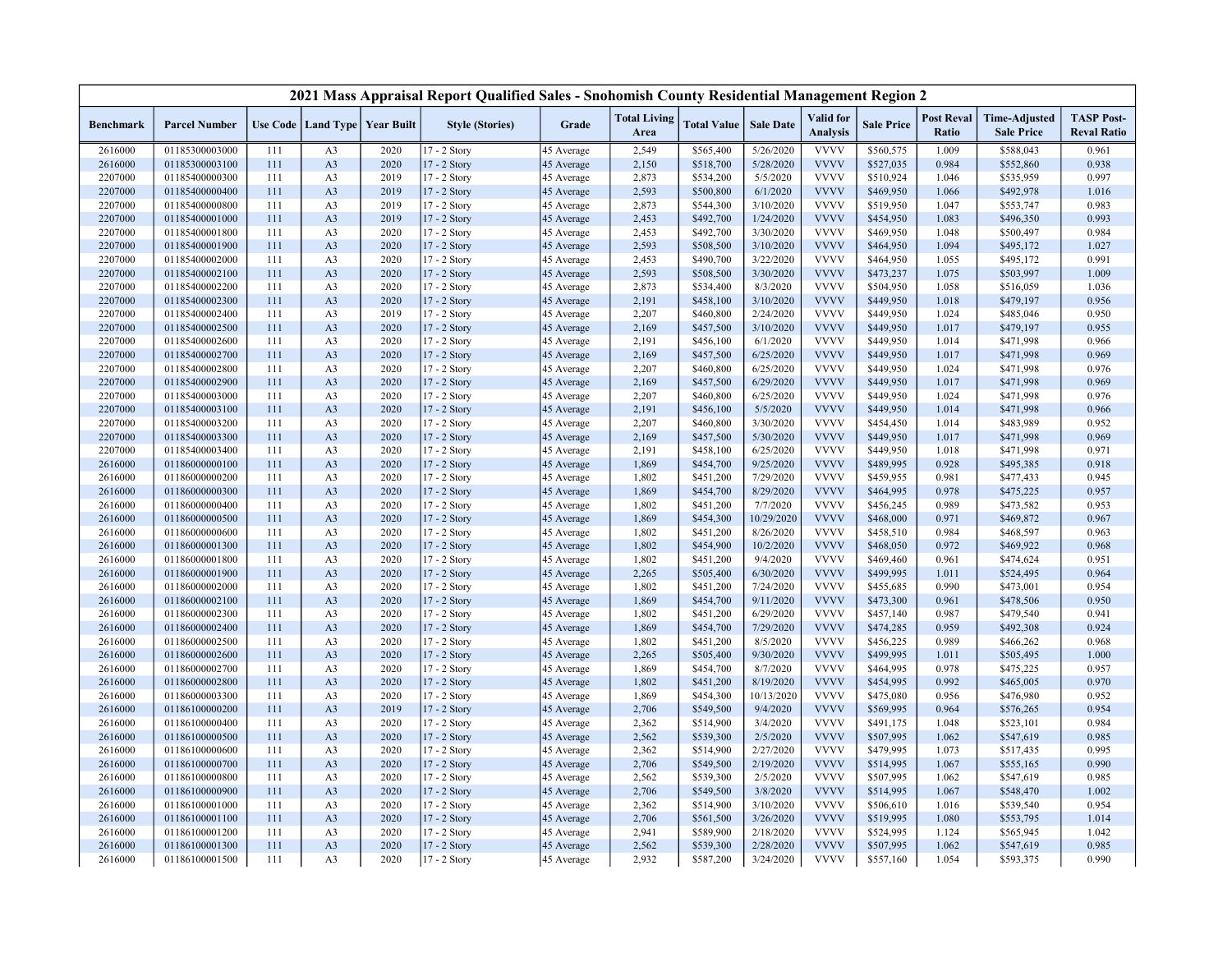# 2021 Mass Appraisal Report Qualified Sales - Snohomish County Residential Management Region 2

| Benchmark | Parcel Number | Use Code | Land Type | Year Built | Style (Stories) | Grade | Total Living Area | Total Value | Sale Date | Valid for Analysis | Sale Price | Post Reval Ratio | Time-Adjusted Sale Price | TASP Post-Reval Ratio |
|---|---|---|---|---|---|---|---|---|---|---|---|---|---|---|
| 2616000 | 01185300003000 | 111 | A3 | 2020 | 17 - 2 Story | 45 Average | 2,549 | $565,400 | 5/26/2020 | VVVV | $560,575 | 1.009 | $588,043 | 0.961 |
| 2616000 | 01185300003100 | 111 | A3 | 2020 | 17 - 2 Story | 45 Average | 2,150 | $518,700 | 5/28/2020 | VVVV | $527,035 | 0.984 | $552,860 | 0.938 |
| 2207000 | 01185400000300 | 111 | A3 | 2019 | 17 - 2 Story | 45 Average | 2,873 | $534,200 | 5/5/2020 | VVVV | $510,924 | 1.046 | $535,959 | 0.997 |
| 2207000 | 01185400000400 | 111 | A3 | 2019 | 17 - 2 Story | 45 Average | 2,593 | $500,800 | 6/1/2020 | VVVV | $469,950 | 1.066 | $492,978 | 1.016 |
| 2207000 | 01185400000800 | 111 | A3 | 2019 | 17 - 2 Story | 45 Average | 2,873 | $544,300 | 3/10/2020 | VVVV | $519,950 | 1.047 | $553,747 | 0.983 |
| 2207000 | 01185400001000 | 111 | A3 | 2019 | 17 - 2 Story | 45 Average | 2,453 | $492,700 | 1/24/2020 | VVVV | $454,950 | 1.083 | $496,350 | 0.993 |
| 2207000 | 01185400001800 | 111 | A3 | 2020 | 17 - 2 Story | 45 Average | 2,453 | $492,700 | 3/30/2020 | VVVV | $469,950 | 1.048 | $500,497 | 0.984 |
| 2207000 | 01185400001900 | 111 | A3 | 2020 | 17 - 2 Story | 45 Average | 2,593 | $508,500 | 3/10/2020 | VVVV | $464,950 | 1.094 | $495,172 | 1.027 |
| 2207000 | 01185400002000 | 111 | A3 | 2020 | 17 - 2 Story | 45 Average | 2,453 | $490,700 | 3/22/2020 | VVVV | $464,950 | 1.055 | $495,172 | 0.991 |
| 2207000 | 01185400002100 | 111 | A3 | 2020 | 17 - 2 Story | 45 Average | 2,593 | $508,500 | 3/30/2020 | VVVV | $473,237 | 1.075 | $503,997 | 1.009 |
| 2207000 | 01185400002200 | 111 | A3 | 2020 | 17 - 2 Story | 45 Average | 2,873 | $534,400 | 8/3/2020 | VVVV | $504,950 | 1.058 | $516,059 | 1.036 |
| 2207000 | 01185400002300 | 111 | A3 | 2020 | 17 - 2 Story | 45 Average | 2,191 | $458,100 | 3/10/2020 | VVVV | $449,950 | 1.018 | $479,197 | 0.956 |
| 2207000 | 01185400002400 | 111 | A3 | 2019 | 17 - 2 Story | 45 Average | 2,207 | $460,800 | 2/24/2020 | VVVV | $449,950 | 1.024 | $485,046 | 0.950 |
| 2207000 | 01185400002500 | 111 | A3 | 2020 | 17 - 2 Story | 45 Average | 2,169 | $457,500 | 3/10/2020 | VVVV | $449,950 | 1.017 | $479,197 | 0.955 |
| 2207000 | 01185400002600 | 111 | A3 | 2020 | 17 - 2 Story | 45 Average | 2,191 | $456,100 | 6/1/2020 | VVVV | $449,950 | 1.014 | $471,998 | 0.966 |
| 2207000 | 01185400002700 | 111 | A3 | 2020 | 17 - 2 Story | 45 Average | 2,169 | $457,500 | 6/25/2020 | VVVV | $449,950 | 1.017 | $471,998 | 0.969 |
| 2207000 | 01185400002800 | 111 | A3 | 2020 | 17 - 2 Story | 45 Average | 2,207 | $460,800 | 6/25/2020 | VVVV | $449,950 | 1.024 | $471,998 | 0.976 |
| 2207000 | 01185400002900 | 111 | A3 | 2020 | 17 - 2 Story | 45 Average | 2,169 | $457,500 | 6/29/2020 | VVVV | $449,950 | 1.017 | $471,998 | 0.969 |
| 2207000 | 01185400003000 | 111 | A3 | 2020 | 17 - 2 Story | 45 Average | 2,207 | $460,800 | 6/25/2020 | VVVV | $449,950 | 1.024 | $471,998 | 0.976 |
| 2207000 | 01185400003100 | 111 | A3 | 2020 | 17 - 2 Story | 45 Average | 2,191 | $456,100 | 5/5/2020 | VVVV | $449,950 | 1.014 | $471,998 | 0.966 |
| 2207000 | 01185400003200 | 111 | A3 | 2020 | 17 - 2 Story | 45 Average | 2,207 | $460,800 | 3/30/2020 | VVVV | $454,450 | 1.014 | $483,989 | 0.952 |
| 2207000 | 01185400003300 | 111 | A3 | 2020 | 17 - 2 Story | 45 Average | 2,169 | $457,500 | 5/30/2020 | VVVV | $449,950 | 1.017 | $471,998 | 0.969 |
| 2207000 | 01185400003400 | 111 | A3 | 2020 | 17 - 2 Story | 45 Average | 2,191 | $458,100 | 6/25/2020 | VVVV | $449,950 | 1.018 | $471,998 | 0.971 |
| 2616000 | 01186000000100 | 111 | A3 | 2020 | 17 - 2 Story | 45 Average | 1,869 | $454,700 | 9/25/2020 | VVVV | $489,995 | 0.928 | $495,385 | 0.918 |
| 2616000 | 01186000000200 | 111 | A3 | 2020 | 17 - 2 Story | 45 Average | 1,802 | $451,200 | 7/29/2020 | VVVV | $459,955 | 0.981 | $477,433 | 0.945 |
| 2616000 | 01186000000300 | 111 | A3 | 2020 | 17 - 2 Story | 45 Average | 1,869 | $454,700 | 8/29/2020 | VVVV | $464,995 | 0.978 | $475,225 | 0.957 |
| 2616000 | 01186000000400 | 111 | A3 | 2020 | 17 - 2 Story | 45 Average | 1,802 | $451,200 | 7/7/2020 | VVVV | $456,245 | 0.989 | $473,582 | 0.953 |
| 2616000 | 01186000000500 | 111 | A3 | 2020 | 17 - 2 Story | 45 Average | 1,869 | $454,300 | 10/29/2020 | VVVV | $468,000 | 0.971 | $469,872 | 0.967 |
| 2616000 | 01186000000600 | 111 | A3 | 2020 | 17 - 2 Story | 45 Average | 1,802 | $451,200 | 8/26/2020 | VVVV | $458,510 | 0.984 | $468,597 | 0.963 |
| 2616000 | 01186000001300 | 111 | A3 | 2020 | 17 - 2 Story | 45 Average | 1,802 | $454,900 | 10/2/2020 | VVVV | $468,050 | 0.972 | $469,922 | 0.968 |
| 2616000 | 01186000001800 | 111 | A3 | 2020 | 17 - 2 Story | 45 Average | 1,802 | $451,200 | 9/4/2020 | VVVV | $469,460 | 0.961 | $474,624 | 0.951 |
| 2616000 | 01186000001900 | 111 | A3 | 2020 | 17 - 2 Story | 45 Average | 2,265 | $505,400 | 6/30/2020 | VVVV | $499,995 | 1.011 | $524,495 | 0.964 |
| 2616000 | 01186000002000 | 111 | A3 | 2020 | 17 - 2 Story | 45 Average | 1,802 | $451,200 | 7/24/2020 | VVVV | $455,685 | 0.990 | $473,001 | 0.954 |
| 2616000 | 01186000002100 | 111 | A3 | 2020 | 17 - 2 Story | 45 Average | 1,869 | $454,700 | 9/11/2020 | VVVV | $473,300 | 0.961 | $478,506 | 0.950 |
| 2616000 | 01186000002300 | 111 | A3 | 2020 | 17 - 2 Story | 45 Average | 1,802 | $451,200 | 6/29/2020 | VVVV | $457,140 | 0.987 | $479,540 | 0.941 |
| 2616000 | 01186000002400 | 111 | A3 | 2020 | 17 - 2 Story | 45 Average | 1,869 | $454,700 | 7/29/2020 | VVVV | $474,285 | 0.959 | $492,308 | 0.924 |
| 2616000 | 01186000002500 | 111 | A3 | 2020 | 17 - 2 Story | 45 Average | 1,802 | $451,200 | 8/5/2020 | VVVV | $456,225 | 0.989 | $466,262 | 0.968 |
| 2616000 | 01186000002600 | 111 | A3 | 2020 | 17 - 2 Story | 45 Average | 2,265 | $505,400 | 9/30/2020 | VVVV | $499,995 | 1.011 | $505,495 | 1.000 |
| 2616000 | 01186000002700 | 111 | A3 | 2020 | 17 - 2 Story | 45 Average | 1,869 | $454,700 | 8/7/2020 | VVVV | $464,995 | 0.978 | $475,225 | 0.957 |
| 2616000 | 01186000002800 | 111 | A3 | 2020 | 17 - 2 Story | 45 Average | 1,802 | $451,200 | 8/19/2020 | VVVV | $454,995 | 0.992 | $465,005 | 0.970 |
| 2616000 | 01186000003300 | 111 | A3 | 2020 | 17 - 2 Story | 45 Average | 1,869 | $454,300 | 10/13/2020 | VVVV | $475,080 | 0.956 | $476,980 | 0.952 |
| 2616000 | 01186100000200 | 111 | A3 | 2019 | 17 - 2 Story | 45 Average | 2,706 | $549,500 | 9/4/2020 | VVVV | $569,995 | 0.964 | $576,265 | 0.954 |
| 2616000 | 01186100000400 | 111 | A3 | 2020 | 17 - 2 Story | 45 Average | 2,362 | $514,900 | 3/4/2020 | VVVV | $491,175 | 1.048 | $523,101 | 0.984 |
| 2616000 | 01186100000500 | 111 | A3 | 2020 | 17 - 2 Story | 45 Average | 2,562 | $539,300 | 2/5/2020 | VVVV | $507,995 | 1.062 | $547,619 | 0.985 |
| 2616000 | 01186100000600 | 111 | A3 | 2020 | 17 - 2 Story | 45 Average | 2,362 | $514,900 | 2/27/2020 | VVVV | $479,995 | 1.073 | $517,435 | 0.995 |
| 2616000 | 01186100000700 | 111 | A3 | 2020 | 17 - 2 Story | 45 Average | 2,706 | $549,500 | 2/19/2020 | VVVV | $514,995 | 1.067 | $555,165 | 0.990 |
| 2616000 | 01186100000800 | 111 | A3 | 2020 | 17 - 2 Story | 45 Average | 2,562 | $539,300 | 2/5/2020 | VVVV | $507,995 | 1.062 | $547,619 | 0.985 |
| 2616000 | 01186100000900 | 111 | A3 | 2020 | 17 - 2 Story | 45 Average | 2,706 | $549,500 | 3/8/2020 | VVVV | $514,995 | 1.067 | $548,470 | 1.002 |
| 2616000 | 01186100001000 | 111 | A3 | 2020 | 17 - 2 Story | 45 Average | 2,362 | $514,900 | 3/10/2020 | VVVV | $506,610 | 1.016 | $539,540 | 0.954 |
| 2616000 | 01186100001100 | 111 | A3 | 2020 | 17 - 2 Story | 45 Average | 2,706 | $561,500 | 3/26/2020 | VVVV | $519,995 | 1.080 | $553,795 | 1.014 |
| 2616000 | 01186100001200 | 111 | A3 | 2020 | 17 - 2 Story | 45 Average | 2,941 | $589,900 | 2/18/2020 | VVVV | $524,995 | 1.124 | $565,945 | 1.042 |
| 2616000 | 01186100001300 | 111 | A3 | 2020 | 17 - 2 Story | 45 Average | 2,562 | $539,300 | 2/28/2020 | VVVV | $507,995 | 1.062 | $547,619 | 0.985 |
| 2616000 | 01186100001500 | 111 | A3 | 2020 | 17 - 2 Story | 45 Average | 2,932 | $587,200 | 3/24/2020 | VVVV | $557,160 | 1.054 | $593,375 | 0.990 |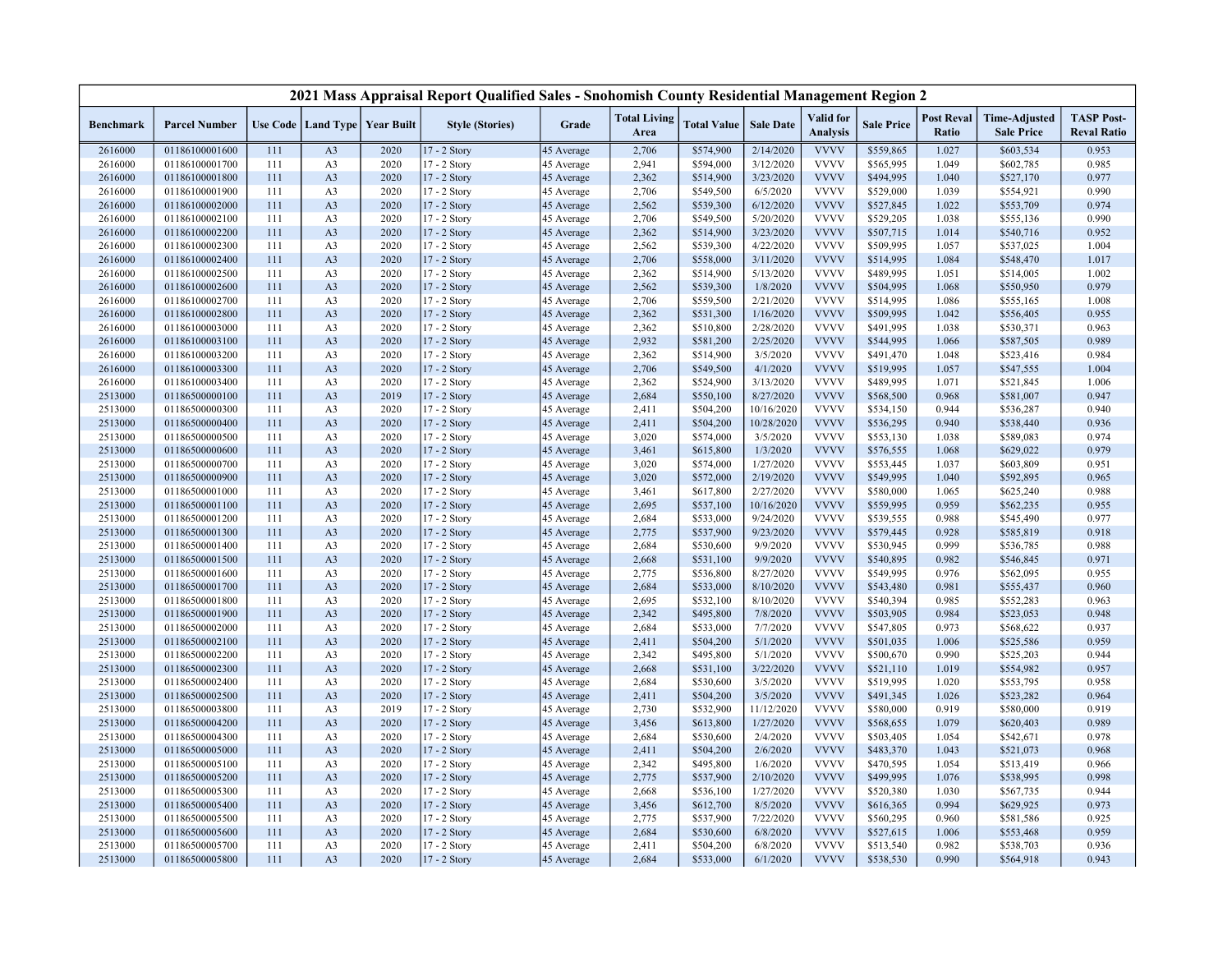| 2021 Mass Appraisal Report Qualified Sales - Snohomish County Residential Management Region 2 | | | | | | | | | | | | | | |
|---|---|---|---|---|---|---|---|---|---|---|---|---|---|---|
| Benchmark | Parcel Number | Use Code | Land Type | Year Built | Style (Stories) | Grade | Total Living Area | Total Value | Sale Date | Valid for Analysis | Sale Price | Post Reval Ratio | Time-Adjusted Sale Price | TASP Post-Reval Ratio |
| 2616000 | 01186100001600 | 111 | A3 | 2020 | 17 - 2 Story | 45 Average | 2,706 | $574,900 | 2/14/2020 | VVVV | $559,865 | 1.027 | $603,534 | 0.953 |
| 2616000 | 01186100001700 | 111 | A3 | 2020 | 17 - 2 Story | 45 Average | 2,941 | $594,000 | 3/12/2020 | VVVV | $565,995 | 1.049 | $602,785 | 0.985 |
| 2616000 | 01186100001800 | 111 | A3 | 2020 | 17 - 2 Story | 45 Average | 2,362 | $514,900 | 3/23/2020 | VVVV | $494,995 | 1.040 | $527,170 | 0.977 |
| 2616000 | 01186100001900 | 111 | A3 | 2020 | 17 - 2 Story | 45 Average | 2,706 | $549,500 | 6/5/2020 | VVVV | $529,000 | 1.039 | $554,921 | 0.990 |
| 2616000 | 01186100002000 | 111 | A3 | 2020 | 17 - 2 Story | 45 Average | 2,562 | $539,300 | 6/12/2020 | VVVV | $527,845 | 1.022 | $553,709 | 0.974 |
| 2616000 | 01186100002100 | 111 | A3 | 2020 | 17 - 2 Story | 45 Average | 2,706 | $549,500 | 5/20/2020 | VVVV | $529,205 | 1.038 | $555,136 | 0.990 |
| 2616000 | 01186100002200 | 111 | A3 | 2020 | 17 - 2 Story | 45 Average | 2,362 | $514,900 | 3/23/2020 | VVVV | $507,715 | 1.014 | $540,716 | 0.952 |
| 2616000 | 01186100002300 | 111 | A3 | 2020 | 17 - 2 Story | 45 Average | 2,562 | $539,300 | 4/22/2020 | VVVV | $509,995 | 1.057 | $537,025 | 1.004 |
| 2616000 | 01186100002400 | 111 | A3 | 2020 | 17 - 2 Story | 45 Average | 2,706 | $558,000 | 3/11/2020 | VVVV | $514,995 | 1.084 | $548,470 | 1.017 |
| 2616000 | 01186100002500 | 111 | A3 | 2020 | 17 - 2 Story | 45 Average | 2,362 | $514,900 | 5/13/2020 | VVVV | $489,995 | 1.051 | $514,005 | 1.002 |
| 2616000 | 01186100002600 | 111 | A3 | 2020 | 17 - 2 Story | 45 Average | 2,562 | $539,300 | 1/8/2020 | VVVV | $504,995 | 1.068 | $550,950 | 0.979 |
| 2616000 | 01186100002700 | 111 | A3 | 2020 | 17 - 2 Story | 45 Average | 2,706 | $559,500 | 2/21/2020 | VVVV | $514,995 | 1.086 | $555,165 | 1.008 |
| 2616000 | 01186100002800 | 111 | A3 | 2020 | 17 - 2 Story | 45 Average | 2,362 | $531,300 | 1/16/2020 | VVVV | $509,995 | 1.042 | $556,405 | 0.955 |
| 2616000 | 01186100003000 | 111 | A3 | 2020 | 17 - 2 Story | 45 Average | 2,362 | $510,800 | 2/28/2020 | VVVV | $491,995 | 1.038 | $530,371 | 0.963 |
| 2616000 | 01186100003100 | 111 | A3 | 2020 | 17 - 2 Story | 45 Average | 2,932 | $581,200 | 2/25/2020 | VVVV | $544,995 | 1.066 | $587,505 | 0.989 |
| 2616000 | 01186100003200 | 111 | A3 | 2020 | 17 - 2 Story | 45 Average | 2,362 | $514,900 | 3/5/2020 | VVVV | $491,470 | 1.048 | $523,416 | 0.984 |
| 2616000 | 01186100003300 | 111 | A3 | 2020 | 17 - 2 Story | 45 Average | 2,706 | $549,500 | 4/1/2020 | VVVV | $519,995 | 1.057 | $547,555 | 1.004 |
| 2616000 | 01186100003400 | 111 | A3 | 2020 | 17 - 2 Story | 45 Average | 2,362 | $524,900 | 3/13/2020 | VVVV | $489,995 | 1.071 | $521,845 | 1.006 |
| 2513000 | 01186500000100 | 111 | A3 | 2019 | 17 - 2 Story | 45 Average | 2,684 | $550,100 | 8/27/2020 | VVVV | $568,500 | 0.968 | $581,007 | 0.947 |
| 2513000 | 01186500000300 | 111 | A3 | 2020 | 17 - 2 Story | 45 Average | 2,411 | $504,200 | 10/16/2020 | VVVV | $534,150 | 0.944 | $536,287 | 0.940 |
| 2513000 | 01186500000400 | 111 | A3 | 2020 | 17 - 2 Story | 45 Average | 2,411 | $504,200 | 10/28/2020 | VVVV | $536,295 | 0.940 | $538,440 | 0.936 |
| 2513000 | 01186500000500 | 111 | A3 | 2020 | 17 - 2 Story | 45 Average | 3,020 | $574,000 | 3/5/2020 | VVVV | $553,130 | 1.038 | $589,083 | 0.974 |
| 2513000 | 01186500000600 | 111 | A3 | 2020 | 17 - 2 Story | 45 Average | 3,461 | $615,800 | 1/3/2020 | VVVV | $576,555 | 1.068 | $629,022 | 0.979 |
| 2513000 | 01186500000700 | 111 | A3 | 2020 | 17 - 2 Story | 45 Average | 3,020 | $574,000 | 1/27/2020 | VVVV | $553,445 | 1.037 | $603,809 | 0.951 |
| 2513000 | 01186500000900 | 111 | A3 | 2020 | 17 - 2 Story | 45 Average | 3,020 | $572,000 | 2/19/2020 | VVVV | $549,995 | 1.040 | $592,895 | 0.965 |
| 2513000 | 01186500001000 | 111 | A3 | 2020 | 17 - 2 Story | 45 Average | 3,461 | $617,800 | 2/27/2020 | VVVV | $580,000 | 1.065 | $625,240 | 0.988 |
| 2513000 | 01186500001100 | 111 | A3 | 2020 | 17 - 2 Story | 45 Average | 2,695 | $537,100 | 10/16/2020 | VVVV | $559,995 | 0.959 | $562,235 | 0.955 |
| 2513000 | 01186500001200 | 111 | A3 | 2020 | 17 - 2 Story | 45 Average | 2,684 | $533,000 | 9/24/2020 | VVVV | $539,555 | 0.988 | $545,490 | 0.977 |
| 2513000 | 01186500001300 | 111 | A3 | 2020 | 17 - 2 Story | 45 Average | 2,775 | $537,900 | 9/23/2020 | VVVV | $579,445 | 0.928 | $585,819 | 0.918 |
| 2513000 | 01186500001400 | 111 | A3 | 2020 | 17 - 2 Story | 45 Average | 2,684 | $530,600 | 9/9/2020 | VVVV | $530,945 | 0.999 | $536,785 | 0.988 |
| 2513000 | 01186500001500 | 111 | A3 | 2020 | 17 - 2 Story | 45 Average | 2,668 | $531,100 | 9/9/2020 | VVVV | $540,895 | 0.982 | $546,845 | 0.971 |
| 2513000 | 01186500001600 | 111 | A3 | 2020 | 17 - 2 Story | 45 Average | 2,775 | $536,800 | 8/27/2020 | VVVV | $549,995 | 0.976 | $562,095 | 0.955 |
| 2513000 | 01186500001700 | 111 | A3 | 2020 | 17 - 2 Story | 45 Average | 2,684 | $533,000 | 8/10/2020 | VVVV | $543,480 | 0.981 | $555,437 | 0.960 |
| 2513000 | 01186500001800 | 111 | A3 | 2020 | 17 - 2 Story | 45 Average | 2,695 | $532,100 | 8/10/2020 | VVVV | $540,394 | 0.985 | $552,283 | 0.963 |
| 2513000 | 01186500001900 | 111 | A3 | 2020 | 17 - 2 Story | 45 Average | 2,342 | $495,800 | 7/8/2020 | VVVV | $503,905 | 0.984 | $523,053 | 0.948 |
| 2513000 | 01186500002000 | 111 | A3 | 2020 | 17 - 2 Story | 45 Average | 2,684 | $533,000 | 7/7/2020 | VVVV | $547,805 | 0.973 | $568,622 | 0.937 |
| 2513000 | 01186500002100 | 111 | A3 | 2020 | 17 - 2 Story | 45 Average | 2,411 | $504,200 | 5/1/2020 | VVVV | $501,035 | 1.006 | $525,586 | 0.959 |
| 2513000 | 01186500002200 | 111 | A3 | 2020 | 17 - 2 Story | 45 Average | 2,342 | $495,800 | 5/1/2020 | VVVV | $500,670 | 0.990 | $525,203 | 0.944 |
| 2513000 | 01186500002300 | 111 | A3 | 2020 | 17 - 2 Story | 45 Average | 2,668 | $531,100 | 3/22/2020 | VVVV | $521,110 | 1.019 | $554,982 | 0.957 |
| 2513000 | 01186500002400 | 111 | A3 | 2020 | 17 - 2 Story | 45 Average | 2,684 | $530,600 | 3/5/2020 | VVVV | $519,995 | 1.020 | $553,795 | 0.958 |
| 2513000 | 01186500002500 | 111 | A3 | 2020 | 17 - 2 Story | 45 Average | 2,411 | $504,200 | 3/5/2020 | VVVV | $491,345 | 1.026 | $523,282 | 0.964 |
| 2513000 | 01186500003800 | 111 | A3 | 2019 | 17 - 2 Story | 45 Average | 2,730 | $532,900 | 11/12/2020 | VVVV | $580,000 | 0.919 | $580,000 | 0.919 |
| 2513000 | 01186500004200 | 111 | A3 | 2020 | 17 - 2 Story | 45 Average | 3,456 | $613,800 | 1/27/2020 | VVVV | $568,655 | 1.079 | $620,403 | 0.989 |
| 2513000 | 01186500004300 | 111 | A3 | 2020 | 17 - 2 Story | 45 Average | 2,684 | $530,600 | 2/4/2020 | VVVV | $503,405 | 1.054 | $542,671 | 0.978 |
| 2513000 | 01186500005000 | 111 | A3 | 2020 | 17 - 2 Story | 45 Average | 2,411 | $504,200 | 2/6/2020 | VVVV | $483,370 | 1.043 | $521,073 | 0.968 |
| 2513000 | 01186500005100 | 111 | A3 | 2020 | 17 - 2 Story | 45 Average | 2,342 | $495,800 | 1/6/2020 | VVVV | $470,595 | 1.054 | $513,419 | 0.966 |
| 2513000 | 01186500005200 | 111 | A3 | 2020 | 17 - 2 Story | 45 Average | 2,775 | $537,900 | 2/10/2020 | VVVV | $499,995 | 1.076 | $538,995 | 0.998 |
| 2513000 | 01186500005300 | 111 | A3 | 2020 | 17 - 2 Story | 45 Average | 2,668 | $536,100 | 1/27/2020 | VVVV | $520,380 | 1.030 | $567,735 | 0.944 |
| 2513000 | 01186500005400 | 111 | A3 | 2020 | 17 - 2 Story | 45 Average | 3,456 | $612,700 | 8/5/2020 | VVVV | $616,365 | 0.994 | $629,925 | 0.973 |
| 2513000 | 01186500005500 | 111 | A3 | 2020 | 17 - 2 Story | 45 Average | 2,775 | $537,900 | 7/22/2020 | VVVV | $560,295 | 0.960 | $581,586 | 0.925 |
| 2513000 | 01186500005600 | 111 | A3 | 2020 | 17 - 2 Story | 45 Average | 2,684 | $530,600 | 6/8/2020 | VVVV | $527,615 | 1.006 | $553,468 | 0.959 |
| 2513000 | 01186500005700 | 111 | A3 | 2020 | 17 - 2 Story | 45 Average | 2,411 | $504,200 | 6/8/2020 | VVVV | $513,540 | 0.982 | $538,703 | 0.936 |
| 2513000 | 01186500005800 | 111 | A3 | 2020 | 17 - 2 Story | 45 Average | 2,684 | $533,000 | 6/1/2020 | VVVV | $538,530 | 0.990 | $564,918 | 0.943 |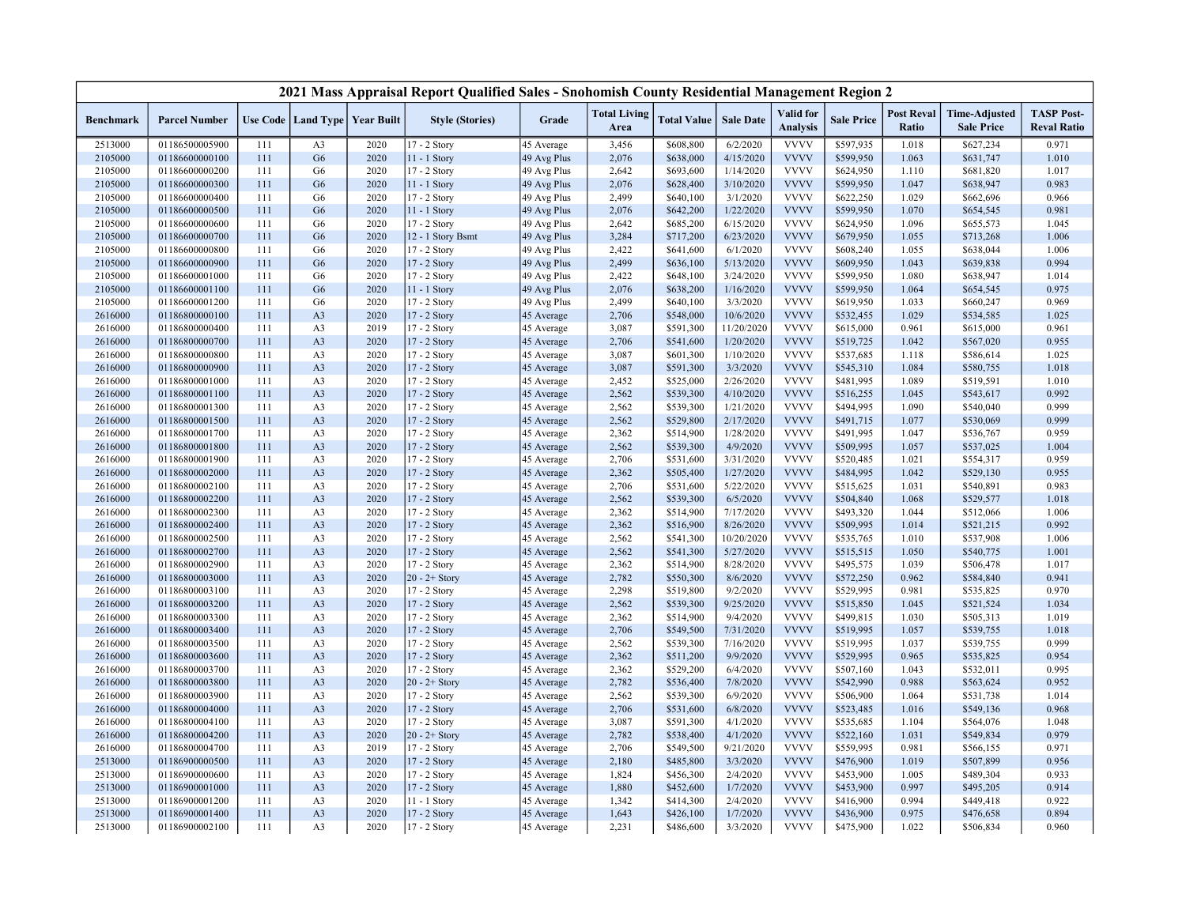# 2021 Mass Appraisal Report Qualified Sales - Snohomish County Residential Management Region 2

| Benchmark | Parcel Number | Use Code | Land Type | Year Built | Style (Stories) | Grade | Total Living Area | Total Value | Sale Date | Valid for Analysis | Sale Price | Post Reval Ratio | Time-Adjusted Sale Price | TASP Post-Reval Ratio |
|---|---|---|---|---|---|---|---|---|---|---|---|---|---|---|
| 2513000 | 01186500005900 | 111 | A3 | 2020 | 17 - 2 Story | 45 Average | 3,456 | $608,800 | 6/2/2020 | VVVV | $597,935 | 1.018 | $627,234 | 0.971 |
| 2105000 | 01186600000100 | 111 | G6 | 2020 | 11 - 1 Story | 49 Avg Plus | 2,076 | $638,000 | 4/15/2020 | VVVV | $599,950 | 1.063 | $631,747 | 1.010 |
| 2105000 | 01186600000200 | 111 | G6 | 2020 | 17 - 2 Story | 49 Avg Plus | 2,642 | $693,600 | 1/14/2020 | VVVV | $624,950 | 1.110 | $681,820 | 1.017 |
| 2105000 | 01186600000300 | 111 | G6 | 2020 | 11 - 1 Story | 49 Avg Plus | 2,076 | $628,400 | 3/10/2020 | VVVV | $599,950 | 1.047 | $638,947 | 0.983 |
| 2105000 | 01186600000400 | 111 | G6 | 2020 | 17 - 2 Story | 49 Avg Plus | 2,499 | $640,100 | 3/1/2020 | VVVV | $622,250 | 1.029 | $662,696 | 0.966 |
| 2105000 | 01186600000500 | 111 | G6 | 2020 | 11 - 1 Story | 49 Avg Plus | 2,076 | $642,200 | 1/22/2020 | VVVV | $599,950 | 1.070 | $654,545 | 0.981 |
| 2105000 | 01186600000600 | 111 | G6 | 2020 | 17 - 2 Story | 49 Avg Plus | 2,642 | $685,200 | 6/15/2020 | VVVV | $624,950 | 1.096 | $655,573 | 1.045 |
| 2105000 | 01186600000700 | 111 | G6 | 2020 | 12 - 1 Story Bsmt | 49 Avg Plus | 3,284 | $717,200 | 6/23/2020 | VVVV | $679,950 | 1.055 | $713,268 | 1.006 |
| 2105000 | 01186600000800 | 111 | G6 | 2020 | 17 - 2 Story | 49 Avg Plus | 2,422 | $641,600 | 6/1/2020 | VVVV | $608,240 | 1.055 | $638,047 | 1.006 |
| 2105000 | 01186600000900 | 111 | G6 | 2020 | 17 - 2 Story | 49 Avg Plus | 2,499 | $636,100 | 5/13/2020 | VVVV | $609,950 | 1.043 | $639,838 | 0.994 |
| 2105000 | 01186600001000 | 111 | G6 | 2020 | 17 - 2 Story | 49 Avg Plus | 2,422 | $648,100 | 3/24/2020 | VVVV | $599,950 | 1.080 | $638,947 | 1.014 |
| 2105000 | 01186600001100 | 111 | G6 | 2020 | 11 - 1 Story | 49 Avg Plus | 2,076 | $638,100 | 1/16/2020 | VVVV | $599,950 | 1.064 | $654,545 | 0.975 |
| 2105000 | 01186600001200 | 111 | G6 | 2020 | 17 - 2 Story | 49 Avg Plus | 2,499 | $640,100 | 3/3/2020 | VVVV | $619,950 | 1.033 | $660,247 | 0.969 |
| 2616000 | 01186800000100 | 111 | A3 | 2020 | 17 - 2 Story | 45 Average | 2,706 | $548,000 | 10/6/2020 | VVVV | $532,455 | 1.029 | $534,585 | 1.025 |
| 2616000 | 01186800000400 | 111 | A3 | 2019 | 17 - 2 Story | 45 Average | 3,087 | $591,300 | 11/20/2020 | VVVV | $615,000 | 0.961 | $615,000 | 0.961 |
| 2616000 | 01186800000700 | 111 | A3 | 2020 | 17 - 2 Story | 45 Average | 2,706 | $541,600 | 1/20/2020 | VVVV | $519,725 | 1.042 | $567,020 | 0.955 |
| 2616000 | 01186800000800 | 111 | A3 | 2020 | 17 - 2 Story | 45 Average | 3,087 | $601,300 | 1/10/2020 | VVVV | $537,685 | 1.118 | $586,614 | 1.025 |
| 2616000 | 01186800000900 | 111 | A3 | 2020 | 17 - 2 Story | 45 Average | 3,087 | $591,300 | 3/3/2020 | VVVV | $545,310 | 1.084 | $580,755 | 1.018 |
| 2616000 | 01186800001000 | 111 | A3 | 2020 | 17 - 2 Story | 45 Average | 2,452 | $525,000 | 2/26/2020 | VVVV | $481,995 | 1.089 | $519,591 | 1.010 |
| 2616000 | 01186800001100 | 111 | A3 | 2020 | 17 - 2 Story | 45 Average | 2,562 | $539,300 | 4/10/2020 | VVVV | $516,255 | 1.045 | $543,617 | 0.992 |
| 2616000 | 01186800001300 | 111 | A3 | 2020 | 17 - 2 Story | 45 Average | 2,562 | $539,300 | 1/21/2020 | VVVV | $494,995 | 1.090 | $540,040 | 0.999 |
| 2616000 | 01186800001500 | 111 | A3 | 2020 | 17 - 2 Story | 45 Average | 2,562 | $529,800 | 2/17/2020 | VVVV | $491,715 | 1.077 | $530,069 | 0.999 |
| 2616000 | 01186800001700 | 111 | A3 | 2020 | 17 - 2 Story | 45 Average | 2,362 | $514,900 | 1/28/2020 | VVVV | $491,995 | 1.047 | $536,767 | 0.959 |
| 2616000 | 01186800001800 | 111 | A3 | 2020 | 17 - 2 Story | 45 Average | 2,562 | $539,300 | 4/9/2020 | VVVV | $509,995 | 1.057 | $537,025 | 1.004 |
| 2616000 | 01186800001900 | 111 | A3 | 2020 | 17 - 2 Story | 45 Average | 2,706 | $531,600 | 3/31/2020 | VVVV | $520,485 | 1.021 | $554,317 | 0.959 |
| 2616000 | 01186800002000 | 111 | A3 | 2020 | 17 - 2 Story | 45 Average | 2,362 | $505,400 | 1/27/2020 | VVVV | $484,995 | 1.042 | $529,130 | 0.955 |
| 2616000 | 01186800002100 | 111 | A3 | 2020 | 17 - 2 Story | 45 Average | 2,706 | $531,600 | 5/22/2020 | VVVV | $515,625 | 1.031 | $540,891 | 0.983 |
| 2616000 | 01186800002200 | 111 | A3 | 2020 | 17 - 2 Story | 45 Average | 2,562 | $539,300 | 6/5/2020 | VVVV | $504,840 | 1.068 | $529,577 | 1.018 |
| 2616000 | 01186800002300 | 111 | A3 | 2020 | 17 - 2 Story | 45 Average | 2,362 | $514,900 | 7/17/2020 | VVVV | $493,320 | 1.044 | $512,066 | 1.006 |
| 2616000 | 01186800002400 | 111 | A3 | 2020 | 17 - 2 Story | 45 Average | 2,362 | $516,900 | 8/26/2020 | VVVV | $509,995 | 1.014 | $521,215 | 0.992 |
| 2616000 | 01186800002500 | 111 | A3 | 2020 | 17 - 2 Story | 45 Average | 2,562 | $541,300 | 10/20/2020 | VVVV | $535,765 | 1.010 | $537,908 | 1.006 |
| 2616000 | 01186800002700 | 111 | A3 | 2020 | 17 - 2 Story | 45 Average | 2,562 | $541,300 | 5/27/2020 | VVVV | $515,515 | 1.050 | $540,775 | 1.001 |
| 2616000 | 01186800002900 | 111 | A3 | 2020 | 17 - 2 Story | 45 Average | 2,362 | $514,900 | 8/28/2020 | VVVV | $495,575 | 1.039 | $506,478 | 1.017 |
| 2616000 | 01186800003000 | 111 | A3 | 2020 | 20 - 2+ Story | 45 Average | 2,782 | $550,300 | 8/6/2020 | VVVV | $572,250 | 0.962 | $584,840 | 0.941 |
| 2616000 | 01186800003100 | 111 | A3 | 2020 | 17 - 2 Story | 45 Average | 2,298 | $519,800 | 9/2/2020 | VVVV | $529,995 | 0.981 | $535,825 | 0.970 |
| 2616000 | 01186800003200 | 111 | A3 | 2020 | 17 - 2 Story | 45 Average | 2,562 | $539,300 | 9/25/2020 | VVVV | $515,850 | 1.045 | $521,524 | 1.034 |
| 2616000 | 01186800003300 | 111 | A3 | 2020 | 17 - 2 Story | 45 Average | 2,362 | $514,900 | 9/4/2020 | VVVV | $499,815 | 1.030 | $505,313 | 1.019 |
| 2616000 | 01186800003400 | 111 | A3 | 2020 | 17 - 2 Story | 45 Average | 2,706 | $549,500 | 7/31/2020 | VVVV | $519,995 | 1.057 | $539,755 | 1.018 |
| 2616000 | 01186800003500 | 111 | A3 | 2020 | 17 - 2 Story | 45 Average | 2,562 | $539,300 | 7/16/2020 | VVVV | $519,995 | 1.037 | $539,755 | 0.999 |
| 2616000 | 01186800003600 | 111 | A3 | 2020 | 17 - 2 Story | 45 Average | 2,362 | $511,200 | 9/9/2020 | VVVV | $529,995 | 0.965 | $535,825 | 0.954 |
| 2616000 | 01186800003700 | 111 | A3 | 2020 | 17 - 2 Story | 45 Average | 2,362 | $529,200 | 6/4/2020 | VVVV | $507,160 | 1.043 | $532,011 | 0.995 |
| 2616000 | 01186800003800 | 111 | A3 | 2020 | 20 - 2+ Story | 45 Average | 2,782 | $536,400 | 7/8/2020 | VVVV | $542,990 | 0.988 | $563,624 | 0.952 |
| 2616000 | 01186800003900 | 111 | A3 | 2020 | 17 - 2 Story | 45 Average | 2,562 | $539,300 | 6/9/2020 | VVVV | $506,900 | 1.064 | $531,738 | 1.014 |
| 2616000 | 01186800004000 | 111 | A3 | 2020 | 17 - 2 Story | 45 Average | 2,706 | $531,600 | 6/8/2020 | VVVV | $523,485 | 1.016 | $549,136 | 0.968 |
| 2616000 | 01186800004100 | 111 | A3 | 2020 | 17 - 2 Story | 45 Average | 3,087 | $591,300 | 4/1/2020 | VVVV | $535,685 | 1.104 | $564,076 | 1.048 |
| 2616000 | 01186800004200 | 111 | A3 | 2020 | 20 - 2+ Story | 45 Average | 2,782 | $538,400 | 4/1/2020 | VVVV | $522,160 | 1.031 | $549,834 | 0.979 |
| 2616000 | 01186800004700 | 111 | A3 | 2019 | 17 - 2 Story | 45 Average | 2,706 | $549,500 | 9/21/2020 | VVVV | $559,995 | 0.981 | $566,155 | 0.971 |
| 2513000 | 01186900000500 | 111 | A3 | 2020 | 17 - 2 Story | 45 Average | 2,180 | $485,800 | 3/3/2020 | VVVV | $476,900 | 1.019 | $507,899 | 0.956 |
| 2513000 | 01186900000600 | 111 | A3 | 2020 | 17 - 2 Story | 45 Average | 1,824 | $456,300 | 2/4/2020 | VVVV | $453,900 | 1.005 | $489,304 | 0.933 |
| 2513000 | 01186900001000 | 111 | A3 | 2020 | 17 - 2 Story | 45 Average | 1,880 | $452,600 | 1/7/2020 | VVVV | $453,900 | 0.997 | $495,205 | 0.914 |
| 2513000 | 01186900001200 | 111 | A3 | 2020 | 11 - 1 Story | 45 Average | 1,342 | $414,300 | 2/4/2020 | VVVV | $416,900 | 0.994 | $449,418 | 0.922 |
| 2513000 | 01186900001400 | 111 | A3 | 2020 | 17 - 2 Story | 45 Average | 1,643 | $426,100 | 1/7/2020 | VVVV | $436,900 | 0.975 | $476,658 | 0.894 |
| 2513000 | 01186900002100 | 111 | A3 | 2020 | 17 - 2 Story | 45 Average | 2,231 | $486,600 | 3/3/2020 | VVVV | $475,900 | 1.022 | $506,834 | 0.960 |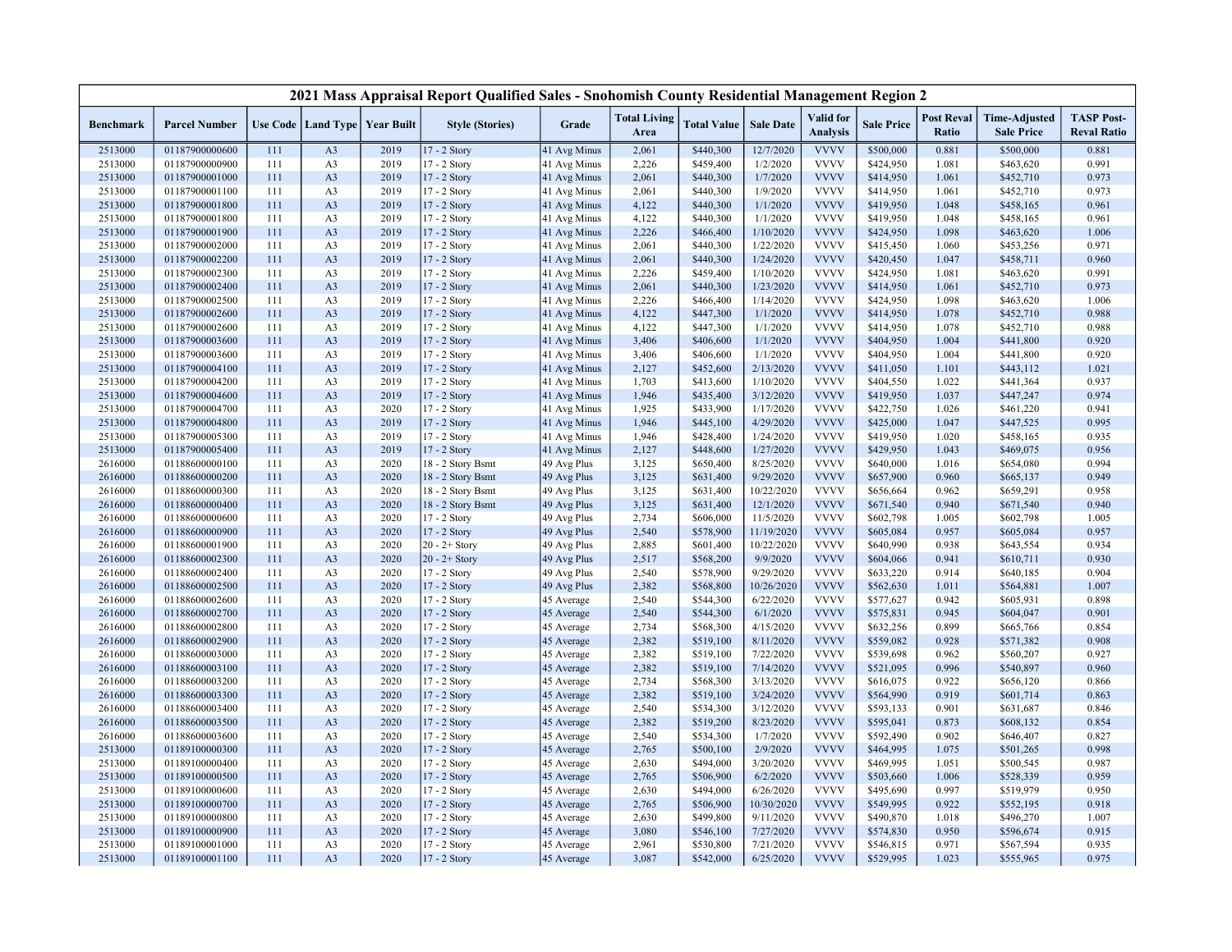# 2021 Mass Appraisal Report Qualified Sales - Snohomish County Residential Management Region 2

| Benchmark | Parcel Number | Use Code | Land Type | Year Built | Style (Stories) | Grade | Total Living Area | Total Value | Sale Date | Valid for Analysis | Sale Price | Post Reval Ratio | Time-Adjusted Sale Price | TASP Post-Reval Ratio |
|---|---|---|---|---|---|---|---|---|---|---|---|---|---|---|
| 2513000 | 01187900000600 | 111 | A3 | 2019 | 17 - 2 Story | 41 Avg Minus | 2,061 | $440,300 | 12/7/2020 | VVVV | $500,000 | 0.881 | $500,000 | 0.881 |
| 2513000 | 01187900000900 | 111 | A3 | 2019 | 17 - 2 Story | 41 Avg Minus | 2,226 | $459,400 | 1/2/2020 | VVVV | $424,950 | 1.081 | $463,620 | 0.991 |
| 2513000 | 01187900001000 | 111 | A3 | 2019 | 17 - 2 Story | 41 Avg Minus | 2,061 | $440,300 | 1/7/2020 | VVVV | $414,950 | 1.061 | $452,710 | 0.973 |
| 2513000 | 01187900001100 | 111 | A3 | 2019 | 17 - 2 Story | 41 Avg Minus | 2,061 | $440,300 | 1/9/2020 | VVVV | $414,950 | 1.061 | $452,710 | 0.973 |
| 2513000 | 01187900001800 | 111 | A3 | 2019 | 17 - 2 Story | 41 Avg Minus | 4,122 | $440,300 | 1/1/2020 | VVVV | $419,950 | 1.048 | $458,165 | 0.961 |
| 2513000 | 01187900001800 | 111 | A3 | 2019 | 17 - 2 Story | 41 Avg Minus | 4,122 | $440,300 | 1/1/2020 | VVVV | $419,950 | 1.048 | $458,165 | 0.961 |
| 2513000 | 01187900001900 | 111 | A3 | 2019 | 17 - 2 Story | 41 Avg Minus | 2,226 | $466,400 | 1/10/2020 | VVVV | $424,950 | 1.098 | $463,620 | 1.006 |
| 2513000 | 01187900002000 | 111 | A3 | 2019 | 17 - 2 Story | 41 Avg Minus | 2,061 | $440,300 | 1/22/2020 | VVVV | $415,450 | 1.060 | $453,256 | 0.971 |
| 2513000 | 01187900002200 | 111 | A3 | 2019 | 17 - 2 Story | 41 Avg Minus | 2,061 | $440,300 | 1/24/2020 | VVVV | $420,450 | 1.047 | $458,711 | 0.960 |
| 2513000 | 01187900002300 | 111 | A3 | 2019 | 17 - 2 Story | 41 Avg Minus | 2,226 | $459,400 | 1/10/2020 | VVVV | $424,950 | 1.081 | $463,620 | 0.991 |
| 2513000 | 01187900002400 | 111 | A3 | 2019 | 17 - 2 Story | 41 Avg Minus | 2,061 | $440,300 | 1/23/2020 | VVVV | $414,950 | 1.061 | $452,710 | 0.973 |
| 2513000 | 01187900002500 | 111 | A3 | 2019 | 17 - 2 Story | 41 Avg Minus | 2,226 | $466,400 | 1/14/2020 | VVVV | $424,950 | 1.098 | $463,620 | 1.006 |
| 2513000 | 01187900002600 | 111 | A3 | 2019 | 17 - 2 Story | 41 Avg Minus | 4,122 | $447,300 | 1/1/2020 | VVVV | $414,950 | 1.078 | $452,710 | 0.988 |
| 2513000 | 01187900002600 | 111 | A3 | 2019 | 17 - 2 Story | 41 Avg Minus | 4,122 | $447,300 | 1/1/2020 | VVVV | $414,950 | 1.078 | $452,710 | 0.988 |
| 2513000 | 01187900003600 | 111 | A3 | 2019 | 17 - 2 Story | 41 Avg Minus | 3,406 | $406,600 | 1/1/2020 | VVVV | $404,950 | 1.004 | $441,800 | 0.920 |
| 2513000 | 01187900003600 | 111 | A3 | 2019 | 17 - 2 Story | 41 Avg Minus | 3,406 | $406,600 | 1/1/2020 | VVVV | $404,950 | 1.004 | $441,800 | 0.920 |
| 2513000 | 01187900004100 | 111 | A3 | 2019 | 17 - 2 Story | 41 Avg Minus | 2,127 | $452,600 | 2/13/2020 | VVVV | $411,050 | 1.101 | $443,112 | 1.021 |
| 2513000 | 01187900004200 | 111 | A3 | 2019 | 17 - 2 Story | 41 Avg Minus | 1,703 | $413,600 | 1/10/2020 | VVVV | $404,550 | 1.022 | $441,364 | 0.937 |
| 2513000 | 01187900004600 | 111 | A3 | 2019 | 17 - 2 Story | 41 Avg Minus | 1,946 | $435,400 | 3/12/2020 | VVVV | $419,950 | 1.037 | $447,247 | 0.974 |
| 2513000 | 01187900004700 | 111 | A3 | 2020 | 17 - 2 Story | 41 Avg Minus | 1,925 | $433,900 | 1/17/2020 | VVVV | $422,750 | 1.026 | $461,220 | 0.941 |
| 2513000 | 01187900004800 | 111 | A3 | 2019 | 17 - 2 Story | 41 Avg Minus | 1,946 | $445,100 | 4/29/2020 | VVVV | $425,000 | 1.047 | $447,525 | 0.995 |
| 2513000 | 01187900005300 | 111 | A3 | 2019 | 17 - 2 Story | 41 Avg Minus | 1,946 | $428,400 | 1/24/2020 | VVVV | $419,950 | 1.020 | $458,165 | 0.935 |
| 2513000 | 01187900005400 | 111 | A3 | 2019 | 17 - 2 Story | 41 Avg Minus | 2,127 | $448,600 | 1/27/2020 | VVVV | $429,950 | 1.043 | $469,075 | 0.956 |
| 2616000 | 01188600000100 | 111 | A3 | 2020 | 18 - 2 Story Bsmt | 49 Avg Plus | 3,125 | $650,400 | 8/25/2020 | VVVV | $640,000 | 1.016 | $654,080 | 0.994 |
| 2616000 | 01188600000200 | 111 | A3 | 2020 | 18 - 2 Story Bsmt | 49 Avg Plus | 3,125 | $631,400 | 9/29/2020 | VVVV | $657,900 | 0.960 | $665,137 | 0.949 |
| 2616000 | 01188600000300 | 111 | A3 | 2020 | 18 - 2 Story Bsmt | 49 Avg Plus | 3,125 | $631,400 | 10/22/2020 | VVVV | $656,664 | 0.962 | $659,291 | 0.958 |
| 2616000 | 01188600000400 | 111 | A3 | 2020 | 18 - 2 Story Bsmt | 49 Avg Plus | 3,125 | $631,400 | 12/1/2020 | VVVV | $671,540 | 0.940 | $671,540 | 0.940 |
| 2616000 | 01188600000600 | 111 | A3 | 2020 | 17 - 2 Story | 49 Avg Plus | 2,734 | $606,000 | 11/5/2020 | VVVV | $602,798 | 1.005 | $602,798 | 1.005 |
| 2616000 | 01188600000900 | 111 | A3 | 2020 | 17 - 2 Story | 49 Avg Plus | 2,540 | $578,900 | 11/19/2020 | VVVV | $605,084 | 0.957 | $605,084 | 0.957 |
| 2616000 | 01188600001900 | 111 | A3 | 2020 | 20 - 2+ Story | 49 Avg Plus | 2,885 | $601,400 | 10/22/2020 | VVVV | $640,990 | 0.938 | $643,554 | 0.934 |
| 2616000 | 01188600002300 | 111 | A3 | 2020 | 20 - 2+ Story | 49 Avg Plus | 2,517 | $568,200 | 9/9/2020 | VVVV | $604,066 | 0.941 | $610,711 | 0.930 |
| 2616000 | 01188600002400 | 111 | A3 | 2020 | 17 - 2 Story | 49 Avg Plus | 2,540 | $578,900 | 9/29/2020 | VVVV | $633,220 | 0.914 | $640,185 | 0.904 |
| 2616000 | 01188600002500 | 111 | A3 | 2020 | 17 - 2 Story | 49 Avg Plus | 2,382 | $568,800 | 10/26/2020 | VVVV | $562,630 | 1.011 | $564,881 | 1.007 |
| 2616000 | 01188600002600 | 111 | A3 | 2020 | 17 - 2 Story | 45 Average | 2,540 | $544,300 | 6/22/2020 | VVVV | $577,627 | 0.942 | $605,931 | 0.898 |
| 2616000 | 01188600002700 | 111 | A3 | 2020 | 17 - 2 Story | 45 Average | 2,540 | $544,300 | 6/1/2020 | VVVV | $575,831 | 0.945 | $604,047 | 0.901 |
| 2616000 | 01188600002800 | 111 | A3 | 2020 | 17 - 2 Story | 45 Average | 2,734 | $568,300 | 4/15/2020 | VVVV | $632,256 | 0.899 | $665,766 | 0.854 |
| 2616000 | 01188600002900 | 111 | A3 | 2020 | 17 - 2 Story | 45 Average | 2,382 | $519,100 | 8/11/2020 | VVVV | $559,082 | 0.928 | $571,382 | 0.908 |
| 2616000 | 01188600003000 | 111 | A3 | 2020 | 17 - 2 Story | 45 Average | 2,382 | $519,100 | 7/22/2020 | VVVV | $539,698 | 0.962 | $560,207 | 0.927 |
| 2616000 | 01188600003100 | 111 | A3 | 2020 | 17 - 2 Story | 45 Average | 2,382 | $519,100 | 7/14/2020 | VVVV | $521,095 | 0.996 | $540,897 | 0.960 |
| 2616000 | 01188600003200 | 111 | A3 | 2020 | 17 - 2 Story | 45 Average | 2,734 | $568,300 | 3/13/2020 | VVVV | $616,075 | 0.922 | $656,120 | 0.866 |
| 2616000 | 01188600003300 | 111 | A3 | 2020 | 17 - 2 Story | 45 Average | 2,382 | $519,100 | 3/24/2020 | VVVV | $564,990 | 0.919 | $601,714 | 0.863 |
| 2616000 | 01188600003400 | 111 | A3 | 2020 | 17 - 2 Story | 45 Average | 2,540 | $534,300 | 3/12/2020 | VVVV | $593,133 | 0.901 | $631,687 | 0.846 |
| 2616000 | 01188600003500 | 111 | A3 | 2020 | 17 - 2 Story | 45 Average | 2,382 | $519,200 | 8/23/2020 | VVVV | $595,041 | 0.873 | $608,132 | 0.854 |
| 2616000 | 01188600003600 | 111 | A3 | 2020 | 17 - 2 Story | 45 Average | 2,540 | $534,300 | 1/7/2020 | VVVV | $592,490 | 0.902 | $646,407 | 0.827 |
| 2513000 | 01189100000300 | 111 | A3 | 2020 | 17 - 2 Story | 45 Average | 2,765 | $500,100 | 2/9/2020 | VVVV | $464,995 | 1.075 | $501,265 | 0.998 |
| 2513000 | 01189100000400 | 111 | A3 | 2020 | 17 - 2 Story | 45 Average | 2,630 | $494,000 | 3/20/2020 | VVVV | $469,995 | 1.051 | $500,545 | 0.987 |
| 2513000 | 01189100000500 | 111 | A3 | 2020 | 17 - 2 Story | 45 Average | 2,765 | $506,900 | 6/2/2020 | VVVV | $503,660 | 1.006 | $528,339 | 0.959 |
| 2513000 | 01189100000600 | 111 | A3 | 2020 | 17 - 2 Story | 45 Average | 2,630 | $494,000 | 6/26/2020 | VVVV | $495,690 | 0.997 | $519,979 | 0.950 |
| 2513000 | 01189100000700 | 111 | A3 | 2020 | 17 - 2 Story | 45 Average | 2,765 | $506,900 | 10/30/2020 | VVVV | $549,995 | 0.922 | $552,195 | 0.918 |
| 2513000 | 01189100000800 | 111 | A3 | 2020 | 17 - 2 Story | 45 Average | 2,630 | $499,800 | 9/11/2020 | VVVV | $490,870 | 1.018 | $496,270 | 1.007 |
| 2513000 | 01189100000900 | 111 | A3 | 2020 | 17 - 2 Story | 45 Average | 3,080 | $546,100 | 7/27/2020 | VVVV | $574,830 | 0.950 | $596,674 | 0.915 |
| 2513000 | 01189100001000 | 111 | A3 | 2020 | 17 - 2 Story | 45 Average | 2,961 | $530,800 | 7/21/2020 | VVVV | $546,815 | 0.971 | $567,594 | 0.935 |
| 2513000 | 01189100001100 | 111 | A3 | 2020 | 17 - 2 Story | 45 Average | 3,087 | $542,000 | 6/25/2020 | VVVV | $529,995 | 1.023 | $555,965 | 0.975 |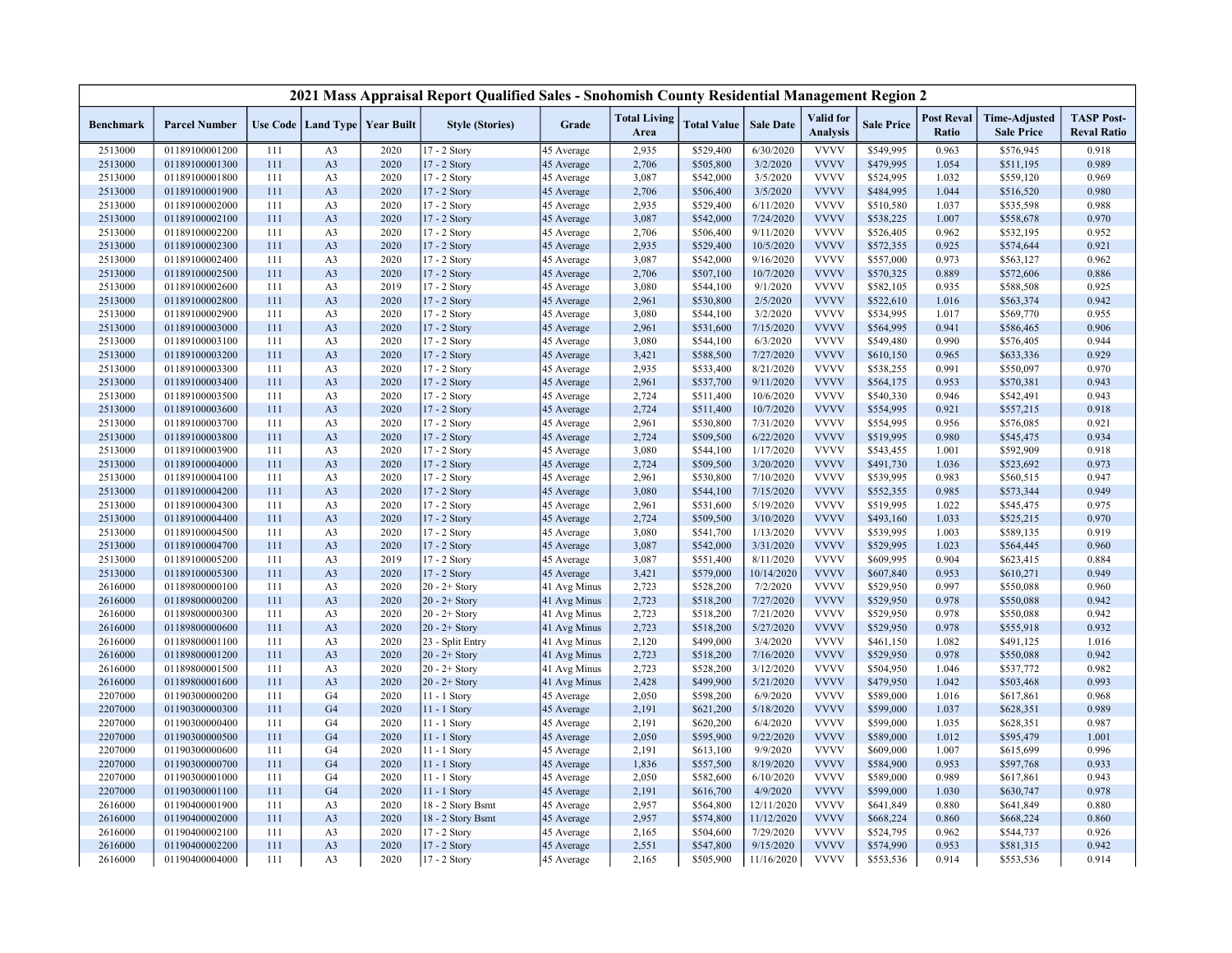## 2021 Mass Appraisal Report Qualified Sales - Snohomish County Residential Management Region 2

| Benchmark | Parcel Number | Use Code | Land Type | Year Built | Style (Stories) | Grade | Total Living Area | Total Value | Sale Date | Valid for Analysis | Sale Price | Post Reval Ratio | Time-Adjusted Sale Price | TASP Post-Reval Ratio |
|---|---|---|---|---|---|---|---|---|---|---|---|---|---|---|
| 2513000 | 01189100001200 | 111 | A3 | 2020 | 17 - 2 Story | 45 Average | 2,935 | $529,400 | 6/30/2020 | VVVV | $549,995 | 0.963 | $576,945 | 0.918 |
| 2513000 | 01189100001300 | 111 | A3 | 2020 | 17 - 2 Story | 45 Average | 2,706 | $505,800 | 3/2/2020 | VVVV | $479,995 | 1.054 | $511,195 | 0.989 |
| 2513000 | 01189100001800 | 111 | A3 | 2020 | 17 - 2 Story | 45 Average | 3,087 | $542,000 | 3/5/2020 | VVVV | $524,995 | 1.032 | $559,120 | 0.969 |
| 2513000 | 01189100001900 | 111 | A3 | 2020 | 17 - 2 Story | 45 Average | 2,706 | $506,400 | 3/5/2020 | VVVV | $484,995 | 1.044 | $516,520 | 0.980 |
| 2513000 | 01189100002000 | 111 | A3 | 2020 | 17 - 2 Story | 45 Average | 2,935 | $529,400 | 6/11/2020 | VVVV | $510,580 | 1.037 | $535,598 | 0.988 |
| 2513000 | 01189100002100 | 111 | A3 | 2020 | 17 - 2 Story | 45 Average | 3,087 | $542,000 | 7/24/2020 | VVVV | $538,225 | 1.007 | $558,678 | 0.970 |
| 2513000 | 01189100002200 | 111 | A3 | 2020 | 17 - 2 Story | 45 Average | 2,706 | $506,400 | 9/11/2020 | VVVV | $526,405 | 0.962 | $532,195 | 0.952 |
| 2513000 | 01189100002300 | 111 | A3 | 2020 | 17 - 2 Story | 45 Average | 2,935 | $529,400 | 10/5/2020 | VVVV | $572,355 | 0.925 | $574,644 | 0.921 |
| 2513000 | 01189100002400 | 111 | A3 | 2020 | 17 - 2 Story | 45 Average | 3,087 | $542,000 | 9/16/2020 | VVVV | $557,000 | 0.973 | $563,127 | 0.962 |
| 2513000 | 01189100002500 | 111 | A3 | 2020 | 17 - 2 Story | 45 Average | 2,706 | $507,100 | 10/7/2020 | VVVV | $570,325 | 0.889 | $572,606 | 0.886 |
| 2513000 | 01189100002600 | 111 | A3 | 2019 | 17 - 2 Story | 45 Average | 3,080 | $544,100 | 9/1/2020 | VVVV | $582,105 | 0.935 | $588,508 | 0.925 |
| 2513000 | 01189100002800 | 111 | A3 | 2020 | 17 - 2 Story | 45 Average | 2,961 | $530,800 | 2/5/2020 | VVVV | $522,610 | 1.016 | $563,374 | 0.942 |
| 2513000 | 01189100002900 | 111 | A3 | 2020 | 17 - 2 Story | 45 Average | 3,080 | $544,100 | 3/2/2020 | VVVV | $534,995 | 1.017 | $569,770 | 0.955 |
| 2513000 | 01189100003000 | 111 | A3 | 2020 | 17 - 2 Story | 45 Average | 2,961 | $531,600 | 7/15/2020 | VVVV | $564,995 | 0.941 | $586,465 | 0.906 |
| 2513000 | 01189100003100 | 111 | A3 | 2020 | 17 - 2 Story | 45 Average | 3,080 | $544,100 | 6/3/2020 | VVVV | $549,480 | 0.990 | $576,405 | 0.944 |
| 2513000 | 01189100003200 | 111 | A3 | 2020 | 17 - 2 Story | 45 Average | 3,421 | $588,500 | 7/27/2020 | VVVV | $610,150 | 0.965 | $633,336 | 0.929 |
| 2513000 | 01189100003300 | 111 | A3 | 2020 | 17 - 2 Story | 45 Average | 2,935 | $533,400 | 8/21/2020 | VVVV | $538,255 | 0.991 | $550,097 | 0.970 |
| 2513000 | 01189100003400 | 111 | A3 | 2020 | 17 - 2 Story | 45 Average | 2,961 | $537,700 | 9/11/2020 | VVVV | $564,175 | 0.953 | $570,381 | 0.943 |
| 2513000 | 01189100003500 | 111 | A3 | 2020 | 17 - 2 Story | 45 Average | 2,724 | $511,400 | 10/6/2020 | VVVV | $540,330 | 0.946 | $542,491 | 0.943 |
| 2513000 | 01189100003600 | 111 | A3 | 2020 | 17 - 2 Story | 45 Average | 2,724 | $511,400 | 10/7/2020 | VVVV | $554,995 | 0.921 | $557,215 | 0.918 |
| 2513000 | 01189100003700 | 111 | A3 | 2020 | 17 - 2 Story | 45 Average | 2,961 | $530,800 | 7/31/2020 | VVVV | $554,995 | 0.956 | $576,085 | 0.921 |
| 2513000 | 01189100003800 | 111 | A3 | 2020 | 17 - 2 Story | 45 Average | 2,724 | $509,500 | 6/22/2020 | VVVV | $519,995 | 0.980 | $545,475 | 0.934 |
| 2513000 | 01189100003900 | 111 | A3 | 2020 | 17 - 2 Story | 45 Average | 3,080 | $544,100 | 1/17/2020 | VVVV | $543,455 | 1.001 | $592,909 | 0.918 |
| 2513000 | 01189100004000 | 111 | A3 | 2020 | 17 - 2 Story | 45 Average | 2,724 | $509,500 | 3/20/2020 | VVVV | $491,730 | 1.036 | $523,692 | 0.973 |
| 2513000 | 01189100004100 | 111 | A3 | 2020 | 17 - 2 Story | 45 Average | 2,961 | $530,800 | 7/10/2020 | VVVV | $539,995 | 0.983 | $560,515 | 0.947 |
| 2513000 | 01189100004200 | 111 | A3 | 2020 | 17 - 2 Story | 45 Average | 3,080 | $544,100 | 7/15/2020 | VVVV | $552,355 | 0.985 | $573,344 | 0.949 |
| 2513000 | 01189100004300 | 111 | A3 | 2020 | 17 - 2 Story | 45 Average | 2,961 | $531,600 | 5/19/2020 | VVVV | $519,995 | 1.022 | $545,475 | 0.975 |
| 2513000 | 01189100004400 | 111 | A3 | 2020 | 17 - 2 Story | 45 Average | 2,724 | $509,500 | 3/10/2020 | VVVV | $493,160 | 1.033 | $525,215 | 0.970 |
| 2513000 | 01189100004500 | 111 | A3 | 2020 | 17 - 2 Story | 45 Average | 3,080 | $541,700 | 1/13/2020 | VVVV | $539,995 | 1.003 | $589,135 | 0.919 |
| 2513000 | 01189100004700 | 111 | A3 | 2020 | 17 - 2 Story | 45 Average | 3,087 | $542,000 | 3/31/2020 | VVVV | $529,995 | 1.023 | $564,445 | 0.960 |
| 2513000 | 01189100005200 | 111 | A3 | 2019 | 17 - 2 Story | 45 Average | 3,087 | $551,400 | 8/11/2020 | VVVV | $609,995 | 0.904 | $623,415 | 0.884 |
| 2513000 | 01189100005300 | 111 | A3 | 2020 | 17 - 2 Story | 45 Average | 3,421 | $579,000 | 10/14/2020 | VVVV | $607,840 | 0.953 | $610,271 | 0.949 |
| 2616000 | 01189800000100 | 111 | A3 | 2020 | 20 - 2+ Story | 41 Avg Minus | 2,723 | $528,200 | 7/2/2020 | VVVV | $529,950 | 0.997 | $550,088 | 0.960 |
| 2616000 | 01189800000200 | 111 | A3 | 2020 | 20 - 2+ Story | 41 Avg Minus | 2,723 | $518,200 | 7/27/2020 | VVVV | $529,950 | 0.978 | $550,088 | 0.942 |
| 2616000 | 01189800000300 | 111 | A3 | 2020 | 20 - 2+ Story | 41 Avg Minus | 2,723 | $518,200 | 7/21/2020 | VVVV | $529,950 | 0.978 | $550,088 | 0.942 |
| 2616000 | 01189800000600 | 111 | A3 | 2020 | 20 - 2+ Story | 41 Avg Minus | 2,723 | $518,200 | 5/27/2020 | VVVV | $529,950 | 0.978 | $555,918 | 0.932 |
| 2616000 | 01189800001100 | 111 | A3 | 2020 | 23 - Split Entry | 41 Avg Minus | 2,120 | $499,000 | 3/4/2020 | VVVV | $461,150 | 1.082 | $491,125 | 1.016 |
| 2616000 | 01189800001200 | 111 | A3 | 2020 | 20 - 2+ Story | 41 Avg Minus | 2,723 | $518,200 | 7/16/2020 | VVVV | $529,950 | 0.978 | $550,088 | 0.942 |
| 2616000 | 01189800001500 | 111 | A3 | 2020 | 20 - 2+ Story | 41 Avg Minus | 2,723 | $528,200 | 3/12/2020 | VVVV | $504,950 | 1.046 | $537,772 | 0.982 |
| 2616000 | 01189800001600 | 111 | A3 | 2020 | 20 - 2+ Story | 41 Avg Minus | 2,428 | $499,900 | 5/21/2020 | VVVV | $479,950 | 1.042 | $503,468 | 0.993 |
| 2207000 | 01190300000200 | 111 | G4 | 2020 | 11 - 1 Story | 45 Average | 2,050 | $598,200 | 6/9/2020 | VVVV | $589,000 | 1.016 | $617,861 | 0.968 |
| 2207000 | 01190300000300 | 111 | G4 | 2020 | 11 - 1 Story | 45 Average | 2,191 | $621,200 | 5/18/2020 | VVVV | $599,000 | 1.037 | $628,351 | 0.989 |
| 2207000 | 01190300000400 | 111 | G4 | 2020 | 11 - 1 Story | 45 Average | 2,191 | $620,200 | 6/4/2020 | VVVV | $599,000 | 1.035 | $628,351 | 0.987 |
| 2207000 | 01190300000500 | 111 | G4 | 2020 | 11 - 1 Story | 45 Average | 2,050 | $595,900 | 9/22/2020 | VVVV | $589,000 | 1.012 | $595,479 | 1.001 |
| 2207000 | 01190300000600 | 111 | G4 | 2020 | 11 - 1 Story | 45 Average | 2,191 | $613,100 | 9/9/2020 | VVVV | $609,000 | 1.007 | $615,699 | 0.996 |
| 2207000 | 01190300000700 | 111 | G4 | 2020 | 11 - 1 Story | 45 Average | 1,836 | $557,500 | 8/19/2020 | VVVV | $584,900 | 0.953 | $597,768 | 0.933 |
| 2207000 | 01190300001000 | 111 | G4 | 2020 | 11 - 1 Story | 45 Average | 2,050 | $582,600 | 6/10/2020 | VVVV | $589,000 | 0.989 | $617,861 | 0.943 |
| 2207000 | 01190300001100 | 111 | G4 | 2020 | 11 - 1 Story | 45 Average | 2,191 | $616,700 | 4/9/2020 | VVVV | $599,000 | 1.030 | $630,747 | 0.978 |
| 2616000 | 01190400001900 | 111 | A3 | 2020 | 18 - 2 Story Bsmt | 45 Average | 2,957 | $564,800 | 12/11/2020 | VVVV | $641,849 | 0.880 | $641,849 | 0.880 |
| 2616000 | 01190400002000 | 111 | A3 | 2020 | 18 - 2 Story Bsmt | 45 Average | 2,957 | $574,800 | 11/12/2020 | VVVV | $668,224 | 0.860 | $668,224 | 0.860 |
| 2616000 | 01190400002100 | 111 | A3 | 2020 | 17 - 2 Story | 45 Average | 2,165 | $504,600 | 7/29/2020 | VVVV | $524,795 | 0.962 | $544,737 | 0.926 |
| 2616000 | 01190400002200 | 111 | A3 | 2020 | 17 - 2 Story | 45 Average | 2,551 | $547,800 | 9/15/2020 | VVVV | $574,990 | 0.953 | $581,315 | 0.942 |
| 2616000 | 01190400004000 | 111 | A3 | 2020 | 17 - 2 Story | 45 Average | 2,165 | $505,900 | 11/16/2020 | VVVV | $553,536 | 0.914 | $553,536 | 0.914 |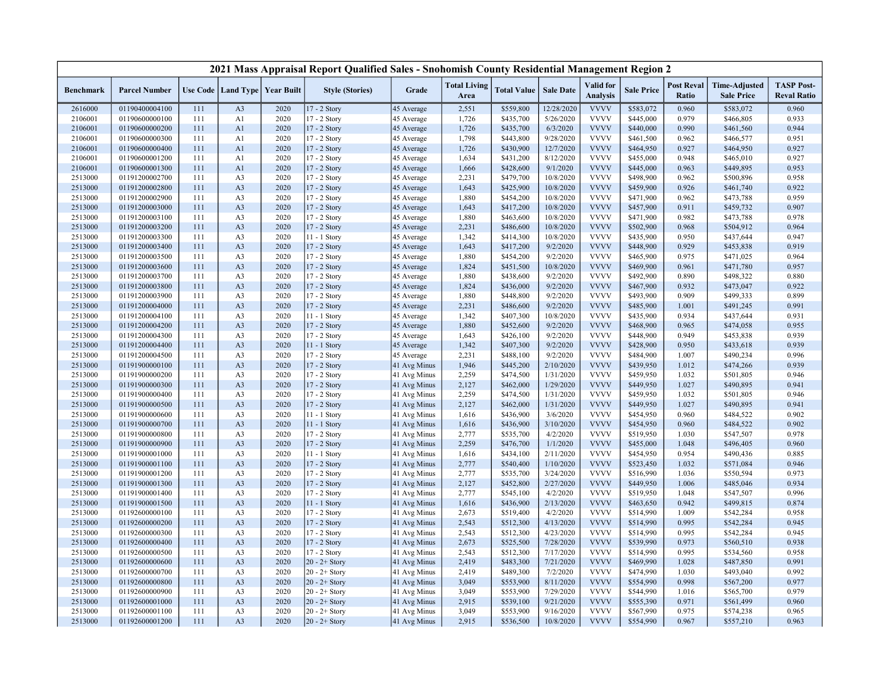# 2021 Mass Appraisal Report Qualified Sales - Snohomish County Residential Management Region 2

| Benchmark | Parcel Number | Use Code | Land Type | Year Built | Style (Stories) | Grade | Total Living Area | Total Value | Sale Date | Valid for Analysis | Sale Price | Post Reval Ratio | Time-Adjusted Sale Price | TASP Post-Reval Ratio |
|---|---|---|---|---|---|---|---|---|---|---|---|---|---|---|
| 2616000 | 01190400004100 | 111 | A3 | 2020 | 17 - 2 Story | 45 Average | 2,551 | $559,800 | 12/28/2020 | VVVV | $583,072 | 0.960 | $583,072 | 0.960 |
| 2106001 | 01190600000100 | 111 | A1 | 2020 | 17 - 2 Story | 45 Average | 1,726 | $435,700 | 5/26/2020 | VVVV | $445,000 | 0.979 | $466,805 | 0.933 |
| 2106001 | 01190600000200 | 111 | A1 | 2020 | 17 - 2 Story | 45 Average | 1,726 | $435,700 | 6/3/2020 | VVVV | $440,000 | 0.990 | $461,560 | 0.944 |
| 2106001 | 01190600000300 | 111 | A1 | 2020 | 17 - 2 Story | 45 Average | 1,798 | $443,800 | 9/28/2020 | VVVV | $461,500 | 0.962 | $466,577 | 0.951 |
| 2106001 | 01190600000400 | 111 | A1 | 2020 | 17 - 2 Story | 45 Average | 1,726 | $430,900 | 12/7/2020 | VVVV | $464,950 | 0.927 | $464,950 | 0.927 |
| 2106001 | 01190600001200 | 111 | A1 | 2020 | 17 - 2 Story | 45 Average | 1,634 | $431,200 | 8/12/2020 | VVVV | $455,000 | 0.948 | $465,010 | 0.927 |
| 2106001 | 01190600001300 | 111 | A1 | 2020 | 17 - 2 Story | 45 Average | 1,666 | $428,600 | 9/1/2020 | VVVV | $445,000 | 0.963 | $449,895 | 0.953 |
| 2513000 | 01191200002700 | 111 | A3 | 2020 | 17 - 2 Story | 45 Average | 2,231 | $479,700 | 10/8/2020 | VVVV | $498,900 | 0.962 | $500,896 | 0.958 |
| 2513000 | 01191200002800 | 111 | A3 | 2020 | 17 - 2 Story | 45 Average | 1,643 | $425,900 | 10/8/2020 | VVVV | $459,900 | 0.926 | $461,740 | 0.922 |
| 2513000 | 01191200002900 | 111 | A3 | 2020 | 17 - 2 Story | 45 Average | 1,880 | $454,200 | 10/8/2020 | VVVV | $471,900 | 0.962 | $473,788 | 0.959 |
| 2513000 | 01191200003000 | 111 | A3 | 2020 | 17 - 2 Story | 45 Average | 1,643 | $417,200 | 10/8/2020 | VVVV | $457,900 | 0.911 | $459,732 | 0.907 |
| 2513000 | 01191200003100 | 111 | A3 | 2020 | 17 - 2 Story | 45 Average | 1,880 | $463,600 | 10/8/2020 | VVVV | $471,900 | 0.982 | $473,788 | 0.978 |
| 2513000 | 01191200003200 | 111 | A3 | 2020 | 17 - 2 Story | 45 Average | 2,231 | $486,600 | 10/8/2020 | VVVV | $502,900 | 0.968 | $504,912 | 0.964 |
| 2513000 | 01191200003300 | 111 | A3 | 2020 | 11 - 1 Story | 45 Average | 1,342 | $414,300 | 10/8/2020 | VVVV | $435,900 | 0.950 | $437,644 | 0.947 |
| 2513000 | 01191200003400 | 111 | A3 | 2020 | 17 - 2 Story | 45 Average | 1,643 | $417,200 | 9/2/2020 | VVVV | $448,900 | 0.929 | $453,838 | 0.919 |
| 2513000 | 01191200003500 | 111 | A3 | 2020 | 17 - 2 Story | 45 Average | 1,880 | $454,200 | 9/2/2020 | VVVV | $465,900 | 0.975 | $471,025 | 0.964 |
| 2513000 | 01191200003600 | 111 | A3 | 2020 | 17 - 2 Story | 45 Average | 1,824 | $451,500 | 10/8/2020 | VVVV | $469,900 | 0.961 | $471,780 | 0.957 |
| 2513000 | 01191200003700 | 111 | A3 | 2020 | 17 - 2 Story | 45 Average | 1,880 | $438,600 | 9/2/2020 | VVVV | $492,900 | 0.890 | $498,322 | 0.880 |
| 2513000 | 01191200003800 | 111 | A3 | 2020 | 17 - 2 Story | 45 Average | 1,824 | $436,000 | 9/2/2020 | VVVV | $467,900 | 0.932 | $473,047 | 0.922 |
| 2513000 | 01191200003900 | 111 | A3 | 2020 | 17 - 2 Story | 45 Average | 1,880 | $448,800 | 9/2/2020 | VVVV | $493,900 | 0.909 | $499,333 | 0.899 |
| 2513000 | 01191200004000 | 111 | A3 | 2020 | 17 - 2 Story | 45 Average | 2,231 | $486,600 | 9/2/2020 | VVVV | $485,900 | 1.001 | $491,245 | 0.991 |
| 2513000 | 01191200004100 | 111 | A3 | 2020 | 11 - 1 Story | 45 Average | 1,342 | $407,300 | 10/8/2020 | VVVV | $435,900 | 0.934 | $437,644 | 0.931 |
| 2513000 | 01191200004200 | 111 | A3 | 2020 | 17 - 2 Story | 45 Average | 1,880 | $452,600 | 9/2/2020 | VVVV | $468,900 | 0.965 | $474,058 | 0.955 |
| 2513000 | 01191200004300 | 111 | A3 | 2020 | 17 - 2 Story | 45 Average | 1,643 | $426,100 | 9/2/2020 | VVVV | $448,900 | 0.949 | $453,838 | 0.939 |
| 2513000 | 01191200004400 | 111 | A3 | 2020 | 11 - 1 Story | 45 Average | 1,342 | $407,300 | 9/2/2020 | VVVV | $428,900 | 0.950 | $433,618 | 0.939 |
| 2513000 | 01191200004500 | 111 | A3 | 2020 | 17 - 2 Story | 45 Average | 2,231 | $488,100 | 9/2/2020 | VVVV | $484,900 | 1.007 | $490,234 | 0.996 |
| 2513000 | 01191900000100 | 111 | A3 | 2020 | 17 - 2 Story | 41 Avg Minus | 1,946 | $445,200 | 2/10/2020 | VVVV | $439,950 | 1.012 | $474,266 | 0.939 |
| 2513000 | 01191900000200 | 111 | A3 | 2020 | 17 - 2 Story | 41 Avg Minus | 2,259 | $474,500 | 1/31/2020 | VVVV | $459,950 | 1.032 | $501,805 | 0.946 |
| 2513000 | 01191900000300 | 111 | A3 | 2020 | 17 - 2 Story | 41 Avg Minus | 2,127 | $462,000 | 1/29/2020 | VVVV | $449,950 | 1.027 | $490,895 | 0.941 |
| 2513000 | 01191900000400 | 111 | A3 | 2020 | 17 - 2 Story | 41 Avg Minus | 2,259 | $474,500 | 1/31/2020 | VVVV | $459,950 | 1.032 | $501,805 | 0.946 |
| 2513000 | 01191900000500 | 111 | A3 | 2020 | 17 - 2 Story | 41 Avg Minus | 2,127 | $462,000 | 1/31/2020 | VVVV | $449,950 | 1.027 | $490,895 | 0.941 |
| 2513000 | 01191900000600 | 111 | A3 | 2020 | 11 - 1 Story | 41 Avg Minus | 1,616 | $436,900 | 3/6/2020 | VVVV | $454,950 | 0.960 | $484,522 | 0.902 |
| 2513000 | 01191900000700 | 111 | A3 | 2020 | 11 - 1 Story | 41 Avg Minus | 1,616 | $436,900 | 3/10/2020 | VVVV | $454,950 | 0.960 | $484,522 | 0.902 |
| 2513000 | 01191900000800 | 111 | A3 | 2020 | 17 - 2 Story | 41 Avg Minus | 2,777 | $535,700 | 4/2/2020 | VVVV | $519,950 | 1.030 | $547,507 | 0.978 |
| 2513000 | 01191900000900 | 111 | A3 | 2020 | 17 - 2 Story | 41 Avg Minus | 2,259 | $476,700 | 1/1/2020 | VVVV | $455,000 | 1.048 | $496,405 | 0.960 |
| 2513000 | 01191900001000 | 111 | A3 | 2020 | 11 - 1 Story | 41 Avg Minus | 1,616 | $434,100 | 2/11/2020 | VVVV | $454,950 | 0.954 | $490,436 | 0.885 |
| 2513000 | 01191900001100 | 111 | A3 | 2020 | 17 - 2 Story | 41 Avg Minus | 2,777 | $540,400 | 1/10/2020 | VVVV | $523,450 | 1.032 | $571,084 | 0.946 |
| 2513000 | 01191900001200 | 111 | A3 | 2020 | 17 - 2 Story | 41 Avg Minus | 2,777 | $535,700 | 3/24/2020 | VVVV | $516,990 | 1.036 | $550,594 | 0.973 |
| 2513000 | 01191900001300 | 111 | A3 | 2020 | 17 - 2 Story | 41 Avg Minus | 2,127 | $452,800 | 2/27/2020 | VVVV | $449,950 | 1.006 | $485,046 | 0.934 |
| 2513000 | 01191900001400 | 111 | A3 | 2020 | 17 - 2 Story | 41 Avg Minus | 2,777 | $545,100 | 4/2/2020 | VVVV | $519,950 | 1.048 | $547,507 | 0.996 |
| 2513000 | 01191900001500 | 111 | A3 | 2020 | 11 - 1 Story | 41 Avg Minus | 1,616 | $436,900 | 2/13/2020 | VVVV | $463,650 | 0.942 | $499,815 | 0.874 |
| 2513000 | 01192600000100 | 111 | A3 | 2020 | 17 - 2 Story | 41 Avg Minus | 2,673 | $519,400 | 4/2/2020 | VVVV | $514,990 | 1.009 | $542,284 | 0.958 |
| 2513000 | 01192600000200 | 111 | A3 | 2020 | 17 - 2 Story | 41 Avg Minus | 2,543 | $512,300 | 4/13/2020 | VVVV | $514,990 | 0.995 | $542,284 | 0.945 |
| 2513000 | 01192600000300 | 111 | A3 | 2020 | 17 - 2 Story | 41 Avg Minus | 2,543 | $512,300 | 4/23/2020 | VVVV | $514,990 | 0.995 | $542,284 | 0.945 |
| 2513000 | 01192600000400 | 111 | A3 | 2020 | 17 - 2 Story | 41 Avg Minus | 2,673 | $525,500 | 7/28/2020 | VVVV | $539,990 | 0.973 | $560,510 | 0.938 |
| 2513000 | 01192600000500 | 111 | A3 | 2020 | 17 - 2 Story | 41 Avg Minus | 2,543 | $512,300 | 7/17/2020 | VVVV | $514,990 | 0.995 | $534,560 | 0.958 |
| 2513000 | 01192600000600 | 111 | A3 | 2020 | 20 - 2+ Story | 41 Avg Minus | 2,419 | $483,300 | 7/21/2020 | VVVV | $469,990 | 1.028 | $487,850 | 0.991 |
| 2513000 | 01192600000700 | 111 | A3 | 2020 | 20 - 2+ Story | 41 Avg Minus | 2,419 | $489,300 | 7/2/2020 | VVVV | $474,990 | 1.030 | $493,040 | 0.992 |
| 2513000 | 01192600000800 | 111 | A3 | 2020 | 20 - 2+ Story | 41 Avg Minus | 3,049 | $553,900 | 8/11/2020 | VVVV | $554,990 | 0.998 | $567,200 | 0.977 |
| 2513000 | 01192600000900 | 111 | A3 | 2020 | 20 - 2+ Story | 41 Avg Minus | 3,049 | $553,900 | 7/29/2020 | VVVV | $544,990 | 1.016 | $565,700 | 0.979 |
| 2513000 | 01192600001000 | 111 | A3 | 2020 | 20 - 2+ Story | 41 Avg Minus | 2,915 | $539,100 | 9/21/2020 | VVVV | $555,390 | 0.971 | $561,499 | 0.960 |
| 2513000 | 01192600001100 | 111 | A3 | 2020 | 20 - 2+ Story | 41 Avg Minus | 3,049 | $553,900 | 9/16/2020 | VVVV | $567,990 | 0.975 | $574,238 | 0.965 |
| 2513000 | 01192600001200 | 111 | A3 | 2020 | 20 - 2+ Story | 41 Avg Minus | 2,915 | $536,500 | 10/8/2020 | VVVV | $554,990 | 0.967 | $557,210 | 0.963 |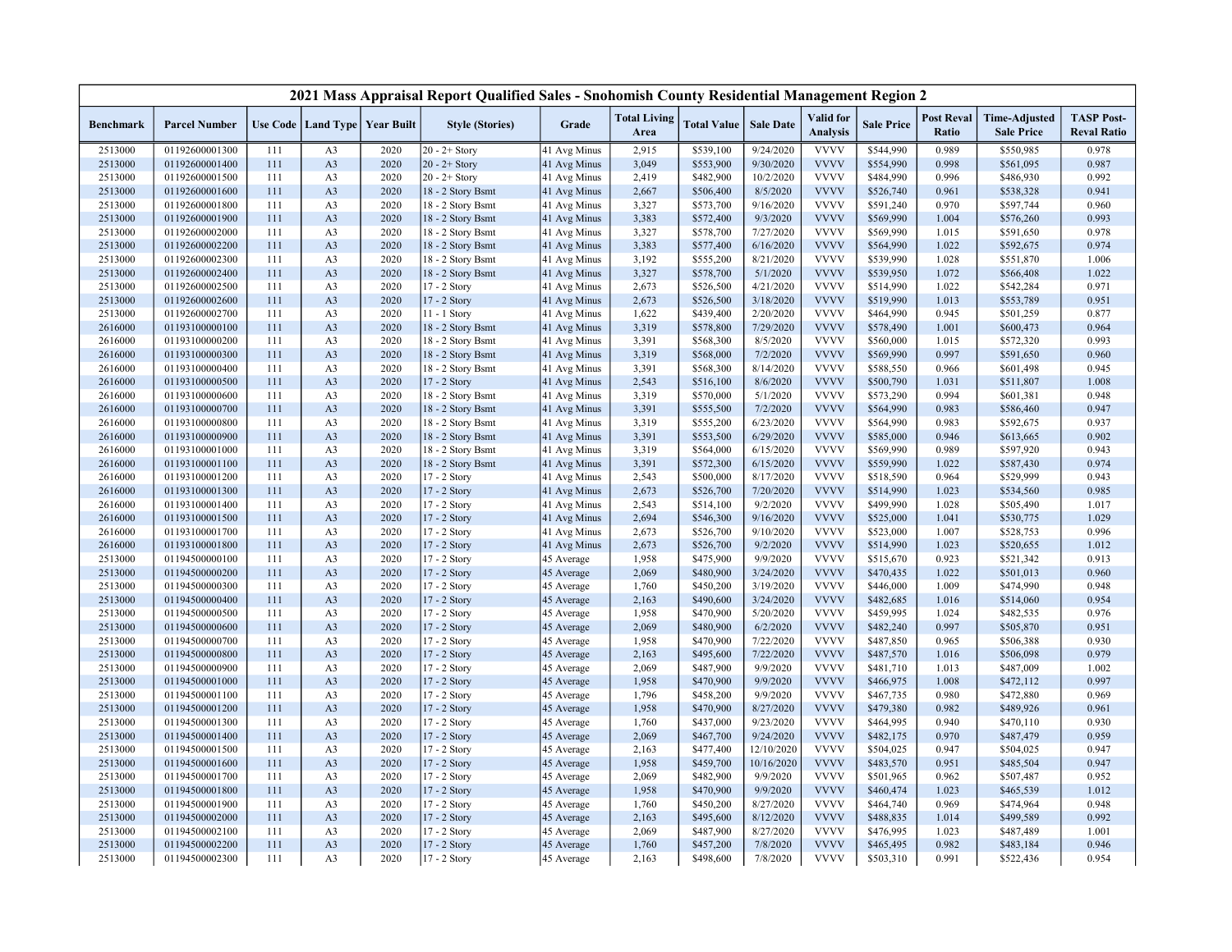| 2021 Mass Appraisal Report Qualified Sales - Snohomish County Residential Management Region 2 | | | | | | | | | | | | | | | |
|---|---|---|---|---|---|---|---|---|---|---|---|---|---|---|---|
| Benchmark | Parcel Number | Use Code | Land Type | Year Built | Style (Stories) | Grade | Total Living Area | Total Value | Sale Date | Valid for Analysis | Sale Price | Post Reval Ratio | Time-Adjusted Sale Price | TASP Post-Reval Ratio |
| 2513000 | 01192600001300 | 111 | A3 | 2020 | 20 - 2+ Story | 41 Avg Minus | 2,915 | $539,100 | 9/24/2020 | VVVV | $544,990 | 0.989 | $550,985 | 0.978 |
| 2513000 | 01192600001400 | 111 | A3 | 2020 | 20 - 2+ Story | 41 Avg Minus | 3,049 | $553,900 | 9/30/2020 | VVVV | $554,990 | 0.998 | $561,095 | 0.987 |
| 2513000 | 01192600001500 | 111 | A3 | 2020 | 20 - 2+ Story | 41 Avg Minus | 2,419 | $482,900 | 10/2/2020 | VVVV | $484,990 | 0.996 | $486,930 | 0.992 |
| 2513000 | 01192600001600 | 111 | A3 | 2020 | 18 - 2 Story Bsmt | 41 Avg Minus | 2,667 | $506,400 | 8/5/2020 | VVVV | $526,740 | 0.961 | $538,328 | 0.941 |
| 2513000 | 01192600001800 | 111 | A3 | 2020 | 18 - 2 Story Bsmt | 41 Avg Minus | 3,327 | $573,700 | 9/16/2020 | VVVV | $591,240 | 0.970 | $597,744 | 0.960 |
| 2513000 | 01192600001900 | 111 | A3 | 2020 | 18 - 2 Story Bsmt | 41 Avg Minus | 3,383 | $572,400 | 9/3/2020 | VVVV | $569,990 | 1.004 | $576,260 | 0.993 |
| 2513000 | 01192600002000 | 111 | A3 | 2020 | 18 - 2 Story Bsmt | 41 Avg Minus | 3,327 | $578,700 | 7/27/2020 | VVVV | $569,990 | 1.015 | $591,650 | 0.978 |
| 2513000 | 01192600002200 | 111 | A3 | 2020 | 18 - 2 Story Bsmt | 41 Avg Minus | 3,383 | $577,400 | 6/16/2020 | VVVV | $564,990 | 1.022 | $592,675 | 0.974 |
| 2513000 | 01192600002300 | 111 | A3 | 2020 | 18 - 2 Story Bsmt | 41 Avg Minus | 3,192 | $555,200 | 8/21/2020 | VVVV | $539,990 | 1.028 | $551,870 | 1.006 |
| 2513000 | 01192600002400 | 111 | A3 | 2020 | 18 - 2 Story Bsmt | 41 Avg Minus | 3,327 | $578,700 | 5/1/2020 | VVVV | $539,950 | 1.072 | $566,408 | 1.022 |
| 2513000 | 01192600002500 | 111 | A3 | 2020 | 17 - 2 Story | 41 Avg Minus | 2,673 | $526,500 | 4/21/2020 | VVVV | $514,990 | 1.022 | $542,284 | 0.971 |
| 2513000 | 01192600002600 | 111 | A3 | 2020 | 17 - 2 Story | 41 Avg Minus | 2,673 | $526,500 | 3/18/2020 | VVVV | $519,990 | 1.013 | $553,789 | 0.951 |
| 2513000 | 01192600002700 | 111 | A3 | 2020 | 11 - 1 Story | 41 Avg Minus | 1,622 | $439,400 | 2/20/2020 | VVVV | $464,990 | 0.945 | $501,259 | 0.877 |
| 2616000 | 01193100000100 | 111 | A3 | 2020 | 18 - 2 Story Bsmt | 41 Avg Minus | 3,319 | $578,800 | 7/29/2020 | VVVV | $578,490 | 1.001 | $600,473 | 0.964 |
| 2616000 | 01193100000200 | 111 | A3 | 2020 | 18 - 2 Story Bsmt | 41 Avg Minus | 3,391 | $568,300 | 8/5/2020 | VVVV | $560,000 | 1.015 | $572,320 | 0.993 |
| 2616000 | 01193100000300 | 111 | A3 | 2020 | 18 - 2 Story Bsmt | 41 Avg Minus | 3,319 | $568,000 | 7/2/2020 | VVVV | $569,990 | 0.997 | $591,650 | 0.960 |
| 2616000 | 01193100000400 | 111 | A3 | 2020 | 18 - 2 Story Bsmt | 41 Avg Minus | 3,391 | $568,300 | 8/14/2020 | VVVV | $588,550 | 0.966 | $601,498 | 0.945 |
| 2616000 | 01193100000500 | 111 | A3 | 2020 | 17 - 2 Story | 41 Avg Minus | 2,543 | $516,100 | 8/6/2020 | VVVV | $500,790 | 1.031 | $511,807 | 1.008 |
| 2616000 | 01193100000600 | 111 | A3 | 2020 | 18 - 2 Story Bsmt | 41 Avg Minus | 3,319 | $570,000 | 5/1/2020 | VVVV | $573,290 | 0.994 | $601,381 | 0.948 |
| 2616000 | 01193100000700 | 111 | A3 | 2020 | 18 - 2 Story Bsmt | 41 Avg Minus | 3,391 | $555,500 | 7/2/2020 | VVVV | $564,990 | 0.983 | $586,460 | 0.947 |
| 2616000 | 01193100000800 | 111 | A3 | 2020 | 18 - 2 Story Bsmt | 41 Avg Minus | 3,319 | $555,200 | 6/23/2020 | VVVV | $564,990 | 0.983 | $592,675 | 0.937 |
| 2616000 | 01193100000900 | 111 | A3 | 2020 | 18 - 2 Story Bsmt | 41 Avg Minus | 3,391 | $553,500 | 6/29/2020 | VVVV | $585,000 | 0.946 | $613,665 | 0.902 |
| 2616000 | 01193100001000 | 111 | A3 | 2020 | 18 - 2 Story Bsmt | 41 Avg Minus | 3,319 | $564,000 | 6/15/2020 | VVVV | $569,990 | 0.989 | $597,920 | 0.943 |
| 2616000 | 01193100001100 | 111 | A3 | 2020 | 18 - 2 Story Bsmt | 41 Avg Minus | 3,391 | $572,300 | 6/15/2020 | VVVV | $559,990 | 1.022 | $587,430 | 0.974 |
| 2616000 | 01193100001200 | 111 | A3 | 2020 | 17 - 2 Story | 41 Avg Minus | 2,543 | $500,000 | 8/17/2020 | VVVV | $518,590 | 0.964 | $529,999 | 0.943 |
| 2616000 | 01193100001300 | 111 | A3 | 2020 | 17 - 2 Story | 41 Avg Minus | 2,673 | $526,700 | 7/20/2020 | VVVV | $514,990 | 1.023 | $534,560 | 0.985 |
| 2616000 | 01193100001400 | 111 | A3 | 2020 | 17 - 2 Story | 41 Avg Minus | 2,543 | $514,100 | 9/2/2020 | VVVV | $499,990 | 1.028 | $505,490 | 1.017 |
| 2616000 | 01193100001500 | 111 | A3 | 2020 | 17 - 2 Story | 41 Avg Minus | 2,694 | $546,300 | 9/16/2020 | VVVV | $525,000 | 1.041 | $530,775 | 1.029 |
| 2616000 | 01193100001700 | 111 | A3 | 2020 | 17 - 2 Story | 41 Avg Minus | 2,673 | $526,700 | 9/10/2020 | VVVV | $523,000 | 1.007 | $528,753 | 0.996 |
| 2616000 | 01193100001800 | 111 | A3 | 2020 | 17 - 2 Story | 41 Avg Minus | 2,673 | $526,700 | 9/2/2020 | VVVV | $514,990 | 1.023 | $520,655 | 1.012 |
| 2513000 | 01194500000100 | 111 | A3 | 2020 | 17 - 2 Story | 45 Average | 1,958 | $475,900 | 9/9/2020 | VVVV | $515,670 | 0.923 | $521,342 | 0.913 |
| 2513000 | 01194500000200 | 111 | A3 | 2020 | 17 - 2 Story | 45 Average | 2,069 | $480,900 | 3/24/2020 | VVVV | $470,435 | 1.022 | $501,013 | 0.960 |
| 2513000 | 01194500000300 | 111 | A3 | 2020 | 17 - 2 Story | 45 Average | 1,760 | $450,200 | 3/19/2020 | VVVV | $446,000 | 1.009 | $474,990 | 0.948 |
| 2513000 | 01194500000400 | 111 | A3 | 2020 | 17 - 2 Story | 45 Average | 2,163 | $490,600 | 3/24/2020 | VVVV | $482,685 | 1.016 | $514,060 | 0.954 |
| 2513000 | 01194500000500 | 111 | A3 | 2020 | 17 - 2 Story | 45 Average | 1,958 | $470,900 | 5/20/2020 | VVVV | $459,995 | 1.024 | $482,535 | 0.976 |
| 2513000 | 01194500000600 | 111 | A3 | 2020 | 17 - 2 Story | 45 Average | 2,069 | $480,900 | 6/2/2020 | VVVV | $482,240 | 0.997 | $505,870 | 0.951 |
| 2513000 | 01194500000700 | 111 | A3 | 2020 | 17 - 2 Story | 45 Average | 1,958 | $470,900 | 7/22/2020 | VVVV | $487,850 | 0.965 | $506,388 | 0.930 |
| 2513000 | 01194500000800 | 111 | A3 | 2020 | 17 - 2 Story | 45 Average | 2,163 | $495,600 | 7/22/2020 | VVVV | $487,570 | 1.016 | $506,098 | 0.979 |
| 2513000 | 01194500000900 | 111 | A3 | 2020 | 17 - 2 Story | 45 Average | 2,069 | $487,900 | 9/9/2020 | VVVV | $481,710 | 1.013 | $487,009 | 1.002 |
| 2513000 | 01194500001000 | 111 | A3 | 2020 | 17 - 2 Story | 45 Average | 1,958 | $470,900 | 9/9/2020 | VVVV | $466,975 | 1.008 | $472,112 | 0.997 |
| 2513000 | 01194500001100 | 111 | A3 | 2020 | 17 - 2 Story | 45 Average | 1,796 | $458,200 | 9/9/2020 | VVVV | $467,735 | 0.980 | $472,880 | 0.969 |
| 2513000 | 01194500001200 | 111 | A3 | 2020 | 17 - 2 Story | 45 Average | 1,958 | $470,900 | 8/27/2020 | VVVV | $479,380 | 0.982 | $489,926 | 0.961 |
| 2513000 | 01194500001300 | 111 | A3 | 2020 | 17 - 2 Story | 45 Average | 1,760 | $437,000 | 9/23/2020 | VVVV | $464,995 | 0.940 | $470,110 | 0.930 |
| 2513000 | 01194500001400 | 111 | A3 | 2020 | 17 - 2 Story | 45 Average | 2,069 | $467,700 | 9/24/2020 | VVVV | $482,175 | 0.970 | $487,479 | 0.959 |
| 2513000 | 01194500001500 | 111 | A3 | 2020 | 17 - 2 Story | 45 Average | 2,163 | $477,400 | 12/10/2020 | VVVV | $504,025 | 0.947 | $504,025 | 0.947 |
| 2513000 | 01194500001600 | 111 | A3 | 2020 | 17 - 2 Story | 45 Average | 1,958 | $459,700 | 10/16/2020 | VVVV | $483,570 | 0.951 | $485,504 | 0.947 |
| 2513000 | 01194500001700 | 111 | A3 | 2020 | 17 - 2 Story | 45 Average | 2,069 | $482,900 | 9/9/2020 | VVVV | $501,965 | 0.962 | $507,487 | 0.952 |
| 2513000 | 01194500001800 | 111 | A3 | 2020 | 17 - 2 Story | 45 Average | 1,958 | $470,900 | 9/9/2020 | VVVV | $460,474 | 1.023 | $465,539 | 1.012 |
| 2513000 | 01194500001900 | 111 | A3 | 2020 | 17 - 2 Story | 45 Average | 1,760 | $450,200 | 8/27/2020 | VVVV | $464,740 | 0.969 | $474,964 | 0.948 |
| 2513000 | 01194500002000 | 111 | A3 | 2020 | 17 - 2 Story | 45 Average | 2,163 | $495,600 | 8/12/2020 | VVVV | $488,835 | 1.014 | $499,589 | 0.992 |
| 2513000 | 01194500002100 | 111 | A3 | 2020 | 17 - 2 Story | 45 Average | 2,069 | $487,900 | 8/27/2020 | VVVV | $476,995 | 1.023 | $487,489 | 1.001 |
| 2513000 | 01194500002200 | 111 | A3 | 2020 | 17 - 2 Story | 45 Average | 1,760 | $457,200 | 7/8/2020 | VVVV | $465,495 | 0.982 | $483,184 | 0.946 |
| 2513000 | 01194500002300 | 111 | A3 | 2020 | 17 - 2 Story | 45 Average | 2,163 | $498,600 | 7/8/2020 | VVVV | $503,310 | 0.991 | $522,436 | 0.954 |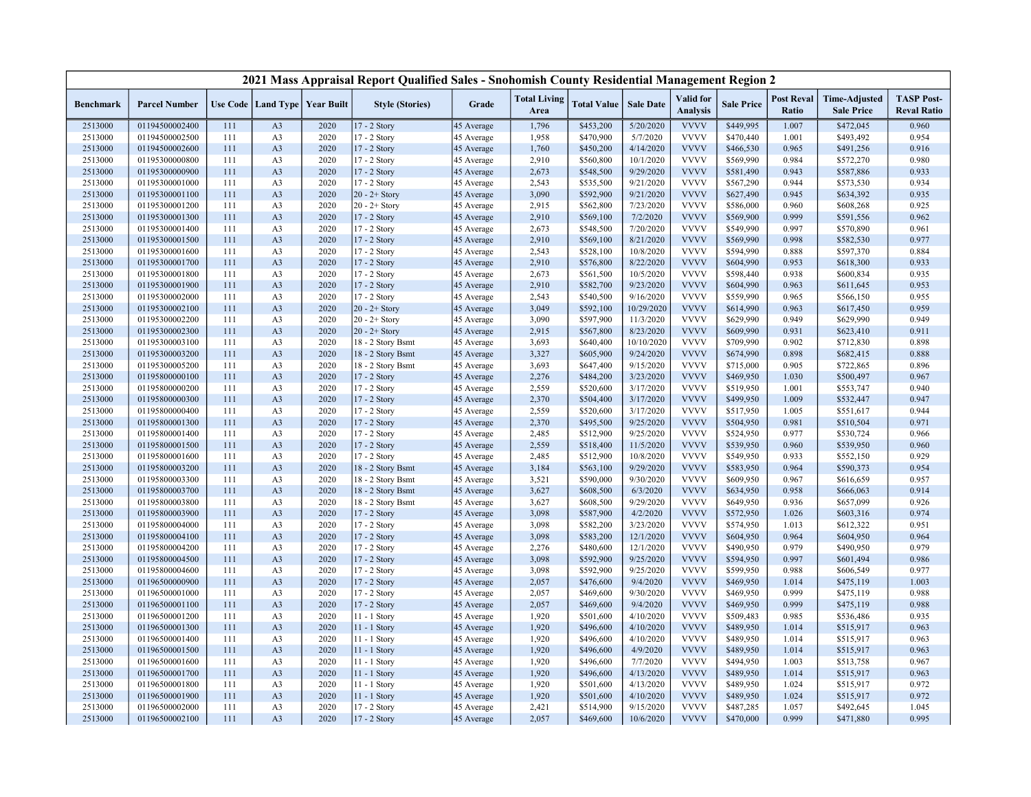## 2021 Mass Appraisal Report Qualified Sales - Snohomish County Residential Management Region 2

| Benchmark | Parcel Number | Use Code | Land Type | Year Built | Style (Stories) | Grade | Total Living Area | Total Value | Sale Date | Valid for Analysis | Sale Price | Post Reval Ratio | Time-Adjusted Sale Price | TASP Post-Reval Ratio |
|---|---|---|---|---|---|---|---|---|---|---|---|---|---|---|
| 2513000 | 01194500002400 | 111 | A3 | 2020 | 17 - 2 Story | 45 Average | 1,796 | $453,200 | 5/20/2020 | VVVV | $449,995 | 1.007 | $472,045 | 0.960 |
| 2513000 | 01194500002500 | 111 | A3 | 2020 | 17 - 2 Story | 45 Average | 1,958 | $470,900 | 5/7/2020 | VVVV | $470,440 | 1.001 | $493,492 | 0.954 |
| 2513000 | 01194500002600 | 111 | A3 | 2020 | 17 - 2 Story | 45 Average | 1,760 | $450,200 | 4/14/2020 | VVVV | $466,530 | 0.965 | $491,256 | 0.916 |
| 2513000 | 01195300000800 | 111 | A3 | 2020 | 17 - 2 Story | 45 Average | 2,910 | $560,800 | 10/1/2020 | VVVV | $569,990 | 0.984 | $572,270 | 0.980 |
| 2513000 | 01195300000900 | 111 | A3 | 2020 | 17 - 2 Story | 45 Average | 2,673 | $548,500 | 9/29/2020 | VVVV | $581,490 | 0.943 | $587,886 | 0.933 |
| 2513000 | 01195300001000 | 111 | A3 | 2020 | 17 - 2 Story | 45 Average | 2,543 | $535,500 | 9/21/2020 | VVVV | $567,290 | 0.944 | $573,530 | 0.934 |
| 2513000 | 01195300001100 | 111 | A3 | 2020 | 20 - 2+ Story | 45 Average | 3,090 | $592,900 | 9/21/2020 | VVVV | $627,490 | 0.945 | $634,392 | 0.935 |
| 2513000 | 01195300001200 | 111 | A3 | 2020 | 20 - 2+ Story | 45 Average | 2,915 | $562,800 | 7/23/2020 | VVVV | $586,000 | 0.960 | $608,268 | 0.925 |
| 2513000 | 01195300001300 | 111 | A3 | 2020 | 17 - 2 Story | 45 Average | 2,910 | $569,100 | 7/2/2020 | VVVV | $569,900 | 0.999 | $591,556 | 0.962 |
| 2513000 | 01195300001400 | 111 | A3 | 2020 | 17 - 2 Story | 45 Average | 2,673 | $548,500 | 7/20/2020 | VVVV | $549,990 | 0.997 | $570,890 | 0.961 |
| 2513000 | 01195300001500 | 111 | A3 | 2020 | 17 - 2 Story | 45 Average | 2,910 | $569,100 | 8/21/2020 | VVVV | $569,990 | 0.998 | $582,530 | 0.977 |
| 2513000 | 01195300001600 | 111 | A3 | 2020 | 17 - 2 Story | 45 Average | 2,543 | $528,100 | 10/8/2020 | VVVV | $594,990 | 0.888 | $597,370 | 0.884 |
| 2513000 | 01195300001700 | 111 | A3 | 2020 | 17 - 2 Story | 45 Average | 2,910 | $576,800 | 8/22/2020 | VVVV | $604,990 | 0.953 | $618,300 | 0.933 |
| 2513000 | 01195300001800 | 111 | A3 | 2020 | 17 - 2 Story | 45 Average | 2,673 | $561,500 | 10/5/2020 | VVVV | $598,440 | 0.938 | $600,834 | 0.935 |
| 2513000 | 01195300001900 | 111 | A3 | 2020 | 17 - 2 Story | 45 Average | 2,910 | $582,700 | 9/23/2020 | VVVV | $604,990 | 0.963 | $611,645 | 0.953 |
| 2513000 | 01195300002000 | 111 | A3 | 2020 | 17 - 2 Story | 45 Average | 2,543 | $540,500 | 9/16/2020 | VVVV | $559,990 | 0.965 | $566,150 | 0.955 |
| 2513000 | 01195300002100 | 111 | A3 | 2020 | 20 - 2+ Story | 45 Average | 3,049 | $592,100 | 10/29/2020 | VVVV | $614,990 | 0.963 | $617,450 | 0.959 |
| 2513000 | 01195300002200 | 111 | A3 | 2020 | 20 - 2+ Story | 45 Average | 3,090 | $597,900 | 11/3/2020 | VVVV | $629,990 | 0.949 | $629,990 | 0.949 |
| 2513000 | 01195300002300 | 111 | A3 | 2020 | 20 - 2+ Story | 45 Average | 2,915 | $567,800 | 8/23/2020 | VVVV | $609,990 | 0.931 | $623,410 | 0.911 |
| 2513000 | 01195300003100 | 111 | A3 | 2020 | 18 - 2 Story Bsmt | 45 Average | 3,693 | $640,400 | 10/10/2020 | VVVV | $709,990 | 0.902 | $712,830 | 0.898 |
| 2513000 | 01195300003200 | 111 | A3 | 2020 | 18 - 2 Story Bsmt | 45 Average | 3,327 | $605,900 | 9/24/2020 | VVVV | $674,990 | 0.898 | $682,415 | 0.888 |
| 2513000 | 01195300005200 | 111 | A3 | 2020 | 18 - 2 Story Bsmt | 45 Average | 3,693 | $647,400 | 9/15/2020 | VVVV | $715,000 | 0.905 | $722,865 | 0.896 |
| 2513000 | 01195800000100 | 111 | A3 | 2020 | 17 - 2 Story | 45 Average | 2,276 | $484,200 | 3/23/2020 | VVVV | $469,950 | 1.030 | $500,497 | 0.967 |
| 2513000 | 01195800000200 | 111 | A3 | 2020 | 17 - 2 Story | 45 Average | 2,559 | $520,600 | 3/17/2020 | VVVV | $519,950 | 1.001 | $553,747 | 0.940 |
| 2513000 | 01195800000300 | 111 | A3 | 2020 | 17 - 2 Story | 45 Average | 2,370 | $504,400 | 3/17/2020 | VVVV | $499,950 | 1.009 | $532,447 | 0.947 |
| 2513000 | 01195800000400 | 111 | A3 | 2020 | 17 - 2 Story | 45 Average | 2,559 | $520,600 | 3/17/2020 | VVVV | $517,950 | 1.005 | $551,617 | 0.944 |
| 2513000 | 01195800001300 | 111 | A3 | 2020 | 17 - 2 Story | 45 Average | 2,370 | $495,500 | 9/25/2020 | VVVV | $504,950 | 0.981 | $510,504 | 0.971 |
| 2513000 | 01195800001400 | 111 | A3 | 2020 | 17 - 2 Story | 45 Average | 2,485 | $512,900 | 9/25/2020 | VVVV | $524,950 | 0.977 | $530,724 | 0.966 |
| 2513000 | 01195800001500 | 111 | A3 | 2020 | 17 - 2 Story | 45 Average | 2,559 | $518,400 | 11/5/2020 | VVVV | $539,950 | 0.960 | $539,950 | 0.960 |
| 2513000 | 01195800001600 | 111 | A3 | 2020 | 17 - 2 Story | 45 Average | 2,485 | $512,900 | 10/8/2020 | VVVV | $549,950 | 0.933 | $552,150 | 0.929 |
| 2513000 | 01195800003200 | 111 | A3 | 2020 | 18 - 2 Story Bsmt | 45 Average | 3,184 | $563,100 | 9/29/2020 | VVVV | $583,950 | 0.964 | $590,373 | 0.954 |
| 2513000 | 01195800003300 | 111 | A3 | 2020 | 18 - 2 Story Bsmt | 45 Average | 3,521 | $590,000 | 9/30/2020 | VVVV | $609,950 | 0.967 | $616,659 | 0.957 |
| 2513000 | 01195800003700 | 111 | A3 | 2020 | 18 - 2 Story Bsmt | 45 Average | 3,627 | $608,500 | 6/3/2020 | VVVV | $634,950 | 0.958 | $666,063 | 0.914 |
| 2513000 | 01195800003800 | 111 | A3 | 2020 | 18 - 2 Story Bsmt | 45 Average | 3,627 | $608,500 | 9/29/2020 | VVVV | $649,950 | 0.936 | $657,099 | 0.926 |
| 2513000 | 01195800003900 | 111 | A3 | 2020 | 17 - 2 Story | 45 Average | 3,098 | $587,900 | 4/2/2020 | VVVV | $572,950 | 1.026 | $603,316 | 0.974 |
| 2513000 | 01195800004000 | 111 | A3 | 2020 | 17 - 2 Story | 45 Average | 3,098 | $582,200 | 3/23/2020 | VVVV | $574,950 | 1.013 | $612,322 | 0.951 |
| 2513000 | 01195800004100 | 111 | A3 | 2020 | 17 - 2 Story | 45 Average | 3,098 | $583,200 | 12/1/2020 | VVVV | $604,950 | 0.964 | $604,950 | 0.964 |
| 2513000 | 01195800004200 | 111 | A3 | 2020 | 17 - 2 Story | 45 Average | 2,276 | $480,600 | 12/1/2020 | VVVV | $490,950 | 0.979 | $490,950 | 0.979 |
| 2513000 | 01195800004500 | 111 | A3 | 2020 | 17 - 2 Story | 45 Average | 3,098 | $592,900 | 9/25/2020 | VVVV | $594,950 | 0.997 | $601,494 | 0.986 |
| 2513000 | 01195800004600 | 111 | A3 | 2020 | 17 - 2 Story | 45 Average | 3,098 | $592,900 | 9/25/2020 | VVVV | $599,950 | 0.988 | $606,549 | 0.977 |
| 2513000 | 01196500000900 | 111 | A3 | 2020 | 17 - 2 Story | 45 Average | 2,057 | $476,600 | 9/4/2020 | VVVV | $469,950 | 1.014 | $475,119 | 1.003 |
| 2513000 | 01196500001000 | 111 | A3 | 2020 | 17 - 2 Story | 45 Average | 2,057 | $469,600 | 9/30/2020 | VVVV | $469,950 | 0.999 | $475,119 | 0.988 |
| 2513000 | 01196500001100 | 111 | A3 | 2020 | 17 - 2 Story | 45 Average | 2,057 | $469,600 | 9/4/2020 | VVVV | $469,950 | 0.999 | $475,119 | 0.988 |
| 2513000 | 01196500001200 | 111 | A3 | 2020 | 11 - 1 Story | 45 Average | 1,920 | $501,600 | 4/10/2020 | VVVV | $509,483 | 0.985 | $536,486 | 0.935 |
| 2513000 | 01196500001300 | 111 | A3 | 2020 | 11 - 1 Story | 45 Average | 1,920 | $496,600 | 4/10/2020 | VVVV | $489,950 | 1.014 | $515,917 | 0.963 |
| 2513000 | 01196500001400 | 111 | A3 | 2020 | 11 - 1 Story | 45 Average | 1,920 | $496,600 | 4/10/2020 | VVVV | $489,950 | 1.014 | $515,917 | 0.963 |
| 2513000 | 01196500001500 | 111 | A3 | 2020 | 11 - 1 Story | 45 Average | 1,920 | $496,600 | 4/9/2020 | VVVV | $489,950 | 1.014 | $515,917 | 0.963 |
| 2513000 | 01196500001600 | 111 | A3 | 2020 | 11 - 1 Story | 45 Average | 1,920 | $496,600 | 7/7/2020 | VVVV | $494,950 | 1.003 | $513,758 | 0.967 |
| 2513000 | 01196500001700 | 111 | A3 | 2020 | 11 - 1 Story | 45 Average | 1,920 | $496,600 | 4/13/2020 | VVVV | $489,950 | 1.014 | $515,917 | 0.963 |
| 2513000 | 01196500001800 | 111 | A3 | 2020 | 11 - 1 Story | 45 Average | 1,920 | $501,600 | 4/13/2020 | VVVV | $489,950 | 1.024 | $515,917 | 0.972 |
| 2513000 | 01196500001900 | 111 | A3 | 2020 | 11 - 1 Story | 45 Average | 1,920 | $501,600 | 4/10/2020 | VVVV | $489,950 | 1.024 | $515,917 | 0.972 |
| 2513000 | 01196500002000 | 111 | A3 | 2020 | 17 - 2 Story | 45 Average | 2,421 | $514,900 | 9/15/2020 | VVVV | $487,285 | 1.057 | $492,645 | 1.045 |
| 2513000 | 01196500002100 | 111 | A3 | 2020 | 17 - 2 Story | 45 Average | 2,057 | $469,600 | 10/6/2020 | VVVV | $470,000 | 0.999 | $471,880 | 0.995 |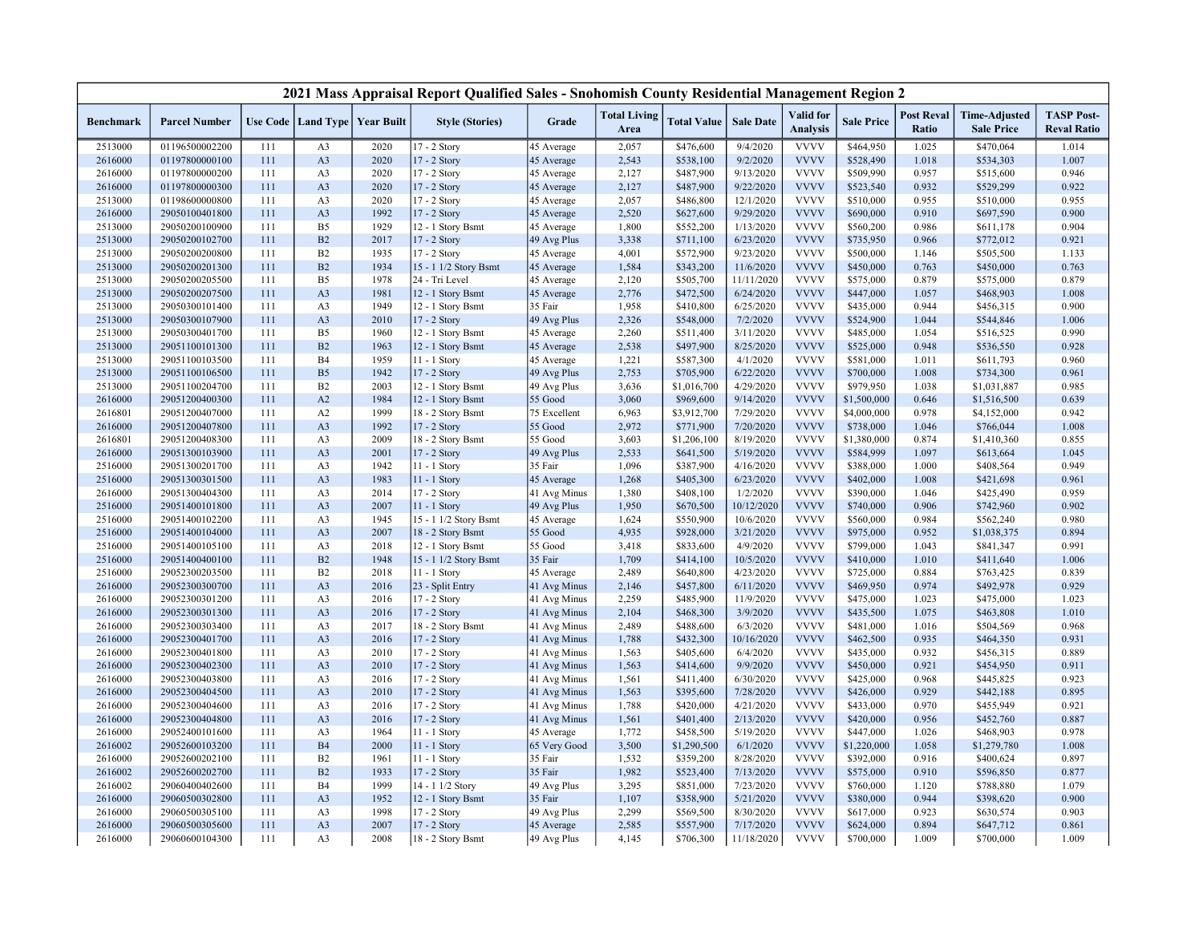# 2021 Mass Appraisal Report Qualified Sales - Snohomish County Residential Management Region 2

| Benchmark | Parcel Number | Use Code | Land Type | Year Built | Style (Stories) | Grade | Total Living Area | Total Value | Sale Date | Valid for Analysis | Sale Price | Post Reval Ratio | Time-Adjusted Sale Price | TASP Post-Reval Ratio |
|---|---|---|---|---|---|---|---|---|---|---|---|---|---|---|
| 2513000 | 01196500002200 | 111 | A3 | 2020 | 17 - 2 Story | 45 Average | 2,057 | $476,600 | 9/4/2020 | VVVV | $464,950 | 1.025 | $470,064 | 1.014 |
| 2616000 | 01197800000100 | 111 | A3 | 2020 | 17 - 2 Story | 45 Average | 2,543 | $538,100 | 9/2/2020 | VVVV | $528,490 | 1.018 | $534,303 | 1.007 |
| 2616000 | 01197800000200 | 111 | A3 | 2020 | 17 - 2 Story | 45 Average | 2,127 | $487,900 | 9/13/2020 | VVVV | $509,990 | 0.957 | $515,600 | 0.946 |
| 2616000 | 01197800000300 | 111 | A3 | 2020 | 17 - 2 Story | 45 Average | 2,127 | $487,900 | 9/22/2020 | VVVV | $523,540 | 0.932 | $529,299 | 0.922 |
| 2513000 | 01198600000800 | 111 | A3 | 2020 | 17 - 2 Story | 45 Average | 2,057 | $486,800 | 12/1/2020 | VVVV | $510,000 | 0.955 | $510,000 | 0.955 |
| 2616000 | 29050100401800 | 111 | A3 | 1992 | 17 - 2 Story | 45 Average | 2,520 | $627,600 | 9/29/2020 | VVVV | $690,000 | 0.910 | $697,590 | 0.900 |
| 2513000 | 29050200100900 | 111 | B5 | 1929 | 12 - 1 Story Bsmt | 45 Average | 1,800 | $552,200 | 1/13/2020 | VVVV | $560,200 | 0.986 | $611,178 | 0.904 |
| 2513000 | 29050200102700 | 111 | B2 | 2017 | 17 - 2 Story | 49 Avg Plus | 3,338 | $711,100 | 6/23/2020 | VVVV | $735,950 | 0.966 | $772,012 | 0.921 |
| 2513000 | 29050200200800 | 111 | B2 | 1935 | 17 - 2 Story | 45 Average | 4,001 | $572,900 | 9/23/2020 | VVVV | $500,000 | 1.146 | $505,500 | 1.133 |
| 2513000 | 29050200201300 | 111 | B2 | 1934 | 15 - 1 1/2 Story Bsmt | 45 Average | 1,584 | $343,200 | 11/6/2020 | VVVV | $450,000 | 0.763 | $450,000 | 0.763 |
| 2513000 | 29050200205500 | 111 | B5 | 1978 | 24 - Tri Level | 45 Average | 2,120 | $505,700 | 11/11/2020 | VVVV | $575,000 | 0.879 | $575,000 | 0.879 |
| 2513000 | 29050200207500 | 111 | A3 | 1981 | 12 - 1 Story Bsmt | 45 Average | 2,776 | $472,500 | 6/24/2020 | VVVV | $447,000 | 1.057 | $468,903 | 1.008 |
| 2513000 | 29050300101400 | 111 | A3 | 1949 | 12 - 1 Story Bsmt | 35 Fair | 1,958 | $410,800 | 6/25/2020 | VVVV | $435,000 | 0.944 | $456,315 | 0.900 |
| 2513000 | 29050300107900 | 111 | A3 | 2010 | 17 - 2 Story | 49 Avg Plus | 2,326 | $548,000 | 7/2/2020 | VVVV | $524,900 | 1.044 | $544,846 | 1.006 |
| 2513000 | 29050300401700 | 111 | B5 | 1960 | 12 - 1 Story Bsmt | 45 Average | 2,260 | $511,400 | 3/11/2020 | VVVV | $485,000 | 1.054 | $516,525 | 0.990 |
| 2513000 | 29051100101300 | 111 | B2 | 1963 | 12 - 1 Story Bsmt | 45 Average | 2,538 | $497,900 | 8/25/2020 | VVVV | $525,000 | 0.948 | $536,550 | 0.928 |
| 2513000 | 29051100103500 | 111 | B4 | 1959 | 11 - 1 Story | 45 Average | 1,221 | $587,300 | 4/1/2020 | VVVV | $581,000 | 1.011 | $611,793 | 0.960 |
| 2513000 | 29051100106500 | 111 | B5 | 1942 | 17 - 2 Story | 49 Avg Plus | 2,753 | $705,900 | 6/22/2020 | VVVV | $700,000 | 1.008 | $734,300 | 0.961 |
| 2513000 | 29051100204700 | 111 | B2 | 2003 | 12 - 1 Story Bsmt | 49 Avg Plus | 3,636 | $1,016,700 | 4/29/2020 | VVVV | $979,950 | 1.038 | $1,031,887 | 0.985 |
| 2616000 | 29051200400300 | 111 | A2 | 1984 | 12 - 1 Story Bsmt | 55 Good | 3,060 | $969,600 | 9/14/2020 | VVVV | $1,500,000 | 0.646 | $1,516,500 | 0.639 |
| 2616801 | 29051200407000 | 111 | A2 | 1999 | 18 - 2 Story Bsmt | 75 Excellent | 6,963 | $3,912,700 | 7/29/2020 | VVVV | $4,000,000 | 0.978 | $4,152,000 | 0.942 |
| 2616000 | 29051200407800 | 111 | A3 | 1992 | 17 - 2 Story | 55 Good | 2,972 | $771,900 | 7/20/2020 | VVVV | $738,000 | 1.046 | $766,044 | 1.008 |
| 2616801 | 29051200408300 | 111 | A3 | 2009 | 18 - 2 Story Bsmt | 55 Good | 3,603 | $1,206,100 | 8/19/2020 | VVVV | $1,380,000 | 0.874 | $1,410,360 | 0.855 |
| 2616000 | 29051300103900 | 111 | A3 | 2001 | 17 - 2 Story | 49 Avg Plus | 2,533 | $641,500 | 5/19/2020 | VVVV | $584,999 | 1.097 | $613,664 | 1.045 |
| 2516000 | 29051300201700 | 111 | A3 | 1942 | 11 - 1 Story | 35 Fair | 1,096 | $387,900 | 4/16/2020 | VVVV | $388,000 | 1.000 | $408,564 | 0.949 |
| 2516000 | 29051300301500 | 111 | A3 | 1983 | 11 - 1 Story | 45 Average | 1,268 | $405,300 | 6/23/2020 | VVVV | $402,000 | 1.008 | $421,698 | 0.961 |
| 2616000 | 29051300404300 | 111 | A3 | 2014 | 17 - 2 Story | 41 Avg Minus | 1,380 | $408,100 | 1/2/2020 | VVVV | $390,000 | 1.046 | $425,490 | 0.959 |
| 2516000 | 29051400101800 | 111 | A3 | 2007 | 11 - 1 Story | 49 Avg Plus | 1,950 | $670,500 | 10/12/2020 | VVVV | $740,000 | 0.906 | $742,960 | 0.902 |
| 2516000 | 29051400102200 | 111 | A3 | 1945 | 15 - 1 1/2 Story Bsmt | 45 Average | 1,624 | $550,900 | 10/6/2020 | VVVV | $560,000 | 0.984 | $562,240 | 0.980 |
| 2516000 | 29051400104000 | 111 | A3 | 2007 | 18 - 2 Story Bsmt | 55 Good | 4,935 | $928,000 | 3/21/2020 | VVVV | $975,000 | 0.952 | $1,038,375 | 0.894 |
| 2516000 | 29051400105100 | 111 | A3 | 2018 | 12 - 1 Story Bsmt | 55 Good | 3,418 | $833,600 | 4/9/2020 | VVVV | $799,000 | 1.043 | $841,347 | 0.991 |
| 2516000 | 29051400400100 | 111 | B2 | 1948 | 15 - 1 1/2 Story Bsmt | 35 Fair | 1,709 | $414,100 | 10/5/2020 | VVVV | $410,000 | 1.010 | $411,640 | 1.006 |
| 2516000 | 29052300203500 | 111 | B2 | 2018 | 11 - 1 Story | 45 Average | 2,489 | $640,800 | 4/23/2020 | VVVV | $725,000 | 0.884 | $763,425 | 0.839 |
| 2616000 | 29052300300700 | 111 | A3 | 2016 | 23 - Split Entry | 41 Avg Minus | 2,146 | $457,800 | 6/11/2020 | VVVV | $469,950 | 0.974 | $492,978 | 0.929 |
| 2616000 | 29052300301200 | 111 | A3 | 2016 | 17 - 2 Story | 41 Avg Minus | 2,259 | $485,900 | 11/9/2020 | VVVV | $475,000 | 1.023 | $475,000 | 1.023 |
| 2616000 | 29052300301300 | 111 | A3 | 2016 | 17 - 2 Story | 41 Avg Minus | 2,104 | $468,300 | 3/9/2020 | VVVV | $435,500 | 1.075 | $463,808 | 1.010 |
| 2616000 | 29052300303400 | 111 | A3 | 2017 | 18 - 2 Story Bsmt | 41 Avg Minus | 2,489 | $488,600 | 6/3/2020 | VVVV | $481,000 | 1.016 | $504,569 | 0.968 |
| 2616000 | 29052300401700 | 111 | A3 | 2016 | 17 - 2 Story | 41 Avg Minus | 1,788 | $432,300 | 10/16/2020 | VVVV | $462,500 | 0.935 | $464,350 | 0.931 |
| 2616000 | 29052300401800 | 111 | A3 | 2010 | 17 - 2 Story | 41 Avg Minus | 1,563 | $405,600 | 6/4/2020 | VVVV | $435,000 | 0.932 | $456,315 | 0.889 |
| 2616000 | 29052300402300 | 111 | A3 | 2010 | 17 - 2 Story | 41 Avg Minus | 1,563 | $414,600 | 9/9/2020 | VVVV | $450,000 | 0.921 | $454,950 | 0.911 |
| 2616000 | 29052300403800 | 111 | A3 | 2016 | 17 - 2 Story | 41 Avg Minus | 1,561 | $411,400 | 6/30/2020 | VVVV | $425,000 | 0.968 | $445,825 | 0.923 |
| 2616000 | 29052300404500 | 111 | A3 | 2010 | 17 - 2 Story | 41 Avg Minus | 1,563 | $395,600 | 7/28/2020 | VVVV | $426,000 | 0.929 | $442,188 | 0.895 |
| 2616000 | 29052300404600 | 111 | A3 | 2016 | 17 - 2 Story | 41 Avg Minus | 1,788 | $420,000 | 4/21/2020 | VVVV | $433,000 | 0.970 | $455,949 | 0.921 |
| 2616000 | 29052300404800 | 111 | A3 | 2016 | 17 - 2 Story | 41 Avg Minus | 1,561 | $401,400 | 2/13/2020 | VVVV | $420,000 | 0.956 | $452,760 | 0.887 |
| 2616000 | 29052400101600 | 111 | A3 | 1964 | 11 - 1 Story | 45 Average | 1,772 | $458,500 | 5/19/2020 | VVVV | $447,000 | 1.026 | $468,903 | 0.978 |
| 2616002 | 29052600103200 | 111 | B4 | 2000 | 11 - 1 Story | 65 Very Good | 3,500 | $1,290,500 | 6/1/2020 | VVVV | $1,220,000 | 1.058 | $1,279,780 | 1.008 |
| 2616000 | 29052600202100 | 111 | B2 | 1961 | 11 - 1 Story | 35 Fair | 1,532 | $359,200 | 8/28/2020 | VVVV | $392,000 | 0.916 | $400,624 | 0.897 |
| 2616002 | 29052600202700 | 111 | B2 | 1933 | 17 - 2 Story | 35 Fair | 1,982 | $523,400 | 7/13/2020 | VVVV | $575,000 | 0.910 | $596,850 | 0.877 |
| 2616002 | 29060400402600 | 111 | B4 | 1999 | 14 - 1 1/2 Story | 49 Avg Plus | 3,295 | $851,000 | 7/23/2020 | VVVV | $760,000 | 1.120 | $788,880 | 1.079 |
| 2616000 | 29060500302800 | 111 | A3 | 1952 | 12 - 1 Story Bsmt | 35 Fair | 1,107 | $358,900 | 5/21/2020 | VVVV | $380,000 | 0.944 | $398,620 | 0.900 |
| 2616000 | 29060500305100 | 111 | A3 | 1998 | 17 - 2 Story | 49 Avg Plus | 2,299 | $569,500 | 8/30/2020 | VVVV | $617,000 | 0.923 | $630,574 | 0.903 |
| 2616000 | 29060500305600 | 111 | A3 | 2007 | 17 - 2 Story | 45 Average | 2,585 | $557,900 | 7/17/2020 | VVVV | $624,000 | 0.894 | $647,712 | 0.861 |
| 2616000 | 29060600104300 | 111 | A3 | 2008 | 18 - 2 Story Bsmt | 49 Avg Plus | 4,145 | $706,300 | 11/18/2020 | VVVV | $700,000 | 1.009 | $700,000 | 1.009 |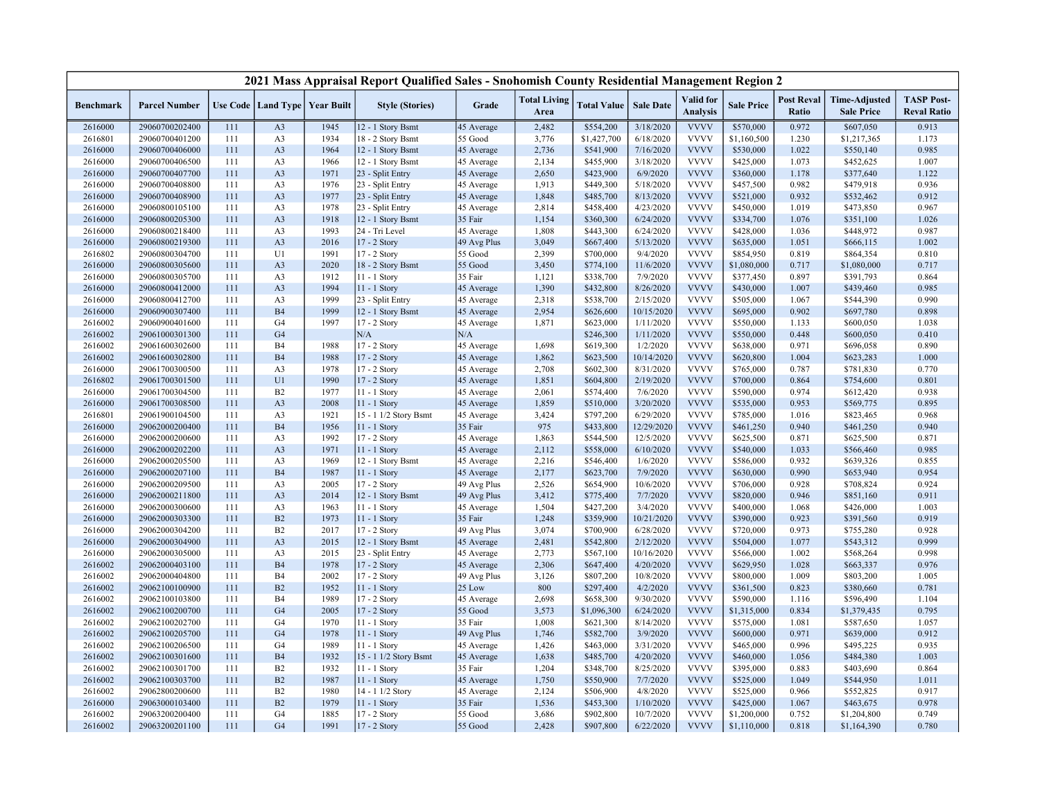# 2021 Mass Appraisal Report Qualified Sales - Snohomish County Residential Management Region 2

| Benchmark | Parcel Number | Use Code | Land Type | Year Built | Style (Stories) | Grade | Total Living Area | Total Value | Sale Date | Valid for Analysis | Sale Price | Post Reval Ratio | Time-Adjusted Sale Price | TASP Post-Reval Ratio |
|---|---|---|---|---|---|---|---|---|---|---|---|---|---|---|
| 2616000 | 29060700202400 | 111 | A3 | 1945 | 12 - 1 Story Bsmt | 45 Average | 2,482 | $554,200 | 3/18/2020 | VVVV | $570,000 | 0.972 | $607,050 | 0.913 |
| 2616801 | 29060700401200 | 111 | A3 | 1934 | 18 - 2 Story Bsmt | 55 Good | 3,776 | $1,427,700 | 6/18/2020 | VVVV | $1,160,500 | 1.230 | $1,217,365 | 1.173 |
| 2616000 | 29060700406000 | 111 | A3 | 1964 | 12 - 1 Story Bsmt | 45 Average | 2,736 | $541,900 | 7/16/2020 | VVVV | $530,000 | 1.022 | $550,140 | 0.985 |
| 2616000 | 29060700406500 | 111 | A3 | 1966 | 12 - 1 Story Bsmt | 45 Average | 2,134 | $455,900 | 3/18/2020 | VVVV | $425,000 | 1.073 | $452,625 | 1.007 |
| 2616000 | 29060700407700 | 111 | A3 | 1971 | 23 - Split Entry | 45 Average | 2,650 | $423,900 | 6/9/2020 | VVVV | $360,000 | 1.178 | $377,640 | 1.122 |
| 2616000 | 29060700408800 | 111 | A3 | 1976 | 23 - Split Entry | 45 Average | 1,913 | $449,300 | 5/18/2020 | VVVV | $457,500 | 0.982 | $479,918 | 0.936 |
| 2616000 | 29060700408900 | 111 | A3 | 1977 | 23 - Split Entry | 45 Average | 1,848 | $485,700 | 8/13/2020 | VVVV | $521,000 | 0.932 | $532,462 | 0.912 |
| 2616000 | 29060800105100 | 111 | A3 | 1978 | 23 - Split Entry | 45 Average | 2,814 | $458,400 | 4/23/2020 | VVVV | $450,000 | 1.019 | $473,850 | 0.967 |
| 2616000 | 29060800205300 | 111 | A3 | 1918 | 12 - 1 Story Bsmt | 35 Fair | 1,154 | $360,300 | 6/24/2020 | VVVV | $334,700 | 1.076 | $351,100 | 1.026 |
| 2616000 | 29060800218400 | 111 | A3 | 1993 | 24 - Tri Level | 45 Average | 1,808 | $443,300 | 6/24/2020 | VVVV | $428,000 | 1.036 | $448,972 | 0.987 |
| 2616000 | 29060800219300 | 111 | A3 | 2016 | 17 - 2 Story | 49 Avg Plus | 3,049 | $667,400 | 5/13/2020 | VVVV | $635,000 | 1.051 | $666,115 | 1.002 |
| 2616802 | 29060800304700 | 111 | U1 | 1991 | 17 - 2 Story | 55 Good | 2,399 | $700,000 | 9/4/2020 | VVVV | $854,950 | 0.819 | $864,354 | 0.810 |
| 2616000 | 29060800305600 | 111 | A3 | 2020 | 18 - 2 Story Bsmt | 55 Good | 3,450 | $774,100 | 11/6/2020 | VVVV | $1,080,000 | 0.717 | $1,080,000 | 0.717 |
| 2616000 | 29060800305700 | 111 | A3 | 1912 | 11 - 1 Story | 35 Fair | 1,121 | $338,700 | 7/9/2020 | VVVV | $377,450 | 0.897 | $391,793 | 0.864 |
| 2616000 | 29060800412000 | 111 | A3 | 1994 | 11 - 1 Story | 45 Average | 1,390 | $432,800 | 8/26/2020 | VVVV | $430,000 | 1.007 | $439,460 | 0.985 |
| 2616000 | 29060800412700 | 111 | A3 | 1999 | 23 - Split Entry | 45 Average | 2,318 | $538,700 | 2/15/2020 | VVVV | $505,000 | 1.067 | $544,390 | 0.990 |
| 2616000 | 29060900307400 | 111 | B4 | 1999 | 12 - 1 Story Bsmt | 45 Average | 2,954 | $626,600 | 10/15/2020 | VVVV | $695,000 | 0.902 | $697,780 | 0.898 |
| 2616002 | 29060900401600 | 111 | G4 | 1997 | 17 - 2 Story | 45 Average | 1,871 | $623,000 | 1/11/2020 | VVVV | $550,000 | 1.133 | $600,050 | 1.038 |
| 2616002 | 29061000301300 | 111 | G4 | | N/A | N/A | | $246,300 | 1/11/2020 | VVVV | $550,000 | 0.448 | $600,050 | 0.410 |
| 2616002 | 29061600302600 | 111 | B4 | 1988 | 17 - 2 Story | 45 Average | 1,698 | $619,300 | 1/2/2020 | VVVV | $638,000 | 0.971 | $696,058 | 0.890 |
| 2616002 | 29061600302800 | 111 | B4 | 1988 | 17 - 2 Story | 45 Average | 1,862 | $623,500 | 10/14/2020 | VVVV | $620,800 | 1.004 | $623,283 | 1.000 |
| 2616000 | 29061700300500 | 111 | A3 | 1978 | 17 - 2 Story | 45 Average | 2,708 | $602,300 | 8/31/2020 | VVVV | $765,000 | 0.787 | $781,830 | 0.770 |
| 2616802 | 29061700301500 | 111 | U1 | 1990 | 17 - 2 Story | 45 Average | 1,851 | $604,800 | 2/19/2020 | VVVV | $700,000 | 0.864 | $754,600 | 0.801 |
| 2616000 | 29061700304500 | 111 | B2 | 1977 | 11 - 1 Story | 45 Average | 2,061 | $574,400 | 7/6/2020 | VVVV | $590,000 | 0.974 | $612,420 | 0.938 |
| 2616000 | 29061700308500 | 111 | A3 | 2008 | 11 - 1 Story | 45 Average | 1,859 | $510,000 | 3/20/2020 | VVVV | $535,000 | 0.953 | $569,775 | 0.895 |
| 2616801 | 29061900104500 | 111 | A3 | 1921 | 15 - 1 1/2 Story Bsmt | 45 Average | 3,424 | $797,200 | 6/29/2020 | VVVV | $785,000 | 1.016 | $823,465 | 0.968 |
| 2616000 | 29062000200400 | 111 | B4 | 1956 | 11 - 1 Story | 35 Fair | 975 | $433,800 | 12/29/2020 | VVVV | $461,250 | 0.940 | $461,250 | 0.940 |
| 2616000 | 29062000200600 | 111 | A3 | 1992 | 17 - 2 Story | 45 Average | 1,863 | $544,500 | 12/5/2020 | VVVV | $625,500 | 0.871 | $625,500 | 0.871 |
| 2616000 | 29062000202200 | 111 | A3 | 1971 | 11 - 1 Story | 45 Average | 2,112 | $558,000 | 6/10/2020 | VVVV | $540,000 | 1.033 | $566,460 | 0.985 |
| 2616000 | 29062000205500 | 111 | A3 | 1969 | 12 - 1 Story Bsmt | 45 Average | 2,216 | $546,400 | 1/6/2020 | VVVV | $586,000 | 0.932 | $639,326 | 0.855 |
| 2616000 | 29062000207100 | 111 | B4 | 1987 | 11 - 1 Story | 45 Average | 2,177 | $623,700 | 7/9/2020 | VVVV | $630,000 | 0.990 | $653,940 | 0.954 |
| 2616000 | 29062000209500 | 111 | A3 | 2005 | 17 - 2 Story | 49 Avg Plus | 2,526 | $654,900 | 10/6/2020 | VVVV | $706,000 | 0.928 | $708,824 | 0.924 |
| 2616000 | 29062000211800 | 111 | A3 | 2014 | 12 - 1 Story Bsmt | 49 Avg Plus | 3,412 | $775,400 | 7/7/2020 | VVVV | $820,000 | 0.946 | $851,160 | 0.911 |
| 2616000 | 29062000300600 | 111 | A3 | 1963 | 11 - 1 Story | 45 Average | 1,504 | $427,200 | 3/4/2020 | VVVV | $400,000 | 1.068 | $426,000 | 1.003 |
| 2616000 | 29062000303300 | 111 | B2 | 1973 | 11 - 1 Story | 35 Fair | 1,248 | $359,900 | 10/21/2020 | VVVV | $390,000 | 0.923 | $391,560 | 0.919 |
| 2616000 | 29062000304200 | 111 | B2 | 2017 | 17 - 2 Story | 49 Avg Plus | 3,074 | $700,900 | 6/28/2020 | VVVV | $720,000 | 0.973 | $755,280 | 0.928 |
| 2616000 | 29062000304900 | 111 | A3 | 2015 | 12 - 1 Story Bsmt | 45 Average | 2,481 | $542,800 | 2/12/2020 | VVVV | $504,000 | 1.077 | $543,312 | 0.999 |
| 2616000 | 29062000305000 | 111 | A3 | 2015 | 23 - Split Entry | 45 Average | 2,773 | $567,100 | 10/16/2020 | VVVV | $566,000 | 1.002 | $568,264 | 0.998 |
| 2616002 | 29062000403100 | 111 | B4 | 1978 | 17 - 2 Story | 45 Average | 2,306 | $647,400 | 4/20/2020 | VVVV | $629,950 | 1.028 | $663,337 | 0.976 |
| 2616002 | 29062000404800 | 111 | B4 | 2002 | 17 - 2 Story | 49 Avg Plus | 3,126 | $807,200 | 10/8/2020 | VVVV | $800,000 | 1.009 | $803,200 | 1.005 |
| 2616002 | 29062100100900 | 111 | B2 | 1952 | 11 - 1 Story | 25 Low | 800 | $297,400 | 4/2/2020 | VVVV | $361,500 | 0.823 | $380,660 | 0.781 |
| 2616002 | 29062100103800 | 111 | B4 | 1989 | 17 - 2 Story | 45 Average | 2,698 | $658,300 | 9/30/2020 | VVVV | $590,000 | 1.116 | $596,490 | 1.104 |
| 2616002 | 29062100200700 | 111 | G4 | 2005 | 17 - 2 Story | 55 Good | 3,573 | $1,096,300 | 6/24/2020 | VVVV | $1,315,000 | 0.834 | $1,379,435 | 0.795 |
| 2616002 | 29062100202700 | 111 | G4 | 1970 | 11 - 1 Story | 35 Fair | 1,008 | $621,300 | 8/14/2020 | VVVV | $575,000 | 1.081 | $587,650 | 1.057 |
| 2616002 | 29062100205700 | 111 | G4 | 1978 | 11 - 1 Story | 49 Avg Plus | 1,746 | $582,700 | 3/9/2020 | VVVV | $600,000 | 0.971 | $639,000 | 0.912 |
| 2616002 | 29062100206500 | 111 | G4 | 1989 | 11 - 1 Story | 45 Average | 1,426 | $463,000 | 3/31/2020 | VVVV | $465,000 | 0.996 | $495,225 | 0.935 |
| 2616002 | 29062100301600 | 111 | B4 | 1932 | 15 - 1 1/2 Story Bsmt | 45 Average | 1,638 | $485,700 | 4/20/2020 | VVVV | $460,000 | 1.056 | $484,380 | 1.003 |
| 2616002 | 29062100301700 | 111 | B2 | 1932 | 11 - 1 Story | 35 Fair | 1,204 | $348,700 | 8/25/2020 | VVVV | $395,000 | 0.883 | $403,690 | 0.864 |
| 2616002 | 29062100303700 | 111 | B2 | 1987 | 11 - 1 Story | 45 Average | 1,750 | $550,900 | 7/7/2020 | VVVV | $525,000 | 1.049 | $544,950 | 1.011 |
| 2616002 | 29062800200600 | 111 | B2 | 1980 | 14 - 1 1/2 Story | 45 Average | 2,124 | $506,900 | 4/8/2020 | VVVV | $525,000 | 0.966 | $552,825 | 0.917 |
| 2616000 | 29063000103400 | 111 | B2 | 1979 | 11 - 1 Story | 35 Fair | 1,536 | $453,300 | 1/10/2020 | VVVV | $425,000 | 1.067 | $463,675 | 0.978 |
| 2616002 | 29063200200400 | 111 | G4 | 1885 | 17 - 2 Story | 55 Good | 3,686 | $902,800 | 10/7/2020 | VVVV | $1,200,000 | 0.752 | $1,204,800 | 0.749 |
| 2616002 | 29063200201100 | 111 | G4 | 1991 | 17 - 2 Story | 55 Good | 2,428 | $907,800 | 6/22/2020 | VVVV | $1,110,000 | 0.818 | $1,164,390 | 0.780 |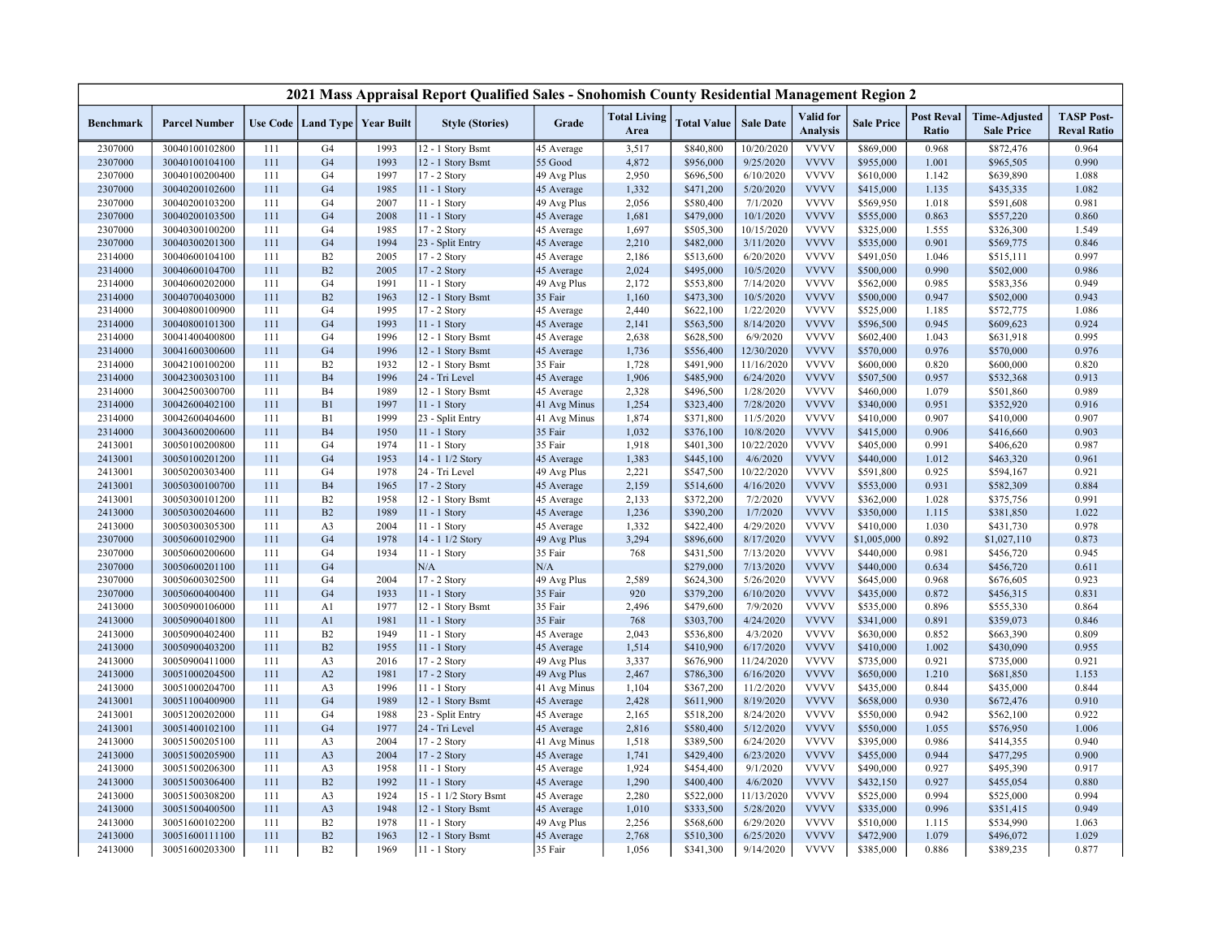# 2021 Mass Appraisal Report Qualified Sales - Snohomish County Residential Management Region 2

| Benchmark | Parcel Number | Use Code | Land Type | Year Built | Style (Stories) | Grade | Total Living Area | Total Value | Sale Date | Valid for Analysis | Sale Price | Post Reval Ratio | Time-Adjusted Sale Price | TASP Post-Reval Ratio |
|---|---|---|---|---|---|---|---|---|---|---|---|---|---|---|
| 2307000 | 30040100102800 | 111 | G4 | 1993 | 12 - 1 Story Bsmt | 45 Average | 3,517 | $840,800 | 10/20/2020 | VVVV | $869,000 | 0.968 | $872,476 | 0.964 |
| 2307000 | 30040100104100 | 111 | G4 | 1993 | 12 - 1 Story Bsmt | 55 Good | 4,872 | $956,000 | 9/25/2020 | VVVV | $955,000 | 1.001 | $965,505 | 0.990 |
| 2307000 | 30040100200400 | 111 | G4 | 1997 | 17 - 2 Story | 49 Avg Plus | 2,950 | $696,500 | 6/10/2020 | VVVV | $610,000 | 1.142 | $639,890 | 1.088 |
| 2307000 | 30040200102600 | 111 | G4 | 1985 | 11 - 1 Story | 45 Average | 1,332 | $471,200 | 5/20/2020 | VVVV | $415,000 | 1.135 | $435,335 | 1.082 |
| 2307000 | 30040200103200 | 111 | G4 | 2007 | 11 - 1 Story | 49 Avg Plus | 2,056 | $580,400 | 7/1/2020 | VVVV | $569,950 | 1.018 | $591,608 | 0.981 |
| 2307000 | 30040200103500 | 111 | G4 | 2008 | 11 - 1 Story | 45 Average | 1,681 | $479,000 | 10/1/2020 | VVVV | $555,000 | 0.863 | $557,220 | 0.860 |
| 2307000 | 30040300100200 | 111 | G4 | 1985 | 17 - 2 Story | 45 Average | 1,697 | $505,300 | 10/15/2020 | VVVV | $325,000 | 1.555 | $326,300 | 1.549 |
| 2307000 | 30040300201300 | 111 | G4 | 1994 | 23 - Split Entry | 45 Average | 2,210 | $482,000 | 3/11/2020 | VVVV | $535,000 | 0.901 | $569,775 | 0.846 |
| 2314000 | 30040600104100 | 111 | B2 | 2005 | 17 - 2 Story | 45 Average | 2,186 | $513,600 | 6/20/2020 | VVVV | $491,050 | 1.046 | $515,111 | 0.997 |
| 2314000 | 30040600104700 | 111 | B2 | 2005 | 17 - 2 Story | 45 Average | 2,024 | $495,000 | 10/5/2020 | VVVV | $500,000 | 0.990 | $502,000 | 0.986 |
| 2314000 | 30040600202000 | 111 | G4 | 1991 | 11 - 1 Story | 49 Avg Plus | 2,172 | $553,800 | 7/14/2020 | VVVV | $562,000 | 0.985 | $583,356 | 0.949 |
| 2314000 | 30040700403000 | 111 | B2 | 1963 | 12 - 1 Story Bsmt | 35 Fair | 1,160 | $473,300 | 10/5/2020 | VVVV | $500,000 | 0.947 | $502,000 | 0.943 |
| 2314000 | 30040800100900 | 111 | G4 | 1995 | 17 - 2 Story | 45 Average | 2,440 | $622,100 | 1/22/2020 | VVVV | $525,000 | 1.185 | $572,775 | 1.086 |
| 2314000 | 30040800101300 | 111 | G4 | 1993 | 11 - 1 Story | 45 Average | 2,141 | $563,500 | 8/14/2020 | VVVV | $596,500 | 0.945 | $609,623 | 0.924 |
| 2314000 | 30041400400800 | 111 | G4 | 1996 | 12 - 1 Story Bsmt | 45 Average | 2,638 | $628,500 | 6/9/2020 | VVVV | $602,400 | 1.043 | $631,918 | 0.995 |
| 2314000 | 30041600300600 | 111 | G4 | 1996 | 12 - 1 Story Bsmt | 45 Average | 1,736 | $556,400 | 12/30/2020 | VVVV | $570,000 | 0.976 | $570,000 | 0.976 |
| 2314000 | 30042100100200 | 111 | B2 | 1932 | 12 - 1 Story Bsmt | 35 Fair | 1,728 | $491,900 | 11/16/2020 | VVVV | $600,000 | 0.820 | $600,000 | 0.820 |
| 2314000 | 30042300303100 | 111 | B4 | 1996 | 24 - Tri Level | 45 Average | 1,906 | $485,900 | 6/24/2020 | VVVV | $507,500 | 0.957 | $532,368 | 0.913 |
| 2314000 | 30042500300700 | 111 | B4 | 1989 | 12 - 1 Story Bsmt | 45 Average | 2,328 | $496,500 | 1/28/2020 | VVVV | $460,000 | 1.079 | $501,860 | 0.989 |
| 2314000 | 30042600402100 | 111 | B1 | 1997 | 11 - 1 Story | 41 Avg Minus | 1,254 | $323,400 | 7/28/2020 | VVVV | $340,000 | 0.951 | $352,920 | 0.916 |
| 2314000 | 30042600404600 | 111 | B1 | 1999 | 23 - Split Entry | 41 Avg Minus | 1,874 | $371,800 | 11/5/2020 | VVVV | $410,000 | 0.907 | $410,000 | 0.907 |
| 2314000 | 30043600200600 | 111 | B4 | 1950 | 11 - 1 Story | 35 Fair | 1,032 | $376,100 | 10/8/2020 | VVVV | $415,000 | 0.906 | $416,660 | 0.903 |
| 2413001 | 30050100200800 | 111 | G4 | 1974 | 11 - 1 Story | 35 Fair | 1,918 | $401,300 | 10/22/2020 | VVVV | $405,000 | 0.991 | $406,620 | 0.987 |
| 2413001 | 30050100201200 | 111 | G4 | 1953 | 14 - 1 1/2 Story | 45 Average | 1,383 | $445,100 | 4/6/2020 | VVVV | $440,000 | 1.012 | $463,320 | 0.961 |
| 2413001 | 30050200303400 | 111 | G4 | 1978 | 24 - Tri Level | 49 Avg Plus | 2,221 | $547,500 | 10/22/2020 | VVVV | $591,800 | 0.925 | $594,167 | 0.921 |
| 2413001 | 30050300100700 | 111 | B4 | 1965 | 17 - 2 Story | 45 Average | 2,159 | $514,600 | 4/16/2020 | VVVV | $553,000 | 0.931 | $582,309 | 0.884 |
| 2413001 | 30050300101200 | 111 | B2 | 1958 | 12 - 1 Story Bsmt | 45 Average | 2,133 | $372,200 | 7/2/2020 | VVVV | $362,000 | 1.028 | $375,756 | 0.991 |
| 2413000 | 30050300204600 | 111 | B2 | 1989 | 11 - 1 Story | 45 Average | 1,236 | $390,200 | 1/7/2020 | VVVV | $350,000 | 1.115 | $381,850 | 1.022 |
| 2413000 | 30050300305300 | 111 | A3 | 2004 | 11 - 1 Story | 45 Average | 1,332 | $422,400 | 4/29/2020 | VVVV | $410,000 | 1.030 | $431,730 | 0.978 |
| 2307000 | 30050600102900 | 111 | G4 | 1978 | 14 - 1 1/2 Story | 49 Avg Plus | 3,294 | $896,600 | 8/17/2020 | VVVV | $1,005,000 | 0.892 | $1,027,110 | 0.873 |
| 2307000 | 30050600200600 | 111 | G4 | 1934 | 11 - 1 Story | 35 Fair | 768 | $431,500 | 7/13/2020 | VVVV | $440,000 | 0.981 | $456,720 | 0.945 |
| 2307000 | 30050600201100 | 111 | G4 | | N/A | N/A | | $279,000 | 7/13/2020 | VVVV | $440,000 | 0.634 | $456,720 | 0.611 |
| 2307000 | 30050600302500 | 111 | G4 | 2004 | 17 - 2 Story | 49 Avg Plus | 2,589 | $624,300 | 5/26/2020 | VVVV | $645,000 | 0.968 | $676,605 | 0.923 |
| 2307000 | 30050600400400 | 111 | G4 | 1933 | 11 - 1 Story | 35 Fair | 920 | $379,200 | 6/10/2020 | VVVV | $435,000 | 0.872 | $456,315 | 0.831 |
| 2413000 | 30050900106000 | 111 | A1 | 1977 | 12 - 1 Story Bsmt | 35 Fair | 2,496 | $479,600 | 7/9/2020 | VVVV | $535,000 | 0.896 | $555,330 | 0.864 |
| 2413000 | 30050900401800 | 111 | A1 | 1981 | 11 - 1 Story | 35 Fair | 768 | $303,700 | 4/24/2020 | VVVV | $341,000 | 0.891 | $359,073 | 0.846 |
| 2413000 | 30050900402400 | 111 | B2 | 1949 | 11 - 1 Story | 45 Average | 2,043 | $536,800 | 4/3/2020 | VVVV | $630,000 | 0.852 | $663,390 | 0.809 |
| 2413000 | 30050900403200 | 111 | B2 | 1955 | 11 - 1 Story | 45 Average | 1,514 | $410,900 | 6/17/2020 | VVVV | $410,000 | 1.002 | $430,090 | 0.955 |
| 2413000 | 30050900411000 | 111 | A3 | 2016 | 17 - 2 Story | 49 Avg Plus | 3,337 | $676,900 | 11/24/2020 | VVVV | $735,000 | 0.921 | $735,000 | 0.921 |
| 2413000 | 30051000204500 | 111 | A2 | 1981 | 17 - 2 Story | 49 Avg Plus | 2,467 | $786,300 | 6/16/2020 | VVVV | $650,000 | 1.210 | $681,850 | 1.153 |
| 2413000 | 30051000204700 | 111 | A3 | 1996 | 11 - 1 Story | 41 Avg Minus | 1,104 | $367,200 | 11/2/2020 | VVVV | $435,000 | 0.844 | $435,000 | 0.844 |
| 2413001 | 30051100400900 | 111 | G4 | 1989 | 12 - 1 Story Bsmt | 45 Average | 2,428 | $611,900 | 8/19/2020 | VVVV | $658,000 | 0.930 | $672,476 | 0.910 |
| 2413001 | 30051200202000 | 111 | G4 | 1988 | 23 - Split Entry | 45 Average | 2,165 | $518,200 | 8/24/2020 | VVVV | $550,000 | 0.942 | $562,100 | 0.922 |
| 2413001 | 30051400102100 | 111 | G4 | 1977 | 24 - Tri Level | 45 Average | 2,816 | $580,400 | 5/12/2020 | VVVV | $550,000 | 1.055 | $576,950 | 1.006 |
| 2413000 | 30051500205100 | 111 | A3 | 2004 | 17 - 2 Story | 41 Avg Minus | 1,518 | $389,500 | 6/24/2020 | VVVV | $395,000 | 0.986 | $414,355 | 0.940 |
| 2413000 | 30051500205900 | 111 | A3 | 2004 | 17 - 2 Story | 45 Average | 1,741 | $429,400 | 6/23/2020 | VVVV | $455,000 | 0.944 | $477,295 | 0.900 |
| 2413000 | 30051500206300 | 111 | A3 | 1958 | 11 - 1 Story | 45 Average | 1,924 | $454,400 | 9/1/2020 | VVVV | $490,000 | 0.927 | $495,390 | 0.917 |
| 2413000 | 30051500306400 | 111 | B2 | 1992 | 11 - 1 Story | 45 Average | 1,290 | $400,400 | 4/6/2020 | VVVV | $432,150 | 0.927 | $455,054 | 0.880 |
| 2413000 | 30051500308200 | 111 | A3 | 1924 | 15 - 1 1/2 Story Bsmt | 45 Average | 2,280 | $522,000 | 11/13/2020 | VVVV | $525,000 | 0.994 | $525,000 | 0.994 |
| 2413000 | 30051500400500 | 111 | A3 | 1948 | 12 - 1 Story Bsmt | 45 Average | 1,010 | $333,500 | 5/28/2020 | VVVV | $335,000 | 0.996 | $351,415 | 0.949 |
| 2413000 | 30051600102200 | 111 | B2 | 1978 | 11 - 1 Story | 49 Avg Plus | 2,256 | $568,600 | 6/29/2020 | VVVV | $510,000 | 1.115 | $534,990 | 1.063 |
| 2413000 | 30051600111100 | 111 | B2 | 1963 | 12 - 1 Story Bsmt | 45 Average | 2,768 | $510,300 | 6/25/2020 | VVVV | $472,900 | 1.079 | $496,072 | 1.029 |
| 2413000 | 30051600203300 | 111 | B2 | 1969 | 11 - 1 Story | 35 Fair | 1,056 | $341,300 | 9/14/2020 | VVVV | $385,000 | 0.886 | $389,235 | 0.877 |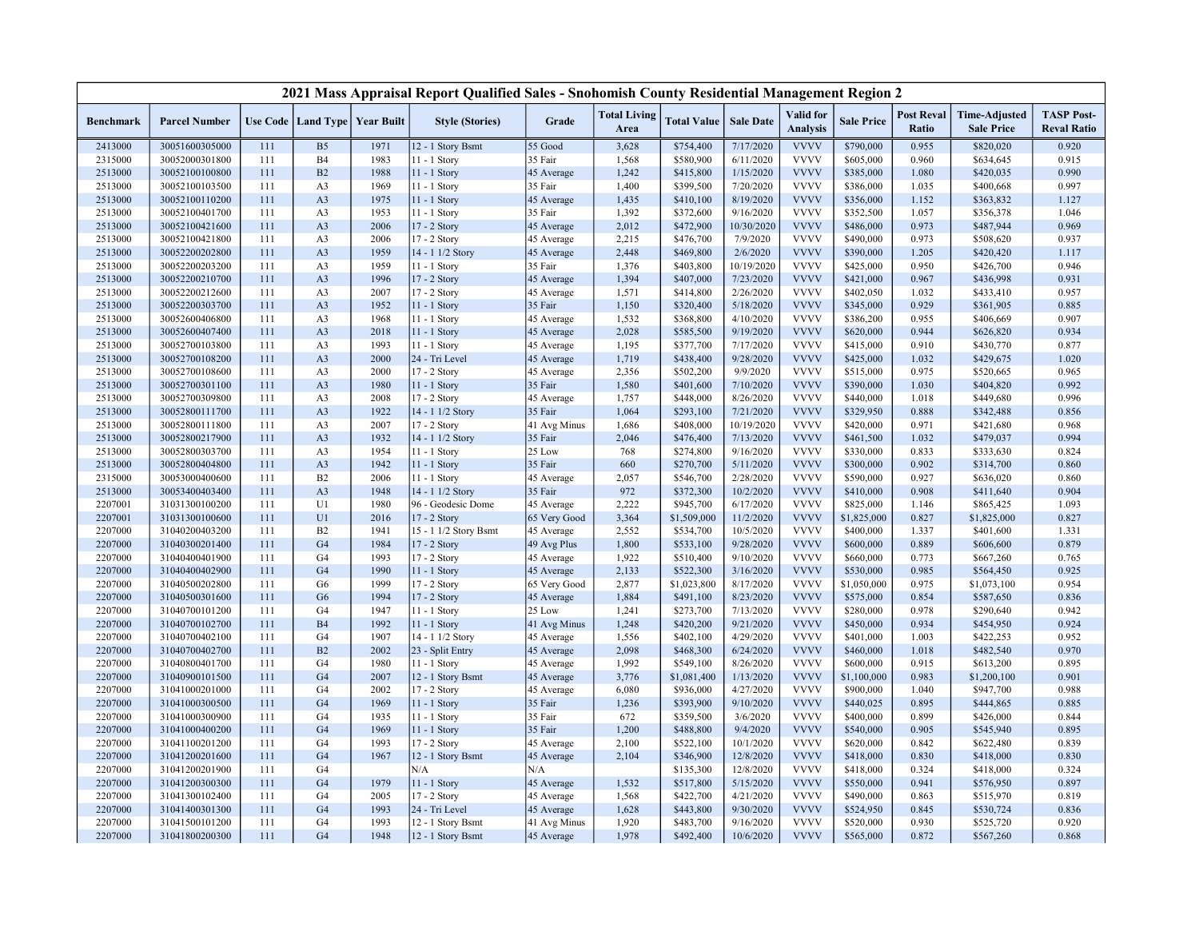## 2021 Mass Appraisal Report Qualified Sales - Snohomish County Residential Management Region 2

| Benchmark | Parcel Number | Use Code | Land Type | Year Built | Style (Stories) | Grade | Total Living Area | Total Value | Sale Date | Valid for Analysis | Sale Price | Post Reval Ratio | Time-Adjusted Sale Price | TASP Post-Reval Ratio |
|---|---|---|---|---|---|---|---|---|---|---|---|---|---|---|
| 2413000 | 30051600305000 | 111 | B5 | 1971 | 12 - 1 Story Bsmt | 55 Good | 3,628 | $754,400 | 7/17/2020 | VVVV | $790,000 | 0.955 | $820,020 | 0.920 |
| 2315000 | 30052000301800 | 111 | B4 | 1983 | 11 - 1 Story | 35 Fair | 1,568 | $580,900 | 6/11/2020 | VVVV | $605,000 | 0.960 | $634,645 | 0.915 |
| 2513000 | 30052100100800 | 111 | B2 | 1988 | 11 - 1 Story | 45 Average | 1,242 | $415,800 | 1/15/2020 | VVVV | $385,000 | 1.080 | $420,035 | 0.990 |
| 2513000 | 30052100103500 | 111 | A3 | 1969 | 11 - 1 Story | 35 Fair | 1,400 | $399,500 | 7/20/2020 | VVVV | $386,000 | 1.035 | $400,668 | 0.997 |
| 2513000 | 30052100110200 | 111 | A3 | 1975 | 11 - 1 Story | 45 Average | 1,435 | $410,100 | 8/19/2020 | VVVV | $356,000 | 1.152 | $363,832 | 1.127 |
| 2513000 | 30052100401700 | 111 | A3 | 1953 | 11 - 1 Story | 35 Fair | 1,392 | $372,600 | 9/16/2020 | VVVV | $352,500 | 1.057 | $356,378 | 1.046 |
| 2513000 | 30052100421600 | 111 | A3 | 2006 | 17 - 2 Story | 45 Average | 2,012 | $472,900 | 10/30/2020 | VVVV | $486,000 | 0.973 | $487,944 | 0.969 |
| 2513000 | 30052100421800 | 111 | A3 | 2006 | 17 - 2 Story | 45 Average | 2,215 | $476,700 | 7/9/2020 | VVVV | $490,000 | 0.973 | $508,620 | 0.937 |
| 2513000 | 30052200202800 | 111 | A3 | 1959 | 14 - 1 1/2 Story | 45 Average | 2,448 | $469,800 | 2/6/2020 | VVVV | $390,000 | 1.205 | $420,420 | 1.117 |
| 2513000 | 30052200203200 | 111 | A3 | 1959 | 11 - 1 Story | 35 Fair | 1,376 | $403,800 | 10/19/2020 | VVVV | $425,000 | 0.950 | $426,700 | 0.946 |
| 2513000 | 30052200210700 | 111 | A3 | 1996 | 17 - 2 Story | 45 Average | 1,394 | $407,000 | 7/23/2020 | VVVV | $421,000 | 0.967 | $436,998 | 0.931 |
| 2513000 | 30052200212600 | 111 | A3 | 2007 | 17 - 2 Story | 45 Average | 1,571 | $414,800 | 2/26/2020 | VVVV | $402,050 | 1.032 | $433,410 | 0.957 |
| 2513000 | 30052200303700 | 111 | A3 | 1952 | 11 - 1 Story | 35 Fair | 1,150 | $320,400 | 5/18/2020 | VVVV | $345,000 | 0.929 | $361,905 | 0.885 |
| 2513000 | 30052600406800 | 111 | A3 | 1968 | 11 - 1 Story | 45 Average | 1,532 | $368,800 | 4/10/2020 | VVVV | $386,200 | 0.955 | $406,669 | 0.907 |
| 2513000 | 30052600407400 | 111 | A3 | 2018 | 11 - 1 Story | 45 Average | 2,028 | $585,500 | 9/19/2020 | VVVV | $620,000 | 0.944 | $626,820 | 0.934 |
| 2513000 | 30052700103800 | 111 | A3 | 1993 | 11 - 1 Story | 45 Average | 1,195 | $377,700 | 7/17/2020 | VVVV | $415,000 | 0.910 | $430,770 | 0.877 |
| 2513000 | 30052700108200 | 111 | A3 | 2000 | 24 - Tri Level | 45 Average | 1,719 | $438,400 | 9/28/2020 | VVVV | $425,000 | 1.032 | $429,675 | 1.020 |
| 2513000 | 30052700108600 | 111 | A3 | 2000 | 17 - 2 Story | 45 Average | 2,356 | $502,200 | 9/9/2020 | VVVV | $515,000 | 0.975 | $520,665 | 0.965 |
| 2513000 | 30052700301100 | 111 | A3 | 1980 | 11 - 1 Story | 35 Fair | 1,580 | $401,600 | 7/10/2020 | VVVV | $390,000 | 1.030 | $404,820 | 0.992 |
| 2513000 | 30052700309800 | 111 | A3 | 2008 | 17 - 2 Story | 45 Average | 1,757 | $448,000 | 8/26/2020 | VVVV | $440,000 | 1.018 | $449,680 | 0.996 |
| 2513000 | 30052800111700 | 111 | A3 | 1922 | 14 - 1 1/2 Story | 35 Fair | 1,064 | $293,100 | 7/21/2020 | VVVV | $329,950 | 0.888 | $342,488 | 0.856 |
| 2513000 | 30052800111800 | 111 | A3 | 2007 | 17 - 2 Story | 41 Avg Minus | 1,686 | $408,000 | 10/19/2020 | VVVV | $420,000 | 0.971 | $421,680 | 0.968 |
| 2513000 | 30052800217900 | 111 | A3 | 1932 | 14 - 1 1/2 Story | 35 Fair | 2,046 | $476,400 | 7/13/2020 | VVVV | $461,500 | 1.032 | $479,037 | 0.994 |
| 2513000 | 30052800303700 | 111 | A3 | 1954 | 11 - 1 Story | 25 Low | 768 | $274,800 | 9/16/2020 | VVVV | $330,000 | 0.833 | $333,630 | 0.824 |
| 2513000 | 30052800404800 | 111 | A3 | 1942 | 11 - 1 Story | 35 Fair | 660 | $270,700 | 5/11/2020 | VVVV | $300,000 | 0.902 | $314,700 | 0.860 |
| 2315000 | 30053000400600 | 111 | B2 | 2006 | 11 - 1 Story | 45 Average | 2,057 | $546,700 | 2/28/2020 | VVVV | $590,000 | 0.927 | $636,020 | 0.860 |
| 2513000 | 30053400403400 | 111 | A3 | 1948 | 14 - 1 1/2 Story | 35 Fair | 972 | $372,300 | 10/2/2020 | VVVV | $410,000 | 0.908 | $411,640 | 0.904 |
| 2207001 | 31031300100200 | 111 | U1 | 1980 | 96 - Geodesic Dome | 45 Average | 2,222 | $945,700 | 6/17/2020 | VVVV | $825,000 | 1.146 | $865,425 | 1.093 |
| 2207001 | 31031300100600 | 111 | U1 | 2016 | 17 - 2 Story | 65 Very Good | 3,364 | $1,509,000 | 11/2/2020 | VVVV | $1,825,000 | 0.827 | $1,825,000 | 0.827 |
| 2207000 | 31040200403200 | 111 | B2 | 1941 | 15 - 1 1/2 Story Bsmt | 45 Average | 2,552 | $534,700 | 10/5/2020 | VVVV | $400,000 | 1.337 | $401,600 | 1.331 |
| 2207000 | 31040300201400 | 111 | G4 | 1984 | 17 - 2 Story | 49 Avg Plus | 1,800 | $533,100 | 9/28/2020 | VVVV | $600,000 | 0.889 | $606,600 | 0.879 |
| 2207000 | 31040400401900 | 111 | G4 | 1993 | 17 - 2 Story | 45 Average | 1,922 | $510,400 | 9/10/2020 | VVVV | $660,000 | 0.773 | $667,260 | 0.765 |
| 2207000 | 31040400402900 | 111 | G4 | 1990 | 11 - 1 Story | 45 Average | 2,133 | $522,300 | 3/16/2020 | VVVV | $530,000 | 0.985 | $564,450 | 0.925 |
| 2207000 | 31040500202800 | 111 | G6 | 1999 | 17 - 2 Story | 65 Very Good | 2,877 | $1,023,800 | 8/17/2020 | VVVV | $1,050,000 | 0.975 | $1,073,100 | 0.954 |
| 2207000 | 31040500301600 | 111 | G6 | 1994 | 17 - 2 Story | 45 Average | 1,884 | $491,100 | 8/23/2020 | VVVV | $575,000 | 0.854 | $587,650 | 0.836 |
| 2207000 | 31040700101200 | 111 | G4 | 1947 | 11 - 1 Story | 25 Low | 1,241 | $273,700 | 7/13/2020 | VVVV | $280,000 | 0.978 | $290,640 | 0.942 |
| 2207000 | 31040700102700 | 111 | B4 | 1992 | 11 - 1 Story | 41 Avg Minus | 1,248 | $420,200 | 9/21/2020 | VVVV | $450,000 | 0.934 | $454,950 | 0.924 |
| 2207000 | 31040700402100 | 111 | G4 | 1907 | 14 - 1 1/2 Story | 45 Average | 1,556 | $402,100 | 4/29/2020 | VVVV | $401,000 | 1.003 | $422,253 | 0.952 |
| 2207000 | 31040700402700 | 111 | B2 | 2002 | 23 - Split Entry | 45 Average | 2,098 | $468,300 | 6/24/2020 | VVVV | $460,000 | 1.018 | $482,540 | 0.970 |
| 2207000 | 31040800401700 | 111 | G4 | 1980 | 11 - 1 Story | 45 Average | 1,992 | $549,100 | 8/26/2020 | VVVV | $600,000 | 0.915 | $613,200 | 0.895 |
| 2207000 | 31040900101500 | 111 | G4 | 2007 | 12 - 1 Story Bsmt | 45 Average | 3,776 | $1,081,400 | 1/13/2020 | VVVV | $1,100,000 | 0.983 | $1,200,100 | 0.901 |
| 2207000 | 31041000201000 | 111 | G4 | 2002 | 17 - 2 Story | 45 Average | 6,080 | $936,000 | 4/27/2020 | VVVV | $900,000 | 1.040 | $947,700 | 0.988 |
| 2207000 | 31041000300500 | 111 | G4 | 1969 | 11 - 1 Story | 35 Fair | 1,236 | $393,900 | 9/10/2020 | VVVV | $440,025 | 0.895 | $444,865 | 0.885 |
| 2207000 | 31041000300900 | 111 | G4 | 1935 | 11 - 1 Story | 35 Fair | 672 | $359,500 | 3/6/2020 | VVVV | $400,000 | 0.899 | $426,000 | 0.844 |
| 2207000 | 31041000400200 | 111 | G4 | 1969 | 11 - 1 Story | 35 Fair | 1,200 | $488,800 | 9/4/2020 | VVVV | $540,000 | 0.905 | $545,940 | 0.895 |
| 2207000 | 31041100201200 | 111 | G4 | 1993 | 17 - 2 Story | 45 Average | 2,100 | $522,100 | 10/1/2020 | VVVV | $620,000 | 0.842 | $622,480 | 0.839 |
| 2207000 | 31041200201600 | 111 | G4 | 1967 | 12 - 1 Story Bsmt | 45 Average | 2,104 | $346,900 | 12/8/2020 | VVVV | $418,000 | 0.830 | $418,000 | 0.830 |
| 2207000 | 31041200201900 | 111 | G4 | | N/A | N/A | | $135,300 | 12/8/2020 | VVVV | $418,000 | 0.324 | $418,000 | 0.324 |
| 2207000 | 31041200300300 | 111 | G4 | 1979 | 11 - 1 Story | 45 Average | 1,532 | $517,800 | 5/15/2020 | VVVV | $550,000 | 0.941 | $576,950 | 0.897 |
| 2207000 | 31041300102400 | 111 | G4 | 2005 | 17 - 2 Story | 45 Average | 1,568 | $422,700 | 4/21/2020 | VVVV | $490,000 | 0.863 | $515,970 | 0.819 |
| 2207000 | 31041400301300 | 111 | G4 | 1993 | 24 - Tri Level | 45 Average | 1,628 | $443,800 | 9/30/2020 | VVVV | $524,950 | 0.845 | $530,724 | 0.836 |
| 2207000 | 31041500101200 | 111 | G4 | 1993 | 12 - 1 Story Bsmt | 41 Avg Minus | 1,920 | $483,700 | 9/16/2020 | VVVV | $520,000 | 0.930 | $525,720 | 0.920 |
| 2207000 | 31041800200300 | 111 | G4 | 1948 | 12 - 1 Story Bsmt | 45 Average | 1,978 | $492,400 | 10/6/2020 | VVVV | $565,000 | 0.872 | $567,260 | 0.868 |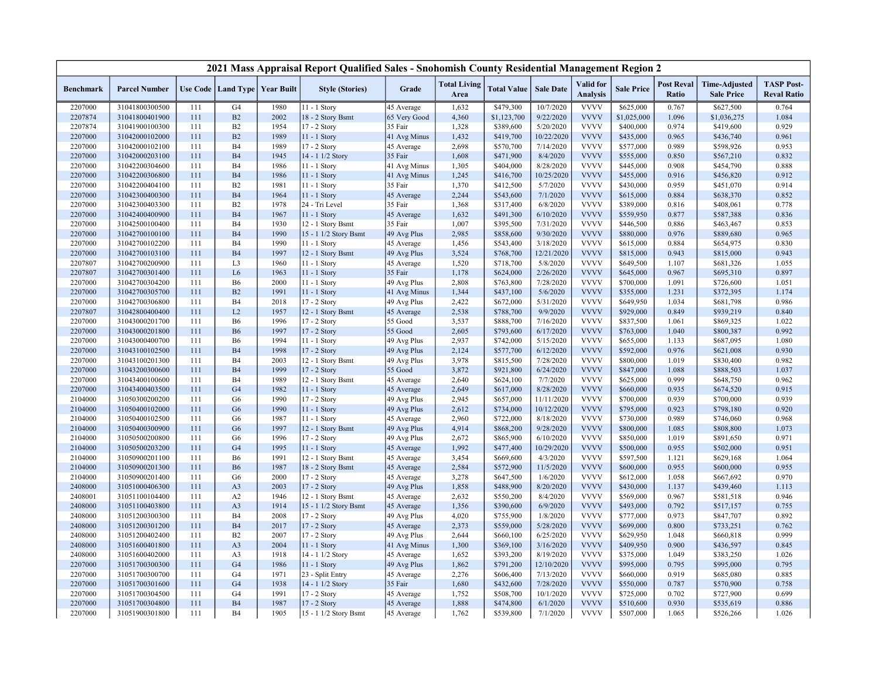# 2021 Mass Appraisal Report Qualified Sales - Snohomish County Residential Management Region 2

| Benchmark | Parcel Number | Use Code | Land Type | Year Built | Style (Stories) | Grade | Total Living Area | Total Value | Sale Date | Valid for Analysis | Sale Price | Post Reval Ratio | Time-Adjusted Sale Price | TASP Post-Reval Ratio |
|---|---|---|---|---|---|---|---|---|---|---|---|---|---|---|
| 2207000 | 31041800300500 | 111 | G4 | 1980 | 11 - 1 Story | 45 Average | 1,632 | $479,300 | 10/7/2020 | VVVV | $625,000 | 0.767 | $627,500 | 0.764 |
| 2207874 | 31041800401900 | 111 | B2 | 2002 | 18 - 2 Story Bsmt | 65 Very Good | 4,360 | $1,123,700 | 9/22/2020 | VVVV | $1,025,000 | 1.096 | $1,036,275 | 1.084 |
| 2207874 | 31041900100300 | 111 | B2 | 1954 | 17 - 2 Story | 35 Fair | 1,328 | $389,600 | 5/20/2020 | VVVV | $400,000 | 0.974 | $419,600 | 0.929 |
| 2207000 | 31042000102000 | 111 | B2 | 1989 | 11 - 1 Story | 41 Avg Minus | 1,432 | $419,700 | 10/22/2020 | VVVV | $435,000 | 0.965 | $436,740 | 0.961 |
| 2207000 | 31042000102100 | 111 | B4 | 1989 | 17 - 2 Story | 45 Average | 2,698 | $570,700 | 7/14/2020 | VVVV | $577,000 | 0.989 | $598,926 | 0.953 |
| 2207000 | 31042000203100 | 111 | B4 | 1945 | 14 - 1 1/2 Story | 35 Fair | 1,608 | $471,900 | 8/4/2020 | VVVV | $555,000 | 0.850 | $567,210 | 0.832 |
| 2207000 | 31042200304600 | 111 | B4 | 1986 | 11 - 1 Story | 41 Avg Minus | 1,305 | $404,000 | 8/28/2020 | VVVV | $445,000 | 0.908 | $454,790 | 0.888 |
| 2207000 | 31042200306800 | 111 | B4 | 1986 | 11 - 1 Story | 41 Avg Minus | 1,245 | $416,700 | 10/25/2020 | VVVV | $455,000 | 0.916 | $456,820 | 0.912 |
| 2207000 | 31042200404100 | 111 | B2 | 1981 | 11 - 1 Story | 35 Fair | 1,370 | $412,500 | 5/7/2020 | VVVV | $430,000 | 0.959 | $451,070 | 0.914 |
| 2207000 | 31042300400300 | 111 | B4 | 1964 | 11 - 1 Story | 45 Average | 2,244 | $543,600 | 7/1/2020 | VVVV | $615,000 | 0.884 | $638,370 | 0.852 |
| 2207000 | 31042300403300 | 111 | B2 | 1978 | 24 - Tri Level | 35 Fair | 1,368 | $317,400 | 6/8/2020 | VVVV | $389,000 | 0.816 | $408,061 | 0.778 |
| 2207000 | 31042400400900 | 111 | B4 | 1967 | 11 - 1 Story | 45 Average | 1,632 | $491,300 | 6/10/2020 | VVVV | $559,950 | 0.877 | $587,388 | 0.836 |
| 2207000 | 31042500100400 | 111 | B4 | 1930 | 12 - 1 Story Bsmt | 35 Fair | 1,007 | $395,500 | 7/31/2020 | VVVV | $446,500 | 0.886 | $463,467 | 0.853 |
| 2207000 | 31042700100100 | 111 | B4 | 1990 | 15 - 1 1/2 Story Bsmt | 49 Avg Plus | 2,985 | $858,600 | 9/30/2020 | VVVV | $880,000 | 0.976 | $889,680 | 0.965 |
| 2207000 | 31042700102200 | 111 | B4 | 1990 | 11 - 1 Story | 45 Average | 1,456 | $543,400 | 3/18/2020 | VVVV | $615,000 | 0.884 | $654,975 | 0.830 |
| 2207000 | 31042700103100 | 111 | B4 | 1997 | 12 - 1 Story Bsmt | 49 Avg Plus | 3,524 | $768,700 | 12/21/2020 | VVVV | $815,000 | 0.943 | $815,000 | 0.943 |
| 2207807 | 31042700200900 | 111 | L3 | 1960 | 11 - 1 Story | 45 Average | 1,520 | $718,700 | 5/8/2020 | VVVV | $649,500 | 1.107 | $681,326 | 1.055 |
| 2207807 | 31042700301400 | 111 | L6 | 1963 | 11 - 1 Story | 35 Fair | 1,178 | $624,000 | 2/26/2020 | VVVV | $645,000 | 0.967 | $695,310 | 0.897 |
| 2207000 | 31042700304200 | 111 | B6 | 2000 | 11 - 1 Story | 49 Avg Plus | 2,808 | $763,800 | 7/28/2020 | VVVV | $700,000 | 1.091 | $726,600 | 1.051 |
| 2207000 | 31042700305700 | 111 | B2 | 1991 | 11 - 1 Story | 41 Avg Minus | 1,344 | $437,100 | 5/6/2020 | VVVV | $355,000 | 1.231 | $372,395 | 1.174 |
| 2207000 | 31042700306800 | 111 | B4 | 2018 | 17 - 2 Story | 49 Avg Plus | 2,422 | $672,000 | 5/31/2020 | VVVV | $649,950 | 1.034 | $681,798 | 0.986 |
| 2207807 | 31042800400400 | 111 | L2 | 1957 | 12 - 1 Story Bsmt | 45 Average | 2,538 | $788,700 | 9/9/2020 | VVVV | $929,000 | 0.849 | $939,219 | 0.840 |
| 2207000 | 31043000201700 | 111 | B6 | 1996 | 17 - 2 Story | 55 Good | 3,537 | $888,700 | 7/16/2020 | VVVV | $837,500 | 1.061 | $869,325 | 1.022 |
| 2207000 | 31043000201800 | 111 | B6 | 1997 | 17 - 2 Story | 55 Good | 2,605 | $793,600 | 6/17/2020 | VVVV | $763,000 | 1.040 | $800,387 | 0.992 |
| 2207000 | 31043000400700 | 111 | B6 | 1994 | 11 - 1 Story | 49 Avg Plus | 2,937 | $742,000 | 5/15/2020 | VVVV | $655,000 | 1.133 | $687,095 | 1.080 |
| 2207000 | 31043100102500 | 111 | B4 | 1998 | 17 - 2 Story | 49 Avg Plus | 2,124 | $577,700 | 6/12/2020 | VVVV | $592,000 | 0.976 | $621,008 | 0.930 |
| 2207000 | 31043100201300 | 111 | B4 | 2003 | 12 - 1 Story Bsmt | 49 Avg Plus | 3,978 | $815,500 | 7/28/2020 | VVVV | $800,000 | 1.019 | $830,400 | 0.982 |
| 2207000 | 31043200300600 | 111 | B4 | 1999 | 17 - 2 Story | 55 Good | 3,872 | $921,800 | 6/24/2020 | VVVV | $847,000 | 1.088 | $888,503 | 1.037 |
| 2207000 | 31043400100600 | 111 | B4 | 1989 | 12 - 1 Story Bsmt | 45 Average | 2,640 | $624,100 | 7/7/2020 | VVVV | $625,000 | 0.999 | $648,750 | 0.962 |
| 2207000 | 31043400403500 | 111 | G4 | 1982 | 11 - 1 Story | 45 Average | 2,649 | $617,000 | 8/28/2020 | VVVV | $660,000 | 0.935 | $674,520 | 0.915 |
| 2104000 | 31050300200200 | 111 | G6 | 1990 | 17 - 2 Story | 49 Avg Plus | 2,945 | $657,000 | 11/11/2020 | VVVV | $700,000 | 0.939 | $700,000 | 0.939 |
| 2104000 | 31050400102000 | 111 | G6 | 1990 | 11 - 1 Story | 49 Avg Plus | 2,612 | $734,000 | 10/12/2020 | VVVV | $795,000 | 0.923 | $798,180 | 0.920 |
| 2104000 | 31050400102500 | 111 | G6 | 1987 | 11 - 1 Story | 45 Average | 2,960 | $722,000 | 8/18/2020 | VVVV | $730,000 | 0.989 | $746,060 | 0.968 |
| 2104000 | 31050400300900 | 111 | G6 | 1997 | 12 - 1 Story Bsmt | 49 Avg Plus | 4,914 | $868,200 | 9/28/2020 | VVVV | $800,000 | 1.085 | $808,800 | 1.073 |
| 2104000 | 31050500200800 | 111 | G6 | 1996 | 17 - 2 Story | 49 Avg Plus | 2,672 | $865,900 | 6/10/2020 | VVVV | $850,000 | 1.019 | $891,650 | 0.971 |
| 2104000 | 31050500203200 | 111 | G4 | 1995 | 11 - 1 Story | 45 Average | 1,992 | $477,400 | 10/29/2020 | VVVV | $500,000 | 0.955 | $502,000 | 0.951 |
| 2104000 | 31050900201100 | 111 | B6 | 1991 | 12 - 1 Story Bsmt | 45 Average | 3,454 | $669,600 | 4/3/2020 | VVVV | $597,500 | 1.121 | $629,168 | 1.064 |
| 2104000 | 31050900201300 | 111 | B6 | 1987 | 18 - 2 Story Bsmt | 45 Average | 2,584 | $572,900 | 11/5/2020 | VVVV | $600,000 | 0.955 | $600,000 | 0.955 |
| 2104000 | 31050900201400 | 111 | G6 | 2000 | 17 - 2 Story | 45 Average | 3,278 | $647,500 | 1/6/2020 | VVVV | $612,000 | 1.058 | $667,692 | 0.970 |
| 2408000 | 31051000406300 | 111 | A3 | 2003 | 17 - 2 Story | 49 Avg Plus | 1,858 | $488,900 | 8/20/2020 | VVVV | $430,000 | 1.137 | $439,460 | 1.113 |
| 2408001 | 31051100104400 | 111 | A2 | 1946 | 12 - 1 Story Bsmt | 45 Average | 2,632 | $550,200 | 8/4/2020 | VVVV | $569,000 | 0.967 | $581,518 | 0.946 |
| 2408000 | 31051100403800 | 111 | A3 | 1914 | 15 - 1 1/2 Story Bsmt | 45 Average | 1,356 | $390,600 | 6/9/2020 | VVVV | $493,000 | 0.792 | $517,157 | 0.755 |
| 2408000 | 31051200300300 | 111 | B4 | 2008 | 17 - 2 Story | 49 Avg Plus | 4,020 | $755,900 | 1/8/2020 | VVVV | $777,000 | 0.973 | $847,707 | 0.892 |
| 2408000 | 31051200301200 | 111 | B4 | 2017 | 17 - 2 Story | 45 Average | 2,373 | $559,000 | 5/28/2020 | VVVV | $699,000 | 0.800 | $733,251 | 0.762 |
| 2408000 | 31051200402400 | 111 | B2 | 2007 | 17 - 2 Story | 49 Avg Plus | 2,644 | $660,100 | 6/25/2020 | VVVV | $629,950 | 1.048 | $660,818 | 0.999 |
| 2408000 | 31051600401800 | 111 | A3 | 2004 | 11 - 1 Story | 41 Avg Minus | 1,300 | $369,100 | 3/16/2020 | VVVV | $409,950 | 0.900 | $436,597 | 0.845 |
| 2408000 | 31051600402000 | 111 | A3 | 1918 | 14 - 1 1/2 Story | 45 Average | 1,652 | $393,200 | 8/19/2020 | VVVV | $375,000 | 1.049 | $383,250 | 1.026 |
| 2207000 | 31051700300300 | 111 | G4 | 1986 | 11 - 1 Story | 49 Avg Plus | 1,862 | $791,200 | 12/10/2020 | VVVV | $995,000 | 0.795 | $995,000 | 0.795 |
| 2207000 | 31051700300700 | 111 | G4 | 1971 | 23 - Split Entry | 45 Average | 2,276 | $606,400 | 7/13/2020 | VVVV | $660,000 | 0.919 | $685,080 | 0.885 |
| 2207000 | 31051700301600 | 111 | G4 | 1938 | 14 - 1 1/2 Story | 35 Fair | 1,680 | $432,600 | 7/28/2020 | VVVV | $550,000 | 0.787 | $570,900 | 0.758 |
| 2207000 | 31051700304500 | 111 | G4 | 1991 | 17 - 2 Story | 45 Average | 1,752 | $508,700 | 10/1/2020 | VVVV | $725,000 | 0.702 | $727,900 | 0.699 |
| 2207000 | 31051700304800 | 111 | B4 | 1987 | 17 - 2 Story | 45 Average | 1,888 | $474,800 | 6/1/2020 | VVVV | $510,600 | 0.930 | $535,619 | 0.886 |
| 2207000 | 31051900301800 | 111 | B4 | 1905 | 15 - 1 1/2 Story Bsmt | 45 Average | 1,762 | $539,800 | 7/1/2020 | VVVV | $507,000 | 1.065 | $526,266 | 1.026 |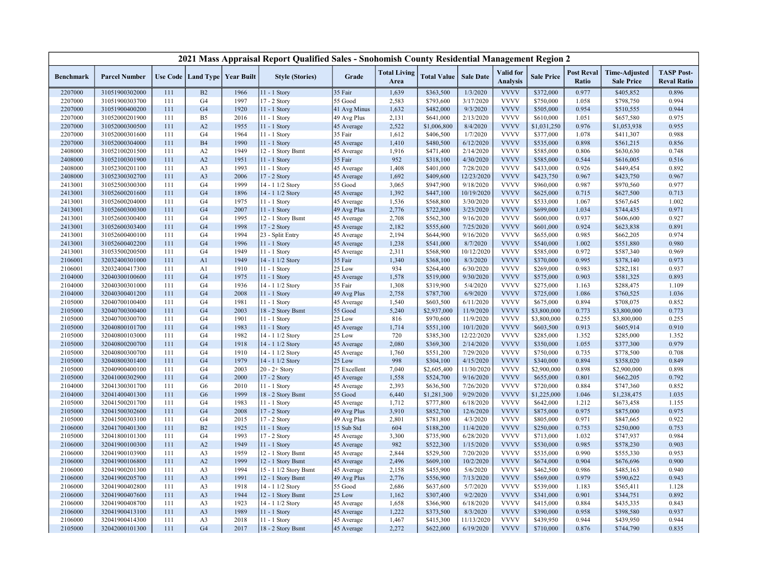# 2021 Mass Appraisal Report Qualified Sales - Snohomish County Residential Management Region 2

| Benchmark | Parcel Number | Use Code | Land Type | Year Built | Style (Stories) | Grade | Total Living Area | Total Value | Sale Date | Valid for Analysis | Sale Price | Post Reval Ratio | Time-Adjusted Sale Price | TASP Post-Reval Ratio |
|---|---|---|---|---|---|---|---|---|---|---|---|---|---|---|
| 2207000 | 31051900302000 | 111 | B2 | 1966 | 11 - 1 Story | 35 Fair | 1,639 | $363,500 | 1/3/2020 | VVVV | $372,000 | 0.977 | $405,852 | 0.896 |
| 2207000 | 31051900303700 | 111 | G4 | 1997 | 17 - 2 Story | 55 Good | 2,583 | $793,600 | 3/17/2020 | VVVV | $750,000 | 1.058 | $798,750 | 0.994 |
| 2207000 | 31051900400200 | 111 | G4 | 1920 | 11 - 1 Story | 41 Avg Minus | 1,632 | $482,000 | 9/3/2020 | VVVV | $505,000 | 0.954 | $510,555 | 0.944 |
| 2207000 | 31052000201900 | 111 | B5 | 2016 | 11 - 1 Story | 49 Avg Plus | 2,131 | $641,000 | 2/13/2020 | VVVV | $610,000 | 1.051 | $657,580 | 0.975 |
| 2207000 | 31052000300500 | 111 | A2 | 1955 | 11 - 1 Story | 45 Average | 2,522 | $1,006,800 | 8/4/2020 | VVVV | $1,031,250 | 0.976 | $1,053,938 | 0.955 |
| 2207000 | 31052000301600 | 111 | G4 | 1964 | 11 - 1 Story | 35 Fair | 1,612 | $406,500 | 1/7/2020 | VVVV | $377,000 | 1.078 | $411,307 | 0.988 |
| 2207000 | 31052000304000 | 111 | B4 | 1990 | 11 - 1 Story | 45 Average | 1,410 | $480,500 | 6/12/2020 | VVVV | $535,000 | 0.898 | $561,215 | 0.856 |
| 2408000 | 31052100201500 | 111 | A2 | 1949 | 12 - 1 Story Bsmt | 45 Average | 1,916 | $471,400 | 2/14/2020 | VVVV | $585,000 | 0.806 | $630,630 | 0.748 |
| 2408000 | 31052100301900 | 111 | A2 | 1951 | 11 - 1 Story | 35 Fair | 952 | $318,100 | 4/30/2020 | VVVV | $585,000 | 0.544 | $616,005 | 0.516 |
| 2408000 | 31052300201100 | 111 | A3 | 1993 | 11 - 1 Story | 45 Average | 1,408 | $401,000 | 7/28/2020 | VVVV | $433,000 | 0.926 | $449,454 | 0.892 |
| 2408000 | 31052300302700 | 111 | A3 | 2006 | 17 - 2 Story | 45 Average | 1,692 | $409,600 | 12/23/2020 | VVVV | $423,750 | 0.967 | $423,750 | 0.967 |
| 2413001 | 31052500300300 | 111 | G4 | 1999 | 14 - 1 1/2 Story | 55 Good | 3,065 | $947,900 | 9/18/2020 | VVVV | $960,000 | 0.987 | $970,560 | 0.977 |
| 2413001 | 31052600201600 | 111 | G4 | 1896 | 14 - 1 1/2 Story | 45 Average | 1,392 | $447,100 | 10/19/2020 | VVVV | $625,000 | 0.715 | $627,500 | 0.713 |
| 2413001 | 31052600204000 | 111 | G4 | 1975 | 11 - 1 Story | 45 Average | 1,536 | $568,800 | 3/30/2020 | VVVV | $533,000 | 1.067 | $567,645 | 1.002 |
| 2413001 | 31052600300300 | 111 | G4 | 2007 | 11 - 1 Story | 49 Avg Plus | 2,776 | $722,800 | 3/23/2020 | VVVV | $699,000 | 1.034 | $744,435 | 0.971 |
| 2413001 | 31052600300400 | 111 | G4 | 1995 | 12 - 1 Story Bsmt | 45 Average | 2,708 | $562,300 | 9/16/2020 | VVVV | $600,000 | 0.937 | $606,600 | 0.927 |
| 2413001 | 31052600303400 | 111 | G4 | 1998 | 17 - 2 Story | 45 Average | 2,182 | $555,600 | 7/25/2020 | VVVV | $601,000 | 0.924 | $623,838 | 0.891 |
| 2413001 | 31052600400100 | 111 | G4 | 1994 | 23 - Split Entry | 45 Average | 2,194 | $644,900 | 9/16/2020 | VVVV | $655,000 | 0.985 | $662,205 | 0.974 |
| 2413001 | 31052600402200 | 111 | G4 | 1996 | 11 - 1 Story | 45 Average | 1,238 | $541,000 | 8/7/2020 | VVVV | $540,000 | 1.002 | $551,880 | 0.980 |
| 2413001 | 31053500200500 | 111 | G4 | 1949 | 11 - 1 Story | 45 Average | 2,311 | $568,900 | 10/12/2020 | VVVV | $585,000 | 0.972 | $587,340 | 0.969 |
| 2106001 | 32032400301000 | 111 | A1 | 1949 | 14 - 1 1/2 Story | 35 Fair | 1,340 | $368,100 | 8/3/2020 | VVVV | $370,000 | 0.995 | $378,140 | 0.973 |
| 2106001 | 32032400417300 | 111 | A1 | 1910 | 11 - 1 Story | 25 Low | 934 | $264,400 | 6/30/2020 | VVVV | $269,000 | 0.983 | $282,181 | 0.937 |
| 2104000 | 32040300100600 | 111 | G4 | 1975 | 11 - 1 Story | 45 Average | 1,578 | $519,000 | 9/30/2020 | VVVV | $575,000 | 0.903 | $581,325 | 0.893 |
| 2104000 | 32040300301000 | 111 | G4 | 1936 | 14 - 1 1/2 Story | 35 Fair | 1,308 | $319,900 | 5/4/2020 | VVVV | $275,000 | 1.163 | $288,475 | 1.109 |
| 2104000 | 32040300401200 | 111 | G4 | 2008 | 11 - 1 Story | 49 Avg Plus | 2,758 | $787,700 | 6/9/2020 | VVVV | $725,000 | 1.086 | $760,525 | 1.036 |
| 2105000 | 32040700100400 | 111 | G4 | 1981 | 11 - 1 Story | 45 Average | 1,540 | $603,500 | 6/11/2020 | VVVV | $675,000 | 0.894 | $708,075 | 0.852 |
| 2105000 | 32040700300400 | 111 | G4 | 2003 | 18 - 2 Story Bsmt | 55 Good | 5,240 | $2,937,000 | 11/9/2020 | VVVV | $3,800,000 | 0.773 | $3,800,000 | 0.773 |
| 2105000 | 32040700300700 | 111 | G4 | 1901 | 11 - 1 Story | 25 Low | 816 | $970,600 | 11/9/2020 | VVVV | $3,800,000 | 0.255 | $3,800,000 | 0.255 |
| 2105000 | 32040800101700 | 111 | G4 | 1983 | 11 - 1 Story | 45 Average | 1,714 | $551,100 | 10/1/2020 | VVVV | $603,500 | 0.913 | $605,914 | 0.910 |
| 2105000 | 32040800103000 | 111 | G4 | 1982 | 14 - 1 1/2 Story | 25 Low | 720 | $385,300 | 12/22/2020 | VVVV | $285,000 | 1.352 | $285,000 | 1.352 |
| 2105000 | 32040800200700 | 111 | G4 | 1918 | 14 - 1 1/2 Story | 45 Average | 2,080 | $369,300 | 2/14/2020 | VVVV | $350,000 | 1.055 | $377,300 | 0.979 |
| 2105000 | 32040800300700 | 111 | G4 | 1910 | 14 - 1 1/2 Story | 45 Average | 1,760 | $551,200 | 7/29/2020 | VVVV | $750,000 | 0.735 | $778,500 | 0.708 |
| 2105000 | 32040800301400 | 111 | G4 | 1979 | 14 - 1 1/2 Story | 25 Low | 998 | $304,100 | 4/15/2020 | VVVV | $340,000 | 0.894 | $358,020 | 0.849 |
| 2105000 | 32040900400100 | 111 | G4 | 2003 | 20 - 2+ Story | 75 Excellent | 7,040 | $2,605,400 | 11/30/2020 | VVVV | $2,900,000 | 0.898 | $2,900,000 | 0.898 |
| 2105000 | 32041000302900 | 111 | G4 | 2000 | 17 - 2 Story | 45 Average | 1,558 | $524,700 | 9/16/2020 | VVVV | $655,000 | 0.801 | $662,205 | 0.792 |
| 2104000 | 32041300301700 | 111 | G6 | 2010 | 11 - 1 Story | 45 Average | 2,393 | $636,500 | 7/26/2020 | VVVV | $720,000 | 0.884 | $747,360 | 0.852 |
| 2104000 | 32041400401300 | 111 | G6 | 1999 | 18 - 2 Story Bsmt | 55 Good | 6,440 | $1,281,300 | 9/29/2020 | VVVV | $1,225,000 | 1.046 | $1,238,475 | 1.035 |
| 2105000 | 32041500201700 | 111 | G4 | 1983 | 11 - 1 Story | 45 Average | 1,712 | $777,800 | 6/18/2020 | VVVV | $642,000 | 1.212 | $673,458 | 1.155 |
| 2105000 | 32041500302600 | 111 | G4 | 2008 | 17 - 2 Story | 49 Avg Plus | 3,910 | $852,700 | 12/6/2020 | VVVV | $875,000 | 0.975 | $875,000 | 0.975 |
| 2105000 | 32041500303100 | 111 | G4 | 2015 | 17 - 2 Story | 49 Avg Plus | 2,801 | $781,800 | 4/3/2020 | VVVV | $805,000 | 0.971 | $847,665 | 0.922 |
| 2106000 | 32041700401300 | 111 | B2 | 1925 | 11 - 1 Story | 15 Sub Std | 604 | $188,200 | 11/4/2020 | VVVV | $250,000 | 0.753 | $250,000 | 0.753 |
| 2105000 | 32041800101300 | 111 | G4 | 1993 | 17 - 2 Story | 45 Average | 3,300 | $735,900 | 6/28/2020 | VVVV | $713,000 | 1.032 | $747,937 | 0.984 |
| 2106000 | 32041900100300 | 111 | A2 | 1949 | 11 - 1 Story | 45 Average | 982 | $522,300 | 1/15/2020 | VVVV | $530,000 | 0.985 | $578,230 | 0.903 |
| 2106000 | 32041900103900 | 111 | A3 | 1959 | 12 - 1 Story Bsmt | 45 Average | 2,844 | $529,500 | 7/20/2020 | VVVV | $535,000 | 0.990 | $555,330 | 0.953 |
| 2106000 | 32041900106800 | 111 | A2 | 1999 | 12 - 1 Story Bsmt | 45 Average | 2,496 | $609,100 | 10/2/2020 | VVVV | $674,000 | 0.904 | $676,696 | 0.900 |
| 2106000 | 32041900201300 | 111 | A3 | 1994 | 15 - 1 1/2 Story Bsmt | 45 Average | 2,158 | $455,900 | 5/6/2020 | VVVV | $462,500 | 0.986 | $485,163 | 0.940 |
| 2106000 | 32041900205700 | 111 | A3 | 1991 | 12 - 1 Story Bsmt | 49 Avg Plus | 2,776 | $556,900 | 7/13/2020 | VVVV | $569,000 | 0.979 | $590,622 | 0.943 |
| 2106000 | 32041900402800 | 111 | A3 | 1918 | 14 - 1 1/2 Story | 55 Good | 2,686 | $637,600 | 5/7/2020 | VVVV | $539,000 | 1.183 | $565,411 | 1.128 |
| 2106000 | 32041900407600 | 111 | A3 | 1944 | 12 - 1 Story Bsmt | 25 Low | 1,162 | $307,400 | 9/2/2020 | VVVV | $341,000 | 0.901 | $344,751 | 0.892 |
| 2106000 | 32041900408700 | 111 | A3 | 1923 | 14 - 1 1/2 Story | 45 Average | 1,658 | $366,900 | 6/18/2020 | VVVV | $415,000 | 0.884 | $435,335 | 0.843 |
| 2106000 | 32041900413100 | 111 | A3 | 1989 | 11 - 1 Story | 45 Average | 1,222 | $373,500 | 8/3/2020 | VVVV | $390,000 | 0.958 | $398,580 | 0.937 |
| 2106000 | 32041900414300 | 111 | A3 | 2018 | 11 - 1 Story | 45 Average | 1,467 | $415,300 | 11/13/2020 | VVVV | $439,950 | 0.944 | $439,950 | 0.944 |
| 2105000 | 32042000101300 | 111 | G4 | 2017 | 18 - 2 Story Bsmt | 45 Average | 2,272 | $622,000 | 6/19/2020 | VVVV | $710,000 | 0.876 | $744,790 | 0.835 |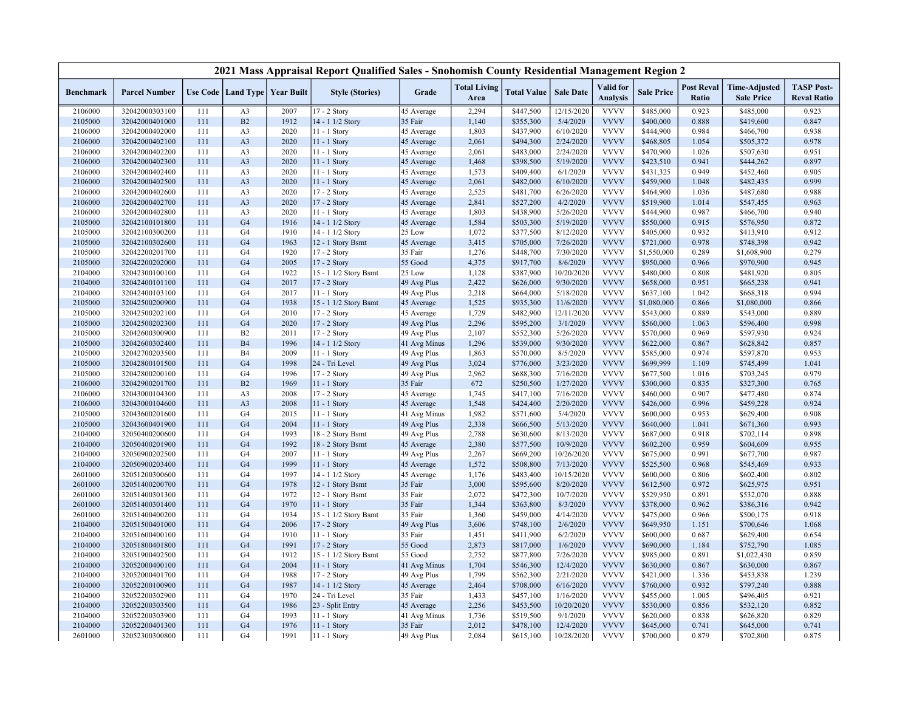# 2021 Mass Appraisal Report Qualified Sales - Snohomish County Residential Management Region 2

| Benchmark | Parcel Number | Use Code | Land Type | Year Built | Style (Stories) | Grade | Total Living Area | Total Value | Sale Date | Valid for Analysis | Sale Price | Post Reval Ratio | Time-Adjusted Sale Price | TASP Post-Reval Ratio |
|---|---|---|---|---|---|---|---|---|---|---|---|---|---|---|
| 2106000 | 32042000303100 | 111 | A3 | 2007 | 17 - 2 Story | 45 Average | 2,294 | $447,500 | 12/15/2020 | VVVV | $485,000 | 0.923 | $485,000 | 0.923 |
| 2105000 | 32042000401000 | 111 | B2 | 1912 | 14 - 1 1/2 Story | 35 Fair | 1,140 | $355,300 | 5/4/2020 | VVVV | $400,000 | 0.888 | $419,600 | 0.847 |
| 2106000 | 32042000402000 | 111 | A3 | 2020 | 11 - 1 Story | 45 Average | 1,803 | $437,900 | 6/10/2020 | VVVV | $444,900 | 0.984 | $466,700 | 0.938 |
| 2106000 | 32042000402100 | 111 | A3 | 2020 | 11 - 1 Story | 45 Average | 2,061 | $494,300 | 2/24/2020 | VVVV | $468,805 | 1.054 | $505,372 | 0.978 |
| 2106000 | 32042000402200 | 111 | A3 | 2020 | 11 - 1 Story | 45 Average | 2,061 | $483,000 | 2/24/2020 | VVVV | $470,900 | 1.026 | $507,630 | 0.951 |
| 2106000 | 32042000402300 | 111 | A3 | 2020 | 11 - 1 Story | 45 Average | 1,468 | $398,500 | 5/19/2020 | VVVV | $423,510 | 0.941 | $444,262 | 0.897 |
| 2106000 | 32042000402400 | 111 | A3 | 2020 | 11 - 1 Story | 45 Average | 1,573 | $409,400 | 6/1/2020 | VVVV | $431,325 | 0.949 | $452,460 | 0.905 |
| 2106000 | 32042000402500 | 111 | A3 | 2020 | 11 - 1 Story | 45 Average | 2,061 | $482,000 | 6/10/2020 | VVVV | $459,900 | 1.048 | $482,435 | 0.999 |
| 2106000 | 32042000402600 | 111 | A3 | 2020 | 17 - 2 Story | 45 Average | 2,525 | $481,700 | 6/26/2020 | VVVV | $464,900 | 1.036 | $487,680 | 0.988 |
| 2106000 | 32042000402700 | 111 | A3 | 2020 | 17 - 2 Story | 45 Average | 2,841 | $527,200 | 4/2/2020 | VVVV | $519,900 | 1.014 | $547,455 | 0.963 |
| 2106000 | 32042000402800 | 111 | A3 | 2020 | 11 - 1 Story | 45 Average | 1,803 | $438,900 | 5/26/2020 | VVVV | $444,900 | 0.987 | $466,700 | 0.940 |
| 2105000 | 32042100101800 | 111 | G4 | 1916 | 14 - 1 1/2 Story | 45 Average | 1,584 | $503,300 | 5/19/2020 | VVVV | $550,000 | 0.915 | $576,950 | 0.872 |
| 2105000 | 32042100300200 | 111 | G4 | 1910 | 14 - 1 1/2 Story | 25 Low | 1,072 | $377,500 | 8/12/2020 | VVVV | $405,000 | 0.932 | $413,910 | 0.912 |
| 2105000 | 32042100302600 | 111 | G4 | 1963 | 12 - 1 Story Bsmt | 45 Average | 3,415 | $705,000 | 7/26/2020 | VVVV | $721,000 | 0.978 | $748,398 | 0.942 |
| 2105000 | 32042200201700 | 111 | G4 | 1920 | 17 - 2 Story | 35 Fair | 1,276 | $448,700 | 7/30/2020 | VVVV | $1,550,000 | 0.289 | $1,608,900 | 0.279 |
| 2105000 | 32042200202000 | 111 | G4 | 2005 | 17 - 2 Story | 55 Good | 4,375 | $917,700 | 8/6/2020 | VVVV | $950,000 | 0.966 | $970,900 | 0.945 |
| 2104000 | 32042300100100 | 111 | G4 | 1922 | 15 - 1 1/2 Story Bsmt | 25 Low | 1,128 | $387,900 | 10/20/2020 | VVVV | $480,000 | 0.808 | $481,920 | 0.805 |
| 2104000 | 32042400101100 | 111 | G4 | 2017 | 17 - 2 Story | 49 Avg Plus | 2,422 | $626,000 | 9/30/2020 | VVVV | $658,000 | 0.951 | $665,238 | 0.941 |
| 2104000 | 32042400103100 | 111 | G4 | 2017 | 11 - 1 Story | 49 Avg Plus | 2,218 | $664,000 | 5/18/2020 | VVVV | $637,100 | 1.042 | $668,318 | 0.994 |
| 2105000 | 32042500200900 | 111 | G4 | 1938 | 15 - 1 1/2 Story Bsmt | 45 Average | 1,525 | $935,300 | 11/6/2020 | VVVV | $1,080,000 | 0.866 | $1,080,000 | 0.866 |
| 2105000 | 32042500202100 | 111 | G4 | 2010 | 17 - 2 Story | 45 Average | 1,729 | $482,900 | 12/11/2020 | VVVV | $543,000 | 0.889 | $543,000 | 0.889 |
| 2105000 | 32042500202300 | 111 | G4 | 2020 | 17 - 2 Story | 49 Avg Plus | 2,296 | $595,200 | 3/1/2020 | VVVV | $560,000 | 1.063 | $596,400 | 0.998 |
| 2105000 | 32042600300900 | 111 | B2 | 2011 | 17 - 2 Story | 49 Avg Plus | 2,107 | $552,300 | 5/26/2020 | VVVV | $570,000 | 0.969 | $597,930 | 0.924 |
| 2105000 | 32042600302400 | 111 | B4 | 1996 | 14 - 1 1/2 Story | 41 Avg Minus | 1,296 | $539,000 | 9/30/2020 | VVVV | $622,000 | 0.867 | $628,842 | 0.857 |
| 2105000 | 32042700203500 | 111 | B4 | 2009 | 11 - 1 Story | 49 Avg Plus | 1,863 | $570,000 | 8/5/2020 | VVVV | $585,000 | 0.974 | $597,870 | 0.953 |
| 2105000 | 32042800101500 | 111 | G4 | 1998 | 24 - Tri Level | 49 Avg Plus | 3,024 | $776,000 | 3/23/2020 | VVVV | $699,999 | 1.109 | $745,499 | 1.041 |
| 2105000 | 32042800200100 | 111 | G4 | 1996 | 17 - 2 Story | 49 Avg Plus | 2,962 | $688,300 | 7/16/2020 | VVVV | $677,500 | 1.016 | $703,245 | 0.979 |
| 2106000 | 32042900201700 | 111 | B2 | 1969 | 11 - 1 Story | 35 Fair | 672 | $250,500 | 1/27/2020 | VVVV | $300,000 | 0.835 | $327,300 | 0.765 |
| 2106000 | 32043000104300 | 111 | A3 | 2008 | 17 - 2 Story | 45 Average | 1,745 | $417,100 | 7/16/2020 | VVVV | $460,000 | 0.907 | $477,480 | 0.874 |
| 2106000 | 32043000104600 | 111 | A3 | 2008 | 11 - 1 Story | 45 Average | 1,548 | $424,400 | 2/20/2020 | VVVV | $426,000 | 0.996 | $459,228 | 0.924 |
| 2105000 | 32043600201600 | 111 | G4 | 2015 | 11 - 1 Story | 41 Avg Minus | 1,982 | $571,600 | 5/4/2020 | VVVV | $600,000 | 0.953 | $629,400 | 0.908 |
| 2105000 | 32043600401900 | 111 | G4 | 2004 | 11 - 1 Story | 49 Avg Plus | 2,338 | $666,500 | 5/13/2020 | VVVV | $640,000 | 1.041 | $671,360 | 0.993 |
| 2104000 | 32050400200600 | 111 | G4 | 1993 | 18 - 2 Story Bsmt | 49 Avg Plus | 2,788 | $630,600 | 8/13/2020 | VVVV | $687,000 | 0.918 | $702,114 | 0.898 |
| 2104000 | 32050400201900 | 111 | G4 | 1992 | 18 - 2 Story Bsmt | 45 Average | 2,380 | $577,500 | 10/9/2020 | VVVV | $602,200 | 0.959 | $604,609 | 0.955 |
| 2104000 | 32050900202500 | 111 | G4 | 2007 | 11 - 1 Story | 49 Avg Plus | 2,267 | $669,200 | 10/26/2020 | VVVV | $675,000 | 0.991 | $677,700 | 0.987 |
| 2104000 | 32050900203400 | 111 | G4 | 1999 | 11 - 1 Story | 45 Average | 1,572 | $508,800 | 7/13/2020 | VVVV | $525,500 | 0.968 | $545,469 | 0.933 |
| 2601000 | 32051200300600 | 111 | G4 | 1997 | 14 - 1 1/2 Story | 45 Average | 1,176 | $483,400 | 10/15/2020 | VVVV | $600,000 | 0.806 | $602,400 | 0.802 |
| 2601000 | 32051400200700 | 111 | G4 | 1978 | 12 - 1 Story Bsmt | 35 Fair | 3,000 | $595,600 | 8/20/2020 | VVVV | $612,500 | 0.972 | $625,975 | 0.951 |
| 2601000 | 32051400301300 | 111 | G4 | 1972 | 12 - 1 Story Bsmt | 35 Fair | 2,072 | $472,300 | 10/7/2020 | VVVV | $529,950 | 0.891 | $532,070 | 0.888 |
| 2601000 | 32051400301400 | 111 | G4 | 1970 | 11 - 1 Story | 35 Fair | 1,344 | $363,800 | 8/3/2020 | VVVV | $378,000 | 0.962 | $386,316 | 0.942 |
| 2601000 | 32051400400200 | 111 | G4 | 1934 | 15 - 1 1/2 Story Bsmt | 35 Fair | 1,360 | $459,000 | 4/14/2020 | VVVV | $475,000 | 0.966 | $500,175 | 0.918 |
| 2104000 | 32051500401000 | 111 | G4 | 2006 | 17 - 2 Story | 49 Avg Plus | 3,606 | $748,100 | 2/6/2020 | VVVV | $649,950 | 1.151 | $700,646 | 1.068 |
| 2104000 | 32051600400100 | 111 | G4 | 1910 | 11 - 1 Story | 35 Fair | 1,451 | $411,900 | 6/2/2020 | VVVV | $600,000 | 0.687 | $629,400 | 0.654 |
| 2104000 | 32051800401800 | 111 | G4 | 1991 | 17 - 2 Story | 55 Good | 2,873 | $817,000 | 1/6/2020 | VVVV | $690,000 | 1.184 | $752,790 | 1.085 |
| 2104000 | 32051900402500 | 111 | G4 | 1912 | 15 - 1 1/2 Story Bsmt | 55 Good | 2,752 | $877,800 | 7/26/2020 | VVVV | $985,000 | 0.891 | $1,022,430 | 0.859 |
| 2104000 | 32052000400100 | 111 | G4 | 2004 | 11 - 1 Story | 41 Avg Minus | 1,704 | $546,300 | 12/4/2020 | VVVV | $630,000 | 0.867 | $630,000 | 0.867 |
| 2104000 | 32052000401700 | 111 | G4 | 1988 | 17 - 2 Story | 49 Avg Plus | 1,799 | $562,300 | 2/21/2020 | VVVV | $421,000 | 1.336 | $453,838 | 1.239 |
| 2104000 | 32052200100900 | 111 | G4 | 1987 | 14 - 1 1/2 Story | 45 Average | 2,464 | $708,000 | 6/16/2020 | VVVV | $760,000 | 0.932 | $797,240 | 0.888 |
| 2104000 | 32052200302900 | 111 | G4 | 1970 | 24 - Tri Level | 35 Fair | 1,433 | $457,100 | 1/16/2020 | VVVV | $455,000 | 1.005 | $496,405 | 0.921 |
| 2104000 | 32052200303500 | 111 | G4 | 1986 | 23 - Split Entry | 45 Average | 2,256 | $453,500 | 10/20/2020 | VVVV | $530,000 | 0.856 | $532,120 | 0.852 |
| 2104000 | 32052200303900 | 111 | G4 | 1993 | 11 - 1 Story | 41 Avg Minus | 1,736 | $519,500 | 9/1/2020 | VVVV | $620,000 | 0.838 | $626,820 | 0.829 |
| 2104000 | 32052200401300 | 111 | G4 | 1976 | 11 - 1 Story | 35 Fair | 2,012 | $478,100 | 12/4/2020 | VVVV | $645,000 | 0.741 | $645,000 | 0.741 |
| 2601000 | 32052300300800 | 111 | G4 | 1991 | 11 - 1 Story | 49 Avg Plus | 2,084 | $615,100 | 10/28/2020 | VVVV | $700,000 | 0.879 | $702,800 | 0.875 |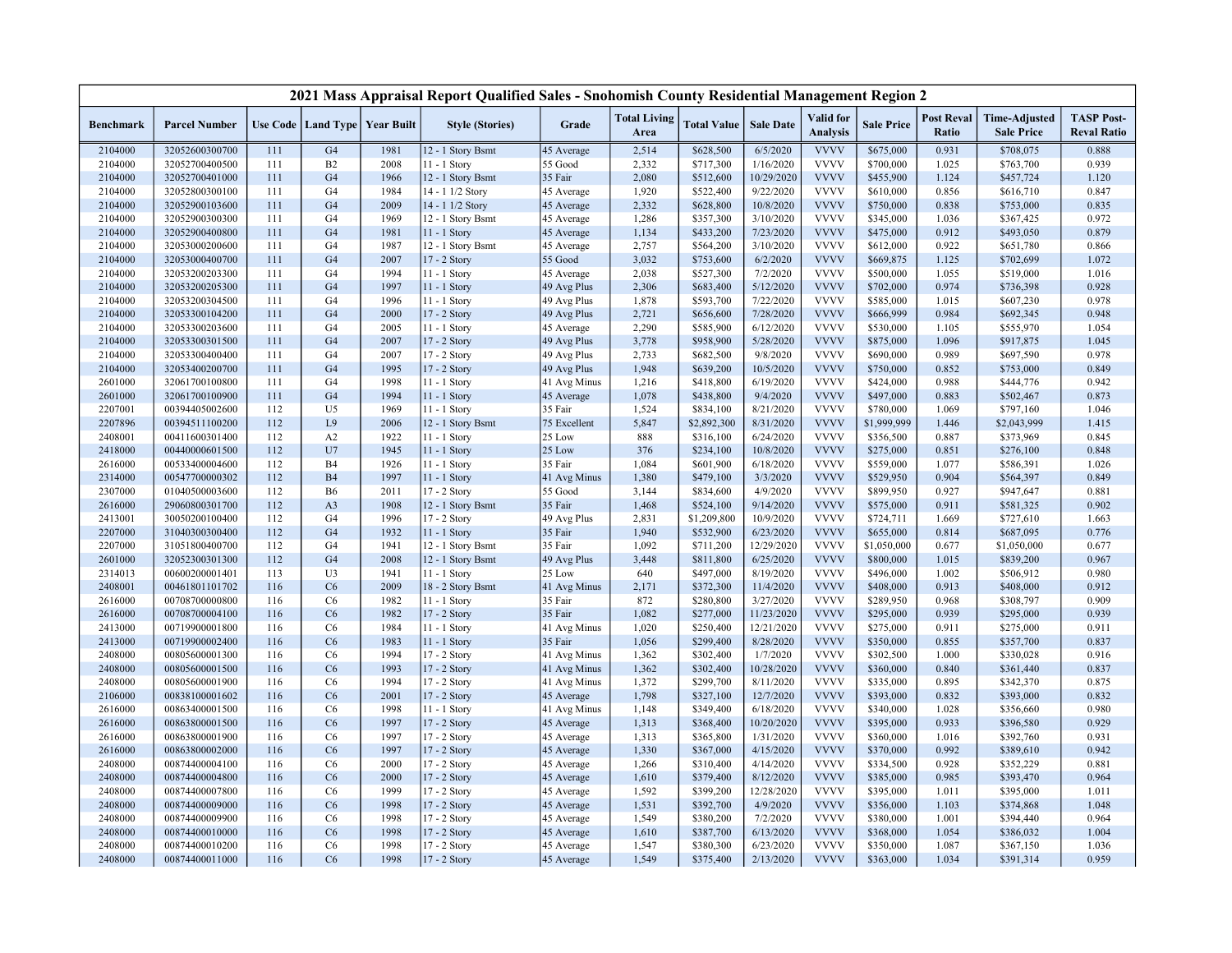# 2021 Mass Appraisal Report Qualified Sales - Snohomish County Residential Management Region 2

| Benchmark | Parcel Number | Use Code | Land Type | Year Built | Style (Stories) | Grade | Total Living Area | Total Value | Sale Date | Valid for Analysis | Sale Price | Post Reval Ratio | Time-Adjusted Sale Price | TASP Post-Reval Ratio |
|---|---|---|---|---|---|---|---|---|---|---|---|---|---|---|
| 2104000 | 32052600300700 | 111 | G4 | 1981 | 12 - 1 Story Bsmt | 45 Average | 2,514 | $628,500 | 6/5/2020 | VVVV | $675,000 | 0.931 | $708,075 | 0.888 |
| 2104000 | 32052700400500 | 111 | B2 | 2008 | 11 - 1 Story | 55 Good | 2,332 | $717,300 | 1/16/2020 | VVVV | $700,000 | 1.025 | $763,700 | 0.939 |
| 2104000 | 32052700401000 | 111 | G4 | 1966 | 12 - 1 Story Bsmt | 35 Fair | 2,080 | $512,600 | 10/29/2020 | VVVV | $455,900 | 1.124 | $457,724 | 1.120 |
| 2104000 | 32052800300100 | 111 | G4 | 1984 | 14 - 1 1/2 Story | 45 Average | 1,920 | $522,400 | 9/22/2020 | VVVV | $610,000 | 0.856 | $616,710 | 0.847 |
| 2104000 | 32052900103600 | 111 | G4 | 2009 | 14 - 1 1/2 Story | 45 Average | 2,332 | $628,800 | 10/8/2020 | VVVV | $750,000 | 0.838 | $753,000 | 0.835 |
| 2104000 | 32052900300300 | 111 | G4 | 1969 | 12 - 1 Story Bsmt | 45 Average | 1,286 | $357,300 | 3/10/2020 | VVVV | $345,000 | 1.036 | $367,425 | 0.972 |
| 2104000 | 32052900400800 | 111 | G4 | 1981 | 11 - 1 Story | 45 Average | 1,134 | $433,200 | 7/23/2020 | VVVV | $475,000 | 0.912 | $493,050 | 0.879 |
| 2104000 | 32053000200600 | 111 | G4 | 1987 | 12 - 1 Story Bsmt | 45 Average | 2,757 | $564,200 | 3/10/2020 | VVVV | $612,000 | 0.922 | $651,780 | 0.866 |
| 2104000 | 32053000400700 | 111 | G4 | 2007 | 17 - 2 Story | 55 Good | 3,032 | $753,600 | 6/2/2020 | VVVV | $669,875 | 1.125 | $702,699 | 1.072 |
| 2104000 | 32053200203300 | 111 | G4 | 1994 | 11 - 1 Story | 45 Average | 2,038 | $527,300 | 7/2/2020 | VVVV | $500,000 | 1.055 | $519,000 | 1.016 |
| 2104000 | 32053200205300 | 111 | G4 | 1997 | 11 - 1 Story | 49 Avg Plus | 2,306 | $683,400 | 5/12/2020 | VVVV | $702,000 | 0.974 | $736,398 | 0.928 |
| 2104000 | 32053200304500 | 111 | G4 | 1996 | 11 - 1 Story | 49 Avg Plus | 1,878 | $593,700 | 7/22/2020 | VVVV | $585,000 | 1.015 | $607,230 | 0.978 |
| 2104000 | 32053300104200 | 111 | G4 | 2000 | 17 - 2 Story | 49 Avg Plus | 2,721 | $656,600 | 7/28/2020 | VVVV | $666,999 | 0.984 | $692,345 | 0.948 |
| 2104000 | 32053300203600 | 111 | G4 | 2005 | 11 - 1 Story | 45 Average | 2,290 | $585,900 | 6/12/2020 | VVVV | $530,000 | 1.105 | $555,970 | 1.054 |
| 2104000 | 32053300301500 | 111 | G4 | 2007 | 17 - 2 Story | 49 Avg Plus | 3,778 | $958,900 | 5/28/2020 | VVVV | $875,000 | 1.096 | $917,875 | 1.045 |
| 2104000 | 32053300400400 | 111 | G4 | 2007 | 17 - 2 Story | 49 Avg Plus | 2,733 | $682,500 | 9/8/2020 | VVVV | $690,000 | 0.989 | $697,590 | 0.978 |
| 2104000 | 32053400200700 | 111 | G4 | 1995 | 17 - 2 Story | 49 Avg Plus | 1,948 | $639,200 | 10/5/2020 | VVVV | $750,000 | 0.852 | $753,000 | 0.849 |
| 2601000 | 32061700100800 | 111 | G4 | 1998 | 11 - 1 Story | 41 Avg Minus | 1,216 | $418,800 | 6/19/2020 | VVVV | $424,000 | 0.988 | $444,776 | 0.942 |
| 2601000 | 32061700100900 | 111 | G4 | 1994 | 11 - 1 Story | 45 Average | 1,078 | $438,800 | 9/4/2020 | VVVV | $497,000 | 0.883 | $502,467 | 0.873 |
| 2207001 | 00394405002600 | 112 | U5 | 1969 | 11 - 1 Story | 35 Fair | 1,524 | $834,100 | 8/21/2020 | VVVV | $780,000 | 1.069 | $797,160 | 1.046 |
| 2207896 | 00394511100200 | 112 | L9 | 2006 | 12 - 1 Story Bsmt | 75 Excellent | 5,847 | $2,892,300 | 8/31/2020 | VVVV | $1,999,999 | 1.446 | $2,043,999 | 1.415 |
| 2408001 | 00411600301400 | 112 | A2 | 1922 | 11 - 1 Story | 25 Low | 888 | $316,100 | 6/24/2020 | VVVV | $356,500 | 0.887 | $373,969 | 0.845 |
| 2418000 | 00440000601500 | 112 | U7 | 1945 | 11 - 1 Story | 25 Low | 376 | $234,100 | 10/8/2020 | VVVV | $275,000 | 0.851 | $276,100 | 0.848 |
| 2616000 | 00533400004600 | 112 | B4 | 1926 | 11 - 1 Story | 35 Fair | 1,084 | $601,900 | 6/18/2020 | VVVV | $559,000 | 1.077 | $586,391 | 1.026 |
| 2314000 | 00547700000302 | 112 | B4 | 1997 | 11 - 1 Story | 41 Avg Minus | 1,380 | $479,100 | 3/3/2020 | VVVV | $529,950 | 0.904 | $564,397 | 0.849 |
| 2307000 | 01040500003600 | 112 | B6 | 2011 | 17 - 2 Story | 55 Good | 3,144 | $834,600 | 4/9/2020 | VVVV | $899,950 | 0.927 | $947,647 | 0.881 |
| 2616000 | 29060800301700 | 112 | A3 | 1908 | 12 - 1 Story Bsmt | 35 Fair | 1,468 | $524,100 | 9/14/2020 | VVVV | $575,000 | 0.911 | $581,325 | 0.902 |
| 2413001 | 30050200100400 | 112 | G4 | 1996 | 17 - 2 Story | 49 Avg Plus | 2,831 | $1,209,800 | 10/9/2020 | VVVV | $724,711 | 1.669 | $727,610 | 1.663 |
| 2207000 | 31040300300400 | 112 | G4 | 1932 | 11 - 1 Story | 35 Fair | 1,940 | $532,900 | 6/23/2020 | VVVV | $655,000 | 0.814 | $687,095 | 0.776 |
| 2207000 | 31051800400700 | 112 | G4 | 1941 | 12 - 1 Story Bsmt | 35 Fair | 1,092 | $711,200 | 12/29/2020 | VVVV | $1,050,000 | 0.677 | $1,050,000 | 0.677 |
| 2601000 | 32052300301300 | 112 | G4 | 2008 | 12 - 1 Story Bsmt | 49 Avg Plus | 3,448 | $811,800 | 6/25/2020 | VVVV | $800,000 | 1.015 | $839,200 | 0.967 |
| 2314013 | 00600200001401 | 113 | U3 | 1941 | 11 - 1 Story | 25 Low | 640 | $497,000 | 8/19/2020 | VVVV | $496,000 | 1.002 | $506,912 | 0.980 |
| 2408001 | 00461801101702 | 116 | C6 | 2009 | 18 - 2 Story Bsmt | 41 Avg Minus | 2,171 | $372,300 | 11/4/2020 | VVVV | $408,000 | 0.913 | $408,000 | 0.912 |
| 2616000 | 00708700000800 | 116 | C6 | 1982 | 11 - 1 Story | 35 Fair | 872 | $280,800 | 3/27/2020 | VVVV | $289,950 | 0.968 | $308,797 | 0.909 |
| 2616000 | 00708700004100 | 116 | C6 | 1982 | 17 - 2 Story | 35 Fair | 1,082 | $277,000 | 11/23/2020 | VVVV | $295,000 | 0.939 | $295,000 | 0.939 |
| 2413000 | 00719900001800 | 116 | C6 | 1984 | 11 - 1 Story | 41 Avg Minus | 1,020 | $250,400 | 12/21/2020 | VVVV | $275,000 | 0.911 | $275,000 | 0.911 |
| 2413000 | 00719900002400 | 116 | C6 | 1983 | 11 - 1 Story | 35 Fair | 1,056 | $299,400 | 8/28/2020 | VVVV | $350,000 | 0.855 | $357,700 | 0.837 |
| 2408000 | 00805600001300 | 116 | C6 | 1994 | 17 - 2 Story | 41 Avg Minus | 1,362 | $302,400 | 1/7/2020 | VVVV | $302,500 | 1.000 | $330,028 | 0.916 |
| 2408000 | 00805600001500 | 116 | C6 | 1993 | 17 - 2 Story | 41 Avg Minus | 1,362 | $302,400 | 10/28/2020 | VVVV | $360,000 | 0.840 | $361,440 | 0.837 |
| 2408000 | 00805600001900 | 116 | C6 | 1994 | 17 - 2 Story | 41 Avg Minus | 1,372 | $299,700 | 8/11/2020 | VVVV | $335,000 | 0.895 | $342,370 | 0.875 |
| 2106000 | 00838100001602 | 116 | C6 | 2001 | 17 - 2 Story | 45 Average | 1,798 | $327,100 | 12/7/2020 | VVVV | $393,000 | 0.832 | $393,000 | 0.832 |
| 2616000 | 00863400001500 | 116 | C6 | 1998 | 11 - 1 Story | 41 Avg Minus | 1,148 | $349,400 | 6/18/2020 | VVVV | $340,000 | 1.028 | $356,660 | 0.980 |
| 2616000 | 00863800001500 | 116 | C6 | 1997 | 17 - 2 Story | 45 Average | 1,313 | $368,400 | 10/20/2020 | VVVV | $395,000 | 0.933 | $396,580 | 0.929 |
| 2616000 | 00863800001900 | 116 | C6 | 1997 | 17 - 2 Story | 45 Average | 1,313 | $365,800 | 1/31/2020 | VVVV | $360,000 | 1.016 | $392,760 | 0.931 |
| 2616000 | 00863800002000 | 116 | C6 | 1997 | 17 - 2 Story | 45 Average | 1,330 | $367,000 | 4/15/2020 | VVVV | $370,000 | 0.992 | $389,610 | 0.942 |
| 2408000 | 00874400004100 | 116 | C6 | 2000 | 17 - 2 Story | 45 Average | 1,266 | $310,400 | 4/14/2020 | VVVV | $334,500 | 0.928 | $352,229 | 0.881 |
| 2408000 | 00874400004800 | 116 | C6 | 2000 | 17 - 2 Story | 45 Average | 1,610 | $379,400 | 8/12/2020 | VVVV | $385,000 | 0.985 | $393,470 | 0.964 |
| 2408000 | 00874400007800 | 116 | C6 | 1999 | 17 - 2 Story | 45 Average | 1,592 | $399,200 | 12/28/2020 | VVVV | $395,000 | 1.011 | $395,000 | 1.011 |
| 2408000 | 00874400009000 | 116 | C6 | 1998 | 17 - 2 Story | 45 Average | 1,531 | $392,700 | 4/9/2020 | VVVV | $356,000 | 1.103 | $374,868 | 1.048 |
| 2408000 | 00874400009900 | 116 | C6 | 1998 | 17 - 2 Story | 45 Average | 1,549 | $380,200 | 7/2/2020 | VVVV | $380,000 | 1.001 | $394,440 | 0.964 |
| 2408000 | 00874400010000 | 116 | C6 | 1998 | 17 - 2 Story | 45 Average | 1,610 | $387,700 | 6/13/2020 | VVVV | $368,000 | 1.054 | $386,032 | 1.004 |
| 2408000 | 00874400010200 | 116 | C6 | 1998 | 17 - 2 Story | 45 Average | 1,547 | $380,300 | 6/23/2020 | VVVV | $350,000 | 1.087 | $367,150 | 1.036 |
| 2408000 | 00874400011000 | 116 | C6 | 1998 | 17 - 2 Story | 45 Average | 1,549 | $375,400 | 2/13/2020 | VVVV | $363,000 | 1.034 | $391,314 | 0.959 |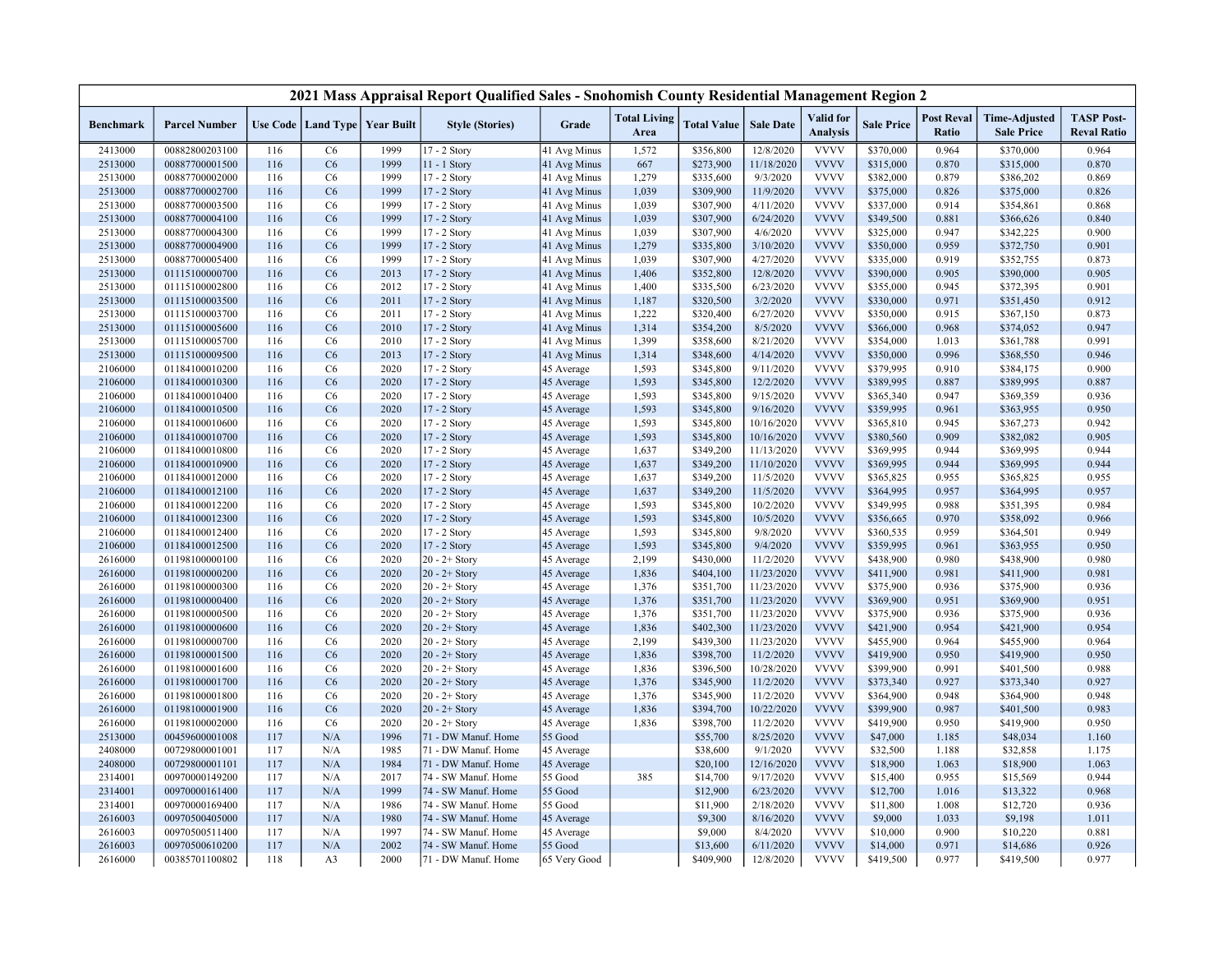## 2021 Mass Appraisal Report Qualified Sales - Snohomish County Residential Management Region 2

| Benchmark | Parcel Number | Use Code | Land Type | Year Built | Style (Stories) | Grade | Total Living Area | Total Value | Sale Date | Valid for Analysis | Sale Price | Post Reval Ratio | Time-Adjusted Sale Price | TASP Post-Reval Ratio |
|---|---|---|---|---|---|---|---|---|---|---|---|---|---|---|
| 2413000 | 00882800203100 | 116 | C6 | 1999 | 17 - 2 Story | 41 Avg Minus | 1,572 | $356,800 | 12/8/2020 | VVVV | $370,000 | 0.964 | $370,000 | 0.964 |
| 2513000 | 00887700001500 | 116 | C6 | 1999 | 11 - 1 Story | 41 Avg Minus | 667 | $273,900 | 11/18/2020 | VVVV | $315,000 | 0.870 | $315,000 | 0.870 |
| 2513000 | 00887700002000 | 116 | C6 | 1999 | 17 - 2 Story | 41 Avg Minus | 1,279 | $335,600 | 9/3/2020 | VVVV | $382,000 | 0.879 | $386,202 | 0.869 |
| 2513000 | 00887700002700 | 116 | C6 | 1999 | 17 - 2 Story | 41 Avg Minus | 1,039 | $309,900 | 11/9/2020 | VVVV | $375,000 | 0.826 | $375,000 | 0.826 |
| 2513000 | 00887700003500 | 116 | C6 | 1999 | 17 - 2 Story | 41 Avg Minus | 1,039 | $307,900 | 4/11/2020 | VVVV | $337,000 | 0.914 | $354,861 | 0.868 |
| 2513000 | 00887700004100 | 116 | C6 | 1999 | 17 - 2 Story | 41 Avg Minus | 1,039 | $307,900 | 6/24/2020 | VVVV | $349,500 | 0.881 | $366,626 | 0.840 |
| 2513000 | 00887700004300 | 116 | C6 | 1999 | 17 - 2 Story | 41 Avg Minus | 1,039 | $307,900 | 4/6/2020 | VVVV | $325,000 | 0.947 | $342,225 | 0.900 |
| 2513000 | 00887700004900 | 116 | C6 | 1999 | 17 - 2 Story | 41 Avg Minus | 1,279 | $335,800 | 3/10/2020 | VVVV | $350,000 | 0.959 | $372,750 | 0.901 |
| 2513000 | 00887700005400 | 116 | C6 | 1999 | 17 - 2 Story | 41 Avg Minus | 1,039 | $307,900 | 4/27/2020 | VVVV | $335,000 | 0.919 | $352,755 | 0.873 |
| 2513000 | 01115100000700 | 116 | C6 | 2013 | 17 - 2 Story | 41 Avg Minus | 1,406 | $352,800 | 12/8/2020 | VVVV | $390,000 | 0.905 | $390,000 | 0.905 |
| 2513000 | 01115100002800 | 116 | C6 | 2012 | 17 - 2 Story | 41 Avg Minus | 1,400 | $335,500 | 6/23/2020 | VVVV | $355,000 | 0.945 | $372,395 | 0.901 |
| 2513000 | 01115100003500 | 116 | C6 | 2011 | 17 - 2 Story | 41 Avg Minus | 1,187 | $320,500 | 3/2/2020 | VVVV | $330,000 | 0.971 | $351,450 | 0.912 |
| 2513000 | 01115100003700 | 116 | C6 | 2011 | 17 - 2 Story | 41 Avg Minus | 1,222 | $320,400 | 6/27/2020 | VVVV | $350,000 | 0.915 | $367,150 | 0.873 |
| 2513000 | 01115100005600 | 116 | C6 | 2010 | 17 - 2 Story | 41 Avg Minus | 1,314 | $354,200 | 8/5/2020 | VVVV | $366,000 | 0.968 | $374,052 | 0.947 |
| 2513000 | 01115100005700 | 116 | C6 | 2010 | 17 - 2 Story | 41 Avg Minus | 1,399 | $358,600 | 8/21/2020 | VVVV | $354,000 | 1.013 | $361,788 | 0.991 |
| 2513000 | 01115100009500 | 116 | C6 | 2013 | 17 - 2 Story | 41 Avg Minus | 1,314 | $348,600 | 4/14/2020 | VVVV | $350,000 | 0.996 | $368,550 | 0.946 |
| 2106000 | 01184100010200 | 116 | C6 | 2020 | 17 - 2 Story | 45 Average | 1,593 | $345,800 | 9/11/2020 | VVVV | $379,995 | 0.910 | $384,175 | 0.900 |
| 2106000 | 01184100010300 | 116 | C6 | 2020 | 17 - 2 Story | 45 Average | 1,593 | $345,800 | 12/2/2020 | VVVV | $389,995 | 0.887 | $389,995 | 0.887 |
| 2106000 | 01184100010400 | 116 | C6 | 2020 | 17 - 2 Story | 45 Average | 1,593 | $345,800 | 9/15/2020 | VVVV | $365,340 | 0.947 | $369,359 | 0.936 |
| 2106000 | 01184100010500 | 116 | C6 | 2020 | 17 - 2 Story | 45 Average | 1,593 | $345,800 | 9/16/2020 | VVVV | $359,995 | 0.961 | $363,955 | 0.950 |
| 2106000 | 01184100010600 | 116 | C6 | 2020 | 17 - 2 Story | 45 Average | 1,593 | $345,800 | 10/16/2020 | VVVV | $365,810 | 0.945 | $367,273 | 0.942 |
| 2106000 | 01184100010700 | 116 | C6 | 2020 | 17 - 2 Story | 45 Average | 1,593 | $345,800 | 10/16/2020 | VVVV | $380,560 | 0.909 | $382,082 | 0.905 |
| 2106000 | 01184100010800 | 116 | C6 | 2020 | 17 - 2 Story | 45 Average | 1,637 | $349,200 | 11/13/2020 | VVVV | $369,995 | 0.944 | $369,995 | 0.944 |
| 2106000 | 01184100010900 | 116 | C6 | 2020 | 17 - 2 Story | 45 Average | 1,637 | $349,200 | 11/10/2020 | VVVV | $369,995 | 0.944 | $369,995 | 0.944 |
| 2106000 | 01184100012000 | 116 | C6 | 2020 | 17 - 2 Story | 45 Average | 1,637 | $349,200 | 11/5/2020 | VVVV | $365,825 | 0.955 | $365,825 | 0.955 |
| 2106000 | 01184100012100 | 116 | C6 | 2020 | 17 - 2 Story | 45 Average | 1,637 | $349,200 | 11/5/2020 | VVVV | $364,995 | 0.957 | $364,995 | 0.957 |
| 2106000 | 01184100012200 | 116 | C6 | 2020 | 17 - 2 Story | 45 Average | 1,593 | $345,800 | 10/2/2020 | VVVV | $349,995 | 0.988 | $351,395 | 0.984 |
| 2106000 | 01184100012300 | 116 | C6 | 2020 | 17 - 2 Story | 45 Average | 1,593 | $345,800 | 10/5/2020 | VVVV | $356,665 | 0.970 | $358,092 | 0.966 |
| 2106000 | 01184100012400 | 116 | C6 | 2020 | 17 - 2 Story | 45 Average | 1,593 | $345,800 | 9/8/2020 | VVVV | $360,535 | 0.959 | $364,501 | 0.949 |
| 2106000 | 01184100012500 | 116 | C6 | 2020 | 17 - 2 Story | 45 Average | 1,593 | $345,800 | 9/4/2020 | VVVV | $359,995 | 0.961 | $363,955 | 0.950 |
| 2616000 | 01198100000100 | 116 | C6 | 2020 | 20 - 2+ Story | 45 Average | 2,199 | $430,000 | 11/2/2020 | VVVV | $438,900 | 0.980 | $438,900 | 0.980 |
| 2616000 | 01198100000200 | 116 | C6 | 2020 | 20 - 2+ Story | 45 Average | 1,836 | $404,100 | 11/23/2020 | VVVV | $411,900 | 0.981 | $411,900 | 0.981 |
| 2616000 | 01198100000300 | 116 | C6 | 2020 | 20 - 2+ Story | 45 Average | 1,376 | $351,700 | 11/23/2020 | VVVV | $375,900 | 0.936 | $375,900 | 0.936 |
| 2616000 | 01198100000400 | 116 | C6 | 2020 | 20 - 2+ Story | 45 Average | 1,376 | $351,700 | 11/23/2020 | VVVV | $369,900 | 0.951 | $369,900 | 0.951 |
| 2616000 | 01198100000500 | 116 | C6 | 2020 | 20 - 2+ Story | 45 Average | 1,376 | $351,700 | 11/23/2020 | VVVV | $375,900 | 0.936 | $375,900 | 0.936 |
| 2616000 | 01198100000600 | 116 | C6 | 2020 | 20 - 2+ Story | 45 Average | 1,836 | $402,300 | 11/23/2020 | VVVV | $421,900 | 0.954 | $421,900 | 0.954 |
| 2616000 | 01198100000700 | 116 | C6 | 2020 | 20 - 2+ Story | 45 Average | 2,199 | $439,300 | 11/23/2020 | VVVV | $455,900 | 0.964 | $455,900 | 0.964 |
| 2616000 | 01198100001500 | 116 | C6 | 2020 | 20 - 2+ Story | 45 Average | 1,836 | $398,700 | 11/2/2020 | VVVV | $419,900 | 0.950 | $419,900 | 0.950 |
| 2616000 | 01198100001600 | 116 | C6 | 2020 | 20 - 2+ Story | 45 Average | 1,836 | $396,500 | 10/28/2020 | VVVV | $399,900 | 0.991 | $401,500 | 0.988 |
| 2616000 | 01198100001700 | 116 | C6 | 2020 | 20 - 2+ Story | 45 Average | 1,376 | $345,900 | 11/2/2020 | VVVV | $373,340 | 0.927 | $373,340 | 0.927 |
| 2616000 | 01198100001800 | 116 | C6 | 2020 | 20 - 2+ Story | 45 Average | 1,376 | $345,900 | 11/2/2020 | VVVV | $364,900 | 0.948 | $364,900 | 0.948 |
| 2616000 | 01198100001900 | 116 | C6 | 2020 | 20 - 2+ Story | 45 Average | 1,836 | $394,700 | 10/22/2020 | VVVV | $399,900 | 0.987 | $401,500 | 0.983 |
| 2616000 | 01198100002000 | 116 | C6 | 2020 | 20 - 2+ Story | 45 Average | 1,836 | $398,700 | 11/2/2020 | VVVV | $419,900 | 0.950 | $419,900 | 0.950 |
| 2513000 | 00459600001008 | 117 | N/A | 1996 | 71 - DW Manuf. Home | 55 Good | | $55,700 | 8/25/2020 | VVVV | $47,000 | 1.185 | $48,034 | 1.160 |
| 2408000 | 00729800001001 | 117 | N/A | 1985 | 71 - DW Manuf. Home | 45 Average | | $38,600 | 9/1/2020 | VVVV | $32,500 | 1.188 | $32,858 | 1.175 |
| 2408000 | 00729800001101 | 117 | N/A | 1984 | 71 - DW Manuf. Home | 45 Average | | $20,100 | 12/16/2020 | VVVV | $18,900 | 1.063 | $18,900 | 1.063 |
| 2314001 | 00970000149200 | 117 | N/A | 2017 | 74 - SW Manuf. Home | 55 Good | 385 | $14,700 | 9/17/2020 | VVVV | $15,400 | 0.955 | $15,569 | 0.944 |
| 2314001 | 00970000161400 | 117 | N/A | 1999 | 74 - SW Manuf. Home | 55 Good | | $12,900 | 6/23/2020 | VVVV | $12,700 | 1.016 | $13,322 | 0.968 |
| 2314001 | 00970000169400 | 117 | N/A | 1986 | 74 - SW Manuf. Home | 55 Good | | $11,900 | 2/18/2020 | VVVV | $11,800 | 1.008 | $12,720 | 0.936 |
| 2616003 | 00970500405000 | 117 | N/A | 1980 | 74 - SW Manuf. Home | 45 Average | | $9,300 | 8/16/2020 | VVVV | $9,000 | 1.033 | $9,198 | 1.011 |
| 2616003 | 00970500511400 | 117 | N/A | 1997 | 74 - SW Manuf. Home | 45 Average | | $9,000 | 8/4/2020 | VVVV | $10,000 | 0.900 | $10,220 | 0.881 |
| 2616003 | 00970500610200 | 117 | N/A | 2002 | 74 - SW Manuf. Home | 55 Good | | $13,600 | 6/11/2020 | VVVV | $14,000 | 0.971 | $14,686 | 0.926 |
| 2616000 | 00385701100802 | 118 | A3 | 2000 | 71 - DW Manuf. Home | 65 Very Good | | $409,900 | 12/8/2020 | VVVV | $419,500 | 0.977 | $419,500 | 0.977 |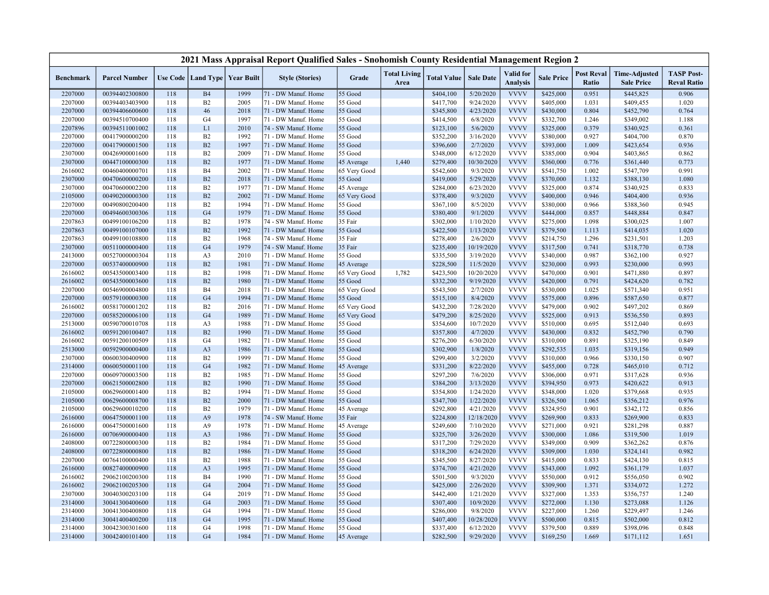# 2021 Mass Appraisal Report Qualified Sales - Snohomish County Residential Management Region 2

| Benchmark | Parcel Number | Use Code | Land Type | Year Built | Style (Stories) | Grade | Total Living Area | Total Value | Sale Date | Valid for Analysis | Sale Price | Post Reval Ratio | Time-Adjusted Sale Price | TASP Post-Reval Ratio |
|---|---|---|---|---|---|---|---|---|---|---|---|---|---|---|
| 2207000 | 00394402300800 | 118 | B4 | 1999 | 71 - DW Manuf. Home | 55 Good | | $404,100 | 5/20/2020 | VVVV | $425,000 | 0.951 | $445,825 | 0.906 |
| 2207000 | 00394403403900 | 118 | B2 | 2005 | 71 - DW Manuf. Home | 55 Good | | $417,700 | 9/24/2020 | VVVV | $405,000 | 1.031 | $409,455 | 1.020 |
| 2207000 | 00394406600600 | 118 | 46 | 2018 | 71 - DW Manuf. Home | 55 Good | | $345,800 | 4/23/2020 | VVVV | $430,000 | 0.804 | $452,790 | 0.764 |
| 2207000 | 00394510700400 | 118 | G4 | 1997 | 71 - DW Manuf. Home | 55 Good | | $414,500 | 6/8/2020 | VVVV | $332,700 | 1.246 | $349,002 | 1.188 |
| 2207896 | 00394511001002 | 118 | L1 | 2010 | 74 - SW Manuf. Home | 55 Good | | $123,100 | 5/6/2020 | VVVV | $325,000 | 0.379 | $340,925 | 0.361 |
| 2207000 | 00417900000200 | 118 | B2 | 1992 | 71 - DW Manuf. Home | 55 Good | | $352,200 | 3/16/2020 | VVVV | $380,000 | 0.927 | $404,700 | 0.870 |
| 2207000 | 00417900001500 | 118 | B2 | 1997 | 71 - DW Manuf. Home | 55 Good | | $396,600 | 2/7/2020 | VVVV | $393,000 | 1.009 | $423,654 | 0.936 |
| 2307000 | 00426900001600 | 118 | B2 | 2009 | 71 - DW Manuf. Home | 55 Good | | $348,000 | 6/12/2020 | VVVV | $385,000 | 0.904 | $403,865 | 0.862 |
| 2307000 | 00447100000300 | 118 | B2 | 1977 | 71 - DW Manuf. Home | 45 Average | 1,440 | $279,400 | 10/30/2020 | VVVV | $360,000 | 0.776 | $361,440 | 0.773 |
| 2616002 | 00460400000701 | 118 | B4 | 2002 | 71 - DW Manuf. Home | 65 Very Good | | $542,600 | 9/3/2020 | VVVV | $541,750 | 1.002 | $547,709 | 0.991 |
| 2307000 | 00470600000200 | 118 | B2 | 2018 | 71 - DW Manuf. Home | 55 Good | | $419,000 | 5/29/2020 | VVVV | $370,000 | 1.132 | $388,130 | 1.080 |
| 2307000 | 00470600002200 | 118 | B2 | 1977 | 71 - DW Manuf. Home | 45 Average | | $284,000 | 6/23/2020 | VVVV | $325,000 | 0.874 | $340,925 | 0.833 |
| 2105000 | 00490200000300 | 118 | B2 | 2002 | 71 - DW Manuf. Home | 65 Very Good | | $378,400 | 9/3/2020 | VVVV | $400,000 | 0.946 | $404,400 | 0.936 |
| 2207000 | 00490800200400 | 118 | B2 | 1994 | 71 - DW Manuf. Home | 55 Good | | $367,100 | 8/5/2020 | VVVV | $380,000 | 0.966 | $388,360 | 0.945 |
| 2207000 | 00494600300306 | 118 | G4 | 1979 | 71 - DW Manuf. Home | 55 Good | | $380,400 | 9/1/2020 | VVVV | $444,000 | 0.857 | $448,884 | 0.847 |
| 2207863 | 00499100106200 | 118 | B2 | 1978 | 74 - SW Manuf. Home | 35 Fair | | $302,000 | 1/10/2020 | VVVV | $275,000 | 1.098 | $300,025 | 1.007 |
| 2207863 | 00499100107000 | 118 | B2 | 1992 | 71 - DW Manuf. Home | 55 Good | | $422,500 | 1/13/2020 | VVVV | $379,500 | 1.113 | $414,035 | 1.020 |
| 2207863 | 00499100108800 | 118 | B2 | 1968 | 74 - SW Manuf. Home | 35 Fair | | $278,400 | 2/6/2020 | VVVV | $214,750 | 1.296 | $231,501 | 1.203 |
| 2307000 | 00511000000400 | 118 | G4 | 1979 | 74 - SW Manuf. Home | 35 Fair | | $235,400 | 10/19/2020 | VVVV | $317,500 | 0.741 | $318,770 | 0.738 |
| 2413000 | 00527000000304 | 118 | A3 | 2010 | 71 - DW Manuf. Home | 55 Good | | $335,500 | 3/19/2020 | VVVV | $340,000 | 0.987 | $362,100 | 0.927 |
| 2207000 | 00537400000900 | 118 | B2 | 1981 | 71 - DW Manuf. Home | 45 Average | | $228,500 | 11/5/2020 | VVVV | $230,000 | 0.993 | $230,000 | 0.993 |
| 2616002 | 00543500003400 | 118 | B2 | 1998 | 71 - DW Manuf. Home | 65 Very Good | 1,782 | $423,500 | 10/20/2020 | VVVV | $470,000 | 0.901 | $471,880 | 0.897 |
| 2616002 | 00543500003600 | 118 | B2 | 1980 | 71 - DW Manuf. Home | 55 Good | | $332,200 | 9/19/2020 | VVVV | $420,000 | 0.791 | $424,620 | 0.782 |
| 2207000 | 00546900004800 | 118 | B4 | 2018 | 71 - DW Manuf. Home | 65 Very Good | | $543,500 | 2/7/2020 | VVVV | $530,000 | 1.025 | $571,340 | 0.951 |
| 2207000 | 00579100000300 | 118 | G4 | 1994 | 71 - DW Manuf. Home | 55 Good | | $515,100 | 8/4/2020 | VVVV | $575,000 | 0.896 | $587,650 | 0.877 |
| 2616002 | 00581700001202 | 118 | B2 | 2016 | 71 - DW Manuf. Home | 65 Very Good | | $432,200 | 7/28/2020 | VVVV | $479,000 | 0.902 | $497,202 | 0.869 |
| 2207000 | 00585200006100 | 118 | G4 | 1989 | 71 - DW Manuf. Home | 65 Very Good | | $479,200 | 8/25/2020 | VVVV | $525,000 | 0.913 | $536,550 | 0.893 |
| 2513000 | 00590700010708 | 118 | A3 | 1988 | 71 - DW Manuf. Home | 55 Good | | $354,600 | 10/7/2020 | VVVV | $510,000 | 0.695 | $512,040 | 0.693 |
| 2616002 | 00591200100407 | 118 | B2 | 1990 | 71 - DW Manuf. Home | 55 Good | | $357,800 | 4/7/2020 | VVVV | $430,000 | 0.832 | $452,790 | 0.790 |
| 2616002 | 00591200100509 | 118 | G4 | 1982 | 71 - DW Manuf. Home | 55 Good | | $276,200 | 6/30/2020 | VVVV | $310,000 | 0.891 | $325,190 | 0.849 |
| 2513000 | 00592900000400 | 118 | A3 | 1986 | 71 - DW Manuf. Home | 55 Good | | $302,900 | 1/8/2020 | VVVV | $292,535 | 1.035 | $319,156 | 0.949 |
| 2307000 | 00600300400900 | 118 | B2 | 1999 | 71 - DW Manuf. Home | 55 Good | | $299,400 | 3/2/2020 | VVVV | $310,000 | 0.966 | $330,150 | 0.907 |
| 2314000 | 00600500001100 | 118 | G4 | 1982 | 71 - DW Manuf. Home | 45 Average | | $331,200 | 8/22/2020 | VVVV | $455,000 | 0.728 | $465,010 | 0.712 |
| 2207000 | 00609700003500 | 118 | B2 | 1985 | 71 - DW Manuf. Home | 55 Good | | $297,200 | 7/6/2020 | VVVV | $306,000 | 0.971 | $317,628 | 0.936 |
| 2207000 | 00621500002800 | 118 | B2 | 1990 | 71 - DW Manuf. Home | 55 Good | | $384,200 | 3/13/2020 | VVVV | $394,950 | 0.973 | $420,622 | 0.913 |
| 2105000 | 00629600001400 | 118 | B2 | 1994 | 71 - DW Manuf. Home | 55 Good | | $354,800 | 1/24/2020 | VVVV | $348,000 | 1.020 | $379,668 | 0.935 |
| 2105000 | 00629600008700 | 118 | B2 | 2000 | 71 - DW Manuf. Home | 55 Good | | $347,700 | 1/22/2020 | VVVV | $326,500 | 1.065 | $356,212 | 0.976 |
| 2105000 | 00629600010200 | 118 | B2 | 1979 | 71 - DW Manuf. Home | 45 Average | | $292,800 | 4/21/2020 | VVVV | $324,950 | 0.901 | $342,172 | 0.856 |
| 2616000 | 00647500001100 | 118 | A9 | 1978 | 74 - SW Manuf. Home | 35 Fair | | $224,800 | 12/18/2020 | VVVV | $269,900 | 0.833 | $269,900 | 0.833 |
| 2616000 | 00647500001600 | 118 | A9 | 1978 | 71 - DW Manuf. Home | 45 Average | | $249,600 | 7/10/2020 | VVVV | $271,000 | 0.921 | $281,298 | 0.887 |
| 2616000 | 00706900000400 | 118 | A3 | 1986 | 71 - DW Manuf. Home | 55 Good | | $325,700 | 3/26/2020 | VVVV | $300,000 | 1.086 | $319,500 | 1.019 |
| 2408000 | 00722800000300 | 118 | B2 | 1984 | 71 - DW Manuf. Home | 55 Good | | $317,200 | 7/29/2020 | VVVV | $349,000 | 0.909 | $362,262 | 0.876 |
| 2408000 | 00722800000800 | 118 | B2 | 1986 | 71 - DW Manuf. Home | 55 Good | | $318,200 | 6/24/2020 | VVVV | $309,000 | 1.030 | $324,141 | 0.982 |
| 2207000 | 00764100000400 | 118 | B2 | 1988 | 71 - DW Manuf. Home | 55 Good | | $345,500 | 8/27/2020 | VVVV | $415,000 | 0.833 | $424,130 | 0.815 |
| 2616000 | 00827400000900 | 118 | A3 | 1995 | 71 - DW Manuf. Home | 55 Good | | $374,700 | 4/21/2020 | VVVV | $343,000 | 1.092 | $361,179 | 1.037 |
| 2616002 | 29062100200300 | 118 | B4 | 1990 | 71 - DW Manuf. Home | 55 Good | | $501,500 | 9/3/2020 | VVVV | $550,000 | 0.912 | $556,050 | 0.902 |
| 2616002 | 29062100205300 | 118 | G4 | 2004 | 71 - DW Manuf. Home | 55 Good | | $425,000 | 2/26/2020 | VVVV | $309,900 | 1.371 | $334,072 | 1.272 |
| 2307000 | 30040300203100 | 118 | G4 | 2019 | 71 - DW Manuf. Home | 55 Good | | $442,400 | 1/21/2020 | VVVV | $327,000 | 1.353 | $356,757 | 1.240 |
| 2314000 | 30041300400600 | 118 | G4 | 2003 | 71 - DW Manuf. Home | 55 Good | | $307,400 | 10/9/2020 | VVVV | $272,000 | 1.130 | $273,088 | 1.126 |
| 2314000 | 30041300400800 | 118 | G4 | 1994 | 71 - DW Manuf. Home | 55 Good | | $286,000 | 9/8/2020 | VVVV | $227,000 | 1.260 | $229,497 | 1.246 |
| 2314000 | 30041400400200 | 118 | G4 | 1995 | 71 - DW Manuf. Home | 55 Good | | $407,400 | 10/28/2020 | VVVV | $500,000 | 0.815 | $502,000 | 0.812 |
| 2314000 | 30042300301600 | 118 | G4 | 1998 | 71 - DW Manuf. Home | 55 Good | | $337,400 | 6/12/2020 | VVVV | $379,500 | 0.889 | $398,096 | 0.848 |
| 2314000 | 30042400101400 | 118 | G4 | 1984 | 71 - DW Manuf. Home | 45 Average | | $282,500 | 9/29/2020 | VVVV | $169,250 | 1.669 | $171,112 | 1.651 |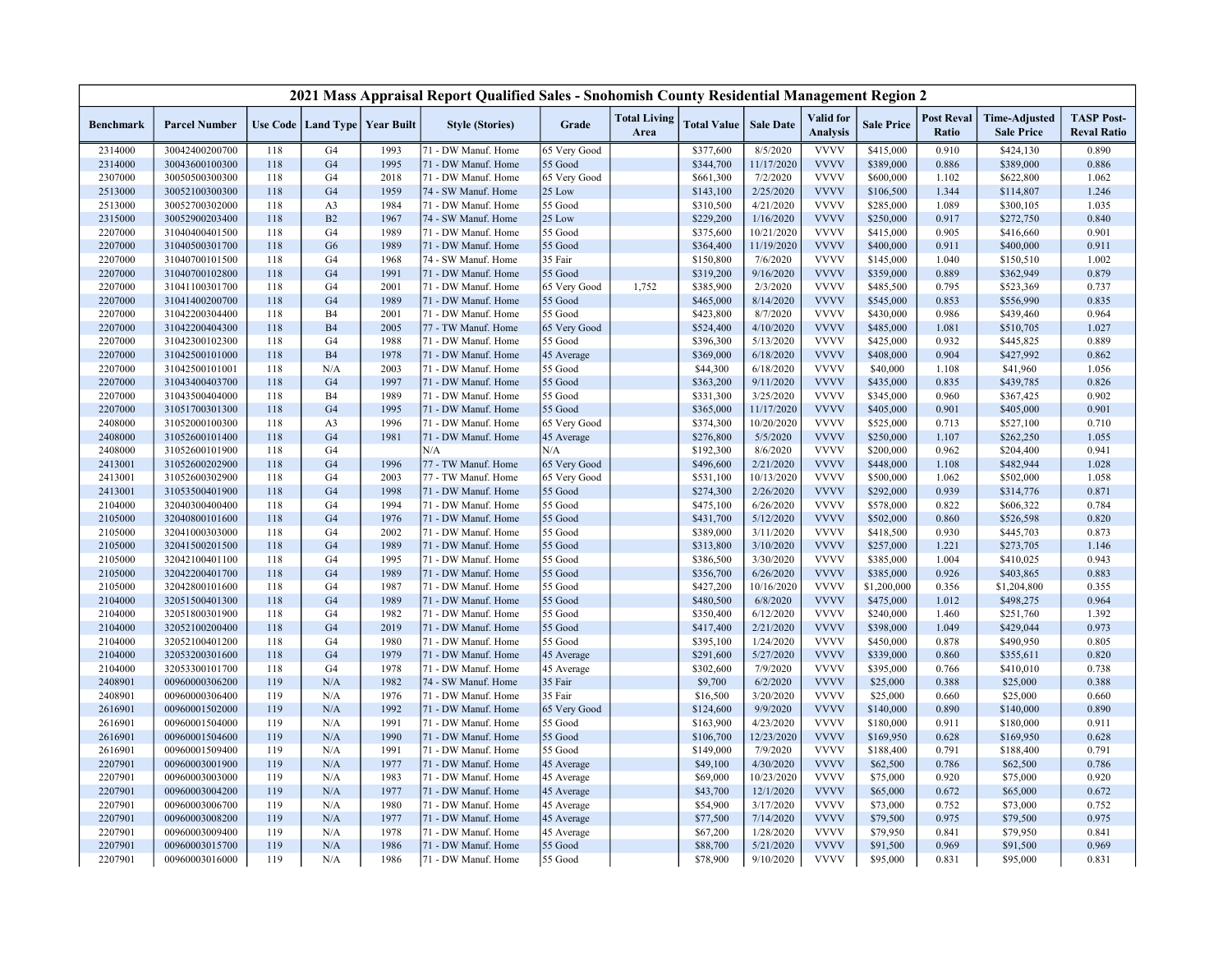## 2021 Mass Appraisal Report Qualified Sales - Snohomish County Residential Management Region 2

| Benchmark | Parcel Number | Use Code | Land Type | Year Built | Style (Stories) | Grade | Total Living Area | Total Value | Sale Date | Valid for Analysis | Sale Price | Post Reval Ratio | Time-Adjusted Sale Price | TASP Post-Reval Ratio |
|---|---|---|---|---|---|---|---|---|---|---|---|---|---|---|
| 2314000 | 30042400200700 | 118 | G4 | 1993 | 71 - DW Manuf. Home | 65 Very Good | | $377,600 | 8/5/2020 | VVVV | $415,000 | 0.910 | $424,130 | 0.890 |
| 2314000 | 30043600100300 | 118 | G4 | 1995 | 71 - DW Manuf. Home | 55 Good | | $344,700 | 11/17/2020 | VVVV | $389,000 | 0.886 | $389,000 | 0.886 |
| 2307000 | 30050500300300 | 118 | G4 | 2018 | 71 - DW Manuf. Home | 65 Very Good | | $661,300 | 7/2/2020 | VVVV | $600,000 | 1.102 | $622,800 | 1.062 |
| 2513000 | 30052100300300 | 118 | G4 | 1959 | 74 - SW Manuf. Home | 25 Low | | $143,100 | 2/25/2020 | VVVV | $106,500 | 1.344 | $114,807 | 1.246 |
| 2513000 | 30052700302000 | 118 | A3 | 1984 | 71 - DW Manuf. Home | 55 Good | | $310,500 | 4/21/2020 | VVVV | $285,000 | 1.089 | $300,105 | 1.035 |
| 2315000 | 30052900203400 | 118 | B2 | 1967 | 74 - SW Manuf. Home | 25 Low | | $229,200 | 1/16/2020 | VVVV | $250,000 | 0.917 | $272,750 | 0.840 |
| 2207000 | 31040400401500 | 118 | G4 | 1989 | 71 - DW Manuf. Home | 55 Good | | $375,600 | 10/21/2020 | VVVV | $415,000 | 0.905 | $416,660 | 0.901 |
| 2207000 | 31040500301700 | 118 | G6 | 1989 | 71 - DW Manuf. Home | 55 Good | | $364,400 | 11/19/2020 | VVVV | $400,000 | 0.911 | $400,000 | 0.911 |
| 2207000 | 31040700101500 | 118 | G4 | 1968 | 74 - SW Manuf. Home | 35 Fair | | $150,800 | 7/6/2020 | VVVV | $145,000 | 1.040 | $150,510 | 1.002 |
| 2207000 | 31040700102800 | 118 | G4 | 1991 | 71 - DW Manuf. Home | 55 Good | | $319,200 | 9/16/2020 | VVVV | $359,000 | 0.889 | $362,949 | 0.879 |
| 2207000 | 31041100301700 | 118 | G4 | 2001 | 71 - DW Manuf. Home | 65 Very Good | 1,752 | $385,900 | 2/3/2020 | VVVV | $485,500 | 0.795 | $523,369 | 0.737 |
| 2207000 | 31041400200700 | 118 | G4 | 1989 | 71 - DW Manuf. Home | 55 Good | | $465,000 | 8/14/2020 | VVVV | $545,000 | 0.853 | $556,990 | 0.835 |
| 2207000 | 31042200304400 | 118 | B4 | 2001 | 71 - DW Manuf. Home | 55 Good | | $423,800 | 8/7/2020 | VVVV | $430,000 | 0.986 | $439,460 | 0.964 |
| 2207000 | 31042200404300 | 118 | B4 | 2005 | 77 - TW Manuf. Home | 65 Very Good | | $524,400 | 4/10/2020 | VVVV | $485,000 | 1.081 | $510,705 | 1.027 |
| 2207000 | 31042300102300 | 118 | G4 | 1988 | 71 - DW Manuf. Home | 55 Good | | $396,300 | 5/13/2020 | VVVV | $425,000 | 0.932 | $445,825 | 0.889 |
| 2207000 | 31042500101000 | 118 | B4 | 1978 | 71 - DW Manuf. Home | 45 Average | | $369,000 | 6/18/2020 | VVVV | $408,000 | 0.904 | $427,992 | 0.862 |
| 2207000 | 31042500101001 | 118 | N/A | 2003 | 71 - DW Manuf. Home | 55 Good | | $44,300 | 6/18/2020 | VVVV | $40,000 | 1.108 | $41,960 | 1.056 |
| 2207000 | 31043400403700 | 118 | G4 | 1997 | 71 - DW Manuf. Home | 55 Good | | $363,200 | 9/11/2020 | VVVV | $435,000 | 0.835 | $439,785 | 0.826 |
| 2207000 | 31043500404000 | 118 | B4 | 1989 | 71 - DW Manuf. Home | 55 Good | | $331,300 | 3/25/2020 | VVVV | $345,000 | 0.960 | $367,425 | 0.902 |
| 2207000 | 31051700301300 | 118 | G4 | 1995 | 71 - DW Manuf. Home | 55 Good | | $365,000 | 11/17/2020 | VVVV | $405,000 | 0.901 | $405,000 | 0.901 |
| 2408000 | 31052000100300 | 118 | A3 | 1996 | 71 - DW Manuf. Home | 65 Very Good | | $374,300 | 10/20/2020 | VVVV | $525,000 | 0.713 | $527,100 | 0.710 |
| 2408000 | 31052600101400 | 118 | G4 | 1981 | 71 - DW Manuf. Home | 45 Average | | $276,800 | 5/5/2020 | VVVV | $250,000 | 1.107 | $262,250 | 1.055 |
| 2408000 | 31052600101900 | 118 | G4 | | N/A | N/A | | $192,300 | 8/6/2020 | VVVV | $200,000 | 0.962 | $204,400 | 0.941 |
| 2413001 | 31052600202900 | 118 | G4 | 1996 | 77 - TW Manuf. Home | 65 Very Good | | $496,600 | 2/21/2020 | VVVV | $448,000 | 1.108 | $482,944 | 1.028 |
| 2413001 | 31052600302900 | 118 | G4 | 2003 | 77 - TW Manuf. Home | 65 Very Good | | $531,100 | 10/13/2020 | VVVV | $500,000 | 1.062 | $502,000 | 1.058 |
| 2413001 | 31053500401900 | 118 | G4 | 1998 | 71 - DW Manuf. Home | 55 Good | | $274,300 | 2/26/2020 | VVVV | $292,000 | 0.939 | $314,776 | 0.871 |
| 2104000 | 32040300400400 | 118 | G4 | 1994 | 71 - DW Manuf. Home | 55 Good | | $475,100 | 6/26/2020 | VVVV | $578,000 | 0.822 | $606,322 | 0.784 |
| 2105000 | 32040800101600 | 118 | G4 | 1976 | 71 - DW Manuf. Home | 55 Good | | $431,700 | 5/12/2020 | VVVV | $502,000 | 0.860 | $526,598 | 0.820 |
| 2105000 | 32041000303000 | 118 | G4 | 2002 | 71 - DW Manuf. Home | 55 Good | | $389,000 | 3/11/2020 | VVVV | $418,500 | 0.930 | $445,703 | 0.873 |
| 2105000 | 32041500201500 | 118 | G4 | 1989 | 71 - DW Manuf. Home | 55 Good | | $313,800 | 3/10/2020 | VVVV | $257,000 | 1.221 | $273,705 | 1.146 |
| 2105000 | 32042100401100 | 118 | G4 | 1995 | 71 - DW Manuf. Home | 55 Good | | $386,500 | 3/30/2020 | VVVV | $385,000 | 1.004 | $410,025 | 0.943 |
| 2105000 | 32042200401700 | 118 | G4 | 1989 | 71 - DW Manuf. Home | 55 Good | | $356,700 | 6/26/2020 | VVVV | $385,000 | 0.926 | $403,865 | 0.883 |
| 2105000 | 32042800101600 | 118 | G4 | 1987 | 71 - DW Manuf. Home | 55 Good | | $427,200 | 10/16/2020 | VVVV | $1,200,000 | 0.356 | $1,204,800 | 0.355 |
| 2104000 | 32051500401300 | 118 | G4 | 1989 | 71 - DW Manuf. Home | 55 Good | | $480,500 | 6/8/2020 | VVVV | $475,000 | 1.012 | $498,275 | 0.964 |
| 2104000 | 32051800301900 | 118 | G4 | 1982 | 71 - DW Manuf. Home | 55 Good | | $350,400 | 6/12/2020 | VVVV | $240,000 | 1.460 | $251,760 | 1.392 |
| 2104000 | 32052100200400 | 118 | G4 | 2019 | 71 - DW Manuf. Home | 55 Good | | $417,400 | 2/21/2020 | VVVV | $398,000 | 1.049 | $429,044 | 0.973 |
| 2104000 | 32052100401200 | 118 | G4 | 1980 | 71 - DW Manuf. Home | 55 Good | | $395,100 | 1/24/2020 | VVVV | $450,000 | 0.878 | $490,950 | 0.805 |
| 2104000 | 32053200301600 | 118 | G4 | 1979 | 71 - DW Manuf. Home | 45 Average | | $291,600 | 5/27/2020 | VVVV | $339,000 | 0.860 | $355,611 | 0.820 |
| 2104000 | 32053300101700 | 118 | G4 | 1978 | 71 - DW Manuf. Home | 45 Average | | $302,600 | 7/9/2020 | VVVV | $395,000 | 0.766 | $410,010 | 0.738 |
| 2408901 | 00960000306200 | 119 | N/A | 1982 | 74 - SW Manuf. Home | 35 Fair | | $9,700 | 6/2/2020 | VVVV | $25,000 | 0.388 | $25,000 | 0.388 |
| 2408901 | 00960000306400 | 119 | N/A | 1976 | 71 - DW Manuf. Home | 35 Fair | | $16,500 | 3/20/2020 | VVVV | $25,000 | 0.660 | $25,000 | 0.660 |
| 2616901 | 00960001502000 | 119 | N/A | 1992 | 71 - DW Manuf. Home | 65 Very Good | | $124,600 | 9/9/2020 | VVVV | $140,000 | 0.890 | $140,000 | 0.890 |
| 2616901 | 00960001504000 | 119 | N/A | 1991 | 71 - DW Manuf. Home | 55 Good | | $163,900 | 4/23/2020 | VVVV | $180,000 | 0.911 | $180,000 | 0.911 |
| 2616901 | 00960001504600 | 119 | N/A | 1990 | 71 - DW Manuf. Home | 55 Good | | $106,700 | 12/23/2020 | VVVV | $169,950 | 0.628 | $169,950 | 0.628 |
| 2616901 | 00960001509400 | 119 | N/A | 1991 | 71 - DW Manuf. Home | 55 Good | | $149,000 | 7/9/2020 | VVVV | $188,400 | 0.791 | $188,400 | 0.791 |
| 2207901 | 00960003001900 | 119 | N/A | 1977 | 71 - DW Manuf. Home | 45 Average | | $49,100 | 4/30/2020 | VVVV | $62,500 | 0.786 | $62,500 | 0.786 |
| 2207901 | 00960003003000 | 119 | N/A | 1983 | 71 - DW Manuf. Home | 45 Average | | $69,000 | 10/23/2020 | VVVV | $75,000 | 0.920 | $75,000 | 0.920 |
| 2207901 | 00960003004200 | 119 | N/A | 1977 | 71 - DW Manuf. Home | 45 Average | | $43,700 | 12/1/2020 | VVVV | $65,000 | 0.672 | $65,000 | 0.672 |
| 2207901 | 00960003006700 | 119 | N/A | 1980 | 71 - DW Manuf. Home | 45 Average | | $54,900 | 3/17/2020 | VVVV | $73,000 | 0.752 | $73,000 | 0.752 |
| 2207901 | 00960003008200 | 119 | N/A | 1977 | 71 - DW Manuf. Home | 45 Average | | $77,500 | 7/14/2020 | VVVV | $79,500 | 0.975 | $79,500 | 0.975 |
| 2207901 | 00960003009400 | 119 | N/A | 1978 | 71 - DW Manuf. Home | 45 Average | | $67,200 | 1/28/2020 | VVVV | $79,950 | 0.841 | $79,950 | 0.841 |
| 2207901 | 00960003015700 | 119 | N/A | 1986 | 71 - DW Manuf. Home | 55 Good | | $88,700 | 5/21/2020 | VVVV | $91,500 | 0.969 | $91,500 | 0.969 |
| 2207901 | 00960003016000 | 119 | N/A | 1986 | 71 - DW Manuf. Home | 55 Good | | $78,900 | 9/10/2020 | VVVV | $95,000 | 0.831 | $95,000 | 0.831 |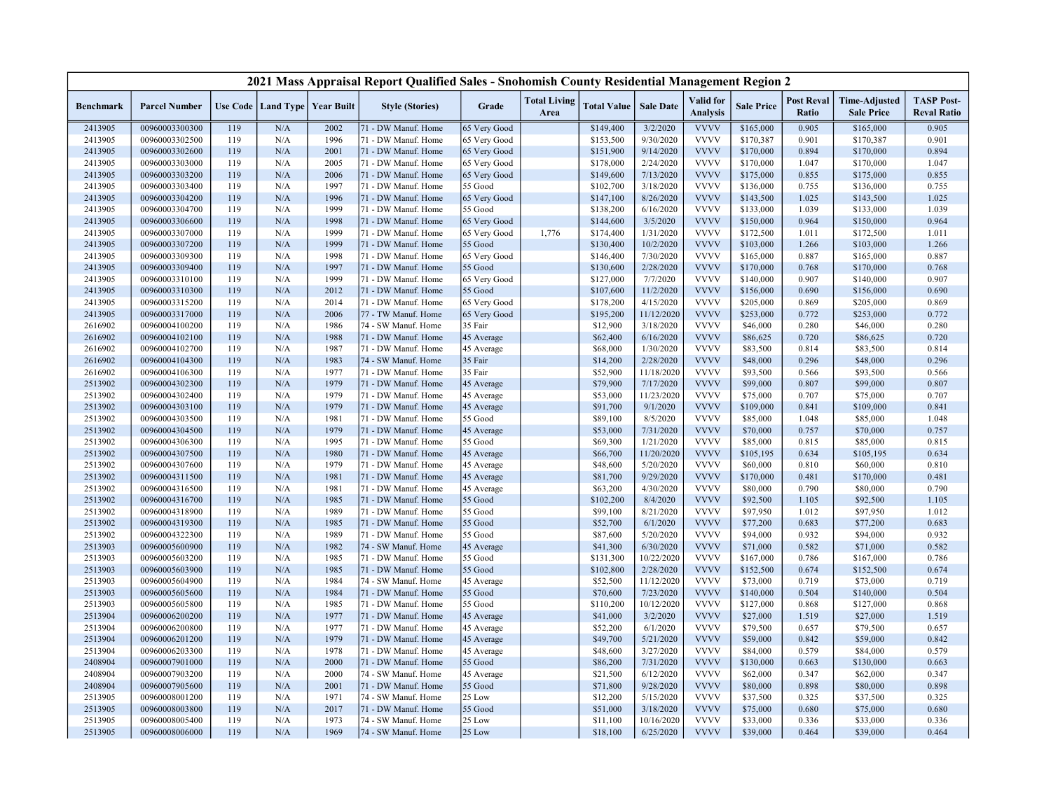# 2021 Mass Appraisal Report Qualified Sales - Snohomish County Residential Management Region 2

| Benchmark | Parcel Number | Use Code | Land Type | Year Built | Style (Stories) | Grade | Total Living Area | Total Value | Sale Date | Valid for Analysis | Sale Price | Post Reval Ratio | Time-Adjusted Sale Price | TASP Post-Reval Ratio |
|---|---|---|---|---|---|---|---|---|---|---|---|---|---|---|
| 2413905 | 00960003300300 | 119 | N/A | 2002 | 71 - DW Manuf. Home | 65 Very Good | | $149,400 | 3/2/2020 | VVVV | $165,000 | 0.905 | $165,000 | 0.905 |
| 2413905 | 00960003302500 | 119 | N/A | 1996 | 71 - DW Manuf. Home | 65 Very Good | | $153,500 | 9/30/2020 | VVVV | $170,387 | 0.901 | $170,387 | 0.901 |
| 2413905 | 00960003302600 | 119 | N/A | 2001 | 71 - DW Manuf. Home | 65 Very Good | | $151,900 | 9/14/2020 | VVVV | $170,000 | 0.894 | $170,000 | 0.894 |
| 2413905 | 00960003303000 | 119 | N/A | 2005 | 71 - DW Manuf. Home | 65 Very Good | | $178,000 | 2/24/2020 | VVVV | $170,000 | 1.047 | $170,000 | 1.047 |
| 2413905 | 00960003303200 | 119 | N/A | 2006 | 71 - DW Manuf. Home | 65 Very Good | | $149,600 | 7/13/2020 | VVVV | $175,000 | 0.855 | $175,000 | 0.855 |
| 2413905 | 00960003303400 | 119 | N/A | 1997 | 71 - DW Manuf. Home | 55 Good | | $102,700 | 3/18/2020 | VVVV | $136,000 | 0.755 | $136,000 | 0.755 |
| 2413905 | 00960003304200 | 119 | N/A | 1996 | 71 - DW Manuf. Home | 65 Very Good | | $147,100 | 8/26/2020 | VVVV | $143,500 | 1.025 | $143,500 | 1.025 |
| 2413905 | 00960003304700 | 119 | N/A | 1999 | 71 - DW Manuf. Home | 55 Good | | $138,200 | 6/16/2020 | VVVV | $133,000 | 1.039 | $133,000 | 1.039 |
| 2413905 | 00960003306600 | 119 | N/A | 1998 | 71 - DW Manuf. Home | 65 Very Good | | $144,600 | 3/5/2020 | VVVV | $150,000 | 0.964 | $150,000 | 0.964 |
| 2413905 | 00960003307000 | 119 | N/A | 1999 | 71 - DW Manuf. Home | 65 Very Good | 1,776 | $174,400 | 1/31/2020 | VVVV | $172,500 | 1.011 | $172,500 | 1.011 |
| 2413905 | 00960003307200 | 119 | N/A | 1999 | 71 - DW Manuf. Home | 55 Good | | $130,400 | 10/2/2020 | VVVV | $103,000 | 1.266 | $103,000 | 1.266 |
| 2413905 | 00960003309300 | 119 | N/A | 1998 | 71 - DW Manuf. Home | 65 Very Good | | $146,400 | 7/30/2020 | VVVV | $165,000 | 0.887 | $165,000 | 0.887 |
| 2413905 | 00960003309400 | 119 | N/A | 1997 | 71 - DW Manuf. Home | 55 Good | | $130,600 | 2/28/2020 | VVVV | $170,000 | 0.768 | $170,000 | 0.768 |
| 2413905 | 00960003310100 | 119 | N/A | 1999 | 71 - DW Manuf. Home | 65 Very Good | | $127,000 | 7/7/2020 | VVVV | $140,000 | 0.907 | $140,000 | 0.907 |
| 2413905 | 00960003310300 | 119 | N/A | 2012 | 71 - DW Manuf. Home | 55 Good | | $107,600 | 11/2/2020 | VVVV | $156,000 | 0.690 | $156,000 | 0.690 |
| 2413905 | 00960003315200 | 119 | N/A | 2014 | 71 - DW Manuf. Home | 65 Very Good | | $178,200 | 4/15/2020 | VVVV | $205,000 | 0.869 | $205,000 | 0.869 |
| 2413905 | 00960003317000 | 119 | N/A | 2006 | 77 - TW Manuf. Home | 65 Very Good | | $195,200 | 11/12/2020 | VVVV | $253,000 | 0.772 | $253,000 | 0.772 |
| 2616902 | 00960004100200 | 119 | N/A | 1986 | 74 - SW Manuf. Home | 35 Fair | | $12,900 | 3/18/2020 | VVVV | $46,000 | 0.280 | $46,000 | 0.280 |
| 2616902 | 00960004102100 | 119 | N/A | 1988 | 71 - DW Manuf. Home | 45 Average | | $62,400 | 6/16/2020 | VVVV | $86,625 | 0.720 | $86,625 | 0.720 |
| 2616902 | 00960004102700 | 119 | N/A | 1987 | 71 - DW Manuf. Home | 45 Average | | $68,000 | 1/30/2020 | VVVV | $83,500 | 0.814 | $83,500 | 0.814 |
| 2616902 | 00960004104300 | 119 | N/A | 1983 | 74 - SW Manuf. Home | 35 Fair | | $14,200 | 2/28/2020 | VVVV | $48,000 | 0.296 | $48,000 | 0.296 |
| 2616902 | 00960004106300 | 119 | N/A | 1977 | 71 - DW Manuf. Home | 35 Fair | | $52,900 | 11/18/2020 | VVVV | $93,500 | 0.566 | $93,500 | 0.566 |
| 2513902 | 00960004302300 | 119 | N/A | 1979 | 71 - DW Manuf. Home | 45 Average | | $79,900 | 7/17/2020 | VVVV | $99,000 | 0.807 | $99,000 | 0.807 |
| 2513902 | 00960004302400 | 119 | N/A | 1979 | 71 - DW Manuf. Home | 45 Average | | $53,000 | 11/23/2020 | VVVV | $75,000 | 0.707 | $75,000 | 0.707 |
| 2513902 | 00960004303100 | 119 | N/A | 1979 | 71 - DW Manuf. Home | 45 Average | | $91,700 | 9/1/2020 | VVVV | $109,000 | 0.841 | $109,000 | 0.841 |
| 2513902 | 00960004303500 | 119 | N/A | 1981 | 71 - DW Manuf. Home | 55 Good | | $89,100 | 8/5/2020 | VVVV | $85,000 | 1.048 | $85,000 | 1.048 |
| 2513902 | 00960004304500 | 119 | N/A | 1979 | 71 - DW Manuf. Home | 45 Average | | $53,000 | 7/31/2020 | VVVV | $70,000 | 0.757 | $70,000 | 0.757 |
| 2513902 | 00960004306300 | 119 | N/A | 1995 | 71 - DW Manuf. Home | 55 Good | | $69,300 | 1/21/2020 | VVVV | $85,000 | 0.815 | $85,000 | 0.815 |
| 2513902 | 00960004307500 | 119 | N/A | 1980 | 71 - DW Manuf. Home | 45 Average | | $66,700 | 11/20/2020 | VVVV | $105,195 | 0.634 | $105,195 | 0.634 |
| 2513902 | 00960004307600 | 119 | N/A | 1979 | 71 - DW Manuf. Home | 45 Average | | $48,600 | 5/20/2020 | VVVV | $60,000 | 0.810 | $60,000 | 0.810 |
| 2513902 | 00960004311500 | 119 | N/A | 1981 | 71 - DW Manuf. Home | 45 Average | | $81,700 | 9/29/2020 | VVVV | $170,000 | 0.481 | $170,000 | 0.481 |
| 2513902 | 00960004316500 | 119 | N/A | 1981 | 71 - DW Manuf. Home | 45 Average | | $63,200 | 4/30/2020 | VVVV | $80,000 | 0.790 | $80,000 | 0.790 |
| 2513902 | 00960004316700 | 119 | N/A | 1985 | 71 - DW Manuf. Home | 55 Good | | $102,200 | 8/4/2020 | VVVV | $92,500 | 1.105 | $92,500 | 1.105 |
| 2513902 | 00960004318900 | 119 | N/A | 1989 | 71 - DW Manuf. Home | 55 Good | | $99,100 | 8/21/2020 | VVVV | $97,950 | 1.012 | $97,950 | 1.012 |
| 2513902 | 00960004319300 | 119 | N/A | 1985 | 71 - DW Manuf. Home | 55 Good | | $52,700 | 6/1/2020 | VVVV | $77,200 | 0.683 | $77,200 | 0.683 |
| 2513902 | 00960004322300 | 119 | N/A | 1989 | 71 - DW Manuf. Home | 55 Good | | $87,600 | 5/20/2020 | VVVV | $94,000 | 0.932 | $94,000 | 0.932 |
| 2513903 | 00960005600900 | 119 | N/A | 1982 | 74 - SW Manuf. Home | 45 Average | | $41,300 | 6/30/2020 | VVVV | $71,000 | 0.582 | $71,000 | 0.582 |
| 2513903 | 00960005603200 | 119 | N/A | 1985 | 71 - DW Manuf. Home | 55 Good | | $131,300 | 10/22/2020 | VVVV | $167,000 | 0.786 | $167,000 | 0.786 |
| 2513903 | 00960005603900 | 119 | N/A | 1985 | 71 - DW Manuf. Home | 55 Good | | $102,800 | 2/28/2020 | VVVV | $152,500 | 0.674 | $152,500 | 0.674 |
| 2513903 | 00960005604900 | 119 | N/A | 1984 | 74 - SW Manuf. Home | 45 Average | | $52,500 | 11/12/2020 | VVVV | $73,000 | 0.719 | $73,000 | 0.719 |
| 2513903 | 00960005605600 | 119 | N/A | 1984 | 71 - DW Manuf. Home | 55 Good | | $70,600 | 7/23/2020 | VVVV | $140,000 | 0.504 | $140,000 | 0.504 |
| 2513903 | 00960005605800 | 119 | N/A | 1985 | 71 - DW Manuf. Home | 55 Good | | $110,200 | 10/12/2020 | VVVV | $127,000 | 0.868 | $127,000 | 0.868 |
| 2513904 | 00960006200200 | 119 | N/A | 1977 | 71 - DW Manuf. Home | 45 Average | | $41,000 | 3/2/2020 | VVVV | $27,000 | 1.519 | $27,000 | 1.519 |
| 2513904 | 00960006200800 | 119 | N/A | 1977 | 71 - DW Manuf. Home | 45 Average | | $52,200 | 6/1/2020 | VVVV | $79,500 | 0.657 | $79,500 | 0.657 |
| 2513904 | 00960006201200 | 119 | N/A | 1979 | 71 - DW Manuf. Home | 45 Average | | $49,700 | 5/21/2020 | VVVV | $59,000 | 0.842 | $59,000 | 0.842 |
| 2513904 | 00960006203300 | 119 | N/A | 1978 | 71 - DW Manuf. Home | 45 Average | | $48,600 | 3/27/2020 | VVVV | $84,000 | 0.579 | $84,000 | 0.579 |
| 2408904 | 00960007901000 | 119 | N/A | 2000 | 71 - DW Manuf. Home | 55 Good | | $86,200 | 7/31/2020 | VVVV | $130,000 | 0.663 | $130,000 | 0.663 |
| 2408904 | 00960007903200 | 119 | N/A | 2000 | 74 - SW Manuf. Home | 45 Average | | $21,500 | 6/12/2020 | VVVV | $62,000 | 0.347 | $62,000 | 0.347 |
| 2408904 | 00960007905600 | 119 | N/A | 2001 | 71 - DW Manuf. Home | 55 Good | | $71,800 | 9/28/2020 | VVVV | $80,000 | 0.898 | $80,000 | 0.898 |
| 2513905 | 00960008001200 | 119 | N/A | 1971 | 74 - SW Manuf. Home | 25 Low | | $12,200 | 5/15/2020 | VVVV | $37,500 | 0.325 | $37,500 | 0.325 |
| 2513905 | 00960008003800 | 119 | N/A | 2017 | 71 - DW Manuf. Home | 55 Good | | $51,000 | 3/18/2020 | VVVV | $75,000 | 0.680 | $75,000 | 0.680 |
| 2513905 | 00960008005400 | 119 | N/A | 1973 | 74 - SW Manuf. Home | 25 Low | | $11,100 | 10/16/2020 | VVVV | $33,000 | 0.336 | $33,000 | 0.336 |
| 2513905 | 00960008006000 | 119 | N/A | 1969 | 74 - SW Manuf. Home | 25 Low | | $18,100 | 6/25/2020 | VVVV | $39,000 | 0.464 | $39,000 | 0.464 |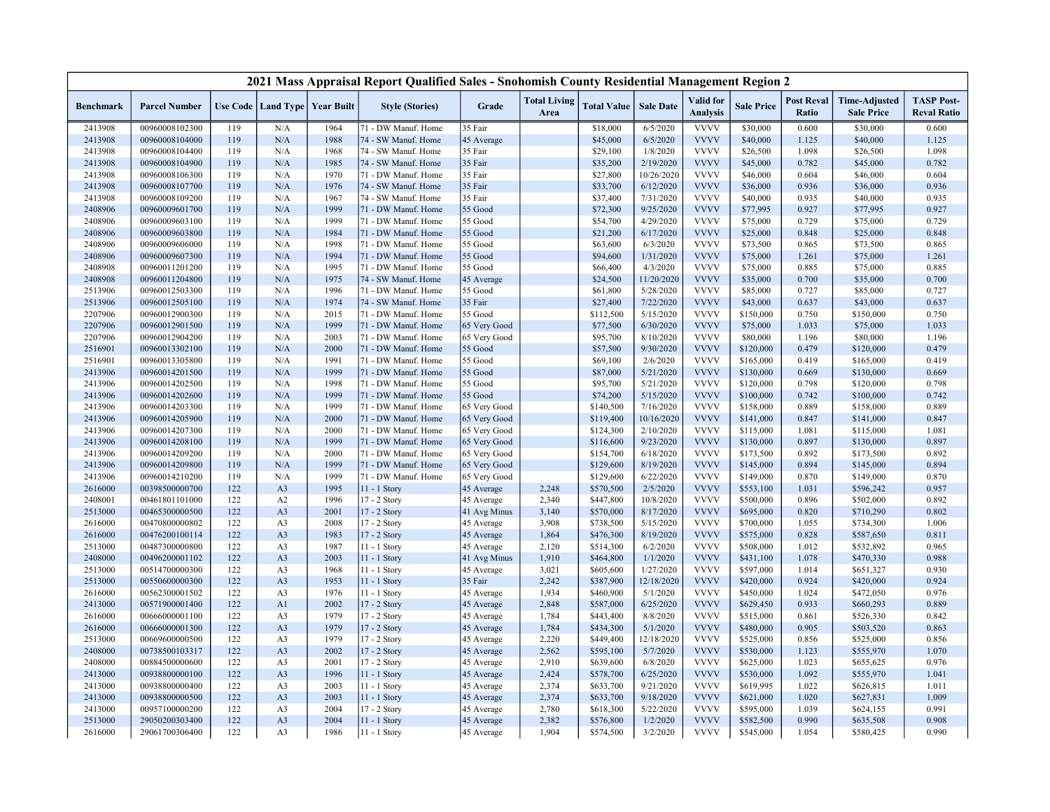| 2021 Mass Appraisal Report Qualified Sales - Snohomish County Residential Management Region 2 | | | | | | | | | | | | | | |
|---|---|---|---|---|---|---|---|---|---|---|---|---|---|---|
| Benchmark | Parcel Number | Use Code | Land Type | Year Built | Style (Stories) | Grade | Total Living Area | Total Value | Sale Date | Valid for Analysis | Sale Price | Post Reval Ratio | Time-Adjusted Sale Price | TASP Post-Reval Ratio |
| 2413908 | 00960008102300 | 119 | N/A | 1964 | 71 - DW Manuf. Home | 35 Fair | | $18,000 | 6/5/2020 | VVVV | $30,000 | 0.600 | $30,000 | 0.600 |
| 2413908 | 00960008104000 | 119 | N/A | 1988 | 74 - SW Manuf. Home | 45 Average | | $45,000 | 6/5/2020 | VVVV | $40,000 | 1.125 | $40,000 | 1.125 |
| 2413908 | 00960008104400 | 119 | N/A | 1968 | 74 - SW Manuf. Home | 35 Fair | | $29,100 | 1/8/2020 | VVVV | $26,500 | 1.098 | $26,500 | 1.098 |
| 2413908 | 00960008104900 | 119 | N/A | 1985 | 74 - SW Manuf. Home | 35 Fair | | $35,200 | 2/19/2020 | VVVV | $45,000 | 0.782 | $45,000 | 0.782 |
| 2413908 | 00960008106300 | 119 | N/A | 1970 | 71 - DW Manuf. Home | 35 Fair | | $27,800 | 10/26/2020 | VVVV | $46,000 | 0.604 | $46,000 | 0.604 |
| 2413908 | 00960008107700 | 119 | N/A | 1976 | 74 - SW Manuf. Home | 35 Fair | | $33,700 | 6/12/2020 | VVVV | $36,000 | 0.936 | $36,000 | 0.936 |
| 2413908 | 00960008109200 | 119 | N/A | 1967 | 74 - SW Manuf. Home | 35 Fair | | $37,400 | 7/31/2020 | VVVV | $40,000 | 0.935 | $40,000 | 0.935 |
| 2408906 | 00960009601700 | 119 | N/A | 1999 | 71 - DW Manuf. Home | 55 Good | | $72,300 | 9/25/2020 | VVVV | $77,995 | 0.927 | $77,995 | 0.927 |
| 2408906 | 00960009603100 | 119 | N/A | 1999 | 71 - DW Manuf. Home | 55 Good | | $54,700 | 4/29/2020 | VVVV | $75,000 | 0.729 | $75,000 | 0.729 |
| 2408906 | 00960009603800 | 119 | N/A | 1984 | 71 - DW Manuf. Home | 55 Good | | $21,200 | 6/17/2020 | VVVV | $25,000 | 0.848 | $25,000 | 0.848 |
| 2408906 | 00960009606000 | 119 | N/A | 1998 | 71 - DW Manuf. Home | 55 Good | | $63,600 | 6/3/2020 | VVVV | $73,500 | 0.865 | $73,500 | 0.865 |
| 2408906 | 00960009607300 | 119 | N/A | 1994 | 71 - DW Manuf. Home | 55 Good | | $94,600 | 1/31/2020 | VVVV | $75,000 | 1.261 | $75,000 | 1.261 |
| 2408908 | 00960011201200 | 119 | N/A | 1995 | 71 - DW Manuf. Home | 55 Good | | $66,400 | 4/3/2020 | VVVV | $75,000 | 0.885 | $75,000 | 0.885 |
| 2408908 | 00960011204800 | 119 | N/A | 1975 | 74 - SW Manuf. Home | 45 Average | | $24,500 | 11/20/2020 | VVVV | $35,000 | 0.700 | $35,000 | 0.700 |
| 2513906 | 00960012503300 | 119 | N/A | 1996 | 71 - DW Manuf. Home | 55 Good | | $61,800 | 5/28/2020 | VVVV | $85,000 | 0.727 | $85,000 | 0.727 |
| 2513906 | 00960012505100 | 119 | N/A | 1974 | 74 - SW Manuf. Home | 35 Fair | | $27,400 | 7/22/2020 | VVVV | $43,000 | 0.637 | $43,000 | 0.637 |
| 2207906 | 00960012900300 | 119 | N/A | 2015 | 71 - DW Manuf. Home | 55 Good | | $112,500 | 5/15/2020 | VVVV | $150,000 | 0.750 | $150,000 | 0.750 |
| 2207906 | 00960012901500 | 119 | N/A | 1999 | 71 - DW Manuf. Home | 65 Very Good | | $77,500 | 6/30/2020 | VVVV | $75,000 | 1.033 | $75,000 | 1.033 |
| 2207906 | 00960012904200 | 119 | N/A | 2003 | 71 - DW Manuf. Home | 65 Very Good | | $95,700 | 8/10/2020 | VVVV | $80,000 | 1.196 | $80,000 | 1.196 |
| 2516901 | 00960013302100 | 119 | N/A | 2000 | 71 - DW Manuf. Home | 55 Good | | $57,500 | 9/30/2020 | VVVV | $120,000 | 0.479 | $120,000 | 0.479 |
| 2516901 | 00960013305800 | 119 | N/A | 1991 | 71 - DW Manuf. Home | 55 Good | | $69,100 | 2/6/2020 | VVVV | $165,000 | 0.419 | $165,000 | 0.419 |
| 2413906 | 00960014201500 | 119 | N/A | 1999 | 71 - DW Manuf. Home | 55 Good | | $87,000 | 5/21/2020 | VVVV | $130,000 | 0.669 | $130,000 | 0.669 |
| 2413906 | 00960014202500 | 119 | N/A | 1998 | 71 - DW Manuf. Home | 55 Good | | $95,700 | 5/21/2020 | VVVV | $120,000 | 0.798 | $120,000 | 0.798 |
| 2413906 | 00960014202600 | 119 | N/A | 1999 | 71 - DW Manuf. Home | 55 Good | | $74,200 | 5/15/2020 | VVVV | $100,000 | 0.742 | $100,000 | 0.742 |
| 2413906 | 00960014203300 | 119 | N/A | 1999 | 71 - DW Manuf. Home | 65 Very Good | | $140,500 | 7/16/2020 | VVVV | $158,000 | 0.889 | $158,000 | 0.889 |
| 2413906 | 00960014205900 | 119 | N/A | 2000 | 71 - DW Manuf. Home | 65 Very Good | | $119,400 | 10/16/2020 | VVVV | $141,000 | 0.847 | $141,000 | 0.847 |
| 2413906 | 00960014207300 | 119 | N/A | 2000 | 71 - DW Manuf. Home | 65 Very Good | | $124,300 | 2/10/2020 | VVVV | $115,000 | 1.081 | $115,000 | 1.081 |
| 2413906 | 00960014208100 | 119 | N/A | 1999 | 71 - DW Manuf. Home | 65 Very Good | | $116,600 | 9/23/2020 | VVVV | $130,000 | 0.897 | $130,000 | 0.897 |
| 2413906 | 00960014209200 | 119 | N/A | 2000 | 71 - DW Manuf. Home | 65 Very Good | | $154,700 | 6/18/2020 | VVVV | $173,500 | 0.892 | $173,500 | 0.892 |
| 2413906 | 00960014209800 | 119 | N/A | 1999 | 71 - DW Manuf. Home | 65 Very Good | | $129,600 | 8/19/2020 | VVVV | $145,000 | 0.894 | $145,000 | 0.894 |
| 2413906 | 00960014210200 | 119 | N/A | 1999 | 71 - DW Manuf. Home | 65 Very Good | | $129,600 | 6/22/2020 | VVVV | $149,000 | 0.870 | $149,000 | 0.870 |
| 2616000 | 00398500000700 | 122 | A3 | 1995 | 11 - 1 Story | 45 Average | 2,248 | $570,500 | 2/5/2020 | VVVV | $553,100 | 1.031 | $596,242 | 0.957 |
| 2408001 | 00461801101000 | 122 | A2 | 1996 | 17 - 2 Story | 45 Average | 2,340 | $447,800 | 10/8/2020 | VVVV | $500,000 | 0.896 | $502,000 | 0.892 |
| 2513000 | 00465300000500 | 122 | A3 | 2001 | 17 - 2 Story | 41 Avg Minus | 3,140 | $570,000 | 8/17/2020 | VVVV | $695,000 | 0.820 | $710,290 | 0.802 |
| 2616000 | 00470800000802 | 122 | A3 | 2008 | 17 - 2 Story | 45 Average | 3,908 | $738,500 | 5/15/2020 | VVVV | $700,000 | 1.055 | $734,300 | 1.006 |
| 2616000 | 00476200100114 | 122 | A3 | 1983 | 17 - 2 Story | 45 Average | 1,864 | $476,300 | 8/19/2020 | VVVV | $575,000 | 0.828 | $587,650 | 0.811 |
| 2513000 | 00487300000800 | 122 | A3 | 1987 | 11 - 1 Story | 45 Average | 2,120 | $514,300 | 6/2/2020 | VVVV | $508,000 | 1.012 | $532,892 | 0.965 |
| 2408000 | 00496200001102 | 122 | A3 | 2003 | 11 - 1 Story | 41 Avg Minus | 1,910 | $464,800 | 1/1/2020 | VVVV | $431,100 | 1.078 | $470,330 | 0.988 |
| 2513000 | 00514700000300 | 122 | A3 | 1968 | 11 - 1 Story | 45 Average | 3,021 | $605,600 | 1/27/2020 | VVVV | $597,000 | 1.014 | $651,327 | 0.930 |
| 2513000 | 00550600000300 | 122 | A3 | 1953 | 11 - 1 Story | 35 Fair | 2,242 | $387,900 | 12/18/2020 | VVVV | $420,000 | 0.924 | $420,000 | 0.924 |
| 2616000 | 00562300001502 | 122 | A3 | 1976 | 11 - 1 Story | 45 Average | 1,934 | $460,900 | 5/1/2020 | VVVV | $450,000 | 1.024 | $472,050 | 0.976 |
| 2413000 | 00571900001400 | 122 | A1 | 2002 | 17 - 2 Story | 45 Average | 2,848 | $587,000 | 6/25/2020 | VVVV | $629,450 | 0.933 | $660,293 | 0.889 |
| 2616000 | 00666000001100 | 122 | A3 | 1979 | 17 - 2 Story | 45 Average | 1,784 | $443,400 | 8/8/2020 | VVVV | $515,000 | 0.861 | $526,330 | 0.842 |
| 2616000 | 00666000001300 | 122 | A3 | 1979 | 17 - 2 Story | 45 Average | 1,784 | $434,300 | 5/1/2020 | VVVV | $480,000 | 0.905 | $503,520 | 0.863 |
| 2513000 | 00669600000500 | 122 | A3 | 1979 | 17 - 2 Story | 45 Average | 2,220 | $449,400 | 12/18/2020 | VVVV | $525,000 | 0.856 | $525,000 | 0.856 |
| 2408000 | 00738500103317 | 122 | A3 | 2002 | 17 - 2 Story | 45 Average | 2,562 | $595,100 | 5/7/2020 | VVVV | $530,000 | 1.123 | $555,970 | 1.070 |
| 2408000 | 00884500000600 | 122 | A3 | 2001 | 17 - 2 Story | 45 Average | 2,910 | $639,600 | 6/8/2020 | VVVV | $625,000 | 1.023 | $655,625 | 0.976 |
| 2413000 | 00938800000100 | 122 | A3 | 1996 | 11 - 1 Story | 45 Average | 2,424 | $578,700 | 6/25/2020 | VVVV | $530,000 | 1.092 | $555,970 | 1.041 |
| 2413000 | 00938800000400 | 122 | A3 | 2003 | 11 - 1 Story | 45 Average | 2,374 | $633,700 | 9/21/2020 | VVVV | $619,995 | 1.022 | $626,815 | 1.011 |
| 2413000 | 00938800000500 | 122 | A3 | 2003 | 11 - 1 Story | 45 Average | 2,374 | $633,700 | 9/18/2020 | VVVV | $621,000 | 1.020 | $627,831 | 1.009 |
| 2413000 | 00957100000200 | 122 | A3 | 2004 | 17 - 2 Story | 45 Average | 2,780 | $618,300 | 5/22/2020 | VVVV | $595,000 | 1.039 | $624,155 | 0.991 |
| 2513000 | 29050200303400 | 122 | A3 | 2004 | 11 - 1 Story | 45 Average | 2,382 | $576,800 | 1/2/2020 | VVVV | $582,500 | 0.990 | $635,508 | 0.908 |
| 2616000 | 29061700306400 | 122 | A3 | 1986 | 11 - 1 Story | 45 Average | 1,904 | $574,500 | 3/2/2020 | VVVV | $545,000 | 1.054 | $580,425 | 0.990 |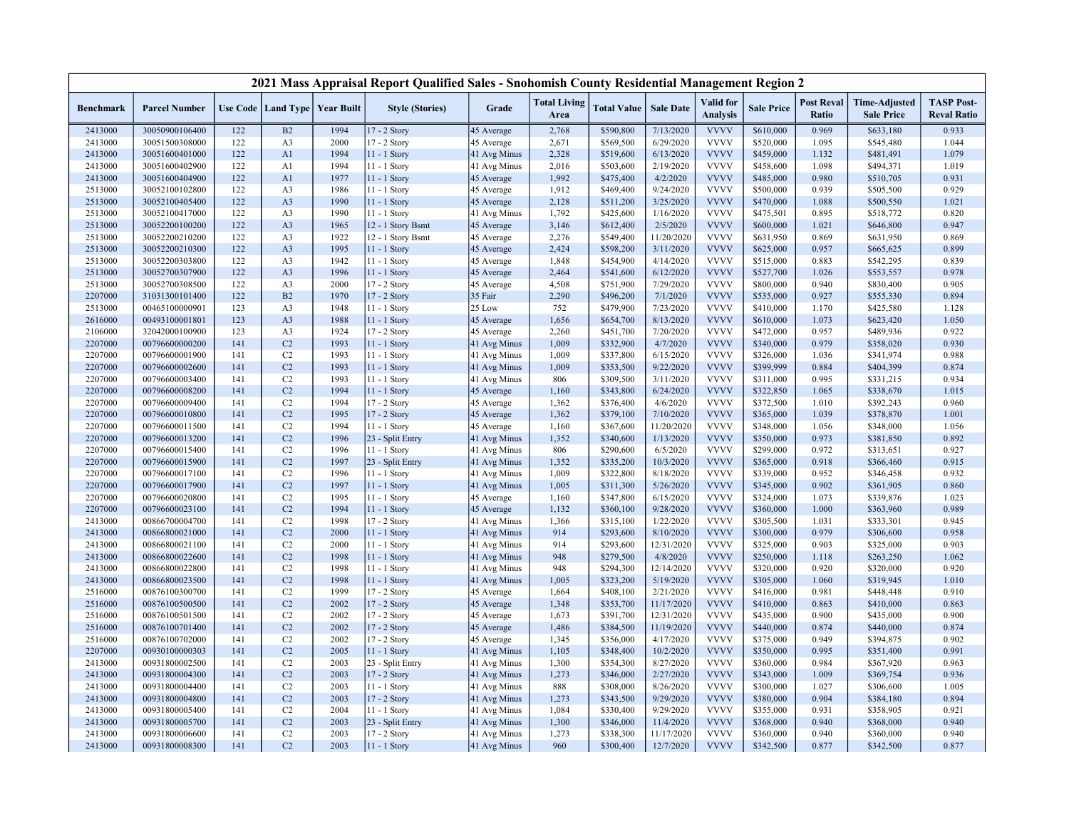## 2021 Mass Appraisal Report Qualified Sales - Snohomish County Residential Management Region 2

| Benchmark | Parcel Number | Use Code | Land Type | Year Built | Style (Stories) | Grade | Total Living Area | Total Value | Sale Date | Valid for Analysis | Sale Price | Post Reval Ratio | Time-Adjusted Sale Price | TASP Post-Reval Ratio |
|---|---|---|---|---|---|---|---|---|---|---|---|---|---|---|
| 2413000 | 30050900106400 | 122 | B2 | 1994 | 17 - 2 Story | 45 Average | 2,768 | $590,800 | 7/13/2020 | VVVV | $610,000 | 0.969 | $633,180 | 0.933 |
| 2413000 | 30051500308000 | 122 | A3 | 2000 | 17 - 2 Story | 45 Average | 2,671 | $569,500 | 6/29/2020 | VVVV | $520,000 | 1.095 | $545,480 | 1.044 |
| 2413000 | 30051600401000 | 122 | A1 | 1994 | 11 - 1 Story | 41 Avg Minus | 2,328 | $519,600 | 6/13/2020 | VVVV | $459,000 | 1.132 | $481,491 | 1.079 |
| 2413000 | 30051600402900 | 122 | A1 | 1994 | 11 - 1 Story | 41 Avg Minus | 2,016 | $503,600 | 2/19/2020 | VVVV | $458,600 | 1.098 | $494,371 | 1.019 |
| 2413000 | 30051600404900 | 122 | A1 | 1977 | 11 - 1 Story | 45 Average | 1,992 | $475,400 | 4/2/2020 | VVVV | $485,000 | 0.980 | $510,705 | 0.931 |
| 2513000 | 30052100102800 | 122 | A3 | 1986 | 11 - 1 Story | 45 Average | 1,912 | $469,400 | 9/24/2020 | VVVV | $500,000 | 0.939 | $505,500 | 0.929 |
| 2513000 | 30052100405400 | 122 | A3 | 1990 | 11 - 1 Story | 45 Average | 2,128 | $511,200 | 3/25/2020 | VVVV | $470,000 | 1.088 | $500,550 | 1.021 |
| 2513000 | 30052100417000 | 122 | A3 | 1990 | 11 - 1 Story | 41 Avg Minus | 1,792 | $425,600 | 1/16/2020 | VVVV | $475,501 | 0.895 | $518,772 | 0.820 |
| 2513000 | 30052200100200 | 122 | A3 | 1965 | 12 - 1 Story Bsmt | 45 Average | 3,146 | $612,400 | 2/5/2020 | VVVV | $600,000 | 1.021 | $646,800 | 0.947 |
| 2513000 | 30052200210200 | 122 | A3 | 1922 | 12 - 1 Story Bsmt | 45 Average | 2,276 | $549,400 | 11/20/2020 | VVVV | $631,950 | 0.869 | $631,950 | 0.869 |
| 2513000 | 30052200210300 | 122 | A3 | 1995 | 11 - 1 Story | 45 Average | 2,424 | $598,200 | 3/11/2020 | VVVV | $625,000 | 0.957 | $665,625 | 0.899 |
| 2513000 | 30052200303800 | 122 | A3 | 1942 | 11 - 1 Story | 45 Average | 1,848 | $454,900 | 4/14/2020 | VVVV | $515,000 | 0.883 | $542,295 | 0.839 |
| 2513000 | 30052700307900 | 122 | A3 | 1996 | 11 - 1 Story | 45 Average | 2,464 | $541,600 | 6/12/2020 | VVVV | $527,700 | 1.026 | $553,557 | 0.978 |
| 2513000 | 30052700308500 | 122 | A3 | 2000 | 17 - 2 Story | 45 Average | 4,508 | $751,900 | 7/29/2020 | VVVV | $800,000 | 0.940 | $830,400 | 0.905 |
| 2207000 | 31031300101400 | 122 | B2 | 1970 | 17 - 2 Story | 35 Fair | 2,290 | $496,200 | 7/1/2020 | VVVV | $535,000 | 0.927 | $555,330 | 0.894 |
| 2513000 | 00465100000901 | 123 | A3 | 1948 | 11 - 1 Story | 25 Low | 752 | $479,900 | 7/23/2020 | VVVV | $410,000 | 1.170 | $425,580 | 1.128 |
| 2616000 | 00493100001801 | 123 | A3 | 1988 | 11 - 1 Story | 45 Average | 1,656 | $654,700 | 8/13/2020 | VVVV | $610,000 | 1.073 | $623,420 | 1.050 |
| 2106000 | 32042000100900 | 123 | A3 | 1924 | 17 - 2 Story | 45 Average | 2,260 | $451,700 | 7/20/2020 | VVVV | $472,000 | 0.957 | $489,936 | 0.922 |
| 2207000 | 00796600000200 | 141 | C2 | 1993 | 11 - 1 Story | 41 Avg Minus | 1,009 | $332,900 | 4/7/2020 | VVVV | $340,000 | 0.979 | $358,020 | 0.930 |
| 2207000 | 00796600001900 | 141 | C2 | 1993 | 11 - 1 Story | 41 Avg Minus | 1,009 | $337,800 | 6/15/2020 | VVVV | $326,000 | 1.036 | $341,974 | 0.988 |
| 2207000 | 00796600002600 | 141 | C2 | 1993 | 11 - 1 Story | 41 Avg Minus | 1,009 | $353,500 | 9/22/2020 | VVVV | $399,999 | 0.884 | $404,399 | 0.874 |
| 2207000 | 00796600003400 | 141 | C2 | 1993 | 11 - 1 Story | 41 Avg Minus | 806 | $309,500 | 3/11/2020 | VVVV | $311,000 | 0.995 | $331,215 | 0.934 |
| 2207000 | 00796600008200 | 141 | C2 | 1994 | 11 - 1 Story | 45 Average | 1,160 | $343,800 | 6/24/2020 | VVVV | $322,850 | 1.065 | $338,670 | 1.015 |
| 2207000 | 00796600009400 | 141 | C2 | 1994 | 17 - 2 Story | 45 Average | 1,362 | $376,400 | 4/6/2020 | VVVV | $372,500 | 1.010 | $392,243 | 0.960 |
| 2207000 | 00796600010800 | 141 | C2 | 1995 | 17 - 2 Story | 45 Average | 1,362 | $379,100 | 7/10/2020 | VVVV | $365,000 | 1.039 | $378,870 | 1.001 |
| 2207000 | 00796600011500 | 141 | C2 | 1994 | 11 - 1 Story | 45 Average | 1,160 | $367,600 | 11/20/2020 | VVVV | $348,000 | 1.056 | $348,000 | 1.056 |
| 2207000 | 00796600013200 | 141 | C2 | 1996 | 23 - Split Entry | 41 Avg Minus | 1,352 | $340,600 | 1/13/2020 | VVVV | $350,000 | 0.973 | $381,850 | 0.892 |
| 2207000 | 00796600015400 | 141 | C2 | 1996 | 11 - 1 Story | 41 Avg Minus | 806 | $290,600 | 6/5/2020 | VVVV | $299,000 | 0.972 | $313,651 | 0.927 |
| 2207000 | 00796600015900 | 141 | C2 | 1997 | 23 - Split Entry | 41 Avg Minus | 1,352 | $335,200 | 10/3/2020 | VVVV | $365,000 | 0.918 | $366,460 | 0.915 |
| 2207000 | 00796600017100 | 141 | C2 | 1996 | 11 - 1 Story | 41 Avg Minus | 1,009 | $322,800 | 8/18/2020 | VVVV | $339,000 | 0.952 | $346,458 | 0.932 |
| 2207000 | 00796600017900 | 141 | C2 | 1997 | 11 - 1 Story | 41 Avg Minus | 1,005 | $311,300 | 5/26/2020 | VVVV | $345,000 | 0.902 | $361,905 | 0.860 |
| 2207000 | 00796600020800 | 141 | C2 | 1995 | 11 - 1 Story | 45 Average | 1,160 | $347,800 | 6/15/2020 | VVVV | $324,000 | 1.073 | $339,876 | 1.023 |
| 2207000 | 00796600023100 | 141 | C2 | 1994 | 11 - 1 Story | 45 Average | 1,132 | $360,100 | 9/28/2020 | VVVV | $360,000 | 1.000 | $363,960 | 0.989 |
| 2413000 | 00866700004700 | 141 | C2 | 1998 | 17 - 2 Story | 41 Avg Minus | 1,366 | $315,100 | 1/22/2020 | VVVV | $305,500 | 1.031 | $333,301 | 0.945 |
| 2413000 | 00866800021000 | 141 | C2 | 2000 | 11 - 1 Story | 41 Avg Minus | 914 | $293,600 | 8/10/2020 | VVVV | $300,000 | 0.979 | $306,600 | 0.958 |
| 2413000 | 00866800021100 | 141 | C2 | 2000 | 11 - 1 Story | 41 Avg Minus | 914 | $293,600 | 12/31/2020 | VVVV | $325,000 | 0.903 | $325,000 | 0.903 |
| 2413000 | 00866800022600 | 141 | C2 | 1998 | 11 - 1 Story | 41 Avg Minus | 948 | $279,500 | 4/8/2020 | VVVV | $250,000 | 1.118 | $263,250 | 1.062 |
| 2413000 | 00866800022800 | 141 | C2 | 1998 | 11 - 1 Story | 41 Avg Minus | 948 | $294,300 | 12/14/2020 | VVVV | $320,000 | 0.920 | $320,000 | 0.920 |
| 2413000 | 00866800023500 | 141 | C2 | 1998 | 11 - 1 Story | 41 Avg Minus | 1,005 | $323,200 | 5/19/2020 | VVVV | $305,000 | 1.060 | $319,945 | 1.010 |
| 2516000 | 00876100300700 | 141 | C2 | 1999 | 17 - 2 Story | 45 Average | 1,664 | $408,100 | 2/21/2020 | VVVV | $416,000 | 0.981 | $448,448 | 0.910 |
| 2516000 | 00876100500500 | 141 | C2 | 2002 | 17 - 2 Story | 45 Average | 1,348 | $353,700 | 11/17/2020 | VVVV | $410,000 | 0.863 | $410,000 | 0.863 |
| 2516000 | 00876100501500 | 141 | C2 | 2002 | 17 - 2 Story | 45 Average | 1,673 | $391,700 | 12/31/2020 | VVVV | $435,000 | 0.900 | $435,000 | 0.900 |
| 2516000 | 00876100701400 | 141 | C2 | 2002 | 17 - 2 Story | 45 Average | 1,486 | $384,500 | 11/19/2020 | VVVV | $440,000 | 0.874 | $440,000 | 0.874 |
| 2516000 | 00876100702000 | 141 | C2 | 2002 | 17 - 2 Story | 45 Average | 1,345 | $356,000 | 4/17/2020 | VVVV | $375,000 | 0.949 | $394,875 | 0.902 |
| 2207000 | 00930100000303 | 141 | C2 | 2005 | 11 - 1 Story | 41 Avg Minus | 1,105 | $348,400 | 10/2/2020 | VVVV | $350,000 | 0.995 | $351,400 | 0.991 |
| 2413000 | 00931800002500 | 141 | C2 | 2003 | 23 - Split Entry | 41 Avg Minus | 1,300 | $354,300 | 8/27/2020 | VVVV | $360,000 | 0.984 | $367,920 | 0.963 |
| 2413000 | 00931800004300 | 141 | C2 | 2003 | 17 - 2 Story | 41 Avg Minus | 1,273 | $346,000 | 2/27/2020 | VVVV | $343,000 | 1.009 | $369,754 | 0.936 |
| 2413000 | 00931800004400 | 141 | C2 | 2003 | 11 - 1 Story | 41 Avg Minus | 888 | $308,000 | 8/26/2020 | VVVV | $300,000 | 1.027 | $306,600 | 1.005 |
| 2413000 | 00931800004800 | 141 | C2 | 2003 | 17 - 2 Story | 41 Avg Minus | 1,273 | $343,500 | 9/29/2020 | VVVV | $380,000 | 0.904 | $384,180 | 0.894 |
| 2413000 | 00931800005400 | 141 | C2 | 2004 | 11 - 1 Story | 41 Avg Minus | 1,084 | $330,400 | 9/29/2020 | VVVV | $355,000 | 0.931 | $358,905 | 0.921 |
| 2413000 | 00931800005700 | 141 | C2 | 2003 | 23 - Split Entry | 41 Avg Minus | 1,300 | $346,000 | 11/4/2020 | VVVV | $368,000 | 0.940 | $368,000 | 0.940 |
| 2413000 | 00931800006600 | 141 | C2 | 2003 | 17 - 2 Story | 41 Avg Minus | 1,273 | $338,300 | 11/17/2020 | VVVV | $360,000 | 0.940 | $360,000 | 0.940 |
| 2413000 | 00931800008300 | 141 | C2 | 2003 | 11 - 1 Story | 41 Avg Minus | 960 | $300,400 | 12/7/2020 | VVVV | $342,500 | 0.877 | $342,500 | 0.877 |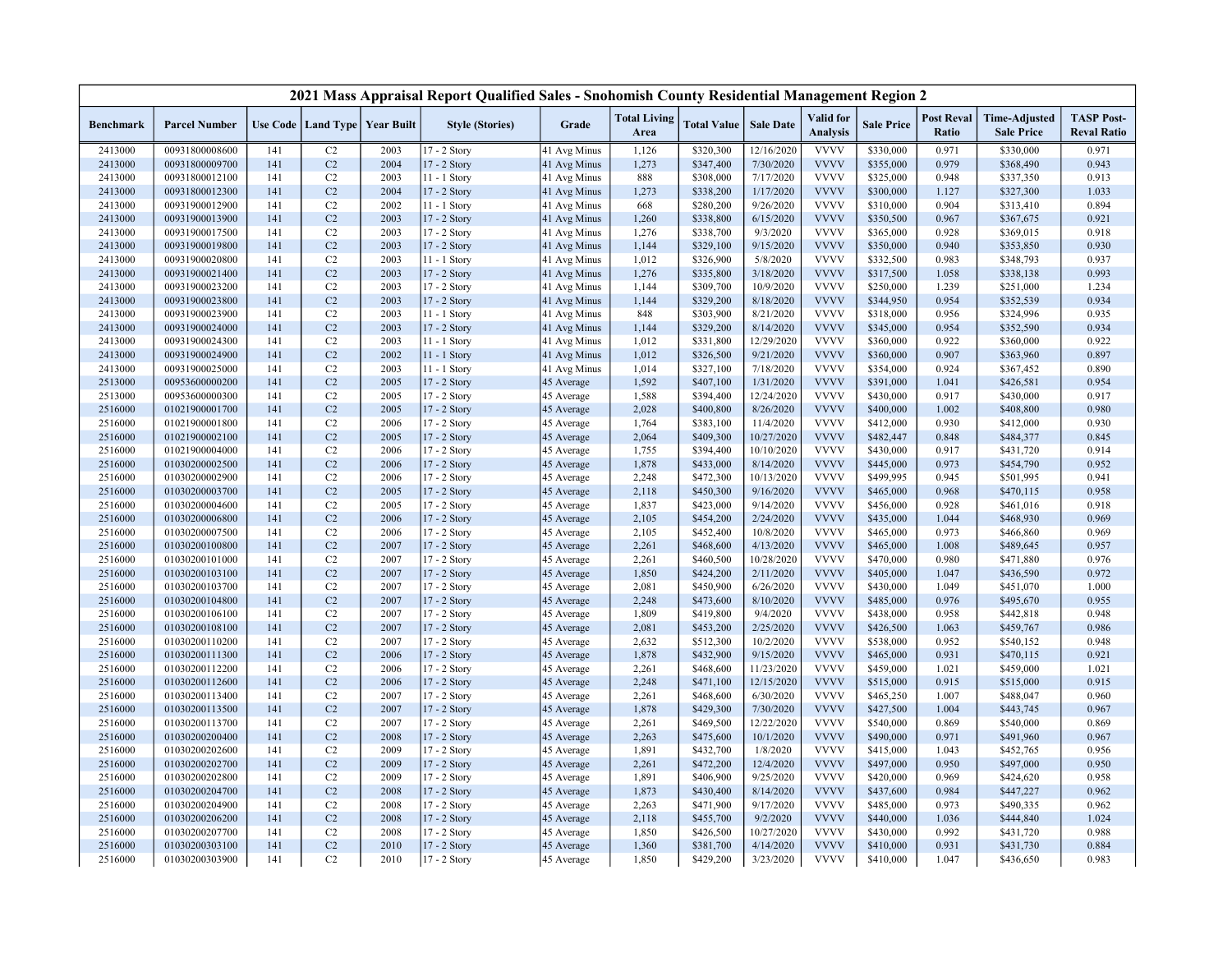# 2021 Mass Appraisal Report Qualified Sales - Snohomish County Residential Management Region 2

| Benchmark | Parcel Number | Use Code | Land Type | Year Built | Style (Stories) | Grade | Total Living Area | Total Value | Sale Date | Valid for Analysis | Sale Price | Post Reval Ratio | Time-Adjusted Sale Price | TASP Post-Reval Ratio |
|---|---|---|---|---|---|---|---|---|---|---|---|---|---|---|
| 2413000 | 00931800008600 | 141 | C2 | 2003 | 17 - 2 Story | 41 Avg Minus | 1,126 | $320,300 | 12/16/2020 | VVVV | $330,000 | 0.971 | $330,000 | 0.971 |
| 2413000 | 00931800009700 | 141 | C2 | 2004 | 17 - 2 Story | 41 Avg Minus | 1,273 | $347,400 | 7/30/2020 | VVVV | $355,000 | 0.979 | $368,490 | 0.943 |
| 2413000 | 00931800012100 | 141 | C2 | 2003 | 11 - 1 Story | 41 Avg Minus | 888 | $308,000 | 7/17/2020 | VVVV | $325,000 | 0.948 | $337,350 | 0.913 |
| 2413000 | 00931800012300 | 141 | C2 | 2004 | 17 - 2 Story | 41 Avg Minus | 1,273 | $338,200 | 1/17/2020 | VVVV | $300,000 | 1.127 | $327,300 | 1.033 |
| 2413000 | 00931900012900 | 141 | C2 | 2002 | 11 - 1 Story | 41 Avg Minus | 668 | $280,200 | 9/26/2020 | VVVV | $310,000 | 0.904 | $313,410 | 0.894 |
| 2413000 | 00931900013900 | 141 | C2 | 2003 | 17 - 2 Story | 41 Avg Minus | 1,260 | $338,800 | 6/15/2020 | VVVV | $350,500 | 0.967 | $367,675 | 0.921 |
| 2413000 | 00931900017500 | 141 | C2 | 2003 | 17 - 2 Story | 41 Avg Minus | 1,276 | $338,700 | 9/3/2020 | VVVV | $365,000 | 0.928 | $369,015 | 0.918 |
| 2413000 | 00931900019800 | 141 | C2 | 2003 | 17 - 2 Story | 41 Avg Minus | 1,144 | $329,100 | 9/15/2020 | VVVV | $350,000 | 0.940 | $353,850 | 0.930 |
| 2413000 | 00931900020800 | 141 | C2 | 2003 | 11 - 1 Story | 41 Avg Minus | 1,012 | $326,900 | 5/8/2020 | VVVV | $332,500 | 0.983 | $348,793 | 0.937 |
| 2413000 | 00931900021400 | 141 | C2 | 2003 | 17 - 2 Story | 41 Avg Minus | 1,276 | $335,800 | 3/18/2020 | VVVV | $317,500 | 1.058 | $338,138 | 0.993 |
| 2413000 | 00931900023200 | 141 | C2 | 2003 | 17 - 2 Story | 41 Avg Minus | 1,144 | $309,700 | 10/9/2020 | VVVV | $250,000 | 1.239 | $251,000 | 1.234 |
| 2413000 | 00931900023800 | 141 | C2 | 2003 | 17 - 2 Story | 41 Avg Minus | 1,144 | $329,200 | 8/18/2020 | VVVV | $344,950 | 0.954 | $352,539 | 0.934 |
| 2413000 | 00931900023900 | 141 | C2 | 2003 | 11 - 1 Story | 41 Avg Minus | 848 | $303,900 | 8/21/2020 | VVVV | $318,000 | 0.956 | $324,996 | 0.935 |
| 2413000 | 00931900024000 | 141 | C2 | 2003 | 17 - 2 Story | 41 Avg Minus | 1,144 | $329,100 | 8/14/2020 | VVVV | $345,000 | 0.954 | $352,590 | 0.934 |
| 2413000 | 00931900024300 | 141 | C2 | 2003 | 11 - 1 Story | 41 Avg Minus | 1,012 | $331,800 | 12/29/2020 | VVVV | $360,000 | 0.922 | $360,000 | 0.922 |
| 2413000 | 00931900024900 | 141 | C2 | 2002 | 11 - 1 Story | 41 Avg Minus | 1,012 | $326,500 | 9/21/2020 | VVVV | $360,000 | 0.907 | $363,960 | 0.897 |
| 2413000 | 00931900025000 | 141 | C2 | 2003 | 11 - 1 Story | 41 Avg Minus | 1,014 | $327,100 | 7/18/2020 | VVVV | $354,000 | 0.924 | $367,452 | 0.890 |
| 2513000 | 00953600000200 | 141 | C2 | 2005 | 17 - 2 Story | 45 Average | 1,592 | $407,100 | 1/31/2020 | VVVV | $391,000 | 1.041 | $426,581 | 0.954 |
| 2513000 | 00953600000300 | 141 | C2 | 2005 | 17 - 2 Story | 45 Average | 1,588 | $394,400 | 12/24/2020 | VVVV | $430,000 | 0.917 | $430,000 | 0.917 |
| 2516000 | 01021900001700 | 141 | C2 | 2005 | 17 - 2 Story | 45 Average | 2,028 | $400,800 | 8/26/2020 | VVVV | $400,000 | 1.002 | $408,800 | 0.980 |
| 2516000 | 01021900001800 | 141 | C2 | 2006 | 17 - 2 Story | 45 Average | 1,764 | $383,100 | 11/4/2020 | VVVV | $412,000 | 0.930 | $412,000 | 0.930 |
| 2516000 | 01021900002100 | 141 | C2 | 2005 | 17 - 2 Story | 45 Average | 2,064 | $409,300 | 10/27/2020 | VVVV | $482,447 | 0.848 | $484,377 | 0.845 |
| 2516000 | 01021900004000 | 141 | C2 | 2006 | 17 - 2 Story | 45 Average | 1,755 | $394,400 | 10/10/2020 | VVVV | $430,000 | 0.917 | $431,720 | 0.914 |
| 2516000 | 01030200002500 | 141 | C2 | 2006 | 17 - 2 Story | 45 Average | 1,878 | $433,000 | 8/14/2020 | VVVV | $445,000 | 0.973 | $454,790 | 0.952 |
| 2516000 | 01030200002900 | 141 | C2 | 2006 | 17 - 2 Story | 45 Average | 2,248 | $472,300 | 10/13/2020 | VVVV | $499,995 | 0.945 | $501,995 | 0.941 |
| 2516000 | 01030200003700 | 141 | C2 | 2005 | 17 - 2 Story | 45 Average | 2,118 | $450,300 | 9/16/2020 | VVVV | $465,000 | 0.968 | $470,115 | 0.958 |
| 2516000 | 01030200004600 | 141 | C2 | 2005 | 17 - 2 Story | 45 Average | 1,837 | $423,000 | 9/14/2020 | VVVV | $456,000 | 0.928 | $461,016 | 0.918 |
| 2516000 | 01030200006800 | 141 | C2 | 2006 | 17 - 2 Story | 45 Average | 2,105 | $454,200 | 2/24/2020 | VVVV | $435,000 | 1.044 | $468,930 | 0.969 |
| 2516000 | 01030200007500 | 141 | C2 | 2006 | 17 - 2 Story | 45 Average | 2,105 | $452,400 | 10/8/2020 | VVVV | $465,000 | 0.973 | $466,860 | 0.969 |
| 2516000 | 01030200100800 | 141 | C2 | 2007 | 17 - 2 Story | 45 Average | 2,261 | $468,600 | 4/13/2020 | VVVV | $465,000 | 1.008 | $489,645 | 0.957 |
| 2516000 | 01030200101000 | 141 | C2 | 2007 | 17 - 2 Story | 45 Average | 2,261 | $460,500 | 10/28/2020 | VVVV | $470,000 | 0.980 | $471,880 | 0.976 |
| 2516000 | 01030200103100 | 141 | C2 | 2007 | 17 - 2 Story | 45 Average | 1,850 | $424,200 | 2/11/2020 | VVVV | $405,000 | 1.047 | $436,590 | 0.972 |
| 2516000 | 01030200103700 | 141 | C2 | 2007 | 17 - 2 Story | 45 Average | 2,081 | $450,900 | 6/26/2020 | VVVV | $430,000 | 1.049 | $451,070 | 1.000 |
| 2516000 | 01030200104800 | 141 | C2 | 2007 | 17 - 2 Story | 45 Average | 2,248 | $473,600 | 8/10/2020 | VVVV | $485,000 | 0.976 | $495,670 | 0.955 |
| 2516000 | 01030200106100 | 141 | C2 | 2007 | 17 - 2 Story | 45 Average | 1,809 | $419,800 | 9/4/2020 | VVVV | $438,000 | 0.958 | $442,818 | 0.948 |
| 2516000 | 01030200108100 | 141 | C2 | 2007 | 17 - 2 Story | 45 Average | 2,081 | $453,200 | 2/25/2020 | VVVV | $426,500 | 1.063 | $459,767 | 0.986 |
| 2516000 | 01030200110200 | 141 | C2 | 2007 | 17 - 2 Story | 45 Average | 2,632 | $512,300 | 10/2/2020 | VVVV | $538,000 | 0.952 | $540,152 | 0.948 |
| 2516000 | 01030200111300 | 141 | C2 | 2006 | 17 - 2 Story | 45 Average | 1,878 | $432,900 | 9/15/2020 | VVVV | $465,000 | 0.931 | $470,115 | 0.921 |
| 2516000 | 01030200112200 | 141 | C2 | 2006 | 17 - 2 Story | 45 Average | 2,261 | $468,600 | 11/23/2020 | VVVV | $459,000 | 1.021 | $459,000 | 1.021 |
| 2516000 | 01030200112600 | 141 | C2 | 2006 | 17 - 2 Story | 45 Average | 2,248 | $471,100 | 12/15/2020 | VVVV | $515,000 | 0.915 | $515,000 | 0.915 |
| 2516000 | 01030200113400 | 141 | C2 | 2007 | 17 - 2 Story | 45 Average | 2,261 | $468,600 | 6/30/2020 | VVVV | $465,250 | 1.007 | $488,047 | 0.960 |
| 2516000 | 01030200113500 | 141 | C2 | 2007 | 17 - 2 Story | 45 Average | 1,878 | $429,300 | 7/30/2020 | VVVV | $427,500 | 1.004 | $443,745 | 0.967 |
| 2516000 | 01030200113700 | 141 | C2 | 2007 | 17 - 2 Story | 45 Average | 2,261 | $469,500 | 12/22/2020 | VVVV | $540,000 | 0.869 | $540,000 | 0.869 |
| 2516000 | 01030200200400 | 141 | C2 | 2008 | 17 - 2 Story | 45 Average | 2,263 | $475,600 | 10/1/2020 | VVVV | $490,000 | 0.971 | $491,960 | 0.967 |
| 2516000 | 01030200202600 | 141 | C2 | 2009 | 17 - 2 Story | 45 Average | 1,891 | $432,700 | 1/8/2020 | VVVV | $415,000 | 1.043 | $452,765 | 0.956 |
| 2516000 | 01030200202700 | 141 | C2 | 2009 | 17 - 2 Story | 45 Average | 2,261 | $472,200 | 12/4/2020 | VVVV | $497,000 | 0.950 | $497,000 | 0.950 |
| 2516000 | 01030200202800 | 141 | C2 | 2009 | 17 - 2 Story | 45 Average | 1,891 | $406,900 | 9/25/2020 | VVVV | $420,000 | 0.969 | $424,620 | 0.958 |
| 2516000 | 01030200204700 | 141 | C2 | 2008 | 17 - 2 Story | 45 Average | 1,873 | $430,400 | 8/14/2020 | VVVV | $437,600 | 0.984 | $447,227 | 0.962 |
| 2516000 | 01030200204900 | 141 | C2 | 2008 | 17 - 2 Story | 45 Average | 2,263 | $471,900 | 9/17/2020 | VVVV | $485,000 | 0.973 | $490,335 | 0.962 |
| 2516000 | 01030200206200 | 141 | C2 | 2008 | 17 - 2 Story | 45 Average | 2,118 | $455,700 | 9/2/2020 | VVVV | $440,000 | 1.036 | $444,840 | 1.024 |
| 2516000 | 01030200207700 | 141 | C2 | 2008 | 17 - 2 Story | 45 Average | 1,850 | $426,500 | 10/27/2020 | VVVV | $430,000 | 0.992 | $431,720 | 0.988 |
| 2516000 | 01030200303100 | 141 | C2 | 2010 | 17 - 2 Story | 45 Average | 1,360 | $381,700 | 4/14/2020 | VVVV | $410,000 | 0.931 | $431,730 | 0.884 |
| 2516000 | 01030200303900 | 141 | C2 | 2010 | 17 - 2 Story | 45 Average | 1,850 | $429,200 | 3/23/2020 | VVVV | $410,000 | 1.047 | $436,650 | 0.983 |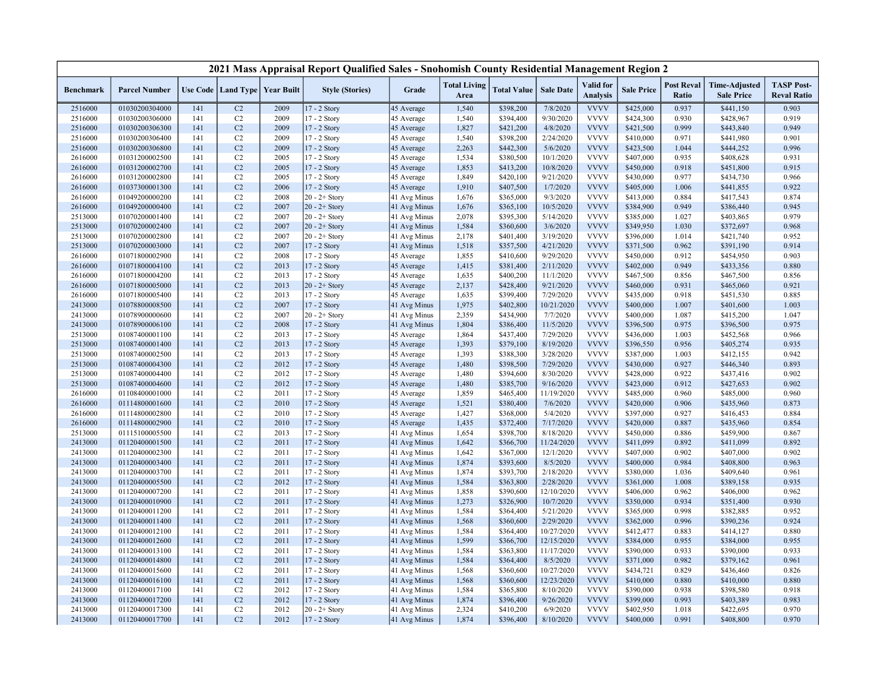# 2021 Mass Appraisal Report Qualified Sales - Snohomish County Residential Management Region 2

| Benchmark | Parcel Number | Use Code | Land Type | Year Built | Style (Stories) | Grade | Total Living Area | Total Value | Sale Date | Valid for Analysis | Sale Price | Post Reval Ratio | Time-Adjusted Sale Price | TASP Post-Reval Ratio |
|---|---|---|---|---|---|---|---|---|---|---|---|---|---|---|
| 2516000 | 01030200304000 | 141 | C2 | 2009 | 17 - 2 Story | 45 Average | 1,540 | $398,200 | 7/8/2020 | VVVV | $425,000 | 0.937 | $441,150 | 0.903 |
| 2516000 | 01030200306000 | 141 | C2 | 2009 | 17 - 2 Story | 45 Average | 1,540 | $394,400 | 9/30/2020 | VVVV | $424,300 | 0.930 | $428,967 | 0.919 |
| 2516000 | 01030200306300 | 141 | C2 | 2009 | 17 - 2 Story | 45 Average | 1,827 | $421,200 | 4/8/2020 | VVVV | $421,500 | 0.999 | $443,840 | 0.949 |
| 2516000 | 01030200306400 | 141 | C2 | 2009 | 17 - 2 Story | 45 Average | 1,540 | $398,200 | 2/24/2020 | VVVV | $410,000 | 0.971 | $441,980 | 0.901 |
| 2516000 | 01030200306800 | 141 | C2 | 2009 | 17 - 2 Story | 45 Average | 2,263 | $442,300 | 5/6/2020 | VVVV | $423,500 | 1.044 | $444,252 | 0.996 |
| 2616000 | 01031200002500 | 141 | C2 | 2005 | 17 - 2 Story | 45 Average | 1,534 | $380,500 | 10/1/2020 | VVVV | $407,000 | 0.935 | $408,628 | 0.931 |
| 2616000 | 01031200002700 | 141 | C2 | 2005 | 17 - 2 Story | 45 Average | 1,853 | $413,200 | 10/8/2020 | VVVV | $450,000 | 0.918 | $451,800 | 0.915 |
| 2616000 | 01031200002800 | 141 | C2 | 2005 | 17 - 2 Story | 45 Average | 1,849 | $420,100 | 9/21/2020 | VVVV | $430,000 | 0.977 | $434,730 | 0.966 |
| 2616000 | 01037300001300 | 141 | C2 | 2006 | 17 - 2 Story | 45 Average | 1,910 | $407,500 | 1/7/2020 | VVVV | $405,000 | 1.006 | $441,855 | 0.922 |
| 2616000 | 01049200000200 | 141 | C2 | 2008 | 20 - 2+ Story | 41 Avg Minus | 1,676 | $365,000 | 9/3/2020 | VVVV | $413,000 | 0.884 | $417,543 | 0.874 |
| 2616000 | 01049200000400 | 141 | C2 | 2007 | 20 - 2+ Story | 41 Avg Minus | 1,676 | $365,100 | 10/5/2020 | VVVV | $384,900 | 0.949 | $386,440 | 0.945 |
| 2513000 | 01070200001400 | 141 | C2 | 2007 | 20 - 2+ Story | 41 Avg Minus | 2,078 | $395,300 | 5/14/2020 | VVVV | $385,000 | 1.027 | $403,865 | 0.979 |
| 2513000 | 01070200002400 | 141 | C2 | 2007 | 20 - 2+ Story | 41 Avg Minus | 1,584 | $360,600 | 3/6/2020 | VVVV | $349,950 | 1.030 | $372,697 | 0.968 |
| 2513000 | 01070200002800 | 141 | C2 | 2007 | 20 - 2+ Story | 41 Avg Minus | 2,178 | $401,400 | 3/19/2020 | VVVV | $396,000 | 1.014 | $421,740 | 0.952 |
| 2513000 | 01070200003000 | 141 | C2 | 2007 | 17 - 2 Story | 41 Avg Minus | 1,518 | $357,500 | 4/21/2020 | VVVV | $371,500 | 0.962 | $391,190 | 0.914 |
| 2616000 | 01071800002900 | 141 | C2 | 2008 | 17 - 2 Story | 45 Average | 1,855 | $410,600 | 9/29/2020 | VVVV | $450,000 | 0.912 | $454,950 | 0.903 |
| 2616000 | 01071800004100 | 141 | C2 | 2013 | 17 - 2 Story | 45 Average | 1,415 | $381,400 | 2/11/2020 | VVVV | $402,000 | 0.949 | $433,356 | 0.880 |
| 2616000 | 01071800004200 | 141 | C2 | 2013 | 17 - 2 Story | 45 Average | 1,635 | $400,200 | 11/1/2020 | VVVV | $467,500 | 0.856 | $467,500 | 0.856 |
| 2616000 | 01071800005000 | 141 | C2 | 2013 | 20 - 2+ Story | 45 Average | 2,137 | $428,400 | 9/21/2020 | VVVV | $460,000 | 0.931 | $465,060 | 0.921 |
| 2616000 | 01071800005400 | 141 | C2 | 2013 | 17 - 2 Story | 45 Average | 1,635 | $399,400 | 7/29/2020 | VVVV | $435,000 | 0.918 | $451,530 | 0.885 |
| 2413000 | 01078800008500 | 141 | C2 | 2007 | 17 - 2 Story | 41 Avg Minus | 1,975 | $402,800 | 10/21/2020 | VVVV | $400,000 | 1.007 | $401,600 | 1.003 |
| 2413000 | 01078900000600 | 141 | C2 | 2007 | 20 - 2+ Story | 41 Avg Minus | 2,359 | $434,900 | 7/7/2020 | VVVV | $400,000 | 1.087 | $415,200 | 1.047 |
| 2413000 | 01078900006100 | 141 | C2 | 2008 | 17 - 2 Story | 41 Avg Minus | 1,804 | $386,400 | 11/5/2020 | VVVV | $396,500 | 0.975 | $396,500 | 0.975 |
| 2513000 | 01087400001100 | 141 | C2 | 2013 | 17 - 2 Story | 45 Average | 1,864 | $437,400 | 7/29/2020 | VVVV | $436,000 | 1.003 | $452,568 | 0.966 |
| 2513000 | 01087400001400 | 141 | C2 | 2013 | 17 - 2 Story | 45 Average | 1,393 | $379,100 | 8/19/2020 | VVVV | $396,550 | 0.956 | $405,274 | 0.935 |
| 2513000 | 01087400002500 | 141 | C2 | 2013 | 17 - 2 Story | 45 Average | 1,393 | $388,300 | 3/28/2020 | VVVV | $387,000 | 1.003 | $412,155 | 0.942 |
| 2513000 | 01087400004300 | 141 | C2 | 2012 | 17 - 2 Story | 45 Average | 1,480 | $398,500 | 7/29/2020 | VVVV | $430,000 | 0.927 | $446,340 | 0.893 |
| 2513000 | 01087400004400 | 141 | C2 | 2012 | 17 - 2 Story | 45 Average | 1,480 | $394,600 | 8/30/2020 | VVVV | $428,000 | 0.922 | $437,416 | 0.902 |
| 2513000 | 01087400004600 | 141 | C2 | 2012 | 17 - 2 Story | 45 Average | 1,480 | $385,700 | 9/16/2020 | VVVV | $423,000 | 0.912 | $427,653 | 0.902 |
| 2616000 | 01108400001000 | 141 | C2 | 2011 | 17 - 2 Story | 45 Average | 1,859 | $465,400 | 11/19/2020 | VVVV | $485,000 | 0.960 | $485,000 | 0.960 |
| 2616000 | 01114800001600 | 141 | C2 | 2010 | 17 - 2 Story | 45 Average | 1,521 | $380,400 | 7/6/2020 | VVVV | $420,000 | 0.906 | $435,960 | 0.873 |
| 2616000 | 01114800002800 | 141 | C2 | 2010 | 17 - 2 Story | 45 Average | 1,427 | $368,000 | 5/4/2020 | VVVV | $397,000 | 0.927 | $416,453 | 0.884 |
| 2616000 | 01114800002900 | 141 | C2 | 2010 | 17 - 2 Story | 45 Average | 1,435 | $372,400 | 7/17/2020 | VVVV | $420,000 | 0.887 | $435,960 | 0.854 |
| 2513000 | 01115100005500 | 141 | C2 | 2013 | 17 - 2 Story | 41 Avg Minus | 1,654 | $398,700 | 8/18/2020 | VVVV | $450,000 | 0.886 | $459,900 | 0.867 |
| 2413000 | 01120400001500 | 141 | C2 | 2011 | 17 - 2 Story | 41 Avg Minus | 1,642 | $366,700 | 11/24/2020 | VVVV | $411,099 | 0.892 | $411,099 | 0.892 |
| 2413000 | 01120400002300 | 141 | C2 | 2011 | 17 - 2 Story | 41 Avg Minus | 1,642 | $367,000 | 12/1/2020 | VVVV | $407,000 | 0.902 | $407,000 | 0.902 |
| 2413000 | 01120400003400 | 141 | C2 | 2011 | 17 - 2 Story | 41 Avg Minus | 1,874 | $393,600 | 8/5/2020 | VVVV | $400,000 | 0.984 | $408,800 | 0.963 |
| 2413000 | 01120400003700 | 141 | C2 | 2011 | 17 - 2 Story | 41 Avg Minus | 1,874 | $393,700 | 2/18/2020 | VVVV | $380,000 | 1.036 | $409,640 | 0.961 |
| 2413000 | 01120400005500 | 141 | C2 | 2012 | 17 - 2 Story | 41 Avg Minus | 1,584 | $363,800 | 2/28/2020 | VVVV | $361,000 | 1.008 | $389,158 | 0.935 |
| 2413000 | 01120400007200 | 141 | C2 | 2011 | 17 - 2 Story | 41 Avg Minus | 1,858 | $390,600 | 12/10/2020 | VVVV | $406,000 | 0.962 | $406,000 | 0.962 |
| 2413000 | 01120400010900 | 141 | C2 | 2011 | 17 - 2 Story | 41 Avg Minus | 1,273 | $326,900 | 10/7/2020 | VVVV | $350,000 | 0.934 | $351,400 | 0.930 |
| 2413000 | 01120400011200 | 141 | C2 | 2011 | 17 - 2 Story | 41 Avg Minus | 1,584 | $364,400 | 5/21/2020 | VVVV | $365,000 | 0.998 | $382,885 | 0.952 |
| 2413000 | 01120400011400 | 141 | C2 | 2011 | 17 - 2 Story | 41 Avg Minus | 1,568 | $360,600 | 2/29/2020 | VVVV | $362,000 | 0.996 | $390,236 | 0.924 |
| 2413000 | 01120400012100 | 141 | C2 | 2011 | 17 - 2 Story | 41 Avg Minus | 1,584 | $364,400 | 10/27/2020 | VVVV | $412,477 | 0.883 | $414,127 | 0.880 |
| 2413000 | 01120400012600 | 141 | C2 | 2011 | 17 - 2 Story | 41 Avg Minus | 1,599 | $366,700 | 12/15/2020 | VVVV | $384,000 | 0.955 | $384,000 | 0.955 |
| 2413000 | 01120400013100 | 141 | C2 | 2011 | 17 - 2 Story | 41 Avg Minus | 1,584 | $363,800 | 11/17/2020 | VVVV | $390,000 | 0.933 | $390,000 | 0.933 |
| 2413000 | 01120400014800 | 141 | C2 | 2011 | 17 - 2 Story | 41 Avg Minus | 1,584 | $364,400 | 8/5/2020 | VVVV | $371,000 | 0.982 | $379,162 | 0.961 |
| 2413000 | 01120400015600 | 141 | C2 | 2011 | 17 - 2 Story | 41 Avg Minus | 1,568 | $360,600 | 10/27/2020 | VVVV | $434,721 | 0.829 | $436,460 | 0.826 |
| 2413000 | 01120400016100 | 141 | C2 | 2011 | 17 - 2 Story | 41 Avg Minus | 1,568 | $360,600 | 12/23/2020 | VVVV | $410,000 | 0.880 | $410,000 | 0.880 |
| 2413000 | 01120400017100 | 141 | C2 | 2012 | 17 - 2 Story | 41 Avg Minus | 1,584 | $365,800 | 8/10/2020 | VVVV | $390,000 | 0.938 | $398,580 | 0.918 |
| 2413000 | 01120400017200 | 141 | C2 | 2012 | 17 - 2 Story | 41 Avg Minus | 1,874 | $396,400 | 9/26/2020 | VVVV | $399,000 | 0.993 | $403,389 | 0.983 |
| 2413000 | 01120400017300 | 141 | C2 | 2012 | 20 - 2+ Story | 41 Avg Minus | 2,324 | $410,200 | 6/9/2020 | VVVV | $402,950 | 1.018 | $422,695 | 0.970 |
| 2413000 | 01120400017700 | 141 | C2 | 2012 | 17 - 2 Story | 41 Avg Minus | 1,874 | $396,400 | 8/10/2020 | VVVV | $400,000 | 0.991 | $408,800 | 0.970 |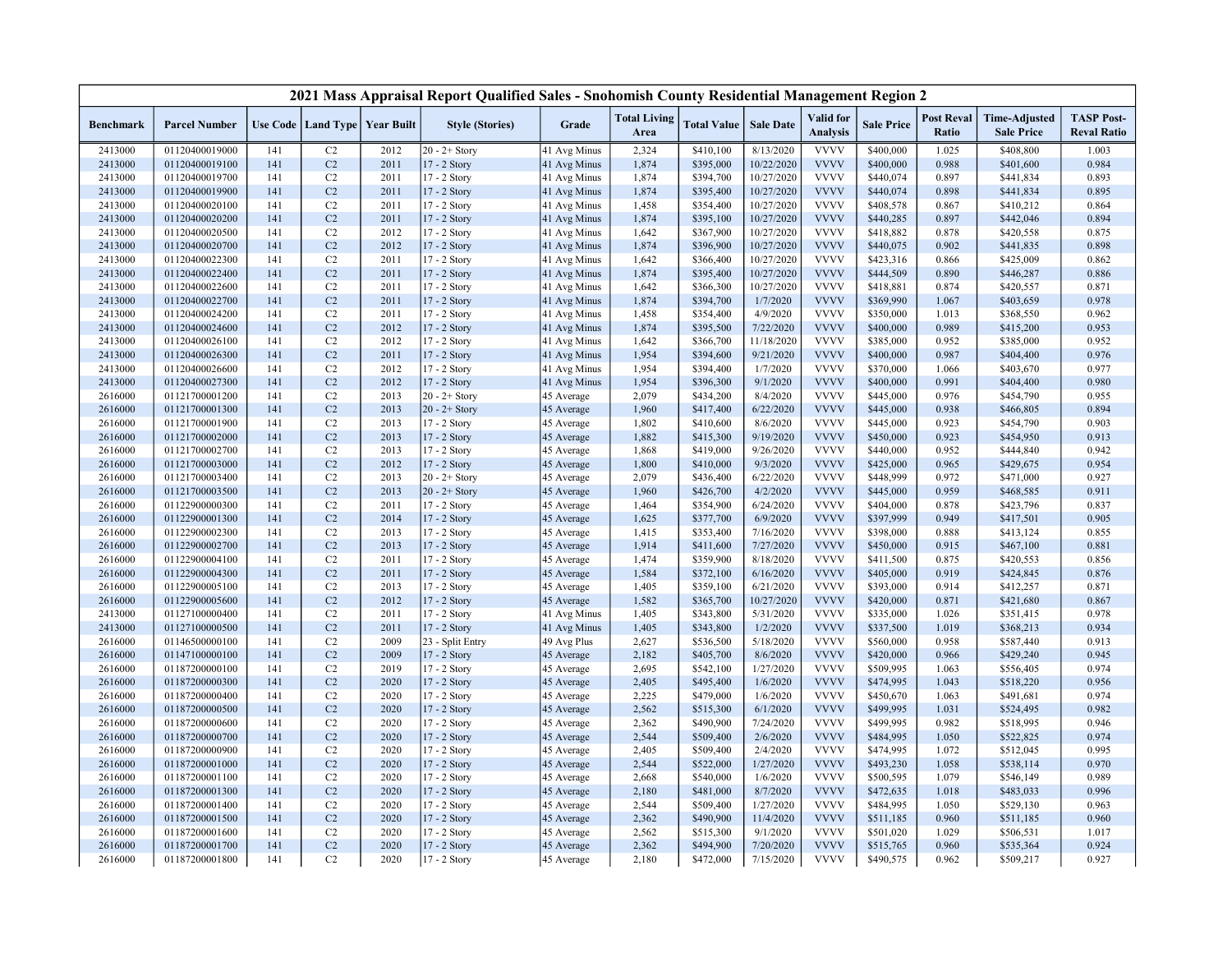| 2021 Mass Appraisal Report Qualified Sales - Snohomish County Residential Management Region 2 | | | | | | | | | | | | | | | |
|---|---|---|---|---|---|---|---|---|---|---|---|---|---|---|---|
| Benchmark | Parcel Number | Use Code | Land Type | Year Built | Style (Stories) | Grade | Total Living Area | Total Value | Sale Date | Valid for Analysis | Sale Price | Post Reval Ratio | Time-Adjusted Sale Price | TASP Post-Reval Ratio |
| 2413000 | 01120400019000 | 141 | C2 | 2012 | 20 - 2+ Story | 41 Avg Minus | 2,324 | $410,100 | 8/13/2020 | VVVV | $400,000 | 1.025 | $408,800 | 1.003 |
| 2413000 | 01120400019100 | 141 | C2 | 2011 | 17 - 2 Story | 41 Avg Minus | 1,874 | $395,000 | 10/22/2020 | VVVV | $400,000 | 0.988 | $401,600 | 0.984 |
| 2413000 | 01120400019700 | 141 | C2 | 2011 | 17 - 2 Story | 41 Avg Minus | 1,874 | $394,700 | 10/27/2020 | VVVV | $440,074 | 0.897 | $441,834 | 0.893 |
| 2413000 | 01120400019900 | 141 | C2 | 2011 | 17 - 2 Story | 41 Avg Minus | 1,874 | $395,400 | 10/27/2020 | VVVV | $440,074 | 0.898 | $441,834 | 0.895 |
| 2413000 | 01120400020100 | 141 | C2 | 2011 | 17 - 2 Story | 41 Avg Minus | 1,458 | $354,400 | 10/27/2020 | VVVV | $408,578 | 0.867 | $410,212 | 0.864 |
| 2413000 | 01120400020200 | 141 | C2 | 2011 | 17 - 2 Story | 41 Avg Minus | 1,874 | $395,100 | 10/27/2020 | VVVV | $440,285 | 0.897 | $442,046 | 0.894 |
| 2413000 | 01120400020500 | 141 | C2 | 2012 | 17 - 2 Story | 41 Avg Minus | 1,642 | $367,900 | 10/27/2020 | VVVV | $418,882 | 0.878 | $420,558 | 0.875 |
| 2413000 | 01120400020700 | 141 | C2 | 2012 | 17 - 2 Story | 41 Avg Minus | 1,874 | $396,900 | 10/27/2020 | VVVV | $440,075 | 0.902 | $441,835 | 0.898 |
| 2413000 | 01120400022300 | 141 | C2 | 2011 | 17 - 2 Story | 41 Avg Minus | 1,642 | $366,400 | 10/27/2020 | VVVV | $423,316 | 0.866 | $425,009 | 0.862 |
| 2413000 | 01120400022400 | 141 | C2 | 2011 | 17 - 2 Story | 41 Avg Minus | 1,874 | $395,400 | 10/27/2020 | VVVV | $444,509 | 0.890 | $446,287 | 0.886 |
| 2413000 | 01120400022600 | 141 | C2 | 2011 | 17 - 2 Story | 41 Avg Minus | 1,642 | $366,300 | 10/27/2020 | VVVV | $418,881 | 0.874 | $420,557 | 0.871 |
| 2413000 | 01120400022700 | 141 | C2 | 2011 | 17 - 2 Story | 41 Avg Minus | 1,874 | $394,700 | 1/7/2020 | VVVV | $369,990 | 1.067 | $403,659 | 0.978 |
| 2413000 | 01120400024200 | 141 | C2 | 2011 | 17 - 2 Story | 41 Avg Minus | 1,458 | $354,400 | 4/9/2020 | VVVV | $350,000 | 1.013 | $368,550 | 0.962 |
| 2413000 | 01120400024600 | 141 | C2 | 2012 | 17 - 2 Story | 41 Avg Minus | 1,874 | $395,500 | 7/22/2020 | VVVV | $400,000 | 0.989 | $415,200 | 0.953 |
| 2413000 | 01120400026100 | 141 | C2 | 2012 | 17 - 2 Story | 41 Avg Minus | 1,642 | $366,700 | 11/18/2020 | VVVV | $385,000 | 0.952 | $385,000 | 0.952 |
| 2413000 | 01120400026300 | 141 | C2 | 2011 | 17 - 2 Story | 41 Avg Minus | 1,954 | $394,600 | 9/21/2020 | VVVV | $400,000 | 0.987 | $404,400 | 0.976 |
| 2413000 | 01120400026600 | 141 | C2 | 2012 | 17 - 2 Story | 41 Avg Minus | 1,954 | $394,400 | 1/7/2020 | VVVV | $370,000 | 1.066 | $403,670 | 0.977 |
| 2413000 | 01120400027300 | 141 | C2 | 2012 | 17 - 2 Story | 41 Avg Minus | 1,954 | $396,300 | 9/1/2020 | VVVV | $400,000 | 0.991 | $404,400 | 0.980 |
| 2616000 | 01121700001200 | 141 | C2 | 2013 | 20 - 2+ Story | 45 Average | 2,079 | $434,200 | 8/4/2020 | VVVV | $445,000 | 0.976 | $454,790 | 0.955 |
| 2616000 | 01121700001300 | 141 | C2 | 2013 | 20 - 2+ Story | 45 Average | 1,960 | $417,400 | 6/22/2020 | VVVV | $445,000 | 0.938 | $466,805 | 0.894 |
| 2616000 | 01121700001900 | 141 | C2 | 2013 | 17 - 2 Story | 45 Average | 1,802 | $410,600 | 8/6/2020 | VVVV | $445,000 | 0.923 | $454,790 | 0.903 |
| 2616000 | 01121700002000 | 141 | C2 | 2013 | 17 - 2 Story | 45 Average | 1,882 | $415,300 | 9/19/2020 | VVVV | $450,000 | 0.923 | $454,950 | 0.913 |
| 2616000 | 01121700002700 | 141 | C2 | 2013 | 17 - 2 Story | 45 Average | 1,868 | $419,000 | 9/26/2020 | VVVV | $440,000 | 0.952 | $444,840 | 0.942 |
| 2616000 | 01121700003000 | 141 | C2 | 2012 | 17 - 2 Story | 45 Average | 1,800 | $410,000 | 9/3/2020 | VVVV | $425,000 | 0.965 | $429,675 | 0.954 |
| 2616000 | 01121700003400 | 141 | C2 | 2013 | 20 - 2+ Story | 45 Average | 2,079 | $436,400 | 6/22/2020 | VVVV | $448,999 | 0.972 | $471,000 | 0.927 |
| 2616000 | 01121700003500 | 141 | C2 | 2013 | 20 - 2+ Story | 45 Average | 1,960 | $426,700 | 4/2/2020 | VVVV | $445,000 | 0.959 | $468,585 | 0.911 |
| 2616000 | 01122900000300 | 141 | C2 | 2011 | 17 - 2 Story | 45 Average | 1,464 | $354,900 | 6/24/2020 | VVVV | $404,000 | 0.878 | $423,796 | 0.837 |
| 2616000 | 01122900001300 | 141 | C2 | 2014 | 17 - 2 Story | 45 Average | 1,625 | $377,700 | 6/9/2020 | VVVV | $397,999 | 0.949 | $417,501 | 0.905 |
| 2616000 | 01122900002300 | 141 | C2 | 2013 | 17 - 2 Story | 45 Average | 1,415 | $353,400 | 7/16/2020 | VVVV | $398,000 | 0.888 | $413,124 | 0.855 |
| 2616000 | 01122900002700 | 141 | C2 | 2013 | 17 - 2 Story | 45 Average | 1,914 | $411,600 | 7/27/2020 | VVVV | $450,000 | 0.915 | $467,100 | 0.881 |
| 2616000 | 01122900004100 | 141 | C2 | 2011 | 17 - 2 Story | 45 Average | 1,474 | $359,900 | 8/18/2020 | VVVV | $411,500 | 0.875 | $420,553 | 0.856 |
| 2616000 | 01122900004300 | 141 | C2 | 2011 | 17 - 2 Story | 45 Average | 1,584 | $372,100 | 6/16/2020 | VVVV | $405,000 | 0.919 | $424,845 | 0.876 |
| 2616000 | 01122900005100 | 141 | C2 | 2013 | 17 - 2 Story | 45 Average | 1,405 | $359,100 | 6/21/2020 | VVVV | $393,000 | 0.914 | $412,257 | 0.871 |
| 2616000 | 01122900005600 | 141 | C2 | 2012 | 17 - 2 Story | 45 Average | 1,582 | $365,700 | 10/27/2020 | VVVV | $420,000 | 0.871 | $421,680 | 0.867 |
| 2413000 | 01127100000400 | 141 | C2 | 2011 | 17 - 2 Story | 41 Avg Minus | 1,405 | $343,800 | 5/31/2020 | VVVV | $335,000 | 1.026 | $351,415 | 0.978 |
| 2413000 | 01127100000500 | 141 | C2 | 2011 | 17 - 2 Story | 41 Avg Minus | 1,405 | $343,800 | 1/2/2020 | VVVV | $337,500 | 1.019 | $368,213 | 0.934 |
| 2616000 | 01146500000100 | 141 | C2 | 2009 | 23 - Split Entry | 49 Avg Plus | 2,627 | $536,500 | 5/18/2020 | VVVV | $560,000 | 0.958 | $587,440 | 0.913 |
| 2616000 | 01147100000100 | 141 | C2 | 2009 | 17 - 2 Story | 45 Average | 2,182 | $405,700 | 8/6/2020 | VVVV | $420,000 | 0.966 | $429,240 | 0.945 |
| 2616000 | 01187200000100 | 141 | C2 | 2019 | 17 - 2 Story | 45 Average | 2,695 | $542,100 | 1/27/2020 | VVVV | $509,995 | 1.063 | $556,405 | 0.974 |
| 2616000 | 01187200000300 | 141 | C2 | 2020 | 17 - 2 Story | 45 Average | 2,405 | $495,400 | 1/6/2020 | VVVV | $474,995 | 1.043 | $518,220 | 0.956 |
| 2616000 | 01187200000400 | 141 | C2 | 2020 | 17 - 2 Story | 45 Average | 2,225 | $479,000 | 1/6/2020 | VVVV | $450,670 | 1.063 | $491,681 | 0.974 |
| 2616000 | 01187200000500 | 141 | C2 | 2020 | 17 - 2 Story | 45 Average | 2,562 | $515,300 | 6/1/2020 | VVVV | $499,995 | 1.031 | $524,495 | 0.982 |
| 2616000 | 01187200000600 | 141 | C2 | 2020 | 17 - 2 Story | 45 Average | 2,362 | $490,900 | 7/24/2020 | VVVV | $499,995 | 0.982 | $518,995 | 0.946 |
| 2616000 | 01187200000700 | 141 | C2 | 2020 | 17 - 2 Story | 45 Average | 2,544 | $509,400 | 2/6/2020 | VVVV | $484,995 | 1.050 | $522,825 | 0.974 |
| 2616000 | 01187200000900 | 141 | C2 | 2020 | 17 - 2 Story | 45 Average | 2,405 | $509,400 | 2/4/2020 | VVVV | $474,995 | 1.072 | $512,045 | 0.995 |
| 2616000 | 01187200001000 | 141 | C2 | 2020 | 17 - 2 Story | 45 Average | 2,544 | $522,000 | 1/27/2020 | VVVV | $493,230 | 1.058 | $538,114 | 0.970 |
| 2616000 | 01187200001100 | 141 | C2 | 2020 | 17 - 2 Story | 45 Average | 2,668 | $540,000 | 1/6/2020 | VVVV | $500,595 | 1.079 | $546,149 | 0.989 |
| 2616000 | 01187200001300 | 141 | C2 | 2020 | 17 - 2 Story | 45 Average | 2,180 | $481,000 | 8/7/2020 | VVVV | $472,635 | 1.018 | $483,033 | 0.996 |
| 2616000 | 01187200001400 | 141 | C2 | 2020 | 17 - 2 Story | 45 Average | 2,544 | $509,400 | 1/27/2020 | VVVV | $484,995 | 1.050 | $529,130 | 0.963 |
| 2616000 | 01187200001500 | 141 | C2 | 2020 | 17 - 2 Story | 45 Average | 2,362 | $490,900 | 11/4/2020 | VVVV | $511,185 | 0.960 | $511,185 | 0.960 |
| 2616000 | 01187200001600 | 141 | C2 | 2020 | 17 - 2 Story | 45 Average | 2,562 | $515,300 | 9/1/2020 | VVVV | $501,020 | 1.029 | $506,531 | 1.017 |
| 2616000 | 01187200001700 | 141 | C2 | 2020 | 17 - 2 Story | 45 Average | 2,362 | $494,900 | 7/20/2020 | VVVV | $515,765 | 0.960 | $535,364 | 0.924 |
| 2616000 | 01187200001800 | 141 | C2 | 2020 | 17 - 2 Story | 45 Average | 2,180 | $472,000 | 7/15/2020 | VVVV | $490,575 | 0.962 | $509,217 | 0.927 |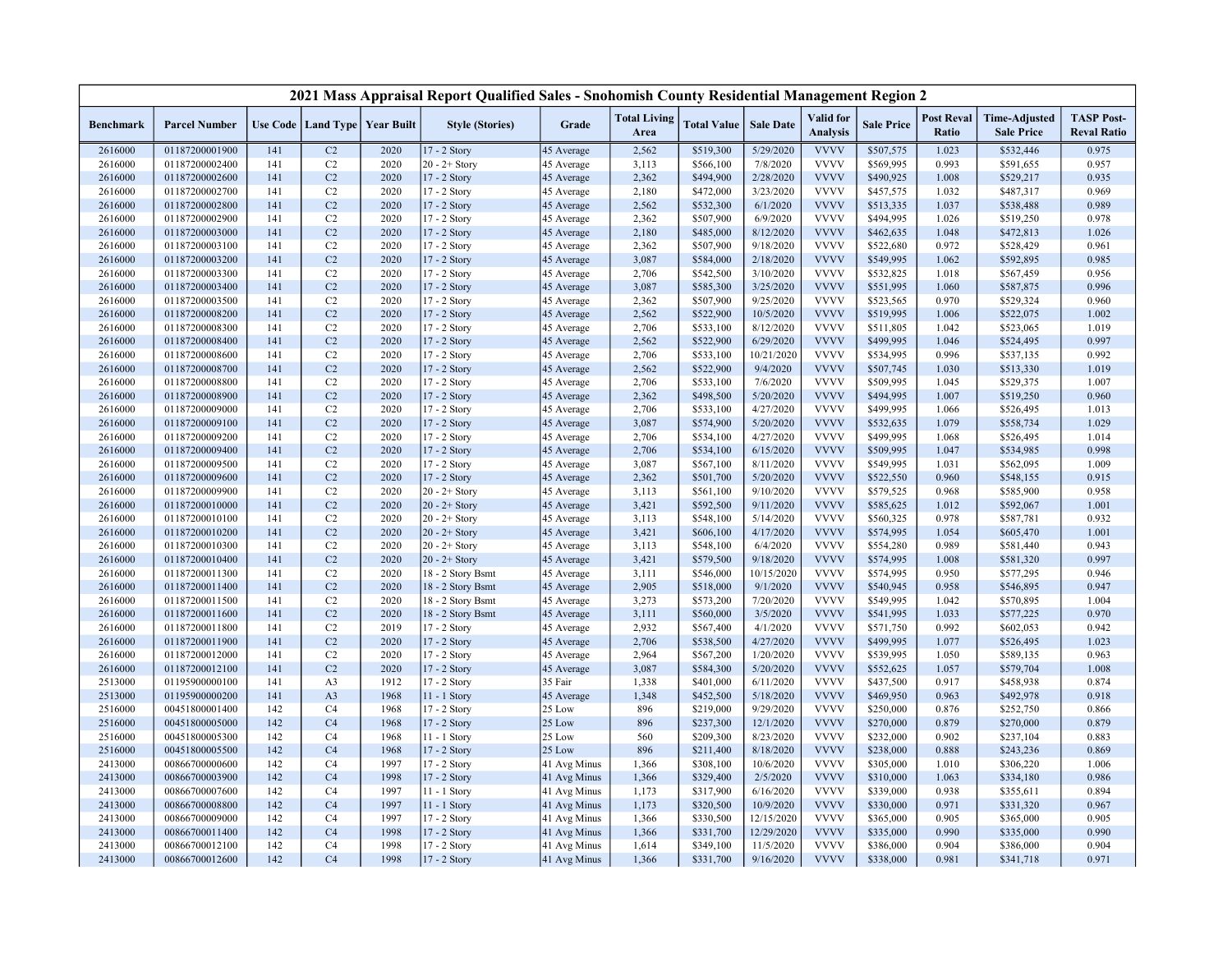# 2021 Mass Appraisal Report Qualified Sales - Snohomish County Residential Management Region 2

| Benchmark | Parcel Number | Use Code | Land Type | Year Built | Style (Stories) | Grade | Total Living Area | Total Value | Sale Date | Valid for Analysis | Sale Price | Post Reval Ratio | Time-Adjusted Sale Price | TASP Post-Reval Ratio |
|---|---|---|---|---|---|---|---|---|---|---|---|---|---|---|
| 2616000 | 01187200001900 | 141 | C2 | 2020 | 17 - 2 Story | 45 Average | 2,562 | $519,300 | 5/29/2020 | VVVV | $507,575 | 1.023 | $532,446 | 0.975 |
| 2616000 | 01187200002400 | 141 | C2 | 2020 | 20 - 2+ Story | 45 Average | 3,113 | $566,100 | 7/8/2020 | VVVV | $569,995 | 0.993 | $591,655 | 0.957 |
| 2616000 | 01187200002600 | 141 | C2 | 2020 | 17 - 2 Story | 45 Average | 2,362 | $494,900 | 2/28/2020 | VVVV | $490,925 | 1.008 | $529,217 | 0.935 |
| 2616000 | 01187200002700 | 141 | C2 | 2020 | 17 - 2 Story | 45 Average | 2,180 | $472,000 | 3/23/2020 | VVVV | $457,575 | 1.032 | $487,317 | 0.969 |
| 2616000 | 01187200002800 | 141 | C2 | 2020 | 17 - 2 Story | 45 Average | 2,562 | $532,300 | 6/1/2020 | VVVV | $513,335 | 1.037 | $538,488 | 0.989 |
| 2616000 | 01187200002900 | 141 | C2 | 2020 | 17 - 2 Story | 45 Average | 2,362 | $507,900 | 6/9/2020 | VVVV | $494,995 | 1.026 | $519,250 | 0.978 |
| 2616000 | 01187200003000 | 141 | C2 | 2020 | 17 - 2 Story | 45 Average | 2,180 | $485,000 | 8/12/2020 | VVVV | $462,635 | 1.048 | $472,813 | 1.026 |
| 2616000 | 01187200003100 | 141 | C2 | 2020 | 17 - 2 Story | 45 Average | 2,362 | $507,900 | 9/18/2020 | VVVV | $522,680 | 0.972 | $528,429 | 0.961 |
| 2616000 | 01187200003200 | 141 | C2 | 2020 | 17 - 2 Story | 45 Average | 3,087 | $584,000 | 2/18/2020 | VVVV | $549,995 | 1.062 | $592,895 | 0.985 |
| 2616000 | 01187200003300 | 141 | C2 | 2020 | 17 - 2 Story | 45 Average | 2,706 | $542,500 | 3/10/2020 | VVVV | $532,825 | 1.018 | $567,459 | 0.956 |
| 2616000 | 01187200003400 | 141 | C2 | 2020 | 17 - 2 Story | 45 Average | 3,087 | $585,300 | 3/25/2020 | VVVV | $551,995 | 1.060 | $587,875 | 0.996 |
| 2616000 | 01187200003500 | 141 | C2 | 2020 | 17 - 2 Story | 45 Average | 2,362 | $507,900 | 9/25/2020 | VVVV | $523,565 | 0.970 | $529,324 | 0.960 |
| 2616000 | 01187200008200 | 141 | C2 | 2020 | 17 - 2 Story | 45 Average | 2,562 | $522,900 | 10/5/2020 | VVVV | $519,995 | 1.006 | $522,075 | 1.002 |
| 2616000 | 01187200008300 | 141 | C2 | 2020 | 17 - 2 Story | 45 Average | 2,706 | $533,100 | 8/12/2020 | VVVV | $511,805 | 1.042 | $523,065 | 1.019 |
| 2616000 | 01187200008400 | 141 | C2 | 2020 | 17 - 2 Story | 45 Average | 2,562 | $522,900 | 6/29/2020 | VVVV | $499,995 | 1.046 | $524,495 | 0.997 |
| 2616000 | 01187200008600 | 141 | C2 | 2020 | 17 - 2 Story | 45 Average | 2,706 | $533,100 | 10/21/2020 | VVVV | $534,995 | 0.996 | $537,135 | 0.992 |
| 2616000 | 01187200008700 | 141 | C2 | 2020 | 17 - 2 Story | 45 Average | 2,562 | $522,900 | 9/4/2020 | VVVV | $507,745 | 1.030 | $513,330 | 1.019 |
| 2616000 | 01187200008800 | 141 | C2 | 2020 | 17 - 2 Story | 45 Average | 2,706 | $533,100 | 7/6/2020 | VVVV | $509,995 | 1.045 | $529,375 | 1.007 |
| 2616000 | 01187200008900 | 141 | C2 | 2020 | 17 - 2 Story | 45 Average | 2,362 | $498,500 | 5/20/2020 | VVVV | $494,995 | 1.007 | $519,250 | 0.960 |
| 2616000 | 01187200009000 | 141 | C2 | 2020 | 17 - 2 Story | 45 Average | 2,706 | $533,100 | 4/27/2020 | VVVV | $499,995 | 1.066 | $526,495 | 1.013 |
| 2616000 | 01187200009100 | 141 | C2 | 2020 | 17 - 2 Story | 45 Average | 3,087 | $574,900 | 5/20/2020 | VVVV | $532,635 | 1.079 | $558,734 | 1.029 |
| 2616000 | 01187200009200 | 141 | C2 | 2020 | 17 - 2 Story | 45 Average | 2,706 | $534,100 | 4/27/2020 | VVVV | $499,995 | 1.068 | $526,495 | 1.014 |
| 2616000 | 01187200009400 | 141 | C2 | 2020 | 17 - 2 Story | 45 Average | 2,706 | $534,100 | 6/15/2020 | VVVV | $509,995 | 1.047 | $534,985 | 0.998 |
| 2616000 | 01187200009500 | 141 | C2 | 2020 | 17 - 2 Story | 45 Average | 3,087 | $567,100 | 8/11/2020 | VVVV | $549,995 | 1.031 | $562,095 | 1.009 |
| 2616000 | 01187200009600 | 141 | C2 | 2020 | 17 - 2 Story | 45 Average | 2,362 | $501,700 | 5/20/2020 | VVVV | $522,550 | 0.960 | $548,155 | 0.915 |
| 2616000 | 01187200009900 | 141 | C2 | 2020 | 20 - 2+ Story | 45 Average | 3,113 | $561,100 | 9/10/2020 | VVVV | $579,525 | 0.968 | $585,900 | 0.958 |
| 2616000 | 01187200010000 | 141 | C2 | 2020 | 20 - 2+ Story | 45 Average | 3,421 | $592,500 | 9/11/2020 | VVVV | $585,625 | 1.012 | $592,067 | 1.001 |
| 2616000 | 01187200010100 | 141 | C2 | 2020 | 20 - 2+ Story | 45 Average | 3,113 | $548,100 | 5/14/2020 | VVVV | $560,325 | 0.978 | $587,781 | 0.932 |
| 2616000 | 01187200010200 | 141 | C2 | 2020 | 20 - 2+ Story | 45 Average | 3,421 | $606,100 | 4/17/2020 | VVVV | $574,995 | 1.054 | $605,470 | 1.001 |
| 2616000 | 01187200010300 | 141 | C2 | 2020 | 20 - 2+ Story | 45 Average | 3,113 | $548,100 | 6/4/2020 | VVVV | $554,280 | 0.989 | $581,440 | 0.943 |
| 2616000 | 01187200010400 | 141 | C2 | 2020 | 20 - 2+ Story | 45 Average | 3,421 | $579,500 | 9/18/2020 | VVVV | $574,995 | 1.008 | $581,320 | 0.997 |
| 2616000 | 01187200011300 | 141 | C2 | 2020 | 18 - 2 Story Bsmt | 45 Average | 3,111 | $546,000 | 10/15/2020 | VVVV | $574,995 | 0.950 | $577,295 | 0.946 |
| 2616000 | 01187200011400 | 141 | C2 | 2020 | 18 - 2 Story Bsmt | 45 Average | 2,905 | $518,000 | 9/1/2020 | VVVV | $540,945 | 0.958 | $546,895 | 0.947 |
| 2616000 | 01187200011500 | 141 | C2 | 2020 | 18 - 2 Story Bsmt | 45 Average | 3,273 | $573,200 | 7/20/2020 | VVVV | $549,995 | 1.042 | $570,895 | 1.004 |
| 2616000 | 01187200011600 | 141 | C2 | 2020 | 18 - 2 Story Bsmt | 45 Average | 3,111 | $560,000 | 3/5/2020 | VVVV | $541,995 | 1.033 | $577,225 | 0.970 |
| 2616000 | 01187200011800 | 141 | C2 | 2019 | 17 - 2 Story | 45 Average | 2,932 | $567,400 | 4/1/2020 | VVVV | $571,750 | 0.992 | $602,053 | 0.942 |
| 2616000 | 01187200011900 | 141 | C2 | 2020 | 17 - 2 Story | 45 Average | 2,706 | $538,500 | 4/27/2020 | VVVV | $499,995 | 1.077 | $526,495 | 1.023 |
| 2616000 | 01187200012000 | 141 | C2 | 2020 | 17 - 2 Story | 45 Average | 2,964 | $567,200 | 1/20/2020 | VVVV | $539,995 | 1.050 | $589,135 | 0.963 |
| 2616000 | 01187200012100 | 141 | C2 | 2020 | 17 - 2 Story | 45 Average | 3,087 | $584,300 | 5/20/2020 | VVVV | $552,625 | 1.057 | $579,704 | 1.008 |
| 2513000 | 01195900000100 | 141 | A3 | 1912 | 17 - 2 Story | 35 Fair | 1,338 | $401,000 | 6/11/2020 | VVVV | $437,500 | 0.917 | $458,938 | 0.874 |
| 2513000 | 01195900000200 | 141 | A3 | 1968 | 11 - 1 Story | 45 Average | 1,348 | $452,500 | 5/18/2020 | VVVV | $469,950 | 0.963 | $492,978 | 0.918 |
| 2516000 | 00451800001400 | 142 | C4 | 1968 | 17 - 2 Story | 25 Low | 896 | $219,000 | 9/29/2020 | VVVV | $250,000 | 0.876 | $252,750 | 0.866 |
| 2516000 | 00451800005000 | 142 | C4 | 1968 | 17 - 2 Story | 25 Low | 896 | $237,300 | 12/1/2020 | VVVV | $270,000 | 0.879 | $270,000 | 0.879 |
| 2516000 | 00451800005300 | 142 | C4 | 1968 | 11 - 1 Story | 25 Low | 560 | $209,300 | 8/23/2020 | VVVV | $232,000 | 0.902 | $237,104 | 0.883 |
| 2516000 | 00451800005500 | 142 | C4 | 1968 | 17 - 2 Story | 25 Low | 896 | $211,400 | 8/18/2020 | VVVV | $238,000 | 0.888 | $243,236 | 0.869 |
| 2413000 | 00866700000600 | 142 | C4 | 1997 | 17 - 2 Story | 41 Avg Minus | 1,366 | $308,100 | 10/6/2020 | VVVV | $305,000 | 1.010 | $306,220 | 1.006 |
| 2413000 | 00866700003900 | 142 | C4 | 1998 | 17 - 2 Story | 41 Avg Minus | 1,366 | $329,400 | 2/5/2020 | VVVV | $310,000 | 1.063 | $334,180 | 0.986 |
| 2413000 | 00866700007600 | 142 | C4 | 1997 | 11 - 1 Story | 41 Avg Minus | 1,173 | $317,900 | 6/16/2020 | VVVV | $339,000 | 0.938 | $355,611 | 0.894 |
| 2413000 | 00866700008800 | 142 | C4 | 1997 | 11 - 1 Story | 41 Avg Minus | 1,173 | $320,500 | 10/9/2020 | VVVV | $330,000 | 0.971 | $331,320 | 0.967 |
| 2413000 | 00866700009000 | 142 | C4 | 1997 | 17 - 2 Story | 41 Avg Minus | 1,366 | $330,500 | 12/15/2020 | VVVV | $365,000 | 0.905 | $365,000 | 0.905 |
| 2413000 | 00866700011400 | 142 | C4 | 1998 | 17 - 2 Story | 41 Avg Minus | 1,366 | $331,700 | 12/29/2020 | VVVV | $335,000 | 0.990 | $335,000 | 0.990 |
| 2413000 | 00866700012100 | 142 | C4 | 1998 | 17 - 2 Story | 41 Avg Minus | 1,614 | $349,100 | 11/5/2020 | VVVV | $386,000 | 0.904 | $386,000 | 0.904 |
| 2413000 | 00866700012600 | 142 | C4 | 1998 | 17 - 2 Story | 41 Avg Minus | 1,366 | $331,700 | 9/16/2020 | VVVV | $338,000 | 0.981 | $341,718 | 0.971 |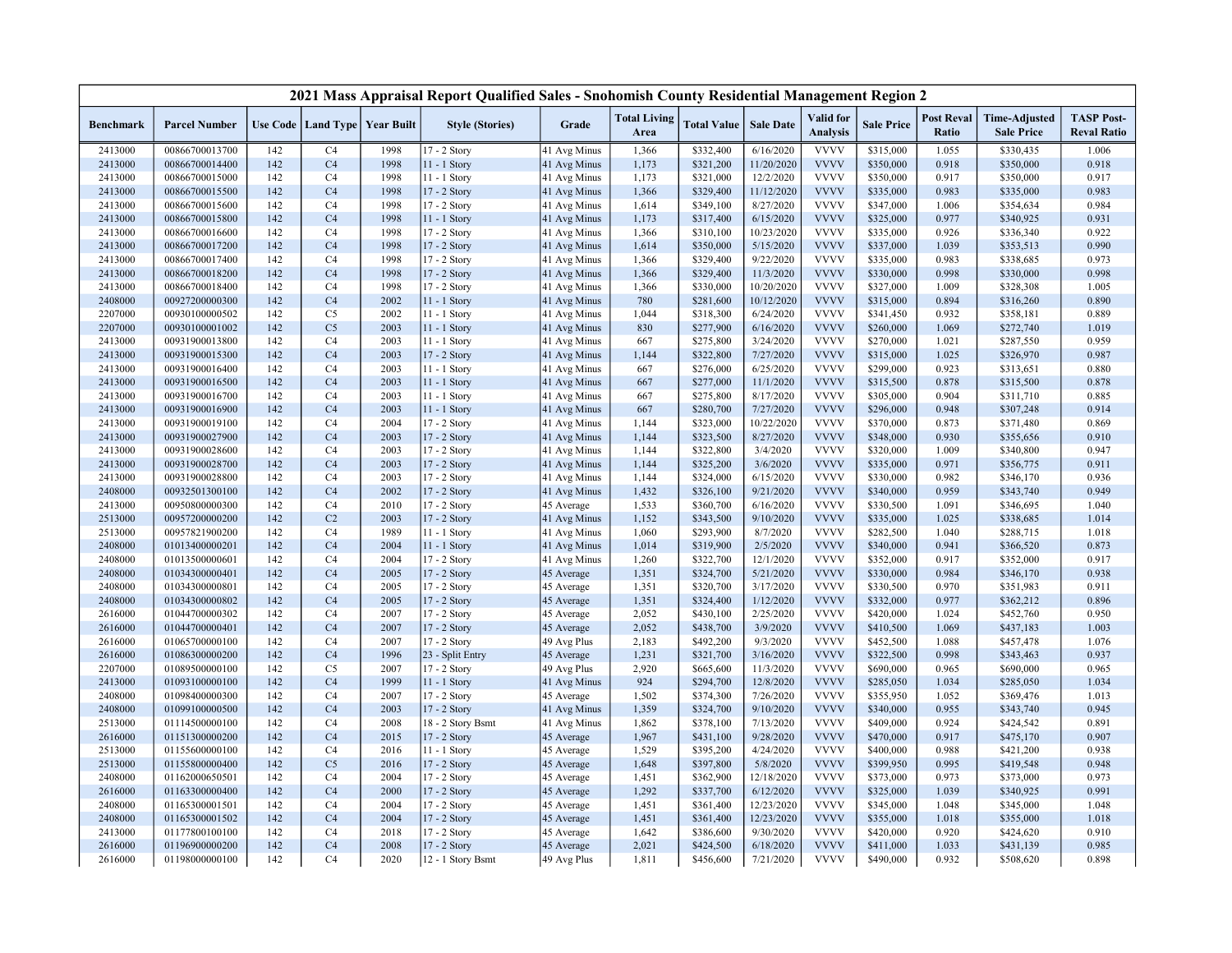## 2021 Mass Appraisal Report Qualified Sales - Snohomish County Residential Management Region 2

| Benchmark | Parcel Number | Use Code | Land Type | Year Built | Style (Stories) | Grade | Total Living Area | Total Value | Sale Date | Valid for Analysis | Sale Price | Post Reval Ratio | Time-Adjusted Sale Price | TASP Post-Reval Ratio |
|---|---|---|---|---|---|---|---|---|---|---|---|---|---|---|
| 2413000 | 00866700013700 | 142 | C4 | 1998 | 17 - 2 Story | 41 Avg Minus | 1,366 | $332,400 | 6/16/2020 | VVVV | $315,000 | 1.055 | $330,435 | 1.006 |
| 2413000 | 00866700014400 | 142 | C4 | 1998 | 11 - 1 Story | 41 Avg Minus | 1,173 | $321,200 | 11/20/2020 | VVVV | $350,000 | 0.918 | $350,000 | 0.918 |
| 2413000 | 00866700015000 | 142 | C4 | 1998 | 11 - 1 Story | 41 Avg Minus | 1,173 | $321,000 | 12/2/2020 | VVVV | $350,000 | 0.917 | $350,000 | 0.917 |
| 2413000 | 00866700015500 | 142 | C4 | 1998 | 17 - 2 Story | 41 Avg Minus | 1,366 | $329,400 | 11/12/2020 | VVVV | $335,000 | 0.983 | $335,000 | 0.983 |
| 2413000 | 00866700015600 | 142 | C4 | 1998 | 17 - 2 Story | 41 Avg Minus | 1,614 | $349,100 | 8/27/2020 | VVVV | $347,000 | 1.006 | $354,634 | 0.984 |
| 2413000 | 00866700015800 | 142 | C4 | 1998 | 11 - 1 Story | 41 Avg Minus | 1,173 | $317,400 | 6/15/2020 | VVVV | $325,000 | 0.977 | $340,925 | 0.931 |
| 2413000 | 00866700016600 | 142 | C4 | 1998 | 17 - 2 Story | 41 Avg Minus | 1,366 | $310,100 | 10/23/2020 | VVVV | $335,000 | 0.926 | $336,340 | 0.922 |
| 2413000 | 00866700017200 | 142 | C4 | 1998 | 17 - 2 Story | 41 Avg Minus | 1,614 | $350,000 | 5/15/2020 | VVVV | $337,000 | 1.039 | $353,513 | 0.990 |
| 2413000 | 00866700017400 | 142 | C4 | 1998 | 17 - 2 Story | 41 Avg Minus | 1,366 | $329,400 | 9/22/2020 | VVVV | $335,000 | 0.983 | $338,685 | 0.973 |
| 2413000 | 00866700018200 | 142 | C4 | 1998 | 17 - 2 Story | 41 Avg Minus | 1,366 | $329,400 | 11/3/2020 | VVVV | $330,000 | 0.998 | $330,000 | 0.998 |
| 2413000 | 00866700018400 | 142 | C4 | 1998 | 17 - 2 Story | 41 Avg Minus | 1,366 | $330,000 | 10/20/2020 | VVVV | $327,000 | 1.009 | $328,308 | 1.005 |
| 2408000 | 00927200000300 | 142 | C4 | 2002 | 11 - 1 Story | 41 Avg Minus | 780 | $281,600 | 10/12/2020 | VVVV | $315,000 | 0.894 | $316,260 | 0.890 |
| 2207000 | 00930100000502 | 142 | C5 | 2002 | 11 - 1 Story | 41 Avg Minus | 1,044 | $318,300 | 6/24/2020 | VVVV | $341,450 | 0.932 | $358,181 | 0.889 |
| 2207000 | 00930100001002 | 142 | C5 | 2003 | 11 - 1 Story | 41 Avg Minus | 830 | $277,900 | 6/16/2020 | VVVV | $260,000 | 1.069 | $272,740 | 1.019 |
| 2413000 | 00931900013800 | 142 | C4 | 2003 | 11 - 1 Story | 41 Avg Minus | 667 | $275,800 | 3/24/2020 | VVVV | $270,000 | 1.021 | $287,550 | 0.959 |
| 2413000 | 00931900015300 | 142 | C4 | 2003 | 17 - 2 Story | 41 Avg Minus | 1,144 | $322,800 | 7/27/2020 | VVVV | $315,000 | 1.025 | $326,970 | 0.987 |
| 2413000 | 00931900016400 | 142 | C4 | 2003 | 11 - 1 Story | 41 Avg Minus | 667 | $276,000 | 6/25/2020 | VVVV | $299,000 | 0.923 | $313,651 | 0.880 |
| 2413000 | 00931900016500 | 142 | C4 | 2003 | 11 - 1 Story | 41 Avg Minus | 667 | $277,000 | 11/1/2020 | VVVV | $315,500 | 0.878 | $315,500 | 0.878 |
| 2413000 | 00931900016700 | 142 | C4 | 2003 | 11 - 1 Story | 41 Avg Minus | 667 | $275,800 | 8/17/2020 | VVVV | $305,000 | 0.904 | $311,710 | 0.885 |
| 2413000 | 00931900016900 | 142 | C4 | 2003 | 11 - 1 Story | 41 Avg Minus | 667 | $280,700 | 7/27/2020 | VVVV | $296,000 | 0.948 | $307,248 | 0.914 |
| 2413000 | 00931900019100 | 142 | C4 | 2004 | 17 - 2 Story | 41 Avg Minus | 1,144 | $323,000 | 10/22/2020 | VVVV | $370,000 | 0.873 | $371,480 | 0.869 |
| 2413000 | 00931900027900 | 142 | C4 | 2003 | 17 - 2 Story | 41 Avg Minus | 1,144 | $323,500 | 8/27/2020 | VVVV | $348,000 | 0.930 | $355,656 | 0.910 |
| 2413000 | 00931900028600 | 142 | C4 | 2003 | 17 - 2 Story | 41 Avg Minus | 1,144 | $322,800 | 3/4/2020 | VVVV | $320,000 | 1.009 | $340,800 | 0.947 |
| 2413000 | 00931900028700 | 142 | C4 | 2003 | 17 - 2 Story | 41 Avg Minus | 1,144 | $325,200 | 3/6/2020 | VVVV | $335,000 | 0.971 | $356,775 | 0.911 |
| 2413000 | 00931900028800 | 142 | C4 | 2003 | 17 - 2 Story | 41 Avg Minus | 1,144 | $324,000 | 6/15/2020 | VVVV | $330,000 | 0.982 | $346,170 | 0.936 |
| 2408000 | 00932501300100 | 142 | C4 | 2002 | 17 - 2 Story | 41 Avg Minus | 1,432 | $326,100 | 9/21/2020 | VVVV | $340,000 | 0.959 | $343,740 | 0.949 |
| 2413000 | 00950800000300 | 142 | C4 | 2010 | 17 - 2 Story | 45 Average | 1,533 | $360,700 | 6/16/2020 | VVVV | $330,500 | 1.091 | $346,695 | 1.040 |
| 2513000 | 00957200000200 | 142 | C2 | 2003 | 17 - 2 Story | 41 Avg Minus | 1,152 | $343,500 | 9/10/2020 | VVVV | $335,000 | 1.025 | $338,685 | 1.014 |
| 2513000 | 00957821900200 | 142 | C4 | 1989 | 11 - 1 Story | 41 Avg Minus | 1,060 | $293,900 | 8/7/2020 | VVVV | $282,500 | 1.040 | $288,715 | 1.018 |
| 2408000 | 01013400000201 | 142 | C4 | 2004 | 11 - 1 Story | 41 Avg Minus | 1,014 | $319,900 | 2/5/2020 | VVVV | $340,000 | 0.941 | $366,520 | 0.873 |
| 2408000 | 01013500000601 | 142 | C4 | 2004 | 17 - 2 Story | 41 Avg Minus | 1,260 | $322,700 | 12/1/2020 | VVVV | $352,000 | 0.917 | $352,000 | 0.917 |
| 2408000 | 01034300000401 | 142 | C4 | 2005 | 17 - 2 Story | 45 Average | 1,351 | $324,700 | 5/21/2020 | VVVV | $330,000 | 0.984 | $346,170 | 0.938 |
| 2408000 | 01034300000801 | 142 | C4 | 2005 | 17 - 2 Story | 45 Average | 1,351 | $320,700 | 3/17/2020 | VVVV | $330,500 | 0.970 | $351,983 | 0.911 |
| 2408000 | 01034300000802 | 142 | C4 | 2005 | 17 - 2 Story | 45 Average | 1,351 | $324,400 | 1/12/2020 | VVVV | $332,000 | 0.977 | $362,212 | 0.896 |
| 2616000 | 01044700000302 | 142 | C4 | 2007 | 17 - 2 Story | 45 Average | 2,052 | $430,100 | 2/25/2020 | VVVV | $420,000 | 1.024 | $452,760 | 0.950 |
| 2616000 | 01044700000401 | 142 | C4 | 2007 | 17 - 2 Story | 45 Average | 2,052 | $438,700 | 3/9/2020 | VVVV | $410,500 | 1.069 | $437,183 | 1.003 |
| 2616000 | 01065700000100 | 142 | C4 | 2007 | 17 - 2 Story | 49 Avg Plus | 2,183 | $492,200 | 9/3/2020 | VVVV | $452,500 | 1.088 | $457,478 | 1.076 |
| 2616000 | 01086300000200 | 142 | C4 | 1996 | 23 - Split Entry | 45 Average | 1,231 | $321,700 | 3/16/2020 | VVVV | $322,500 | 0.998 | $343,463 | 0.937 |
| 2207000 | 01089500000100 | 142 | C5 | 2007 | 17 - 2 Story | 49 Avg Plus | 2,920 | $665,600 | 11/3/2020 | VVVV | $690,000 | 0.965 | $690,000 | 0.965 |
| 2413000 | 01093100000100 | 142 | C4 | 1999 | 11 - 1 Story | 41 Avg Minus | 924 | $294,700 | 12/8/2020 | VVVV | $285,050 | 1.034 | $285,050 | 1.034 |
| 2408000 | 01098400000300 | 142 | C4 | 2007 | 17 - 2 Story | 45 Average | 1,502 | $374,300 | 7/26/2020 | VVVV | $355,950 | 1.052 | $369,476 | 1.013 |
| 2408000 | 01099100000500 | 142 | C4 | 2003 | 17 - 2 Story | 41 Avg Minus | 1,359 | $324,700 | 9/10/2020 | VVVV | $340,000 | 0.955 | $343,740 | 0.945 |
| 2513000 | 01114500000100 | 142 | C4 | 2008 | 18 - 2 Story Bsmt | 41 Avg Minus | 1,862 | $378,100 | 7/13/2020 | VVVV | $409,000 | 0.924 | $424,542 | 0.891 |
| 2616000 | 01151300000200 | 142 | C4 | 2015 | 17 - 2 Story | 45 Average | 1,967 | $431,100 | 9/28/2020 | VVVV | $470,000 | 0.917 | $475,170 | 0.907 |
| 2513000 | 01155600000100 | 142 | C4 | 2016 | 11 - 1 Story | 45 Average | 1,529 | $395,200 | 4/24/2020 | VVVV | $400,000 | 0.988 | $421,200 | 0.938 |
| 2513000 | 01155800000400 | 142 | C5 | 2016 | 17 - 2 Story | 45 Average | 1,648 | $397,800 | 5/8/2020 | VVVV | $399,950 | 0.995 | $419,548 | 0.948 |
| 2408000 | 01162000650501 | 142 | C4 | 2004 | 17 - 2 Story | 45 Average | 1,451 | $362,900 | 12/18/2020 | VVVV | $373,000 | 0.973 | $373,000 | 0.973 |
| 2616000 | 01163300000400 | 142 | C4 | 2000 | 17 - 2 Story | 45 Average | 1,292 | $337,700 | 6/12/2020 | VVVV | $325,000 | 1.039 | $340,925 | 0.991 |
| 2408000 | 01165300001501 | 142 | C4 | 2004 | 17 - 2 Story | 45 Average | 1,451 | $361,400 | 12/23/2020 | VVVV | $345,000 | 1.048 | $345,000 | 1.048 |
| 2408000 | 01165300001502 | 142 | C4 | 2004 | 17 - 2 Story | 45 Average | 1,451 | $361,400 | 12/23/2020 | VVVV | $355,000 | 1.018 | $355,000 | 1.018 |
| 2413000 | 01177800100100 | 142 | C4 | 2018 | 17 - 2 Story | 45 Average | 1,642 | $386,600 | 9/30/2020 | VVVV | $420,000 | 0.920 | $424,620 | 0.910 |
| 2616000 | 01196900000200 | 142 | C4 | 2008 | 17 - 2 Story | 45 Average | 2,021 | $424,500 | 6/18/2020 | VVVV | $411,000 | 1.033 | $431,139 | 0.985 |
| 2616000 | 01198000000100 | 142 | C4 | 2020 | 12 - 1 Story Bsmt | 49 Avg Plus | 1,811 | $456,600 | 7/21/2020 | VVVV | $490,000 | 0.932 | $508,620 | 0.898 |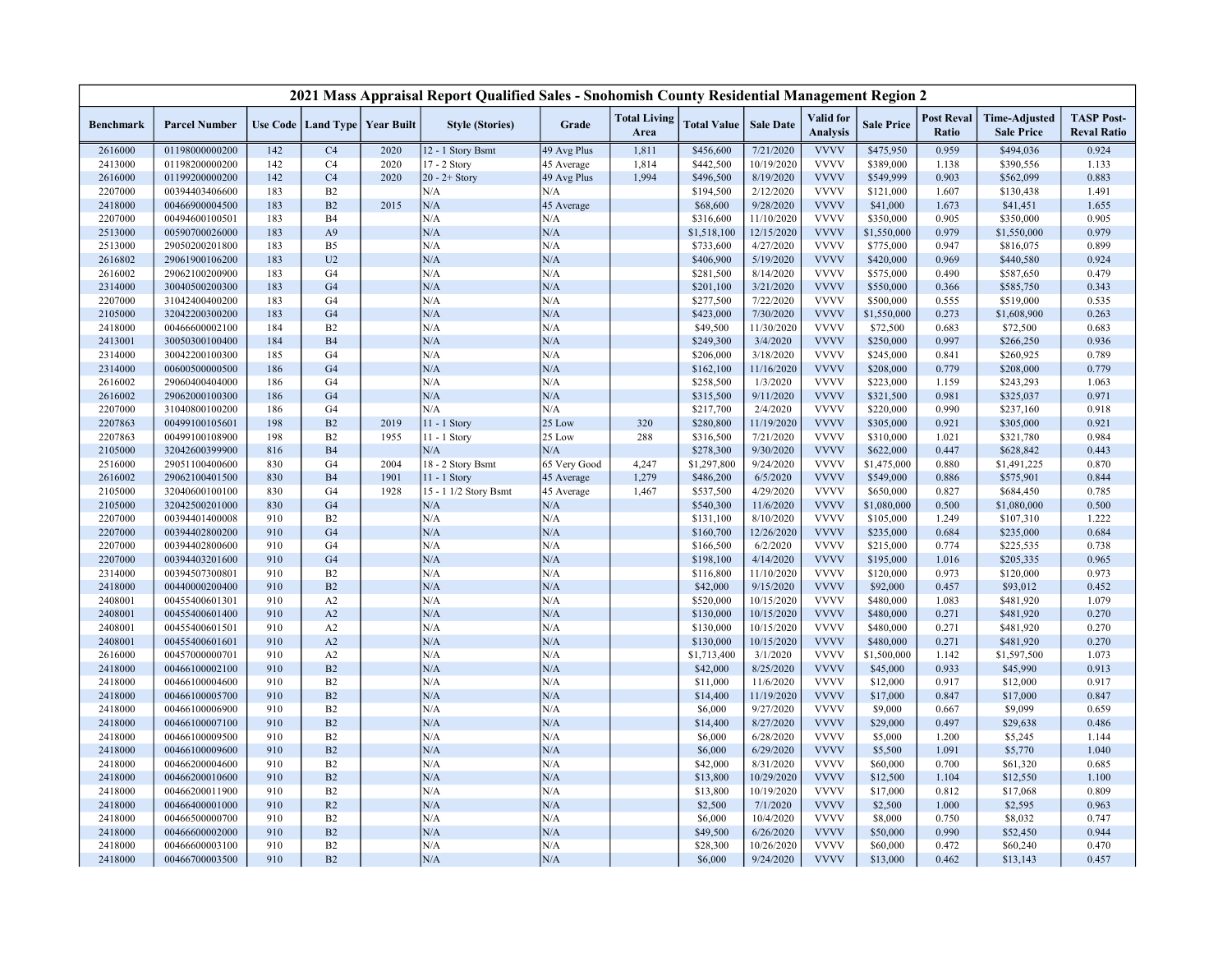# 2021 Mass Appraisal Report Qualified Sales - Snohomish County Residential Management Region 2

| Benchmark | Parcel Number | Use Code | Land Type | Year Built | Style (Stories) | Grade | Total Living Area | Total Value | Sale Date | Valid for Analysis | Sale Price | Post Reval Ratio | Time-Adjusted Sale Price | TASP Post-Reval Ratio |
|---|---|---|---|---|---|---|---|---|---|---|---|---|---|---|
| 2616000 | 01198000000200 | 142 | C4 | 2020 | 12 - 1 Story Bsmt | 49 Avg Plus | 1,811 | $456,600 | 7/21/2020 | VVVV | $475,950 | 0.959 | $494,036 | 0.924 |
| 2413000 | 01198200000200 | 142 | C4 | 2020 | 17 - 2 Story | 45 Average | 1,814 | $442,500 | 10/19/2020 | VVVV | $389,000 | 1.138 | $390,556 | 1.133 |
| 2616000 | 01199200000200 | 142 | C4 | 2020 | 20 - 2+ Story | 49 Avg Plus | 1,994 | $496,500 | 8/19/2020 | VVVV | $549,999 | 0.903 | $562,099 | 0.883 |
| 2207000 | 00394403406600 | 183 | B2 | | N/A | N/A | | $194,500 | 2/12/2020 | VVVV | $121,000 | 1.607 | $130,438 | 1.491 |
| 2418000 | 00466900004500 | 183 | B2 | 2015 | N/A | 45 Average | | $68,600 | 9/28/2020 | VVVV | $41,000 | 1.673 | $41,451 | 1.655 |
| 2207000 | 00494600100501 | 183 | B4 | | N/A | N/A | | $316,600 | 11/10/2020 | VVVV | $350,000 | 0.905 | $350,000 | 0.905 |
| 2513000 | 00590700026000 | 183 | A9 | | N/A | N/A | | $1,518,100 | 12/15/2020 | VVVV | $1,550,000 | 0.979 | $1,550,000 | 0.979 |
| 2513000 | 29050200201800 | 183 | B5 | | N/A | N/A | | $733,600 | 4/27/2020 | VVVV | $775,000 | 0.947 | $816,075 | 0.899 |
| 2616802 | 29061900106200 | 183 | U2 | | N/A | N/A | | $406,900 | 5/19/2020 | VVVV | $420,000 | 0.969 | $440,580 | 0.924 |
| 2616002 | 29062100200900 | 183 | G4 | | N/A | N/A | | $281,500 | 8/14/2020 | VVVV | $575,000 | 0.490 | $587,650 | 0.479 |
| 2314000 | 30040500200300 | 183 | G4 | | N/A | N/A | | $201,100 | 3/21/2020 | VVVV | $550,000 | 0.366 | $585,750 | 0.343 |
| 2207000 | 31042400400200 | 183 | G4 | | N/A | N/A | | $277,500 | 7/22/2020 | VVVV | $500,000 | 0.555 | $519,000 | 0.535 |
| 2105000 | 32042200300200 | 183 | G4 | | N/A | N/A | | $423,000 | 7/30/2020 | VVVV | $1,550,000 | 0.273 | $1,608,900 | 0.263 |
| 2418000 | 00466600002100 | 184 | B2 | | N/A | N/A | | $49,500 | 11/30/2020 | VVVV | $72,500 | 0.683 | $72,500 | 0.683 |
| 2413001 | 30050300100400 | 184 | B4 | | N/A | N/A | | $249,300 | 3/4/2020 | VVVV | $250,000 | 0.997 | $266,250 | 0.936 |
| 2314000 | 30042200100300 | 185 | G4 | | N/A | N/A | | $206,000 | 3/18/2020 | VVVV | $245,000 | 0.841 | $260,925 | 0.789 |
| 2314000 | 00600500000500 | 186 | G4 | | N/A | N/A | | $162,100 | 11/16/2020 | VVVV | $208,000 | 0.779 | $208,000 | 0.779 |
| 2616002 | 29060400404000 | 186 | G4 | | N/A | N/A | | $258,500 | 1/3/2020 | VVVV | $223,000 | 1.159 | $243,293 | 1.063 |
| 2616002 | 29062000100300 | 186 | G4 | | N/A | N/A | | $315,500 | 9/11/2020 | VVVV | $321,500 | 0.981 | $325,037 | 0.971 |
| 2207000 | 31040800100200 | 186 | G4 | | N/A | N/A | | $217,700 | 2/4/2020 | VVVV | $220,000 | 0.990 | $237,160 | 0.918 |
| 2207863 | 00499100105601 | 198 | B2 | 2019 | 11 - 1 Story | 25 Low | 320 | $280,800 | 11/19/2020 | VVVV | $305,000 | 0.921 | $305,000 | 0.921 |
| 2207863 | 00499100108900 | 198 | B2 | 1955 | 11 - 1 Story | 25 Low | 288 | $316,500 | 7/21/2020 | VVVV | $310,000 | 1.021 | $321,780 | 0.984 |
| 2105000 | 32042600399900 | 816 | B4 | | N/A | N/A | | $278,300 | 9/30/2020 | VVVV | $622,000 | 0.447 | $628,842 | 0.443 |
| 2516000 | 29051100400600 | 830 | G4 | 2004 | 18 - 2 Story Bsmt | 65 Very Good | 4,247 | $1,297,800 | 9/24/2020 | VVVV | $1,475,000 | 0.880 | $1,491,225 | 0.870 |
| 2616002 | 29062100401500 | 830 | B4 | 1901 | 11 - 1 Story | 45 Average | 1,279 | $486,200 | 6/5/2020 | VVVV | $549,000 | 0.886 | $575,901 | 0.844 |
| 2105000 | 32040600100100 | 830 | G4 | 1928 | 15 - 1 1/2 Story Bsmt | 45 Average | 1,467 | $537,500 | 4/29/2020 | VVVV | $650,000 | 0.827 | $684,450 | 0.785 |
| 2105000 | 32042500201000 | 830 | G4 | | N/A | N/A | | $540,300 | 11/6/2020 | VVVV | $1,080,000 | 0.500 | $1,080,000 | 0.500 |
| 2207000 | 00394401400008 | 910 | B2 | | N/A | N/A | | $131,100 | 8/10/2020 | VVVV | $105,000 | 1.249 | $107,310 | 1.222 |
| 2207000 | 00394402800200 | 910 | G4 | | N/A | N/A | | $160,700 | 12/26/2020 | VVVV | $235,000 | 0.684 | $235,000 | 0.684 |
| 2207000 | 00394402800600 | 910 | G4 | | N/A | N/A | | $166,500 | 6/2/2020 | VVVV | $215,000 | 0.774 | $225,535 | 0.738 |
| 2207000 | 00394403201600 | 910 | G4 | | N/A | N/A | | $198,100 | 4/14/2020 | VVVV | $195,000 | 1.016 | $205,335 | 0.965 |
| 2314000 | 00394507300801 | 910 | B2 | | N/A | N/A | | $116,800 | 11/10/2020 | VVVV | $120,000 | 0.973 | $120,000 | 0.973 |
| 2418000 | 00440000200400 | 910 | B2 | | N/A | N/A | | $42,000 | 9/15/2020 | VVVV | $92,000 | 0.457 | $93,012 | 0.452 |
| 2408001 | 00455400601301 | 910 | A2 | | N/A | N/A | | $520,000 | 10/15/2020 | VVVV | $480,000 | 1.083 | $481,920 | 1.079 |
| 2408001 | 00455400601400 | 910 | A2 | | N/A | N/A | | $130,000 | 10/15/2020 | VVVV | $480,000 | 0.271 | $481,920 | 0.270 |
| 2408001 | 00455400601501 | 910 | A2 | | N/A | N/A | | $130,000 | 10/15/2020 | VVVV | $480,000 | 0.271 | $481,920 | 0.270 |
| 2408001 | 00455400601601 | 910 | A2 | | N/A | N/A | | $130,000 | 10/15/2020 | VVVV | $480,000 | 0.271 | $481,920 | 0.270 |
| 2616000 | 00457000000701 | 910 | A2 | | N/A | N/A | | $1,713,400 | 3/1/2020 | VVVV | $1,500,000 | 1.142 | $1,597,500 | 1.073 |
| 2418000 | 00466100002100 | 910 | B2 | | N/A | N/A | | $42,000 | 8/25/2020 | VVVV | $45,000 | 0.933 | $45,990 | 0.913 |
| 2418000 | 00466100004600 | 910 | B2 | | N/A | N/A | | $11,000 | 11/6/2020 | VVVV | $12,000 | 0.917 | $12,000 | 0.917 |
| 2418000 | 00466100005700 | 910 | B2 | | N/A | N/A | | $14,400 | 11/19/2020 | VVVV | $17,000 | 0.847 | $17,000 | 0.847 |
| 2418000 | 00466100006900 | 910 | B2 | | N/A | N/A | | $6,000 | 9/27/2020 | VVVV | $9,000 | 0.667 | $9,099 | 0.659 |
| 2418000 | 00466100007100 | 910 | B2 | | N/A | N/A | | $14,400 | 8/27/2020 | VVVV | $29,000 | 0.497 | $29,638 | 0.486 |
| 2418000 | 00466100009500 | 910 | B2 | | N/A | N/A | | $6,000 | 6/28/2020 | VVVV | $5,000 | 1.200 | $5,245 | 1.144 |
| 2418000 | 00466100009600 | 910 | B2 | | N/A | N/A | | $6,000 | 6/29/2020 | VVVV | $5,500 | 1.091 | $5,770 | 1.040 |
| 2418000 | 00466200004600 | 910 | B2 | | N/A | N/A | | $42,000 | 8/31/2020 | VVVV | $60,000 | 0.700 | $61,320 | 0.685 |
| 2418000 | 00466200010600 | 910 | B2 | | N/A | N/A | | $13,800 | 10/29/2020 | VVVV | $12,500 | 1.104 | $12,550 | 1.100 |
| 2418000 | 00466200011900 | 910 | B2 | | N/A | N/A | | $13,800 | 10/19/2020 | VVVV | $17,000 | 0.812 | $17,068 | 0.809 |
| 2418000 | 00466400001000 | 910 | R2 | | N/A | N/A | | $2,500 | 7/1/2020 | VVVV | $2,500 | 1.000 | $2,595 | 0.963 |
| 2418000 | 00466500000700 | 910 | B2 | | N/A | N/A | | $6,000 | 10/4/2020 | VVVV | $8,000 | 0.750 | $8,032 | 0.747 |
| 2418000 | 00466600002000 | 910 | B2 | | N/A | N/A | | $49,500 | 6/26/2020 | VVVV | $50,000 | 0.990 | $52,450 | 0.944 |
| 2418000 | 00466600003100 | 910 | B2 | | N/A | N/A | | $28,300 | 10/26/2020 | VVVV | $60,000 | 0.472 | $60,240 | 0.470 |
| 2418000 | 00466700003500 | 910 | B2 | | N/A | N/A | | $6,000 | 9/24/2020 | VVVV | $13,000 | 0.462 | $13,143 | 0.457 |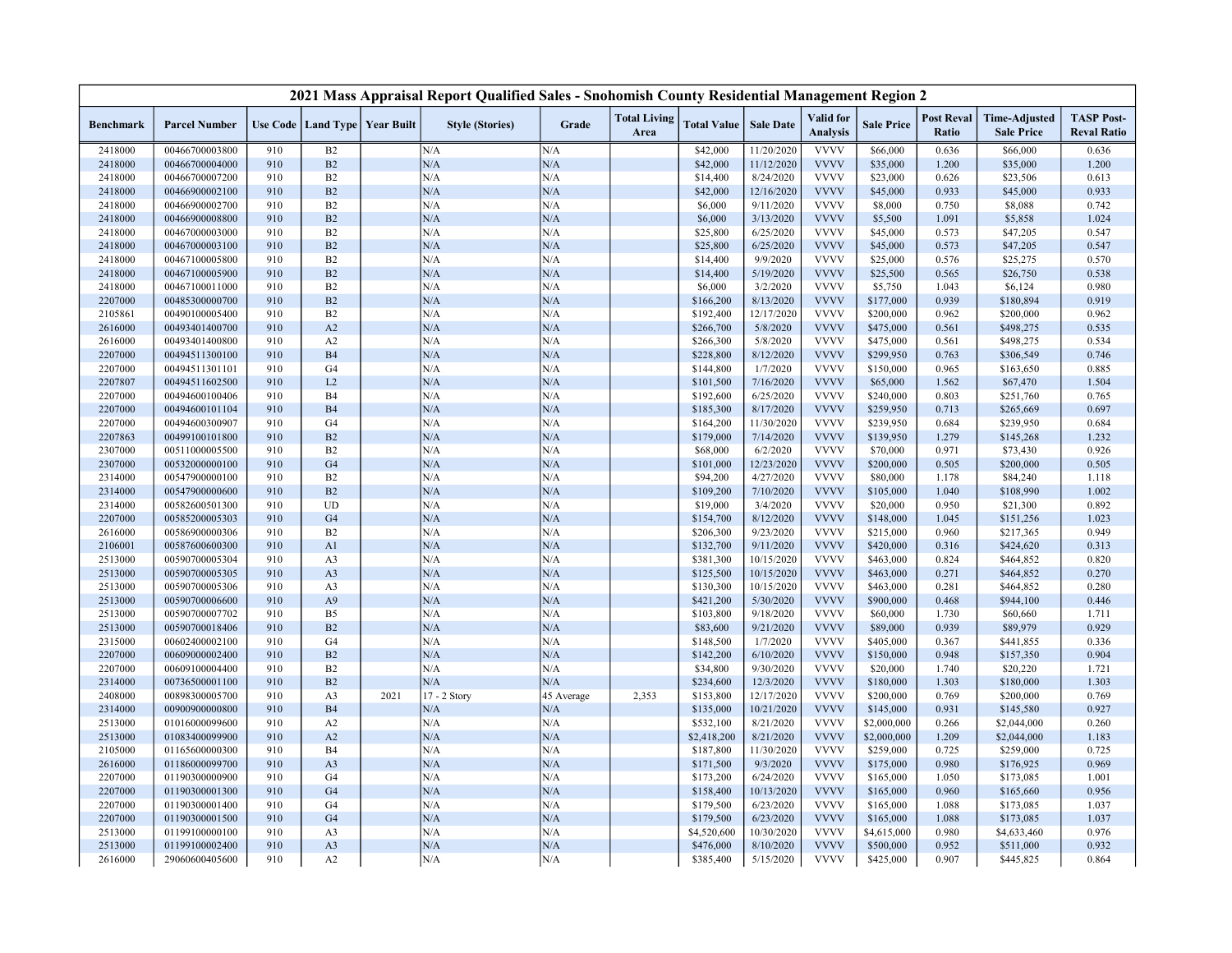# 2021 Mass Appraisal Report Qualified Sales - Snohomish County Residential Management Region 2

| Benchmark | Parcel Number | Use Code | Land Type | Year Built | Style (Stories) | Grade | Total Living Area | Total Value | Sale Date | Valid for Analysis | Sale Price | Post Reval Ratio | Time-Adjusted Sale Price | TASP Post-Reval Ratio |
|---|---|---|---|---|---|---|---|---|---|---|---|---|---|---|
| 2418000 | 00466700003800 | 910 | B2 | | N/A | N/A | | $42,000 | 11/20/2020 | VVVV | $66,000 | 0.636 | $66,000 | 0.636 |
| 2418000 | 00466700004000 | 910 | B2 | | N/A | N/A | | $42,000 | 11/12/2020 | VVVV | $35,000 | 1.200 | $35,000 | 1.200 |
| 2418000 | 00466700007200 | 910 | B2 | | N/A | N/A | | $14,400 | 8/24/2020 | VVVV | $23,000 | 0.626 | $23,506 | 0.613 |
| 2418000 | 00466900002100 | 910 | B2 | | N/A | N/A | | $42,000 | 12/16/2020 | VVVV | $45,000 | 0.933 | $45,000 | 0.933 |
| 2418000 | 00466900002700 | 910 | B2 | | N/A | N/A | | $6,000 | 9/11/2020 | VVVV | $8,000 | 0.750 | $8,088 | 0.742 |
| 2418000 | 00466900008800 | 910 | B2 | | N/A | N/A | | $6,000 | 3/13/2020 | VVVV | $5,500 | 1.091 | $5,858 | 1.024 |
| 2418000 | 00467000003000 | 910 | B2 | | N/A | N/A | | $25,800 | 6/25/2020 | VVVV | $45,000 | 0.573 | $47,205 | 0.547 |
| 2418000 | 00467000003100 | 910 | B2 | | N/A | N/A | | $25,800 | 6/25/2020 | VVVV | $45,000 | 0.573 | $47,205 | 0.547 |
| 2418000 | 00467100005800 | 910 | B2 | | N/A | N/A | | $14,400 | 9/9/2020 | VVVV | $25,000 | 0.576 | $25,275 | 0.570 |
| 2418000 | 00467100005900 | 910 | B2 | | N/A | N/A | | $14,400 | 5/19/2020 | VVVV | $25,500 | 0.565 | $26,750 | 0.538 |
| 2418000 | 00467100011000 | 910 | B2 | | N/A | N/A | | $6,000 | 3/2/2020 | VVVV | $5,750 | 1.043 | $6,124 | 0.980 |
| 2207000 | 00485300000700 | 910 | B2 | | N/A | N/A | | $166,200 | 8/13/2020 | VVVV | $177,000 | 0.939 | $180,894 | 0.919 |
| 2105861 | 00490100005400 | 910 | B2 | | N/A | N/A | | $192,400 | 12/17/2020 | VVVV | $200,000 | 0.962 | $200,000 | 0.962 |
| 2616000 | 00493401400700 | 910 | A2 | | N/A | N/A | | $266,700 | 5/8/2020 | VVVV | $475,000 | 0.561 | $498,275 | 0.535 |
| 2616000 | 00493401400800 | 910 | A2 | | N/A | N/A | | $266,300 | 5/8/2020 | VVVV | $475,000 | 0.561 | $498,275 | 0.534 |
| 2207000 | 00494511300100 | 910 | B4 | | N/A | N/A | | $228,800 | 8/12/2020 | VVVV | $299,950 | 0.763 | $306,549 | 0.746 |
| 2207000 | 00494511301101 | 910 | G4 | | N/A | N/A | | $144,800 | 1/7/2020 | VVVV | $150,000 | 0.965 | $163,650 | 0.885 |
| 2207807 | 00494511602500 | 910 | L2 | | N/A | N/A | | $101,500 | 7/16/2020 | VVVV | $65,000 | 1.562 | $67,470 | 1.504 |
| 2207000 | 00494600100406 | 910 | B4 | | N/A | N/A | | $192,600 | 6/25/2020 | VVVV | $240,000 | 0.803 | $251,760 | 0.765 |
| 2207000 | 00494600101104 | 910 | B4 | | N/A | N/A | | $185,300 | 8/17/2020 | VVVV | $259,950 | 0.713 | $265,669 | 0.697 |
| 2207000 | 00494600300907 | 910 | G4 | | N/A | N/A | | $164,200 | 11/30/2020 | VVVV | $239,950 | 0.684 | $239,950 | 0.684 |
| 2207863 | 00499100101800 | 910 | B2 | | N/A | N/A | | $179,000 | 7/14/2020 | VVVV | $139,950 | 1.279 | $145,268 | 1.232 |
| 2307000 | 00511000005500 | 910 | B2 | | N/A | N/A | | $68,000 | 6/2/2020 | VVVV | $70,000 | 0.971 | $73,430 | 0.926 |
| 2307000 | 00532000000100 | 910 | G4 | | N/A | N/A | | $101,000 | 12/23/2020 | VVVV | $200,000 | 0.505 | $200,000 | 0.505 |
| 2314000 | 00547900000100 | 910 | B2 | | N/A | N/A | | $94,200 | 4/27/2020 | VVVV | $80,000 | 1.178 | $84,240 | 1.118 |
| 2314000 | 00547900000600 | 910 | B2 | | N/A | N/A | | $109,200 | 7/10/2020 | VVVV | $105,000 | 1.040 | $108,990 | 1.002 |
| 2314000 | 00582600501300 | 910 | UD | | N/A | N/A | | $19,000 | 3/4/2020 | VVVV | $20,000 | 0.950 | $21,300 | 0.892 |
| 2207000 | 00585200005303 | 910 | G4 | | N/A | N/A | | $154,700 | 8/12/2020 | VVVV | $148,000 | 1.045 | $151,256 | 1.023 |
| 2616000 | 00586900000306 | 910 | B2 | | N/A | N/A | | $206,300 | 9/23/2020 | VVVV | $215,000 | 0.960 | $217,365 | 0.949 |
| 2106001 | 00587600600300 | 910 | A1 | | N/A | N/A | | $132,700 | 9/11/2020 | VVVV | $420,000 | 0.316 | $424,620 | 0.313 |
| 2513000 | 00590700005304 | 910 | A3 | | N/A | N/A | | $381,300 | 10/15/2020 | VVVV | $463,000 | 0.824 | $464,852 | 0.820 |
| 2513000 | 00590700005305 | 910 | A3 | | N/A | N/A | | $125,500 | 10/15/2020 | VVVV | $463,000 | 0.271 | $464,852 | 0.270 |
| 2513000 | 00590700005306 | 910 | A3 | | N/A | N/A | | $130,300 | 10/15/2020 | VVVV | $463,000 | 0.281 | $464,852 | 0.280 |
| 2513000 | 00590700006600 | 910 | A9 | | N/A | N/A | | $421,200 | 5/30/2020 | VVVV | $900,000 | 0.468 | $944,100 | 0.446 |
| 2513000 | 00590700007702 | 910 | B5 | | N/A | N/A | | $103,800 | 9/18/2020 | VVVV | $60,000 | 1.730 | $60,660 | 1.711 |
| 2513000 | 00590700018406 | 910 | B2 | | N/A | N/A | | $83,600 | 9/21/2020 | VVVV | $89,000 | 0.939 | $89,979 | 0.929 |
| 2315000 | 00602400002100 | 910 | G4 | | N/A | N/A | | $148,500 | 1/7/2020 | VVVV | $405,000 | 0.367 | $441,855 | 0.336 |
| 2207000 | 00609000002400 | 910 | B2 | | N/A | N/A | | $142,200 | 6/10/2020 | VVVV | $150,000 | 0.948 | $157,350 | 0.904 |
| 2207000 | 00609100004400 | 910 | B2 | | N/A | N/A | | $34,800 | 9/30/2020 | VVVV | $20,000 | 1.740 | $20,220 | 1.721 |
| 2314000 | 00736500001100 | 910 | B2 | | N/A | N/A | | $234,600 | 12/3/2020 | VVVV | $180,000 | 1.303 | $180,000 | 1.303 |
| 2408000 | 00898300005700 | 910 | A3 | 2021 | 17 - 2 Story | 45 Average | 2,353 | $153,800 | 12/17/2020 | VVVV | $200,000 | 0.769 | $200,000 | 0.769 |
| 2314000 | 00900900000800 | 910 | B4 | | N/A | N/A | | $135,000 | 10/21/2020 | VVVV | $145,000 | 0.931 | $145,580 | 0.927 |
| 2513000 | 01016000099600 | 910 | A2 | | N/A | N/A | | $532,100 | 8/21/2020 | VVVV | $2,000,000 | 0.266 | $2,044,000 | 0.260 |
| 2513000 | 01083400099900 | 910 | A2 | | N/A | N/A | | $2,418,200 | 8/21/2020 | VVVV | $2,000,000 | 1.209 | $2,044,000 | 1.183 |
| 2105000 | 01165600000300 | 910 | B4 | | N/A | N/A | | $187,800 | 11/30/2020 | VVVV | $259,000 | 0.725 | $259,000 | 0.725 |
| 2616000 | 01186000099700 | 910 | A3 | | N/A | N/A | | $171,500 | 9/3/2020 | VVVV | $175,000 | 0.980 | $176,925 | 0.969 |
| 2207000 | 01190300000900 | 910 | G4 | | N/A | N/A | | $173,200 | 6/24/2020 | VVVV | $165,000 | 1.050 | $173,085 | 1.001 |
| 2207000 | 01190300001300 | 910 | G4 | | N/A | N/A | | $158,400 | 10/13/2020 | VVVV | $165,000 | 0.960 | $165,660 | 0.956 |
| 2207000 | 01190300001400 | 910 | G4 | | N/A | N/A | | $179,500 | 6/23/2020 | VVVV | $165,000 | 1.088 | $173,085 | 1.037 |
| 2207000 | 01190300001500 | 910 | G4 | | N/A | N/A | | $179,500 | 6/23/2020 | VVVV | $165,000 | 1.088 | $173,085 | 1.037 |
| 2513000 | 01199100000100 | 910 | A3 | | N/A | N/A | | $4,520,600 | 10/30/2020 | VVVV | $4,615,000 | 0.980 | $4,633,460 | 0.976 |
| 2513000 | 01199100002400 | 910 | A3 | | N/A | N/A | | $476,000 | 8/10/2020 | VVVV | $500,000 | 0.952 | $511,000 | 0.932 |
| 2616000 | 29060600405600 | 910 | A2 | | N/A | N/A | | $385,400 | 5/15/2020 | VVVV | $425,000 | 0.907 | $445,825 | 0.864 |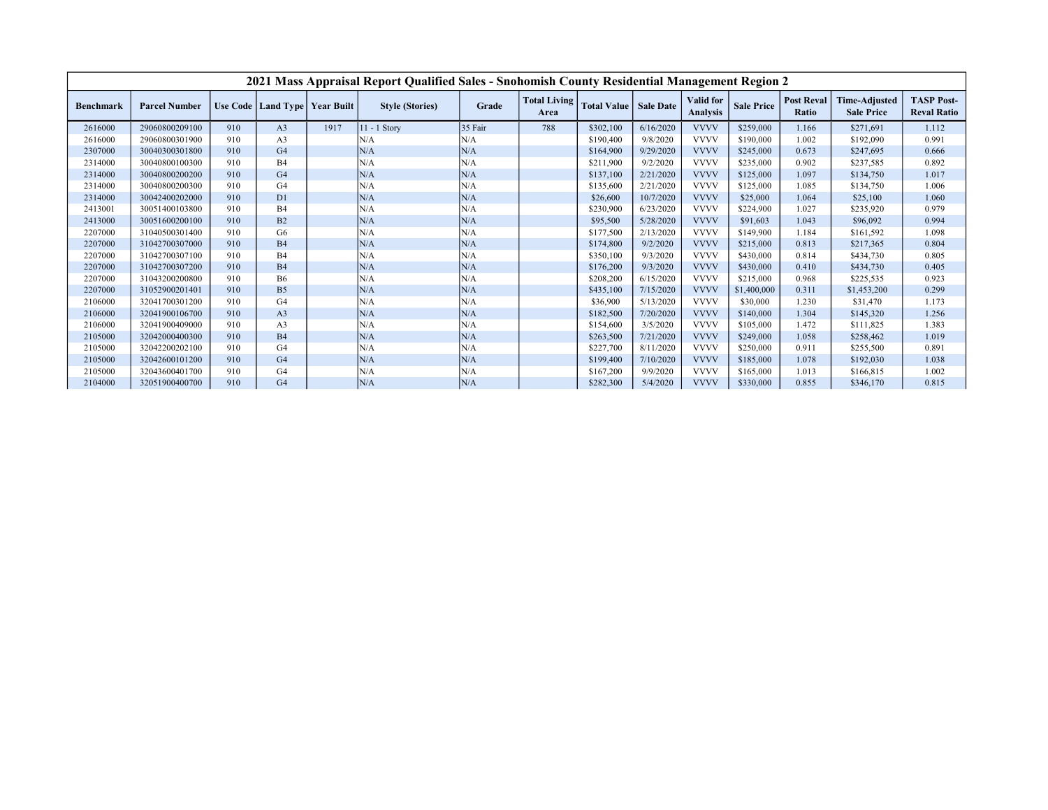| 2021 Mass Appraisal Report Qualified Sales - Snohomish County Residential Management Region 2 | | | | | | | | | | | | | | |
|---|---|---|---|---|---|---|---|---|---|---|---|---|---|---|
| Benchmark | Parcel Number | Use Code | Land Type | Year Built | Style (Stories) | Grade | Total Living Area | Total Value | Sale Date | Valid for Analysis | Sale Price | Post Reval Ratio | Time-Adjusted Sale Price | TASP Post-Reval Ratio |
| 2616000 | 29060800209100 | 910 | A3 | 1917 | 11 - 1 Story | 35 Fair | 788 | $302,100 | 6/16/2020 | VVVV | $259,000 | 1.166 | $271,691 | 1.112 |
| 2616000 | 29060800301900 | 910 | A3 | | N/A | N/A | | $190,400 | 9/8/2020 | VVVV | $190,000 | 1.002 | $192,090 | 0.991 |
| 2307000 | 30040300301800 | 910 | G4 | | N/A | N/A | | $164,900 | 9/29/2020 | VVVV | $245,000 | 0.673 | $247,695 | 0.666 |
| 2314000 | 30040800100300 | 910 | B4 | | N/A | N/A | | $211,900 | 9/2/2020 | VVVV | $235,000 | 0.902 | $237,585 | 0.892 |
| 2314000 | 30040800200200 | 910 | G4 | | N/A | N/A | | $137,100 | 2/21/2020 | VVVV | $125,000 | 1.097 | $134,750 | 1.017 |
| 2314000 | 30040800200300 | 910 | G4 | | N/A | N/A | | $135,600 | 2/21/2020 | VVVV | $125,000 | 1.085 | $134,750 | 1.006 |
| 2314000 | 30042400202000 | 910 | D1 | | N/A | N/A | | $26,600 | 10/7/2020 | VVVV | $25,000 | 1.064 | $25,100 | 1.060 |
| 2413001 | 30051400103800 | 910 | B4 | | N/A | N/A | | $230,900 | 6/23/2020 | VVVV | $224,900 | 1.027 | $235,920 | 0.979 |
| 2413000 | 30051600200100 | 910 | B2 | | N/A | N/A | | $95,500 | 5/28/2020 | VVVV | $91,603 | 1.043 | $96,092 | 0.994 |
| 2207000 | 31040500301400 | 910 | G6 | | N/A | N/A | | $177,500 | 2/13/2020 | VVVV | $149,900 | 1.184 | $161,592 | 1.098 |
| 2207000 | 31042700307000 | 910 | B4 | | N/A | N/A | | $174,800 | 9/2/2020 | VVVV | $215,000 | 0.813 | $217,365 | 0.804 |
| 2207000 | 31042700307100 | 910 | B4 | | N/A | N/A | | $350,100 | 9/3/2020 | VVVV | $430,000 | 0.814 | $434,730 | 0.805 |
| 2207000 | 31042700307200 | 910 | B4 | | N/A | N/A | | $176,200 | 9/3/2020 | VVVV | $430,000 | 0.410 | $434,730 | 0.405 |
| 2207000 | 31043200200800 | 910 | B6 | | N/A | N/A | | $208,200 | 6/15/2020 | VVVV | $215,000 | 0.968 | $225,535 | 0.923 |
| 2207000 | 31052900201401 | 910 | B5 | | N/A | N/A | | $435,100 | 7/15/2020 | VVVV | $1,400,000 | 0.311 | $1,453,200 | 0.299 |
| 2106000 | 32041700301200 | 910 | G4 | | N/A | N/A | | $36,900 | 5/13/2020 | VVVV | $30,000 | 1.230 | $31,470 | 1.173 |
| 2106000 | 32041900106700 | 910 | A3 | | N/A | N/A | | $182,500 | 7/20/2020 | VVVV | $140,000 | 1.304 | $145,320 | 1.256 |
| 2106000 | 32041900409000 | 910 | A3 | | N/A | N/A | | $154,600 | 3/5/2020 | VVVV | $105,000 | 1.472 | $111,825 | 1.383 |
| 2105000 | 32042000400300 | 910 | B4 | | N/A | N/A | | $263,500 | 7/21/2020 | VVVV | $249,000 | 1.058 | $258,462 | 1.019 |
| 2105000 | 32042200202100 | 910 | G4 | | N/A | N/A | | $227,700 | 8/11/2020 | VVVV | $250,000 | 0.911 | $255,500 | 0.891 |
| 2105000 | 32042600101200 | 910 | G4 | | N/A | N/A | | $199,400 | 7/10/2020 | VVVV | $185,000 | 1.078 | $192,030 | 1.038 |
| 2105000 | 32043600401700 | 910 | G4 | | N/A | N/A | | $167,200 | 9/9/2020 | VVVV | $165,000 | 1.013 | $166,815 | 1.002 |
| 2104000 | 32051900400700 | 910 | G4 | | N/A | N/A | | $282,300 | 5/4/2020 | VVVV | $330,000 | 0.855 | $346,170 | 0.815 |